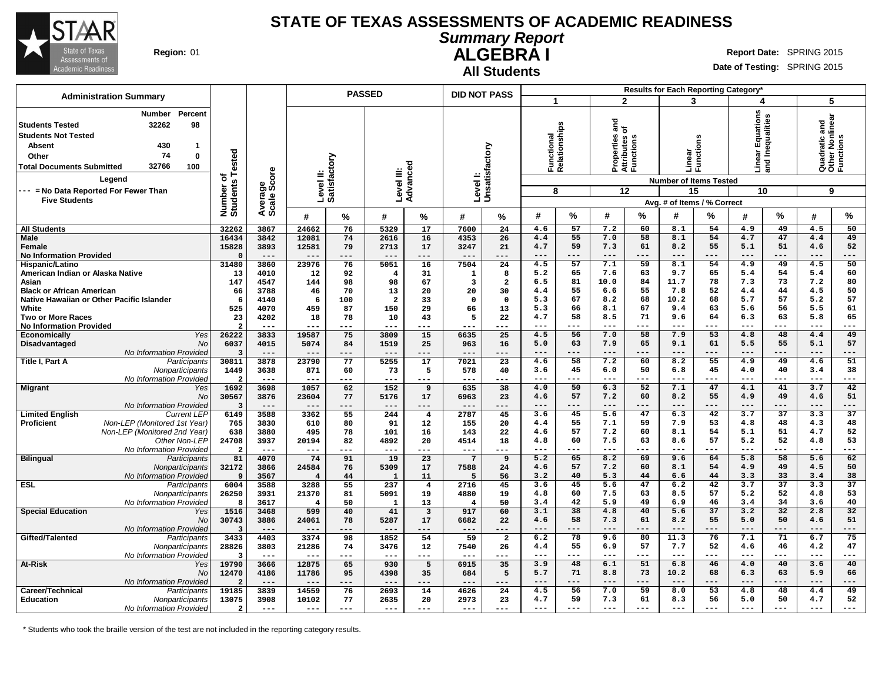# STATE OF TEXAS ASSESSMENTS OF ACADEMIC READINESS

## Summary Report

# ALGEBRA I

### All Students

**Region:** 01

**Report Date:** SPRING 2015

**Date of Testing:** SPRING 2015

**Administration Summary**

| | Number | Percent |
|---|---|---|
| Students Tested | 32262 | 98 |
| Students Not Tested | | |
| Absent | 430 | 1 |
| Other | 74 | 0 |
| Total Documents Submitted | 32766 | 100 |

**Legend**

--- = No Data Reported For Fewer Than Five Students

**Results for Each Reporting Category***

| | | Number of Students Tested | Average Scale Score | PASSED: Level II: Satisfactory # | PASSED: Level II: Satisfactory % | PASSED: Level III: Advanced # | PASSED: Level III: Advanced % | DID NOT PASS: Level I: Unsatisfactory # | DID NOT PASS: Level I: Unsatisfactory % | 1 Functional Relationships (8 items) # | 1 % | 2 Properties and Attributes of Functions (12 items) # | 2 % | 3 Linear Functions (15 items) # | 3 % | 4 Linear Equations and Inequalities (10 items) # | 4 % | 5 Quadratic and Other Nonlinear Functions (9 items) # | 5 % |
|---|---|---|---|---|---|---|---|---|---|---|---|---|---|---|---|---|---|---|---|
| All Students | | 32262 | 3867 | 24662 | 76 | 5329 | 17 | 7600 | 24 | 4.6 | 57 | 7.2 | 60 | 8.1 | 54 | 4.9 | 49 | 4.5 | 50 |
| Male | | 16434 | 3842 | 12081 | 74 | 2616 | 16 | 4353 | 26 | 4.4 | 55 | 7.0 | 58 | 8.1 | 54 | 4.7 | 47 | 4.4 | 49 |
| Female | | 15828 | 3893 | 12581 | 79 | 2713 | 17 | 3247 | 21 | 4.7 | 59 | 7.3 | 61 | 8.2 | 55 | 5.1 | 51 | 4.6 | 52 |
| No Information Provided | | 0 | --- | --- | --- | --- | --- | --- | --- | --- | --- | --- | --- | --- | --- | --- | --- | --- | --- |
| Hispanic/Latino | | 31480 | 3860 | 23976 | 76 | 5051 | 16 | 7504 | 24 | 4.5 | 57 | 7.1 | 59 | 8.1 | 54 | 4.9 | 49 | 4.5 | 50 |
| American Indian or Alaska Native | | 13 | 4010 | 12 | 92 | 4 | 31 | 1 | 8 | 5.2 | 65 | 7.6 | 63 | 9.7 | 65 | 5.4 | 54 | 5.4 | 60 |
| Asian | | 147 | 4547 | 144 | 98 | 98 | 67 | 3 | 2 | 6.5 | 81 | 10.0 | 84 | 11.7 | 78 | 7.3 | 73 | 7.2 | 80 |
| Black or African American | | 66 | 3788 | 46 | 70 | 13 | 20 | 20 | 30 | 4.4 | 55 | 6.6 | 55 | 7.8 | 52 | 4.4 | 44 | 4.5 | 50 |
| Native Hawaiian or Other Pacific Islander | | 6 | 4140 | 6 | 100 | 2 | 33 | 0 | 0 | 5.3 | 67 | 8.2 | 68 | 10.2 | 68 | 5.7 | 57 | 5.2 | 57 |
| White | | 525 | 4070 | 459 | 87 | 150 | 29 | 66 | 13 | 5.3 | 66 | 8.1 | 67 | 9.4 | 63 | 5.6 | 56 | 5.5 | 61 |
| Two or More Races | | 23 | 4202 | 18 | 78 | 10 | 43 | 5 | 22 | 4.7 | 58 | 8.5 | 71 | 9.6 | 64 | 6.3 | 63 | 5.8 | 65 |
| No Information Provided | | 2 | --- | --- | --- | --- | --- | --- | --- | --- | --- | --- | --- | --- | --- | --- | --- | --- | --- |
| Economically Disadvantaged | Yes | 26222 | 3833 | 19587 | 75 | 3809 | 15 | 6635 | 25 | 4.5 | 56 | 7.0 | 58 | 7.9 | 53 | 4.8 | 48 | 4.4 | 49 |
| | No | 6037 | 4015 | 5074 | 84 | 1519 | 25 | 963 | 16 | 5.0 | 63 | 7.9 | 65 | 9.1 | 61 | 5.5 | 55 | 5.1 | 57 |
| | No Information Provided | 3 | --- | --- | --- | --- | --- | --- | --- | --- | --- | --- | --- | --- | --- | --- | --- | --- | --- |
| Title I, Part A | Participants | 30811 | 3878 | 23790 | 77 | 5255 | 17 | 7021 | 23 | 4.6 | 58 | 7.2 | 60 | 8.2 | 55 | 4.9 | 49 | 4.6 | 51 |
| | Nonparticipants | 1449 | 3638 | 871 | 60 | 73 | 5 | 578 | 40 | 3.6 | 45 | 6.0 | 50 | 6.8 | 45 | 4.0 | 40 | 3.4 | 38 |
| | No Information Provided | 2 | --- | --- | --- | --- | --- | --- | --- | --- | --- | --- | --- | --- | --- | --- | --- | --- | --- |
| Migrant | Yes | 1692 | 3698 | 1057 | 62 | 152 | 9 | 635 | 38 | 4.0 | 50 | 6.3 | 52 | 7.1 | 47 | 4.1 | 41 | 3.7 | 42 |
| | No | 30567 | 3876 | 23604 | 77 | 5176 | 17 | 6963 | 23 | 4.6 | 57 | 7.2 | 60 | 8.2 | 55 | 4.9 | 49 | 4.6 | 51 |
| | No Information Provided | 3 | --- | --- | --- | --- | --- | --- | --- | --- | --- | --- | --- | --- | --- | --- | --- | --- | --- |
| Limited English Proficient | Current LEP | 6149 | 3588 | 3362 | 55 | 244 | 4 | 2787 | 45 | 3.6 | 45 | 5.6 | 47 | 6.3 | 42 | 3.7 | 37 | 3.3 | 37 |
| | Non-LEP (Monitored 1st Year) | 765 | 3830 | 610 | 80 | 91 | 12 | 155 | 20 | 4.4 | 55 | 7.1 | 59 | 7.9 | 53 | 4.8 | 48 | 4.3 | 48 |
| | Non-LEP (Monitored 2nd Year) | 638 | 3880 | 495 | 78 | 101 | 16 | 143 | 22 | 4.6 | 57 | 7.2 | 60 | 8.1 | 54 | 5.1 | 51 | 4.7 | 52 |
| | Other Non-LEP | 24708 | 3937 | 20194 | 82 | 4892 | 20 | 4514 | 18 | 4.8 | 60 | 7.5 | 63 | 8.6 | 57 | 5.2 | 52 | 4.8 | 53 |
| | No Information Provided | 2 | --- | --- | --- | --- | --- | --- | --- | --- | --- | --- | --- | --- | --- | --- | --- | --- | --- |
| Bilingual | Participants | 81 | 4070 | 74 | 91 | 19 | 23 | 7 | 9 | 5.2 | 65 | 8.2 | 69 | 9.6 | 64 | 5.8 | 58 | 5.6 | 62 |
| | Nonparticipants | 32172 | 3866 | 24584 | 76 | 5309 | 17 | 7588 | 24 | 4.6 | 57 | 7.2 | 60 | 8.1 | 54 | 4.9 | 49 | 4.5 | 50 |
| | No Information Provided | 9 | 3567 | 4 | 44 | 1 | 11 | 5 | 56 | 3.2 | 40 | 5.3 | 44 | 6.6 | 44 | 3.3 | 33 | 3.4 | 38 |
| ESL | Participants | 6004 | 3588 | 3288 | 55 | 237 | 4 | 2716 | 45 | 3.6 | 45 | 5.6 | 47 | 6.2 | 42 | 3.7 | 37 | 3.3 | 37 |
| | Nonparticipants | 26250 | 3931 | 21370 | 81 | 5091 | 19 | 4880 | 19 | 4.8 | 60 | 7.5 | 63 | 8.5 | 57 | 5.2 | 52 | 4.8 | 53 |
| | No Information Provided | 8 | 3617 | 4 | 50 | 1 | 13 | 4 | 50 | 3.4 | 42 | 5.9 | 49 | 6.9 | 46 | 3.4 | 34 | 3.6 | 40 |
| Special Education | Yes | 1516 | 3468 | 599 | 40 | 41 | 3 | 917 | 60 | 3.1 | 38 | 4.8 | 40 | 5.6 | 37 | 3.2 | 32 | 2.8 | 32 |
| | No | 30743 | 3886 | 24061 | 78 | 5287 | 17 | 6682 | 22 | 4.6 | 58 | 7.3 | 61 | 8.2 | 55 | 5.0 | 50 | 4.6 | 51 |
| | No Information Provided | 3 | --- | --- | --- | --- | --- | --- | --- | --- | --- | --- | --- | --- | --- | --- | --- | --- | --- |
| Gifted/Talented | Participants | 3433 | 4403 | 3374 | 98 | 1852 | 54 | 59 | 2 | 6.2 | 78 | 9.6 | 80 | 11.3 | 76 | 7.1 | 71 | 6.7 | 75 |
| | Nonparticipants | 28826 | 3803 | 21286 | 74 | 3476 | 12 | 7540 | 26 | 4.4 | 55 | 6.9 | 57 | 7.7 | 52 | 4.6 | 46 | 4.2 | 47 |
| | No Information Provided | 3 | --- | --- | --- | --- | --- | --- | --- | --- | --- | --- | --- | --- | --- | --- | --- | --- | --- |
| At-Risk | Yes | 19790 | 3666 | 12875 | 65 | 930 | 5 | 6915 | 35 | 3.9 | 48 | 6.1 | 51 | 6.8 | 46 | 4.0 | 40 | 3.6 | 40 |
| | No | 12470 | 4186 | 11786 | 95 | 4398 | 35 | 684 | 5 | 5.7 | 71 | 8.8 | 73 | 10.2 | 68 | 6.3 | 63 | 5.9 | 66 |
| | No Information Provided | 2 | --- | --- | --- | --- | --- | --- | --- | --- | --- | --- | --- | --- | --- | --- | --- | --- | --- |
| Career/Technical Education | Participants | 19185 | 3839 | 14559 | 76 | 2693 | 14 | 4626 | 24 | 4.5 | 56 | 7.0 | 59 | 8.0 | 53 | 4.8 | 48 | 4.4 | 49 |
| | Nonparticipants | 13075 | 3908 | 10102 | 77 | 2635 | 20 | 2973 | 23 | 4.7 | 59 | 7.3 | 61 | 8.3 | 56 | 5.0 | 50 | 4.7 | 52 |
| | No Information Provided | 2 | --- | --- | --- | --- | --- | --- | --- | --- | --- | --- | --- | --- | --- | --- | --- | --- | --- |

Reporting category # and % columns show Avg. # of Items / % Correct.

* Students who took the braille version of the test are not included in the reporting category results.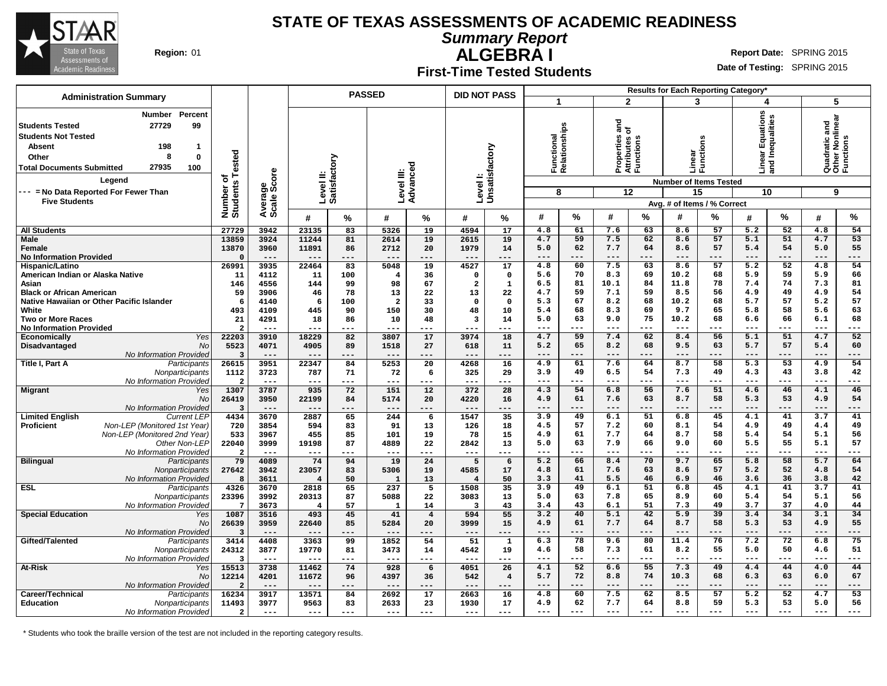# STATE OF TEXAS ASSESSMENTS OF ACADEMIC READINESS

## *Summary Report*

## ALGEBRA I

### First-Time Tested Students

**Region:** 01

**Report Date:** SPRING 2015
**Date of Testing:** SPRING 2015

| Administration Summary | Number | Percent |
|---|---|---|
| Students Tested | 27729 | 99 |
| Students Not Tested | | |
| Absent | 198 | 1 |
| Other | 8 | 0 |
| Total Documents Submitted | 27935 | 100 |

Legend
--- = No Data Reported For Fewer Than Five Students

| Group | | Number of Students Tested | Average Scale Score | PASSED Level II: Satisfactory # | PASSED Level II: Satisfactory % | PASSED Level III: Advanced # | PASSED Level III: Advanced % | DID NOT PASS Level I: Unsatisfactory # | DID NOT PASS Level I: Unsatisfactory % | 1 Functional Relationships (8 items) # | 1 % | 2 Properties and Attributes of Functions (12 items) # | 2 % | 3 Linear Functions (15 items) # | 3 % | 4 Linear Equations and Inequalities (10 items) # | 4 % | 5 Quadratic and Other Nonlinear Functions (9 items) # | 5 % |
|---|---|---|---|---|---|---|---|---|---|---|---|---|---|---|---|---|---|---|---|
| All Students | | 27729 | 3942 | 23135 | 83 | 5326 | 19 | 4594 | 17 | 4.8 | 61 | 7.6 | 63 | 8.6 | 57 | 5.2 | 52 | 4.8 | 54 |
| Male | | 13859 | 3924 | 11244 | 81 | 2614 | 19 | 2615 | 19 | 4.7 | 59 | 7.5 | 62 | 8.6 | 57 | 5.1 | 51 | 4.7 | 53 |
| Female | | 13870 | 3960 | 11891 | 86 | 2712 | 20 | 1979 | 14 | 5.0 | 62 | 7.7 | 64 | 8.6 | 57 | 5.4 | 54 | 5.0 | 55 |
| No Information Provided | | 0 | --- | --- | --- | --- | --- | --- | --- | --- | --- | --- | --- | --- | --- | --- | --- | --- | --- |
| Hispanic/Latino | | 26991 | 3935 | 22464 | 83 | 5048 | 19 | 4527 | 17 | 4.8 | 60 | 7.5 | 63 | 8.6 | 57 | 5.2 | 52 | 4.8 | 54 |
| American Indian or Alaska Native | | 11 | 4112 | 11 | 100 | 4 | 36 | 0 | 0 | 5.6 | 70 | 8.3 | 69 | 10.2 | 68 | 5.9 | 59 | 5.9 | 66 |
| Asian | | 146 | 4556 | 144 | 99 | 98 | 67 | 2 | 1 | 6.5 | 81 | 10.1 | 84 | 11.8 | 78 | 7.4 | 74 | 7.3 | 81 |
| Black or African American | | 59 | 3906 | 46 | 78 | 13 | 22 | 13 | 22 | 4.7 | 59 | 7.1 | 59 | 8.5 | 56 | 4.9 | 49 | 4.9 | 54 |
| Native Hawaiian or Other Pacific Islander | | 6 | 4140 | 6 | 100 | 2 | 33 | 0 | 0 | 5.3 | 67 | 8.2 | 68 | 10.2 | 68 | 5.7 | 57 | 5.2 | 57 |
| White | | 493 | 4109 | 445 | 90 | 150 | 30 | 48 | 10 | 5.4 | 68 | 8.3 | 69 | 9.7 | 65 | 5.8 | 58 | 5.6 | 63 |
| Two or More Races | | 21 | 4291 | 18 | 86 | 10 | 48 | 3 | 14 | 5.0 | 63 | 9.0 | 75 | 10.2 | 68 | 6.6 | 66 | 6.1 | 68 |
| No Information Provided | | 2 | --- | --- | --- | --- | --- | --- | --- | --- | --- | --- | --- | --- | --- | --- | --- | --- | --- |
| Economically Disadvantaged | *Yes* | 22203 | 3910 | 18229 | 82 | 3807 | 17 | 3974 | 18 | 4.7 | 59 | 7.4 | 62 | 8.4 | 56 | 5.1 | 51 | 4.7 | 52 |
| | *No* | 5523 | 4071 | 4905 | 89 | 1518 | 27 | 618 | 11 | 5.2 | 65 | 8.2 | 68 | 9.5 | 63 | 5.7 | 57 | 5.4 | 60 |
| | *No Information Provided* | 3 | --- | --- | --- | --- | --- | --- | --- | --- | --- | --- | --- | --- | --- | --- | --- | --- | --- |
| Title I, Part A | *Participants* | 26615 | 3951 | 22347 | 84 | 5253 | 20 | 4268 | 16 | 4.9 | 61 | 7.6 | 64 | 8.7 | 58 | 5.3 | 53 | 4.9 | 54 |
| | *Nonparticipants* | 1112 | 3723 | 787 | 71 | 72 | 6 | 325 | 29 | 3.9 | 49 | 6.5 | 54 | 7.3 | 49 | 4.3 | 43 | 3.8 | 42 |
| | *No Information Provided* | 2 | --- | --- | --- | --- | --- | --- | --- | --- | --- | --- | --- | --- | --- | --- | --- | --- | --- |
| Migrant | *Yes* | 1307 | 3787 | 935 | 72 | 151 | 12 | 372 | 28 | 4.3 | 54 | 6.8 | 56 | 7.6 | 51 | 4.6 | 46 | 4.1 | 46 |
| | *No* | 26419 | 3950 | 22199 | 84 | 5174 | 20 | 4220 | 16 | 4.9 | 61 | 7.6 | 63 | 8.7 | 58 | 5.3 | 53 | 4.9 | 54 |
| | *No Information Provided* | 3 | --- | --- | --- | --- | --- | --- | --- | --- | --- | --- | --- | --- | --- | --- | --- | --- | --- |
| Limited English Proficient | *Current LEP* | 4434 | 3670 | 2887 | 65 | 244 | 6 | 1547 | 35 | 3.9 | 49 | 6.1 | 51 | 6.8 | 45 | 4.1 | 41 | 3.7 | 41 |
| | *Non-LEP (Monitored 1st Year)* | 720 | 3854 | 594 | 83 | 91 | 13 | 126 | 18 | 4.5 | 57 | 7.2 | 60 | 8.1 | 54 | 4.9 | 49 | 4.4 | 49 |
| | *Non-LEP (Monitored 2nd Year)* | 533 | 3967 | 455 | 85 | 101 | 19 | 78 | 15 | 4.9 | 61 | 7.7 | 64 | 8.7 | 58 | 5.4 | 54 | 5.1 | 56 |
| | *Other Non-LEP* | 22040 | 3999 | 19198 | 87 | 4889 | 22 | 2842 | 13 | 5.0 | 63 | 7.9 | 66 | 9.0 | 60 | 5.5 | 55 | 5.1 | 57 |
| | *No Information Provided* | 2 | --- | --- | --- | --- | --- | --- | --- | --- | --- | --- | --- | --- | --- | --- | --- | --- | --- |
| Bilingual | *Participants* | 79 | 4089 | 74 | 94 | 19 | 24 | 5 | 6 | 5.2 | 66 | 8.4 | 70 | 9.7 | 65 | 5.8 | 58 | 5.7 | 64 |
| | *Nonparticipants* | 27642 | 3942 | 23057 | 83 | 5306 | 19 | 4585 | 17 | 4.8 | 61 | 7.6 | 63 | 8.6 | 57 | 5.2 | 52 | 4.8 | 54 |
| | *No Information Provided* | 8 | 3611 | 4 | 50 | 1 | 13 | 4 | 50 | 3.3 | 41 | 5.5 | 46 | 6.9 | 46 | 3.6 | 36 | 3.8 | 42 |
| ESL | *Participants* | 4326 | 3670 | 2818 | 65 | 237 | 5 | 1508 | 35 | 3.9 | 49 | 6.1 | 51 | 6.8 | 45 | 4.1 | 41 | 3.7 | 41 |
| | *Nonparticipants* | 23396 | 3992 | 20313 | 87 | 5088 | 22 | 3083 | 13 | 5.0 | 63 | 7.8 | 65 | 8.9 | 60 | 5.4 | 54 | 5.1 | 56 |
| | *No Information Provided* | 7 | 3673 | 4 | 57 | 1 | 14 | 3 | 43 | 3.4 | 43 | 6.1 | 51 | 7.3 | 49 | 3.7 | 37 | 4.0 | 44 |
| Special Education | *Yes* | 1087 | 3516 | 493 | 45 | 41 | 4 | 594 | 55 | 3.2 | 40 | 5.1 | 42 | 5.9 | 39 | 3.4 | 34 | 3.1 | 34 |
| | *No* | 26639 | 3959 | 22640 | 85 | 5284 | 20 | 3999 | 15 | 4.9 | 61 | 7.7 | 64 | 8.7 | 58 | 5.3 | 53 | 4.9 | 55 |
| | *No Information Provided* | 3 | --- | --- | --- | --- | --- | --- | --- | --- | --- | --- | --- | --- | --- | --- | --- | --- | --- |
| Gifted/Talented | *Participants* | 3414 | 4408 | 3363 | 99 | 1852 | 54 | 51 | 1 | 6.3 | 78 | 9.6 | 80 | 11.4 | 76 | 7.2 | 72 | 6.8 | 75 |
| | *Nonparticipants* | 24312 | 3877 | 19770 | 81 | 3473 | 14 | 4542 | 19 | 4.6 | 58 | 7.3 | 61 | 8.2 | 55 | 5.0 | 50 | 4.6 | 51 |
| | *No Information Provided* | 3 | --- | --- | --- | --- | --- | --- | --- | --- | --- | --- | --- | --- | --- | --- | --- | --- | --- |
| At-Risk | *Yes* | 15513 | 3738 | 11462 | 74 | 928 | 6 | 4051 | 26 | 4.1 | 52 | 6.6 | 55 | 7.3 | 49 | 4.4 | 44 | 4.0 | 44 |
| | *No* | 12214 | 4201 | 11672 | 96 | 4397 | 36 | 542 | 4 | 5.7 | 72 | 8.8 | 74 | 10.3 | 68 | 6.3 | 63 | 6.0 | 67 |
| | *No Information Provided* | 2 | --- | --- | --- | --- | --- | --- | --- | --- | --- | --- | --- | --- | --- | --- | --- | --- | --- |
| Career/Technical Education | *Participants* | 16234 | 3917 | 13571 | 84 | 2692 | 17 | 2663 | 16 | 4.8 | 60 | 7.5 | 62 | 8.5 | 57 | 5.2 | 52 | 4.7 | 53 |
| | *Nonparticipants* | 11493 | 3977 | 9563 | 83 | 2633 | 23 | 1930 | 17 | 4.9 | 62 | 7.7 | 64 | 8.8 | 59 | 5.3 | 53 | 5.0 | 56 |
| | *No Information Provided* | 2 | --- | --- | --- | --- | --- | --- | --- | --- | --- | --- | --- | --- | --- | --- | --- | --- | --- |

Results for Each Reporting Category*: Number of Items Tested; Avg. # of Items / % Correct

\* Students who took the braille version of the test are not included in the reporting category results.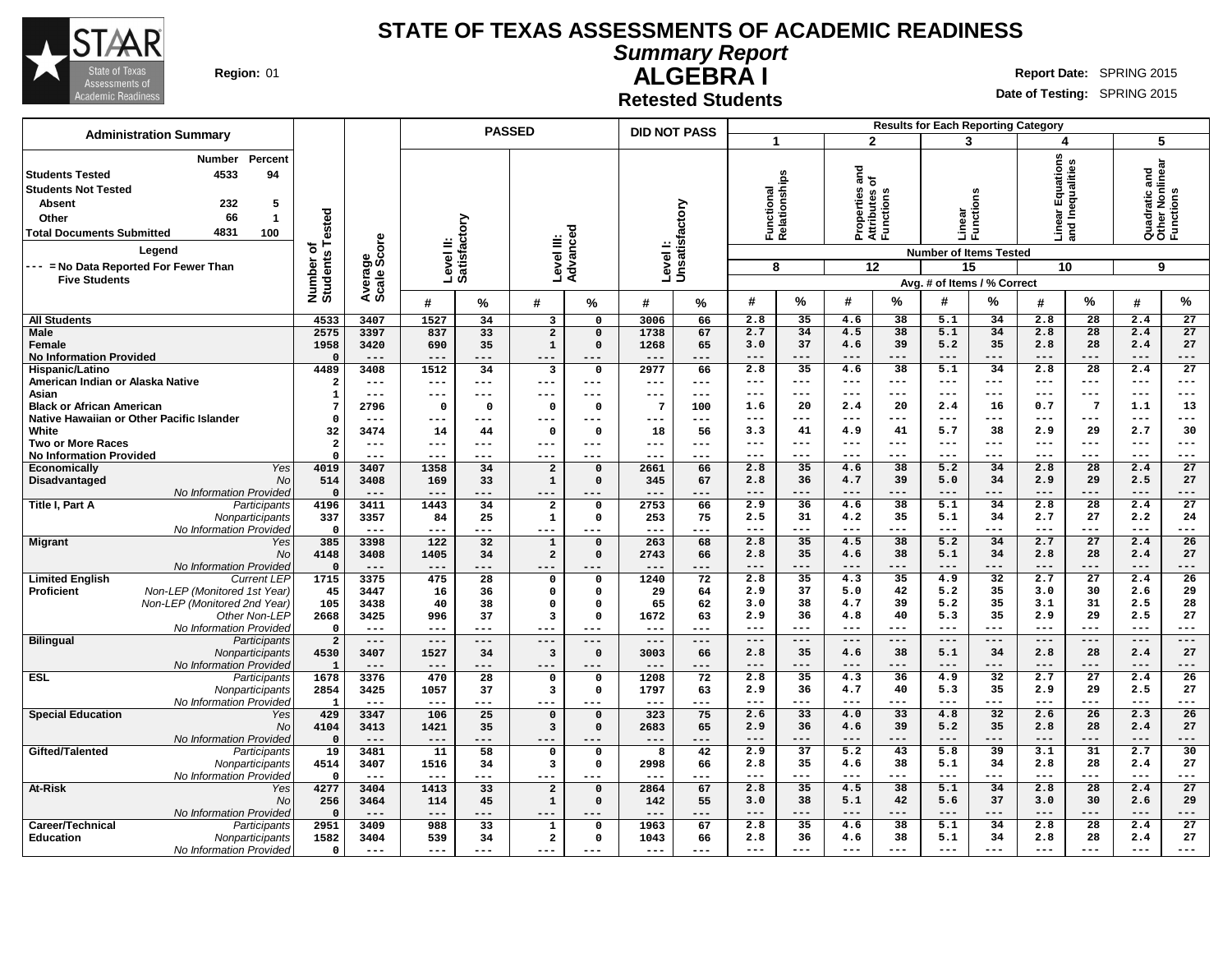# STATE OF TEXAS ASSESSMENTS OF ACADEMIC READINESS

## Summary Report

## ALGEBRA I

### Retested Students

**Region:** 01

**Report Date:** SPRING 2015

**Date of Testing:** SPRING 2015

**Administration Summary**

| | Number | Percent |
|---|---|---|
| Students Tested | 4533 | 94 |
| Students Not Tested | | |
| Absent | 232 | 5 |
| Other | 66 | 1 |
| Total Documents Submitted | 4831 | 100 |

**Legend**

--- = No Data Reported For Fewer Than Five Students

| | | Number of Students Tested | Average Scale Score | PASSED Level II: Satisfactory # | PASSED Level II: Satisfactory % | PASSED Level III: Advanced # | PASSED Level III: Advanced % | DID NOT PASS Level I: Unsatisfactory # | DID NOT PASS Level I: Unsatisfactory % | 1 Functional Relationships (8 items) # | 1 % | 2 Properties and Attributes of Functions (12 items) # | 2 % | 3 Linear Functions (15 items) # | 3 % | 4 Linear Equations and Inequalities (10 items) # | 4 % | 5 Quadratic and Other Nonlinear Functions (9 items) # | 5 % |
|---|---|---|---|---|---|---|---|---|---|---|---|---|---|---|---|---|---|---|---|
| All Students | | 4533 | 3407 | 1527 | 34 | 3 | 0 | 3006 | 66 | 2.8 | 35 | 4.6 | 38 | 5.1 | 34 | 2.8 | 28 | 2.4 | 27 |
| Male | | 2575 | 3397 | 837 | 33 | 2 | 0 | 1738 | 67 | 2.7 | 34 | 4.5 | 38 | 5.1 | 34 | 2.8 | 28 | 2.4 | 27 |
| Female | | 1958 | 3420 | 690 | 35 | 1 | 0 | 1268 | 65 | 3.0 | 37 | 4.6 | 39 | 5.2 | 35 | 2.8 | 28 | 2.4 | 27 |
| No Information Provided | | 0 | --- | --- | --- | --- | --- | --- | --- | --- | --- | --- | --- | --- | --- | --- | --- | --- | --- |
| Hispanic/Latino | | 4489 | 3408 | 1512 | 34 | 3 | 0 | 2977 | 66 | 2.8 | 35 | 4.6 | 38 | 5.1 | 34 | 2.8 | 28 | 2.4 | 27 |
| American Indian or Alaska Native | | 2 | --- | --- | --- | --- | --- | --- | --- | --- | --- | --- | --- | --- | --- | --- | --- | --- | --- |
| Asian | | 1 | --- | --- | --- | --- | --- | --- | --- | --- | --- | --- | --- | --- | --- | --- | --- | --- | --- |
| Black or African American | | 7 | 2796 | 0 | 0 | 0 | 0 | 7 | 100 | 1.6 | 20 | 2.4 | 20 | 2.4 | 16 | 0.7 | 7 | 1.1 | 13 |
| Native Hawaiian or Other Pacific Islander | | 0 | --- | --- | --- | --- | --- | --- | --- | --- | --- | --- | --- | --- | --- | --- | --- | --- | --- |
| White | | 32 | 3474 | 14 | 44 | 0 | 0 | 18 | 56 | 3.3 | 41 | 4.9 | 41 | 5.7 | 38 | 2.9 | 29 | 2.7 | 30 |
| Two or More Races | | 2 | --- | --- | --- | --- | --- | --- | --- | --- | --- | --- | --- | --- | --- | --- | --- | --- | --- |
| No Information Provided | | 0 | --- | --- | --- | --- | --- | --- | --- | --- | --- | --- | --- | --- | --- | --- | --- | --- | --- |
| Economically Disadvantaged | Yes | 4019 | 3407 | 1358 | 34 | 2 | 0 | 2661 | 66 | 2.8 | 35 | 4.6 | 38 | 5.2 | 34 | 2.8 | 28 | 2.4 | 27 |
| | No | 514 | 3408 | 169 | 33 | 1 | 0 | 345 | 67 | 2.8 | 36 | 4.7 | 39 | 5.0 | 34 | 2.9 | 29 | 2.5 | 27 |
| | No Information Provided | 0 | --- | --- | --- | --- | --- | --- | --- | --- | --- | --- | --- | --- | --- | --- | --- | --- | --- |
| Title I, Part A | Participants | 4196 | 3411 | 1443 | 34 | 2 | 0 | 2753 | 66 | 2.9 | 36 | 4.6 | 38 | 5.1 | 34 | 2.8 | 28 | 2.4 | 27 |
| | Nonparticipants | 337 | 3357 | 84 | 25 | 1 | 0 | 253 | 75 | 2.5 | 31 | 4.2 | 35 | 5.1 | 34 | 2.7 | 27 | 2.2 | 24 |
| | No Information Provided | 0 | --- | --- | --- | --- | --- | --- | --- | --- | --- | --- | --- | --- | --- | --- | --- | --- | --- |
| Migrant | Yes | 385 | 3398 | 122 | 32 | 1 | 0 | 263 | 68 | 2.8 | 35 | 4.5 | 38 | 5.2 | 34 | 2.7 | 27 | 2.4 | 26 |
| | No | 4148 | 3408 | 1405 | 34 | 2 | 0 | 2743 | 66 | 2.8 | 35 | 4.6 | 38 | 5.1 | 34 | 2.8 | 28 | 2.4 | 27 |
| | No Information Provided | 0 | --- | --- | --- | --- | --- | --- | --- | --- | --- | --- | --- | --- | --- | --- | --- | --- | --- |
| Limited English Proficient | Current LEP | 1715 | 3375 | 475 | 28 | 0 | 0 | 1240 | 72 | 2.8 | 35 | 4.3 | 35 | 4.9 | 32 | 2.7 | 27 | 2.4 | 26 |
| | Non-LEP (Monitored 1st Year) | 45 | 3447 | 16 | 36 | 0 | 0 | 29 | 64 | 2.9 | 37 | 5.0 | 42 | 5.2 | 35 | 3.0 | 30 | 2.6 | 29 |
| | Non-LEP (Monitored 2nd Year) | 105 | 3438 | 40 | 38 | 0 | 0 | 65 | 62 | 3.0 | 38 | 4.7 | 39 | 5.2 | 35 | 3.1 | 31 | 2.5 | 28 |
| | Other Non-LEP | 2668 | 3425 | 996 | 37 | 3 | 0 | 1672 | 63 | 2.9 | 36 | 4.8 | 40 | 5.3 | 35 | 2.9 | 29 | 2.5 | 27 |
| | No Information Provided | 0 | --- | --- | --- | --- | --- | --- | --- | --- | --- | --- | --- | --- | --- | --- | --- | --- | --- |
| Bilingual | Participants | 2 | --- | --- | --- | --- | --- | --- | --- | --- | --- | --- | --- | --- | --- | --- | --- | --- | --- |
| | Nonparticipants | 4530 | 3407 | 1527 | 34 | 3 | 0 | 3003 | 66 | 2.8 | 35 | 4.6 | 38 | 5.1 | 34 | 2.8 | 28 | 2.4 | 27 |
| | No Information Provided | 1 | --- | --- | --- | --- | --- | --- | --- | --- | --- | --- | --- | --- | --- | --- | --- | --- | --- |
| ESL | Participants | 1678 | 3376 | 470 | 28 | 0 | 0 | 1208 | 72 | 2.8 | 35 | 4.3 | 36 | 4.9 | 32 | 2.7 | 27 | 2.4 | 26 |
| | Nonparticipants | 2854 | 3425 | 1057 | 37 | 3 | 0 | 1797 | 63 | 2.9 | 36 | 4.7 | 40 | 5.3 | 35 | 2.9 | 29 | 2.5 | 27 |
| | No Information Provided | 1 | --- | --- | --- | --- | --- | --- | --- | --- | --- | --- | --- | --- | --- | --- | --- | --- | --- |
| Special Education | Yes | 429 | 3347 | 106 | 25 | 0 | 0 | 323 | 75 | 2.6 | 33 | 4.0 | 33 | 4.8 | 32 | 2.6 | 26 | 2.3 | 26 |
| | No | 4104 | 3413 | 1421 | 35 | 3 | 0 | 2683 | 65 | 2.9 | 36 | 4.6 | 39 | 5.2 | 35 | 2.8 | 28 | 2.4 | 27 |
| | No Information Provided | 0 | --- | --- | --- | --- | --- | --- | --- | --- | --- | --- | --- | --- | --- | --- | --- | --- | --- |
| Gifted/Talented | Participants | 19 | 3481 | 11 | 58 | 0 | 0 | 8 | 42 | 2.9 | 37 | 5.2 | 43 | 5.8 | 39 | 3.1 | 31 | 2.7 | 30 |
| | Nonparticipants | 4514 | 3407 | 1516 | 34 | 3 | 0 | 2998 | 66 | 2.8 | 35 | 4.6 | 38 | 5.1 | 34 | 2.8 | 28 | 2.4 | 27 |
| | No Information Provided | 0 | --- | --- | --- | --- | --- | --- | --- | --- | --- | --- | --- | --- | --- | --- | --- | --- | --- |
| At-Risk | Yes | 4277 | 3404 | 1413 | 33 | 2 | 0 | 2864 | 67 | 2.8 | 35 | 4.5 | 38 | 5.1 | 34 | 2.8 | 28 | 2.4 | 27 |
| | No | 256 | 3464 | 114 | 45 | 1 | 0 | 142 | 55 | 3.0 | 38 | 5.1 | 42 | 5.6 | 37 | 3.0 | 30 | 2.6 | 29 |
| | No Information Provided | 0 | --- | --- | --- | --- | --- | --- | --- | --- | --- | --- | --- | --- | --- | --- | --- | --- | --- |
| Career/Technical Education | Participants | 2951 | 3409 | 988 | 33 | 1 | 0 | 1963 | 67 | 2.8 | 35 | 4.6 | 38 | 5.1 | 34 | 2.8 | 28 | 2.4 | 27 |
| | Nonparticipants | 1582 | 3404 | 539 | 34 | 2 | 0 | 1043 | 66 | 2.8 | 36 | 4.6 | 38 | 5.1 | 34 | 2.8 | 28 | 2.4 | 27 |
| | No Information Provided | 0 | --- | --- | --- | --- | --- | --- | --- | --- | --- | --- | --- | --- | --- | --- | --- | --- | --- |

Results for Each Reporting Category: Number of Items Tested shown in parentheses; Avg. # of Items / % Correct.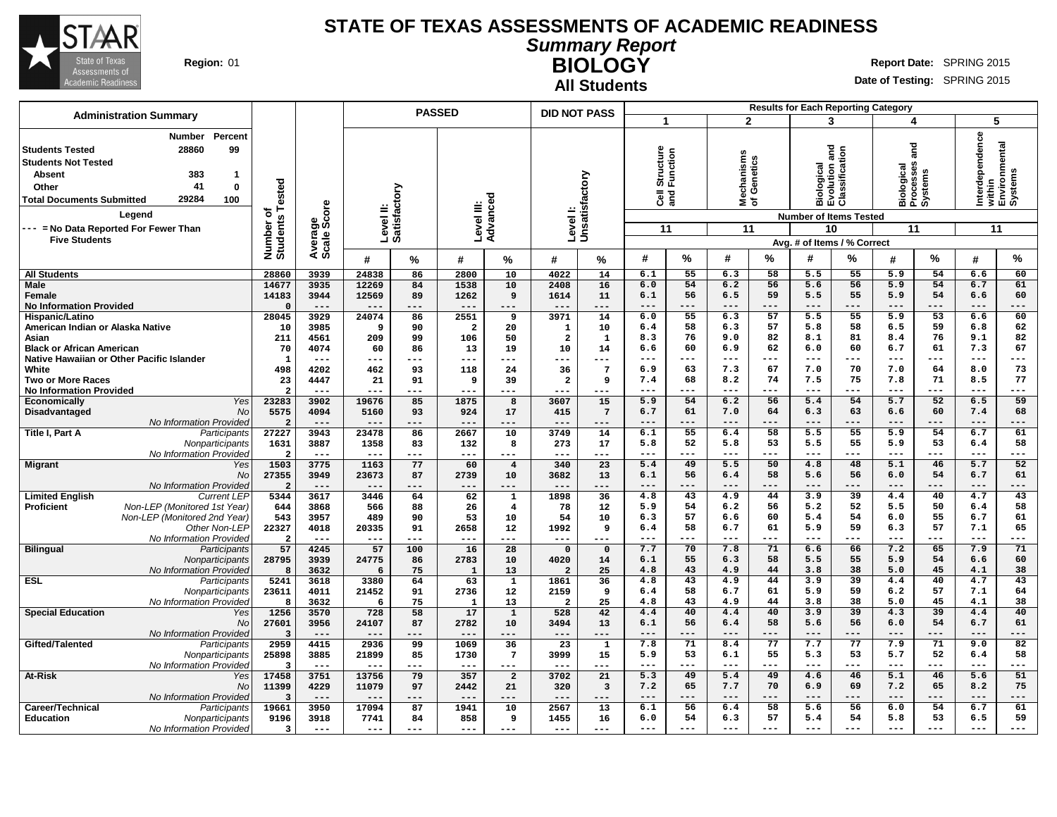# STATE OF TEXAS ASSESSMENTS OF ACADEMIC READINESS

## Summary Report

## BIOLOGY

### All Students

**Region:** 01

**Report Date:** SPRING 2015

**Date of Testing:** SPRING 2015

**Administration Summary**

| | Number | Percent |
|---|---|---|
| Students Tested | 28860 | 99 |
| Students Not Tested | | |
| Absent | 383 | 1 |
| Other | 41 | 0 |
| Total Documents Submitted | 29284 | 100 |

**Legend**

--- = No Data Reported For Fewer Than Five Students

| | | Number of Students Tested | Average Scale Score | PASSED | | | | DID NOT PASS | | Results for Each Reporting Category | | | | | | | | | |
|---|---|---|---|---|---|---|---|---|---|---|---|---|---|---|---|---|---|---|---|
| | | | | Level II: Satisfactory | | Level III: Advanced | | Level I: Unsatisfactory | | 1 Cell Structure and Function | | 2 Mechanisms of Genetics | | 3 Biological Evolution and Classification | | 4 Biological Processes and Systems | | 5 Interdependence within Environmental Systems | |
| | | | | | | | | | | Number of Items Tested: 11 | | 11 | | 10 | | 11 | | 11 | |
| | | | | # | % | # | % | # | % | # | % | # | % | # | % | # | % | # | % |
| All Students | | 28860 | 3939 | 24838 | 86 | 2800 | 10 | 4022 | 14 | 6.1 | 55 | 6.3 | 58 | 5.5 | 55 | 5.9 | 54 | 6.6 | 60 |
| Male | | 14677 | 3935 | 12269 | 84 | 1538 | 10 | 2408 | 16 | 6.0 | 54 | 6.2 | 56 | 5.6 | 56 | 5.9 | 54 | 6.7 | 61 |
| Female | | 14183 | 3944 | 12569 | 89 | 1262 | 9 | 1614 | 11 | 6.1 | 56 | 6.5 | 59 | 5.5 | 55 | 5.9 | 54 | 6.6 | 60 |
| No Information Provided | | 0 | --- | --- | --- | --- | --- | --- | --- | --- | --- | --- | --- | --- | --- | --- | --- | --- | --- |
| Hispanic/Latino | | 28045 | 3929 | 24074 | 86 | 2551 | 9 | 3971 | 14 | 6.0 | 55 | 6.3 | 57 | 5.5 | 55 | 5.9 | 53 | 6.6 | 60 |
| American Indian or Alaska Native | | 10 | 3985 | 9 | 90 | 2 | 20 | 1 | 10 | 6.4 | 58 | 6.3 | 57 | 5.8 | 58 | 6.5 | 59 | 6.8 | 62 |
| Asian | | 211 | 4561 | 209 | 99 | 106 | 50 | 2 | 1 | 8.3 | 76 | 9.0 | 82 | 8.1 | 81 | 8.4 | 76 | 9.1 | 82 |
| Black or African American | | 70 | 4074 | 60 | 86 | 13 | 19 | 10 | 14 | 6.6 | 60 | 6.9 | 62 | 6.0 | 60 | 6.7 | 61 | 7.3 | 67 |
| Native Hawaiian or Other Pacific Islander | | 1 | --- | --- | --- | --- | --- | --- | --- | --- | --- | --- | --- | --- | --- | --- | --- | --- | --- |
| White | | 498 | 4202 | 462 | 93 | 118 | 24 | 36 | 7 | 6.9 | 63 | 7.3 | 67 | 7.0 | 70 | 7.0 | 64 | 8.0 | 73 |
| Two or More Races | | 23 | 4447 | 21 | 91 | 9 | 39 | 2 | 9 | 7.4 | 68 | 8.2 | 74 | 7.5 | 75 | 7.8 | 71 | 8.5 | 77 |
| No Information Provided | | 2 | --- | --- | --- | --- | --- | --- | --- | --- | --- | --- | --- | --- | --- | --- | --- | --- | --- |
| Economically Disadvantaged | Yes | 23283 | 3902 | 19676 | 85 | 1875 | 8 | 3607 | 15 | 5.9 | 54 | 6.2 | 56 | 5.4 | 54 | 5.7 | 52 | 6.5 | 59 |
| | No | 5575 | 4094 | 5160 | 93 | 924 | 17 | 415 | 7 | 6.7 | 61 | 7.0 | 64 | 6.3 | 63 | 6.6 | 60 | 7.4 | 68 |
| | No Information Provided | 2 | --- | --- | --- | --- | --- | --- | --- | --- | --- | --- | --- | --- | --- | --- | --- | --- | --- |
| Title I, Part A | Participants | 27227 | 3943 | 23478 | 86 | 2667 | 10 | 3749 | 14 | 6.1 | 55 | 6.4 | 58 | 5.5 | 55 | 5.9 | 54 | 6.7 | 61 |
| | Nonparticipants | 1631 | 3887 | 1358 | 83 | 132 | 8 | 273 | 17 | 5.8 | 52 | 5.8 | 53 | 5.5 | 55 | 5.9 | 53 | 6.4 | 58 |
| | No Information Provided | 2 | --- | --- | --- | --- | --- | --- | --- | --- | --- | --- | --- | --- | --- | --- | --- | --- | --- |
| Migrant | Yes | 1503 | 3775 | 1163 | 77 | 60 | 4 | 340 | 23 | 5.4 | 49 | 5.5 | 50 | 4.8 | 48 | 5.1 | 46 | 5.7 | 52 |
| | No | 27355 | 3949 | 23673 | 87 | 2739 | 10 | 3682 | 13 | 6.1 | 56 | 6.4 | 58 | 5.6 | 56 | 6.0 | 54 | 6.7 | 61 |
| | No Information Provided | 2 | --- | --- | --- | --- | --- | --- | --- | --- | --- | --- | --- | --- | --- | --- | --- | --- | --- |
| Limited English Proficient | Current LEP | 5344 | 3617 | 3446 | 64 | 62 | 1 | 1898 | 36 | 4.8 | 43 | 4.9 | 44 | 3.9 | 39 | 4.4 | 40 | 4.7 | 43 |
| | Non-LEP (Monitored 1st Year) | 644 | 3868 | 566 | 88 | 26 | 4 | 78 | 12 | 5.9 | 54 | 6.2 | 56 | 5.2 | 52 | 5.5 | 50 | 6.4 | 58 |
| | Non-LEP (Monitored 2nd Year) | 543 | 3957 | 489 | 90 | 53 | 10 | 54 | 10 | 6.3 | 57 | 6.6 | 60 | 5.4 | 54 | 6.0 | 55 | 6.7 | 61 |
| | Other Non-LEP | 22327 | 4018 | 20335 | 91 | 2658 | 12 | 1992 | 9 | 6.4 | 58 | 6.7 | 61 | 5.9 | 59 | 6.3 | 57 | 7.1 | 65 |
| | No Information Provided | 2 | --- | --- | --- | --- | --- | --- | --- | --- | --- | --- | --- | --- | --- | --- | --- | --- | --- |
| Bilingual | Participants | 57 | 4245 | 57 | 100 | 16 | 28 | 0 | 0 | 7.7 | 70 | 7.8 | 71 | 6.6 | 66 | 7.2 | 65 | 7.9 | 71 |
| | Nonparticipants | 28795 | 3939 | 24775 | 86 | 2783 | 10 | 4020 | 14 | 6.1 | 55 | 6.3 | 58 | 5.5 | 55 | 5.9 | 54 | 6.6 | 60 |
| | No Information Provided | 8 | 3632 | 6 | 75 | 1 | 13 | 2 | 25 | 4.8 | 43 | 4.9 | 44 | 3.8 | 38 | 5.0 | 45 | 4.1 | 38 |
| ESL | Participants | 5241 | 3618 | 3380 | 64 | 63 | 1 | 1861 | 36 | 4.8 | 43 | 4.9 | 44 | 3.9 | 39 | 4.4 | 40 | 4.7 | 43 |
| | Nonparticipants | 23611 | 4011 | 21452 | 91 | 2736 | 12 | 2159 | 9 | 6.4 | 58 | 6.7 | 61 | 5.9 | 59 | 6.2 | 57 | 7.1 | 64 |
| | No Information Provided | 8 | 3632 | 6 | 75 | 1 | 13 | 2 | 25 | 4.8 | 43 | 4.9 | 44 | 3.8 | 38 | 5.0 | 45 | 4.1 | 38 |
| Special Education | Yes | 1256 | 3570 | 728 | 58 | 17 | 1 | 528 | 42 | 4.4 | 40 | 4.4 | 40 | 3.9 | 39 | 4.3 | 39 | 4.4 | 40 |
| | No | 27601 | 3956 | 24107 | 87 | 2782 | 10 | 3494 | 13 | 6.1 | 56 | 6.4 | 58 | 5.6 | 56 | 6.0 | 54 | 6.7 | 61 |
| | No Information Provided | 3 | --- | --- | --- | --- | --- | --- | --- | --- | --- | --- | --- | --- | --- | --- | --- | --- | --- |
| Gifted/Talented | Participants | 2959 | 4415 | 2936 | 99 | 1069 | 36 | 23 | 1 | 7.8 | 71 | 8.4 | 77 | 7.7 | 77 | 7.9 | 71 | 9.0 | 82 |
| | Nonparticipants | 25898 | 3885 | 21899 | 85 | 1730 | 7 | 3999 | 15 | 5.9 | 53 | 6.1 | 55 | 5.3 | 53 | 5.7 | 52 | 6.4 | 58 |
| | No Information Provided | 3 | --- | --- | --- | --- | --- | --- | --- | --- | --- | --- | --- | --- | --- | --- | --- | --- | --- |
| At-Risk | Yes | 17458 | 3751 | 13756 | 79 | 357 | 2 | 3702 | 21 | 5.3 | 49 | 5.4 | 49 | 4.6 | 46 | 5.1 | 46 | 5.6 | 51 |
| | No | 11399 | 4229 | 11079 | 97 | 2442 | 21 | 320 | 3 | 7.2 | 65 | 7.7 | 70 | 6.9 | 69 | 7.2 | 65 | 8.2 | 75 |
| | No Information Provided | 3 | --- | --- | --- | --- | --- | --- | --- | --- | --- | --- | --- | --- | --- | --- | --- | --- | --- |
| Career/Technical Education | Participants | 19661 | 3950 | 17094 | 87 | 1941 | 10 | 2567 | 13 | 6.1 | 56 | 6.4 | 58 | 5.6 | 56 | 6.0 | 54 | 6.7 | 61 |
| | Nonparticipants | 9196 | 3918 | 7741 | 84 | 858 | 9 | 1455 | 16 | 6.0 | 54 | 6.3 | 57 | 5.4 | 54 | 5.8 | 53 | 6.5 | 59 |
| | No Information Provided | 3 | --- | --- | --- | --- | --- | --- | --- | --- | --- | --- | --- | --- | --- | --- | --- | --- | --- |

Results for Each Reporting Category: Avg. # of Items / % Correct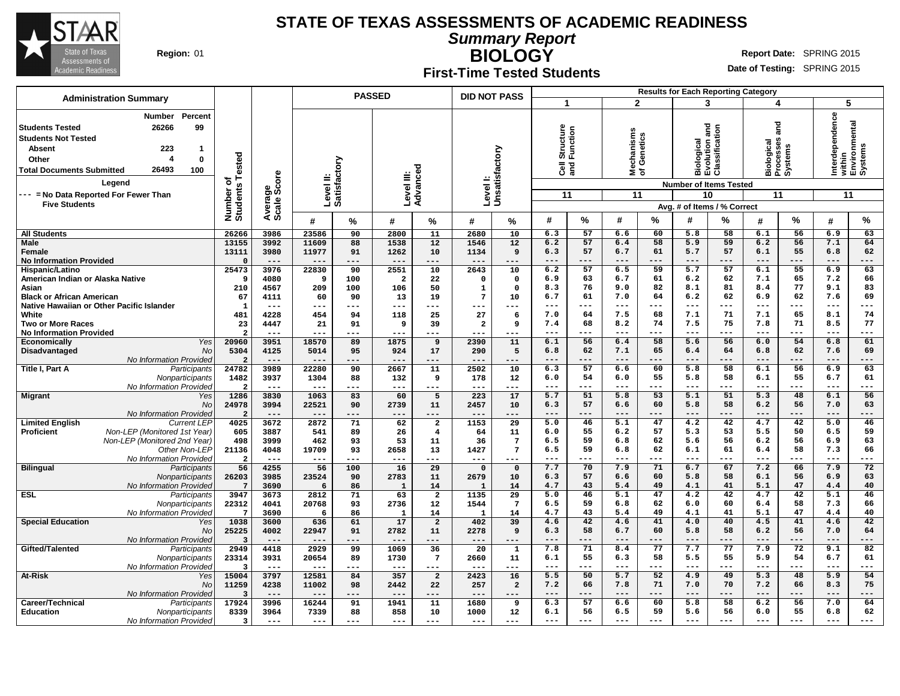# STATE OF TEXAS ASSESSMENTS OF ACADEMIC READINESS

## Summary Report

## BIOLOGY

### First-Time Tested Students

**Region:** 01

**Report Date:** SPRING 2015

**Date of Testing:** SPRING 2015

**Administration Summary**

| | Number | Percent |
|---|---|---|
| Students Tested | 26266 | 99 |
| Students Not Tested | | |
| Absent | 223 | 1 |
| Other | 4 | 0 |
| Total Documents Submitted | 26493 | 100 |

**Legend**

--- = No Data Reported For Fewer Than Five Students

| Group | | Number of Students Tested | Average Scale Score | PASSED Level II: Satisfactory # | PASSED Level II: Satisfactory % | PASSED Level III: Advanced # | PASSED Level III: Advanced % | DID NOT PASS Level I: Unsatisfactory # | DID NOT PASS Level I: Unsatisfactory % | 1 Cell Structure and Function (11 items) # | 1 % | 2 Mechanisms of Genetics (11 items) # | 2 % | 3 Biological Evolution and Classification (10 items) # | 3 % | 4 Biological Processes and Systems (11 items) # | 4 % | 5 Interdependence within Environmental Systems (11 items) # | 5 % |
|---|---|---|---|---|---|---|---|---|---|---|---|---|---|---|---|---|---|---|---|
| All Students | | 26266 | 3986 | 23586 | 90 | 2800 | 11 | 2680 | 10 | 6.3 | 57 | 6.6 | 60 | 5.8 | 58 | 6.1 | 56 | 6.9 | 63 |
| Male | | 13155 | 3992 | 11609 | 88 | 1538 | 12 | 1546 | 12 | 6.2 | 57 | 6.4 | 58 | 5.9 | 59 | 6.2 | 56 | 7.1 | 64 |
| Female | | 13111 | 3980 | 11977 | 91 | 1262 | 10 | 1134 | 9 | 6.3 | 57 | 6.7 | 61 | 5.7 | 57 | 6.1 | 55 | 6.8 | 62 |
| No Information Provided | | 0 | --- | --- | --- | --- | --- | --- | --- | --- | --- | --- | --- | --- | --- | --- | --- | --- | --- |
| Hispanic/Latino | | 25473 | 3976 | 22830 | 90 | 2551 | 10 | 2643 | 10 | 6.2 | 57 | 6.5 | 59 | 5.7 | 57 | 6.1 | 55 | 6.9 | 63 |
| American Indian or Alaska Native | | 9 | 4080 | 9 | 100 | 2 | 22 | 0 | 0 | 6.9 | 63 | 6.7 | 61 | 6.2 | 62 | 7.1 | 65 | 7.2 | 66 |
| Asian | | 210 | 4567 | 209 | 100 | 106 | 50 | 1 | 0 | 8.3 | 76 | 9.0 | 82 | 8.1 | 81 | 8.4 | 77 | 9.1 | 83 |
| Black or African American | | 67 | 4111 | 60 | 90 | 13 | 19 | 7 | 10 | 6.7 | 61 | 7.0 | 64 | 6.2 | 62 | 6.9 | 62 | 7.6 | 69 |
| Native Hawaiian or Other Pacific Islander | | 1 | --- | --- | --- | --- | --- | --- | --- | --- | --- | --- | --- | --- | --- | --- | --- | --- | --- |
| White | | 481 | 4228 | 454 | 94 | 118 | 25 | 27 | 6 | 7.0 | 64 | 7.5 | 68 | 7.1 | 71 | 7.1 | 65 | 8.1 | 74 |
| Two or More Races | | 23 | 4447 | 21 | 91 | 9 | 39 | 2 | 9 | 7.4 | 68 | 8.2 | 74 | 7.5 | 75 | 7.8 | 71 | 8.5 | 77 |
| No Information Provided | | 2 | --- | --- | --- | --- | --- | --- | --- | --- | --- | --- | --- | --- | --- | --- | --- | --- | --- |
| Economically Disadvantaged | Yes | 20960 | 3951 | 18570 | 89 | 1875 | 9 | 2390 | 11 | 6.1 | 56 | 6.4 | 58 | 5.6 | 56 | 6.0 | 54 | 6.8 | 61 |
| | No | 5304 | 4125 | 5014 | 95 | 924 | 17 | 290 | 5 | 6.8 | 62 | 7.1 | 65 | 6.4 | 64 | 6.8 | 62 | 7.6 | 69 |
| | No Information Provided | 2 | --- | --- | --- | --- | --- | --- | --- | --- | --- | --- | --- | --- | --- | --- | --- | --- | --- |
| Title I, Part A | Participants | 24782 | 3989 | 22280 | 90 | 2667 | 11 | 2502 | 10 | 6.3 | 57 | 6.6 | 60 | 5.8 | 58 | 6.1 | 56 | 6.9 | 63 |
| | Nonparticipants | 1482 | 3937 | 1304 | 88 | 132 | 9 | 178 | 12 | 6.0 | 54 | 6.0 | 55 | 5.8 | 58 | 6.1 | 55 | 6.7 | 61 |
| | No Information Provided | 2 | --- | --- | --- | --- | --- | --- | --- | --- | --- | --- | --- | --- | --- | --- | --- | --- | --- |
| Migrant | Yes | 1286 | 3830 | 1063 | 83 | 60 | 5 | 223 | 17 | 5.7 | 51 | 5.8 | 53 | 5.1 | 51 | 5.3 | 48 | 6.1 | 56 |
| | No | 24978 | 3994 | 22521 | 90 | 2739 | 11 | 2457 | 10 | 6.3 | 57 | 6.6 | 60 | 5.8 | 58 | 6.2 | 56 | 7.0 | 63 |
| | No Information Provided | 2 | --- | --- | --- | --- | --- | --- | --- | --- | --- | --- | --- | --- | --- | --- | --- | --- | --- |
| Limited English Proficient | Current LEP | 4025 | 3672 | 2872 | 71 | 62 | 2 | 1153 | 29 | 5.0 | 46 | 5.1 | 47 | 4.2 | 42 | 4.7 | 42 | 5.0 | 46 |
| | Non-LEP (Monitored 1st Year) | 605 | 3887 | 541 | 89 | 26 | 4 | 64 | 11 | 6.0 | 55 | 6.2 | 57 | 5.3 | 53 | 5.5 | 50 | 6.5 | 59 |
| | Non-LEP (Monitored 2nd Year) | 498 | 3999 | 462 | 93 | 53 | 11 | 36 | 7 | 6.5 | 59 | 6.8 | 62 | 5.6 | 56 | 6.2 | 56 | 6.9 | 63 |
| | Other Non-LEP | 21136 | 4048 | 19709 | 93 | 2658 | 13 | 1427 | 7 | 6.5 | 59 | 6.8 | 62 | 6.1 | 61 | 6.4 | 58 | 7.3 | 66 |
| | No Information Provided | 2 | --- | --- | --- | --- | --- | --- | --- | --- | --- | --- | --- | --- | --- | --- | --- | --- | --- |
| Bilingual | Participants | 56 | 4255 | 56 | 100 | 16 | 29 | 0 | 0 | 7.7 | 70 | 7.9 | 71 | 6.7 | 67 | 7.2 | 66 | 7.9 | 72 |
| | Nonparticipants | 26203 | 3985 | 23524 | 90 | 2783 | 11 | 2679 | 10 | 6.3 | 57 | 6.6 | 60 | 5.8 | 58 | 6.1 | 56 | 6.9 | 63 |
| | No Information Provided | 7 | 3690 | 6 | 86 | 1 | 14 | 1 | 14 | 4.7 | 43 | 5.4 | 49 | 4.1 | 41 | 5.1 | 47 | 4.4 | 40 |
| ESL | Participants | 3947 | 3673 | 2812 | 71 | 63 | 2 | 1135 | 29 | 5.0 | 46 | 5.1 | 47 | 4.2 | 42 | 4.7 | 42 | 5.1 | 46 |
| | Nonparticipants | 22312 | 4041 | 20768 | 93 | 2736 | 12 | 1544 | 7 | 6.5 | 59 | 6.8 | 62 | 6.0 | 60 | 6.4 | 58 | 7.3 | 66 |
| | No Information Provided | 7 | 3690 | 6 | 86 | 1 | 14 | 1 | 14 | 4.7 | 43 | 5.4 | 49 | 4.1 | 41 | 5.1 | 47 | 4.4 | 40 |
| Special Education | Yes | 1038 | 3600 | 636 | 61 | 17 | 2 | 402 | 39 | 4.6 | 42 | 4.6 | 41 | 4.0 | 40 | 4.5 | 41 | 4.6 | 42 |
| | No | 25225 | 4002 | 22947 | 91 | 2782 | 11 | 2278 | 9 | 6.3 | 58 | 6.7 | 60 | 5.8 | 58 | 6.2 | 56 | 7.0 | 64 |
| | No Information Provided | 3 | --- | --- | --- | --- | --- | --- | --- | --- | --- | --- | --- | --- | --- | --- | --- | --- | --- |
| Gifted/Talented | Participants | 2949 | 4418 | 2929 | 99 | 1069 | 36 | 20 | 1 | 7.8 | 71 | 8.4 | 77 | 7.7 | 77 | 7.9 | 72 | 9.1 | 82 |
| | Nonparticipants | 23314 | 3931 | 20654 | 89 | 1730 | 7 | 2660 | 11 | 6.1 | 55 | 6.3 | 58 | 5.5 | 55 | 5.9 | 54 | 6.7 | 61 |
| | No Information Provided | 3 | --- | --- | --- | --- | --- | --- | --- | --- | --- | --- | --- | --- | --- | --- | --- | --- | --- |
| At-Risk | Yes | 15004 | 3797 | 12581 | 84 | 357 | 2 | 2423 | 16 | 5.5 | 50 | 5.7 | 52 | 4.9 | 49 | 5.3 | 48 | 5.9 | 54 |
| | No | 11259 | 4238 | 11002 | 98 | 2442 | 22 | 257 | 2 | 7.2 | 66 | 7.8 | 71 | 7.0 | 70 | 7.2 | 66 | 8.3 | 75 |
| | No Information Provided | 3 | --- | --- | --- | --- | --- | --- | --- | --- | --- | --- | --- | --- | --- | --- | --- | --- | --- |
| Career/Technical Education | Participants | 17924 | 3996 | 16244 | 91 | 1941 | 11 | 1680 | 9 | 6.3 | 57 | 6.6 | 60 | 5.8 | 58 | 6.2 | 56 | 7.0 | 64 |
| | Nonparticipants | 8339 | 3964 | 7339 | 88 | 858 | 10 | 1000 | 12 | 6.1 | 56 | 6.5 | 59 | 5.6 | 56 | 6.0 | 55 | 6.8 | 62 |
| | No Information Provided | 3 | --- | --- | --- | --- | --- | --- | --- | --- | --- | --- | --- | --- | --- | --- | --- | --- | --- |

Reporting category values are Avg. # of Items / % Correct.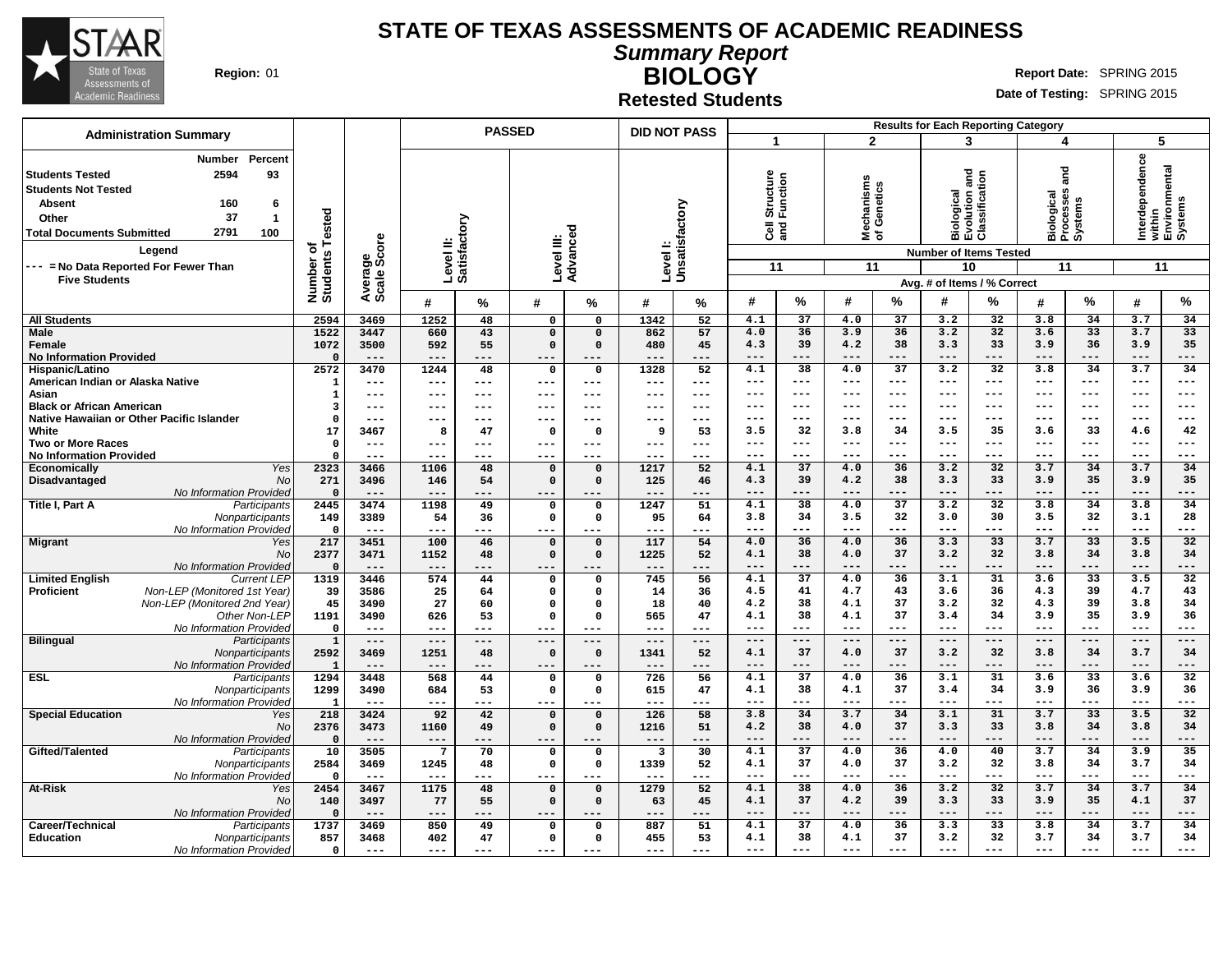# STATE OF TEXAS ASSESSMENTS OF ACADEMIC READINESS

## *Summary Report*

## BIOLOGY

### Retested Students

**Region:** 01

**Report Date:** SPRING 2015
**Date of Testing:** SPRING 2015

**Administration Summary**

| | Number | Percent |
|---|---|---|
| Students Tested | 2594 | 93 |
| Students Not Tested | | |
| Absent | 160 | 6 |
| Other | 37 | 1 |
| Total Documents Submitted | 2791 | 100 |

**Legend**

--- = No Data Reported For Fewer Than Five Students

Results for Each Reporting Category: 1 = Cell Structure and Function (Number of Items Tested: 11); 2 = Mechanisms of Genetics (11); 3 = Biological Evolution and Classification (10); 4 = Biological Processes and Systems (11); 5 = Interdependence within Environmental Systems (11). Avg. # of Items / % Correct.

| Group | | Number of Students Tested | Average Scale Score | PASSED Level II: Satisfactory # | PASSED Level II: Satisfactory % | PASSED Level III: Advanced # | PASSED Level III: Advanced % | DID NOT PASS Level I: Unsatisfactory # | DID NOT PASS Level I: Unsatisfactory % | 1 # | 1 % | 2 # | 2 % | 3 # | 3 % | 4 # | 4 % | 5 # | 5 % |
|---|---|---|---|---|---|---|---|---|---|---|---|---|---|---|---|---|---|---|---|
| All Students | | 2594 | 3469 | 1252 | 48 | 0 | 0 | 1342 | 52 | 4.1 | 37 | 4.0 | 37 | 3.2 | 32 | 3.8 | 34 | 3.7 | 34 |
| Male | | 1522 | 3447 | 660 | 43 | 0 | 0 | 862 | 57 | 4.0 | 36 | 3.9 | 36 | 3.2 | 32 | 3.6 | 33 | 3.7 | 33 |
| Female | | 1072 | 3500 | 592 | 55 | 0 | 0 | 480 | 45 | 4.3 | 39 | 4.2 | 38 | 3.3 | 33 | 3.9 | 36 | 3.9 | 35 |
| No Information Provided | | 0 | --- | --- | --- | --- | --- | --- | --- | --- | --- | --- | --- | --- | --- | --- | --- | --- | --- |
| Hispanic/Latino | | 2572 | 3470 | 1244 | 48 | 0 | 0 | 1328 | 52 | 4.1 | 38 | 4.0 | 37 | 3.2 | 32 | 3.8 | 34 | 3.7 | 34 |
| American Indian or Alaska Native | | 1 | --- | --- | --- | --- | --- | --- | --- | --- | --- | --- | --- | --- | --- | --- | --- | --- | --- |
| Asian | | 1 | --- | --- | --- | --- | --- | --- | --- | --- | --- | --- | --- | --- | --- | --- | --- | --- | --- |
| Black or African American | | 3 | --- | --- | --- | --- | --- | --- | --- | --- | --- | --- | --- | --- | --- | --- | --- | --- | --- |
| Native Hawaiian or Other Pacific Islander | | 0 | --- | --- | --- | --- | --- | --- | --- | --- | --- | --- | --- | --- | --- | --- | --- | --- | --- |
| White | | 17 | 3467 | 8 | 47 | 0 | 0 | 9 | 53 | 3.5 | 32 | 3.8 | 34 | 3.5 | 35 | 3.6 | 33 | 4.6 | 42 |
| Two or More Races | | 0 | --- | --- | --- | --- | --- | --- | --- | --- | --- | --- | --- | --- | --- | --- | --- | --- | --- |
| No Information Provided | | 0 | --- | --- | --- | --- | --- | --- | --- | --- | --- | --- | --- | --- | --- | --- | --- | --- | --- |
| Economically Disadvantaged | *Yes* | 2323 | 3466 | 1106 | 48 | 0 | 0 | 1217 | 52 | 4.1 | 37 | 4.0 | 36 | 3.2 | 32 | 3.7 | 34 | 3.7 | 34 |
| | *No* | 271 | 3496 | 146 | 54 | 0 | 0 | 125 | 46 | 4.3 | 39 | 4.2 | 38 | 3.3 | 33 | 3.9 | 35 | 3.9 | 35 |
| | *No Information Provided* | 0 | --- | --- | --- | --- | --- | --- | --- | --- | --- | --- | --- | --- | --- | --- | --- | --- | --- |
| Title I, Part A | *Participants* | 2445 | 3474 | 1198 | 49 | 0 | 0 | 1247 | 51 | 4.1 | 38 | 4.0 | 37 | 3.2 | 32 | 3.8 | 34 | 3.8 | 34 |
| | *Nonparticipants* | 149 | 3389 | 54 | 36 | 0 | 0 | 95 | 64 | 3.8 | 34 | 3.5 | 32 | 3.0 | 30 | 3.5 | 32 | 3.1 | 28 |
| | *No Information Provided* | 0 | --- | --- | --- | --- | --- | --- | --- | --- | --- | --- | --- | --- | --- | --- | --- | --- | --- |
| Migrant | *Yes* | 217 | 3451 | 100 | 46 | 0 | 0 | 117 | 54 | 4.0 | 36 | 4.0 | 36 | 3.3 | 33 | 3.7 | 33 | 3.5 | 32 |
| | *No* | 2377 | 3471 | 1152 | 48 | 0 | 0 | 1225 | 52 | 4.1 | 38 | 4.0 | 37 | 3.2 | 32 | 3.8 | 34 | 3.8 | 34 |
| | *No Information Provided* | 0 | --- | --- | --- | --- | --- | --- | --- | --- | --- | --- | --- | --- | --- | --- | --- | --- | --- |
| Limited English Proficient | *Current LEP* | 1319 | 3446 | 574 | 44 | 0 | 0 | 745 | 56 | 4.1 | 37 | 4.0 | 36 | 3.1 | 31 | 3.6 | 33 | 3.5 | 32 |
| | *Non-LEP (Monitored 1st Year)* | 39 | 3586 | 25 | 64 | 0 | 0 | 14 | 36 | 4.5 | 41 | 4.7 | 43 | 3.6 | 36 | 4.3 | 39 | 4.7 | 43 |
| | *Non-LEP (Monitored 2nd Year)* | 45 | 3490 | 27 | 60 | 0 | 0 | 18 | 40 | 4.2 | 38 | 4.1 | 37 | 3.2 | 32 | 4.3 | 39 | 3.8 | 34 |
| | *Other Non-LEP* | 1191 | 3490 | 626 | 53 | 0 | 0 | 565 | 47 | 4.1 | 38 | 4.1 | 37 | 3.4 | 34 | 3.9 | 35 | 3.9 | 36 |
| | *No Information Provided* | 0 | --- | --- | --- | --- | --- | --- | --- | --- | --- | --- | --- | --- | --- | --- | --- | --- | --- |
| Bilingual | *Participants* | 1 | --- | --- | --- | --- | --- | --- | --- | --- | --- | --- | --- | --- | --- | --- | --- | --- | --- |
| | *Nonparticipants* | 2592 | 3469 | 1251 | 48 | 0 | 0 | 1341 | 52 | 4.1 | 37 | 4.0 | 37 | 3.2 | 32 | 3.8 | 34 | 3.7 | 34 |
| | *No Information Provided* | 1 | --- | --- | --- | --- | --- | --- | --- | --- | --- | --- | --- | --- | --- | --- | --- | --- | --- |
| ESL | *Participants* | 1294 | 3448 | 568 | 44 | 0 | 0 | 726 | 56 | 4.1 | 37 | 4.0 | 36 | 3.1 | 31 | 3.6 | 33 | 3.6 | 32 |
| | *Nonparticipants* | 1299 | 3490 | 684 | 53 | 0 | 0 | 615 | 47 | 4.1 | 38 | 4.1 | 37 | 3.4 | 34 | 3.9 | 36 | 3.9 | 36 |
| | *No Information Provided* | 1 | --- | --- | --- | --- | --- | --- | --- | --- | --- | --- | --- | --- | --- | --- | --- | --- | --- |
| Special Education | *Yes* | 218 | 3424 | 92 | 42 | 0 | 0 | 126 | 58 | 3.8 | 34 | 3.7 | 34 | 3.1 | 31 | 3.7 | 33 | 3.5 | 32 |
| | *No* | 2376 | 3473 | 1160 | 49 | 0 | 0 | 1216 | 51 | 4.2 | 38 | 4.0 | 37 | 3.3 | 33 | 3.8 | 34 | 3.8 | 34 |
| | *No Information Provided* | 0 | --- | --- | --- | --- | --- | --- | --- | --- | --- | --- | --- | --- | --- | --- | --- | --- | --- |
| Gifted/Talented | *Participants* | 10 | 3505 | 7 | 70 | 0 | 0 | 3 | 30 | 4.1 | 37 | 4.0 | 36 | 4.0 | 40 | 3.7 | 34 | 3.9 | 35 |
| | *Nonparticipants* | 2584 | 3469 | 1245 | 48 | 0 | 0 | 1339 | 52 | 4.1 | 37 | 4.0 | 37 | 3.2 | 32 | 3.8 | 34 | 3.7 | 34 |
| | *No Information Provided* | 0 | --- | --- | --- | --- | --- | --- | --- | --- | --- | --- | --- | --- | --- | --- | --- | --- | --- |
| At-Risk | *Yes* | 2454 | 3467 | 1175 | 48 | 0 | 0 | 1279 | 52 | 4.1 | 38 | 4.0 | 36 | 3.2 | 32 | 3.7 | 34 | 3.7 | 34 |
| | *No* | 140 | 3497 | 77 | 55 | 0 | 0 | 63 | 45 | 4.1 | 37 | 4.2 | 39 | 3.3 | 33 | 3.9 | 35 | 4.1 | 37 |
| | *No Information Provided* | 0 | --- | --- | --- | --- | --- | --- | --- | --- | --- | --- | --- | --- | --- | --- | --- | --- | --- |
| Career/Technical Education | *Participants* | 1737 | 3469 | 850 | 49 | 0 | 0 | 887 | 51 | 4.1 | 37 | 4.0 | 36 | 3.3 | 33 | 3.8 | 34 | 3.7 | 34 |
| | *Nonparticipants* | 857 | 3468 | 402 | 47 | 0 | 0 | 455 | 53 | 4.1 | 38 | 4.1 | 37 | 3.2 | 32 | 3.7 | 34 | 3.7 | 34 |
| | *No Information Provided* | 0 | --- | --- | --- | --- | --- | --- | --- | --- | --- | --- | --- | --- | --- | --- | --- | --- | --- |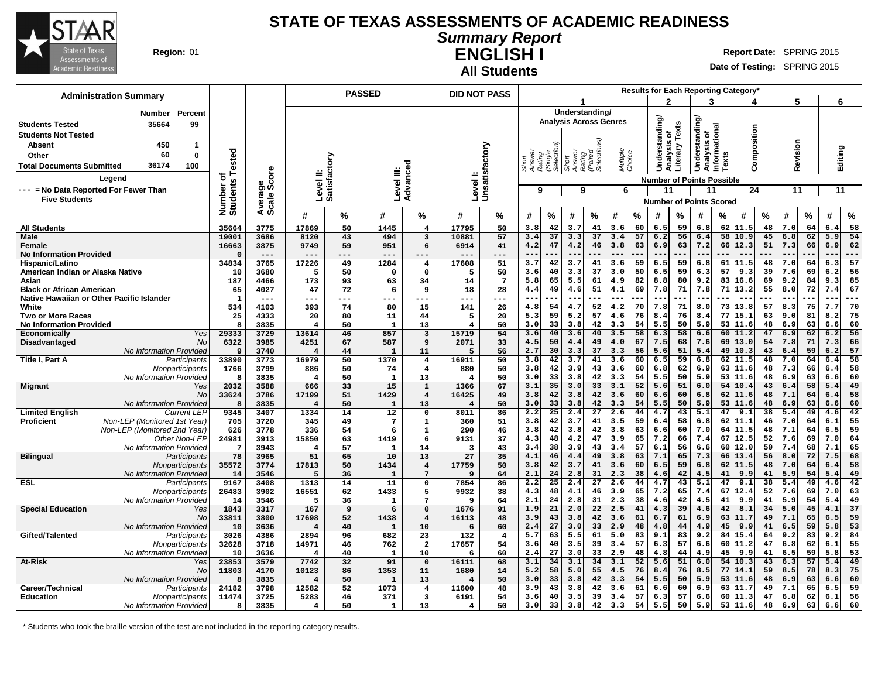# STATE OF TEXAS ASSESSMENTS OF ACADEMIC READINESS

## Summary Report

## ENGLISH I

### All Students

**Region:** 01

**Report Date:** SPRING 2015

**Date of Testing:** SPRING 2015

| Administration Summary | Number | Percent |
|---|---|---|
| Students Tested | 35664 | 99 |
| Students Not Tested | | |
| Absent | 450 | 1 |
| Other | 60 | 0 |
| Total Documents Submitted | 36174 | 100 |

**Legend**

--- = No Data Reported For Fewer Than Five Students

Results for Each Reporting Category*: 1 = Understanding/Analysis Across Genres (Short Answer Rating (Single Selection), 9 points possible; Short Answer Rating (Paired Selections), 9 points possible; Multiple Choice, 6 points possible); 2 = Understanding/Analysis of Literary Texts (11 points possible); 3 = Understanding/Analysis of Informational Texts (11 points possible); 4 = Composition (24 points possible); 5 = Revision (11 points possible); 6 = Editing (11 points possible). Number of Points Scored shown as # and %.

| Group | Subgroup | Number of Students Tested | Average Scale Score | Level II: Satisfactory # | Level II: Satisfactory % | Level III: Advanced # | Level III: Advanced % | Level I: Unsatisfactory # | Level I: Unsatisfactory % | 1 Short Answer (Single) # | 1 Short Answer (Single) % | 1 Short Answer (Paired) # | 1 Short Answer (Paired) % | 1 Multiple Choice # | 1 Multiple Choice % | 2 # | 2 % | 3 # | 3 % | 4 # | 4 % | 5 # | 5 % | 6 # | 6 % |
|---|---|---|---|---|---|---|---|---|---|---|---|---|---|---|---|---|---|---|---|---|---|---|---|---|---|
| All Students | | 35664 | 3775 | 17869 | 50 | 1445 | 4 | 17795 | 50 | 3.8 | 42 | 3.7 | 41 | 3.6 | 60 | 6.5 | 59 | 6.8 | 62 | 11.5 | 48 | 7.0 | 64 | 6.4 | 58 |
| Male | | 19001 | 3686 | 8120 | 43 | 494 | 3 | 10881 | 57 | 3.4 | 37 | 3.3 | 37 | 3.4 | 57 | 6.2 | 56 | 6.4 | 58 | 10.9 | 45 | 6.8 | 62 | 5.9 | 54 |
| Female | | 16663 | 3875 | 9749 | 59 | 951 | 6 | 6914 | 41 | 4.2 | 47 | 4.2 | 46 | 3.8 | 63 | 6.9 | 63 | 7.2 | 66 | 12.3 | 51 | 7.3 | 66 | 6.9 | 62 |
| No Information Provided | | 0 | --- | --- | --- | --- | --- | --- | --- | --- | --- | --- | --- | --- | --- | --- | --- | --- | --- | --- | --- | --- | --- | --- | --- |
| Hispanic/Latino | | 34834 | 3765 | 17226 | 49 | 1284 | 4 | 17608 | 51 | 3.7 | 42 | 3.7 | 41 | 3.6 | 59 | 6.5 | 59 | 6.8 | 61 | 11.5 | 48 | 7.0 | 64 | 6.3 | 57 |
| American Indian or Alaska Native | | 10 | 3680 | 5 | 50 | 0 | 0 | 5 | 50 | 3.6 | 40 | 3.3 | 37 | 3.0 | 50 | 6.5 | 59 | 6.3 | 57 | 9.3 | 39 | 7.6 | 69 | 6.2 | 56 |
| Asian | | 187 | 4466 | 173 | 93 | 63 | 34 | 14 | 7 | 5.8 | 65 | 5.5 | 61 | 4.9 | 82 | 8.8 | 80 | 9.2 | 83 | 16.6 | 69 | 9.2 | 84 | 9.3 | 85 |
| Black or African American | | 65 | 4027 | 47 | 72 | 6 | 9 | 18 | 28 | 4.4 | 49 | 4.6 | 51 | 4.1 | 69 | 7.8 | 71 | 7.8 | 71 | 13.2 | 55 | 8.0 | 72 | 7.4 | 67 |
| Native Hawaiian or Other Pacific Islander | | 1 | --- | --- | --- | --- | --- | --- | --- | --- | --- | --- | --- | --- | --- | --- | --- | --- | --- | --- | --- | --- | --- | --- | --- |
| White | | 534 | 4103 | 393 | 74 | 80 | 15 | 141 | 26 | 4.8 | 54 | 4.7 | 52 | 4.2 | 70 | 7.8 | 71 | 8.0 | 73 | 13.8 | 57 | 8.3 | 75 | 7.7 | 70 |
| Two or More Races | | 25 | 4333 | 20 | 80 | 11 | 44 | 5 | 20 | 5.3 | 59 | 5.2 | 57 | 4.6 | 76 | 8.4 | 76 | 8.4 | 77 | 15.1 | 63 | 9.0 | 81 | 8.2 | 75 |
| No Information Provided | | 8 | 3835 | 4 | 50 | 1 | 13 | 4 | 50 | 3.0 | 33 | 3.8 | 42 | 3.3 | 54 | 5.5 | 50 | 5.9 | 53 | 11.6 | 48 | 6.9 | 63 | 6.6 | 60 |
| Economically Disadvantaged | Yes | 29333 | 3729 | 13614 | 46 | 857 | 3 | 15719 | 54 | 3.6 | 40 | 3.6 | 40 | 3.5 | 58 | 6.3 | 58 | 6.6 | 60 | 11.2 | 47 | 6.9 | 62 | 6.2 | 56 |
| | No | 6322 | 3985 | 4251 | 67 | 587 | 9 | 2071 | 33 | 4.5 | 50 | 4.4 | 49 | 4.0 | 67 | 7.5 | 68 | 7.6 | 69 | 13.0 | 54 | 7.8 | 71 | 7.3 | 66 |
| | No Information Provided | 9 | 3740 | 4 | 44 | 1 | 11 | 5 | 56 | 2.7 | 30 | 3.3 | 37 | 3.3 | 56 | 5.6 | 51 | 5.4 | 49 | 10.3 | 43 | 6.4 | 59 | 6.2 | 57 |
| Title I, Part A | Participants | 33890 | 3773 | 16979 | 50 | 1370 | 4 | 16911 | 50 | 3.8 | 42 | 3.7 | 41 | 3.6 | 60 | 6.5 | 59 | 6.8 | 62 | 11.5 | 48 | 7.0 | 64 | 6.4 | 58 |
| | Nonparticipants | 1766 | 3799 | 886 | 50 | 74 | 4 | 880 | 50 | 3.8 | 42 | 3.9 | 43 | 3.6 | 60 | 6.8 | 62 | 6.9 | 63 | 11.6 | 48 | 7.3 | 66 | 6.4 | 58 |
| | No Information Provided | 8 | 3835 | 4 | 50 | 1 | 13 | 4 | 50 | 3.0 | 33 | 3.8 | 42 | 3.3 | 54 | 5.5 | 50 | 5.9 | 53 | 11.6 | 48 | 6.9 | 63 | 6.6 | 60 |
| Migrant | Yes | 2032 | 3588 | 666 | 33 | 15 | 1 | 1366 | 67 | 3.1 | 35 | 3.0 | 33 | 3.1 | 52 | 5.6 | 51 | 6.0 | 54 | 10.4 | 43 | 6.4 | 58 | 5.4 | 49 |
| | No | 33624 | 3786 | 17199 | 51 | 1429 | 4 | 16425 | 49 | 3.8 | 42 | 3.8 | 42 | 3.6 | 60 | 6.6 | 60 | 6.8 | 62 | 11.6 | 48 | 7.1 | 64 | 6.4 | 58 |
| | No Information Provided | 8 | 3835 | 4 | 50 | 1 | 13 | 4 | 50 | 3.0 | 33 | 3.8 | 42 | 3.3 | 54 | 5.5 | 50 | 5.9 | 53 | 11.6 | 48 | 6.9 | 63 | 6.6 | 60 |
| Limited English Proficient | Current LEP | 9345 | 3407 | 1334 | 14 | 12 | 0 | 8011 | 86 | 2.2 | 25 | 2.4 | 27 | 2.6 | 44 | 4.7 | 43 | 5.1 | 47 | 9.1 | 38 | 5.4 | 49 | 4.6 | 42 |
| | Non-LEP (Monitored 1st Year) | 705 | 3720 | 345 | 49 | 7 | 1 | 360 | 51 | 3.8 | 42 | 3.7 | 41 | 3.5 | 59 | 6.4 | 58 | 6.8 | 62 | 11.1 | 46 | 7.0 | 64 | 6.1 | 55 |
| | Non-LEP (Monitored 2nd Year) | 626 | 3778 | 336 | 54 | 6 | 1 | 290 | 46 | 3.8 | 42 | 3.8 | 42 | 3.8 | 63 | 6.6 | 60 | 7.0 | 64 | 11.5 | 48 | 7.1 | 64 | 6.5 | 59 |
| | Other Non-LEP | 24981 | 3913 | 15850 | 63 | 1419 | 6 | 9131 | 37 | 4.3 | 48 | 4.2 | 47 | 3.9 | 65 | 7.2 | 66 | 7.4 | 67 | 12.5 | 52 | 7.6 | 69 | 7.0 | 64 |
| | No Information Provided | 7 | 3943 | 4 | 57 | 1 | 14 | 3 | 43 | 3.4 | 38 | 3.9 | 43 | 3.4 | 57 | 6.1 | 56 | 6.6 | 60 | 12.0 | 50 | 7.4 | 68 | 7.1 | 65 |
| Bilingual | Participants | 78 | 3965 | 51 | 65 | 10 | 13 | 27 | 35 | 4.1 | 46 | 4.4 | 49 | 3.8 | 63 | 7.1 | 65 | 7.3 | 66 | 13.4 | 56 | 8.0 | 72 | 7.5 | 68 |
| | Nonparticipants | 35572 | 3774 | 17813 | 50 | 1434 | 4 | 17759 | 50 | 3.8 | 42 | 3.7 | 41 | 3.6 | 60 | 6.5 | 59 | 6.8 | 62 | 11.5 | 48 | 7.0 | 64 | 6.4 | 58 |
| | No Information Provided | 14 | 3546 | 5 | 36 | 1 | 7 | 9 | 64 | 2.1 | 24 | 2.8 | 31 | 2.3 | 38 | 4.6 | 42 | 4.5 | 41 | 9.9 | 41 | 5.9 | 54 | 5.4 | 49 |
| ESL | Participants | 9167 | 3408 | 1313 | 14 | 11 | 0 | 7854 | 86 | 2.2 | 25 | 2.4 | 27 | 2.6 | 44 | 4.7 | 43 | 5.1 | 47 | 9.1 | 38 | 5.4 | 49 | 4.6 | 42 |
| | Nonparticipants | 26483 | 3902 | 16551 | 62 | 1433 | 5 | 9932 | 38 | 4.3 | 48 | 4.1 | 46 | 3.9 | 65 | 7.2 | 65 | 7.4 | 67 | 12.4 | 52 | 7.6 | 69 | 7.0 | 63 |
| | No Information Provided | 14 | 3546 | 5 | 36 | 1 | 7 | 9 | 64 | 2.1 | 24 | 2.8 | 31 | 2.3 | 38 | 4.6 | 42 | 4.5 | 41 | 9.9 | 41 | 5.9 | 54 | 5.4 | 49 |
| Special Education | Yes | 1843 | 3317 | 167 | 9 | 6 | 0 | 1676 | 91 | 1.9 | 21 | 2.0 | 22 | 2.5 | 41 | 4.3 | 39 | 4.6 | 42 | 8.1 | 34 | 5.0 | 45 | 4.1 | 37 |
| | No | 33811 | 3800 | 17698 | 52 | 1438 | 4 | 16113 | 48 | 3.9 | 43 | 3.8 | 42 | 3.6 | 61 | 6.7 | 61 | 6.9 | 63 | 11.7 | 49 | 7.1 | 65 | 6.5 | 59 |
| | No Information Provided | 10 | 3636 | 4 | 40 | 1 | 10 | 6 | 60 | 2.4 | 27 | 3.0 | 33 | 2.9 | 48 | 4.8 | 44 | 4.9 | 45 | 9.9 | 41 | 6.5 | 59 | 5.8 | 53 |
| Gifted/Talented | Participants | 3026 | 4386 | 2894 | 96 | 682 | 23 | 132 | 4 | 5.7 | 63 | 5.5 | 61 | 5.0 | 83 | 9.1 | 83 | 9.2 | 84 | 15.4 | 64 | 9.2 | 83 | 9.2 | 84 |
| | Nonparticipants | 32628 | 3718 | 14971 | 46 | 762 | 2 | 17657 | 54 | 3.6 | 40 | 3.5 | 39 | 3.4 | 57 | 6.3 | 57 | 6.6 | 60 | 11.2 | 47 | 6.8 | 62 | 6.1 | 55 |
| | No Information Provided | 10 | 3636 | 4 | 40 | 1 | 10 | 6 | 60 | 2.4 | 27 | 3.0 | 33 | 2.9 | 48 | 4.8 | 44 | 4.9 | 45 | 9.9 | 41 | 6.5 | 59 | 5.8 | 53 |
| At-Risk | Yes | 23853 | 3579 | 7742 | 32 | 91 | 0 | 16111 | 68 | 3.1 | 34 | 3.1 | 34 | 3.1 | 52 | 5.6 | 51 | 6.0 | 54 | 10.3 | 43 | 6.3 | 57 | 5.4 | 49 |
| | No | 11803 | 4170 | 10123 | 86 | 1353 | 11 | 1680 | 14 | 5.2 | 58 | 5.0 | 55 | 4.5 | 76 | 8.4 | 76 | 8.5 | 77 | 14.1 | 59 | 8.5 | 78 | 8.3 | 75 |
| | No Information Provided | 8 | 3835 | 4 | 50 | 1 | 13 | 4 | 50 | 3.0 | 33 | 3.8 | 42 | 3.3 | 54 | 5.5 | 50 | 5.9 | 53 | 11.6 | 48 | 6.9 | 63 | 6.6 | 60 |
| Career/Technical Education | Participants | 24182 | 3798 | 12582 | 52 | 1073 | 4 | 11600 | 48 | 3.9 | 43 | 3.8 | 42 | 3.6 | 61 | 6.6 | 60 | 6.9 | 63 | 11.7 | 49 | 7.1 | 65 | 6.5 | 59 |
| | Nonparticipants | 11474 | 3725 | 5283 | 46 | 371 | 3 | 6191 | 54 | 3.6 | 40 | 3.5 | 39 | 3.4 | 57 | 6.3 | 57 | 6.6 | 60 | 11.3 | 47 | 6.8 | 62 | 6.1 | 56 |
| | No Information Provided | 8 | 3835 | 4 | 50 | 1 | 13 | 4 | 50 | 3.0 | 33 | 3.8 | 42 | 3.3 | 54 | 5.5 | 50 | 5.9 | 53 | 11.6 | 48 | 6.9 | 63 | 6.6 | 60 |

\* Students who took the braille version of the test are not included in the reporting category results.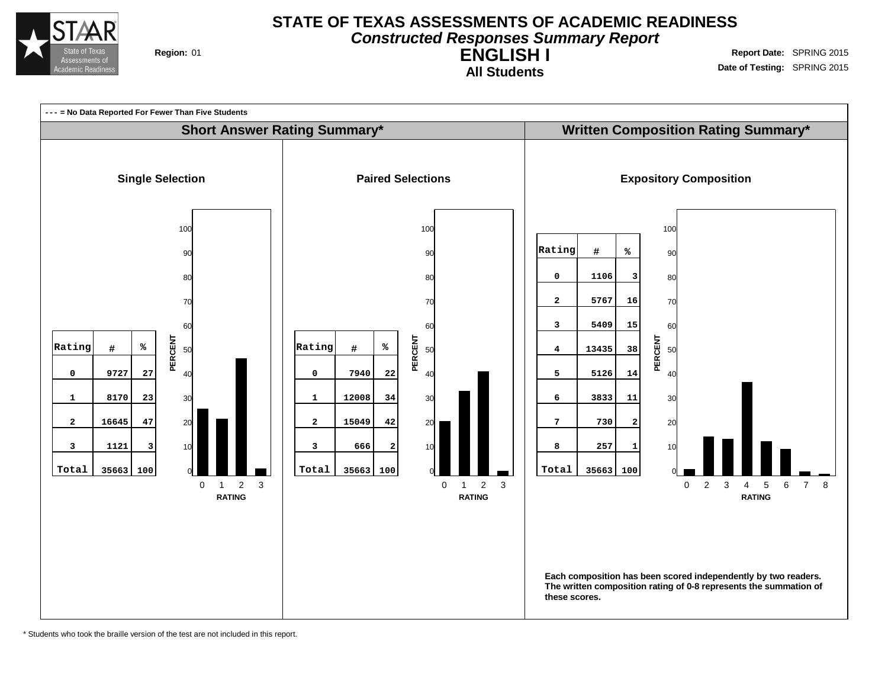# STATE OF TEXAS ASSESSMENTS OF ACADEMIC READINESS

## *Constructed Responses Summary Report*

## ENGLISH I

### All Students

**Region:** 01

**Report Date:** SPRING 2015

**Date of Testing:** SPRING 2015

--- = No Data Reported For Fewer Than Five Students

## Short Answer Rating Summary*

### Single Selection

| Rating | # | % |
|---|---|---|
| 0 | 9727 | 27 |
| 1 | 8170 | 23 |
| 2 | 16645 | 47 |
| 3 | 1121 | 3 |
| Total | 35663 | 100 |

### Paired Selections

| Rating | # | % |
|---|---|---|
| 0 | 7940 | 22 |
| 1 | 12008 | 34 |
| 2 | 15049 | 42 |
| 3 | 666 | 2 |
| Total | 35663 | 100 |

## Written Composition Rating Summary*

### Expository Composition

| Rating | # | % |
|---|---|---|
| 0 | 1106 | 3 |
| 2 | 5767 | 16 |
| 3 | 5409 | 15 |
| 4 | 13435 | 38 |
| 5 | 5126 | 14 |
| 6 | 3833 | 11 |
| 7 | 730 | 2 |
| 8 | 257 | 1 |
| Total | 35663 | 100 |

**Each composition has been scored independently by two readers. The written composition rating of 0-8 represents the summation of these scores.**

* Students who took the braille version of the test are not included in this report.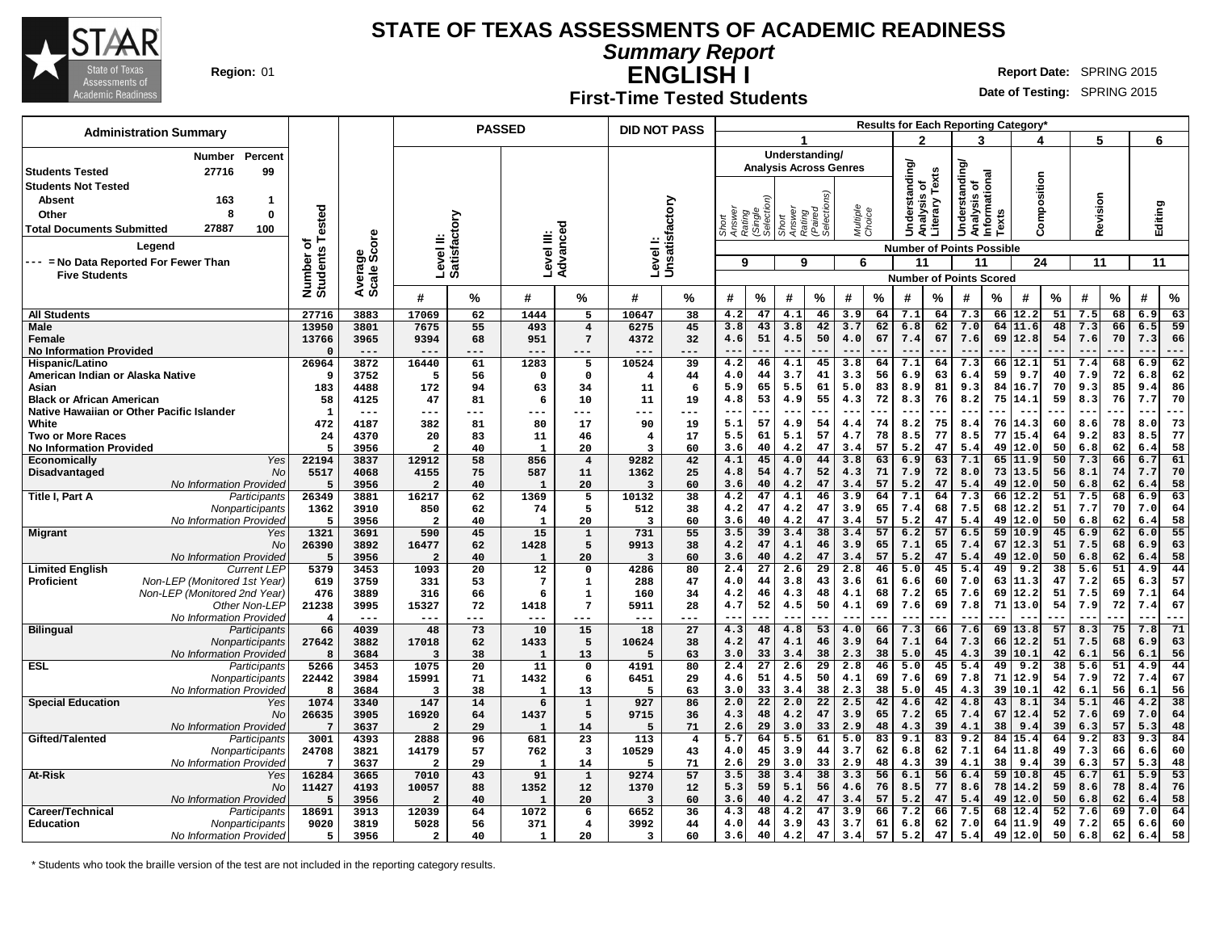# STATE OF TEXAS ASSESSMENTS OF ACADEMIC READINESS

## Summary Report

## ENGLISH I

### First-Time Tested Students

**Region:** 01

**Report Date:** SPRING 2015

**Date of Testing:** SPRING 2015

| Administration Summary | Number | Percent |
|---|---|---|
| Students Tested | 27716 | 99 |
| Students Not Tested | | |
| Absent | 163 | 1 |
| Other | 8 | 0 |
| Total Documents Submitted | 27887 | 100 |

Legend

--- = No Data Reported For Fewer Than Five Students

| | | Number of Students Tested | Average Scale Score | PASSED Level II: Satisfactory # | PASSED Level II: Satisfactory % | PASSED Level III: Advanced # | PASSED Level III: Advanced % | DID NOT PASS Level I: Unsatisfactory # | DID NOT PASS Level I: Unsatisfactory % | 1 Understanding/Analysis Across Genres: Short Answer Rating (Single Selection) (9) # | % | 1 Short Answer Rating (Paired Selections) (9) # | % | 1 Multiple Choice (6) # | % | 2 Understanding/Analysis of Literary Texts (11) # | % | 3 Understanding/Analysis of Informational Texts (11) # | % | 4 Composition (24) # | % | 5 Revision (11) # | % | 6 Editing (11) # | % |
|---|---|---|---|---|---|---|---|---|---|---|---|---|---|---|---|---|---|---|---|---|---|---|---|---|---|
| All Students | | 27716 | 3883 | 17069 | 62 | 1444 | 5 | 10647 | 38 | 4.2 | 47 | 4.1 | 46 | 3.9 | 64 | 7.1 | 64 | 7.3 | 66 | 12.2 | 51 | 7.5 | 68 | 6.9 | 63 |
| Male | | 13950 | 3801 | 7675 | 55 | 493 | 4 | 6275 | 45 | 3.8 | 43 | 3.8 | 42 | 3.7 | 62 | 6.8 | 62 | 7.0 | 64 | 11.6 | 48 | 7.3 | 66 | 6.5 | 59 |
| Female | | 13766 | 3965 | 9394 | 68 | 951 | 7 | 4372 | 32 | 4.6 | 51 | 4.5 | 50 | 4.0 | 67 | 7.4 | 67 | 7.6 | 69 | 12.8 | 54 | 7.6 | 70 | 7.3 | 66 |
| No Information Provided | | 0 | --- | --- | --- | --- | --- | --- | --- | --- | --- | --- | --- | --- | --- | --- | --- | --- | --- | --- | --- | --- | --- | --- | --- |
| Hispanic/Latino | | 26964 | 3872 | 16440 | 61 | 1283 | 5 | 10524 | 39 | 4.2 | 46 | 4.1 | 45 | 3.8 | 64 | 7.1 | 64 | 7.3 | 66 | 12.1 | 51 | 7.4 | 68 | 6.9 | 62 |
| American Indian or Alaska Native | | 9 | 3752 | 5 | 56 | 0 | 0 | 4 | 44 | 4.0 | 44 | 3.7 | 41 | 3.3 | 56 | 6.9 | 63 | 6.4 | 59 | 9.7 | 40 | 7.9 | 72 | 6.8 | 62 |
| Asian | | 183 | 4488 | 172 | 94 | 63 | 34 | 11 | 6 | 5.9 | 65 | 5.5 | 61 | 5.0 | 83 | 8.9 | 81 | 9.3 | 84 | 16.7 | 70 | 9.3 | 85 | 9.4 | 86 |
| Black or African American | | 58 | 4125 | 47 | 81 | 6 | 10 | 11 | 19 | 4.8 | 53 | 4.9 | 55 | 4.3 | 72 | 8.3 | 76 | 8.2 | 75 | 14.1 | 59 | 8.3 | 76 | 7.7 | 70 |
| Native Hawaiian or Other Pacific Islander | | 1 | --- | --- | --- | --- | --- | --- | --- | --- | --- | --- | --- | --- | --- | --- | --- | --- | --- | --- | --- | --- | --- | --- | --- |
| White | | 472 | 4187 | 382 | 81 | 80 | 17 | 90 | 19 | 5.1 | 57 | 4.9 | 54 | 4.4 | 74 | 8.2 | 75 | 8.4 | 76 | 14.3 | 60 | 8.6 | 78 | 8.0 | 73 |
| Two or More Races | | 24 | 4370 | 20 | 83 | 11 | 46 | 4 | 17 | 5.5 | 61 | 5.1 | 57 | 4.7 | 78 | 8.5 | 77 | 8.5 | 77 | 15.4 | 64 | 9.2 | 83 | 8.5 | 77 |
| No Information Provided | | 5 | 3956 | 2 | 40 | 1 | 20 | 3 | 60 | 3.6 | 40 | 4.2 | 47 | 3.4 | 57 | 5.2 | 47 | 5.4 | 49 | 12.0 | 50 | 6.8 | 62 | 6.4 | 58 |
| Economically Disadvantaged | Yes | 22194 | 3837 | 12912 | 58 | 856 | 4 | 9282 | 42 | 4.1 | 45 | 4.0 | 44 | 3.8 | 63 | 6.9 | 63 | 7.1 | 65 | 11.9 | 50 | 7.3 | 66 | 6.7 | 61 |
| | No | 5517 | 4068 | 4155 | 75 | 587 | 11 | 1362 | 25 | 4.8 | 54 | 4.7 | 52 | 4.3 | 71 | 7.9 | 72 | 8.0 | 73 | 13.5 | 56 | 8.1 | 74 | 7.7 | 70 |
| | No Information Provided | 5 | 3956 | 2 | 40 | 1 | 20 | 3 | 60 | 3.6 | 40 | 4.2 | 47 | 3.4 | 57 | 5.2 | 47 | 5.4 | 49 | 12.0 | 50 | 6.8 | 62 | 6.4 | 58 |
| Title I, Part A | Participants | 26349 | 3881 | 16217 | 62 | 1369 | 5 | 10132 | 38 | 4.2 | 47 | 4.1 | 46 | 3.9 | 64 | 7.1 | 64 | 7.3 | 66 | 12.2 | 51 | 7.5 | 68 | 6.9 | 63 |
| | Nonparticipants | 1362 | 3910 | 850 | 62 | 74 | 5 | 512 | 38 | 4.2 | 47 | 4.2 | 47 | 3.9 | 65 | 7.4 | 68 | 7.5 | 68 | 12.2 | 51 | 7.7 | 70 | 7.0 | 64 |
| | No Information Provided | 5 | 3956 | 2 | 40 | 1 | 20 | 3 | 60 | 3.6 | 40 | 4.2 | 47 | 3.4 | 57 | 5.2 | 47 | 5.4 | 49 | 12.0 | 50 | 6.8 | 62 | 6.4 | 58 |
| Migrant | Yes | 1321 | 3691 | 590 | 45 | 15 | 1 | 731 | 55 | 3.5 | 39 | 3.4 | 38 | 3.4 | 57 | 6.2 | 57 | 6.5 | 59 | 10.9 | 45 | 6.9 | 62 | 6.0 | 55 |
| | No | 26390 | 3892 | 16477 | 62 | 1428 | 5 | 9913 | 38 | 4.2 | 47 | 4.1 | 46 | 3.9 | 65 | 7.1 | 65 | 7.4 | 67 | 12.3 | 51 | 7.5 | 68 | 6.9 | 63 |
| | No Information Provided | 5 | 3956 | 2 | 40 | 1 | 20 | 3 | 60 | 3.6 | 40 | 4.2 | 47 | 3.4 | 57 | 5.2 | 47 | 5.4 | 49 | 12.0 | 50 | 6.8 | 62 | 6.4 | 58 |
| Limited English Proficient | Current LEP | 5379 | 3453 | 1093 | 20 | 12 | 0 | 4286 | 80 | 2.4 | 27 | 2.6 | 29 | 2.8 | 46 | 5.0 | 45 | 5.4 | 49 | 9.2 | 38 | 5.6 | 51 | 4.9 | 44 |
| | Non-LEP (Monitored 1st Year) | 619 | 3759 | 331 | 53 | 7 | 1 | 288 | 47 | 4.0 | 44 | 3.8 | 43 | 3.6 | 61 | 6.6 | 60 | 7.0 | 63 | 11.3 | 47 | 7.2 | 65 | 6.3 | 57 |
| | Non-LEP (Monitored 2nd Year) | 476 | 3889 | 316 | 66 | 6 | 1 | 160 | 34 | 4.2 | 46 | 4.3 | 48 | 4.1 | 68 | 7.2 | 65 | 7.6 | 69 | 12.2 | 51 | 7.5 | 69 | 7.1 | 64 |
| | Other Non-LEP | 21238 | 3995 | 15327 | 72 | 1418 | 7 | 5911 | 28 | 4.7 | 52 | 4.5 | 50 | 4.1 | 69 | 7.6 | 69 | 7.8 | 71 | 13.0 | 54 | 7.9 | 72 | 7.4 | 67 |
| | No Information Provided | 4 | --- | --- | --- | --- | --- | --- | --- | --- | --- | --- | --- | --- | --- | --- | --- | --- | --- | --- | --- | --- | --- | --- | --- |
| Bilingual | Participants | 66 | 4039 | 48 | 73 | 10 | 15 | 18 | 27 | 4.3 | 48 | 4.8 | 53 | 4.0 | 66 | 7.3 | 66 | 7.6 | 69 | 13.8 | 57 | 8.3 | 75 | 7.8 | 71 |
| | Nonparticipants | 27642 | 3882 | 17018 | 62 | 1433 | 5 | 10624 | 38 | 4.2 | 47 | 4.1 | 46 | 3.9 | 64 | 7.1 | 64 | 7.3 | 66 | 12.2 | 51 | 7.5 | 68 | 6.9 | 63 |
| | No Information Provided | 8 | 3684 | 3 | 38 | 1 | 13 | 5 | 63 | 3.0 | 33 | 3.4 | 38 | 2.3 | 38 | 5.0 | 45 | 4.3 | 39 | 10.1 | 42 | 6.1 | 56 | 6.1 | 56 |
| ESL | Participants | 5266 | 3453 | 1075 | 20 | 11 | 0 | 4191 | 80 | 2.4 | 27 | 2.6 | 29 | 2.8 | 46 | 5.0 | 45 | 5.4 | 49 | 9.2 | 38 | 5.6 | 51 | 4.9 | 44 |
| | Nonparticipants | 22442 | 3984 | 15991 | 71 | 1432 | 6 | 6451 | 29 | 4.6 | 51 | 4.5 | 50 | 4.1 | 69 | 7.6 | 69 | 7.8 | 71 | 12.9 | 54 | 7.9 | 72 | 7.4 | 67 |
| | No Information Provided | 8 | 3684 | 3 | 38 | 1 | 13 | 5 | 63 | 3.0 | 33 | 3.4 | 38 | 2.3 | 38 | 5.0 | 45 | 4.3 | 39 | 10.1 | 42 | 6.1 | 56 | 6.1 | 56 |
| Special Education | Yes | 1074 | 3340 | 147 | 14 | 6 | 1 | 927 | 86 | 2.0 | 22 | 2.0 | 22 | 2.5 | 42 | 4.6 | 42 | 4.8 | 43 | 8.1 | 34 | 5.1 | 46 | 4.2 | 38 |
| | No | 26635 | 3905 | 16920 | 64 | 1437 | 5 | 9715 | 36 | 4.3 | 48 | 4.2 | 47 | 3.9 | 65 | 7.2 | 65 | 7.4 | 67 | 12.4 | 52 | 7.6 | 69 | 7.0 | 64 |
| | No Information Provided | 7 | 3637 | 2 | 29 | 1 | 14 | 5 | 71 | 2.6 | 29 | 3.0 | 33 | 2.9 | 48 | 4.3 | 39 | 4.1 | 38 | 9.4 | 39 | 6.3 | 57 | 5.3 | 48 |
| Gifted/Talented | Participants | 3001 | 4393 | 2888 | 96 | 681 | 23 | 113 | 4 | 5.7 | 64 | 5.5 | 61 | 5.0 | 83 | 9.1 | 83 | 9.2 | 84 | 15.4 | 64 | 9.2 | 83 | 9.3 | 84 |
| | Nonparticipants | 24708 | 3821 | 14179 | 57 | 762 | 3 | 10529 | 43 | 4.0 | 45 | 3.9 | 44 | 3.7 | 62 | 6.8 | 62 | 7.1 | 64 | 11.8 | 49 | 7.3 | 66 | 6.6 | 60 |
| | No Information Provided | 7 | 3637 | 2 | 29 | 1 | 14 | 5 | 71 | 2.6 | 29 | 3.0 | 33 | 2.9 | 48 | 4.3 | 39 | 4.1 | 38 | 9.4 | 39 | 6.3 | 57 | 5.3 | 48 |
| At-Risk | Yes | 16284 | 3665 | 7010 | 43 | 91 | 1 | 9274 | 57 | 3.5 | 38 | 3.4 | 38 | 3.3 | 56 | 6.1 | 56 | 6.4 | 59 | 10.8 | 45 | 6.7 | 61 | 5.9 | 53 |
| | No | 11427 | 4193 | 10057 | 88 | 1352 | 12 | 1370 | 12 | 5.3 | 59 | 5.1 | 56 | 4.6 | 76 | 8.5 | 77 | 8.6 | 78 | 14.2 | 59 | 8.6 | 78 | 8.4 | 76 |
| | No Information Provided | 5 | 3956 | 2 | 40 | 1 | 20 | 3 | 60 | 3.6 | 40 | 4.2 | 47 | 3.4 | 57 | 5.2 | 47 | 5.4 | 49 | 12.0 | 50 | 6.8 | 62 | 6.4 | 58 |
| Career/Technical Education | Participants | 18691 | 3913 | 12039 | 64 | 1072 | 6 | 6652 | 36 | 4.3 | 48 | 4.2 | 47 | 3.9 | 66 | 7.2 | 66 | 7.5 | 68 | 12.4 | 52 | 7.6 | 69 | 7.0 | 64 |
| | Nonparticipants | 9020 | 3819 | 5028 | 56 | 371 | 4 | 3992 | 44 | 4.0 | 44 | 3.9 | 43 | 3.7 | 61 | 6.8 | 62 | 7.0 | 64 | 11.9 | 49 | 7.2 | 65 | 6.6 | 60 |
| | No Information Provided | 5 | 3956 | 2 | 40 | 1 | 20 | 3 | 60 | 3.6 | 40 | 4.2 | 47 | 3.4 | 57 | 5.2 | 47 | 5.4 | 49 | 12.0 | 50 | 6.8 | 62 | 6.4 | 58 |

\* Students who took the braille version of the test are not included in the reporting category results.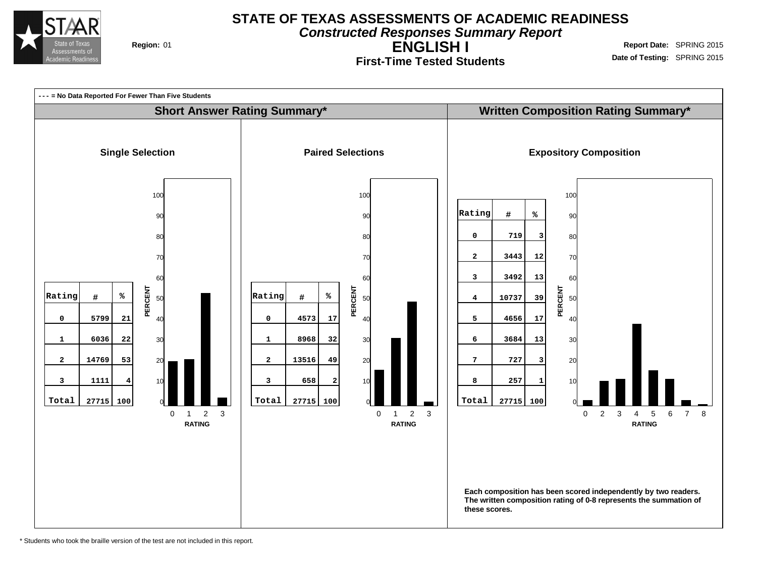# STATE OF TEXAS ASSESSMENTS OF ACADEMIC READINESS

## *Constructed Responses Summary Report*

## ENGLISH I

### First-Time Tested Students

**Region:** 01

**Report Date:** SPRING 2015
**Date of Testing:** SPRING 2015

**- - - = No Data Reported For Fewer Than Five Students**

## Short Answer Rating Summary*

### Single Selection

| Rating | # | % |
|---|---|---|
| 0 | 5799 | 21 |
| 1 | 6036 | 22 |
| 2 | 14769 | 53 |
| 3 | 1111 | 4 |
| Total | 27715 | 100 |

### Paired Selections

| Rating | # | % |
|---|---|---|
| 0 | 4573 | 17 |
| 1 | 8968 | 32 |
| 2 | 13516 | 49 |
| 3 | 658 | 2 |
| Total | 27715 | 100 |

## Written Composition Rating Summary*

### Expository Composition

| Rating | # | % |
|---|---|---|
| 0 | 719 | 3 |
| 2 | 3443 | 12 |
| 3 | 3492 | 13 |
| 4 | 10737 | 39 |
| 5 | 4656 | 17 |
| 6 | 3684 | 13 |
| 7 | 727 | 3 |
| 8 | 257 | 1 |
| Total | 27715 | 100 |

**Each composition has been scored independently by two readers. The written composition rating of 0-8 represents the summation of these scores.**

* Students who took the braille version of the test are not included in this report.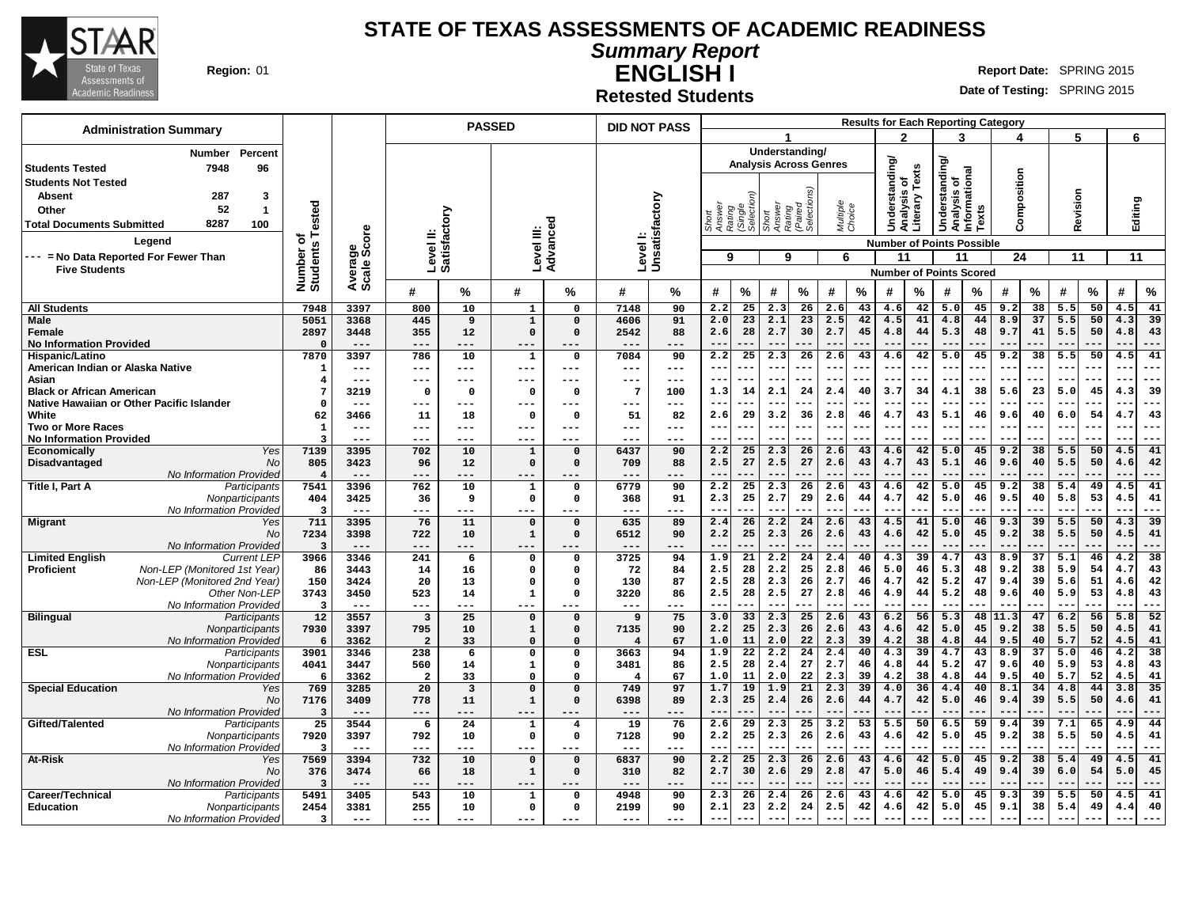# STATE OF TEXAS ASSESSMENTS OF ACADEMIC READINESS

## Summary Report

## ENGLISH I

### Retested Students

**Region:** 01

**Report Date:** SPRING 2015

**Date of Testing:** SPRING 2015

| Administration Summary | Number | Percent |
|---|---|---|
| Students Tested | 7948 | 96 |
| Students Not Tested | | |
| Absent | 287 | 3 |
| Other | 52 | 1 |
| Total Documents Submitted | 8287 | 100 |

Legend

--- = No Data Reported For Fewer Than Five Students

Reporting Categories: 1 = Understanding/Analysis Across Genres (Short Answer Rating (Single Selection), 9 points possible; Short Answer Rating (Paired Selections), 9 points possible; Multiple Choice, 6 points possible); 2 = Understanding/Analysis of Literary Texts (11 points possible); 3 = Understanding/Analysis of Informational Texts (11 points possible); 4 = Composition (24 points possible); 5 = Revision (11 points possible); 6 = Editing (11 points possible).

| Group | Subgroup | Number of Students Tested | Average Scale Score | Level II: Satisfactory # | Level II: Satisfactory % | Level III: Advanced # | Level III: Advanced % | Level I: Unsatisfactory # | Level I: Unsatisfactory % | 1 Short Answer (Single) # | 1 Short Answer (Single) % | 1 Short Answer (Paired) # | 1 Short Answer (Paired) % | 1 Multiple Choice # | 1 Multiple Choice % | 2 # | 2 % | 3 # | 3 % | 4 # | 4 % | 5 # | 5 % | 6 # | 6 % |
|---|---|---|---|---|---|---|---|---|---|---|---|---|---|---|---|---|---|---|---|---|---|---|---|---|---|
| All Students | | 7948 | 3397 | 800 | 10 | 1 | 0 | 7148 | 90 | 2.2 | 25 | 2.3 | 26 | 2.6 | 43 | 4.6 | 42 | 5.0 | 45 | 9.2 | 38 | 5.5 | 50 | 4.5 | 41 |
| Male | | 5051 | 3368 | 445 | 9 | 1 | 0 | 4606 | 91 | 2.0 | 23 | 2.1 | 23 | 2.5 | 42 | 4.5 | 41 | 4.8 | 44 | 8.9 | 37 | 5.5 | 50 | 4.3 | 39 |
| Female | | 2897 | 3448 | 355 | 12 | 0 | 0 | 2542 | 88 | 2.6 | 28 | 2.7 | 30 | 2.7 | 45 | 4.8 | 44 | 5.3 | 48 | 9.7 | 41 | 5.5 | 50 | 4.8 | 43 |
| No Information Provided | | 0 | --- | --- | --- | --- | --- | --- | --- | --- | --- | --- | --- | --- | --- | --- | --- | --- | --- | --- | --- | --- | --- | --- | --- |
| Hispanic/Latino | | 7870 | 3397 | 786 | 10 | 1 | 0 | 7084 | 90 | 2.2 | 25 | 2.3 | 26 | 2.6 | 43 | 4.6 | 42 | 5.0 | 45 | 9.2 | 38 | 5.5 | 50 | 4.5 | 41 |
| American Indian or Alaska Native | | 1 | --- | --- | --- | --- | --- | --- | --- | --- | --- | --- | --- | --- | --- | --- | --- | --- | --- | --- | --- | --- | --- | --- | --- |
| Asian | | 4 | --- | --- | --- | --- | --- | --- | --- | --- | --- | --- | --- | --- | --- | --- | --- | --- | --- | --- | --- | --- | --- | --- | --- |
| Black or African American | | 7 | 3219 | 0 | 0 | 0 | 0 | 7 | 100 | 1.3 | 14 | 2.1 | 24 | 2.4 | 40 | 3.7 | 34 | 4.1 | 38 | 5.6 | 23 | 5.0 | 45 | 4.3 | 39 |
| Native Hawaiian or Other Pacific Islander | | 0 | --- | --- | --- | --- | --- | --- | --- | --- | --- | --- | --- | --- | --- | --- | --- | --- | --- | --- | --- | --- | --- | --- | --- |
| White | | 62 | 3466 | 11 | 18 | 0 | 0 | 51 | 82 | 2.6 | 29 | 3.2 | 36 | 2.8 | 46 | 4.7 | 43 | 5.1 | 46 | 9.6 | 40 | 6.0 | 54 | 4.7 | 43 |
| Two or More Races | | 1 | --- | --- | --- | --- | --- | --- | --- | --- | --- | --- | --- | --- | --- | --- | --- | --- | --- | --- | --- | --- | --- | --- | --- |
| No Information Provided | | 3 | --- | --- | --- | --- | --- | --- | --- | --- | --- | --- | --- | --- | --- | --- | --- | --- | --- | --- | --- | --- | --- | --- | --- |
| Economically Disadvantaged | Yes | 7139 | 3395 | 702 | 10 | 1 | 0 | 6437 | 90 | 2.2 | 25 | 2.3 | 26 | 2.6 | 43 | 4.6 | 42 | 5.0 | 45 | 9.2 | 38 | 5.5 | 50 | 4.5 | 41 |
| | No | 805 | 3423 | 96 | 12 | 0 | 0 | 709 | 88 | 2.5 | 27 | 2.5 | 27 | 2.6 | 43 | 4.7 | 43 | 5.1 | 46 | 9.6 | 40 | 5.5 | 50 | 4.6 | 42 |
| | No Information Provided | 4 | --- | --- | --- | --- | --- | --- | --- | --- | --- | --- | --- | --- | --- | --- | --- | --- | --- | --- | --- | --- | --- | --- | --- |
| Title I, Part A | Participants | 7541 | 3396 | 762 | 10 | 1 | 0 | 6779 | 90 | 2.2 | 25 | 2.3 | 26 | 2.6 | 43 | 4.6 | 42 | 5.0 | 45 | 9.2 | 38 | 5.4 | 49 | 4.5 | 41 |
| | Nonparticipants | 404 | 3425 | 36 | 9 | 0 | 0 | 368 | 91 | 2.3 | 25 | 2.7 | 29 | 2.6 | 44 | 4.7 | 42 | 5.0 | 46 | 9.5 | 40 | 5.8 | 53 | 4.5 | 41 |
| | No Information Provided | 3 | --- | --- | --- | --- | --- | --- | --- | --- | --- | --- | --- | --- | --- | --- | --- | --- | --- | --- | --- | --- | --- | --- | --- |
| Migrant | Yes | 711 | 3395 | 76 | 11 | 0 | 0 | 635 | 89 | 2.4 | 26 | 2.2 | 24 | 2.6 | 43 | 4.5 | 41 | 5.0 | 46 | 9.3 | 39 | 5.5 | 50 | 4.3 | 39 |
| | No | 7234 | 3398 | 722 | 10 | 1 | 0 | 6512 | 90 | 2.2 | 25 | 2.3 | 26 | 2.6 | 43 | 4.6 | 42 | 5.0 | 45 | 9.2 | 38 | 5.5 | 50 | 4.5 | 41 |
| | No Information Provided | 3 | --- | --- | --- | --- | --- | --- | --- | --- | --- | --- | --- | --- | --- | --- | --- | --- | --- | --- | --- | --- | --- | --- | --- |
| Limited English Proficient | Current LEP | 3966 | 3346 | 241 | 6 | 0 | 0 | 3725 | 94 | 1.9 | 21 | 2.2 | 24 | 2.4 | 40 | 4.3 | 39 | 4.7 | 43 | 8.9 | 37 | 5.1 | 46 | 4.2 | 38 |
| | Non-LEP (Monitored 1st Year) | 86 | 3443 | 14 | 16 | 0 | 0 | 72 | 84 | 2.5 | 28 | 2.2 | 25 | 2.8 | 46 | 5.0 | 46 | 5.3 | 48 | 9.2 | 38 | 5.9 | 54 | 4.7 | 43 |
| | Non-LEP (Monitored 2nd Year) | 150 | 3424 | 20 | 13 | 0 | 0 | 130 | 87 | 2.5 | 28 | 2.3 | 26 | 2.7 | 46 | 4.7 | 42 | 5.2 | 47 | 9.4 | 39 | 5.6 | 51 | 4.6 | 42 |
| | Other Non-LEP | 3743 | 3450 | 523 | 14 | 1 | 0 | 3220 | 86 | 2.5 | 28 | 2.5 | 27 | 2.8 | 46 | 4.9 | 44 | 5.2 | 48 | 9.6 | 40 | 5.9 | 53 | 4.8 | 43 |
| | No Information Provided | 3 | --- | --- | --- | --- | --- | --- | --- | --- | --- | --- | --- | --- | --- | --- | --- | --- | --- | --- | --- | --- | --- | --- | --- |
| Bilingual | Participants | 12 | 3557 | 3 | 25 | 0 | 0 | 9 | 75 | 3.0 | 33 | 2.3 | 25 | 2.6 | 43 | 6.2 | 56 | 5.3 | 48 | 11.3 | 47 | 6.2 | 56 | 5.8 | 52 |
| | Nonparticipants | 7930 | 3397 | 795 | 10 | 1 | 0 | 7135 | 90 | 2.2 | 25 | 2.3 | 26 | 2.6 | 43 | 4.6 | 42 | 5.0 | 45 | 9.2 | 38 | 5.5 | 50 | 4.5 | 41 |
| | No Information Provided | 6 | 3362 | 2 | 33 | 0 | 0 | 4 | 67 | 1.0 | 11 | 2.0 | 22 | 2.3 | 39 | 4.2 | 38 | 4.8 | 44 | 9.5 | 40 | 5.7 | 52 | 4.5 | 41 |
| ESL | Participants | 3901 | 3346 | 238 | 6 | 0 | 0 | 3663 | 94 | 1.9 | 22 | 2.2 | 24 | 2.4 | 40 | 4.3 | 39 | 4.7 | 43 | 8.9 | 37 | 5.0 | 46 | 4.2 | 38 |
| | Nonparticipants | 4041 | 3447 | 560 | 14 | 1 | 0 | 3481 | 86 | 2.5 | 28 | 2.4 | 27 | 2.7 | 46 | 4.8 | 44 | 5.2 | 47 | 9.6 | 40 | 5.9 | 53 | 4.8 | 43 |
| | No Information Provided | 6 | 3362 | 2 | 33 | 0 | 0 | 4 | 67 | 1.0 | 11 | 2.0 | 22 | 2.3 | 39 | 4.2 | 38 | 4.8 | 44 | 9.5 | 40 | 5.7 | 52 | 4.5 | 41 |
| Special Education | Yes | 769 | 3285 | 20 | 3 | 0 | 0 | 749 | 97 | 1.7 | 19 | 1.9 | 21 | 2.3 | 39 | 4.0 | 36 | 4.4 | 40 | 8.1 | 34 | 4.8 | 44 | 3.8 | 35 |
| | No | 7176 | 3409 | 778 | 11 | 1 | 0 | 6398 | 89 | 2.3 | 25 | 2.4 | 26 | 2.6 | 44 | 4.7 | 42 | 5.0 | 46 | 9.4 | 39 | 5.5 | 50 | 4.6 | 41 |
| | No Information Provided | 3 | --- | --- | --- | --- | --- | --- | --- | --- | --- | --- | --- | --- | --- | --- | --- | --- | --- | --- | --- | --- | --- | --- | --- |
| Gifted/Talented | Participants | 25 | 3544 | 6 | 24 | 1 | 4 | 19 | 76 | 2.6 | 29 | 2.3 | 25 | 3.2 | 53 | 5.5 | 50 | 6.5 | 59 | 9.4 | 39 | 7.1 | 65 | 4.9 | 44 |
| | Nonparticipants | 7920 | 3397 | 792 | 10 | 0 | 0 | 7128 | 90 | 2.2 | 25 | 2.3 | 26 | 2.6 | 43 | 4.6 | 42 | 5.0 | 45 | 9.2 | 38 | 5.5 | 50 | 4.5 | 41 |
| | No Information Provided | 3 | --- | --- | --- | --- | --- | --- | --- | --- | --- | --- | --- | --- | --- | --- | --- | --- | --- | --- | --- | --- | --- | --- | --- |
| At-Risk | Yes | 7569 | 3394 | 732 | 10 | 0 | 0 | 6837 | 90 | 2.2 | 25 | 2.3 | 26 | 2.6 | 43 | 4.6 | 42 | 5.0 | 45 | 9.2 | 38 | 5.4 | 49 | 4.5 | 41 |
| | No | 376 | 3474 | 66 | 18 | 1 | 0 | 310 | 82 | 2.7 | 30 | 2.6 | 29 | 2.8 | 47 | 5.0 | 46 | 5.4 | 49 | 9.4 | 39 | 6.0 | 54 | 5.0 | 45 |
| | No Information Provided | 3 | --- | --- | --- | --- | --- | --- | --- | --- | --- | --- | --- | --- | --- | --- | --- | --- | --- | --- | --- | --- | --- | --- | --- |
| Career/Technical Education | Participants | 5491 | 3405 | 543 | 10 | 1 | 0 | 4948 | 90 | 2.3 | 26 | 2.4 | 26 | 2.6 | 43 | 4.6 | 42 | 5.0 | 45 | 9.3 | 39 | 5.5 | 50 | 4.5 | 41 |
| | Nonparticipants | 2454 | 3381 | 255 | 10 | 0 | 0 | 2199 | 90 | 2.1 | 23 | 2.2 | 24 | 2.5 | 42 | 4.6 | 42 | 5.0 | 45 | 9.1 | 38 | 5.4 | 49 | 4.4 | 40 |
| | No Information Provided | 3 | --- | --- | --- | --- | --- | --- | --- | --- | --- | --- | --- | --- | --- | --- | --- | --- | --- | --- | --- | --- | --- | --- | --- |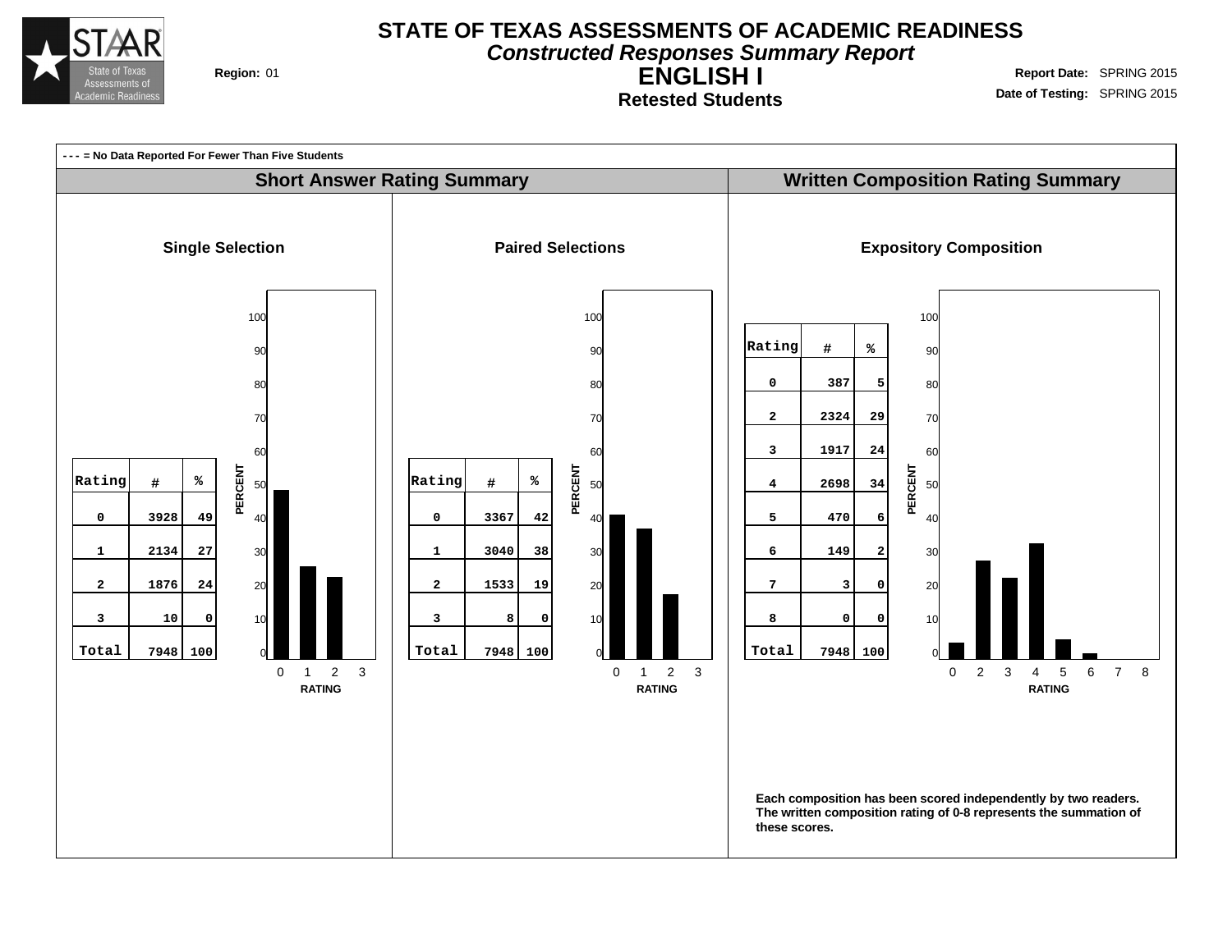# STATE OF TEXAS ASSESSMENTS OF ACADEMIC READINESS

## *Constructed Responses Summary Report*

## ENGLISH I

### Retested Students

**Region:** 01

**Report Date:** SPRING 2015

**Date of Testing:** SPRING 2015

**- - - = No Data Reported For Fewer Than Five Students**

## Short Answer Rating Summary

### Single Selection

| Rating | # | % |
|---|---|---|
| 0 | 3928 | 49 |
| 1 | 2134 | 27 |
| 2 | 1876 | 24 |
| 3 | 10 | 0 |
| Total | 7948 | 100 |

### Paired Selections

| Rating | # | % |
|---|---|---|
| 0 | 3367 | 42 |
| 1 | 3040 | 38 |
| 2 | 1533 | 19 |
| 3 | 8 | 0 |
| Total | 7948 | 100 |

## Written Composition Rating Summary

### Expository Composition

| Rating | # | % |
|---|---|---|
| 0 | 387 | 5 |
| 2 | 2324 | 29 |
| 3 | 1917 | 24 |
| 4 | 2698 | 34 |
| 5 | 470 | 6 |
| 6 | 149 | 2 |
| 7 | 3 | 0 |
| 8 | 0 | 0 |
| Total | 7948 | 100 |

**Each composition has been scored independently by two readers. The written composition rating of 0-8 represents the summation of these scores.**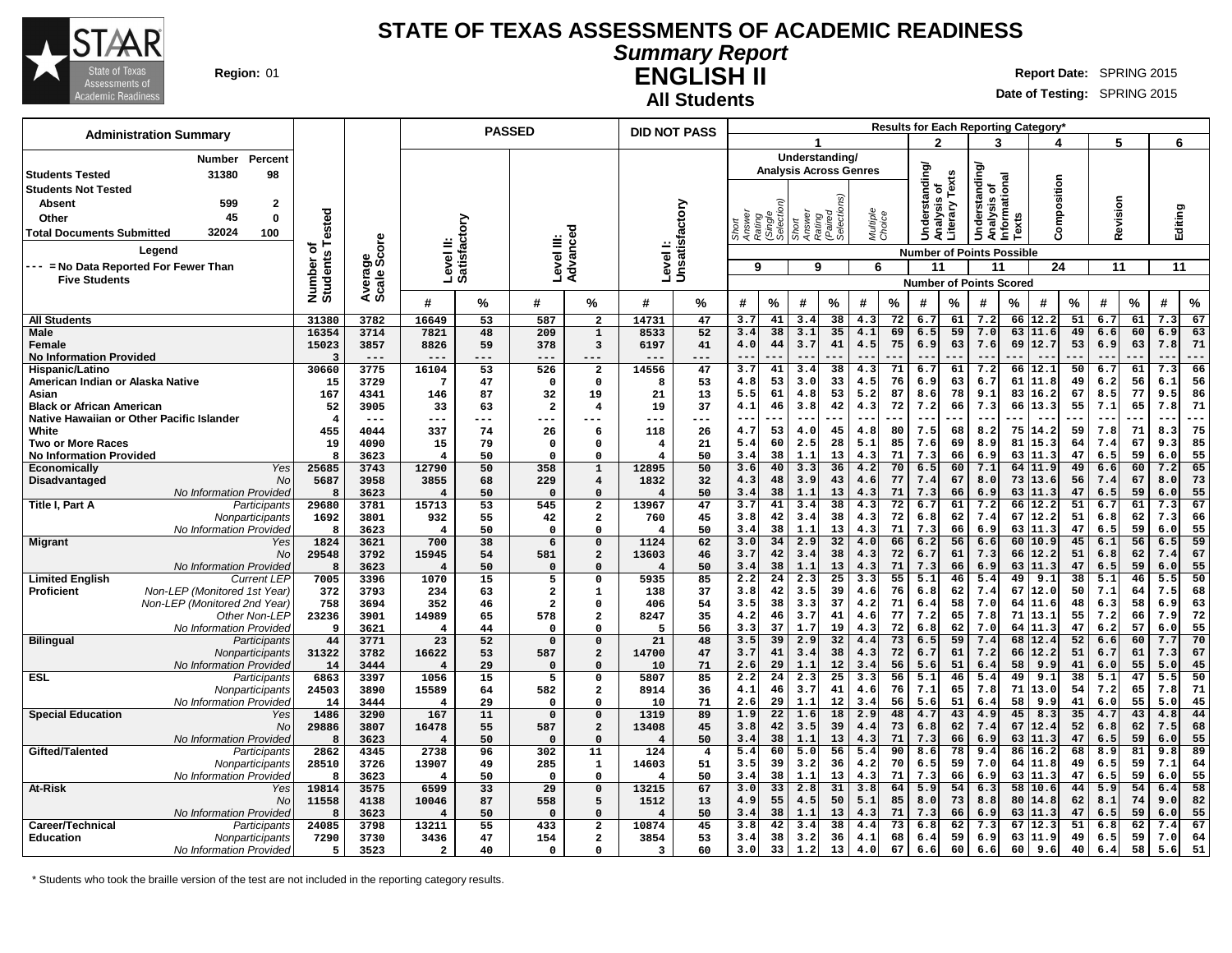# STATE OF TEXAS ASSESSMENTS OF ACADEMIC READINESS

## *Summary Report*

## ENGLISH II

### All Students

**Region:** 01

**Report Date:** SPRING 2015

**Date of Testing:** SPRING 2015

**Administration Summary**

| | Number | Percent |
|---|---|---|
| Students Tested | 31380 | 98 |
| Students Not Tested | | |
| Absent | 599 | 2 |
| Other | 45 | 0 |
| Total Documents Submitted | 32024 | 100 |

**Legend**

--- = No Data Reported For Fewer Than Five Students

Results for Each Reporting Category*: 1 = Understanding/Analysis Across Genres (Short Answer Rating (Single Selection), 9 points possible; Short Answer Rating (Paired Selections), 9 points possible; Multiple Choice, 6 points possible); 2 = Understanding/Analysis of Literary Texts (11 points possible); 3 = Understanding/Analysis of Informational Texts (11 points possible); 4 = Composition (24 points possible); 5 = Revision (11 points possible); 6 = Editing (11 points possible).

| Group | | Number of Students Tested | Average Scale Score | Level II: Satisfactory # | Level II: Satisfactory % | Level III: Advanced # | Level III: Advanced % | Level I: Unsatisfactory # | Level I: Unsatisfactory % | 1 SA Single # | 1 SA Single % | 1 SA Paired # | 1 SA Paired % | 1 MC # | 1 MC % | 2 # | 2 % | 3 # | 3 % | 4 # | 4 % | 5 # | 5 % | 6 # | 6 % |
|---|---|---|---|---|---|---|---|---|---|---|---|---|---|---|---|---|---|---|---|---|---|---|---|---|---|
| All Students | | 31380 | 3782 | 16649 | 53 | 587 | 2 | 14731 | 47 | 3.7 | 41 | 3.4 | 38 | 4.3 | 72 | 6.7 | 61 | 7.2 | 66 | 12.2 | 51 | 6.7 | 61 | 7.3 | 67 |
| Male | | 16354 | 3714 | 7821 | 48 | 209 | 1 | 8533 | 52 | 3.4 | 38 | 3.1 | 35 | 4.1 | 69 | 6.5 | 59 | 7.0 | 63 | 11.6 | 49 | 6.6 | 60 | 6.9 | 63 |
| Female | | 15023 | 3857 | 8826 | 59 | 378 | 3 | 6197 | 41 | 4.0 | 44 | 3.7 | 41 | 4.5 | 75 | 6.9 | 63 | 7.6 | 69 | 12.7 | 53 | 6.9 | 63 | 7.8 | 71 |
| No Information Provided | | 3 | --- | --- | --- | --- | --- | --- | --- | --- | --- | --- | --- | --- | --- | --- | --- | --- | --- | --- | --- | --- | --- | --- | --- |
| Hispanic/Latino | | 30660 | 3775 | 16104 | 53 | 526 | 2 | 14556 | 47 | 3.7 | 41 | 3.4 | 38 | 4.3 | 71 | 6.7 | 61 | 7.2 | 66 | 12.1 | 50 | 6.7 | 61 | 7.3 | 66 |
| American Indian or Alaska Native | | 15 | 3729 | 7 | 47 | 0 | 0 | 8 | 53 | 4.8 | 53 | 3.0 | 33 | 4.5 | 76 | 6.9 | 63 | 6.7 | 61 | 11.8 | 49 | 6.2 | 56 | 6.1 | 56 |
| Asian | | 167 | 4341 | 146 | 87 | 32 | 19 | 21 | 13 | 5.5 | 61 | 4.8 | 53 | 5.2 | 87 | 8.6 | 78 | 9.1 | 83 | 16.2 | 67 | 8.5 | 77 | 9.5 | 86 |
| Black or African American | | 52 | 3905 | 33 | 63 | 2 | 4 | 19 | 37 | 4.1 | 46 | 3.8 | 42 | 4.3 | 72 | 7.2 | 66 | 7.3 | 66 | 13.3 | 55 | 7.1 | 65 | 7.8 | 71 |
| Native Hawaiian or Other Pacific Islander | | 4 | --- | --- | --- | --- | --- | --- | --- | --- | --- | --- | --- | --- | --- | --- | --- | --- | --- | --- | --- | --- | --- | --- | --- |
| White | | 455 | 4044 | 337 | 74 | 26 | 6 | 118 | 26 | 4.7 | 53 | 4.0 | 45 | 4.8 | 80 | 7.5 | 68 | 8.2 | 75 | 14.2 | 59 | 7.8 | 71 | 8.3 | 75 |
| Two or More Races | | 19 | 4090 | 15 | 79 | 0 | 0 | 4 | 21 | 5.4 | 60 | 2.5 | 28 | 5.1 | 85 | 7.6 | 69 | 8.9 | 81 | 15.3 | 64 | 7.4 | 67 | 9.3 | 85 |
| No Information Provided | | 8 | 3623 | 4 | 50 | 0 | 0 | 4 | 50 | 3.4 | 38 | 1.1 | 13 | 4.3 | 71 | 7.3 | 66 | 6.9 | 63 | 11.3 | 47 | 6.5 | 59 | 6.0 | 55 |
| Economically Disadvantaged | *Yes* | 25685 | 3743 | 12790 | 50 | 358 | 1 | 12895 | 50 | 3.6 | 40 | 3.3 | 36 | 4.2 | 70 | 6.5 | 60 | 7.1 | 64 | 11.9 | 49 | 6.6 | 60 | 7.2 | 65 |
| | *No* | 5687 | 3958 | 3855 | 68 | 229 | 4 | 1832 | 32 | 4.3 | 48 | 3.9 | 43 | 4.6 | 77 | 7.4 | 67 | 8.0 | 73 | 13.6 | 56 | 7.4 | 67 | 8.0 | 73 |
| | *No Information Provided* | 8 | 3623 | 4 | 50 | 0 | 0 | 4 | 50 | 3.4 | 38 | 1.1 | 13 | 4.3 | 71 | 7.3 | 66 | 6.9 | 63 | 11.3 | 47 | 6.5 | 59 | 6.0 | 55 |
| Title I, Part A | *Participants* | 29680 | 3781 | 15713 | 53 | 545 | 2 | 13967 | 47 | 3.7 | 41 | 3.4 | 38 | 4.3 | 72 | 6.7 | 61 | 7.2 | 66 | 12.2 | 51 | 6.7 | 61 | 7.3 | 67 |
| | *Nonparticipants* | 1692 | 3801 | 932 | 55 | 42 | 2 | 760 | 45 | 3.8 | 42 | 3.4 | 38 | 4.3 | 72 | 6.8 | 62 | 7.4 | 67 | 12.2 | 51 | 6.8 | 62 | 7.3 | 66 |
| | *No Information Provided* | 8 | 3623 | 4 | 50 | 0 | 0 | 4 | 50 | 3.4 | 38 | 1.1 | 13 | 4.3 | 71 | 7.3 | 66 | 6.9 | 63 | 11.3 | 47 | 6.5 | 59 | 6.0 | 55 |
| Migrant | *Yes* | 1824 | 3621 | 700 | 38 | 6 | 0 | 1124 | 62 | 3.0 | 34 | 2.9 | 32 | 4.0 | 66 | 6.2 | 56 | 6.6 | 60 | 10.9 | 45 | 6.1 | 56 | 6.5 | 59 |
| | *No* | 29548 | 3792 | 15945 | 54 | 581 | 2 | 13603 | 46 | 3.7 | 42 | 3.4 | 38 | 4.3 | 72 | 6.7 | 61 | 7.3 | 66 | 12.2 | 51 | 6.8 | 62 | 7.4 | 67 |
| | *No Information Provided* | 8 | 3623 | 4 | 50 | 0 | 0 | 4 | 50 | 3.4 | 38 | 1.1 | 13 | 4.3 | 71 | 7.3 | 66 | 6.9 | 63 | 11.3 | 47 | 6.5 | 59 | 6.0 | 55 |
| Limited English Proficient | *Current LEP* | 7005 | 3396 | 1070 | 15 | 5 | 0 | 5935 | 85 | 2.2 | 24 | 2.3 | 25 | 3.3 | 55 | 5.1 | 46 | 5.4 | 49 | 9.1 | 38 | 5.1 | 46 | 5.5 | 50 |
| | *Non-LEP (Monitored 1st Year)* | 372 | 3793 | 234 | 63 | 2 | 1 | 138 | 37 | 3.8 | 42 | 3.5 | 39 | 4.6 | 76 | 6.8 | 62 | 7.4 | 67 | 12.0 | 50 | 7.1 | 64 | 7.5 | 68 |
| | *Non-LEP (Monitored 2nd Year)* | 758 | 3694 | 352 | 46 | 2 | 0 | 406 | 54 | 3.5 | 38 | 3.3 | 37 | 4.2 | 71 | 6.4 | 58 | 7.0 | 64 | 11.6 | 48 | 6.3 | 58 | 6.9 | 63 |
| | *Other Non-LEP* | 23236 | 3901 | 14989 | 65 | 578 | 2 | 8247 | 35 | 4.2 | 46 | 3.7 | 41 | 4.6 | 77 | 7.2 | 65 | 7.8 | 71 | 13.1 | 55 | 7.2 | 66 | 7.9 | 72 |
| | *No Information Provided* | 9 | 3621 | 4 | 44 | 0 | 0 | 5 | 56 | 3.3 | 37 | 1.7 | 19 | 4.3 | 72 | 6.8 | 62 | 7.0 | 64 | 11.3 | 47 | 6.2 | 57 | 6.0 | 55 |
| Bilingual | *Participants* | 44 | 3771 | 23 | 52 | 0 | 0 | 21 | 48 | 3.5 | 39 | 2.9 | 32 | 4.4 | 73 | 6.5 | 59 | 7.4 | 68 | 12.4 | 52 | 6.6 | 60 | 7.7 | 70 |
| | *Nonparticipants* | 31322 | 3782 | 16622 | 53 | 587 | 2 | 14700 | 47 | 3.7 | 41 | 3.4 | 38 | 4.3 | 72 | 6.7 | 61 | 7.2 | 66 | 12.2 | 51 | 6.7 | 61 | 7.3 | 67 |
| | *No Information Provided* | 14 | 3444 | 4 | 29 | 0 | 0 | 10 | 71 | 2.6 | 29 | 1.1 | 12 | 3.4 | 56 | 5.6 | 51 | 6.4 | 58 | 9.9 | 41 | 6.0 | 55 | 5.0 | 45 |
| ESL | *Participants* | 6863 | 3397 | 1056 | 15 | 5 | 0 | 5807 | 85 | 2.2 | 24 | 2.3 | 25 | 3.3 | 56 | 5.1 | 46 | 5.4 | 49 | 9.1 | 38 | 5.1 | 47 | 5.5 | 50 |
| | *Nonparticipants* | 24503 | 3890 | 15589 | 64 | 582 | 2 | 8914 | 36 | 4.1 | 46 | 3.7 | 41 | 4.6 | 76 | 7.1 | 65 | 7.8 | 71 | 13.0 | 54 | 7.2 | 65 | 7.8 | 71 |
| | *No Information Provided* | 14 | 3444 | 4 | 29 | 0 | 0 | 10 | 71 | 2.6 | 29 | 1.1 | 12 | 3.4 | 56 | 5.6 | 51 | 6.4 | 58 | 9.9 | 41 | 6.0 | 55 | 5.0 | 45 |
| Special Education | *Yes* | 1486 | 3290 | 167 | 11 | 0 | 0 | 1319 | 89 | 1.9 | 22 | 1.6 | 18 | 2.9 | 48 | 4.7 | 43 | 4.9 | 45 | 8.3 | 35 | 4.7 | 43 | 4.8 | 44 |
| | *No* | 29886 | 3807 | 16478 | 55 | 587 | 2 | 13408 | 45 | 3.8 | 42 | 3.5 | 39 | 4.4 | 73 | 6.8 | 62 | 7.4 | 67 | 12.4 | 52 | 6.8 | 62 | 7.5 | 68 |
| | *No Information Provided* | 8 | 3623 | 4 | 50 | 0 | 0 | 4 | 50 | 3.4 | 38 | 1.1 | 13 | 4.3 | 71 | 7.3 | 66 | 6.9 | 63 | 11.3 | 47 | 6.5 | 59 | 6.0 | 55 |
| Gifted/Talented | *Participants* | 2862 | 4345 | 2738 | 96 | 302 | 11 | 124 | 4 | 5.4 | 60 | 5.0 | 56 | 5.4 | 90 | 8.6 | 78 | 9.4 | 86 | 16.2 | 68 | 8.9 | 81 | 9.8 | 89 |
| | *Nonparticipants* | 28510 | 3726 | 13907 | 49 | 285 | 1 | 14603 | 51 | 3.5 | 39 | 3.2 | 36 | 4.2 | 70 | 6.5 | 59 | 7.0 | 64 | 11.8 | 49 | 6.5 | 59 | 7.1 | 64 |
| | *No Information Provided* | 8 | 3623 | 4 | 50 | 0 | 0 | 4 | 50 | 3.4 | 38 | 1.1 | 13 | 4.3 | 71 | 7.3 | 66 | 6.9 | 63 | 11.3 | 47 | 6.5 | 59 | 6.0 | 55 |
| At-Risk | *Yes* | 19814 | 3575 | 6599 | 33 | 29 | 0 | 13215 | 67 | 3.0 | 33 | 2.8 | 31 | 3.8 | 64 | 5.9 | 54 | 6.3 | 58 | 10.6 | 44 | 5.9 | 54 | 6.4 | 58 |
| | *No* | 11558 | 4138 | 10046 | 87 | 558 | 5 | 1512 | 13 | 4.9 | 55 | 4.5 | 50 | 5.1 | 85 | 8.0 | 73 | 8.8 | 80 | 14.8 | 62 | 8.1 | 74 | 9.0 | 82 |
| | *No Information Provided* | 8 | 3623 | 4 | 50 | 0 | 0 | 4 | 50 | 3.4 | 38 | 1.1 | 13 | 4.3 | 71 | 7.3 | 66 | 6.9 | 63 | 11.3 | 47 | 6.5 | 59 | 6.0 | 55 |
| Career/Technical Education | *Participants* | 24085 | 3798 | 13211 | 55 | 433 | 2 | 10874 | 45 | 3.8 | 42 | 3.4 | 38 | 4.4 | 73 | 6.8 | 62 | 7.3 | 67 | 12.3 | 51 | 6.8 | 62 | 7.4 | 67 |
| | *Nonparticipants* | 7290 | 3730 | 3436 | 47 | 154 | 2 | 3854 | 53 | 3.4 | 38 | 3.2 | 36 | 4.1 | 68 | 6.4 | 59 | 6.9 | 63 | 11.9 | 49 | 6.5 | 59 | 7.0 | 64 |
| | *No Information Provided* | 5 | 3523 | 2 | 40 | 0 | 0 | 3 | 60 | 3.0 | 33 | 1.2 | 13 | 4.0 | 67 | 6.6 | 60 | 6.6 | 60 | 9.6 | 40 | 6.4 | 58 | 5.6 | 51 |

\* Students who took the braille version of the test are not included in the reporting category results.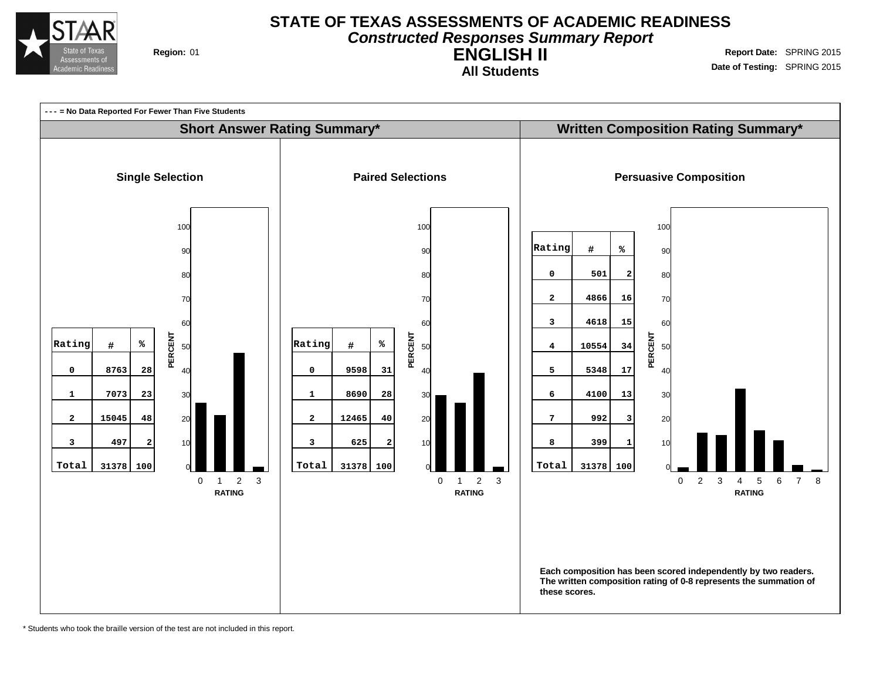# STATE OF TEXAS ASSESSMENTS OF ACADEMIC READINESS

## *Constructed Responses Summary Report*

## ENGLISH II

### All Students

**Region:** 01

**Report Date:** SPRING 2015

**Date of Testing:** SPRING 2015

**- - - = No Data Reported For Fewer Than Five Students**

## Short Answer Rating Summary*

### Single Selection

| Rating | # | % |
|---|---|---|
| 0 | 8763 | 28 |
| 1 | 7073 | 23 |
| 2 | 15045 | 48 |
| 3 | 497 | 2 |
| Total | 31378 | 100 |

### Paired Selections

| Rating | # | % |
|---|---|---|
| 0 | 9598 | 31 |
| 1 | 8690 | 28 |
| 2 | 12465 | 40 |
| 3 | 625 | 2 |
| Total | 31378 | 100 |

## Written Composition Rating Summary*

### Persuasive Composition

| Rating | # | % |
|---|---|---|
| 0 | 501 | 2 |
| 2 | 4866 | 16 |
| 3 | 4618 | 15 |
| 4 | 10554 | 34 |
| 5 | 5348 | 17 |
| 6 | 4100 | 13 |
| 7 | 992 | 3 |
| 8 | 399 | 1 |
| Total | 31378 | 100 |

**Each composition has been scored independently by two readers. The written composition rating of 0-8 represents the summation of these scores.**

* Students who took the braille version of the test are not included in this report.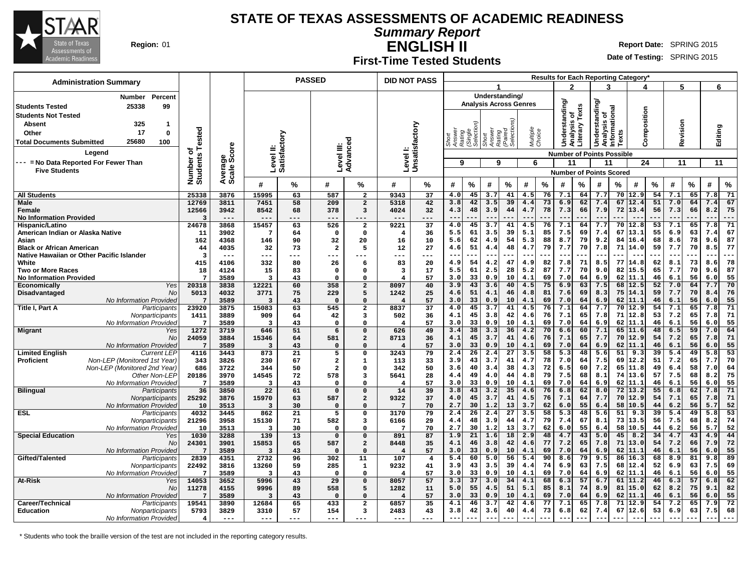# STATE OF TEXAS ASSESSMENTS OF ACADEMIC READINESS

## Summary Report

## ENGLISH II

### First-Time Tested Students

**Region:** 01

**Report Date:** SPRING 2015

**Date of Testing:** SPRING 2015

| Administration Summary | Number | Percent |
|---|---|---|
| Students Tested | 25338 | 99 |
| Students Not Tested | | |
| Absent | 325 | 1 |
| Other | 17 | 0 |
| Total Documents Submitted | 25680 | 100 |

Legend: --- = No Data Reported For Fewer Than Five Students

Results for Each Reporting Category*: 1 = Understanding/Analysis Across Genres (Short Answer Rating (Single Selection): 9 points possible; Short Answer Rating (Paired Selections): 9 points possible; Multiple Choice: 6 points possible); 2 = Understanding/Analysis of Literary Texts (11 points possible); 3 = Understanding/Analysis of Informational Texts (11 points possible); 4 = Composition (24 points possible); 5 = Revision (11 points possible); 6 = Editing (11 points possible).

| Group | | Number of Students Tested | Average Scale Score | Level II: Satisfactory # | Level II: Satisfactory % | Level III: Advanced # | Level III: Advanced % | Level I: Unsatisfactory # | Level I: Unsatisfactory % | 1 SA Single # | 1 SA Single % | 1 SA Paired # | 1 SA Paired % | 1 MC # | 1 MC % | 2 # | 2 % | 3 # | 3 % | 4 # | 4 % | 5 # | 5 % | 6 # | 6 % |
|---|---|---|---|---|---|---|---|---|---|---|---|---|---|---|---|---|---|---|---|---|---|---|---|---|---|
| All Students | | 25338 | 3876 | 15995 | 63 | 587 | 2 | 9343 | 37 | 4.0 | 45 | 3.7 | 41 | 4.5 | 76 | 7.1 | 64 | 7.7 | 70 | 12.9 | 54 | 7.1 | 65 | 7.8 | 71 |
| Male | | 12769 | 3811 | 7451 | 58 | 209 | 2 | 5318 | 42 | 3.8 | 42 | 3.5 | 39 | 4.4 | 73 | 6.9 | 62 | 7.4 | 67 | 12.4 | 51 | 7.0 | 64 | 7.4 | 67 |
| Female | | 12566 | 3942 | 8542 | 68 | 378 | 3 | 4024 | 32 | 4.3 | 48 | 3.9 | 44 | 4.7 | 78 | 7.3 | 66 | 7.9 | 72 | 13.4 | 56 | 7.3 | 66 | 8.2 | 75 |
| No Information Provided | | 3 | --- | --- | --- | --- | --- | --- | --- | --- | --- | --- | --- | --- | --- | --- | --- | --- | --- | --- | --- | --- | --- | --- | --- |
| Hispanic/Latino | | 24678 | 3868 | 15457 | 63 | 526 | 2 | 9221 | 37 | 4.0 | 45 | 3.7 | 41 | 4.5 | 76 | 7.1 | 64 | 7.7 | 70 | 12.8 | 53 | 7.1 | 65 | 7.8 | 71 |
| American Indian or Alaska Native | | 11 | 3902 | 7 | 64 | 0 | 0 | 4 | 36 | 5.5 | 61 | 3.5 | 39 | 5.1 | 85 | 7.5 | 69 | 7.4 | 67 | 13.1 | 55 | 6.9 | 63 | 7.4 | 67 |
| Asian | | 162 | 4368 | 146 | 90 | 32 | 20 | 16 | 10 | 5.6 | 62 | 4.9 | 54 | 5.3 | 88 | 8.7 | 79 | 9.2 | 84 | 16.4 | 68 | 8.6 | 78 | 9.6 | 87 |
| Black or African American | | 44 | 4035 | 32 | 73 | 2 | 5 | 12 | 27 | 4.6 | 51 | 4.4 | 48 | 4.7 | 79 | 7.7 | 70 | 7.8 | 71 | 14.0 | 59 | 7.7 | 70 | 8.5 | 77 |
| Native Hawaiian or Other Pacific Islander | | 3 | --- | --- | --- | --- | --- | --- | --- | --- | --- | --- | --- | --- | --- | --- | --- | --- | --- | --- | --- | --- | --- | --- | --- |
| White | | 415 | 4106 | 332 | 80 | 26 | 6 | 83 | 20 | 4.9 | 54 | 4.2 | 47 | 4.9 | 82 | 7.8 | 71 | 8.5 | 77 | 14.8 | 62 | 8.1 | 73 | 8.6 | 78 |
| Two or More Races | | 18 | 4124 | 15 | 83 | 0 | 0 | 3 | 17 | 5.5 | 61 | 2.5 | 28 | 5.2 | 87 | 7.7 | 70 | 9.0 | 82 | 15.5 | 65 | 7.7 | 70 | 9.6 | 87 |
| No Information Provided | | 7 | 3589 | 3 | 43 | 0 | 0 | 4 | 57 | 3.0 | 33 | 0.9 | 10 | 4.1 | 69 | 7.0 | 64 | 6.9 | 62 | 11.1 | 46 | 6.1 | 56 | 6.0 | 55 |
| Economically Disadvantaged | Yes | 20318 | 3838 | 12221 | 60 | 358 | 2 | 8097 | 40 | 3.9 | 43 | 3.6 | 40 | 4.5 | 75 | 6.9 | 63 | 7.5 | 68 | 12.5 | 52 | 7.0 | 64 | 7.7 | 70 |
| | No | 5013 | 4032 | 3771 | 75 | 229 | 5 | 1242 | 25 | 4.6 | 51 | 4.1 | 46 | 4.8 | 81 | 7.6 | 69 | 8.3 | 75 | 14.1 | 59 | 7.7 | 70 | 8.4 | 76 |
| | No Information Provided | 7 | 3589 | 3 | 43 | 0 | 0 | 4 | 57 | 3.0 | 33 | 0.9 | 10 | 4.1 | 69 | 7.0 | 64 | 6.9 | 62 | 11.1 | 46 | 6.1 | 56 | 6.0 | 55 |
| Title I, Part A | Participants | 23920 | 3875 | 15083 | 63 | 545 | 2 | 8837 | 37 | 4.0 | 45 | 3.7 | 41 | 4.5 | 76 | 7.1 | 64 | 7.7 | 70 | 12.9 | 54 | 7.1 | 65 | 7.8 | 71 |
| | Nonparticipants | 1411 | 3889 | 909 | 64 | 42 | 3 | 502 | 36 | 4.1 | 45 | 3.8 | 42 | 4.6 | 76 | 7.1 | 65 | 7.8 | 71 | 12.8 | 53 | 7.2 | 65 | 7.8 | 71 |
| | No Information Provided | 7 | 3589 | 3 | 43 | 0 | 0 | 4 | 57 | 3.0 | 33 | 0.9 | 10 | 4.1 | 69 | 7.0 | 64 | 6.9 | 62 | 11.1 | 46 | 6.1 | 56 | 6.0 | 55 |
| Migrant | Yes | 1272 | 3719 | 646 | 51 | 6 | 0 | 626 | 49 | 3.4 | 38 | 3.3 | 36 | 4.2 | 70 | 6.6 | 60 | 7.1 | 65 | 11.6 | 48 | 6.5 | 59 | 7.0 | 64 |
| | No | 24059 | 3884 | 15346 | 64 | 581 | 2 | 8713 | 36 | 4.1 | 45 | 3.7 | 41 | 4.6 | 76 | 7.1 | 65 | 7.7 | 70 | 12.9 | 54 | 7.2 | 65 | 7.8 | 71 |
| | No Information Provided | 7 | 3589 | 3 | 43 | 0 | 0 | 4 | 57 | 3.0 | 33 | 0.9 | 10 | 4.1 | 69 | 7.0 | 64 | 6.9 | 62 | 11.1 | 46 | 6.1 | 56 | 6.0 | 55 |
| Limited English Proficient | Current LEP | 4116 | 3443 | 873 | 21 | 5 | 0 | 3243 | 79 | 2.4 | 26 | 2.4 | 27 | 3.5 | 58 | 5.3 | 48 | 5.6 | 51 | 9.3 | 39 | 5.4 | 49 | 5.8 | 53 |
| | Non-LEP (Monitored 1st Year) | 343 | 3826 | 230 | 67 | 2 | 1 | 113 | 33 | 3.9 | 43 | 3.7 | 41 | 4.7 | 78 | 7.0 | 64 | 7.5 | 69 | 12.2 | 51 | 7.2 | 65 | 7.7 | 70 |
| | Non-LEP (Monitored 2nd Year) | 686 | 3722 | 344 | 50 | 2 | 0 | 342 | 50 | 3.6 | 40 | 3.4 | 38 | 4.3 | 72 | 6.5 | 60 | 7.2 | 65 | 11.8 | 49 | 6.4 | 58 | 7.0 | 64 |
| | Other Non-LEP | 20186 | 3970 | 14545 | 72 | 578 | 3 | 5641 | 28 | 4.4 | 49 | 4.0 | 44 | 4.8 | 79 | 7.5 | 68 | 8.1 | 74 | 13.6 | 57 | 7.5 | 68 | 8.2 | 75 |
| | No Information Provided | 7 | 3589 | 3 | 43 | 0 | 0 | 4 | 57 | 3.0 | 33 | 0.9 | 10 | 4.1 | 69 | 7.0 | 64 | 6.9 | 62 | 11.1 | 46 | 6.1 | 56 | 6.0 | 55 |
| Bilingual | Participants | 36 | 3850 | 22 | 61 | 0 | 0 | 14 | 39 | 3.8 | 43 | 3.2 | 35 | 4.6 | 76 | 6.8 | 62 | 8.0 | 72 | 13.2 | 55 | 6.8 | 62 | 7.8 | 71 |
| | Nonparticipants | 25292 | 3876 | 15970 | 63 | 587 | 2 | 9322 | 37 | 4.0 | 45 | 3.7 | 41 | 4.5 | 76 | 7.1 | 64 | 7.7 | 70 | 12.9 | 54 | 7.1 | 65 | 7.8 | 71 |
| | No Information Provided | 10 | 3513 | 3 | 30 | 0 | 0 | 7 | 70 | 2.7 | 30 | 1.2 | 13 | 3.7 | 62 | 6.0 | 55 | 6.4 | 58 | 10.5 | 44 | 6.2 | 56 | 5.7 | 52 |
| ESL | Participants | 4032 | 3445 | 862 | 21 | 5 | 0 | 3170 | 79 | 2.4 | 26 | 2.4 | 27 | 3.5 | 58 | 5.3 | 48 | 5.6 | 51 | 9.3 | 39 | 5.4 | 49 | 5.8 | 53 |
| | Nonparticipants | 21296 | 3958 | 15130 | 71 | 582 | 3 | 6166 | 29 | 4.4 | 48 | 3.9 | 44 | 4.7 | 79 | 7.4 | 67 | 8.1 | 73 | 13.5 | 56 | 7.5 | 68 | 8.2 | 74 |
| | No Information Provided | 10 | 3513 | 3 | 30 | 0 | 0 | 7 | 70 | 2.7 | 30 | 1.2 | 13 | 3.7 | 62 | 6.0 | 55 | 6.4 | 58 | 10.5 | 44 | 6.2 | 56 | 5.7 | 52 |
| Special Education | Yes | 1030 | 3288 | 139 | 13 | 0 | 0 | 891 | 87 | 1.9 | 21 | 1.6 | 18 | 2.9 | 48 | 4.7 | 43 | 5.0 | 45 | 8.2 | 34 | 4.7 | 43 | 4.9 | 44 |
| | No | 24301 | 3901 | 15853 | 65 | 587 | 2 | 8448 | 35 | 4.1 | 46 | 3.8 | 42 | 4.6 | 77 | 7.2 | 65 | 7.8 | 71 | 13.0 | 54 | 7.2 | 66 | 7.9 | 72 |
| | No Information Provided | 7 | 3589 | 3 | 43 | 0 | 0 | 4 | 57 | 3.0 | 33 | 0.9 | 10 | 4.1 | 69 | 7.0 | 64 | 6.9 | 62 | 11.1 | 46 | 6.1 | 56 | 6.0 | 55 |
| Gifted/Talented | Participants | 2839 | 4351 | 2732 | 96 | 302 | 11 | 107 | 4 | 5.4 | 60 | 5.0 | 56 | 5.4 | 90 | 8.6 | 79 | 9.5 | 86 | 16.3 | 68 | 8.9 | 81 | 9.8 | 89 |
| | Nonparticipants | 22492 | 3816 | 13260 | 59 | 285 | 1 | 9232 | 41 | 3.9 | 43 | 3.5 | 39 | 4.4 | 74 | 6.9 | 63 | 7.5 | 68 | 12.4 | 52 | 6.9 | 63 | 7.5 | 69 |
| | No Information Provided | 7 | 3589 | 3 | 43 | 0 | 0 | 4 | 57 | 3.0 | 33 | 0.9 | 10 | 4.1 | 69 | 7.0 | 64 | 6.9 | 62 | 11.1 | 46 | 6.1 | 56 | 6.0 | 55 |
| At-Risk | Yes | 14053 | 3652 | 5996 | 43 | 29 | 0 | 8057 | 57 | 3.3 | 37 | 3.0 | 34 | 4.1 | 68 | 6.3 | 57 | 6.7 | 61 | 11.2 | 46 | 6.3 | 57 | 6.8 | 62 |
| | No | 11278 | 4155 | 9996 | 89 | 558 | 5 | 1282 | 11 | 5.0 | 55 | 4.5 | 51 | 5.1 | 85 | 8.1 | 74 | 8.9 | 81 | 15.0 | 62 | 8.2 | 75 | 9.1 | 82 |
| | No Information Provided | 7 | 3589 | 3 | 43 | 0 | 0 | 4 | 57 | 3.0 | 33 | 0.9 | 10 | 4.1 | 69 | 7.0 | 64 | 6.9 | 62 | 11.1 | 46 | 6.1 | 56 | 6.0 | 55 |
| Career/Technical Education | Participants | 19541 | 3890 | 12684 | 65 | 433 | 2 | 6857 | 35 | 4.1 | 46 | 3.7 | 42 | 4.6 | 77 | 7.1 | 65 | 7.8 | 71 | 12.9 | 54 | 7.2 | 65 | 7.9 | 72 |
| | Nonparticipants | 5793 | 3829 | 3310 | 57 | 154 | 3 | 2483 | 43 | 3.8 | 42 | 3.6 | 40 | 4.4 | 73 | 6.8 | 62 | 7.4 | 67 | 12.6 | 53 | 6.9 | 63 | 7.5 | 68 |
| | No Information Provided | 4 | --- | --- | --- | --- | --- | --- | --- | --- | --- | --- | --- | --- | --- | --- | --- | --- | --- | --- | --- | --- | --- | --- | --- |

\* Students who took the braille version of the test are not included in the reporting category results.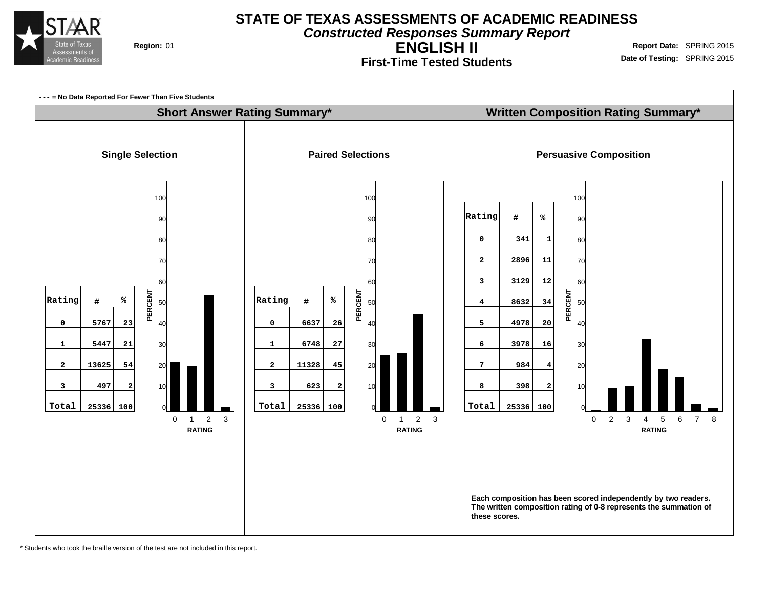# STATE OF TEXAS ASSESSMENTS OF ACADEMIC READINESS

***Constructed Responses Summary Report***

## ENGLISH II

### First-Time Tested Students

**Region:** 01

**Report Date:** SPRING 2015
**Date of Testing:** SPRING 2015

**- - - = No Data Reported For Fewer Than Five Students**

## Short Answer Rating Summary*

### Single Selection

| Rating | # | % |
|---|---|---|
| 0 | 5767 | 23 |
| 1 | 5447 | 21 |
| 2 | 13625 | 54 |
| 3 | 497 | 2 |
| Total | 25336 | 100 |

### Paired Selections

| Rating | # | % |
|---|---|---|
| 0 | 6637 | 26 |
| 1 | 6748 | 27 |
| 2 | 11328 | 45 |
| 3 | 623 | 2 |
| Total | 25336 | 100 |

## Written Composition Rating Summary*

### Persuasive Composition

| Rating | # | % |
|---|---|---|
| 0 | 341 | 1 |
| 2 | 2896 | 11 |
| 3 | 3129 | 12 |
| 4 | 8632 | 34 |
| 5 | 4978 | 20 |
| 6 | 3978 | 16 |
| 7 | 984 | 4 |
| 8 | 398 | 2 |
| Total | 25336 | 100 |

**Each composition has been scored independently by two readers. The written composition rating of 0-8 represents the summation of these scores.**

\* Students who took the braille version of the test are not included in this report.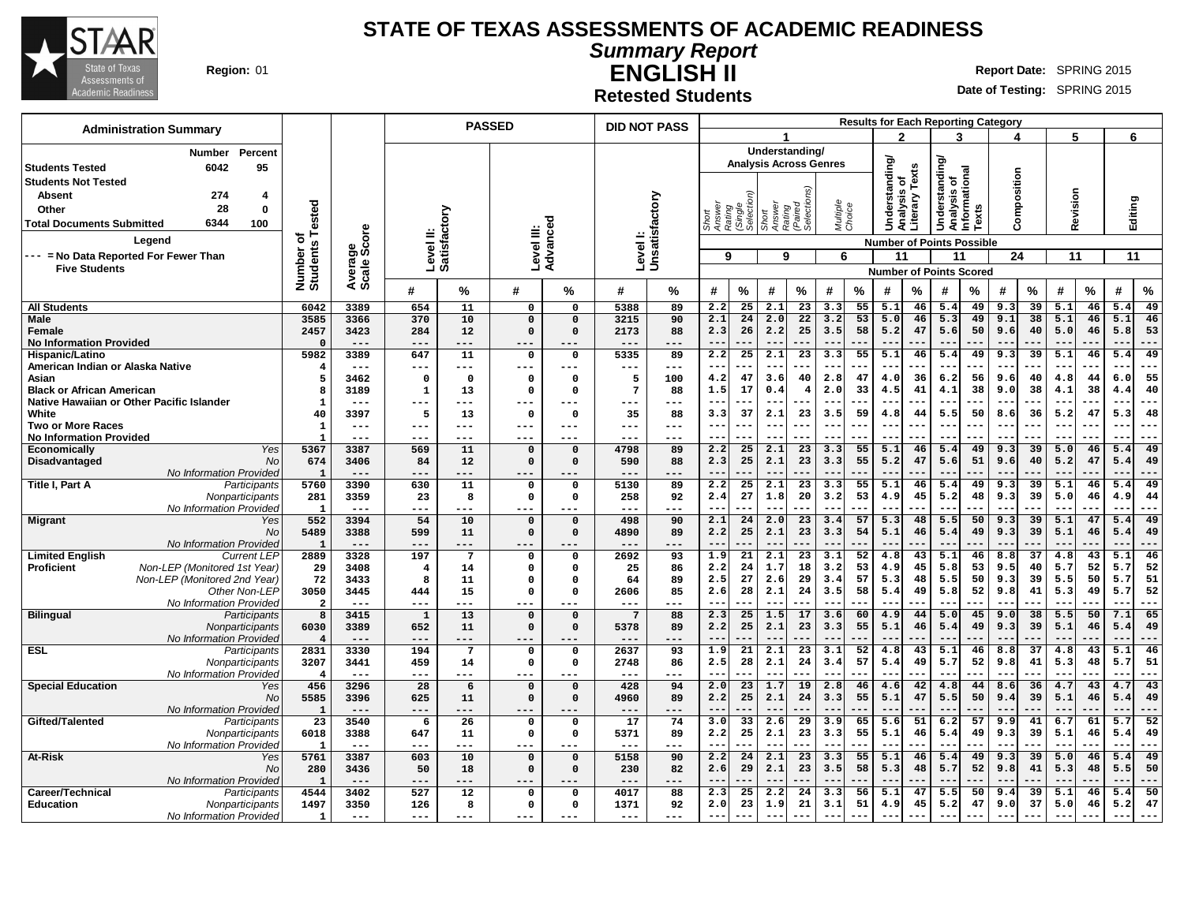# STATE OF TEXAS ASSESSMENTS OF ACADEMIC READINESS

## Summary Report

## ENGLISH II

### Retested Students

**Region:** 01

**Report Date:** SPRING 2015

**Date of Testing:** SPRING 2015

| Administration Summary | Number | Percent |
|---|---|---|
| Students Tested | 6042 | 95 |
| Students Not Tested | | |
| Absent | 274 | 4 |
| Other | 28 | 0 |
| Total Documents Submitted | 6344 | 100 |

Legend

--- = No Data Reported For Fewer Than Five Students

Results for Each Reporting Category: 1 = Understanding/Analysis Across Genres (Short Answer Rating (Single Selection), 9 points possible; Short Answer Rating (Paired Selections), 9 points possible; Multiple Choice, 6 points possible); 2 = Understanding/Analysis of Literary Texts (11 points possible); 3 = Understanding/Analysis of Informational Texts (11 points possible); 4 = Composition (24 points possible); 5 = Revision (11 points possible); 6 = Editing (11 points possible).

| Group | | Number of Students Tested | Average Scale Score | Level II: Satisfactory # | Level II: Satisfactory % | Level III: Advanced # | Level III: Advanced % | Level I: Unsatisfactory # | Level I: Unsatisfactory % | 1 SA Single # | 1 SA Single % | 1 SA Paired # | 1 SA Paired % | 1 MC # | 1 MC % | 2 # | 2 % | 3 # | 3 % | 4 # | 4 % | 5 # | 5 % | 6 # | 6 % |
|---|---|---|---|---|---|---|---|---|---|---|---|---|---|---|---|---|---|---|---|---|---|---|---|---|---|
| All Students | | 6042 | 3389 | 654 | 11 | 0 | 0 | 5388 | 89 | 2.2 | 25 | 2.1 | 23 | 3.3 | 55 | 5.1 | 46 | 5.4 | 49 | 9.3 | 39 | 5.1 | 46 | 5.4 | 49 |
| Male | | 3585 | 3366 | 370 | 10 | 0 | 0 | 3215 | 90 | 2.1 | 24 | 2.0 | 22 | 3.2 | 53 | 5.0 | 46 | 5.3 | 49 | 9.1 | 38 | 5.1 | 46 | 5.1 | 46 |
| Female | | 2457 | 3423 | 284 | 12 | 0 | 0 | 2173 | 88 | 2.3 | 26 | 2.2 | 25 | 3.5 | 58 | 5.2 | 47 | 5.6 | 50 | 9.6 | 40 | 5.0 | 46 | 5.8 | 53 |
| No Information Provided | | 0 | --- | --- | --- | --- | --- | --- | --- | --- | --- | --- | --- | --- | --- | --- | --- | --- | --- | --- | --- | --- | --- | --- | --- |
| Hispanic/Latino | | 5982 | 3389 | 647 | 11 | 0 | 0 | 5335 | 89 | 2.2 | 25 | 2.1 | 23 | 3.3 | 55 | 5.1 | 46 | 5.4 | 49 | 9.3 | 39 | 5.1 | 46 | 5.4 | 49 |
| American Indian or Alaska Native | | 4 | --- | --- | --- | --- | --- | --- | --- | --- | --- | --- | --- | --- | --- | --- | --- | --- | --- | --- | --- | --- | --- | --- | --- |
| Asian | | 5 | 3462 | 0 | 0 | 0 | 0 | 5 | 100 | 4.2 | 47 | 3.6 | 40 | 2.8 | 47 | 4.0 | 36 | 6.2 | 56 | 9.6 | 40 | 4.8 | 44 | 6.0 | 55 |
| Black or African American | | 8 | 3189 | 1 | 13 | 0 | 0 | 7 | 88 | 1.5 | 17 | 0.4 | 4 | 2.0 | 33 | 4.5 | 41 | 4.1 | 38 | 9.0 | 38 | 4.1 | 38 | 4.4 | 40 |
| Native Hawaiian or Other Pacific Islander | | 1 | --- | --- | --- | --- | --- | --- | --- | --- | --- | --- | --- | --- | --- | --- | --- | --- | --- | --- | --- | --- | --- | --- | --- |
| White | | 40 | 3397 | 5 | 13 | 0 | 0 | 35 | 88 | 3.3 | 37 | 2.1 | 23 | 3.5 | 59 | 4.8 | 44 | 5.5 | 50 | 8.6 | 36 | 5.2 | 47 | 5.3 | 48 |
| Two or More Races | | 1 | --- | --- | --- | --- | --- | --- | --- | --- | --- | --- | --- | --- | --- | --- | --- | --- | --- | --- | --- | --- | --- | --- | --- |
| No Information Provided | | 1 | --- | --- | --- | --- | --- | --- | --- | --- | --- | --- | --- | --- | --- | --- | --- | --- | --- | --- | --- | --- | --- | --- | --- |
| Economically Disadvantaged | Yes | 5367 | 3387 | 569 | 11 | 0 | 0 | 4798 | 89 | 2.2 | 25 | 2.1 | 23 | 3.3 | 55 | 5.1 | 46 | 5.4 | 49 | 9.3 | 39 | 5.0 | 46 | 5.4 | 49 |
| | No | 674 | 3406 | 84 | 12 | 0 | 0 | 590 | 88 | 2.3 | 25 | 2.1 | 23 | 3.3 | 55 | 5.2 | 47 | 5.6 | 51 | 9.6 | 40 | 5.2 | 47 | 5.4 | 49 |
| | No Information Provided | 1 | --- | --- | --- | --- | --- | --- | --- | --- | --- | --- | --- | --- | --- | --- | --- | --- | --- | --- | --- | --- | --- | --- | --- |
| Title I, Part A | Participants | 5760 | 3390 | 630 | 11 | 0 | 0 | 5130 | 89 | 2.2 | 25 | 2.1 | 23 | 3.3 | 55 | 5.1 | 46 | 5.4 | 49 | 9.3 | 39 | 5.1 | 46 | 5.4 | 49 |
| | Nonparticipants | 281 | 3359 | 23 | 8 | 0 | 0 | 258 | 92 | 2.4 | 27 | 1.8 | 20 | 3.2 | 53 | 4.9 | 45 | 5.2 | 48 | 9.3 | 39 | 5.0 | 46 | 4.9 | 44 |
| | No Information Provided | 1 | --- | --- | --- | --- | --- | --- | --- | --- | --- | --- | --- | --- | --- | --- | --- | --- | --- | --- | --- | --- | --- | --- | --- |
| Migrant | Yes | 552 | 3394 | 54 | 10 | 0 | 0 | 498 | 90 | 2.1 | 24 | 2.0 | 23 | 3.4 | 57 | 5.3 | 48 | 5.5 | 50 | 9.3 | 39 | 5.1 | 47 | 5.4 | 49 |
| | No | 5489 | 3388 | 599 | 11 | 0 | 0 | 4890 | 89 | 2.2 | 25 | 2.1 | 23 | 3.3 | 54 | 5.1 | 46 | 5.4 | 49 | 9.3 | 39 | 5.1 | 46 | 5.4 | 49 |
| | No Information Provided | 1 | --- | --- | --- | --- | --- | --- | --- | --- | --- | --- | --- | --- | --- | --- | --- | --- | --- | --- | --- | --- | --- | --- | --- |
| Limited English Proficient | Current LEP | 2889 | 3328 | 197 | 7 | 0 | 0 | 2692 | 93 | 1.9 | 21 | 2.1 | 23 | 3.1 | 52 | 4.8 | 43 | 5.1 | 46 | 8.8 | 37 | 4.8 | 43 | 5.1 | 46 |
| | Non-LEP (Monitored 1st Year) | 29 | 3408 | 4 | 14 | 0 | 0 | 25 | 86 | 2.2 | 24 | 1.7 | 18 | 3.2 | 53 | 4.9 | 45 | 5.8 | 53 | 9.5 | 40 | 5.7 | 52 | 5.7 | 52 |
| | Non-LEP (Monitored 2nd Year) | 72 | 3433 | 8 | 11 | 0 | 0 | 64 | 89 | 2.5 | 27 | 2.6 | 29 | 3.4 | 57 | 5.3 | 48 | 5.5 | 50 | 9.3 | 39 | 5.5 | 50 | 5.7 | 51 |
| | Other Non-LEP | 3050 | 3445 | 444 | 15 | 0 | 0 | 2606 | 85 | 2.6 | 28 | 2.1 | 24 | 3.5 | 58 | 5.4 | 49 | 5.8 | 52 | 9.8 | 41 | 5.3 | 49 | 5.7 | 52 |
| | No Information Provided | 2 | --- | --- | --- | --- | --- | --- | --- | --- | --- | --- | --- | --- | --- | --- | --- | --- | --- | --- | --- | --- | --- | --- | --- |
| Bilingual | Participants | 8 | 3415 | 1 | 13 | 0 | 0 | 7 | 88 | 2.3 | 25 | 1.5 | 17 | 3.6 | 60 | 4.9 | 44 | 5.0 | 45 | 9.0 | 38 | 5.5 | 50 | 7.1 | 65 |
| | Nonparticipants | 6030 | 3389 | 652 | 11 | 0 | 0 | 5378 | 89 | 2.2 | 25 | 2.1 | 23 | 3.3 | 55 | 5.1 | 46 | 5.4 | 49 | 9.3 | 39 | 5.1 | 46 | 5.4 | 49 |
| | No Information Provided | 4 | --- | --- | --- | --- | --- | --- | --- | --- | --- | --- | --- | --- | --- | --- | --- | --- | --- | --- | --- | --- | --- | --- | --- |
| ESL | Participants | 2831 | 3330 | 194 | 7 | 0 | 0 | 2637 | 93 | 1.9 | 21 | 2.1 | 23 | 3.1 | 52 | 4.8 | 43 | 5.1 | 46 | 8.8 | 37 | 4.8 | 43 | 5.1 | 46 |
| | Nonparticipants | 3207 | 3441 | 459 | 14 | 0 | 0 | 2748 | 86 | 2.5 | 28 | 2.1 | 24 | 3.4 | 57 | 5.4 | 49 | 5.7 | 52 | 9.8 | 41 | 5.3 | 48 | 5.7 | 51 |
| | No Information Provided | 4 | --- | --- | --- | --- | --- | --- | --- | --- | --- | --- | --- | --- | --- | --- | --- | --- | --- | --- | --- | --- | --- | --- | --- |
| Special Education | Yes | 456 | 3296 | 28 | 6 | 0 | 0 | 428 | 94 | 2.0 | 23 | 1.7 | 19 | 2.8 | 46 | 4.6 | 42 | 4.8 | 44 | 8.6 | 36 | 4.7 | 43 | 4.7 | 43 |
| | No | 5585 | 3396 | 625 | 11 | 0 | 0 | 4960 | 89 | 2.2 | 25 | 2.1 | 24 | 3.3 | 55 | 5.1 | 47 | 5.5 | 50 | 9.4 | 39 | 5.1 | 46 | 5.4 | 49 |
| | No Information Provided | 1 | --- | --- | --- | --- | --- | --- | --- | --- | --- | --- | --- | --- | --- | --- | --- | --- | --- | --- | --- | --- | --- | --- | --- |
| Gifted/Talented | Participants | 23 | 3540 | 6 | 26 | 0 | 0 | 17 | 74 | 3.0 | 33 | 2.6 | 29 | 3.9 | 65 | 5.6 | 51 | 6.2 | 57 | 9.9 | 41 | 6.7 | 61 | 5.7 | 52 |
| | Nonparticipants | 6018 | 3388 | 647 | 11 | 0 | 0 | 5371 | 89 | 2.2 | 25 | 2.1 | 23 | 3.3 | 55 | 5.1 | 46 | 5.4 | 49 | 9.3 | 39 | 5.1 | 46 | 5.4 | 49 |
| | No Information Provided | 1 | --- | --- | --- | --- | --- | --- | --- | --- | --- | --- | --- | --- | --- | --- | --- | --- | --- | --- | --- | --- | --- | --- | --- |
| At-Risk | Yes | 5761 | 3387 | 603 | 10 | 0 | 0 | 5158 | 90 | 2.2 | 24 | 2.1 | 23 | 3.3 | 55 | 5.1 | 46 | 5.4 | 49 | 9.3 | 39 | 5.0 | 46 | 5.4 | 49 |
| | No | 280 | 3436 | 50 | 18 | 0 | 0 | 230 | 82 | 2.6 | 29 | 2.1 | 23 | 3.5 | 58 | 5.3 | 48 | 5.7 | 52 | 9.8 | 41 | 5.3 | 48 | 5.5 | 50 |
| | No Information Provided | 1 | --- | --- | --- | --- | --- | --- | --- | --- | --- | --- | --- | --- | --- | --- | --- | --- | --- | --- | --- | --- | --- | --- | --- |
| Career/Technical Education | Participants | 4544 | 3402 | 527 | 12 | 0 | 0 | 4017 | 88 | 2.3 | 25 | 2.2 | 24 | 3.3 | 56 | 5.1 | 47 | 5.5 | 50 | 9.4 | 39 | 5.1 | 46 | 5.4 | 50 |
| | Nonparticipants | 1497 | 3350 | 126 | 8 | 0 | 0 | 1371 | 92 | 2.0 | 23 | 1.9 | 21 | 3.1 | 51 | 4.9 | 45 | 5.2 | 47 | 9.0 | 37 | 5.0 | 46 | 5.2 | 47 |
| | No Information Provided | 1 | --- | --- | --- | --- | --- | --- | --- | --- | --- | --- | --- | --- | --- | --- | --- | --- | --- | --- | --- | --- | --- | --- | --- |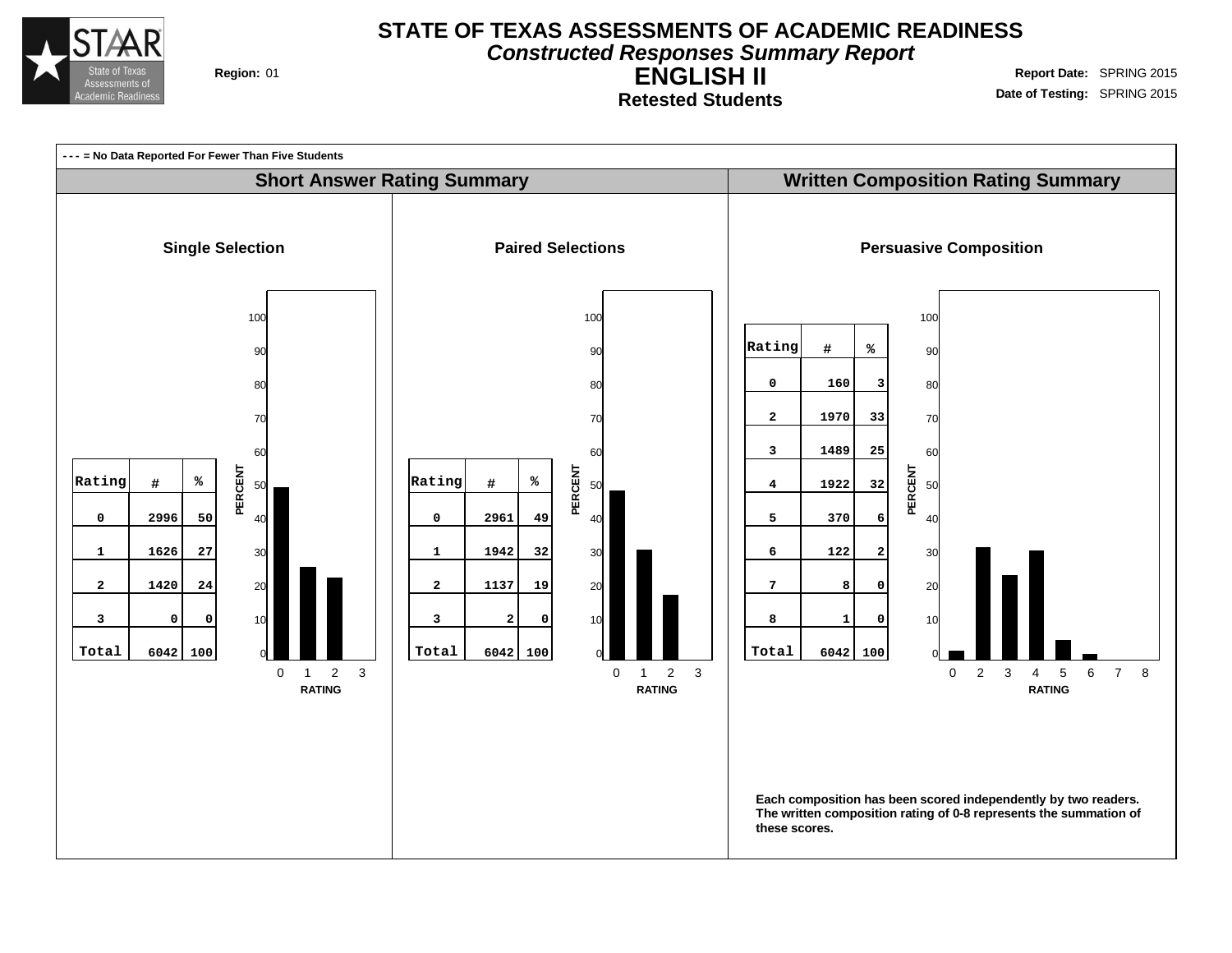# STATE OF TEXAS ASSESSMENTS OF ACADEMIC READINESS

## *Constructed Responses Summary Report*

## ENGLISH II

### Retested Students

**Region:** 01

**Report Date:** SPRING 2015

**Date of Testing:** SPRING 2015

**- - - = No Data Reported For Fewer Than Five Students**

## Short Answer Rating Summary

### Single Selection

| Rating | # | % |
|---|---|---|
| 0 | 2996 | 50 |
| 1 | 1626 | 27 |
| 2 | 1420 | 24 |
| 3 | 0 | 0 |
| Total | 6042 | 100 |

### Paired Selections

| Rating | # | % |
|---|---|---|
| 0 | 2961 | 49 |
| 1 | 1942 | 32 |
| 2 | 1137 | 19 |
| 3 | 2 | 0 |
| Total | 6042 | 100 |

## Written Composition Rating Summary

### Persuasive Composition

| Rating | # | % |
|---|---|---|
| 0 | 160 | 3 |
| 2 | 1970 | 33 |
| 3 | 1489 | 25 |
| 4 | 1922 | 32 |
| 5 | 370 | 6 |
| 6 | 122 | 2 |
| 7 | 8 | 0 |
| 8 | 1 | 0 |
| Total | 6042 | 100 |

**Each composition has been scored independently by two readers. The written composition rating of 0-8 represents the summation of these scores.**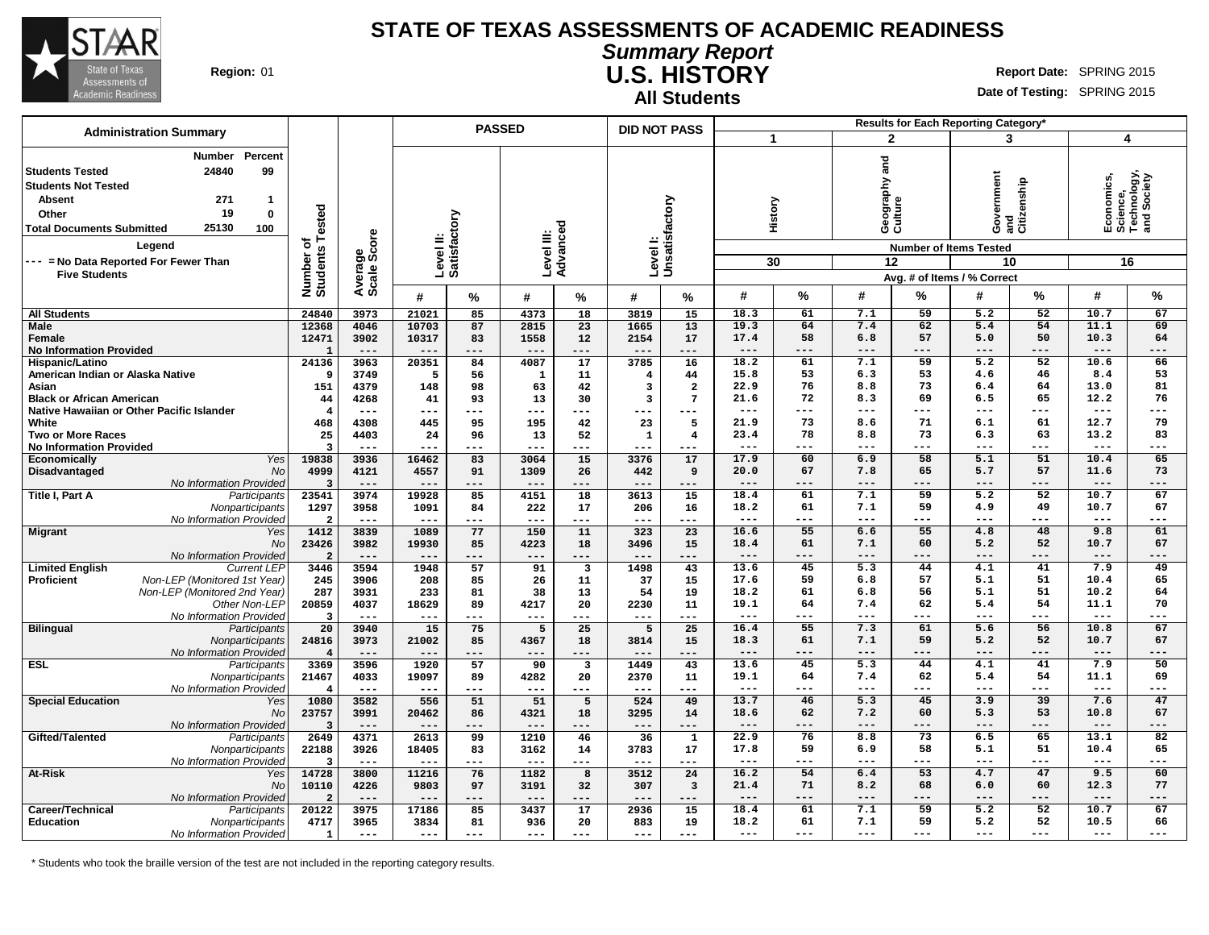# STATE OF TEXAS ASSESSMENTS OF ACADEMIC READINESS

## *Summary Report*

## U.S. HISTORY

### All Students

**Region:** 01

**Report Date:** SPRING 2015

**Date of Testing:** SPRING 2015

### Administration Summary

| | Number | Percent |
|---|---|---|
| **Students Tested** | 24840 | 99 |
| **Students Not Tested** | | |
| Absent | 271 | 1 |
| Other | 19 | 0 |
| **Total Documents Submitted** | 25130 | 100 |

**Legend**

--- = No Data Reported For Fewer Than Five Students

| | | Number of Students Tested | Average Scale Score | PASSED | | | | DID NOT PASS | | Results for Each Reporting Category* | | | | | | | |
|---|---|---|---|---|---|---|---|---|---|---|---|---|---|---|---|---|---|
| | | | | Level II: Satisfactory | | Level III: Advanced | | Level I: Unsatisfactory | | 1 History | | 2 Geography and Culture | | 3 Government and Citizenship | | 4 Economics, Science, Technology, and Society | |
| | | | | | | | | | | Number of Items Tested: 30 | | 12 | | 10 | | 16 | |
| | | | | | | | | | | Avg. # of Items / % Correct | | | | | | | |
| | | | | # | % | # | % | # | % | # | % | # | % | # | % | # | % |
| **All Students** | | 24840 | 3973 | 21021 | 85 | 4373 | 18 | 3819 | 15 | 18.3 | 61 | 7.1 | 59 | 5.2 | 52 | 10.7 | 67 |
| **Male** | | 12368 | 4046 | 10703 | 87 | 2815 | 23 | 1665 | 13 | 19.3 | 64 | 7.4 | 62 | 5.4 | 54 | 11.1 | 69 |
| **Female** | | 12471 | 3902 | 10317 | 83 | 1558 | 12 | 2154 | 17 | 17.4 | 58 | 6.8 | 57 | 5.0 | 50 | 10.3 | 64 |
| **No Information Provided** | | 1 | --- | --- | --- | --- | --- | --- | --- | --- | --- | --- | --- | --- | --- | --- | --- |
| **Hispanic/Latino** | | 24136 | 3963 | 20351 | 84 | 4087 | 17 | 3785 | 16 | 18.2 | 61 | 7.1 | 59 | 5.2 | 52 | 10.6 | 66 |
| **American Indian or Alaska Native** | | 9 | 3749 | 5 | 56 | 1 | 11 | 4 | 44 | 15.8 | 53 | 6.3 | 53 | 4.6 | 46 | 8.4 | 53 |
| **Asian** | | 151 | 4379 | 148 | 98 | 63 | 42 | 3 | 2 | 22.9 | 76 | 8.8 | 73 | 6.4 | 64 | 13.0 | 81 |
| **Black or African American** | | 44 | 4268 | 41 | 93 | 13 | 30 | 3 | 7 | 21.6 | 72 | 8.3 | 69 | 6.5 | 65 | 12.2 | 76 |
| **Native Hawaiian or Other Pacific Islander** | | 4 | --- | --- | --- | --- | --- | --- | --- | --- | --- | --- | --- | --- | --- | --- | --- |
| **White** | | 468 | 4308 | 445 | 95 | 195 | 42 | 23 | 5 | 21.9 | 73 | 8.6 | 71 | 6.1 | 61 | 12.7 | 79 |
| **Two or More Races** | | 25 | 4403 | 24 | 96 | 13 | 52 | 1 | 4 | 23.4 | 78 | 8.8 | 73 | 6.3 | 63 | 13.2 | 83 |
| **No Information Provided** | | 3 | --- | --- | --- | --- | --- | --- | --- | --- | --- | --- | --- | --- | --- | --- | --- |
| **Economically Disadvantaged** | *Yes* | 19838 | 3936 | 16462 | 83 | 3064 | 15 | 3376 | 17 | 17.9 | 60 | 6.9 | 58 | 5.1 | 51 | 10.4 | 65 |
| | *No* | 4999 | 4121 | 4557 | 91 | 1309 | 26 | 442 | 9 | 20.0 | 67 | 7.8 | 65 | 5.7 | 57 | 11.6 | 73 |
| | *No Information Provided* | 3 | --- | --- | --- | --- | --- | --- | --- | --- | --- | --- | --- | --- | --- | --- | --- |
| **Title I, Part A** | *Participants* | 23541 | 3974 | 19928 | 85 | 4151 | 18 | 3613 | 15 | 18.4 | 61 | 7.1 | 59 | 5.2 | 52 | 10.7 | 67 |
| | *Nonparticipants* | 1297 | 3958 | 1091 | 84 | 222 | 17 | 206 | 16 | 18.2 | 61 | 7.1 | 59 | 4.9 | 49 | 10.7 | 67 |
| | *No Information Provided* | 2 | --- | --- | --- | --- | --- | --- | --- | --- | --- | --- | --- | --- | --- | --- | --- |
| **Migrant** | *Yes* | 1412 | 3839 | 1089 | 77 | 150 | 11 | 323 | 23 | 16.6 | 55 | 6.6 | 55 | 4.8 | 48 | 9.8 | 61 |
| | *No* | 23426 | 3982 | 19930 | 85 | 4223 | 18 | 3496 | 15 | 18.4 | 61 | 7.1 | 60 | 5.2 | 52 | 10.7 | 67 |
| | *No Information Provided* | 2 | --- | --- | --- | --- | --- | --- | --- | --- | --- | --- | --- | --- | --- | --- | --- |
| **Limited English Proficient** | *Current LEP* | 3446 | 3594 | 1948 | 57 | 91 | 3 | 1498 | 43 | 13.6 | 45 | 5.3 | 44 | 4.1 | 41 | 7.9 | 49 |
| | *Non-LEP (Monitored 1st Year)* | 245 | 3906 | 208 | 85 | 26 | 11 | 37 | 15 | 17.6 | 59 | 6.8 | 57 | 5.1 | 51 | 10.4 | 65 |
| | *Non-LEP (Monitored 2nd Year)* | 287 | 3931 | 233 | 81 | 38 | 13 | 54 | 19 | 18.2 | 61 | 6.8 | 56 | 5.1 | 51 | 10.2 | 64 |
| | *Other Non-LEP* | 20859 | 4037 | 18629 | 89 | 4217 | 20 | 2230 | 11 | 19.1 | 64 | 7.4 | 62 | 5.4 | 54 | 11.1 | 70 |
| | *No Information Provided* | 3 | --- | --- | --- | --- | --- | --- | --- | --- | --- | --- | --- | --- | --- | --- | --- |
| **Bilingual** | *Participants* | 20 | 3940 | 15 | 75 | 5 | 25 | 5 | 25 | 16.4 | 55 | 7.3 | 61 | 5.6 | 56 | 10.8 | 67 |
| | *Nonparticipants* | 24816 | 3973 | 21002 | 85 | 4367 | 18 | 3814 | 15 | 18.3 | 61 | 7.1 | 59 | 5.2 | 52 | 10.7 | 67 |
| | *No Information Provided* | 4 | --- | --- | --- | --- | --- | --- | --- | --- | --- | --- | --- | --- | --- | --- | --- |
| **ESL** | *Participants* | 3369 | 3596 | 1920 | 57 | 90 | 3 | 1449 | 43 | 13.6 | 45 | 5.3 | 44 | 4.1 | 41 | 7.9 | 50 |
| | *Nonparticipants* | 21467 | 4033 | 19097 | 89 | 4282 | 20 | 2370 | 11 | 19.1 | 64 | 7.4 | 62 | 5.4 | 54 | 11.1 | 69 |
| | *No Information Provided* | 4 | --- | --- | --- | --- | --- | --- | --- | --- | --- | --- | --- | --- | --- | --- | --- |
| **Special Education** | *Yes* | 1080 | 3582 | 556 | 51 | 51 | 5 | 524 | 49 | 13.7 | 46 | 5.3 | 45 | 3.9 | 39 | 7.6 | 47 |
| | *No* | 23757 | 3991 | 20462 | 86 | 4321 | 18 | 3295 | 14 | 18.6 | 62 | 7.2 | 60 | 5.3 | 53 | 10.8 | 67 |
| | *No Information Provided* | 3 | --- | --- | --- | --- | --- | --- | --- | --- | --- | --- | --- | --- | --- | --- | --- |
| **Gifted/Talented** | *Participants* | 2649 | 4371 | 2613 | 99 | 1210 | 46 | 36 | 1 | 22.9 | 76 | 8.8 | 73 | 6.5 | 65 | 13.1 | 82 |
| | *Nonparticipants* | 22188 | 3926 | 18405 | 83 | 3162 | 14 | 3783 | 17 | 17.8 | 59 | 6.9 | 58 | 5.1 | 51 | 10.4 | 65 |
| | *No Information Provided* | 3 | --- | --- | --- | --- | --- | --- | --- | --- | --- | --- | --- | --- | --- | --- | --- |
| **At-Risk** | *Yes* | 14728 | 3800 | 11216 | 76 | 1182 | 8 | 3512 | 24 | 16.2 | 54 | 6.4 | 53 | 4.7 | 47 | 9.5 | 60 |
| | *No* | 10110 | 4226 | 9803 | 97 | 3191 | 32 | 307 | 3 | 21.4 | 71 | 8.2 | 68 | 6.0 | 60 | 12.3 | 77 |
| | *No Information Provided* | 2 | --- | --- | --- | --- | --- | --- | --- | --- | --- | --- | --- | --- | --- | --- | --- |
| **Career/Technical Education** | *Participants* | 20122 | 3975 | 17186 | 85 | 3437 | 17 | 2936 | 15 | 18.4 | 61 | 7.1 | 59 | 5.2 | 52 | 10.7 | 67 |
| | *Nonparticipants* | 4717 | 3965 | 3834 | 81 | 936 | 20 | 883 | 19 | 18.2 | 61 | 7.1 | 59 | 5.2 | 52 | 10.5 | 66 |
| | *No Information Provided* | 1 | --- | --- | --- | --- | --- | --- | --- | --- | --- | --- | --- | --- | --- | --- | --- |

\* Students who took the braille version of the test are not included in the reporting category results.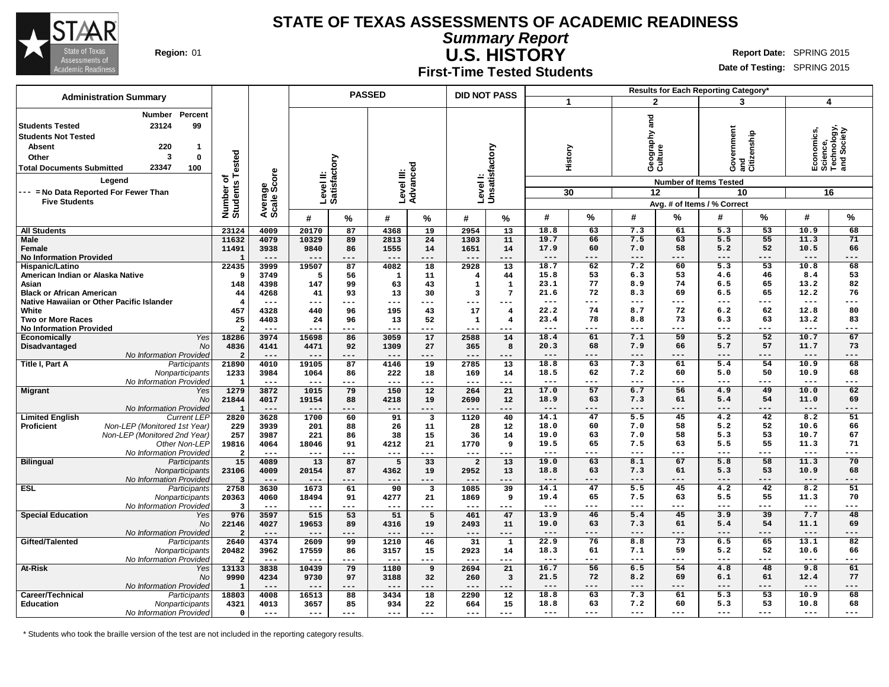# STATE OF TEXAS ASSESSMENTS OF ACADEMIC READINESS

## Summary Report

## U.S. HISTORY

### First-Time Tested Students

**Region:** 01

**Report Date:** SPRING 2015

**Date of Testing:** SPRING 2015

**Administration Summary**

| | Number | Percent |
|---|---|---|
| Students Tested | 23124 | 99 |
| Students Not Tested | | |
| Absent | 220 | 1 |
| Other | 3 | 0 |
| Total Documents Submitted | 23347 | 100 |

**Legend**

--- = No Data Reported For Fewer Than Five Students

| | | Number of Students Tested | Average Scale Score | PASSED | | | | DID NOT PASS | | Results for Each Reporting Category* | | | | | | | |
|---|---|---|---|---|---|---|---|---|---|---|---|---|---|---|---|---|---|
| | | | | Level II: Satisfactory | | Level III: Advanced | | Level I: Unsatisfactory | | 1 History | | 2 Geography and Culture | | 3 Government and Citizenship | | 4 Economics, Science, Technology, and Society | |
| | | | | | | | | | | Number of Items Tested: 30 | | 12 | | 10 | | 16 | |
| | | | | | | | | | | Avg. # of Items / % Correct | | | | | | | |
| | | | | # | % | # | % | # | % | # | % | # | % | # | % | # | % |
| All Students | | 23124 | 4009 | 20170 | 87 | 4368 | 19 | 2954 | 13 | 18.8 | 63 | 7.3 | 61 | 5.3 | 53 | 10.9 | 68 |
| Male | | 11632 | 4079 | 10329 | 89 | 2813 | 24 | 1303 | 11 | 19.7 | 66 | 7.5 | 63 | 5.5 | 55 | 11.3 | 71 |
| Female | | 11491 | 3938 | 9840 | 86 | 1555 | 14 | 1651 | 14 | 17.9 | 60 | 7.0 | 58 | 5.2 | 52 | 10.5 | 66 |
| No Information Provided | | 1 | --- | --- | --- | --- | --- | --- | --- | --- | --- | --- | --- | --- | --- | --- | --- |
| Hispanic/Latino | | 22435 | 3999 | 19507 | 87 | 4082 | 18 | 2928 | 13 | 18.7 | 62 | 7.2 | 60 | 5.3 | 53 | 10.8 | 68 |
| American Indian or Alaska Native | | 9 | 3749 | 5 | 56 | 1 | 11 | 4 | 44 | 15.8 | 53 | 6.3 | 53 | 4.6 | 46 | 8.4 | 53 |
| Asian | | 148 | 4398 | 147 | 99 | 63 | 43 | 1 | 1 | 23.1 | 77 | 8.9 | 74 | 6.5 | 65 | 13.2 | 82 |
| Black or African American | | 44 | 4268 | 41 | 93 | 13 | 30 | 3 | 7 | 21.6 | 72 | 8.3 | 69 | 6.5 | 65 | 12.2 | 76 |
| Native Hawaiian or Other Pacific Islander | | 4 | --- | --- | --- | --- | --- | --- | --- | --- | --- | --- | --- | --- | --- | --- | --- |
| White | | 457 | 4328 | 440 | 96 | 195 | 43 | 17 | 4 | 22.2 | 74 | 8.7 | 72 | 6.2 | 62 | 12.8 | 80 |
| Two or More Races | | 25 | 4403 | 24 | 96 | 13 | 52 | 1 | 4 | 23.4 | 78 | 8.8 | 73 | 6.3 | 63 | 13.2 | 83 |
| No Information Provided | | 2 | --- | --- | --- | --- | --- | --- | --- | --- | --- | --- | --- | --- | --- | --- | --- |
| Economically Disadvantaged | Yes | 18286 | 3974 | 15698 | 86 | 3059 | 17 | 2588 | 14 | 18.4 | 61 | 7.1 | 59 | 5.2 | 52 | 10.7 | 67 |
| | No | 4836 | 4141 | 4471 | 92 | 1309 | 27 | 365 | 8 | 20.3 | 68 | 7.9 | 66 | 5.7 | 57 | 11.7 | 73 |
| | No Information Provided | 2 | --- | --- | --- | --- | --- | --- | --- | --- | --- | --- | --- | --- | --- | --- | --- |
| Title I, Part A | Participants | 21890 | 4010 | 19105 | 87 | 4146 | 19 | 2785 | 13 | 18.8 | 63 | 7.3 | 61 | 5.4 | 54 | 10.9 | 68 |
| | Nonparticipants | 1233 | 3984 | 1064 | 86 | 222 | 18 | 169 | 14 | 18.5 | 62 | 7.2 | 60 | 5.0 | 50 | 10.9 | 68 |
| | No Information Provided | 1 | --- | --- | --- | --- | --- | --- | --- | --- | --- | --- | --- | --- | --- | --- | --- |
| Migrant | Yes | 1279 | 3872 | 1015 | 79 | 150 | 12 | 264 | 21 | 17.0 | 57 | 6.7 | 56 | 4.9 | 49 | 10.0 | 62 |
| | No | 21844 | 4017 | 19154 | 88 | 4218 | 19 | 2690 | 12 | 18.9 | 63 | 7.3 | 61 | 5.4 | 54 | 11.0 | 69 |
| | No Information Provided | 1 | --- | --- | --- | --- | --- | --- | --- | --- | --- | --- | --- | --- | --- | --- | --- |
| Limited English Proficient | Current LEP | 2820 | 3628 | 1700 | 60 | 91 | 3 | 1120 | 40 | 14.1 | 47 | 5.5 | 45 | 4.2 | 42 | 8.2 | 51 |
| | Non-LEP (Monitored 1st Year) | 229 | 3939 | 201 | 88 | 26 | 11 | 28 | 12 | 18.0 | 60 | 7.0 | 58 | 5.2 | 52 | 10.6 | 66 |
| | Non-LEP (Monitored 2nd Year) | 257 | 3987 | 221 | 86 | 38 | 15 | 36 | 14 | 19.0 | 63 | 7.0 | 58 | 5.3 | 53 | 10.7 | 67 |
| | Other Non-LEP | 19816 | 4064 | 18046 | 91 | 4212 | 21 | 1770 | 9 | 19.5 | 65 | 7.5 | 63 | 5.5 | 55 | 11.3 | 71 |
| | No Information Provided | 2 | --- | --- | --- | --- | --- | --- | --- | --- | --- | --- | --- | --- | --- | --- | --- |
| Bilingual | Participants | 15 | 4089 | 13 | 87 | 5 | 33 | 2 | 13 | 19.0 | 63 | 8.1 | 67 | 5.8 | 58 | 11.3 | 70 |
| | Nonparticipants | 23106 | 4009 | 20154 | 87 | 4362 | 19 | 2952 | 13 | 18.8 | 63 | 7.3 | 61 | 5.3 | 53 | 10.9 | 68 |
| | No Information Provided | 3 | --- | --- | --- | --- | --- | --- | --- | --- | --- | --- | --- | --- | --- | --- | --- |
| ESL | Participants | 2758 | 3630 | 1673 | 61 | 90 | 3 | 1085 | 39 | 14.1 | 47 | 5.5 | 45 | 4.2 | 42 | 8.2 | 51 |
| | Nonparticipants | 20363 | 4060 | 18494 | 91 | 4277 | 21 | 1869 | 9 | 19.4 | 65 | 7.5 | 63 | 5.5 | 55 | 11.3 | 70 |
| | No Information Provided | 3 | --- | --- | --- | --- | --- | --- | --- | --- | --- | --- | --- | --- | --- | --- | --- |
| Special Education | Yes | 976 | 3597 | 515 | 53 | 51 | 5 | 461 | 47 | 13.9 | 46 | 5.4 | 45 | 3.9 | 39 | 7.7 | 48 |
| | No | 22146 | 4027 | 19653 | 89 | 4316 | 19 | 2493 | 11 | 19.0 | 63 | 7.3 | 61 | 5.4 | 54 | 11.1 | 69 |
| | No Information Provided | 2 | --- | --- | --- | --- | --- | --- | --- | --- | --- | --- | --- | --- | --- | --- | --- |
| Gifted/Talented | Participants | 2640 | 4374 | 2609 | 99 | 1210 | 46 | 31 | 1 | 22.9 | 76 | 8.8 | 73 | 6.5 | 65 | 13.1 | 82 |
| | Nonparticipants | 20482 | 3962 | 17559 | 86 | 3157 | 15 | 2923 | 14 | 18.3 | 61 | 7.1 | 59 | 5.2 | 52 | 10.6 | 66 |
| | No Information Provided | 2 | --- | --- | --- | --- | --- | --- | --- | --- | --- | --- | --- | --- | --- | --- | --- |
| At-Risk | Yes | 13133 | 3838 | 10439 | 79 | 1180 | 9 | 2694 | 21 | 16.7 | 56 | 6.5 | 54 | 4.8 | 48 | 9.8 | 61 |
| | No | 9990 | 4234 | 9730 | 97 | 3188 | 32 | 260 | 3 | 21.5 | 72 | 8.2 | 69 | 6.1 | 61 | 12.4 | 77 |
| | No Information Provided | 1 | --- | --- | --- | --- | --- | --- | --- | --- | --- | --- | --- | --- | --- | --- | --- |
| Career/Technical Education | Participants | 18803 | 4008 | 16513 | 88 | 3434 | 18 | 2290 | 12 | 18.8 | 63 | 7.3 | 61 | 5.3 | 53 | 10.9 | 68 |
| | Nonparticipants | 4321 | 4013 | 3657 | 85 | 934 | 22 | 664 | 15 | 18.8 | 63 | 7.2 | 60 | 5.3 | 53 | 10.8 | 68 |
| | No Information Provided | 0 | --- | --- | --- | --- | --- | --- | --- | --- | --- | --- | --- | --- | --- | --- | --- |

\* Students who took the braille version of the test are not included in the reporting category results.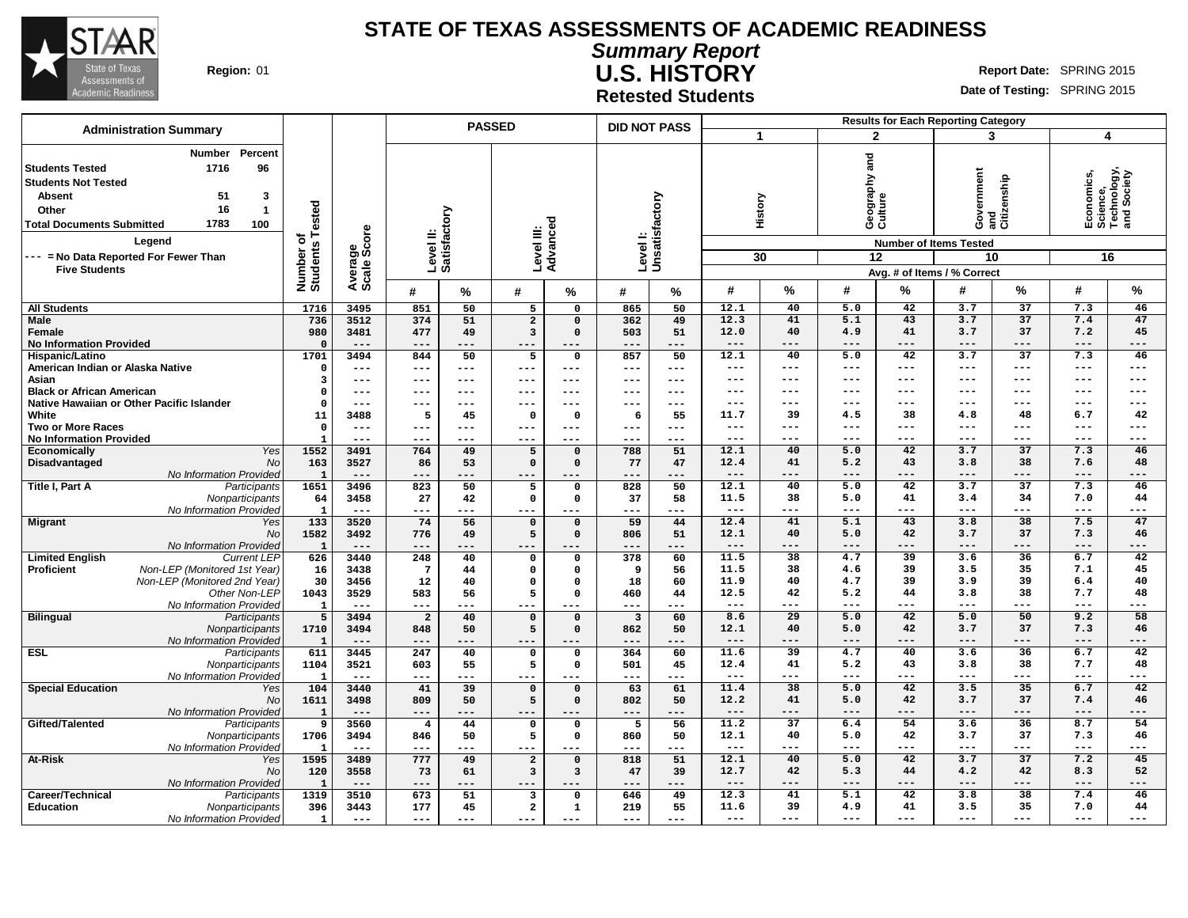# STATE OF TEXAS ASSESSMENTS OF ACADEMIC READINESS

## Summary Report

## U.S. HISTORY

### Retested Students

**Region:** 01

**Report Date:** SPRING 2015

**Date of Testing:** SPRING 2015

**Administration Summary**

| | Number | Percent |
|---|---|---|
| Students Tested | 1716 | 96 |
| Students Not Tested | | |
| Absent | 51 | 3 |
| Other | 16 | 1 |
| Total Documents Submitted | 1783 | 100 |

**Legend**

--- = No Data Reported For Fewer Than Five Students

Results for Each Reporting Category: 1 = History (Number of Items Tested: 30); 2 = Geography and Culture (12); 3 = Government and Citizenship (10); 4 = Economics, Science, Technology, and Society (16). Avg. # of Items / % Correct.

| Group | | Number of Students Tested | Average Scale Score | PASSED Level II: Satisfactory # | PASSED Level II: Satisfactory % | PASSED Level III: Advanced # | PASSED Level III: Advanced % | DID NOT PASS Level I: Unsatisfactory # | DID NOT PASS Level I: Unsatisfactory % | 1 History # | 1 History % | 2 Geography and Culture # | 2 Geography and Culture % | 3 Government and Citizenship # | 3 Government and Citizenship % | 4 Economics, Science, Technology, and Society # | 4 Economics, Science, Technology, and Society % |
|---|---|---|---|---|---|---|---|---|---|---|---|---|---|---|---|---|---|
| All Students | | 1716 | 3495 | 851 | 50 | 5 | 0 | 865 | 50 | 12.1 | 40 | 5.0 | 42 | 3.7 | 37 | 7.3 | 46 |
| Male | | 736 | 3512 | 374 | 51 | 2 | 0 | 362 | 49 | 12.3 | 41 | 5.1 | 43 | 3.7 | 37 | 7.4 | 47 |
| Female | | 980 | 3481 | 477 | 49 | 3 | 0 | 503 | 51 | 12.0 | 40 | 4.9 | 41 | 3.7 | 37 | 7.2 | 45 |
| No Information Provided | | 0 | --- | --- | --- | --- | --- | --- | --- | --- | --- | --- | --- | --- | --- | --- | --- |
| Hispanic/Latino | | 1701 | 3494 | 844 | 50 | 5 | 0 | 857 | 50 | 12.1 | 40 | 5.0 | 42 | 3.7 | 37 | 7.3 | 46 |
| American Indian or Alaska Native | | 0 | --- | --- | --- | --- | --- | --- | --- | --- | --- | --- | --- | --- | --- | --- | --- |
| Asian | | 3 | --- | --- | --- | --- | --- | --- | --- | --- | --- | --- | --- | --- | --- | --- | --- |
| Black or African American | | 0 | --- | --- | --- | --- | --- | --- | --- | --- | --- | --- | --- | --- | --- | --- | --- |
| Native Hawaiian or Other Pacific Islander | | 0 | --- | --- | --- | --- | --- | --- | --- | --- | --- | --- | --- | --- | --- | --- | --- |
| White | | 11 | 3488 | 5 | 45 | 0 | 0 | 6 | 55 | 11.7 | 39 | 4.5 | 38 | 4.8 | 48 | 6.7 | 42 |
| Two or More Races | | 0 | --- | --- | --- | --- | --- | --- | --- | --- | --- | --- | --- | --- | --- | --- | --- |
| No Information Provided | | 1 | --- | --- | --- | --- | --- | --- | --- | --- | --- | --- | --- | --- | --- | --- | --- |
| Economically Disadvantaged | Yes | 1552 | 3491 | 764 | 49 | 5 | 0 | 788 | 51 | 12.1 | 40 | 5.0 | 42 | 3.7 | 37 | 7.3 | 46 |
| | No | 163 | 3527 | 86 | 53 | 0 | 0 | 77 | 47 | 12.4 | 41 | 5.2 | 43 | 3.8 | 38 | 7.6 | 48 |
| | No Information Provided | 1 | --- | --- | --- | --- | --- | --- | --- | --- | --- | --- | --- | --- | --- | --- | --- |
| Title I, Part A | Participants | 1651 | 3496 | 823 | 50 | 5 | 0 | 828 | 50 | 12.1 | 40 | 5.0 | 42 | 3.7 | 37 | 7.3 | 46 |
| | Nonparticipants | 64 | 3458 | 27 | 42 | 0 | 0 | 37 | 58 | 11.5 | 38 | 5.0 | 41 | 3.4 | 34 | 7.0 | 44 |
| | No Information Provided | 1 | --- | --- | --- | --- | --- | --- | --- | --- | --- | --- | --- | --- | --- | --- | --- |
| Migrant | Yes | 133 | 3520 | 74 | 56 | 0 | 0 | 59 | 44 | 12.4 | 41 | 5.1 | 43 | 3.8 | 38 | 7.5 | 47 |
| | No | 1582 | 3492 | 776 | 49 | 5 | 0 | 806 | 51 | 12.1 | 40 | 5.0 | 42 | 3.7 | 37 | 7.3 | 46 |
| | No Information Provided | 1 | --- | --- | --- | --- | --- | --- | --- | --- | --- | --- | --- | --- | --- | --- | --- |
| Limited English Proficient | Current LEP | 626 | 3440 | 248 | 40 | 0 | 0 | 378 | 60 | 11.5 | 38 | 4.7 | 39 | 3.6 | 36 | 6.7 | 42 |
| | Non-LEP (Monitored 1st Year) | 16 | 3438 | 7 | 44 | 0 | 0 | 9 | 56 | 11.5 | 38 | 4.6 | 39 | 3.5 | 35 | 7.1 | 45 |
| | Non-LEP (Monitored 2nd Year) | 30 | 3456 | 12 | 40 | 0 | 0 | 18 | 60 | 11.9 | 40 | 4.7 | 39 | 3.9 | 39 | 6.4 | 40 |
| | Other Non-LEP | 1043 | 3529 | 583 | 56 | 5 | 0 | 460 | 44 | 12.5 | 42 | 5.2 | 44 | 3.8 | 38 | 7.7 | 48 |
| | No Information Provided | 1 | --- | --- | --- | --- | --- | --- | --- | --- | --- | --- | --- | --- | --- | --- | --- |
| Bilingual | Participants | 5 | 3494 | 2 | 40 | 0 | 0 | 3 | 60 | 8.6 | 29 | 5.0 | 42 | 5.0 | 50 | 9.2 | 58 |
| | Nonparticipants | 1710 | 3494 | 848 | 50 | 5 | 0 | 862 | 50 | 12.1 | 40 | 5.0 | 42 | 3.7 | 37 | 7.3 | 46 |
| | No Information Provided | 1 | --- | --- | --- | --- | --- | --- | --- | --- | --- | --- | --- | --- | --- | --- | --- |
| ESL | Participants | 611 | 3445 | 247 | 40 | 0 | 0 | 364 | 60 | 11.6 | 39 | 4.7 | 40 | 3.6 | 36 | 6.7 | 42 |
| | Nonparticipants | 1104 | 3521 | 603 | 55 | 5 | 0 | 501 | 45 | 12.4 | 41 | 5.2 | 43 | 3.8 | 38 | 7.7 | 48 |
| | No Information Provided | 1 | --- | --- | --- | --- | --- | --- | --- | --- | --- | --- | --- | --- | --- | --- | --- |
| Special Education | Yes | 104 | 3440 | 41 | 39 | 0 | 0 | 63 | 61 | 11.4 | 38 | 5.0 | 42 | 3.5 | 35 | 6.7 | 42 |
| | No | 1611 | 3498 | 809 | 50 | 5 | 0 | 802 | 50 | 12.2 | 41 | 5.0 | 42 | 3.7 | 37 | 7.4 | 46 |
| | No Information Provided | 1 | --- | --- | --- | --- | --- | --- | --- | --- | --- | --- | --- | --- | --- | --- | --- |
| Gifted/Talented | Participants | 9 | 3560 | 4 | 44 | 0 | 0 | 5 | 56 | 11.2 | 37 | 6.4 | 54 | 3.6 | 36 | 8.7 | 54 |
| | Nonparticipants | 1706 | 3494 | 846 | 50 | 5 | 0 | 860 | 50 | 12.1 | 40 | 5.0 | 42 | 3.7 | 37 | 7.3 | 46 |
| | No Information Provided | 1 | --- | --- | --- | --- | --- | --- | --- | --- | --- | --- | --- | --- | --- | --- | --- |
| At-Risk | Yes | 1595 | 3489 | 777 | 49 | 2 | 0 | 818 | 51 | 12.1 | 40 | 5.0 | 42 | 3.7 | 37 | 7.2 | 45 |
| | No | 120 | 3558 | 73 | 61 | 3 | 3 | 47 | 39 | 12.7 | 42 | 5.3 | 44 | 4.2 | 42 | 8.3 | 52 |
| | No Information Provided | 1 | --- | --- | --- | --- | --- | --- | --- | --- | --- | --- | --- | --- | --- | --- | --- |
| Career/Technical Education | Participants | 1319 | 3510 | 673 | 51 | 3 | 0 | 646 | 49 | 12.3 | 41 | 5.1 | 42 | 3.8 | 38 | 7.4 | 46 |
| | Nonparticipants | 396 | 3443 | 177 | 45 | 2 | 1 | 219 | 55 | 11.6 | 39 | 4.9 | 41 | 3.5 | 35 | 7.0 | 44 |
| | No Information Provided | 1 | --- | --- | --- | --- | --- | --- | --- | --- | --- | --- | --- | --- | --- | --- | --- |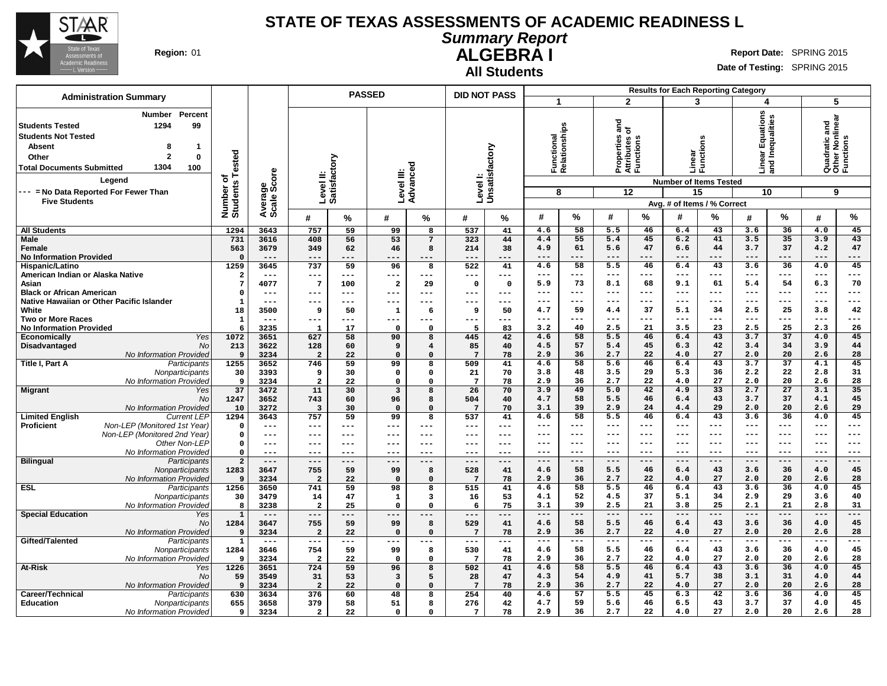# STATE OF TEXAS ASSESSMENTS OF ACADEMIC READINESS L

## *Summary Report*

## ALGEBRA I

### All Students

**Region:** 01

**Report Date:** SPRING 2015

**Date of Testing:** SPRING 2015

**Administration Summary**

| | Number | Percent |
|---|---|---|
| Students Tested | 1294 | 99 |
| Students Not Tested | | |
| Absent | 8 | 1 |
| Other | 2 | 0 |
| Total Documents Submitted | 1304 | 100 |

**Legend**

--- = No Data Reported For Fewer Than Five Students

| Group | | Number of Students Tested | Average Scale Score | PASSED Level II: Satisfactory # | PASSED Level II: Satisfactory % | PASSED Level III: Advanced # | PASSED Level III: Advanced % | DID NOT PASS Level I: Unsatisfactory # | DID NOT PASS Level I: Unsatisfactory % | 1 Functional Relationships (8 items) # | 1 % | 2 Properties and Attributes of Functions (12 items) # | 2 % | 3 Linear Functions (15 items) # | 3 % | 4 Linear Equations and Inequalities (10 items) # | 4 % | 5 Quadratic and Other Nonlinear Functions (9 items) # | 5 % |
|---|---|---|---|---|---|---|---|---|---|---|---|---|---|---|---|---|---|---|---|
| All Students | | 1294 | 3643 | 757 | 59 | 99 | 8 | 537 | 41 | 4.6 | 58 | 5.5 | 46 | 6.4 | 43 | 3.6 | 36 | 4.0 | 45 |
| Male | | 731 | 3616 | 408 | 56 | 53 | 7 | 323 | 44 | 4.4 | 55 | 5.4 | 45 | 6.2 | 41 | 3.5 | 35 | 3.9 | 43 |
| Female | | 563 | 3679 | 349 | 62 | 46 | 8 | 214 | 38 | 4.9 | 61 | 5.6 | 47 | 6.6 | 44 | 3.7 | 37 | 4.2 | 47 |
| No Information Provided | | 0 | --- | --- | --- | --- | --- | --- | --- | --- | --- | --- | --- | --- | --- | --- | --- | --- | --- |
| Hispanic/Latino | | 1259 | 3645 | 737 | 59 | 96 | 8 | 522 | 41 | 4.6 | 58 | 5.5 | 46 | 6.4 | 43 | 3.6 | 36 | 4.0 | 45 |
| American Indian or Alaska Native | | 2 | --- | --- | --- | --- | --- | --- | --- | --- | --- | --- | --- | --- | --- | --- | --- | --- | --- |
| Asian | | 7 | 4077 | 7 | 100 | 2 | 29 | 0 | 0 | 5.9 | 73 | 8.1 | 68 | 9.1 | 61 | 5.4 | 54 | 6.3 | 70 |
| Black or African American | | 0 | --- | --- | --- | --- | --- | --- | --- | --- | --- | --- | --- | --- | --- | --- | --- | --- | --- |
| Native Hawaiian or Other Pacific Islander | | 1 | --- | --- | --- | --- | --- | --- | --- | --- | --- | --- | --- | --- | --- | --- | --- | --- | --- |
| White | | 18 | 3500 | 9 | 50 | 1 | 6 | 9 | 50 | 4.7 | 59 | 4.4 | 37 | 5.1 | 34 | 2.5 | 25 | 3.8 | 42 |
| Two or More Races | | 1 | --- | --- | --- | --- | --- | --- | --- | --- | --- | --- | --- | --- | --- | --- | --- | --- | --- |
| No Information Provided | | 6 | 3235 | 1 | 17 | 0 | 0 | 5 | 83 | 3.2 | 40 | 2.5 | 21 | 3.5 | 23 | 2.5 | 25 | 2.3 | 26 |
| Economically Disadvantaged | *Yes* | 1072 | 3651 | 627 | 58 | 90 | 8 | 445 | 42 | 4.6 | 58 | 5.5 | 46 | 6.4 | 43 | 3.7 | 37 | 4.0 | 45 |
| | *No* | 213 | 3622 | 128 | 60 | 9 | 4 | 85 | 40 | 4.5 | 57 | 5.4 | 45 | 6.3 | 42 | 3.4 | 34 | 3.9 | 44 |
| | *No Information Provided* | 9 | 3234 | 2 | 22 | 0 | 0 | 7 | 78 | 2.9 | 36 | 2.7 | 22 | 4.0 | 27 | 2.0 | 20 | 2.6 | 28 |
| Title I, Part A | *Participants* | 1255 | 3652 | 746 | 59 | 99 | 8 | 509 | 41 | 4.6 | 58 | 5.6 | 46 | 6.4 | 43 | 3.7 | 37 | 4.1 | 45 |
| | *Nonparticipants* | 30 | 3393 | 9 | 30 | 0 | 0 | 21 | 70 | 3.8 | 48 | 3.5 | 29 | 5.3 | 36 | 2.2 | 22 | 2.8 | 31 |
| | *No Information Provided* | 9 | 3234 | 2 | 22 | 0 | 0 | 7 | 78 | 2.9 | 36 | 2.7 | 22 | 4.0 | 27 | 2.0 | 20 | 2.6 | 28 |
| Migrant | *Yes* | 37 | 3472 | 11 | 30 | 3 | 8 | 26 | 70 | 3.9 | 49 | 5.0 | 42 | 4.9 | 33 | 2.7 | 27 | 3.1 | 35 |
| | *No* | 1247 | 3652 | 743 | 60 | 96 | 8 | 504 | 40 | 4.7 | 58 | 5.5 | 46 | 6.4 | 43 | 3.7 | 37 | 4.1 | 45 |
| | *No Information Provided* | 10 | 3272 | 3 | 30 | 0 | 0 | 7 | 70 | 3.1 | 39 | 2.9 | 24 | 4.4 | 29 | 2.0 | 20 | 2.6 | 29 |
| Limited English Proficient | *Current LEP* | 1294 | 3643 | 757 | 59 | 99 | 8 | 537 | 41 | 4.6 | 58 | 5.5 | 46 | 6.4 | 43 | 3.6 | 36 | 4.0 | 45 |
| | *Non-LEP (Monitored 1st Year)* | 0 | --- | --- | --- | --- | --- | --- | --- | --- | --- | --- | --- | --- | --- | --- | --- | --- | --- |
| | *Non-LEP (Monitored 2nd Year)* | 0 | --- | --- | --- | --- | --- | --- | --- | --- | --- | --- | --- | --- | --- | --- | --- | --- | --- |
| | *Other Non-LEP* | 0 | --- | --- | --- | --- | --- | --- | --- | --- | --- | --- | --- | --- | --- | --- | --- | --- | --- |
| | *No Information Provided* | 0 | --- | --- | --- | --- | --- | --- | --- | --- | --- | --- | --- | --- | --- | --- | --- | --- | --- |
| Bilingual | *Participants* | 2 | --- | --- | --- | --- | --- | --- | --- | --- | --- | --- | --- | --- | --- | --- | --- | --- | --- |
| | *Nonparticipants* | 1283 | 3647 | 755 | 59 | 99 | 8 | 528 | 41 | 4.6 | 58 | 5.5 | 46 | 6.4 | 43 | 3.6 | 36 | 4.0 | 45 |
| | *No Information Provided* | 9 | 3234 | 2 | 22 | 0 | 0 | 7 | 78 | 2.9 | 36 | 2.7 | 22 | 4.0 | 27 | 2.0 | 20 | 2.6 | 28 |
| ESL | *Participants* | 1256 | 3650 | 741 | 59 | 98 | 8 | 515 | 41 | 4.6 | 58 | 5.5 | 46 | 6.4 | 43 | 3.6 | 36 | 4.0 | 45 |
| | *Nonparticipants* | 30 | 3479 | 14 | 47 | 1 | 3 | 16 | 53 | 4.1 | 52 | 4.5 | 37 | 5.1 | 34 | 2.9 | 29 | 3.6 | 40 |
| | *No Information Provided* | 8 | 3238 | 2 | 25 | 0 | 0 | 6 | 75 | 3.1 | 39 | 2.5 | 21 | 3.8 | 25 | 2.1 | 21 | 2.8 | 31 |
| Special Education | *Yes* | 1 | --- | --- | --- | --- | --- | --- | --- | --- | --- | --- | --- | --- | --- | --- | --- | --- | --- |
| | *No* | 1284 | 3647 | 755 | 59 | 99 | 8 | 529 | 41 | 4.6 | 58 | 5.5 | 46 | 6.4 | 43 | 3.6 | 36 | 4.0 | 45 |
| | *No Information Provided* | 9 | 3234 | 2 | 22 | 0 | 0 | 7 | 78 | 2.9 | 36 | 2.7 | 22 | 4.0 | 27 | 2.0 | 20 | 2.6 | 28 |
| Gifted/Talented | *Participants* | 1 | --- | --- | --- | --- | --- | --- | --- | --- | --- | --- | --- | --- | --- | --- | --- | --- | --- |
| | *Nonparticipants* | 1284 | 3646 | 754 | 59 | 99 | 8 | 530 | 41 | 4.6 | 58 | 5.5 | 46 | 6.4 | 43 | 3.6 | 36 | 4.0 | 45 |
| | *No Information Provided* | 9 | 3234 | 2 | 22 | 0 | 0 | 7 | 78 | 2.9 | 36 | 2.7 | 22 | 4.0 | 27 | 2.0 | 20 | 2.6 | 28 |
| At-Risk | *Yes* | 1226 | 3651 | 724 | 59 | 96 | 8 | 502 | 41 | 4.6 | 58 | 5.5 | 46 | 6.4 | 43 | 3.6 | 36 | 4.0 | 45 |
| | *No* | 59 | 3549 | 31 | 53 | 3 | 5 | 28 | 47 | 4.3 | 54 | 4.9 | 41 | 5.7 | 38 | 3.1 | 31 | 4.0 | 44 |
| | *No Information Provided* | 9 | 3234 | 2 | 22 | 0 | 0 | 7 | 78 | 2.9 | 36 | 2.7 | 22 | 4.0 | 27 | 2.0 | 20 | 2.6 | 28 |
| Career/Technical Education | *Participants* | 630 | 3634 | 376 | 60 | 48 | 8 | 254 | 40 | 4.6 | 57 | 5.5 | 45 | 6.3 | 42 | 3.6 | 36 | 4.0 | 45 |
| | *Nonparticipants* | 655 | 3658 | 379 | 58 | 51 | 8 | 276 | 42 | 4.7 | 59 | 5.6 | 46 | 6.5 | 43 | 3.7 | 37 | 4.0 | 45 |
| | *No Information Provided* | 9 | 3234 | 2 | 22 | 0 | 0 | 7 | 78 | 2.9 | 36 | 2.7 | 22 | 4.0 | 27 | 2.0 | 20 | 2.6 | 28 |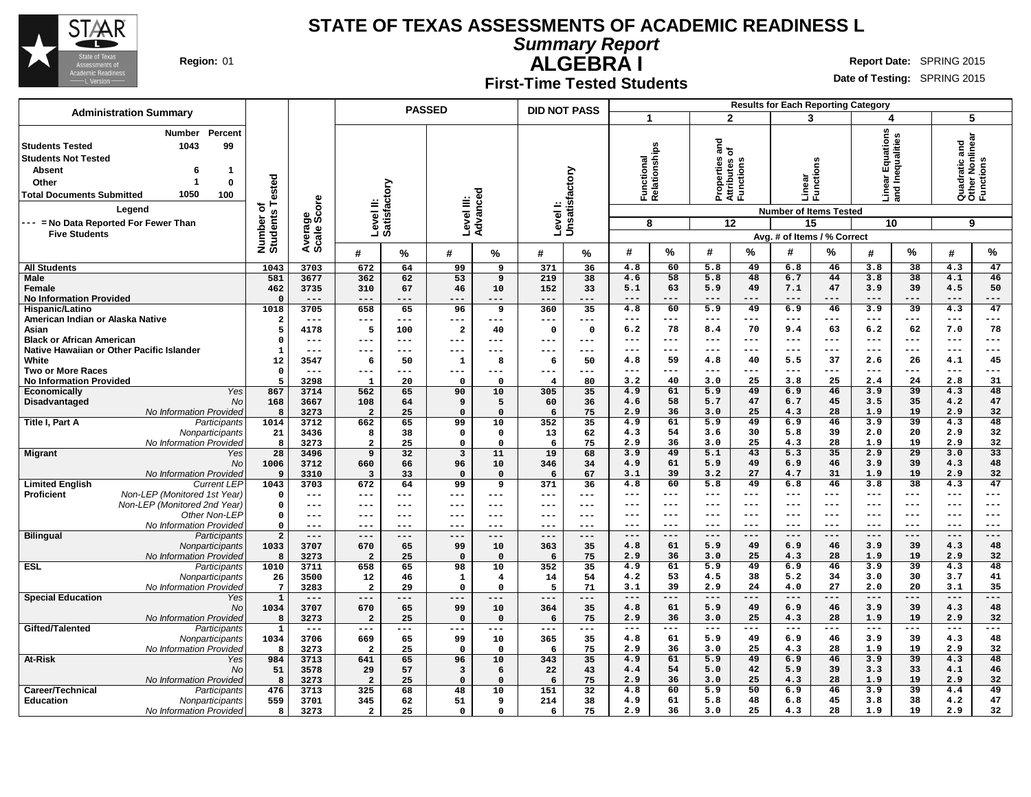# STATE OF TEXAS ASSESSMENTS OF ACADEMIC READINESS L

## Summary Report

## ALGEBRA I

## First-Time Tested Students

**Region:** 01

**Report Date:** SPRING 2015

**Date of Testing:** SPRING 2015

### Administration Summary

| | Number | Percent |
|---|---|---|
| Students Tested | 1043 | 99 |
| Students Not Tested | | |
| Absent | 6 | 1 |
| Other | 1 | 0 |
| Total Documents Submitted | 1050 | 100 |

Legend

--- = No Data Reported For Fewer Than Five Students

| | | Number of Students Tested | Average Scale Score | PASSED: Level II: Satisfactory # | PASSED: Level II: Satisfactory % | PASSED: Level III: Advanced # | PASSED: Level III: Advanced % | DID NOT PASS: Level I: Unsatisfactory # | DID NOT PASS: Level I: Unsatisfactory % | 1 Functional Relationships (8 items) # | 1 % | 2 Properties and Attributes of Functions (12 items) # | 2 % | 3 Linear Functions (15 items) # | 3 % | 4 Linear Equations and Inequalities (10 items) # | 4 % | 5 Quadratic and Other Nonlinear Functions (9 items) # | 5 % |
|---|---|---|---|---|---|---|---|---|---|---|---|---|---|---|---|---|---|---|---|
| All Students | | 1043 | 3703 | 672 | 64 | 99 | 9 | 371 | 36 | 4.8 | 60 | 5.8 | 49 | 6.8 | 46 | 3.8 | 38 | 4.3 | 47 |
| Male | | 581 | 3677 | 362 | 62 | 53 | 9 | 219 | 38 | 4.6 | 58 | 5.8 | 48 | 6.7 | 44 | 3.8 | 38 | 4.1 | 46 |
| Female | | 462 | 3735 | 310 | 67 | 46 | 10 | 152 | 33 | 5.1 | 63 | 5.9 | 49 | 7.1 | 47 | 3.9 | 39 | 4.5 | 50 |
| No Information Provided | | 0 | --- | --- | --- | --- | --- | --- | --- | --- | --- | --- | --- | --- | --- | --- | --- | --- | --- |
| Hispanic/Latino | | 1018 | 3705 | 658 | 65 | 96 | 9 | 360 | 35 | 4.8 | 60 | 5.9 | 49 | 6.9 | 46 | 3.9 | 39 | 4.3 | 47 |
| American Indian or Alaska Native | | 2 | --- | --- | --- | --- | --- | --- | --- | --- | --- | --- | --- | --- | --- | --- | --- | --- | --- |
| Asian | | 5 | 4178 | 5 | 100 | 2 | 40 | 0 | 0 | 6.2 | 78 | 8.4 | 70 | 9.4 | 63 | 6.2 | 62 | 7.0 | 78 |
| Black or African American | | 0 | --- | --- | --- | --- | --- | --- | --- | --- | --- | --- | --- | --- | --- | --- | --- | --- | --- |
| Native Hawaiian or Other Pacific Islander | | 1 | --- | --- | --- | --- | --- | --- | --- | --- | --- | --- | --- | --- | --- | --- | --- | --- | --- |
| White | | 12 | 3547 | 6 | 50 | 1 | 8 | 6 | 50 | 4.8 | 59 | 4.8 | 40 | 5.5 | 37 | 2.6 | 26 | 4.1 | 45 |
| Two or More Races | | 0 | --- | --- | --- | --- | --- | --- | --- | --- | --- | --- | --- | --- | --- | --- | --- | --- | --- |
| No Information Provided | | 5 | 3298 | 1 | 20 | 0 | 0 | 4 | 80 | 3.2 | 40 | 3.0 | 25 | 3.8 | 25 | 2.4 | 24 | 2.8 | 31 |
| Economically Disadvantaged | Yes | 867 | 3714 | 562 | 65 | 90 | 10 | 305 | 35 | 4.9 | 61 | 5.9 | 49 | 6.9 | 46 | 3.9 | 39 | 4.3 | 48 |
| | No | 168 | 3667 | 108 | 64 | 9 | 5 | 60 | 36 | 4.6 | 58 | 5.7 | 47 | 6.7 | 45 | 3.5 | 35 | 4.2 | 47 |
| | No Information Provided | 8 | 3273 | 2 | 25 | 0 | 0 | 6 | 75 | 2.9 | 36 | 3.0 | 25 | 4.3 | 28 | 1.9 | 19 | 2.9 | 32 |
| Title I, Part A | Participants | 1014 | 3712 | 662 | 65 | 99 | 10 | 352 | 35 | 4.9 | 61 | 5.9 | 49 | 6.9 | 46 | 3.9 | 39 | 4.3 | 48 |
| | Nonparticipants | 21 | 3436 | 8 | 38 | 0 | 0 | 13 | 62 | 4.3 | 54 | 3.6 | 30 | 5.8 | 39 | 2.0 | 20 | 2.9 | 32 |
| | No Information Provided | 8 | 3273 | 2 | 25 | 0 | 0 | 6 | 75 | 2.9 | 36 | 3.0 | 25 | 4.3 | 28 | 1.9 | 19 | 2.9 | 32 |
| Migrant | Yes | 28 | 3496 | 9 | 32 | 3 | 11 | 19 | 68 | 3.9 | 49 | 5.1 | 43 | 5.3 | 35 | 2.9 | 29 | 3.0 | 33 |
| | No | 1006 | 3712 | 660 | 66 | 96 | 10 | 346 | 34 | 4.9 | 61 | 5.9 | 49 | 6.9 | 46 | 3.9 | 39 | 4.3 | 48 |
| | No Information Provided | 9 | 3310 | 3 | 33 | 0 | 0 | 6 | 67 | 3.1 | 39 | 3.2 | 27 | 4.7 | 31 | 1.9 | 19 | 2.9 | 32 |
| Limited English Proficient | Current LEP | 1043 | 3703 | 672 | 64 | 99 | 9 | 371 | 36 | 4.8 | 60 | 5.8 | 49 | 6.8 | 46 | 3.8 | 38 | 4.3 | 47 |
| | Non-LEP (Monitored 1st Year) | 0 | --- | --- | --- | --- | --- | --- | --- | --- | --- | --- | --- | --- | --- | --- | --- | --- | --- |
| | Non-LEP (Monitored 2nd Year) | 0 | --- | --- | --- | --- | --- | --- | --- | --- | --- | --- | --- | --- | --- | --- | --- | --- | --- |
| | Other Non-LEP | 0 | --- | --- | --- | --- | --- | --- | --- | --- | --- | --- | --- | --- | --- | --- | --- | --- | --- |
| | No Information Provided | 0 | --- | --- | --- | --- | --- | --- | --- | --- | --- | --- | --- | --- | --- | --- | --- | --- | --- |
| Bilingual | Participants | 2 | --- | --- | --- | --- | --- | --- | --- | --- | --- | --- | --- | --- | --- | --- | --- | --- | --- |
| | Nonparticipants | 1033 | 3707 | 670 | 65 | 99 | 10 | 363 | 35 | 4.8 | 61 | 5.9 | 49 | 6.9 | 46 | 3.9 | 39 | 4.3 | 48 |
| | No Information Provided | 8 | 3273 | 2 | 25 | 0 | 0 | 6 | 75 | 2.9 | 36 | 3.0 | 25 | 4.3 | 28 | 1.9 | 19 | 2.9 | 32 |
| ESL | Participants | 1010 | 3711 | 658 | 65 | 98 | 10 | 352 | 35 | 4.9 | 61 | 5.9 | 49 | 6.9 | 46 | 3.9 | 39 | 4.3 | 48 |
| | Nonparticipants | 26 | 3500 | 12 | 46 | 1 | 4 | 14 | 54 | 4.2 | 53 | 4.5 | 38 | 5.2 | 34 | 3.0 | 30 | 3.7 | 41 |
| | No Information Provided | 7 | 3283 | 2 | 29 | 0 | 0 | 5 | 71 | 3.1 | 39 | 2.9 | 24 | 4.0 | 27 | 2.0 | 20 | 3.1 | 35 |
| Special Education | Yes | 1 | --- | --- | --- | --- | --- | --- | --- | --- | --- | --- | --- | --- | --- | --- | --- | --- | --- |
| | No | 1034 | 3707 | 670 | 65 | 99 | 10 | 364 | 35 | 4.8 | 61 | 5.9 | 49 | 6.9 | 46 | 3.9 | 39 | 4.3 | 48 |
| | No Information Provided | 8 | 3273 | 2 | 25 | 0 | 0 | 6 | 75 | 2.9 | 36 | 3.0 | 25 | 4.3 | 28 | 1.9 | 19 | 2.9 | 32 |
| Gifted/Talented | Participants | 1 | --- | --- | --- | --- | --- | --- | --- | --- | --- | --- | --- | --- | --- | --- | --- | --- | --- |
| | Nonparticipants | 1034 | 3706 | 669 | 65 | 99 | 10 | 365 | 35 | 4.8 | 61 | 5.9 | 49 | 6.9 | 46 | 3.9 | 39 | 4.3 | 48 |
| | No Information Provided | 8 | 3273 | 2 | 25 | 0 | 0 | 6 | 75 | 2.9 | 36 | 3.0 | 25 | 4.3 | 28 | 1.9 | 19 | 2.9 | 32 |
| At-Risk | Yes | 984 | 3713 | 641 | 65 | 96 | 10 | 343 | 35 | 4.9 | 61 | 5.9 | 49 | 6.9 | 46 | 3.9 | 39 | 4.3 | 48 |
| | No | 51 | 3578 | 29 | 57 | 3 | 6 | 22 | 43 | 4.4 | 54 | 5.0 | 42 | 5.9 | 39 | 3.3 | 33 | 4.1 | 46 |
| | No Information Provided | 8 | 3273 | 2 | 25 | 0 | 0 | 6 | 75 | 2.9 | 36 | 3.0 | 25 | 4.3 | 28 | 1.9 | 19 | 2.9 | 32 |
| Career/Technical Education | Participants | 476 | 3713 | 325 | 68 | 48 | 10 | 151 | 32 | 4.8 | 60 | 5.9 | 50 | 6.9 | 46 | 3.9 | 39 | 4.4 | 49 |
| | Nonparticipants | 559 | 3701 | 345 | 62 | 51 | 9 | 214 | 38 | 4.9 | 61 | 5.8 | 48 | 6.8 | 45 | 3.8 | 38 | 4.2 | 47 |
| | No Information Provided | 8 | 3273 | 2 | 25 | 0 | 0 | 6 | 75 | 2.9 | 36 | 3.0 | 25 | 4.3 | 28 | 1.9 | 19 | 2.9 | 32 |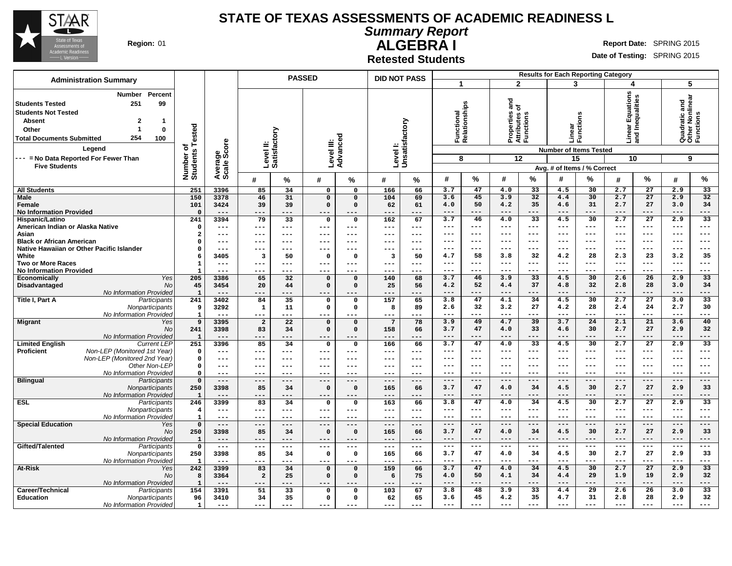# STATE OF TEXAS ASSESSMENTS OF ACADEMIC READINESS L

## *Summary Report*

## ALGEBRA I

### Retested Students

**Region:** 01

**Report Date:** SPRING 2015

**Date of Testing:** SPRING 2015

**Administration Summary**

| | Number | Percent |
|---|---|---|
| Students Tested | 251 | 99 |
| Students Not Tested | | |
| Absent | 2 | 1 |
| Other | 1 | 0 |
| Total Documents Submitted | 254 | 100 |

**Legend**

--- = No Data Reported For Fewer Than Five Students

Reporting Categories: 1 = Functional Relationships (Number of Items Tested: 8); 2 = Properties and Attributes of Functions (12); 3 = Linear Functions (15); 4 = Linear Equations and Inequalities (10); 5 = Quadratic and Other Nonlinear Functions (9). Results shown as Avg. # of Items / % Correct.

| Group | | Number of Students Tested | Average Scale Score | PASSED Level II: Satisfactory # | PASSED Level II: Satisfactory % | PASSED Level III: Advanced # | PASSED Level III: Advanced % | DID NOT PASS Level I: Unsatisfactory # | DID NOT PASS Level I: Unsatisfactory % | 1 # | 1 % | 2 # | 2 % | 3 # | 3 % | 4 # | 4 % | 5 # | 5 % |
|---|---|---|---|---|---|---|---|---|---|---|---|---|---|---|---|---|---|---|---|
| All Students | | 251 | 3396 | 85 | 34 | 0 | 0 | 166 | 66 | 3.7 | 47 | 4.0 | 33 | 4.5 | 30 | 2.7 | 27 | 2.9 | 33 |
| Male | | 150 | 3378 | 46 | 31 | 0 | 0 | 104 | 69 | 3.6 | 45 | 3.9 | 32 | 4.4 | 30 | 2.7 | 27 | 2.9 | 32 |
| Female | | 101 | 3424 | 39 | 39 | 0 | 0 | 62 | 61 | 4.0 | 50 | 4.2 | 35 | 4.6 | 31 | 2.7 | 27 | 3.0 | 34 |
| No Information Provided | | 0 | --- | --- | --- | --- | --- | --- | --- | --- | --- | --- | --- | --- | --- | --- | --- | --- | --- |
| Hispanic/Latino | | 241 | 3394 | 79 | 33 | 0 | 0 | 162 | 67 | 3.7 | 46 | 4.0 | 33 | 4.5 | 30 | 2.7 | 27 | 2.9 | 33 |
| American Indian or Alaska Native | | 0 | --- | --- | --- | --- | --- | --- | --- | --- | --- | --- | --- | --- | --- | --- | --- | --- | --- |
| Asian | | 2 | --- | --- | --- | --- | --- | --- | --- | --- | --- | --- | --- | --- | --- | --- | --- | --- | --- |
| Black or African American | | 0 | --- | --- | --- | --- | --- | --- | --- | --- | --- | --- | --- | --- | --- | --- | --- | --- | --- |
| Native Hawaiian or Other Pacific Islander | | 0 | --- | --- | --- | --- | --- | --- | --- | --- | --- | --- | --- | --- | --- | --- | --- | --- | --- |
| White | | 6 | 3405 | 3 | 50 | 0 | 0 | 3 | 50 | 4.7 | 58 | 3.8 | 32 | 4.2 | 28 | 2.3 | 23 | 3.2 | 35 |
| Two or More Races | | 1 | --- | --- | --- | --- | --- | --- | --- | --- | --- | --- | --- | --- | --- | --- | --- | --- | --- |
| No Information Provided | | 1 | --- | --- | --- | --- | --- | --- | --- | --- | --- | --- | --- | --- | --- | --- | --- | --- | --- |
| Economically Disadvantaged | *Yes* | 205 | 3386 | 65 | 32 | 0 | 0 | 140 | 68 | 3.7 | 46 | 3.9 | 33 | 4.5 | 30 | 2.6 | 26 | 2.9 | 33 |
| | *No* | 45 | 3454 | 20 | 44 | 0 | 0 | 25 | 56 | 4.2 | 52 | 4.4 | 37 | 4.8 | 32 | 2.8 | 28 | 3.0 | 34 |
| | *No Information Provided* | 1 | --- | --- | --- | --- | --- | --- | --- | --- | --- | --- | --- | --- | --- | --- | --- | --- | --- |
| Title I, Part A | *Participants* | 241 | 3402 | 84 | 35 | 0 | 0 | 157 | 65 | 3.8 | 47 | 4.1 | 34 | 4.5 | 30 | 2.7 | 27 | 3.0 | 33 |
| | *Nonparticipants* | 9 | 3292 | 1 | 11 | 0 | 0 | 8 | 89 | 2.6 | 32 | 3.2 | 27 | 4.2 | 28 | 2.4 | 24 | 2.7 | 30 |
| | *No Information Provided* | 1 | --- | --- | --- | --- | --- | --- | --- | --- | --- | --- | --- | --- | --- | --- | --- | --- | --- |
| Migrant | *Yes* | 9 | 3395 | 2 | 22 | 0 | 0 | 7 | 78 | 3.9 | 49 | 4.7 | 39 | 3.7 | 24 | 2.1 | 21 | 3.6 | 40 |
| | *No* | 241 | 3398 | 83 | 34 | 0 | 0 | 158 | 66 | 3.7 | 47 | 4.0 | 33 | 4.6 | 30 | 2.7 | 27 | 2.9 | 32 |
| | *No Information Provided* | 1 | --- | --- | --- | --- | --- | --- | --- | --- | --- | --- | --- | --- | --- | --- | --- | --- | --- |
| Limited English Proficient | *Current LEP* | 251 | 3396 | 85 | 34 | 0 | 0 | 166 | 66 | 3.7 | 47 | 4.0 | 33 | 4.5 | 30 | 2.7 | 27 | 2.9 | 33 |
| | *Non-LEP (Monitored 1st Year)* | 0 | --- | --- | --- | --- | --- | --- | --- | --- | --- | --- | --- | --- | --- | --- | --- | --- | --- |
| | *Non-LEP (Monitored 2nd Year)* | 0 | --- | --- | --- | --- | --- | --- | --- | --- | --- | --- | --- | --- | --- | --- | --- | --- | --- |
| | *Other Non-LEP* | 0 | --- | --- | --- | --- | --- | --- | --- | --- | --- | --- | --- | --- | --- | --- | --- | --- | --- |
| | *No Information Provided* | 0 | --- | --- | --- | --- | --- | --- | --- | --- | --- | --- | --- | --- | --- | --- | --- | --- | --- |
| Bilingual | *Participants* | 0 | --- | --- | --- | --- | --- | --- | --- | --- | --- | --- | --- | --- | --- | --- | --- | --- | --- |
| | *Nonparticipants* | 250 | 3398 | 85 | 34 | 0 | 0 | 165 | 66 | 3.7 | 47 | 4.0 | 34 | 4.5 | 30 | 2.7 | 27 | 2.9 | 33 |
| | *No Information Provided* | 1 | --- | --- | --- | --- | --- | --- | --- | --- | --- | --- | --- | --- | --- | --- | --- | --- | --- |
| ESL | *Participants* | 246 | 3399 | 83 | 34 | 0 | 0 | 163 | 66 | 3.8 | 47 | 4.0 | 34 | 4.5 | 30 | 2.7 | 27 | 2.9 | 33 |
| | *Nonparticipants* | 4 | --- | --- | --- | --- | --- | --- | --- | --- | --- | --- | --- | --- | --- | --- | --- | --- | --- |
| | *No Information Provided* | 1 | --- | --- | --- | --- | --- | --- | --- | --- | --- | --- | --- | --- | --- | --- | --- | --- | --- |
| Special Education | *Yes* | 0 | --- | --- | --- | --- | --- | --- | --- | --- | --- | --- | --- | --- | --- | --- | --- | --- | --- |
| | *No* | 250 | 3398 | 85 | 34 | 0 | 0 | 165 | 66 | 3.7 | 47 | 4.0 | 34 | 4.5 | 30 | 2.7 | 27 | 2.9 | 33 |
| | *No Information Provided* | 1 | --- | --- | --- | --- | --- | --- | --- | --- | --- | --- | --- | --- | --- | --- | --- | --- | --- |
| Gifted/Talented | *Participants* | 0 | --- | --- | --- | --- | --- | --- | --- | --- | --- | --- | --- | --- | --- | --- | --- | --- | --- |
| | *Nonparticipants* | 250 | 3398 | 85 | 34 | 0 | 0 | 165 | 66 | 3.7 | 47 | 4.0 | 34 | 4.5 | 30 | 2.7 | 27 | 2.9 | 33 |
| | *No Information Provided* | 1 | --- | --- | --- | --- | --- | --- | --- | --- | --- | --- | --- | --- | --- | --- | --- | --- | --- |
| At-Risk | *Yes* | 242 | 3399 | 83 | 34 | 0 | 0 | 159 | 66 | 3.7 | 47 | 4.0 | 34 | 4.5 | 30 | 2.7 | 27 | 2.9 | 33 |
| | *No* | 8 | 3364 | 2 | 25 | 0 | 0 | 6 | 75 | 4.0 | 50 | 4.1 | 34 | 4.4 | 29 | 1.9 | 19 | 2.9 | 32 |
| | *No Information Provided* | 1 | --- | --- | --- | --- | --- | --- | --- | --- | --- | --- | --- | --- | --- | --- | --- | --- | --- |
| Career/Technical Education | *Participants* | 154 | 3391 | 51 | 33 | 0 | 0 | 103 | 67 | 3.8 | 48 | 3.9 | 33 | 4.4 | 29 | 2.6 | 26 | 3.0 | 33 |
| | *Nonparticipants* | 96 | 3410 | 34 | 35 | 0 | 0 | 62 | 65 | 3.6 | 45 | 4.2 | 35 | 4.7 | 31 | 2.8 | 28 | 2.9 | 32 |
| | *No Information Provided* | 1 | --- | --- | --- | --- | --- | --- | --- | --- | --- | --- | --- | --- | --- | --- | --- | --- | --- |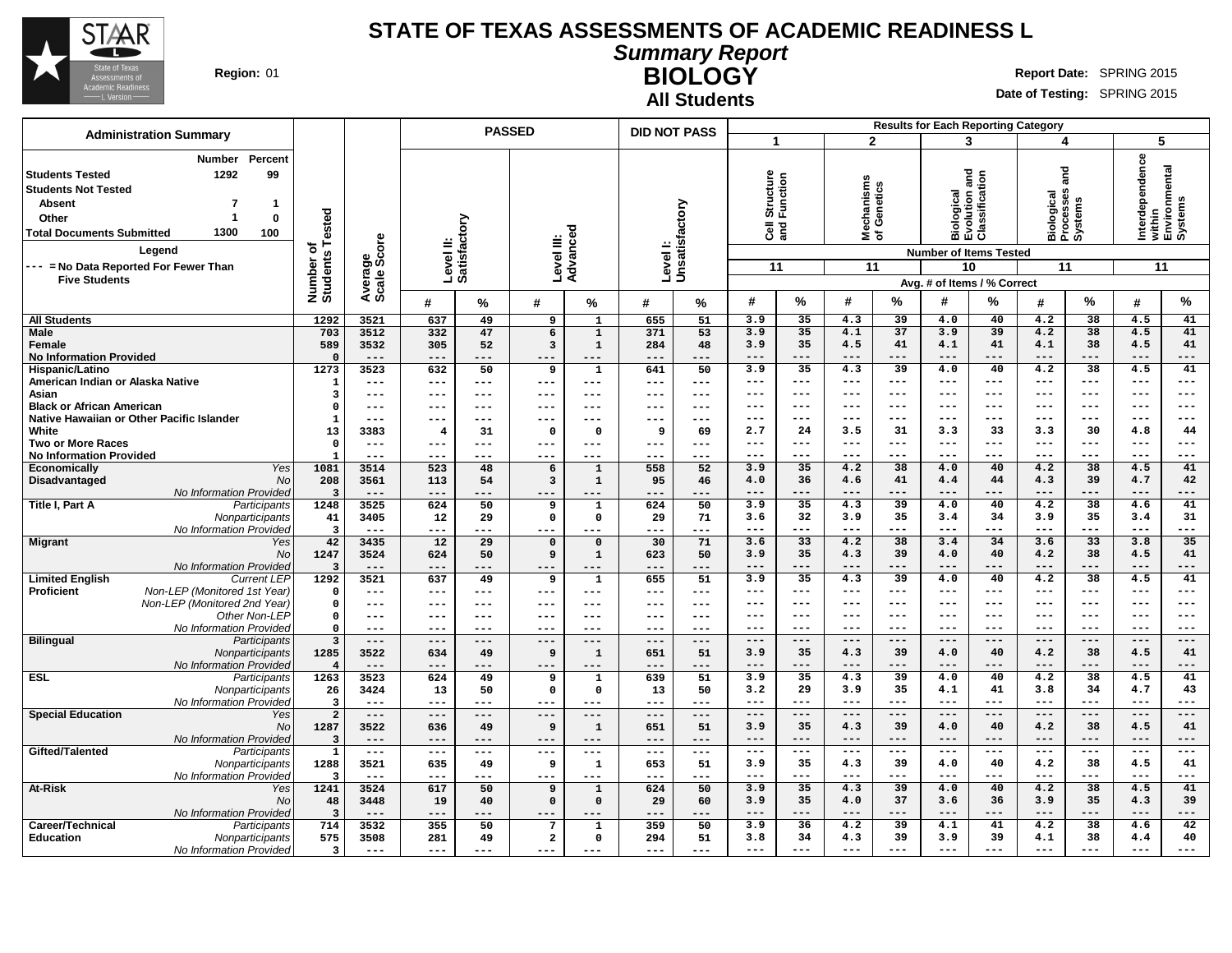# STATE OF TEXAS ASSESSMENTS OF ACADEMIC READINESS L

## *Summary Report*

## BIOLOGY

### All Students

**Region:** 01

**Report Date:** SPRING 2015
**Date of Testing:** SPRING 2015

### Administration Summary

| | Number | Percent |
|---|---|---|
| Students Tested | 1292 | 99 |
| Students Not Tested | | |
| Absent | 7 | 1 |
| Other | 1 | 0 |
| Total Documents Submitted | 1300 | 100 |

**Legend**
--- = No Data Reported For Fewer Than Five Students

| | | Number of Students Tested | Average Scale Score | PASSED Level II: Satisfactory # | PASSED Level II: Satisfactory % | PASSED Level III: Advanced # | PASSED Level III: Advanced % | DID NOT PASS Level I: Unsatisfactory # | DID NOT PASS Level I: Unsatisfactory % | 1 Cell Structure and Function (11 items) # | 1 % | 2 Mechanisms of Genetics (11 items) # | 2 % | 3 Biological Evolution and Classification (10 items) # | 3 % | 4 Biological Processes and Systems (11 items) # | 4 % | 5 Interdependence within Environmental Systems (11 items) # | 5 % |
|---|---|---|---|---|---|---|---|---|---|---|---|---|---|---|---|---|---|---|---|
| All Students | | 1292 | 3521 | 637 | 49 | 9 | 1 | 655 | 51 | 3.9 | 35 | 4.3 | 39 | 4.0 | 40 | 4.2 | 38 | 4.5 | 41 |
| Male | | 703 | 3512 | 332 | 47 | 6 | 1 | 371 | 53 | 3.9 | 35 | 4.1 | 37 | 3.9 | 39 | 4.2 | 38 | 4.5 | 41 |
| Female | | 589 | 3532 | 305 | 52 | 3 | 1 | 284 | 48 | 3.9 | 35 | 4.5 | 41 | 4.1 | 41 | 4.1 | 38 | 4.5 | 41 |
| No Information Provided | | 0 | --- | --- | --- | --- | --- | --- | --- | --- | --- | --- | --- | --- | --- | --- | --- | --- | --- |
| Hispanic/Latino | | 1273 | 3523 | 632 | 50 | 9 | 1 | 641 | 50 | 3.9 | 35 | 4.3 | 39 | 4.0 | 40 | 4.2 | 38 | 4.5 | 41 |
| American Indian or Alaska Native | | 1 | --- | --- | --- | --- | --- | --- | --- | --- | --- | --- | --- | --- | --- | --- | --- | --- | --- |
| Asian | | 3 | --- | --- | --- | --- | --- | --- | --- | --- | --- | --- | --- | --- | --- | --- | --- | --- | --- |
| Black or African American | | 0 | --- | --- | --- | --- | --- | --- | --- | --- | --- | --- | --- | --- | --- | --- | --- | --- | --- |
| Native Hawaiian or Other Pacific Islander | | 1 | --- | --- | --- | --- | --- | --- | --- | --- | --- | --- | --- | --- | --- | --- | --- | --- | --- |
| White | | 13 | 3383 | 4 | 31 | 0 | 0 | 9 | 69 | 2.7 | 24 | 3.5 | 31 | 3.3 | 33 | 3.3 | 30 | 4.8 | 44 |
| Two or More Races | | 0 | --- | --- | --- | --- | --- | --- | --- | --- | --- | --- | --- | --- | --- | --- | --- | --- | --- |
| No Information Provided | | 1 | --- | --- | --- | --- | --- | --- | --- | --- | --- | --- | --- | --- | --- | --- | --- | --- | --- |
| Economically Disadvantaged | Yes | 1081 | 3514 | 523 | 48 | 6 | 1 | 558 | 52 | 3.9 | 35 | 4.2 | 38 | 4.0 | 40 | 4.2 | 38 | 4.5 | 41 |
| | No | 208 | 3561 | 113 | 54 | 3 | 1 | 95 | 46 | 4.0 | 36 | 4.6 | 41 | 4.4 | 44 | 4.3 | 39 | 4.7 | 42 |
| | No Information Provided | 3 | --- | --- | --- | --- | --- | --- | --- | --- | --- | --- | --- | --- | --- | --- | --- | --- | --- |
| Title I, Part A | Participants | 1248 | 3525 | 624 | 50 | 9 | 1 | 624 | 50 | 3.9 | 35 | 4.3 | 39 | 4.0 | 40 | 4.2 | 38 | 4.6 | 41 |
| | Nonparticipants | 41 | 3405 | 12 | 29 | 0 | 0 | 29 | 71 | 3.6 | 32 | 3.9 | 35 | 3.4 | 34 | 3.9 | 35 | 3.4 | 31 |
| | No Information Provided | 3 | --- | --- | --- | --- | --- | --- | --- | --- | --- | --- | --- | --- | --- | --- | --- | --- | --- |
| Migrant | Yes | 42 | 3435 | 12 | 29 | 0 | 0 | 30 | 71 | 3.6 | 33 | 4.2 | 38 | 3.4 | 34 | 3.6 | 33 | 3.8 | 35 |
| | No | 1247 | 3524 | 624 | 50 | 9 | 1 | 623 | 50 | 3.9 | 35 | 4.3 | 39 | 4.0 | 40 | 4.2 | 38 | 4.5 | 41 |
| | No Information Provided | 3 | --- | --- | --- | --- | --- | --- | --- | --- | --- | --- | --- | --- | --- | --- | --- | --- | --- |
| Limited English Proficient | Current LEP | 1292 | 3521 | 637 | 49 | 9 | 1 | 655 | 51 | 3.9 | 35 | 4.3 | 39 | 4.0 | 40 | 4.2 | 38 | 4.5 | 41 |
| | Non-LEP (Monitored 1st Year) | 0 | --- | --- | --- | --- | --- | --- | --- | --- | --- | --- | --- | --- | --- | --- | --- | --- | --- |
| | Non-LEP (Monitored 2nd Year) | 0 | --- | --- | --- | --- | --- | --- | --- | --- | --- | --- | --- | --- | --- | --- | --- | --- | --- |
| | Other Non-LEP | 0 | --- | --- | --- | --- | --- | --- | --- | --- | --- | --- | --- | --- | --- | --- | --- | --- | --- |
| | No Information Provided | 0 | --- | --- | --- | --- | --- | --- | --- | --- | --- | --- | --- | --- | --- | --- | --- | --- | --- |
| Bilingual | Participants | 3 | --- | --- | --- | --- | --- | --- | --- | --- | --- | --- | --- | --- | --- | --- | --- | --- | --- |
| | Nonparticipants | 1285 | 3522 | 634 | 49 | 9 | 1 | 651 | 51 | 3.9 | 35 | 4.3 | 39 | 4.0 | 40 | 4.2 | 38 | 4.5 | 41 |
| | No Information Provided | 4 | --- | --- | --- | --- | --- | --- | --- | --- | --- | --- | --- | --- | --- | --- | --- | --- | --- |
| ESL | Participants | 1263 | 3523 | 624 | 49 | 9 | 1 | 639 | 51 | 3.9 | 35 | 4.3 | 39 | 4.0 | 40 | 4.2 | 38 | 4.5 | 41 |
| | Nonparticipants | 26 | 3424 | 13 | 50 | 0 | 0 | 13 | 50 | 3.2 | 29 | 3.9 | 35 | 4.1 | 41 | 3.8 | 34 | 4.7 | 43 |
| | No Information Provided | 3 | --- | --- | --- | --- | --- | --- | --- | --- | --- | --- | --- | --- | --- | --- | --- | --- | --- |
| Special Education | Yes | 2 | --- | --- | --- | --- | --- | --- | --- | --- | --- | --- | --- | --- | --- | --- | --- | --- | --- |
| | No | 1287 | 3522 | 636 | 49 | 9 | 1 | 651 | 51 | 3.9 | 35 | 4.3 | 39 | 4.0 | 40 | 4.2 | 38 | 4.5 | 41 |
| | No Information Provided | 3 | --- | --- | --- | --- | --- | --- | --- | --- | --- | --- | --- | --- | --- | --- | --- | --- | --- |
| Gifted/Talented | Participants | 1 | --- | --- | --- | --- | --- | --- | --- | --- | --- | --- | --- | --- | --- | --- | --- | --- | --- |
| | Nonparticipants | 1288 | 3521 | 635 | 49 | 9 | 1 | 653 | 51 | 3.9 | 35 | 4.3 | 39 | 4.0 | 40 | 4.2 | 38 | 4.5 | 41 |
| | No Information Provided | 3 | --- | --- | --- | --- | --- | --- | --- | --- | --- | --- | --- | --- | --- | --- | --- | --- | --- |
| At-Risk | Yes | 1241 | 3524 | 617 | 50 | 9 | 1 | 624 | 50 | 3.9 | 35 | 4.3 | 39 | 4.0 | 40 | 4.2 | 38 | 4.5 | 41 |
| | No | 48 | 3448 | 19 | 40 | 0 | 0 | 29 | 60 | 3.9 | 35 | 4.0 | 37 | 3.6 | 36 | 3.9 | 35 | 4.3 | 39 |
| | No Information Provided | 3 | --- | --- | --- | --- | --- | --- | --- | --- | --- | --- | --- | --- | --- | --- | --- | --- | --- |
| Career/Technical Education | Participants | 714 | 3532 | 355 | 50 | 7 | 1 | 359 | 50 | 3.9 | 36 | 4.2 | 39 | 4.1 | 41 | 4.2 | 38 | 4.6 | 42 |
| | Nonparticipants | 575 | 3508 | 281 | 49 | 2 | 0 | 294 | 51 | 3.8 | 34 | 4.3 | 39 | 3.9 | 39 | 4.1 | 38 | 4.4 | 40 |
| | No Information Provided | 3 | --- | --- | --- | --- | --- | --- | --- | --- | --- | --- | --- | --- | --- | --- | --- | --- | --- |

Results for Each Reporting Category: Number of Items Tested — 1: 11, 2: 11, 3: 10, 4: 11, 5: 11. Avg. # of Items / % Correct.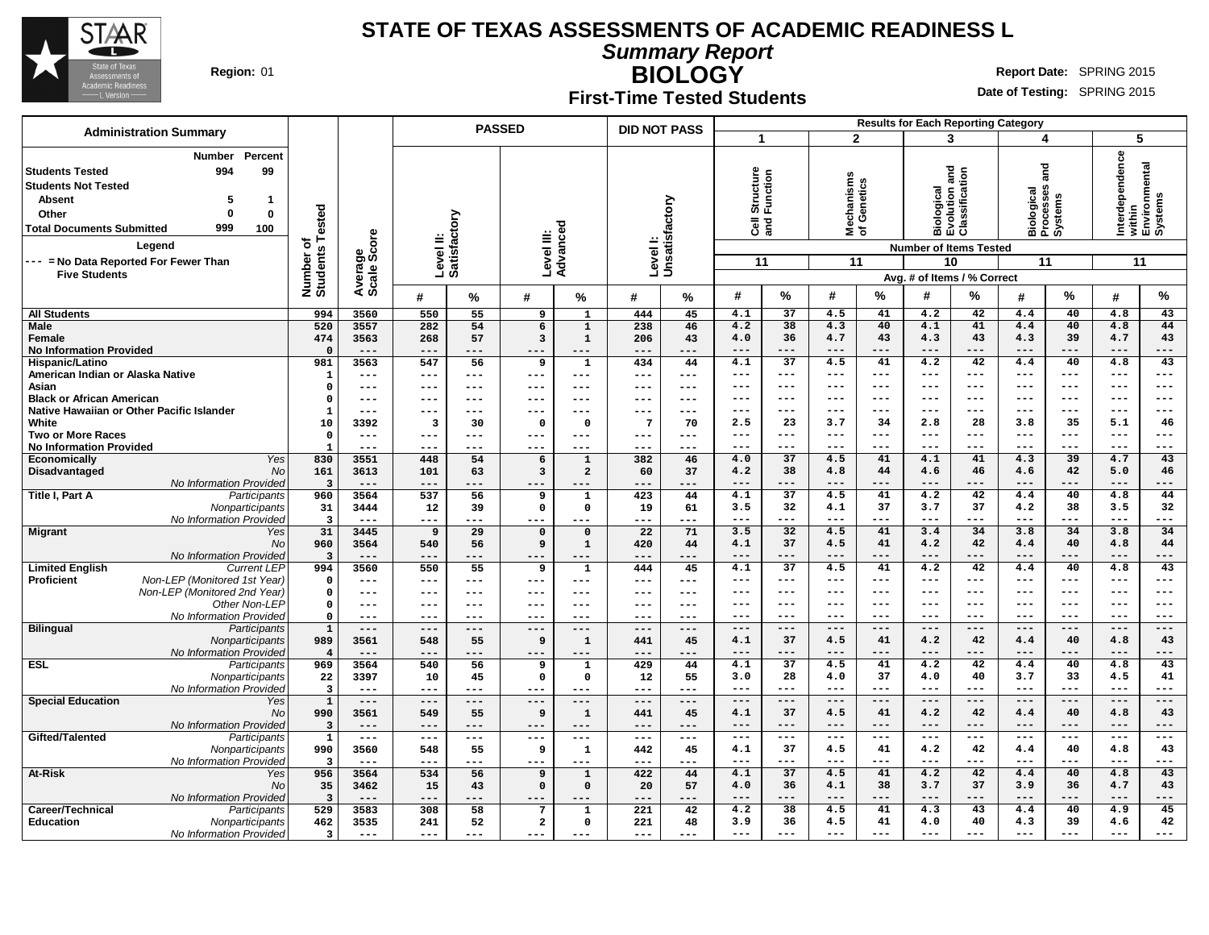# STATE OF TEXAS ASSESSMENTS OF ACADEMIC READINESS L

## Summary Report

## BIOLOGY

### First-Time Tested Students

**Region:** 01

**Report Date:** SPRING 2015

**Date of Testing:** SPRING 2015

**Administration Summary**

| | Number | Percent |
|---|---|---|
| Students Tested | 994 | 99 |
| Students Not Tested | | |
| Absent | 5 | 1 |
| Other | 0 | 0 |
| Total Documents Submitted | 999 | 100 |

Legend

--- = No Data Reported For Fewer Than Five Students

Reporting Categories: 1 = Cell Structure and Function (11 items); 2 = Mechanisms of Genetics (11 items); 3 = Biological Evolution and Classification (10 items); 4 = Biological Processes and Systems (11 items); 5 = Interdependence within Environmental Systems (11 items). Results shown as Avg. # of Items / % Correct.

| Group | | Number of Students Tested | Average Scale Score | PASSED Level II: Satisfactory # | PASSED Level II: Satisfactory % | PASSED Level III: Advanced # | PASSED Level III: Advanced % | DID NOT PASS Level I: Unsatisfactory # | DID NOT PASS Level I: Unsatisfactory % | Cat 1 # | Cat 1 % | Cat 2 # | Cat 2 % | Cat 3 # | Cat 3 % | Cat 4 # | Cat 4 % | Cat 5 # | Cat 5 % |
|---|---|---|---|---|---|---|---|---|---|---|---|---|---|---|---|---|---|---|---|
| All Students | | 994 | 3560 | 550 | 55 | 9 | 1 | 444 | 45 | 4.1 | 37 | 4.5 | 41 | 4.2 | 42 | 4.4 | 40 | 4.8 | 43 |
| Male | | 520 | 3557 | 282 | 54 | 6 | 1 | 238 | 46 | 4.2 | 38 | 4.3 | 40 | 4.1 | 41 | 4.4 | 40 | 4.8 | 44 |
| Female | | 474 | 3563 | 268 | 57 | 3 | 1 | 206 | 43 | 4.0 | 36 | 4.7 | 43 | 4.3 | 43 | 4.3 | 39 | 4.7 | 43 |
| No Information Provided | | 0 | --- | --- | --- | --- | --- | --- | --- | --- | --- | --- | --- | --- | --- | --- | --- | --- | --- |
| Hispanic/Latino | | 981 | 3563 | 547 | 56 | 9 | 1 | 434 | 44 | 4.1 | 37 | 4.5 | 41 | 4.2 | 42 | 4.4 | 40 | 4.8 | 43 |
| American Indian or Alaska Native | | 1 | --- | --- | --- | --- | --- | --- | --- | --- | --- | --- | --- | --- | --- | --- | --- | --- | --- |
| Asian | | 0 | --- | --- | --- | --- | --- | --- | --- | --- | --- | --- | --- | --- | --- | --- | --- | --- | --- |
| Black or African American | | 0 | --- | --- | --- | --- | --- | --- | --- | --- | --- | --- | --- | --- | --- | --- | --- | --- | --- |
| Native Hawaiian or Other Pacific Islander | | 1 | --- | --- | --- | --- | --- | --- | --- | --- | --- | --- | --- | --- | --- | --- | --- | --- | --- |
| White | | 10 | 3392 | 3 | 30 | 0 | 0 | 7 | 70 | 2.5 | 23 | 3.7 | 34 | 2.8 | 28 | 3.8 | 35 | 5.1 | 46 |
| Two or More Races | | 0 | --- | --- | --- | --- | --- | --- | --- | --- | --- | --- | --- | --- | --- | --- | --- | --- | --- |
| No Information Provided | | 1 | --- | --- | --- | --- | --- | --- | --- | --- | --- | --- | --- | --- | --- | --- | --- | --- | --- |
| Economically Disadvantaged | Yes | 830 | 3551 | 448 | 54 | 6 | 1 | 382 | 46 | 4.0 | 37 | 4.5 | 41 | 4.1 | 41 | 4.3 | 39 | 4.7 | 43 |
| | No | 161 | 3613 | 101 | 63 | 3 | 2 | 60 | 37 | 4.2 | 38 | 4.8 | 44 | 4.6 | 46 | 4.6 | 42 | 5.0 | 46 |
| | No Information Provided | 3 | --- | --- | --- | --- | --- | --- | --- | --- | --- | --- | --- | --- | --- | --- | --- | --- | --- |
| Title I, Part A | Participants | 960 | 3564 | 537 | 56 | 9 | 1 | 423 | 44 | 4.1 | 37 | 4.5 | 41 | 4.2 | 42 | 4.4 | 40 | 4.8 | 44 |
| | Nonparticipants | 31 | 3444 | 12 | 39 | 0 | 0 | 19 | 61 | 3.5 | 32 | 4.1 | 37 | 3.7 | 37 | 4.2 | 38 | 3.5 | 32 |
| | No Information Provided | 3 | --- | --- | --- | --- | --- | --- | --- | --- | --- | --- | --- | --- | --- | --- | --- | --- | --- |
| Migrant | Yes | 31 | 3445 | 9 | 29 | 0 | 0 | 22 | 71 | 3.5 | 32 | 4.5 | 41 | 3.4 | 34 | 3.8 | 34 | 3.8 | 34 |
| | No | 960 | 3564 | 540 | 56 | 9 | 1 | 420 | 44 | 4.1 | 37 | 4.5 | 41 | 4.2 | 42 | 4.4 | 40 | 4.8 | 44 |
| | No Information Provided | 3 | --- | --- | --- | --- | --- | --- | --- | --- | --- | --- | --- | --- | --- | --- | --- | --- | --- |
| Limited English Proficient | Current LEP | 994 | 3560 | 550 | 55 | 9 | 1 | 444 | 45 | 4.1 | 37 | 4.5 | 41 | 4.2 | 42 | 4.4 | 40 | 4.8 | 43 |
| | Non-LEP (Monitored 1st Year) | 0 | --- | --- | --- | --- | --- | --- | --- | --- | --- | --- | --- | --- | --- | --- | --- | --- | --- |
| | Non-LEP (Monitored 2nd Year) | 0 | --- | --- | --- | --- | --- | --- | --- | --- | --- | --- | --- | --- | --- | --- | --- | --- | --- |
| | Other Non-LEP | 0 | --- | --- | --- | --- | --- | --- | --- | --- | --- | --- | --- | --- | --- | --- | --- | --- | --- |
| | No Information Provided | 0 | --- | --- | --- | --- | --- | --- | --- | --- | --- | --- | --- | --- | --- | --- | --- | --- | --- |
| Bilingual | Participants | 1 | --- | --- | --- | --- | --- | --- | --- | --- | --- | --- | --- | --- | --- | --- | --- | --- | --- |
| | Nonparticipants | 989 | 3561 | 548 | 55 | 9 | 1 | 441 | 45 | 4.1 | 37 | 4.5 | 41 | 4.2 | 42 | 4.4 | 40 | 4.8 | 43 |
| | No Information Provided | 4 | --- | --- | --- | --- | --- | --- | --- | --- | --- | --- | --- | --- | --- | --- | --- | --- | --- |
| ESL | Participants | 969 | 3564 | 540 | 56 | 9 | 1 | 429 | 44 | 4.1 | 37 | 4.5 | 41 | 4.2 | 42 | 4.4 | 40 | 4.8 | 43 |
| | Nonparticipants | 22 | 3397 | 10 | 45 | 0 | 0 | 12 | 55 | 3.0 | 28 | 4.0 | 37 | 4.0 | 40 | 3.7 | 33 | 4.5 | 41 |
| | No Information Provided | 3 | --- | --- | --- | --- | --- | --- | --- | --- | --- | --- | --- | --- | --- | --- | --- | --- | --- |
| Special Education | Yes | 1 | --- | --- | --- | --- | --- | --- | --- | --- | --- | --- | --- | --- | --- | --- | --- | --- | --- |
| | No | 990 | 3561 | 549 | 55 | 9 | 1 | 441 | 45 | 4.1 | 37 | 4.5 | 41 | 4.2 | 42 | 4.4 | 40 | 4.8 | 43 |
| | No Information Provided | 3 | --- | --- | --- | --- | --- | --- | --- | --- | --- | --- | --- | --- | --- | --- | --- | --- | --- |
| Gifted/Talented | Participants | 1 | --- | --- | --- | --- | --- | --- | --- | --- | --- | --- | --- | --- | --- | --- | --- | --- | --- |
| | Nonparticipants | 990 | 3560 | 548 | 55 | 9 | 1 | 442 | 45 | 4.1 | 37 | 4.5 | 41 | 4.2 | 42 | 4.4 | 40 | 4.8 | 43 |
| | No Information Provided | 3 | --- | --- | --- | --- | --- | --- | --- | --- | --- | --- | --- | --- | --- | --- | --- | --- | --- |
| At-Risk | Yes | 956 | 3564 | 534 | 56 | 9 | 1 | 422 | 44 | 4.1 | 37 | 4.5 | 41 | 4.2 | 42 | 4.4 | 40 | 4.8 | 43 |
| | No | 35 | 3462 | 15 | 43 | 0 | 0 | 20 | 57 | 4.0 | 36 | 4.1 | 38 | 3.7 | 37 | 3.9 | 36 | 4.7 | 43 |
| | No Information Provided | 3 | --- | --- | --- | --- | --- | --- | --- | --- | --- | --- | --- | --- | --- | --- | --- | --- | --- |
| Career/Technical Education | Participants | 529 | 3583 | 308 | 58 | 7 | 1 | 221 | 42 | 4.2 | 38 | 4.5 | 41 | 4.3 | 43 | 4.4 | 40 | 4.9 | 45 |
| | Nonparticipants | 462 | 3535 | 241 | 52 | 2 | 0 | 221 | 48 | 3.9 | 36 | 4.5 | 41 | 4.0 | 40 | 4.3 | 39 | 4.6 | 42 |
| | No Information Provided | 3 | --- | --- | --- | --- | --- | --- | --- | --- | --- | --- | --- | --- | --- | --- | --- | --- | --- |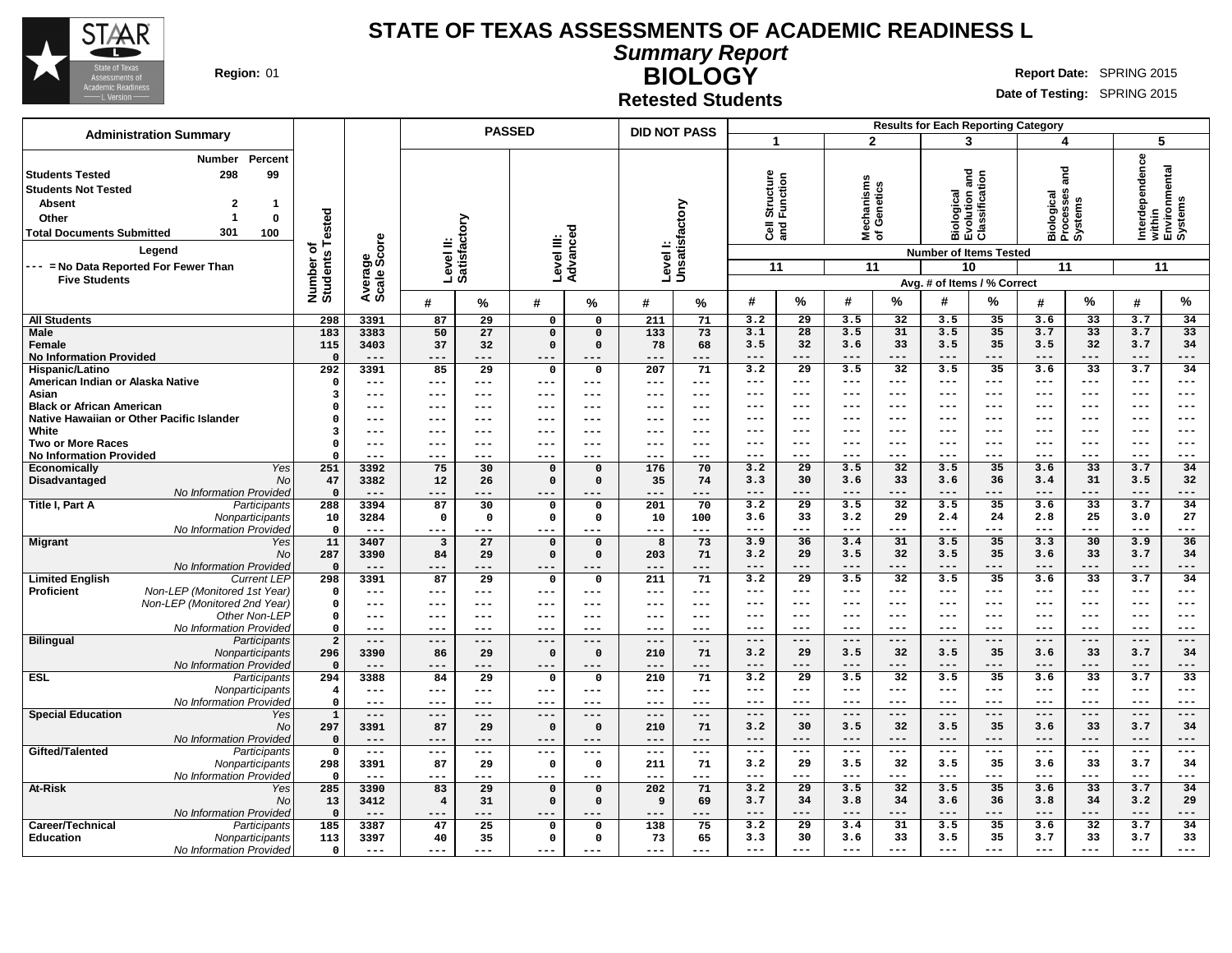# STATE OF TEXAS ASSESSMENTS OF ACADEMIC READINESS L

## *Summary Report*

## BIOLOGY

### Retested Students

**Region:** 01

**Report Date:** SPRING 2015
**Date of Testing:** SPRING 2015

| Administration Summary | Number | Percent |
|---|---|---|
| Students Tested | 298 | 99 |
| Students Not Tested | | |
| Absent | 2 | 1 |
| Other | 1 | 0 |
| Total Documents Submitted | 301 | 100 |

**Legend**

--- = No Data Reported For Fewer Than Five Students

Results for Each Reporting Category: 1 = Cell Structure and Function (Number of Items Tested: 11); 2 = Mechanisms of Genetics (11); 3 = Biological Evolution and Classification (10); 4 = Biological Processes and Systems (11); 5 = Interdependence within Environmental Systems (11). Avg. # of Items / % Correct.

| Group | | Number of Students Tested | Average Scale Score | PASSED Level II: Satisfactory # | PASSED Level II: Satisfactory % | PASSED Level III: Advanced # | PASSED Level III: Advanced % | DID NOT PASS Level I: Unsatisfactory # | DID NOT PASS Level I: Unsatisfactory % | 1 # | 1 % | 2 # | 2 % | 3 # | 3 % | 4 # | 4 % | 5 # | 5 % |
|---|---|---|---|---|---|---|---|---|---|---|---|---|---|---|---|---|---|---|---|
| All Students | | 298 | 3391 | 87 | 29 | 0 | 0 | 211 | 71 | 3.2 | 29 | 3.5 | 32 | 3.5 | 35 | 3.6 | 33 | 3.7 | 34 |
| Male | | 183 | 3383 | 50 | 27 | 0 | 0 | 133 | 73 | 3.1 | 28 | 3.5 | 31 | 3.5 | 35 | 3.7 | 33 | 3.7 | 33 |
| Female | | 115 | 3403 | 37 | 32 | 0 | 0 | 78 | 68 | 3.5 | 32 | 3.6 | 33 | 3.5 | 35 | 3.5 | 32 | 3.7 | 34 |
| No Information Provided | | 0 | --- | --- | --- | --- | --- | --- | --- | --- | --- | --- | --- | --- | --- | --- | --- | --- | --- |
| Hispanic/Latino | | 292 | 3391 | 85 | 29 | 0 | 0 | 207 | 71 | 3.2 | 29 | 3.5 | 32 | 3.5 | 35 | 3.6 | 33 | 3.7 | 34 |
| American Indian or Alaska Native | | 0 | --- | --- | --- | --- | --- | --- | --- | --- | --- | --- | --- | --- | --- | --- | --- | --- | --- |
| Asian | | 3 | --- | --- | --- | --- | --- | --- | --- | --- | --- | --- | --- | --- | --- | --- | --- | --- | --- |
| Black or African American | | 0 | --- | --- | --- | --- | --- | --- | --- | --- | --- | --- | --- | --- | --- | --- | --- | --- | --- |
| Native Hawaiian or Other Pacific Islander | | 0 | --- | --- | --- | --- | --- | --- | --- | --- | --- | --- | --- | --- | --- | --- | --- | --- | --- |
| White | | 3 | --- | --- | --- | --- | --- | --- | --- | --- | --- | --- | --- | --- | --- | --- | --- | --- | --- |
| Two or More Races | | 0 | --- | --- | --- | --- | --- | --- | --- | --- | --- | --- | --- | --- | --- | --- | --- | --- | --- |
| No Information Provided | | 0 | --- | --- | --- | --- | --- | --- | --- | --- | --- | --- | --- | --- | --- | --- | --- | --- | --- |
| Economically Disadvantaged | *Yes* | 251 | 3392 | 75 | 30 | 0 | 0 | 176 | 70 | 3.2 | 29 | 3.5 | 32 | 3.5 | 35 | 3.6 | 33 | 3.7 | 34 |
| | *No* | 47 | 3382 | 12 | 26 | 0 | 0 | 35 | 74 | 3.3 | 30 | 3.6 | 33 | 3.6 | 36 | 3.4 | 31 | 3.5 | 32 |
| | *No Information Provided* | 0 | --- | --- | --- | --- | --- | --- | --- | --- | --- | --- | --- | --- | --- | --- | --- | --- | --- |
| Title I, Part A | *Participants* | 288 | 3394 | 87 | 30 | 0 | 0 | 201 | 70 | 3.2 | 29 | 3.5 | 32 | 3.5 | 35 | 3.6 | 33 | 3.7 | 34 |
| | *Nonparticipants* | 10 | 3284 | 0 | 0 | 0 | 0 | 10 | 100 | 3.6 | 33 | 3.2 | 29 | 2.4 | 24 | 2.8 | 25 | 3.0 | 27 |
| | *No Information Provided* | 0 | --- | --- | --- | --- | --- | --- | --- | --- | --- | --- | --- | --- | --- | --- | --- | --- | --- |
| Migrant | *Yes* | 11 | 3407 | 3 | 27 | 0 | 0 | 8 | 73 | 3.9 | 36 | 3.4 | 31 | 3.5 | 35 | 3.3 | 30 | 3.9 | 36 |
| | *No* | 287 | 3390 | 84 | 29 | 0 | 0 | 203 | 71 | 3.2 | 29 | 3.5 | 32 | 3.5 | 35 | 3.6 | 33 | 3.7 | 34 |
| | *No Information Provided* | 0 | --- | --- | --- | --- | --- | --- | --- | --- | --- | --- | --- | --- | --- | --- | --- | --- | --- |
| Limited English Proficient | *Current LEP* | 298 | 3391 | 87 | 29 | 0 | 0 | 211 | 71 | 3.2 | 29 | 3.5 | 32 | 3.5 | 35 | 3.6 | 33 | 3.7 | 34 |
| | *Non-LEP (Monitored 1st Year)* | 0 | --- | --- | --- | --- | --- | --- | --- | --- | --- | --- | --- | --- | --- | --- | --- | --- | --- |
| | *Non-LEP (Monitored 2nd Year)* | 0 | --- | --- | --- | --- | --- | --- | --- | --- | --- | --- | --- | --- | --- | --- | --- | --- | --- |
| | *Other Non-LEP* | 0 | --- | --- | --- | --- | --- | --- | --- | --- | --- | --- | --- | --- | --- | --- | --- | --- | --- |
| | *No Information Provided* | 0 | --- | --- | --- | --- | --- | --- | --- | --- | --- | --- | --- | --- | --- | --- | --- | --- | --- |
| Bilingual | *Participants* | 2 | --- | --- | --- | --- | --- | --- | --- | --- | --- | --- | --- | --- | --- | --- | --- | --- | --- |
| | *Nonparticipants* | 296 | 3390 | 86 | 29 | 0 | 0 | 210 | 71 | 3.2 | 29 | 3.5 | 32 | 3.5 | 35 | 3.6 | 33 | 3.7 | 34 |
| | *No Information Provided* | 0 | --- | --- | --- | --- | --- | --- | --- | --- | --- | --- | --- | --- | --- | --- | --- | --- | --- |
| ESL | *Participants* | 294 | 3388 | 84 | 29 | 0 | 0 | 210 | 71 | 3.2 | 29 | 3.5 | 32 | 3.5 | 35 | 3.6 | 33 | 3.7 | 33 |
| | *Nonparticipants* | 4 | --- | --- | --- | --- | --- | --- | --- | --- | --- | --- | --- | --- | --- | --- | --- | --- | --- |
| | *No Information Provided* | 0 | --- | --- | --- | --- | --- | --- | --- | --- | --- | --- | --- | --- | --- | --- | --- | --- | --- |
| Special Education | *Yes* | 1 | --- | --- | --- | --- | --- | --- | --- | --- | --- | --- | --- | --- | --- | --- | --- | --- | --- |
| | *No* | 297 | 3391 | 87 | 29 | 0 | 0 | 210 | 71 | 3.2 | 30 | 3.5 | 32 | 3.5 | 35 | 3.6 | 33 | 3.7 | 34 |
| | *No Information Provided* | 0 | --- | --- | --- | --- | --- | --- | --- | --- | --- | --- | --- | --- | --- | --- | --- | --- | --- |
| Gifted/Talented | *Participants* | 0 | --- | --- | --- | --- | --- | --- | --- | --- | --- | --- | --- | --- | --- | --- | --- | --- | --- |
| | *Nonparticipants* | 298 | 3391 | 87 | 29 | 0 | 0 | 211 | 71 | 3.2 | 29 | 3.5 | 32 | 3.5 | 35 | 3.6 | 33 | 3.7 | 34 |
| | *No Information Provided* | 0 | --- | --- | --- | --- | --- | --- | --- | --- | --- | --- | --- | --- | --- | --- | --- | --- | --- |
| At-Risk | *Yes* | 285 | 3390 | 83 | 29 | 0 | 0 | 202 | 71 | 3.2 | 29 | 3.5 | 32 | 3.5 | 35 | 3.6 | 33 | 3.7 | 34 |
| | *No* | 13 | 3412 | 4 | 31 | 0 | 0 | 9 | 69 | 3.7 | 34 | 3.8 | 34 | 3.6 | 36 | 3.8 | 34 | 3.2 | 29 |
| | *No Information Provided* | 0 | --- | --- | --- | --- | --- | --- | --- | --- | --- | --- | --- | --- | --- | --- | --- | --- | --- |
| Career/Technical Education | *Participants* | 185 | 3387 | 47 | 25 | 0 | 0 | 138 | 75 | 3.2 | 29 | 3.4 | 31 | 3.5 | 35 | 3.6 | 32 | 3.7 | 34 |
| | *Nonparticipants* | 113 | 3397 | 40 | 35 | 0 | 0 | 73 | 65 | 3.3 | 30 | 3.6 | 33 | 3.5 | 35 | 3.7 | 33 | 3.7 | 33 |
| | *No Information Provided* | 0 | --- | --- | --- | --- | --- | --- | --- | --- | --- | --- | --- | --- | --- | --- | --- | --- | --- |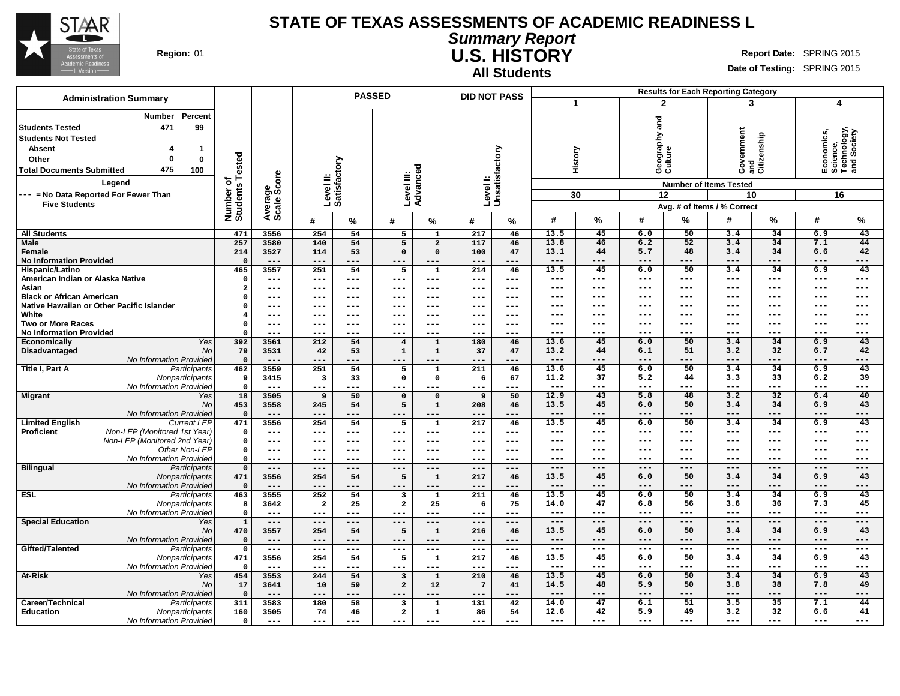# STATE OF TEXAS ASSESSMENTS OF ACADEMIC READINESS L

## *Summary Report*

## U.S. HISTORY

### All Students

**Region:** 01

**Report Date:** SPRING 2015

**Date of Testing:** SPRING 2015

**Administration Summary**

| | Number | Percent |
|---|---|---|
| Students Tested | 471 | 99 |
| Students Not Tested | | |
| Absent | 4 | 1 |
| Other | 0 | 0 |
| Total Documents Submitted | 475 | 100 |

**Legend**

--- = No Data Reported For Fewer Than Five Students

| | | Number of Students Tested | Average Scale Score | PASSED Level II: Satisfactory # | PASSED Level II: Satisfactory % | PASSED Level III: Advanced # | PASSED Level III: Advanced % | DID NOT PASS Level I: Unsatisfactory # | DID NOT PASS Level I: Unsatisfactory % | 1 History (30 items) # | 1 History % | 2 Geography and Culture (12 items) # | 2 Geography and Culture % | 3 Government and Citizenship (10 items) # | 3 Government and Citizenship % | 4 Economics, Science, Technology, and Society (16 items) # | 4 Economics, Science, Technology, and Society % |
|---|---|---|---|---|---|---|---|---|---|---|---|---|---|---|---|---|---|
| All Students | | 471 | 3556 | 254 | 54 | 5 | 1 | 217 | 46 | 13.5 | 45 | 6.0 | 50 | 3.4 | 34 | 6.9 | 43 |
| Male | | 257 | 3580 | 140 | 54 | 5 | 2 | 117 | 46 | 13.8 | 46 | 6.2 | 52 | 3.4 | 34 | 7.1 | 44 |
| Female | | 214 | 3527 | 114 | 53 | 0 | 0 | 100 | 47 | 13.1 | 44 | 5.7 | 48 | 3.4 | 34 | 6.6 | 42 |
| No Information Provided | | 0 | --- | --- | --- | --- | --- | --- | --- | --- | --- | --- | --- | --- | --- | --- | --- |
| Hispanic/Latino | | 465 | 3557 | 251 | 54 | 5 | 1 | 214 | 46 | 13.5 | 45 | 6.0 | 50 | 3.4 | 34 | 6.9 | 43 |
| American Indian or Alaska Native | | 0 | --- | --- | --- | --- | --- | --- | --- | --- | --- | --- | --- | --- | --- | --- | --- |
| Asian | | 2 | --- | --- | --- | --- | --- | --- | --- | --- | --- | --- | --- | --- | --- | --- | --- |
| Black or African American | | 0 | --- | --- | --- | --- | --- | --- | --- | --- | --- | --- | --- | --- | --- | --- | --- |
| Native Hawaiian or Other Pacific Islander | | 0 | --- | --- | --- | --- | --- | --- | --- | --- | --- | --- | --- | --- | --- | --- | --- |
| White | | 4 | --- | --- | --- | --- | --- | --- | --- | --- | --- | --- | --- | --- | --- | --- | --- |
| Two or More Races | | 0 | --- | --- | --- | --- | --- | --- | --- | --- | --- | --- | --- | --- | --- | --- | --- |
| No Information Provided | | 0 | --- | --- | --- | --- | --- | --- | --- | --- | --- | --- | --- | --- | --- | --- | --- |
| Economically Disadvantaged | *Yes* | 392 | 3561 | 212 | 54 | 4 | 1 | 180 | 46 | 13.6 | 45 | 6.0 | 50 | 3.4 | 34 | 6.9 | 43 |
| | *No* | 79 | 3531 | 42 | 53 | 1 | 1 | 37 | 47 | 13.2 | 44 | 6.1 | 51 | 3.2 | 32 | 6.7 | 42 |
| | *No Information Provided* | 0 | --- | --- | --- | --- | --- | --- | --- | --- | --- | --- | --- | --- | --- | --- | --- |
| Title I, Part A | *Participants* | 462 | 3559 | 251 | 54 | 5 | 1 | 211 | 46 | 13.6 | 45 | 6.0 | 50 | 3.4 | 34 | 6.9 | 43 |
| | *Nonparticipants* | 9 | 3415 | 3 | 33 | 0 | 0 | 6 | 67 | 11.2 | 37 | 5.2 | 44 | 3.3 | 33 | 6.2 | 39 |
| | *No Information Provided* | 0 | --- | --- | --- | --- | --- | --- | --- | --- | --- | --- | --- | --- | --- | --- | --- |
| Migrant | *Yes* | 18 | 3505 | 9 | 50 | 0 | 0 | 9 | 50 | 12.9 | 43 | 5.8 | 48 | 3.2 | 32 | 6.4 | 40 |
| | *No* | 453 | 3558 | 245 | 54 | 5 | 1 | 208 | 46 | 13.5 | 45 | 6.0 | 50 | 3.4 | 34 | 6.9 | 43 |
| | *No Information Provided* | 0 | --- | --- | --- | --- | --- | --- | --- | --- | --- | --- | --- | --- | --- | --- | --- |
| Limited English Proficient | *Current LEP* | 471 | 3556 | 254 | 54 | 5 | 1 | 217 | 46 | 13.5 | 45 | 6.0 | 50 | 3.4 | 34 | 6.9 | 43 |
| | *Non-LEP (Monitored 1st Year)* | 0 | --- | --- | --- | --- | --- | --- | --- | --- | --- | --- | --- | --- | --- | --- | --- |
| | *Non-LEP (Monitored 2nd Year)* | 0 | --- | --- | --- | --- | --- | --- | --- | --- | --- | --- | --- | --- | --- | --- | --- |
| | *Other Non-LEP* | 0 | --- | --- | --- | --- | --- | --- | --- | --- | --- | --- | --- | --- | --- | --- | --- |
| | *No Information Provided* | 0 | --- | --- | --- | --- | --- | --- | --- | --- | --- | --- | --- | --- | --- | --- | --- |
| Bilingual | *Participants* | 0 | --- | --- | --- | --- | --- | --- | --- | --- | --- | --- | --- | --- | --- | --- | --- |
| | *Nonparticipants* | 471 | 3556 | 254 | 54 | 5 | 1 | 217 | 46 | 13.5 | 45 | 6.0 | 50 | 3.4 | 34 | 6.9 | 43 |
| | *No Information Provided* | 0 | --- | --- | --- | --- | --- | --- | --- | --- | --- | --- | --- | --- | --- | --- | --- |
| ESL | *Participants* | 463 | 3555 | 252 | 54 | 3 | 1 | 211 | 46 | 13.5 | 45 | 6.0 | 50 | 3.4 | 34 | 6.9 | 43 |
| | *Nonparticipants* | 8 | 3642 | 2 | 25 | 2 | 25 | 6 | 75 | 14.0 | 47 | 6.8 | 56 | 3.6 | 36 | 7.3 | 45 |
| | *No Information Provided* | 0 | --- | --- | --- | --- | --- | --- | --- | --- | --- | --- | --- | --- | --- | --- | --- |
| Special Education | *Yes* | 1 | --- | --- | --- | --- | --- | --- | --- | --- | --- | --- | --- | --- | --- | --- | --- |
| | *No* | 470 | 3557 | 254 | 54 | 5 | 1 | 216 | 46 | 13.5 | 45 | 6.0 | 50 | 3.4 | 34 | 6.9 | 43 |
| | *No Information Provided* | 0 | --- | --- | --- | --- | --- | --- | --- | --- | --- | --- | --- | --- | --- | --- | --- |
| Gifted/Talented | *Participants* | 0 | --- | --- | --- | --- | --- | --- | --- | --- | --- | --- | --- | --- | --- | --- | --- |
| | *Nonparticipants* | 471 | 3556 | 254 | 54 | 5 | 1 | 217 | 46 | 13.5 | 45 | 6.0 | 50 | 3.4 | 34 | 6.9 | 43 |
| | *No Information Provided* | 0 | --- | --- | --- | --- | --- | --- | --- | --- | --- | --- | --- | --- | --- | --- | --- |
| At-Risk | *Yes* | 454 | 3553 | 244 | 54 | 3 | 1 | 210 | 46 | 13.5 | 45 | 6.0 | 50 | 3.4 | 34 | 6.9 | 43 |
| | *No* | 17 | 3641 | 10 | 59 | 2 | 12 | 7 | 41 | 14.5 | 48 | 5.9 | 50 | 3.8 | 38 | 7.8 | 49 |
| | *No Information Provided* | 0 | --- | --- | --- | --- | --- | --- | --- | --- | --- | --- | --- | --- | --- | --- | --- |
| Career/Technical Education | *Participants* | 311 | 3583 | 180 | 58 | 3 | 1 | 131 | 42 | 14.0 | 47 | 6.1 | 51 | 3.5 | 35 | 7.1 | 44 |
| | *Nonparticipants* | 160 | 3505 | 74 | 46 | 2 | 1 | 86 | 54 | 12.6 | 42 | 5.9 | 49 | 3.2 | 32 | 6.6 | 41 |
| | *No Information Provided* | 0 | --- | --- | --- | --- | --- | --- | --- | --- | --- | --- | --- | --- | --- | --- | --- |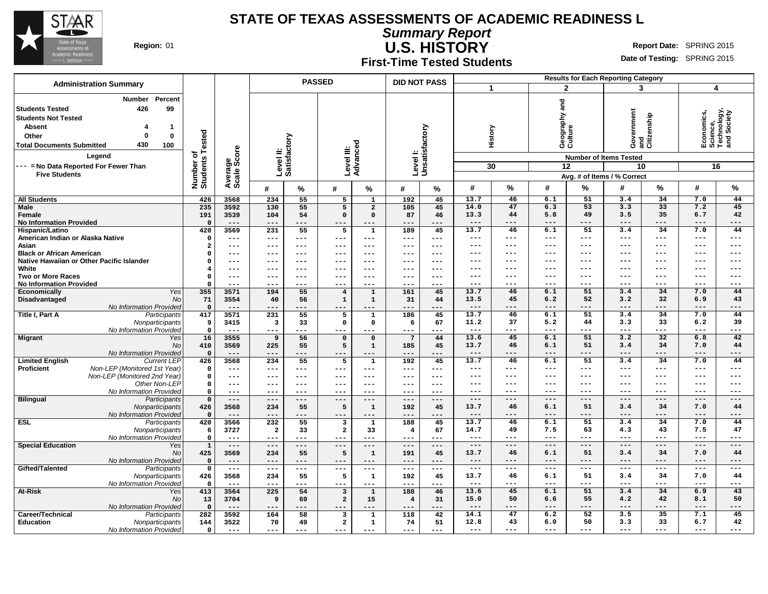# STATE OF TEXAS ASSESSMENTS OF ACADEMIC READINESS L

## *Summary Report*

## U.S. HISTORY

### First-Time Tested Students

**Region:** 01

**Report Date:** SPRING 2015

**Date of Testing:** SPRING 2015

| Administration Summary | Number | Percent |
|---|---|---|
| **Students Tested** | 426 | 99 |
| **Students Not Tested** | | |
| Absent | 4 | 1 |
| Other | 0 | 0 |
| **Total Documents Submitted** | 430 | 100 |

**Legend**

--- = No Data Reported For Fewer Than Five Students

| | | Number of Students Tested | Average Scale Score | PASSED | | | | DID NOT PASS | | Results for Each Reporting Category | | | | | | | |
|---|---|---|---|---|---|---|---|---|---|---|---|---|---|---|---|---|---|
| | | | | Level II: Satisfactory | | Level III: Advanced | | Level I: Unsatisfactory | | 1 History | | 2 Geography and Culture | | 3 Government and Citizenship | | 4 Economics, Science, Technology, and Society | |
| | | | | | | | | | | Number of Items Tested: 30 | | 12 | | 10 | | 16 | |
| | | | | # | % | # | % | # | % | # | % | # | % | # | % | # | % |
| **All Students** | | 426 | 3568 | 234 | 55 | 5 | 1 | 192 | 45 | 13.7 | 46 | 6.1 | 51 | 3.4 | 34 | 7.0 | 44 |
| **Male** | | 235 | 3592 | 130 | 55 | 5 | 2 | 105 | 45 | 14.0 | 47 | 6.3 | 53 | 3.3 | 33 | 7.2 | 45 |
| **Female** | | 191 | 3539 | 104 | 54 | 0 | 0 | 87 | 46 | 13.3 | 44 | 5.8 | 49 | 3.5 | 35 | 6.7 | 42 |
| **No Information Provided** | | 0 | --- | --- | --- | --- | --- | --- | --- | --- | --- | --- | --- | --- | --- | --- | --- |
| **Hispanic/Latino** | | 420 | 3569 | 231 | 55 | 5 | 1 | 189 | 45 | 13.7 | 46 | 6.1 | 51 | 3.4 | 34 | 7.0 | 44 |
| **American Indian or Alaska Native** | | 0 | --- | --- | --- | --- | --- | --- | --- | --- | --- | --- | --- | --- | --- | --- | --- |
| **Asian** | | 2 | --- | --- | --- | --- | --- | --- | --- | --- | --- | --- | --- | --- | --- | --- | --- |
| **Black or African American** | | 0 | --- | --- | --- | --- | --- | --- | --- | --- | --- | --- | --- | --- | --- | --- | --- |
| **Native Hawaiian or Other Pacific Islander** | | 0 | --- | --- | --- | --- | --- | --- | --- | --- | --- | --- | --- | --- | --- | --- | --- |
| **White** | | 4 | --- | --- | --- | --- | --- | --- | --- | --- | --- | --- | --- | --- | --- | --- | --- |
| **Two or More Races** | | 0 | --- | --- | --- | --- | --- | --- | --- | --- | --- | --- | --- | --- | --- | --- | --- |
| **No Information Provided** | | 0 | --- | --- | --- | --- | --- | --- | --- | --- | --- | --- | --- | --- | --- | --- | --- |
| **Economically Disadvantaged** | *Yes* | 355 | 3571 | 194 | 55 | 4 | 1 | 161 | 45 | 13.7 | 46 | 6.1 | 51 | 3.4 | 34 | 7.0 | 44 |
| | *No* | 71 | 3554 | 40 | 56 | 1 | 1 | 31 | 44 | 13.5 | 45 | 6.2 | 52 | 3.2 | 32 | 6.9 | 43 |
| | *No Information Provided* | 0 | --- | --- | --- | --- | --- | --- | --- | --- | --- | --- | --- | --- | --- | --- | --- |
| **Title I, Part A** | *Participants* | 417 | 3571 | 231 | 55 | 5 | 1 | 186 | 45 | 13.7 | 46 | 6.1 | 51 | 3.4 | 34 | 7.0 | 44 |
| | *Nonparticipants* | 9 | 3415 | 3 | 33 | 0 | 0 | 6 | 67 | 11.2 | 37 | 5.2 | 44 | 3.3 | 33 | 6.2 | 39 |
| | *No Information Provided* | 0 | --- | --- | --- | --- | --- | --- | --- | --- | --- | --- | --- | --- | --- | --- | --- |
| **Migrant** | *Yes* | 16 | 3555 | 9 | 56 | 0 | 0 | 7 | 44 | 13.6 | 45 | 6.1 | 51 | 3.2 | 32 | 6.8 | 42 |
| | *No* | 410 | 3569 | 225 | 55 | 5 | 1 | 185 | 45 | 13.7 | 46 | 6.1 | 51 | 3.4 | 34 | 7.0 | 44 |
| | *No Information Provided* | 0 | --- | --- | --- | --- | --- | --- | --- | --- | --- | --- | --- | --- | --- | --- | --- |
| **Limited English Proficient** | *Current LEP* | 426 | 3568 | 234 | 55 | 5 | 1 | 192 | 45 | 13.7 | 46 | 6.1 | 51 | 3.4 | 34 | 7.0 | 44 |
| | *Non-LEP (Monitored 1st Year)* | 0 | --- | --- | --- | --- | --- | --- | --- | --- | --- | --- | --- | --- | --- | --- | --- |
| | *Non-LEP (Monitored 2nd Year)* | 0 | --- | --- | --- | --- | --- | --- | --- | --- | --- | --- | --- | --- | --- | --- | --- |
| | *Other Non-LEP* | 0 | --- | --- | --- | --- | --- | --- | --- | --- | --- | --- | --- | --- | --- | --- | --- |
| | *No Information Provided* | 0 | --- | --- | --- | --- | --- | --- | --- | --- | --- | --- | --- | --- | --- | --- | --- |
| **Bilingual** | *Participants* | 0 | --- | --- | --- | --- | --- | --- | --- | --- | --- | --- | --- | --- | --- | --- | --- |
| | *Nonparticipants* | 426 | 3568 | 234 | 55 | 5 | 1 | 192 | 45 | 13.7 | 46 | 6.1 | 51 | 3.4 | 34 | 7.0 | 44 |
| | *No Information Provided* | 0 | --- | --- | --- | --- | --- | --- | --- | --- | --- | --- | --- | --- | --- | --- | --- |
| **ESL** | *Participants* | 420 | 3566 | 232 | 55 | 3 | 1 | 188 | 45 | 13.7 | 46 | 6.1 | 51 | 3.4 | 34 | 7.0 | 44 |
| | *Nonparticipants* | 6 | 3727 | 2 | 33 | 2 | 33 | 4 | 67 | 14.7 | 49 | 7.5 | 63 | 4.3 | 43 | 7.5 | 47 |
| | *No Information Provided* | 0 | --- | --- | --- | --- | --- | --- | --- | --- | --- | --- | --- | --- | --- | --- | --- |
| **Special Education** | *Yes* | 1 | --- | --- | --- | --- | --- | --- | --- | --- | --- | --- | --- | --- | --- | --- | --- |
| | *No* | 425 | 3569 | 234 | 55 | 5 | 1 | 191 | 45 | 13.7 | 46 | 6.1 | 51 | 3.4 | 34 | 7.0 | 44 |
| | *No Information Provided* | 0 | --- | --- | --- | --- | --- | --- | --- | --- | --- | --- | --- | --- | --- | --- | --- |
| **Gifted/Talented** | *Participants* | 0 | --- | --- | --- | --- | --- | --- | --- | --- | --- | --- | --- | --- | --- | --- | --- |
| | *Nonparticipants* | 426 | 3568 | 234 | 55 | 5 | 1 | 192 | 45 | 13.7 | 46 | 6.1 | 51 | 3.4 | 34 | 7.0 | 44 |
| | *No Information Provided* | 0 | --- | --- | --- | --- | --- | --- | --- | --- | --- | --- | --- | --- | --- | --- | --- |
| **At-Risk** | *Yes* | 413 | 3564 | 225 | 54 | 3 | 1 | 188 | 46 | 13.6 | 45 | 6.1 | 51 | 3.4 | 34 | 6.9 | 43 |
| | *No* | 13 | 3704 | 9 | 69 | 2 | 15 | 4 | 31 | 15.0 | 50 | 6.6 | 55 | 4.2 | 42 | 8.1 | 50 |
| | *No Information Provided* | 0 | --- | --- | --- | --- | --- | --- | --- | --- | --- | --- | --- | --- | --- | --- | --- |
| **Career/Technical Education** | *Participants* | 282 | 3592 | 164 | 58 | 3 | 1 | 118 | 42 | 14.1 | 47 | 6.2 | 52 | 3.5 | 35 | 7.1 | 45 |
| | *Nonparticipants* | 144 | 3522 | 70 | 49 | 2 | 1 | 74 | 51 | 12.8 | 43 | 6.0 | 50 | 3.3 | 33 | 6.7 | 42 |
| | *No Information Provided* | 0 | --- | --- | --- | --- | --- | --- | --- | --- | --- | --- | --- | --- | --- | --- | --- |

Avg. # of Items / % Correct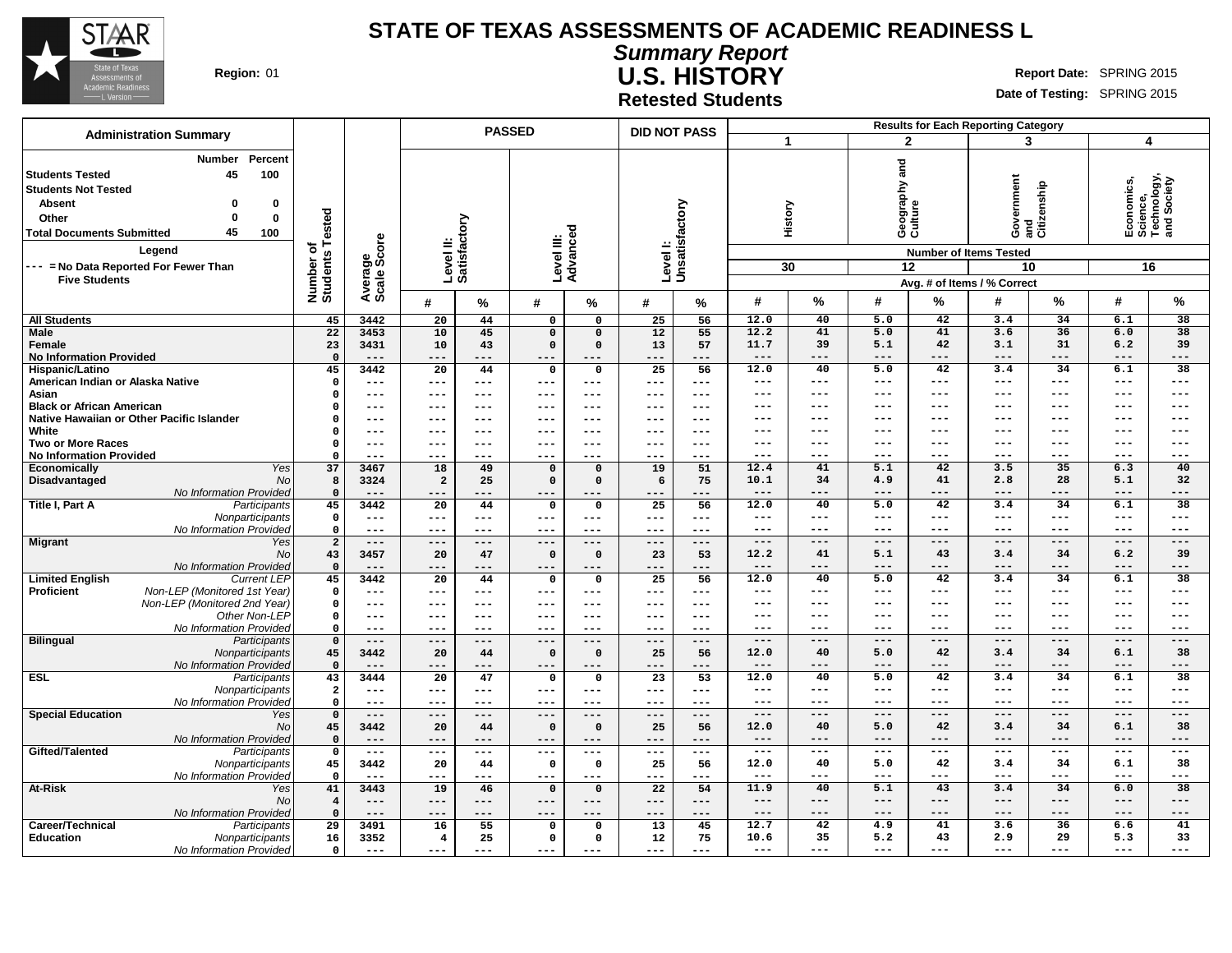# STATE OF TEXAS ASSESSMENTS OF ACADEMIC READINESS L

## *Summary Report*

## U.S. HISTORY

### Retested Students

**Region:** 01

**Report Date:** SPRING 2015

**Date of Testing:** SPRING 2015

**Administration Summary**

| | Number | Percent |
|---|---|---|
| **Students Tested** | 45 | 100 |
| **Students Not Tested** | | |
| Absent | 0 | 0 |
| Other | 0 | 0 |
| **Total Documents Submitted** | 45 | 100 |

**Legend**

--- = No Data Reported For Fewer Than Five Students

| | | Number of Students Tested | Average Scale Score | PASSED | | | | DID NOT PASS | | Results for Each Reporting Category | | | | | | | |
|---|---|---|---|---|---|---|---|---|---|---|---|---|---|---|---|---|---|
| | | | | Level II: Satisfactory | | Level III: Advanced | | Level I: Unsatisfactory | | 1 History | | 2 Geography and Culture | | 3 Government and Citizenship | | 4 Economics, Science, Technology, and Society | |
| | | | | | | | | | | Number of Items Tested: 30 | | 12 | | 10 | | 16 | |
| | | | | # | % | # | % | # | % | # | % | # | % | # | % | # | % |
| **All Students** | | 45 | 3442 | 20 | 44 | 0 | 0 | 25 | 56 | 12.0 | 40 | 5.0 | 42 | 3.4 | 34 | 6.1 | 38 |
| **Male** | | 22 | 3453 | 10 | 45 | 0 | 0 | 12 | 55 | 12.2 | 41 | 5.0 | 41 | 3.6 | 36 | 6.0 | 38 |
| **Female** | | 23 | 3431 | 10 | 43 | 0 | 0 | 13 | 57 | 11.7 | 39 | 5.1 | 42 | 3.1 | 31 | 6.2 | 39 |
| **No Information Provided** | | 0 | --- | --- | --- | --- | --- | --- | --- | --- | --- | --- | --- | --- | --- | --- | --- |
| **Hispanic/Latino** | | 45 | 3442 | 20 | 44 | 0 | 0 | 25 | 56 | 12.0 | 40 | 5.0 | 42 | 3.4 | 34 | 6.1 | 38 |
| **American Indian or Alaska Native** | | 0 | --- | --- | --- | --- | --- | --- | --- | --- | --- | --- | --- | --- | --- | --- | --- |
| **Asian** | | 0 | --- | --- | --- | --- | --- | --- | --- | --- | --- | --- | --- | --- | --- | --- | --- |
| **Black or African American** | | 0 | --- | --- | --- | --- | --- | --- | --- | --- | --- | --- | --- | --- | --- | --- | --- |
| **Native Hawaiian or Other Pacific Islander** | | 0 | --- | --- | --- | --- | --- | --- | --- | --- | --- | --- | --- | --- | --- | --- | --- |
| **White** | | 0 | --- | --- | --- | --- | --- | --- | --- | --- | --- | --- | --- | --- | --- | --- | --- |
| **Two or More Races** | | 0 | --- | --- | --- | --- | --- | --- | --- | --- | --- | --- | --- | --- | --- | --- | --- |
| **No Information Provided** | | 0 | --- | --- | --- | --- | --- | --- | --- | --- | --- | --- | --- | --- | --- | --- | --- |
| **Economically Disadvantaged** | *Yes* | 37 | 3467 | 18 | 49 | 0 | 0 | 19 | 51 | 12.4 | 41 | 5.1 | 42 | 3.5 | 35 | 6.3 | 40 |
| | *No* | 8 | 3324 | 2 | 25 | 0 | 0 | 6 | 75 | 10.1 | 34 | 4.9 | 41 | 2.8 | 28 | 5.1 | 32 |
| | *No Information Provided* | 0 | --- | --- | --- | --- | --- | --- | --- | --- | --- | --- | --- | --- | --- | --- | --- |
| **Title I, Part A** | *Participants* | 45 | 3442 | 20 | 44 | 0 | 0 | 25 | 56 | 12.0 | 40 | 5.0 | 42 | 3.4 | 34 | 6.1 | 38 |
| | *Nonparticipants* | 0 | --- | --- | --- | --- | --- | --- | --- | --- | --- | --- | --- | --- | --- | --- | --- |
| | *No Information Provided* | 0 | --- | --- | --- | --- | --- | --- | --- | --- | --- | --- | --- | --- | --- | --- | --- |
| **Migrant** | *Yes* | 2 | --- | --- | --- | --- | --- | --- | --- | --- | --- | --- | --- | --- | --- | --- | --- |
| | *No* | 43 | 3457 | 20 | 47 | 0 | 0 | 23 | 53 | 12.2 | 41 | 5.1 | 43 | 3.4 | 34 | 6.2 | 39 |
| | *No Information Provided* | 0 | --- | --- | --- | --- | --- | --- | --- | --- | --- | --- | --- | --- | --- | --- | --- |
| **Limited English Proficient** | *Current LEP* | 45 | 3442 | 20 | 44 | 0 | 0 | 25 | 56 | 12.0 | 40 | 5.0 | 42 | 3.4 | 34 | 6.1 | 38 |
| | *Non-LEP (Monitored 1st Year)* | 0 | --- | --- | --- | --- | --- | --- | --- | --- | --- | --- | --- | --- | --- | --- | --- |
| | *Non-LEP (Monitored 2nd Year)* | 0 | --- | --- | --- | --- | --- | --- | --- | --- | --- | --- | --- | --- | --- | --- | --- |
| | *Other Non-LEP* | 0 | --- | --- | --- | --- | --- | --- | --- | --- | --- | --- | --- | --- | --- | --- | --- |
| | *No Information Provided* | 0 | --- | --- | --- | --- | --- | --- | --- | --- | --- | --- | --- | --- | --- | --- | --- |
| **Bilingual** | *Participants* | 0 | --- | --- | --- | --- | --- | --- | --- | --- | --- | --- | --- | --- | --- | --- | --- |
| | *Nonparticipants* | 45 | 3442 | 20 | 44 | 0 | 0 | 25 | 56 | 12.0 | 40 | 5.0 | 42 | 3.4 | 34 | 6.1 | 38 |
| | *No Information Provided* | 0 | --- | --- | --- | --- | --- | --- | --- | --- | --- | --- | --- | --- | --- | --- | --- |
| **ESL** | *Participants* | 43 | 3444 | 20 | 47 | 0 | 0 | 23 | 53 | 12.0 | 40 | 5.0 | 42 | 3.4 | 34 | 6.1 | 38 |
| | *Nonparticipants* | 2 | --- | --- | --- | --- | --- | --- | --- | --- | --- | --- | --- | --- | --- | --- | --- |
| | *No Information Provided* | 0 | --- | --- | --- | --- | --- | --- | --- | --- | --- | --- | --- | --- | --- | --- | --- |
| **Special Education** | *Yes* | 0 | --- | --- | --- | --- | --- | --- | --- | --- | --- | --- | --- | --- | --- | --- | --- |
| | *No* | 45 | 3442 | 20 | 44 | 0 | 0 | 25 | 56 | 12.0 | 40 | 5.0 | 42 | 3.4 | 34 | 6.1 | 38 |
| | *No Information Provided* | 0 | --- | --- | --- | --- | --- | --- | --- | --- | --- | --- | --- | --- | --- | --- | --- |
| **Gifted/Talented** | *Participants* | 0 | --- | --- | --- | --- | --- | --- | --- | --- | --- | --- | --- | --- | --- | --- | --- |
| | *Nonparticipants* | 45 | 3442 | 20 | 44 | 0 | 0 | 25 | 56 | 12.0 | 40 | 5.0 | 42 | 3.4 | 34 | 6.1 | 38 |
| | *No Information Provided* | 0 | --- | --- | --- | --- | --- | --- | --- | --- | --- | --- | --- | --- | --- | --- | --- |
| **At-Risk** | *Yes* | 41 | 3443 | 19 | 46 | 0 | 0 | 22 | 54 | 11.9 | 40 | 5.1 | 43 | 3.4 | 34 | 6.0 | 38 |
| | *No* | 4 | --- | --- | --- | --- | --- | --- | --- | --- | --- | --- | --- | --- | --- | --- | --- |
| | *No Information Provided* | 0 | --- | --- | --- | --- | --- | --- | --- | --- | --- | --- | --- | --- | --- | --- | --- |
| **Career/Technical Education** | *Participants* | 29 | 3491 | 16 | 55 | 0 | 0 | 13 | 45 | 12.7 | 42 | 4.9 | 41 | 3.6 | 36 | 6.6 | 41 |
| | *Nonparticipants* | 16 | 3352 | 4 | 25 | 0 | 0 | 12 | 75 | 10.6 | 35 | 5.2 | 43 | 2.9 | 29 | 5.3 | 33 |
| | *No Information Provided* | 0 | --- | --- | --- | --- | --- | --- | --- | --- | --- | --- | --- | --- | --- | --- | --- |

Avg. # of Items / % Correct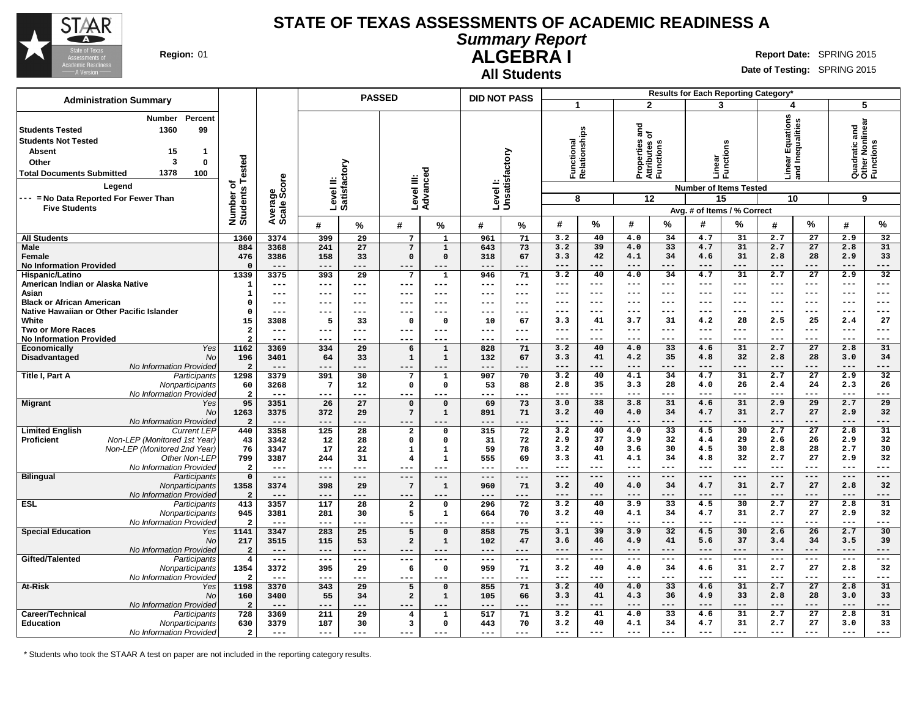# STATE OF TEXAS ASSESSMENTS OF ACADEMIC READINESS A

## *Summary Report*

## ALGEBRA I

### All Students

**Region:** 01

**Report Date:** SPRING 2015
**Date of Testing:** SPRING 2015

**Administration Summary**

| | Number | Percent |
|---|---|---|
| **Students Tested** | 1360 | 99 |
| **Students Not Tested** | | |
| Absent | 15 | 1 |
| Other | 3 | 0 |
| **Total Documents Submitted** | 1378 | 100 |

**Legend**

--- = No Data Reported For Fewer Than Five Students

| Group | Subgroup | Number of Students Tested | Average Scale Score | PASSED Level II: Satisfactory # | PASSED Level II: Satisfactory % | PASSED Level III: Advanced # | PASSED Level III: Advanced % | DID NOT PASS Level I: Unsatisfactory # | DID NOT PASS Level I: Unsatisfactory % | 1 Functional Relationships (8 items) # | 1 % | 2 Properties and Attributes of Functions (12 items) # | 2 % | 3 Linear Functions (15 items) # | 3 % | 4 Linear Equations and Inequalities (10 items) # | 4 % | 5 Quadratic and Other Nonlinear Functions (9 items) # | 5 % |
|---|---|---|---|---|---|---|---|---|---|---|---|---|---|---|---|---|---|---|---|
| **All Students** | | 1360 | 3374 | 399 | 29 | 7 | 1 | 961 | 71 | 3.2 | 40 | 4.0 | 34 | 4.7 | 31 | 2.7 | 27 | 2.9 | 32 |
| **Male** | | 884 | 3368 | 241 | 27 | 7 | 1 | 643 | 73 | 3.2 | 39 | 4.0 | 33 | 4.7 | 31 | 2.7 | 27 | 2.8 | 31 |
| **Female** | | 476 | 3386 | 158 | 33 | 0 | 0 | 318 | 67 | 3.3 | 42 | 4.1 | 34 | 4.6 | 31 | 2.8 | 28 | 2.9 | 33 |
| **No Information Provided** | | 0 | --- | --- | --- | --- | --- | --- | --- | --- | --- | --- | --- | --- | --- | --- | --- | --- | --- |
| **Hispanic/Latino** | | 1339 | 3375 | 393 | 29 | 7 | 1 | 946 | 71 | 3.2 | 40 | 4.0 | 34 | 4.7 | 31 | 2.7 | 27 | 2.9 | 32 |
| **American Indian or Alaska Native** | | 1 | --- | --- | --- | --- | --- | --- | --- | --- | --- | --- | --- | --- | --- | --- | --- | --- | --- |
| **Asian** | | 1 | --- | --- | --- | --- | --- | --- | --- | --- | --- | --- | --- | --- | --- | --- | --- | --- | --- |
| **Black or African American** | | 0 | --- | --- | --- | --- | --- | --- | --- | --- | --- | --- | --- | --- | --- | --- | --- | --- | --- |
| **Native Hawaiian or Other Pacific Islander** | | 0 | --- | --- | --- | --- | --- | --- | --- | --- | --- | --- | --- | --- | --- | --- | --- | --- | --- |
| **White** | | 15 | 3308 | 5 | 33 | 0 | 0 | 10 | 67 | 3.3 | 41 | 3.7 | 31 | 4.2 | 28 | 2.5 | 25 | 2.4 | 27 |
| **Two or More Races** | | 2 | --- | --- | --- | --- | --- | --- | --- | --- | --- | --- | --- | --- | --- | --- | --- | --- | --- |
| **No Information Provided** | | 2 | --- | --- | --- | --- | --- | --- | --- | --- | --- | --- | --- | --- | --- | --- | --- | --- | --- |
| **Economically Disadvantaged** | *Yes* | 1162 | 3369 | 334 | 29 | 6 | 1 | 828 | 71 | 3.2 | 40 | 4.0 | 33 | 4.6 | 31 | 2.7 | 27 | 2.8 | 31 |
| | *No* | 196 | 3401 | 64 | 33 | 1 | 1 | 132 | 67 | 3.3 | 41 | 4.2 | 35 | 4.8 | 32 | 2.8 | 28 | 3.0 | 34 |
| | *No Information Provided* | 2 | --- | --- | --- | --- | --- | --- | --- | --- | --- | --- | --- | --- | --- | --- | --- | --- | --- |
| **Title I, Part A** | *Participants* | 1298 | 3379 | 391 | 30 | 7 | 1 | 907 | 70 | 3.2 | 40 | 4.1 | 34 | 4.7 | 31 | 2.7 | 27 | 2.9 | 32 |
| | *Nonparticipants* | 60 | 3268 | 7 | 12 | 0 | 0 | 53 | 88 | 2.8 | 35 | 3.3 | 28 | 4.0 | 26 | 2.4 | 24 | 2.3 | 26 |
| | *No Information Provided* | 2 | --- | --- | --- | --- | --- | --- | --- | --- | --- | --- | --- | --- | --- | --- | --- | --- | --- |
| **Migrant** | *Yes* | 95 | 3351 | 26 | 27 | 0 | 0 | 69 | 73 | 3.0 | 38 | 3.8 | 31 | 4.6 | 31 | 2.9 | 29 | 2.7 | 29 |
| | *No* | 1263 | 3375 | 372 | 29 | 7 | 1 | 891 | 71 | 3.2 | 40 | 4.0 | 34 | 4.7 | 31 | 2.7 | 27 | 2.9 | 32 |
| | *No Information Provided* | 2 | --- | --- | --- | --- | --- | --- | --- | --- | --- | --- | --- | --- | --- | --- | --- | --- | --- |
| **Limited English Proficient** | *Current LEP* | 440 | 3358 | 125 | 28 | 2 | 0 | 315 | 72 | 3.2 | 40 | 4.0 | 33 | 4.5 | 30 | 2.7 | 27 | 2.8 | 31 |
| | *Non-LEP (Monitored 1st Year)* | 43 | 3342 | 12 | 28 | 0 | 0 | 31 | 72 | 2.9 | 37 | 3.9 | 32 | 4.4 | 29 | 2.6 | 26 | 2.9 | 32 |
| | *Non-LEP (Monitored 2nd Year)* | 76 | 3347 | 17 | 22 | 1 | 1 | 59 | 78 | 3.2 | 40 | 3.6 | 30 | 4.5 | 30 | 2.8 | 28 | 2.7 | 30 |
| | *Other Non-LEP* | 799 | 3387 | 244 | 31 | 4 | 1 | 555 | 69 | 3.3 | 41 | 4.1 | 34 | 4.8 | 32 | 2.7 | 27 | 2.9 | 32 |
| | *No Information Provided* | 2 | --- | --- | --- | --- | --- | --- | --- | --- | --- | --- | --- | --- | --- | --- | --- | --- | --- |
| **Bilingual** | *Participants* | 0 | --- | --- | --- | --- | --- | --- | --- | --- | --- | --- | --- | --- | --- | --- | --- | --- | --- |
| | *Nonparticipants* | 1358 | 3374 | 398 | 29 | 7 | 1 | 960 | 71 | 3.2 | 40 | 4.0 | 34 | 4.7 | 31 | 2.7 | 27 | 2.8 | 32 |
| | *No Information Provided* | 2 | --- | --- | --- | --- | --- | --- | --- | --- | --- | --- | --- | --- | --- | --- | --- | --- | --- |
| **ESL** | *Participants* | 413 | 3357 | 117 | 28 | 2 | 0 | 296 | 72 | 3.2 | 40 | 3.9 | 33 | 4.5 | 30 | 2.7 | 27 | 2.8 | 31 |
| | *Nonparticipants* | 945 | 3381 | 281 | 30 | 5 | 1 | 664 | 70 | 3.2 | 40 | 4.1 | 34 | 4.7 | 31 | 2.7 | 27 | 2.9 | 32 |
| | *No Information Provided* | 2 | --- | --- | --- | --- | --- | --- | --- | --- | --- | --- | --- | --- | --- | --- | --- | --- | --- |
| **Special Education** | *Yes* | 1141 | 3347 | 283 | 25 | 5 | 0 | 858 | 75 | 3.1 | 39 | 3.9 | 32 | 4.5 | 30 | 2.6 | 26 | 2.7 | 30 |
| | *No* | 217 | 3515 | 115 | 53 | 2 | 1 | 102 | 47 | 3.6 | 46 | 4.9 | 41 | 5.6 | 37 | 3.4 | 34 | 3.5 | 39 |
| | *No Information Provided* | 2 | --- | --- | --- | --- | --- | --- | --- | --- | --- | --- | --- | --- | --- | --- | --- | --- | --- |
| **Gifted/Talented** | *Participants* | 4 | --- | --- | --- | --- | --- | --- | --- | --- | --- | --- | --- | --- | --- | --- | --- | --- | --- |
| | *Nonparticipants* | 1354 | 3372 | 395 | 29 | 6 | 0 | 959 | 71 | 3.2 | 40 | 4.0 | 34 | 4.6 | 31 | 2.7 | 27 | 2.8 | 32 |
| | *No Information Provided* | 2 | --- | --- | --- | --- | --- | --- | --- | --- | --- | --- | --- | --- | --- | --- | --- | --- | --- |
| **At-Risk** | *Yes* | 1198 | 3370 | 343 | 29 | 5 | 0 | 855 | 71 | 3.2 | 40 | 4.0 | 33 | 4.6 | 31 | 2.7 | 27 | 2.8 | 31 |
| | *No* | 160 | 3400 | 55 | 34 | 2 | 1 | 105 | 66 | 3.3 | 41 | 4.3 | 36 | 4.9 | 33 | 2.8 | 28 | 3.0 | 33 |
| | *No Information Provided* | 2 | --- | --- | --- | --- | --- | --- | --- | --- | --- | --- | --- | --- | --- | --- | --- | --- | --- |
| **Career/Technical Education** | *Participants* | 728 | 3369 | 211 | 29 | 4 | 1 | 517 | 71 | 3.2 | 41 | 4.0 | 33 | 4.6 | 31 | 2.7 | 27 | 2.8 | 31 |
| | *Nonparticipants* | 630 | 3379 | 187 | 30 | 3 | 0 | 443 | 70 | 3.2 | 40 | 4.1 | 34 | 4.7 | 31 | 2.7 | 27 | 3.0 | 33 |
| | *No Information Provided* | 2 | --- | --- | --- | --- | --- | --- | --- | --- | --- | --- | --- | --- | --- | --- | --- | --- | --- |

Results for Each Reporting Category*: Number of Items Tested shown in column headers; values are Avg. # of Items / % Correct.

\* Students who took the STAAR A test on paper are not included in the reporting category results.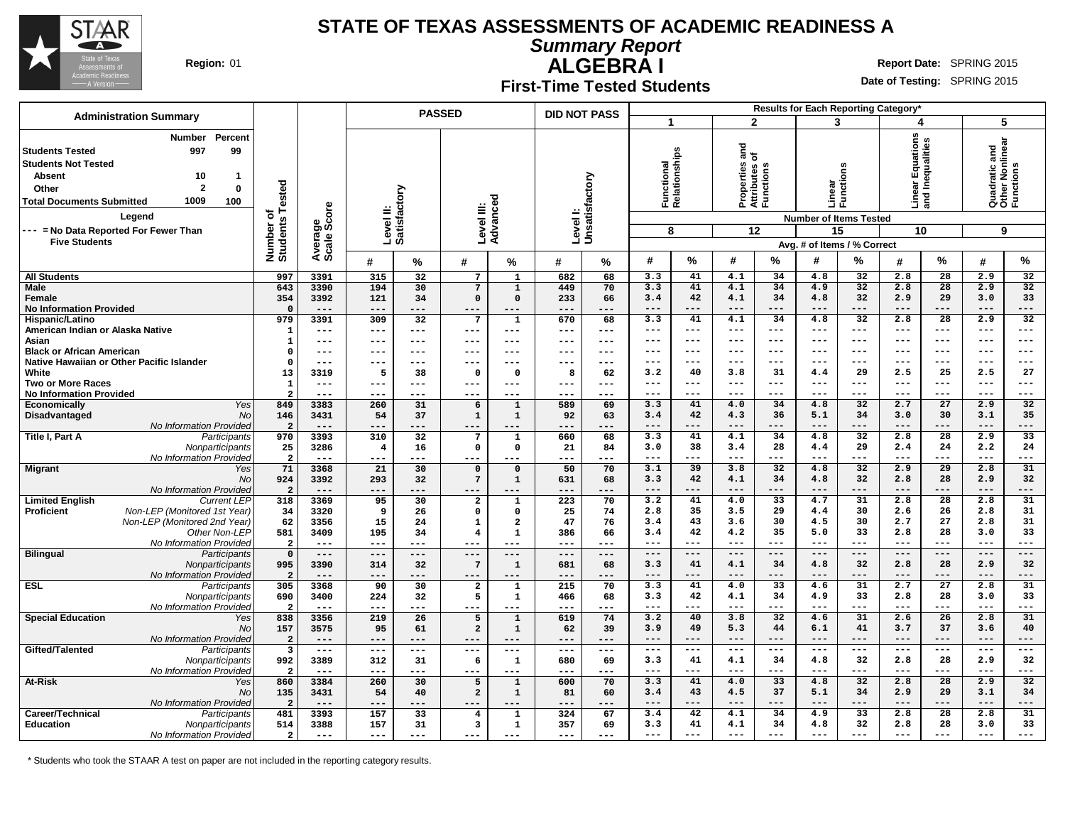# STATE OF TEXAS ASSESSMENTS OF ACADEMIC READINESS A

## Summary Report

## ALGEBRA I

### First-Time Tested Students

**Region:** 01

**Report Date:** SPRING 2015

**Date of Testing:** SPRING 2015

| Administration Summary | Number | Percent |
|---|---|---|
| Students Tested | 997 | 99 |
| Students Not Tested | | |
| Absent | 10 | 1 |
| Other | 2 | 0 |
| Total Documents Submitted | 1009 | 100 |

Legend: --- = No Data Reported For Fewer Than Five Students

Results for Each Reporting Category*: 1 = Functional Relationships (8 items); 2 = Properties and Attributes of Functions (12 items); 3 = Linear Functions (15 items); 4 = Linear Equations and Inequalities (10 items); 5 = Quadratic and Other Nonlinear Functions (9 items). Values are Avg. # of Items / % Correct.

| Group | | Number of Students Tested | Average Scale Score | PASSED Level II: Satisfactory # | PASSED Level II: Satisfactory % | PASSED Level III: Advanced # | PASSED Level III: Advanced % | DID NOT PASS Level I: Unsatisfactory # | DID NOT PASS Level I: Unsatisfactory % | 1 # | 1 % | 2 # | 2 % | 3 # | 3 % | 4 # | 4 % | 5 # | 5 % |
|---|---|---|---|---|---|---|---|---|---|---|---|---|---|---|---|---|---|---|---|
| All Students | | 997 | 3391 | 315 | 32 | 7 | 1 | 682 | 68 | 3.3 | 41 | 4.1 | 34 | 4.8 | 32 | 2.8 | 28 | 2.9 | 32 |
| Male | | 643 | 3390 | 194 | 30 | 7 | 1 | 449 | 70 | 3.3 | 41 | 4.1 | 34 | 4.9 | 32 | 2.8 | 28 | 2.9 | 32 |
| Female | | 354 | 3392 | 121 | 34 | 0 | 0 | 233 | 66 | 3.4 | 42 | 4.1 | 34 | 4.8 | 32 | 2.9 | 29 | 3.0 | 33 |
| No Information Provided | | 0 | --- | --- | --- | --- | --- | --- | --- | --- | --- | --- | --- | --- | --- | --- | --- | --- | --- |
| Hispanic/Latino | | 979 | 3391 | 309 | 32 | 7 | 1 | 670 | 68 | 3.3 | 41 | 4.1 | 34 | 4.8 | 32 | 2.8 | 28 | 2.9 | 32 |
| American Indian or Alaska Native | | 1 | --- | --- | --- | --- | --- | --- | --- | --- | --- | --- | --- | --- | --- | --- | --- | --- | --- |
| Asian | | 1 | --- | --- | --- | --- | --- | --- | --- | --- | --- | --- | --- | --- | --- | --- | --- | --- | --- |
| Black or African American | | 0 | --- | --- | --- | --- | --- | --- | --- | --- | --- | --- | --- | --- | --- | --- | --- | --- | --- |
| Native Hawaiian or Other Pacific Islander | | 0 | --- | --- | --- | --- | --- | --- | --- | --- | --- | --- | --- | --- | --- | --- | --- | --- | --- |
| White | | 13 | 3319 | 5 | 38 | 0 | 0 | 8 | 62 | 3.2 | 40 | 3.8 | 31 | 4.4 | 29 | 2.5 | 25 | 2.5 | 27 |
| Two or More Races | | 1 | --- | --- | --- | --- | --- | --- | --- | --- | --- | --- | --- | --- | --- | --- | --- | --- | --- |
| No Information Provided | | 2 | --- | --- | --- | --- | --- | --- | --- | --- | --- | --- | --- | --- | --- | --- | --- | --- | --- |
| Economically Disadvantaged | Yes | 849 | 3383 | 260 | 31 | 6 | 1 | 589 | 69 | 3.3 | 41 | 4.0 | 34 | 4.8 | 32 | 2.7 | 27 | 2.9 | 32 |
| | No | 146 | 3431 | 54 | 37 | 1 | 1 | 92 | 63 | 3.4 | 42 | 4.3 | 36 | 5.1 | 34 | 3.0 | 30 | 3.1 | 35 |
| | No Information Provided | 2 | --- | --- | --- | --- | --- | --- | --- | --- | --- | --- | --- | --- | --- | --- | --- | --- | --- |
| Title I, Part A | Participants | 970 | 3393 | 310 | 32 | 7 | 1 | 660 | 68 | 3.3 | 41 | 4.1 | 34 | 4.8 | 32 | 2.8 | 28 | 2.9 | 33 |
| | Nonparticipants | 25 | 3286 | 4 | 16 | 0 | 0 | 21 | 84 | 3.0 | 38 | 3.4 | 28 | 4.4 | 29 | 2.4 | 24 | 2.2 | 24 |
| | No Information Provided | 2 | --- | --- | --- | --- | --- | --- | --- | --- | --- | --- | --- | --- | --- | --- | --- | --- | --- |
| Migrant | Yes | 71 | 3368 | 21 | 30 | 0 | 0 | 50 | 70 | 3.1 | 39 | 3.8 | 32 | 4.8 | 32 | 2.9 | 29 | 2.8 | 31 |
| | No | 924 | 3392 | 293 | 32 | 7 | 1 | 631 | 68 | 3.3 | 42 | 4.1 | 34 | 4.8 | 32 | 2.8 | 28 | 2.9 | 32 |
| | No Information Provided | 2 | --- | --- | --- | --- | --- | --- | --- | --- | --- | --- | --- | --- | --- | --- | --- | --- | --- |
| Limited English Proficient | Current LEP | 318 | 3369 | 95 | 30 | 2 | 1 | 223 | 70 | 3.2 | 41 | 4.0 | 33 | 4.7 | 31 | 2.8 | 28 | 2.8 | 31 |
| | Non-LEP (Monitored 1st Year) | 34 | 3320 | 9 | 26 | 0 | 0 | 25 | 74 | 2.8 | 35 | 3.5 | 29 | 4.4 | 30 | 2.6 | 26 | 2.8 | 31 |
| | Non-LEP (Monitored 2nd Year) | 62 | 3356 | 15 | 24 | 1 | 2 | 47 | 76 | 3.4 | 43 | 3.6 | 30 | 4.5 | 30 | 2.7 | 27 | 2.8 | 31 |
| | Other Non-LEP | 581 | 3409 | 195 | 34 | 4 | 1 | 386 | 66 | 3.4 | 42 | 4.2 | 35 | 5.0 | 33 | 2.8 | 28 | 3.0 | 33 |
| | No Information Provided | 2 | --- | --- | --- | --- | --- | --- | --- | --- | --- | --- | --- | --- | --- | --- | --- | --- | --- |
| Bilingual | Participants | 0 | --- | --- | --- | --- | --- | --- | --- | --- | --- | --- | --- | --- | --- | --- | --- | --- | --- |
| | Nonparticipants | 995 | 3390 | 314 | 32 | 7 | 1 | 681 | 68 | 3.3 | 41 | 4.1 | 34 | 4.8 | 32 | 2.8 | 28 | 2.9 | 32 |
| | No Information Provided | 2 | --- | --- | --- | --- | --- | --- | --- | --- | --- | --- | --- | --- | --- | --- | --- | --- | --- |
| ESL | Participants | 305 | 3368 | 90 | 30 | 2 | 1 | 215 | 70 | 3.3 | 41 | 4.0 | 33 | 4.6 | 31 | 2.7 | 27 | 2.8 | 31 |
| | Nonparticipants | 690 | 3400 | 224 | 32 | 5 | 1 | 466 | 68 | 3.3 | 42 | 4.1 | 34 | 4.9 | 33 | 2.8 | 28 | 3.0 | 33 |
| | No Information Provided | 2 | --- | --- | --- | --- | --- | --- | --- | --- | --- | --- | --- | --- | --- | --- | --- | --- | --- |
| Special Education | Yes | 838 | 3356 | 219 | 26 | 5 | 1 | 619 | 74 | 3.2 | 40 | 3.8 | 32 | 4.6 | 31 | 2.6 | 26 | 2.8 | 31 |
| | No | 157 | 3575 | 95 | 61 | 2 | 1 | 62 | 39 | 3.9 | 49 | 5.3 | 44 | 6.1 | 41 | 3.7 | 37 | 3.6 | 40 |
| | No Information Provided | 2 | --- | --- | --- | --- | --- | --- | --- | --- | --- | --- | --- | --- | --- | --- | --- | --- | --- |
| Gifted/Talented | Participants | 3 | --- | --- | --- | --- | --- | --- | --- | --- | --- | --- | --- | --- | --- | --- | --- | --- | --- |
| | Nonparticipants | 992 | 3389 | 312 | 31 | 6 | 1 | 680 | 69 | 3.3 | 41 | 4.1 | 34 | 4.8 | 32 | 2.8 | 28 | 2.9 | 32 |
| | No Information Provided | 2 | --- | --- | --- | --- | --- | --- | --- | --- | --- | --- | --- | --- | --- | --- | --- | --- | --- |
| At-Risk | Yes | 860 | 3384 | 260 | 30 | 5 | 1 | 600 | 70 | 3.3 | 41 | 4.0 | 33 | 4.8 | 32 | 2.8 | 28 | 2.9 | 32 |
| | No | 135 | 3431 | 54 | 40 | 2 | 1 | 81 | 60 | 3.4 | 43 | 4.5 | 37 | 5.1 | 34 | 2.9 | 29 | 3.1 | 34 |
| | No Information Provided | 2 | --- | --- | --- | --- | --- | --- | --- | --- | --- | --- | --- | --- | --- | --- | --- | --- | --- |
| Career/Technical Education | Participants | 481 | 3393 | 157 | 33 | 4 | 1 | 324 | 67 | 3.4 | 42 | 4.1 | 34 | 4.9 | 33 | 2.8 | 28 | 2.8 | 31 |
| | Nonparticipants | 514 | 3388 | 157 | 31 | 3 | 1 | 357 | 69 | 3.3 | 41 | 4.1 | 34 | 4.8 | 32 | 2.8 | 28 | 3.0 | 33 |
| | No Information Provided | 2 | --- | --- | --- | --- | --- | --- | --- | --- | --- | --- | --- | --- | --- | --- | --- | --- | --- |

\* Students who took the STAAR A test on paper are not included in the reporting category results.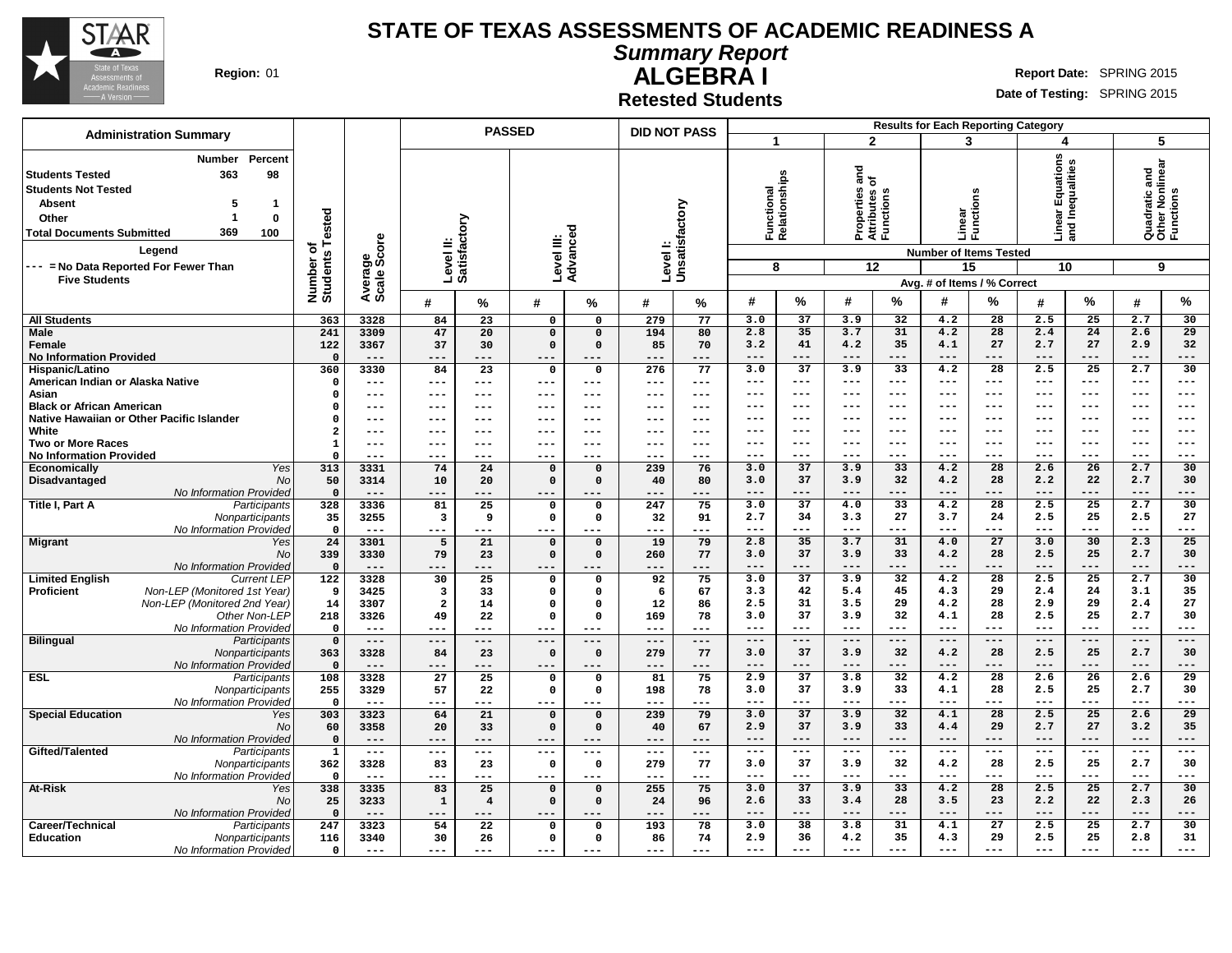# STATE OF TEXAS ASSESSMENTS OF ACADEMIC READINESS A

## *Summary Report*

## ALGEBRA I

### Retested Students

**Region:** 01

**Report Date:** SPRING 2015
**Date of Testing:** SPRING 2015

| Administration Summary | Number | Percent |
|---|---|---|
| Students Tested | 363 | 98 |
| Students Not Tested | | |
| Absent | 5 | 1 |
| Other | 1 | 0 |
| Total Documents Submitted | 369 | 100 |

Legend: --- = No Data Reported For Fewer Than Five Students

Reporting Categories: 1 = Functional Relationships (8 items); 2 = Properties and Attributes of Functions (12 items); 3 = Linear Functions (15 items); 4 = Linear Equations and Inequalities (10 items); 5 = Quadratic and Other Nonlinear Functions (9 items). Avg. # of Items / % Correct.

| Group | Subgroup | Number of Students Tested | Average Scale Score | Level II: Satisfactory # | Level II: Satisfactory % | Level III: Advanced # | Level III: Advanced % | Level I: Unsatisfactory # | Level I: Unsatisfactory % | 1 # | 1 % | 2 # | 2 % | 3 # | 3 % | 4 # | 4 % | 5 # | 5 % |
|---|---|---|---|---|---|---|---|---|---|---|---|---|---|---|---|---|---|---|---|
| All Students | | 363 | 3328 | 84 | 23 | 0 | 0 | 279 | 77 | 3.0 | 37 | 3.9 | 32 | 4.2 | 28 | 2.5 | 25 | 2.7 | 30 |
| Male | | 241 | 3309 | 47 | 20 | 0 | 0 | 194 | 80 | 2.8 | 35 | 3.7 | 31 | 4.2 | 28 | 2.4 | 24 | 2.6 | 29 |
| Female | | 122 | 3367 | 37 | 30 | 0 | 0 | 85 | 70 | 3.2 | 41 | 4.2 | 35 | 4.1 | 27 | 2.7 | 27 | 2.9 | 32 |
| No Information Provided | | 0 | --- | --- | --- | --- | --- | --- | --- | --- | --- | --- | --- | --- | --- | --- | --- | --- | --- |
| Hispanic/Latino | | 360 | 3330 | 84 | 23 | 0 | 0 | 276 | 77 | 3.0 | 37 | 3.9 | 33 | 4.2 | 28 | 2.5 | 25 | 2.7 | 30 |
| American Indian or Alaska Native | | 0 | --- | --- | --- | --- | --- | --- | --- | --- | --- | --- | --- | --- | --- | --- | --- | --- | --- |
| Asian | | 0 | --- | --- | --- | --- | --- | --- | --- | --- | --- | --- | --- | --- | --- | --- | --- | --- | --- |
| Black or African American | | 0 | --- | --- | --- | --- | --- | --- | --- | --- | --- | --- | --- | --- | --- | --- | --- | --- | --- |
| Native Hawaiian or Other Pacific Islander | | 0 | --- | --- | --- | --- | --- | --- | --- | --- | --- | --- | --- | --- | --- | --- | --- | --- | --- |
| White | | 2 | --- | --- | --- | --- | --- | --- | --- | --- | --- | --- | --- | --- | --- | --- | --- | --- | --- |
| Two or More Races | | 1 | --- | --- | --- | --- | --- | --- | --- | --- | --- | --- | --- | --- | --- | --- | --- | --- | --- |
| No Information Provided | | 0 | --- | --- | --- | --- | --- | --- | --- | --- | --- | --- | --- | --- | --- | --- | --- | --- | --- |
| Economically Disadvantaged | *Yes* | 313 | 3331 | 74 | 24 | 0 | 0 | 239 | 76 | 3.0 | 37 | 3.9 | 33 | 4.2 | 28 | 2.6 | 26 | 2.7 | 30 |
| | *No* | 50 | 3314 | 10 | 20 | 0 | 0 | 40 | 80 | 3.0 | 37 | 3.9 | 32 | 4.2 | 28 | 2.2 | 22 | 2.7 | 30 |
| | *No Information Provided* | 0 | --- | --- | --- | --- | --- | --- | --- | --- | --- | --- | --- | --- | --- | --- | --- | --- | --- |
| Title I, Part A | *Participants* | 328 | 3336 | 81 | 25 | 0 | 0 | 247 | 75 | 3.0 | 37 | 4.0 | 33 | 4.2 | 28 | 2.5 | 25 | 2.7 | 30 |
| | *Nonparticipants* | 35 | 3255 | 3 | 9 | 0 | 0 | 32 | 91 | 2.7 | 34 | 3.3 | 27 | 3.7 | 24 | 2.5 | 25 | 2.5 | 27 |
| | *No Information Provided* | 0 | --- | --- | --- | --- | --- | --- | --- | --- | --- | --- | --- | --- | --- | --- | --- | --- | --- |
| Migrant | *Yes* | 24 | 3301 | 5 | 21 | 0 | 0 | 19 | 79 | 2.8 | 35 | 3.7 | 31 | 4.0 | 27 | 3.0 | 30 | 2.3 | 25 |
| | *No* | 339 | 3330 | 79 | 23 | 0 | 0 | 260 | 77 | 3.0 | 37 | 3.9 | 33 | 4.2 | 28 | 2.5 | 25 | 2.7 | 30 |
| | *No Information Provided* | 0 | --- | --- | --- | --- | --- | --- | --- | --- | --- | --- | --- | --- | --- | --- | --- | --- | --- |
| Limited English Proficient | *Current LEP* | 122 | 3328 | 30 | 25 | 0 | 0 | 92 | 75 | 3.0 | 37 | 3.9 | 32 | 4.2 | 28 | 2.5 | 25 | 2.7 | 30 |
| | *Non-LEP (Monitored 1st Year)* | 9 | 3425 | 3 | 33 | 0 | 0 | 6 | 67 | 3.3 | 42 | 5.4 | 45 | 4.3 | 29 | 2.4 | 24 | 3.1 | 35 |
| | *Non-LEP (Monitored 2nd Year)* | 14 | 3307 | 2 | 14 | 0 | 0 | 12 | 86 | 2.5 | 31 | 3.5 | 29 | 4.2 | 28 | 2.9 | 29 | 2.4 | 27 |
| | *Other Non-LEP* | 218 | 3326 | 49 | 22 | 0 | 0 | 169 | 78 | 3.0 | 37 | 3.9 | 32 | 4.1 | 28 | 2.5 | 25 | 2.7 | 30 |
| | *No Information Provided* | 0 | --- | --- | --- | --- | --- | --- | --- | --- | --- | --- | --- | --- | --- | --- | --- | --- | --- |
| Bilingual | *Participants* | 0 | --- | --- | --- | --- | --- | --- | --- | --- | --- | --- | --- | --- | --- | --- | --- | --- | --- |
| | *Nonparticipants* | 363 | 3328 | 84 | 23 | 0 | 0 | 279 | 77 | 3.0 | 37 | 3.9 | 32 | 4.2 | 28 | 2.5 | 25 | 2.7 | 30 |
| | *No Information Provided* | 0 | --- | --- | --- | --- | --- | --- | --- | --- | --- | --- | --- | --- | --- | --- | --- | --- | --- |
| ESL | *Participants* | 108 | 3328 | 27 | 25 | 0 | 0 | 81 | 75 | 2.9 | 37 | 3.8 | 32 | 4.2 | 28 | 2.6 | 26 | 2.6 | 29 |
| | *Nonparticipants* | 255 | 3329 | 57 | 22 | 0 | 0 | 198 | 78 | 3.0 | 37 | 3.9 | 33 | 4.1 | 28 | 2.5 | 25 | 2.7 | 30 |
| | *No Information Provided* | 0 | --- | --- | --- | --- | --- | --- | --- | --- | --- | --- | --- | --- | --- | --- | --- | --- | --- |
| Special Education | *Yes* | 303 | 3323 | 64 | 21 | 0 | 0 | 239 | 79 | 3.0 | 37 | 3.9 | 32 | 4.1 | 28 | 2.5 | 25 | 2.6 | 29 |
| | *No* | 60 | 3358 | 20 | 33 | 0 | 0 | 40 | 67 | 2.9 | 37 | 3.9 | 33 | 4.4 | 29 | 2.7 | 27 | 3.2 | 35 |
| | *No Information Provided* | 0 | --- | --- | --- | --- | --- | --- | --- | --- | --- | --- | --- | --- | --- | --- | --- | --- | --- |
| Gifted/Talented | *Participants* | 1 | --- | --- | --- | --- | --- | --- | --- | --- | --- | --- | --- | --- | --- | --- | --- | --- | --- |
| | *Nonparticipants* | 362 | 3328 | 83 | 23 | 0 | 0 | 279 | 77 | 3.0 | 37 | 3.9 | 32 | 4.2 | 28 | 2.5 | 25 | 2.7 | 30 |
| | *No Information Provided* | 0 | --- | --- | --- | --- | --- | --- | --- | --- | --- | --- | --- | --- | --- | --- | --- | --- | --- |
| At-Risk | *Yes* | 338 | 3335 | 83 | 25 | 0 | 0 | 255 | 75 | 3.0 | 37 | 3.9 | 33 | 4.2 | 28 | 2.5 | 25 | 2.7 | 30 |
| | *No* | 25 | 3233 | 1 | 4 | 0 | 0 | 24 | 96 | 2.6 | 33 | 3.4 | 28 | 3.5 | 23 | 2.2 | 22 | 2.3 | 26 |
| | *No Information Provided* | 0 | --- | --- | --- | --- | --- | --- | --- | --- | --- | --- | --- | --- | --- | --- | --- | --- | --- |
| Career/Technical Education | *Participants* | 247 | 3323 | 54 | 22 | 0 | 0 | 193 | 78 | 3.0 | 38 | 3.8 | 31 | 4.1 | 27 | 2.5 | 25 | 2.7 | 30 |
| | *Nonparticipants* | 116 | 3340 | 30 | 26 | 0 | 0 | 86 | 74 | 2.9 | 36 | 4.2 | 35 | 4.3 | 29 | 2.5 | 25 | 2.8 | 31 |
| | *No Information Provided* | 0 | --- | --- | --- | --- | --- | --- | --- | --- | --- | --- | --- | --- | --- | --- | --- | --- | --- |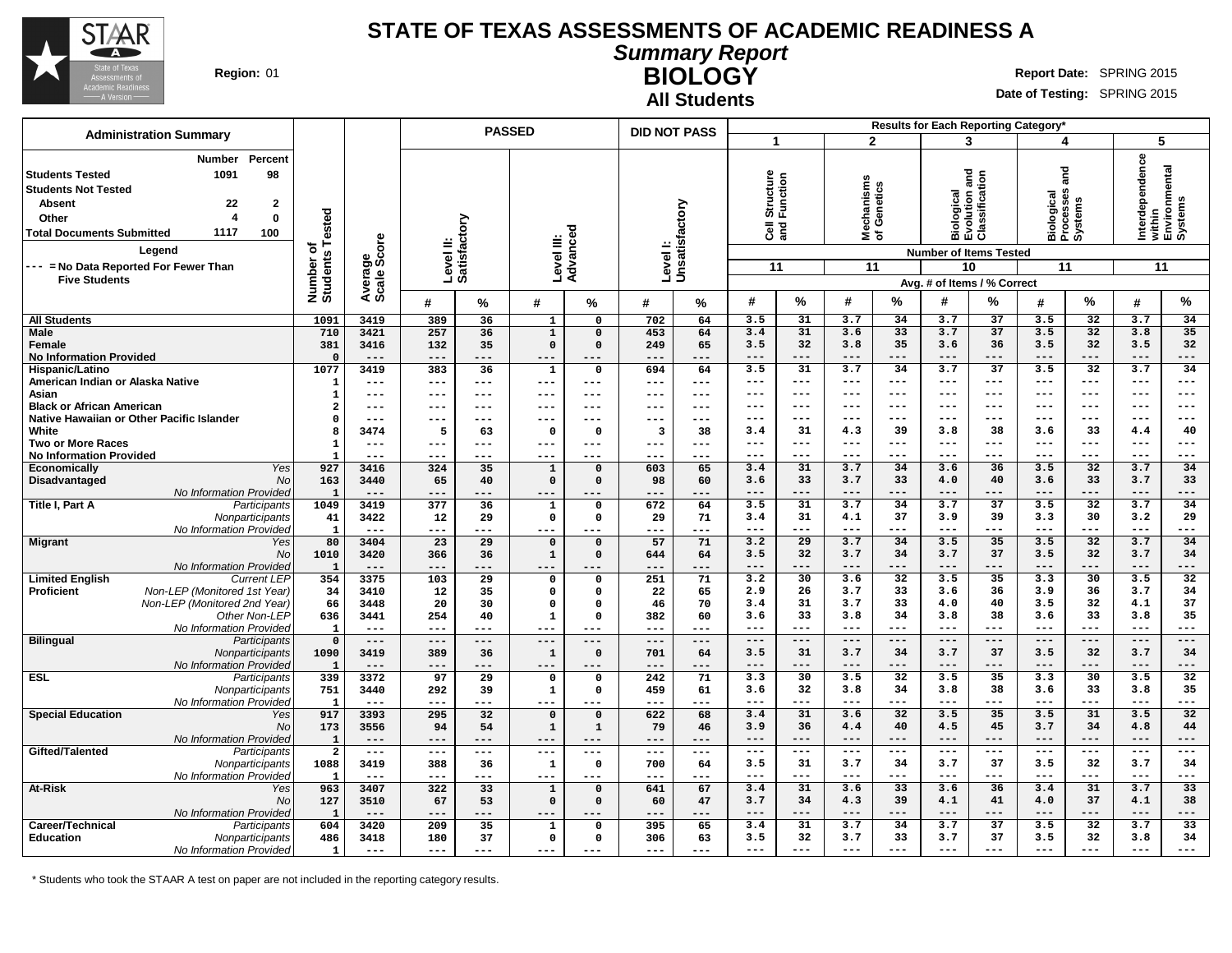# STATE OF TEXAS ASSESSMENTS OF ACADEMIC READINESS A

## Summary Report

## BIOLOGY

### All Students

**Region:** 01

**Report Date:** SPRING 2015

**Date of Testing:** SPRING 2015

**Administration Summary**

| | Number | Percent |
|---|---|---|
| Students Tested | 1091 | 98 |
| Students Not Tested | | |
| Absent | 22 | 2 |
| Other | 4 | 0 |
| Total Documents Submitted | 1117 | 100 |

**Legend**

--- = No Data Reported For Fewer Than Five Students

Results for Each Reporting Category*: 1 = Cell Structure and Function (Number of Items Tested: 11); 2 = Mechanisms of Genetics (11); 3 = Biological Evolution and Classification (10); 4 = Biological Processes and Systems (11); 5 = Interdependence within Environmental Systems (11). Avg. # of Items / % Correct.

| Group | | Number of Students Tested | Average Scale Score | PASSED Level II: Satisfactory # | PASSED Level II: Satisfactory % | PASSED Level III: Advanced # | PASSED Level III: Advanced % | DID NOT PASS Level I: Unsatisfactory # | DID NOT PASS Level I: Unsatisfactory % | Cat. 1 # | Cat. 1 % | Cat. 2 # | Cat. 2 % | Cat. 3 # | Cat. 3 % | Cat. 4 # | Cat. 4 % | Cat. 5 # | Cat. 5 % |
|---|---|---|---|---|---|---|---|---|---|---|---|---|---|---|---|---|---|---|---|
| All Students | | 1091 | 3419 | 389 | 36 | 1 | 0 | 702 | 64 | 3.5 | 31 | 3.7 | 34 | 3.7 | 37 | 3.5 | 32 | 3.7 | 34 |
| Male | | 710 | 3421 | 257 | 36 | 1 | 0 | 453 | 64 | 3.4 | 31 | 3.6 | 33 | 3.7 | 37 | 3.5 | 32 | 3.8 | 35 |
| Female | | 381 | 3416 | 132 | 35 | 0 | 0 | 249 | 65 | 3.5 | 32 | 3.8 | 35 | 3.6 | 36 | 3.5 | 32 | 3.5 | 32 |
| No Information Provided | | 0 | --- | --- | --- | --- | --- | --- | --- | --- | --- | --- | --- | --- | --- | --- | --- | --- | --- |
| Hispanic/Latino | | 1077 | 3419 | 383 | 36 | 1 | 0 | 694 | 64 | 3.5 | 31 | 3.7 | 34 | 3.7 | 37 | 3.5 | 32 | 3.7 | 34 |
| American Indian or Alaska Native | | 1 | --- | --- | --- | --- | --- | --- | --- | --- | --- | --- | --- | --- | --- | --- | --- | --- | --- |
| Asian | | 1 | --- | --- | --- | --- | --- | --- | --- | --- | --- | --- | --- | --- | --- | --- | --- | --- | --- |
| Black or African American | | 2 | --- | --- | --- | --- | --- | --- | --- | --- | --- | --- | --- | --- | --- | --- | --- | --- | --- |
| Native Hawaiian or Other Pacific Islander | | 0 | --- | --- | --- | --- | --- | --- | --- | --- | --- | --- | --- | --- | --- | --- | --- | --- | --- |
| White | | 8 | 3474 | 5 | 63 | 0 | 0 | 3 | 38 | 3.4 | 31 | 4.3 | 39 | 3.8 | 38 | 3.6 | 33 | 4.4 | 40 |
| Two or More Races | | 1 | --- | --- | --- | --- | --- | --- | --- | --- | --- | --- | --- | --- | --- | --- | --- | --- | --- |
| No Information Provided | | 1 | --- | --- | --- | --- | --- | --- | --- | --- | --- | --- | --- | --- | --- | --- | --- | --- | --- |
| Economically Disadvantaged | Yes | 927 | 3416 | 324 | 35 | 1 | 0 | 603 | 65 | 3.4 | 31 | 3.7 | 34 | 3.6 | 36 | 3.5 | 32 | 3.7 | 34 |
| | No | 163 | 3440 | 65 | 40 | 0 | 0 | 98 | 60 | 3.6 | 33 | 3.7 | 33 | 4.0 | 40 | 3.6 | 33 | 3.7 | 33 |
| | No Information Provided | 1 | --- | --- | --- | --- | --- | --- | --- | --- | --- | --- | --- | --- | --- | --- | --- | --- | --- |
| Title I, Part A | Participants | 1049 | 3419 | 377 | 36 | 1 | 0 | 672 | 64 | 3.5 | 31 | 3.7 | 34 | 3.7 | 37 | 3.5 | 32 | 3.7 | 34 |
| | Nonparticipants | 41 | 3422 | 12 | 29 | 0 | 0 | 29 | 71 | 3.4 | 31 | 4.1 | 37 | 3.9 | 39 | 3.3 | 30 | 3.2 | 29 |
| | No Information Provided | 1 | --- | --- | --- | --- | --- | --- | --- | --- | --- | --- | --- | --- | --- | --- | --- | --- | --- |
| Migrant | Yes | 80 | 3404 | 23 | 29 | 0 | 0 | 57 | 71 | 3.2 | 29 | 3.7 | 34 | 3.5 | 35 | 3.5 | 32 | 3.7 | 34 |
| | No | 1010 | 3420 | 366 | 36 | 1 | 0 | 644 | 64 | 3.5 | 32 | 3.7 | 34 | 3.7 | 37 | 3.5 | 32 | 3.7 | 34 |
| | No Information Provided | 1 | --- | --- | --- | --- | --- | --- | --- | --- | --- | --- | --- | --- | --- | --- | --- | --- | --- |
| Limited English Proficient | Current LEP | 354 | 3375 | 103 | 29 | 0 | 0 | 251 | 71 | 3.2 | 30 | 3.6 | 32 | 3.5 | 35 | 3.3 | 30 | 3.5 | 32 |
| | Non-LEP (Monitored 1st Year) | 34 | 3410 | 12 | 35 | 0 | 0 | 22 | 65 | 2.9 | 26 | 3.7 | 33 | 3.6 | 36 | 3.9 | 36 | 3.7 | 34 |
| | Non-LEP (Monitored 2nd Year) | 66 | 3448 | 20 | 30 | 0 | 0 | 46 | 70 | 3.4 | 31 | 3.7 | 33 | 4.0 | 40 | 3.5 | 32 | 4.1 | 37 |
| | Other Non-LEP | 636 | 3441 | 254 | 40 | 1 | 0 | 382 | 60 | 3.6 | 33 | 3.8 | 34 | 3.8 | 38 | 3.6 | 33 | 3.8 | 35 |
| | No Information Provided | 1 | --- | --- | --- | --- | --- | --- | --- | --- | --- | --- | --- | --- | --- | --- | --- | --- | --- |
| Bilingual | Participants | 0 | --- | --- | --- | --- | --- | --- | --- | --- | --- | --- | --- | --- | --- | --- | --- | --- | --- |
| | Nonparticipants | 1090 | 3419 | 389 | 36 | 1 | 0 | 701 | 64 | 3.5 | 31 | 3.7 | 34 | 3.7 | 37 | 3.5 | 32 | 3.7 | 34 |
| | No Information Provided | 1 | --- | --- | --- | --- | --- | --- | --- | --- | --- | --- | --- | --- | --- | --- | --- | --- | --- |
| ESL | Participants | 339 | 3372 | 97 | 29 | 0 | 0 | 242 | 71 | 3.3 | 30 | 3.5 | 32 | 3.5 | 35 | 3.3 | 30 | 3.5 | 32 |
| | Nonparticipants | 751 | 3440 | 292 | 39 | 1 | 0 | 459 | 61 | 3.6 | 32 | 3.8 | 34 | 3.8 | 38 | 3.6 | 33 | 3.8 | 35 |
| | No Information Provided | 1 | --- | --- | --- | --- | --- | --- | --- | --- | --- | --- | --- | --- | --- | --- | --- | --- | --- |
| Special Education | Yes | 917 | 3393 | 295 | 32 | 0 | 0 | 622 | 68 | 3.4 | 31 | 3.6 | 32 | 3.5 | 35 | 3.5 | 31 | 3.5 | 32 |
| | No | 173 | 3556 | 94 | 54 | 1 | 1 | 79 | 46 | 3.9 | 36 | 4.4 | 40 | 4.5 | 45 | 3.7 | 34 | 4.8 | 44 |
| | No Information Provided | 1 | --- | --- | --- | --- | --- | --- | --- | --- | --- | --- | --- | --- | --- | --- | --- | --- | --- |
| Gifted/Talented | Participants | 2 | --- | --- | --- | --- | --- | --- | --- | --- | --- | --- | --- | --- | --- | --- | --- | --- | --- |
| | Nonparticipants | 1088 | 3419 | 388 | 36 | 1 | 0 | 700 | 64 | 3.5 | 31 | 3.7 | 34 | 3.7 | 37 | 3.5 | 32 | 3.7 | 34 |
| | No Information Provided | 1 | --- | --- | --- | --- | --- | --- | --- | --- | --- | --- | --- | --- | --- | --- | --- | --- | --- |
| At-Risk | Yes | 963 | 3407 | 322 | 33 | 1 | 0 | 641 | 67 | 3.4 | 31 | 3.6 | 33 | 3.6 | 36 | 3.4 | 31 | 3.7 | 33 |
| | No | 127 | 3510 | 67 | 53 | 0 | 0 | 60 | 47 | 3.7 | 34 | 4.3 | 39 | 4.1 | 41 | 4.0 | 37 | 4.1 | 38 |
| | No Information Provided | 1 | --- | --- | --- | --- | --- | --- | --- | --- | --- | --- | --- | --- | --- | --- | --- | --- | --- |
| Career/Technical Education | Participants | 604 | 3420 | 209 | 35 | 1 | 0 | 395 | 65 | 3.4 | 31 | 3.7 | 34 | 3.7 | 37 | 3.5 | 32 | 3.7 | 33 |
| | Nonparticipants | 486 | 3418 | 180 | 37 | 0 | 0 | 306 | 63 | 3.5 | 32 | 3.7 | 33 | 3.7 | 37 | 3.5 | 32 | 3.8 | 34 |
| | No Information Provided | 1 | --- | --- | --- | --- | --- | --- | --- | --- | --- | --- | --- | --- | --- | --- | --- | --- | --- |

* Students who took the STAAR A test on paper are not included in the reporting category results.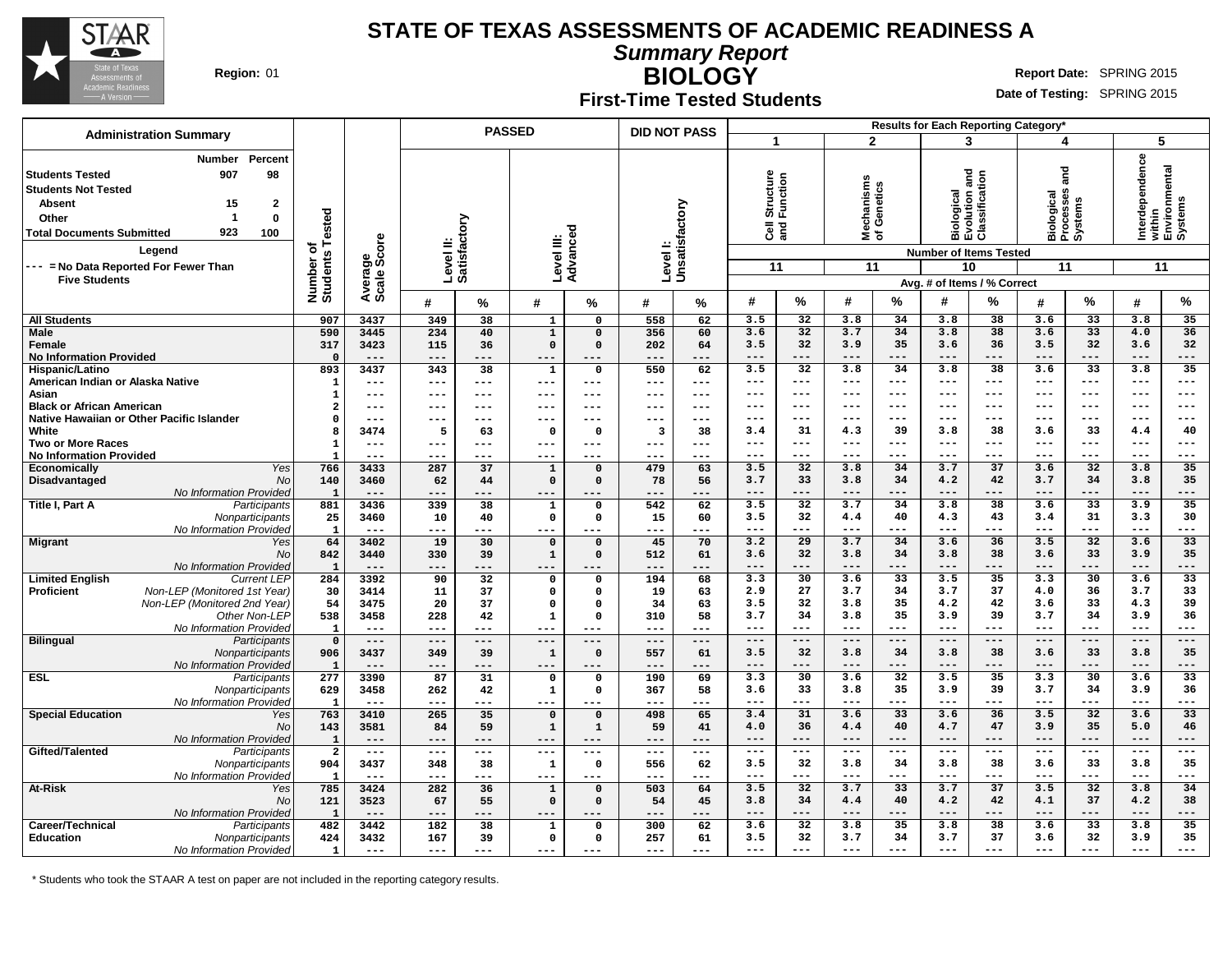# STATE OF TEXAS ASSESSMENTS OF ACADEMIC READINESS A

## *Summary Report*

## BIOLOGY

### First-Time Tested Students

**Region:** 01

**Report Date:** SPRING 2015
**Date of Testing:** SPRING 2015

**Administration Summary**

| | Number | Percent |
|---|---|---|
| Students Tested | 907 | 98 |
| Students Not Tested | | |
| Absent | 15 | 2 |
| Other | 1 | 0 |
| Total Documents Submitted | 923 | 100 |

**Legend**
--- = No Data Reported For Fewer Than Five Students

| | | Number of Students Tested | Average Scale Score | PASSED Level II: Satisfactory # | PASSED Level II: Satisfactory % | PASSED Level III: Advanced # | PASSED Level III: Advanced % | DID NOT PASS Level I: Unsatisfactory # | DID NOT PASS Level I: Unsatisfactory % | 1 Cell Structure and Function (11 items) # | 1 % | 2 Mechanisms of Genetics (11 items) # | 2 % | 3 Biological Evolution and Classification (10 items) # | 3 % | 4 Biological Processes and Systems (11 items) # | 4 % | 5 Interdependence within Environmental Systems (11 items) # | 5 % |
|---|---|---|---|---|---|---|---|---|---|---|---|---|---|---|---|---|---|---|---|
| All Students | | 907 | 3437 | 349 | 38 | 1 | 0 | 558 | 62 | 3.5 | 32 | 3.8 | 34 | 3.8 | 38 | 3.6 | 33 | 3.8 | 35 |
| Male | | 590 | 3445 | 234 | 40 | 1 | 0 | 356 | 60 | 3.6 | 32 | 3.7 | 34 | 3.8 | 38 | 3.6 | 33 | 4.0 | 36 |
| Female | | 317 | 3423 | 115 | 36 | 0 | 0 | 202 | 64 | 3.5 | 32 | 3.9 | 35 | 3.6 | 36 | 3.5 | 32 | 3.6 | 32 |
| No Information Provided | | 0 | --- | --- | --- | --- | --- | --- | --- | --- | --- | --- | --- | --- | --- | --- | --- | --- | --- |
| Hispanic/Latino | | 893 | 3437 | 343 | 38 | 1 | 0 | 550 | 62 | 3.5 | 32 | 3.8 | 34 | 3.8 | 38 | 3.6 | 33 | 3.8 | 35 |
| American Indian or Alaska Native | | 1 | --- | --- | --- | --- | --- | --- | --- | --- | --- | --- | --- | --- | --- | --- | --- | --- | --- |
| Asian | | 1 | --- | --- | --- | --- | --- | --- | --- | --- | --- | --- | --- | --- | --- | --- | --- | --- | --- |
| Black or African American | | 2 | --- | --- | --- | --- | --- | --- | --- | --- | --- | --- | --- | --- | --- | --- | --- | --- | --- |
| Native Hawaiian or Other Pacific Islander | | 0 | --- | --- | --- | --- | --- | --- | --- | --- | --- | --- | --- | --- | --- | --- | --- | --- | --- |
| White | | 8 | 3474 | 5 | 63 | 0 | 0 | 3 | 38 | 3.4 | 31 | 4.3 | 39 | 3.8 | 38 | 3.6 | 33 | 4.4 | 40 |
| Two or More Races | | 1 | --- | --- | --- | --- | --- | --- | --- | --- | --- | --- | --- | --- | --- | --- | --- | --- | --- |
| No Information Provided | | 1 | --- | --- | --- | --- | --- | --- | --- | --- | --- | --- | --- | --- | --- | --- | --- | --- | --- |
| Economically Disadvantaged | *Yes* | 766 | 3433 | 287 | 37 | 1 | 0 | 479 | 63 | 3.5 | 32 | 3.8 | 34 | 3.7 | 37 | 3.6 | 32 | 3.8 | 35 |
| | *No* | 140 | 3460 | 62 | 44 | 0 | 0 | 78 | 56 | 3.7 | 33 | 3.8 | 34 | 4.2 | 42 | 3.7 | 34 | 3.8 | 35 |
| | *No Information Provided* | 1 | --- | --- | --- | --- | --- | --- | --- | --- | --- | --- | --- | --- | --- | --- | --- | --- | --- |
| Title I, Part A | *Participants* | 881 | 3436 | 339 | 38 | 1 | 0 | 542 | 62 | 3.5 | 32 | 3.7 | 34 | 3.8 | 38 | 3.6 | 33 | 3.9 | 35 |
| | *Nonparticipants* | 25 | 3460 | 10 | 40 | 0 | 0 | 15 | 60 | 3.5 | 32 | 4.4 | 40 | 4.3 | 43 | 3.4 | 31 | 3.3 | 30 |
| | *No Information Provided* | 1 | --- | --- | --- | --- | --- | --- | --- | --- | --- | --- | --- | --- | --- | --- | --- | --- | --- |
| Migrant | *Yes* | 64 | 3402 | 19 | 30 | 0 | 0 | 45 | 70 | 3.2 | 29 | 3.7 | 34 | 3.6 | 36 | 3.5 | 32 | 3.6 | 33 |
| | *No* | 842 | 3440 | 330 | 39 | 1 | 0 | 512 | 61 | 3.6 | 32 | 3.8 | 34 | 3.8 | 38 | 3.6 | 33 | 3.9 | 35 |
| | *No Information Provided* | 1 | --- | --- | --- | --- | --- | --- | --- | --- | --- | --- | --- | --- | --- | --- | --- | --- | --- |
| Limited English Proficient | *Current LEP* | 284 | 3392 | 90 | 32 | 0 | 0 | 194 | 68 | 3.3 | 30 | 3.6 | 33 | 3.5 | 35 | 3.3 | 30 | 3.6 | 33 |
| | *Non-LEP (Monitored 1st Year)* | 30 | 3414 | 11 | 37 | 0 | 0 | 19 | 63 | 2.9 | 27 | 3.7 | 34 | 3.7 | 37 | 4.0 | 36 | 3.7 | 33 |
| | *Non-LEP (Monitored 2nd Year)* | 54 | 3475 | 20 | 37 | 0 | 0 | 34 | 63 | 3.5 | 32 | 3.8 | 35 | 4.2 | 42 | 3.6 | 33 | 4.3 | 39 |
| | *Other Non-LEP* | 538 | 3458 | 228 | 42 | 1 | 0 | 310 | 58 | 3.7 | 34 | 3.8 | 35 | 3.9 | 39 | 3.7 | 34 | 3.9 | 36 |
| | *No Information Provided* | 1 | --- | --- | --- | --- | --- | --- | --- | --- | --- | --- | --- | --- | --- | --- | --- | --- | --- |
| Bilingual | *Participants* | 0 | --- | --- | --- | --- | --- | --- | --- | --- | --- | --- | --- | --- | --- | --- | --- | --- | --- |
| | *Nonparticipants* | 906 | 3437 | 349 | 39 | 1 | 0 | 557 | 61 | 3.5 | 32 | 3.8 | 34 | 3.8 | 38 | 3.6 | 33 | 3.8 | 35 |
| | *No Information Provided* | 1 | --- | --- | --- | --- | --- | --- | --- | --- | --- | --- | --- | --- | --- | --- | --- | --- | --- |
| ESL | *Participants* | 277 | 3390 | 87 | 31 | 0 | 0 | 190 | 69 | 3.3 | 30 | 3.6 | 32 | 3.5 | 35 | 3.3 | 30 | 3.6 | 33 |
| | *Nonparticipants* | 629 | 3458 | 262 | 42 | 1 | 0 | 367 | 58 | 3.6 | 33 | 3.8 | 35 | 3.9 | 39 | 3.7 | 34 | 3.9 | 36 |
| | *No Information Provided* | 1 | --- | --- | --- | --- | --- | --- | --- | --- | --- | --- | --- | --- | --- | --- | --- | --- | --- |
| Special Education | *Yes* | 763 | 3410 | 265 | 35 | 0 | 0 | 498 | 65 | 3.4 | 31 | 3.6 | 33 | 3.6 | 36 | 3.5 | 32 | 3.6 | 33 |
| | *No* | 143 | 3581 | 84 | 59 | 1 | 1 | 59 | 41 | 4.0 | 36 | 4.4 | 40 | 4.7 | 47 | 3.9 | 35 | 5.0 | 46 |
| | *No Information Provided* | 1 | --- | --- | --- | --- | --- | --- | --- | --- | --- | --- | --- | --- | --- | --- | --- | --- | --- |
| Gifted/Talented | *Participants* | 2 | --- | --- | --- | --- | --- | --- | --- | --- | --- | --- | --- | --- | --- | --- | --- | --- | --- |
| | *Nonparticipants* | 904 | 3437 | 348 | 38 | 1 | 0 | 556 | 62 | 3.5 | 32 | 3.8 | 34 | 3.8 | 38 | 3.6 | 33 | 3.8 | 35 |
| | *No Information Provided* | 1 | --- | --- | --- | --- | --- | --- | --- | --- | --- | --- | --- | --- | --- | --- | --- | --- | --- |
| At-Risk | *Yes* | 785 | 3424 | 282 | 36 | 1 | 0 | 503 | 64 | 3.5 | 32 | 3.7 | 33 | 3.7 | 37 | 3.5 | 32 | 3.8 | 34 |
| | *No* | 121 | 3523 | 67 | 55 | 0 | 0 | 54 | 45 | 3.8 | 34 | 4.4 | 40 | 4.2 | 42 | 4.1 | 37 | 4.2 | 38 |
| | *No Information Provided* | 1 | --- | --- | --- | --- | --- | --- | --- | --- | --- | --- | --- | --- | --- | --- | --- | --- | --- |
| Career/Technical Education | *Participants* | 482 | 3442 | 182 | 38 | 1 | 0 | 300 | 62 | 3.6 | 32 | 3.8 | 35 | 3.8 | 38 | 3.6 | 33 | 3.8 | 35 |
| | *Nonparticipants* | 424 | 3432 | 167 | 39 | 0 | 0 | 257 | 61 | 3.5 | 32 | 3.7 | 34 | 3.7 | 37 | 3.6 | 32 | 3.9 | 35 |
| | *No Information Provided* | 1 | --- | --- | --- | --- | --- | --- | --- | --- | --- | --- | --- | --- | --- | --- | --- | --- | --- |

Results for Each Reporting Category*: Number of Items Tested shown in parentheses; values are Avg. # of Items / % Correct.

\* Students who took the STAAR A test on paper are not included in the reporting category results.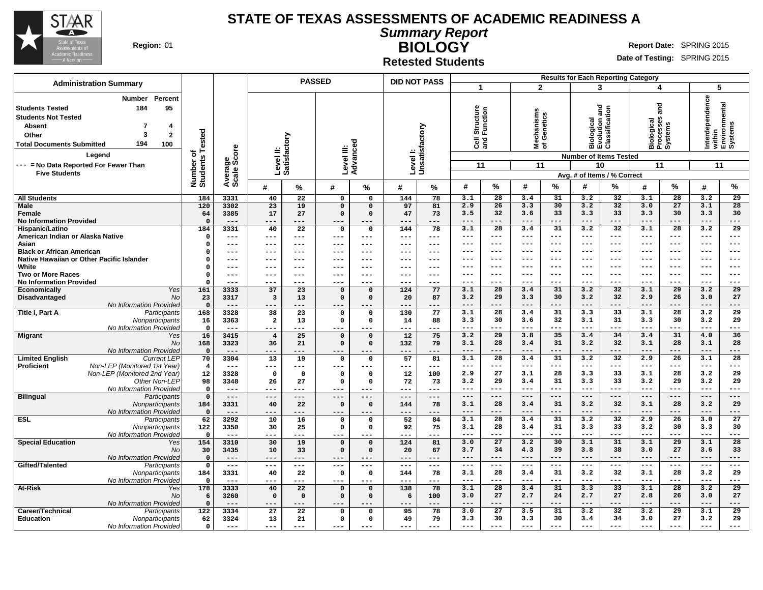# STATE OF TEXAS ASSESSMENTS OF ACADEMIC READINESS A

## *Summary Report*

## BIOLOGY

### Retested Students

**Region:** 01

**Report Date:** SPRING 2015

**Date of Testing:** SPRING 2015

| Administration Summary | Number | Percent |
|---|---|---|
| Students Tested | 184 | 95 |
| Students Not Tested | | |
| Absent | 7 | 4 |
| Other | 3 | 2 |
| Total Documents Submitted | 194 | 100 |

**Legend**

--- = No Data Reported For Fewer Than Five Students

Results for Each Reporting Category: 1 = Cell Structure and Function (11 items tested); 2 = Mechanisms of Genetics (11 items tested); 3 = Biological Evolution and Classification (10 items tested); 4 = Biological Processes and Systems (11 items tested); 5 = Interdependence within Environmental Systems (11 items tested). For each category, # = Avg. # of Items and % = % Correct.

| Group | Subgroup | Number of Students Tested | Average Scale Score | PASSED Level II: Satisfactory # | PASSED Level II: Satisfactory % | PASSED Level III: Advanced # | PASSED Level III: Advanced % | DID NOT PASS Level I: Unsatisfactory # | DID NOT PASS Level I: Unsatisfactory % | 1 # | 1 % | 2 # | 2 % | 3 # | 3 % | 4 # | 4 % | 5 # | 5 % |
|---|---|---|---|---|---|---|---|---|---|---|---|---|---|---|---|---|---|---|---|
| All Students | | 184 | 3331 | 40 | 22 | 0 | 0 | 144 | 78 | 3.1 | 28 | 3.4 | 31 | 3.2 | 32 | 3.1 | 28 | 3.2 | 29 |
| Male | | 120 | 3302 | 23 | 19 | 0 | 0 | 97 | 81 | 2.9 | 26 | 3.3 | 30 | 3.2 | 32 | 3.0 | 27 | 3.1 | 28 |
| Female | | 64 | 3385 | 17 | 27 | 0 | 0 | 47 | 73 | 3.5 | 32 | 3.6 | 33 | 3.3 | 33 | 3.3 | 30 | 3.3 | 30 |
| No Information Provided | | 0 | --- | --- | --- | --- | --- | --- | --- | --- | --- | --- | --- | --- | --- | --- | --- | --- | --- |
| Hispanic/Latino | | 184 | 3331 | 40 | 22 | 0 | 0 | 144 | 78 | 3.1 | 28 | 3.4 | 31 | 3.2 | 32 | 3.1 | 28 | 3.2 | 29 |
| American Indian or Alaska Native | | 0 | --- | --- | --- | --- | --- | --- | --- | --- | --- | --- | --- | --- | --- | --- | --- | --- | --- |
| Asian | | 0 | --- | --- | --- | --- | --- | --- | --- | --- | --- | --- | --- | --- | --- | --- | --- | --- | --- |
| Black or African American | | 0 | --- | --- | --- | --- | --- | --- | --- | --- | --- | --- | --- | --- | --- | --- | --- | --- | --- |
| Native Hawaiian or Other Pacific Islander | | 0 | --- | --- | --- | --- | --- | --- | --- | --- | --- | --- | --- | --- | --- | --- | --- | --- | --- |
| White | | 0 | --- | --- | --- | --- | --- | --- | --- | --- | --- | --- | --- | --- | --- | --- | --- | --- | --- |
| Two or More Races | | 0 | --- | --- | --- | --- | --- | --- | --- | --- | --- | --- | --- | --- | --- | --- | --- | --- | --- |
| No Information Provided | | 0 | --- | --- | --- | --- | --- | --- | --- | --- | --- | --- | --- | --- | --- | --- | --- | --- | --- |
| Economically Disadvantaged | *Yes* | 161 | 3333 | 37 | 23 | 0 | 0 | 124 | 77 | 3.1 | 28 | 3.4 | 31 | 3.2 | 32 | 3.1 | 29 | 3.2 | 29 |
| | *No* | 23 | 3317 | 3 | 13 | 0 | 0 | 20 | 87 | 3.2 | 29 | 3.3 | 30 | 3.2 | 32 | 2.9 | 26 | 3.0 | 27 |
| | *No Information Provided* | 0 | --- | --- | --- | --- | --- | --- | --- | --- | --- | --- | --- | --- | --- | --- | --- | --- | --- |
| Title I, Part A | *Participants* | 168 | 3328 | 38 | 23 | 0 | 0 | 130 | 77 | 3.1 | 28 | 3.4 | 31 | 3.3 | 33 | 3.1 | 28 | 3.2 | 29 |
| | *Nonparticipants* | 16 | 3363 | 2 | 13 | 0 | 0 | 14 | 88 | 3.3 | 30 | 3.6 | 32 | 3.1 | 31 | 3.3 | 30 | 3.2 | 29 |
| | *No Information Provided* | 0 | --- | --- | --- | --- | --- | --- | --- | --- | --- | --- | --- | --- | --- | --- | --- | --- | --- |
| Migrant | *Yes* | 16 | 3415 | 4 | 25 | 0 | 0 | 12 | 75 | 3.2 | 29 | 3.8 | 35 | 3.4 | 34 | 3.4 | 31 | 4.0 | 36 |
| | *No* | 168 | 3323 | 36 | 21 | 0 | 0 | 132 | 79 | 3.1 | 28 | 3.4 | 31 | 3.2 | 32 | 3.1 | 28 | 3.1 | 28 |
| | *No Information Provided* | 0 | --- | --- | --- | --- | --- | --- | --- | --- | --- | --- | --- | --- | --- | --- | --- | --- | --- |
| Limited English Proficient | *Current LEP* | 70 | 3304 | 13 | 19 | 0 | 0 | 57 | 81 | 3.1 | 28 | 3.4 | 31 | 3.2 | 32 | 2.9 | 26 | 3.1 | 28 |
| | *Non-LEP (Monitored 1st Year)* | 4 | --- | --- | --- | --- | --- | --- | --- | --- | --- | --- | --- | --- | --- | --- | --- | --- | --- |
| | *Non-LEP (Monitored 2nd Year)* | 12 | 3328 | 0 | 0 | 0 | 0 | 12 | 100 | 2.9 | 27 | 3.1 | 28 | 3.3 | 33 | 3.1 | 28 | 3.2 | 29 |
| | *Other Non-LEP* | 98 | 3348 | 26 | 27 | 0 | 0 | 72 | 73 | 3.2 | 29 | 3.4 | 31 | 3.3 | 33 | 3.2 | 29 | 3.2 | 29 |
| | *No Information Provided* | 0 | --- | --- | --- | --- | --- | --- | --- | --- | --- | --- | --- | --- | --- | --- | --- | --- | --- |
| Bilingual | *Participants* | 0 | --- | --- | --- | --- | --- | --- | --- | --- | --- | --- | --- | --- | --- | --- | --- | --- | --- |
| | *Nonparticipants* | 184 | 3331 | 40 | 22 | 0 | 0 | 144 | 78 | 3.1 | 28 | 3.4 | 31 | 3.2 | 32 | 3.1 | 28 | 3.2 | 29 |
| | *No Information Provided* | 0 | --- | --- | --- | --- | --- | --- | --- | --- | --- | --- | --- | --- | --- | --- | --- | --- | --- |
| ESL | *Participants* | 62 | 3292 | 10 | 16 | 0 | 0 | 52 | 84 | 3.1 | 28 | 3.4 | 31 | 3.2 | 32 | 2.9 | 26 | 3.0 | 27 |
| | *Nonparticipants* | 122 | 3350 | 30 | 25 | 0 | 0 | 92 | 75 | 3.1 | 28 | 3.4 | 31 | 3.3 | 33 | 3.2 | 30 | 3.3 | 30 |
| | *No Information Provided* | 0 | --- | --- | --- | --- | --- | --- | --- | --- | --- | --- | --- | --- | --- | --- | --- | --- | --- |
| Special Education | *Yes* | 154 | 3310 | 30 | 19 | 0 | 0 | 124 | 81 | 3.0 | 27 | 3.2 | 30 | 3.1 | 31 | 3.1 | 29 | 3.1 | 28 |
| | *No* | 30 | 3435 | 10 | 33 | 0 | 0 | 20 | 67 | 3.7 | 34 | 4.3 | 39 | 3.8 | 38 | 3.0 | 27 | 3.6 | 33 |
| | *No Information Provided* | 0 | --- | --- | --- | --- | --- | --- | --- | --- | --- | --- | --- | --- | --- | --- | --- | --- | --- |
| Gifted/Talented | *Participants* | 0 | --- | --- | --- | --- | --- | --- | --- | --- | --- | --- | --- | --- | --- | --- | --- | --- | --- |
| | *Nonparticipants* | 184 | 3331 | 40 | 22 | 0 | 0 | 144 | 78 | 3.1 | 28 | 3.4 | 31 | 3.2 | 32 | 3.1 | 28 | 3.2 | 29 |
| | *No Information Provided* | 0 | --- | --- | --- | --- | --- | --- | --- | --- | --- | --- | --- | --- | --- | --- | --- | --- | --- |
| At-Risk | *Yes* | 178 | 3333 | 40 | 22 | 0 | 0 | 138 | 78 | 3.1 | 28 | 3.4 | 31 | 3.3 | 33 | 3.1 | 28 | 3.2 | 29 |
| | *No* | 6 | 3260 | 0 | 0 | 0 | 0 | 6 | 100 | 3.0 | 27 | 2.7 | 24 | 2.7 | 27 | 2.8 | 26 | 3.0 | 27 |
| | *No Information Provided* | 0 | --- | --- | --- | --- | --- | --- | --- | --- | --- | --- | --- | --- | --- | --- | --- | --- | --- |
| Career/Technical Education | *Participants* | 122 | 3334 | 27 | 22 | 0 | 0 | 95 | 78 | 3.0 | 27 | 3.5 | 31 | 3.2 | 32 | 3.2 | 29 | 3.1 | 29 |
| | *Nonparticipants* | 62 | 3324 | 13 | 21 | 0 | 0 | 49 | 79 | 3.3 | 30 | 3.3 | 30 | 3.4 | 34 | 3.0 | 27 | 3.2 | 29 |
| | *No Information Provided* | 0 | --- | --- | --- | --- | --- | --- | --- | --- | --- | --- | --- | --- | --- | --- | --- | --- | --- |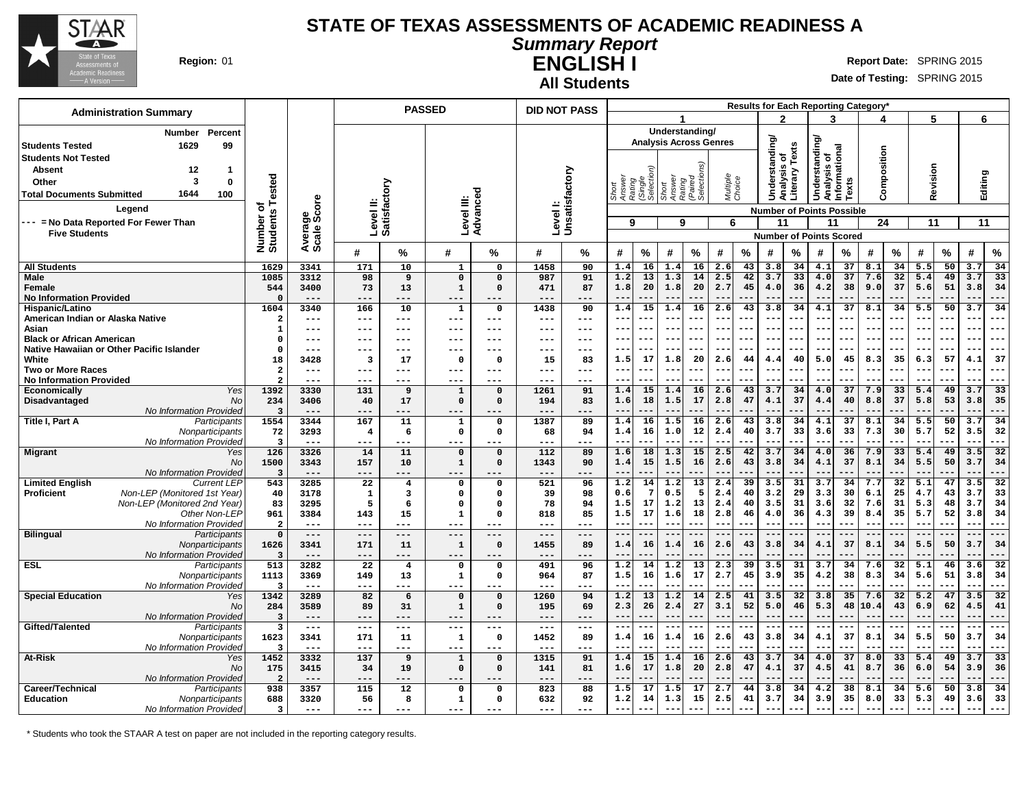# STATE OF TEXAS ASSESSMENTS OF ACADEMIC READINESS A

## Summary Report

## ENGLISH I

### All Students

**Region:** 01

**Report Date:** SPRING 2015

**Date of Testing:** SPRING 2015

**Administration Summary**

| | Number | Percent |
|---|---|---|
| Students Tested | 1629 | 99 |
| Students Not Tested | | |
| Absent | 12 | 1 |
| Other | 3 | 0 |
| Total Documents Submitted | 1644 | 100 |

**Legend**

--- = No Data Reported For Fewer Than Five Students

Results for Each Reporting Category*: 1 = Understanding/Analysis Across Genres (Short Answer Rating (Single Selection), Points Possible 9; Short Answer Rating (Paired Selections), Points Possible 9; Multiple Choice, Points Possible 6); 2 = Understanding/Analysis of Literary Texts (11); 3 = Understanding/Analysis of Informational Texts (11); 4 = Composition (24); 5 = Revision (11); 6 = Editing (11). Number of Points Scored.

| Group | Subgroup | Number of Students Tested | Average Scale Score | Level II: Satisfactory # | Level II: Satisfactory % | Level III: Advanced # | Level III: Advanced % | Level I: Unsatisfactory # | Level I: Unsatisfactory % | 1 Short Answer (Single) # | 1 Short Answer (Single) % | 1 Short Answer (Paired) # | 1 Short Answer (Paired) % | 1 Multiple Choice # | 1 Multiple Choice % | 2 # | 2 % | 3 # | 3 % | 4 # | 4 % | 5 # | 5 % | 6 # | 6 % |
|---|---|---|---|---|---|---|---|---|---|---|---|---|---|---|---|---|---|---|---|---|---|---|---|---|---|
| All Students | | 1629 | 3341 | 171 | 10 | 1 | 0 | 1458 | 90 | 1.4 | 16 | 1.4 | 16 | 2.6 | 43 | 3.8 | 34 | 4.1 | 37 | 8.1 | 34 | 5.5 | 50 | 3.7 | 34 |
| Male | | 1085 | 3312 | 98 | 9 | 0 | 0 | 987 | 91 | 1.2 | 13 | 1.3 | 14 | 2.5 | 42 | 3.7 | 33 | 4.0 | 37 | 7.6 | 32 | 5.4 | 49 | 3.7 | 33 |
| Female | | 544 | 3400 | 73 | 13 | 1 | 0 | 471 | 87 | 1.8 | 20 | 1.8 | 20 | 2.7 | 45 | 4.0 | 36 | 4.2 | 38 | 9.0 | 37 | 5.6 | 51 | 3.8 | 34 |
| No Information Provided | | 0 | --- | --- | --- | --- | --- | --- | --- | --- | --- | --- | --- | --- | --- | --- | --- | --- | --- | --- | --- | --- | --- | --- | --- |
| Hispanic/Latino | | 1604 | 3340 | 166 | 10 | 1 | 0 | 1438 | 90 | 1.4 | 15 | 1.4 | 16 | 2.6 | 43 | 3.8 | 34 | 4.1 | 37 | 8.1 | 34 | 5.5 | 50 | 3.7 | 34 |
| American Indian or Alaska Native | | 2 | --- | --- | --- | --- | --- | --- | --- | --- | --- | --- | --- | --- | --- | --- | --- | --- | --- | --- | --- | --- | --- | --- | --- |
| Asian | | 1 | --- | --- | --- | --- | --- | --- | --- | --- | --- | --- | --- | --- | --- | --- | --- | --- | --- | --- | --- | --- | --- | --- | --- |
| Black or African American | | 0 | --- | --- | --- | --- | --- | --- | --- | --- | --- | --- | --- | --- | --- | --- | --- | --- | --- | --- | --- | --- | --- | --- | --- |
| Native Hawaiian or Other Pacific Islander | | 0 | --- | --- | --- | --- | --- | --- | --- | --- | --- | --- | --- | --- | --- | --- | --- | --- | --- | --- | --- | --- | --- | --- | --- |
| White | | 18 | 3428 | 3 | 17 | 0 | 0 | 15 | 83 | 1.5 | 17 | 1.8 | 20 | 2.6 | 44 | 4.4 | 40 | 5.0 | 45 | 8.3 | 35 | 6.3 | 57 | 4.1 | 37 |
| Two or More Races | | 2 | --- | --- | --- | --- | --- | --- | --- | --- | --- | --- | --- | --- | --- | --- | --- | --- | --- | --- | --- | --- | --- | --- | --- |
| No Information Provided | | 2 | --- | --- | --- | --- | --- | --- | --- | --- | --- | --- | --- | --- | --- | --- | --- | --- | --- | --- | --- | --- | --- | --- | --- |
| Economically Disadvantaged | Yes | 1392 | 3330 | 131 | 9 | 1 | 0 | 1261 | 91 | 1.4 | 15 | 1.4 | 16 | 2.6 | 43 | 3.7 | 34 | 4.0 | 37 | 7.9 | 33 | 5.4 | 49 | 3.7 | 33 |
| | No | 234 | 3406 | 40 | 17 | 0 | 0 | 194 | 83 | 1.6 | 18 | 1.5 | 17 | 2.8 | 47 | 4.1 | 37 | 4.4 | 40 | 8.8 | 37 | 5.8 | 53 | 3.8 | 35 |
| | No Information Provided | 3 | --- | --- | --- | --- | --- | --- | --- | --- | --- | --- | --- | --- | --- | --- | --- | --- | --- | --- | --- | --- | --- | --- | --- |
| Title I, Part A | Participants | 1554 | 3344 | 167 | 11 | 1 | 0 | 1387 | 89 | 1.4 | 16 | 1.5 | 16 | 2.6 | 43 | 3.8 | 34 | 4.1 | 37 | 8.1 | 34 | 5.5 | 50 | 3.7 | 34 |
| | Nonparticipants | 72 | 3293 | 4 | 6 | 0 | 0 | 68 | 94 | 1.4 | 16 | 1.0 | 12 | 2.4 | 40 | 3.7 | 33 | 3.6 | 33 | 7.3 | 30 | 5.7 | 52 | 3.5 | 32 |
| | No Information Provided | 3 | --- | --- | --- | --- | --- | --- | --- | --- | --- | --- | --- | --- | --- | --- | --- | --- | --- | --- | --- | --- | --- | --- | --- |
| Migrant | Yes | 126 | 3326 | 14 | 11 | 0 | 0 | 112 | 89 | 1.6 | 18 | 1.3 | 15 | 2.5 | 42 | 3.7 | 34 | 4.0 | 36 | 7.9 | 33 | 5.4 | 49 | 3.5 | 32 |
| | No | 1500 | 3343 | 157 | 10 | 1 | 0 | 1343 | 90 | 1.4 | 15 | 1.5 | 16 | 2.6 | 43 | 3.8 | 34 | 4.1 | 37 | 8.1 | 34 | 5.5 | 50 | 3.7 | 34 |
| | No Information Provided | 3 | --- | --- | --- | --- | --- | --- | --- | --- | --- | --- | --- | --- | --- | --- | --- | --- | --- | --- | --- | --- | --- | --- | --- |
| Limited English Proficient | Current LEP | 543 | 3285 | 22 | 4 | 0 | 0 | 521 | 96 | 1.2 | 14 | 1.2 | 13 | 2.4 | 39 | 3.5 | 31 | 3.7 | 34 | 7.7 | 32 | 5.1 | 47 | 3.5 | 32 |
| | Non-LEP (Monitored 1st Year) | 40 | 3178 | 1 | 3 | 0 | 0 | 39 | 98 | 0.6 | 7 | 0.5 | 5 | 2.4 | 40 | 3.2 | 29 | 3.3 | 30 | 6.1 | 25 | 4.7 | 43 | 3.7 | 33 |
| | Non-LEP (Monitored 2nd Year) | 83 | 3295 | 5 | 6 | 0 | 0 | 78 | 94 | 1.5 | 17 | 1.2 | 13 | 2.4 | 40 | 3.5 | 31 | 3.6 | 32 | 7.6 | 31 | 5.3 | 48 | 3.7 | 34 |
| | Other Non-LEP | 961 | 3384 | 143 | 15 | 1 | 0 | 818 | 85 | 1.5 | 17 | 1.6 | 18 | 2.8 | 46 | 4.0 | 36 | 4.3 | 39 | 8.4 | 35 | 5.7 | 52 | 3.8 | 34 |
| | No Information Provided | 2 | --- | --- | --- | --- | --- | --- | --- | --- | --- | --- | --- | --- | --- | --- | --- | --- | --- | --- | --- | --- | --- | --- | --- |
| Bilingual | Participants | 0 | --- | --- | --- | --- | --- | --- | --- | --- | --- | --- | --- | --- | --- | --- | --- | --- | --- | --- | --- | --- | --- | --- | --- |
| | Nonparticipants | 1626 | 3341 | 171 | 11 | 1 | 0 | 1455 | 89 | 1.4 | 16 | 1.4 | 16 | 2.6 | 43 | 3.8 | 34 | 4.1 | 37 | 8.1 | 34 | 5.5 | 50 | 3.7 | 34 |
| | No Information Provided | 3 | --- | --- | --- | --- | --- | --- | --- | --- | --- | --- | --- | --- | --- | --- | --- | --- | --- | --- | --- | --- | --- | --- | --- |
| ESL | Participants | 513 | 3282 | 22 | 4 | 0 | 0 | 491 | 96 | 1.2 | 14 | 1.2 | 13 | 2.3 | 39 | 3.5 | 31 | 3.7 | 34 | 7.6 | 32 | 5.1 | 46 | 3.6 | 32 |
| | Nonparticipants | 1113 | 3369 | 149 | 13 | 1 | 0 | 964 | 87 | 1.5 | 16 | 1.6 | 17 | 2.7 | 45 | 3.9 | 35 | 4.2 | 38 | 8.3 | 34 | 5.6 | 51 | 3.8 | 34 |
| | No Information Provided | 3 | --- | --- | --- | --- | --- | --- | --- | --- | --- | --- | --- | --- | --- | --- | --- | --- | --- | --- | --- | --- | --- | --- | --- |
| Special Education | Yes | 1342 | 3289 | 82 | 6 | 0 | 0 | 1260 | 94 | 1.2 | 13 | 1.2 | 14 | 2.5 | 41 | 3.5 | 32 | 3.8 | 35 | 7.6 | 32 | 5.2 | 47 | 3.5 | 32 |
| | No | 284 | 3589 | 89 | 31 | 1 | 0 | 195 | 69 | 2.3 | 26 | 2.4 | 27 | 3.1 | 52 | 5.0 | 46 | 5.3 | 48 | 10.4 | 43 | 6.9 | 62 | 4.5 | 41 |
| | No Information Provided | 3 | --- | --- | --- | --- | --- | --- | --- | --- | --- | --- | --- | --- | --- | --- | --- | --- | --- | --- | --- | --- | --- | --- | --- |
| Gifted/Talented | Participants | 3 | --- | --- | --- | --- | --- | --- | --- | --- | --- | --- | --- | --- | --- | --- | --- | --- | --- | --- | --- | --- | --- | --- | --- |
| | Nonparticipants | 1623 | 3341 | 171 | 11 | 1 | 0 | 1452 | 89 | 1.4 | 16 | 1.4 | 16 | 2.6 | 43 | 3.8 | 34 | 4.1 | 37 | 8.1 | 34 | 5.5 | 50 | 3.7 | 34 |
| | No Information Provided | 3 | --- | --- | --- | --- | --- | --- | --- | --- | --- | --- | --- | --- | --- | --- | --- | --- | --- | --- | --- | --- | --- | --- | --- |
| At-Risk | Yes | 1452 | 3332 | 137 | 9 | 1 | 0 | 1315 | 91 | 1.4 | 15 | 1.4 | 16 | 2.6 | 43 | 3.7 | 34 | 4.0 | 37 | 8.0 | 33 | 5.4 | 49 | 3.7 | 33 |
| | No | 175 | 3415 | 34 | 19 | 0 | 0 | 141 | 81 | 1.6 | 17 | 1.8 | 20 | 2.8 | 47 | 4.1 | 37 | 4.5 | 41 | 8.7 | 36 | 6.0 | 54 | 3.9 | 36 |
| | No Information Provided | 2 | --- | --- | --- | --- | --- | --- | --- | --- | --- | --- | --- | --- | --- | --- | --- | --- | --- | --- | --- | --- | --- | --- | --- |
| Career/Technical Education | Participants | 938 | 3357 | 115 | 12 | 0 | 0 | 823 | 88 | 1.5 | 17 | 1.5 | 17 | 2.7 | 44 | 3.8 | 34 | 4.2 | 38 | 8.1 | 34 | 5.6 | 50 | 3.8 | 34 |
| | Nonparticipants | 688 | 3320 | 56 | 8 | 1 | 0 | 632 | 92 | 1.2 | 14 | 1.3 | 15 | 2.5 | 41 | 3.7 | 34 | 3.9 | 35 | 8.0 | 33 | 5.3 | 49 | 3.6 | 33 |
| | No Information Provided | 3 | --- | --- | --- | --- | --- | --- | --- | --- | --- | --- | --- | --- | --- | --- | --- | --- | --- | --- | --- | --- | --- | --- | --- |

\* Students who took the STAAR A test on paper are not included in the reporting category results.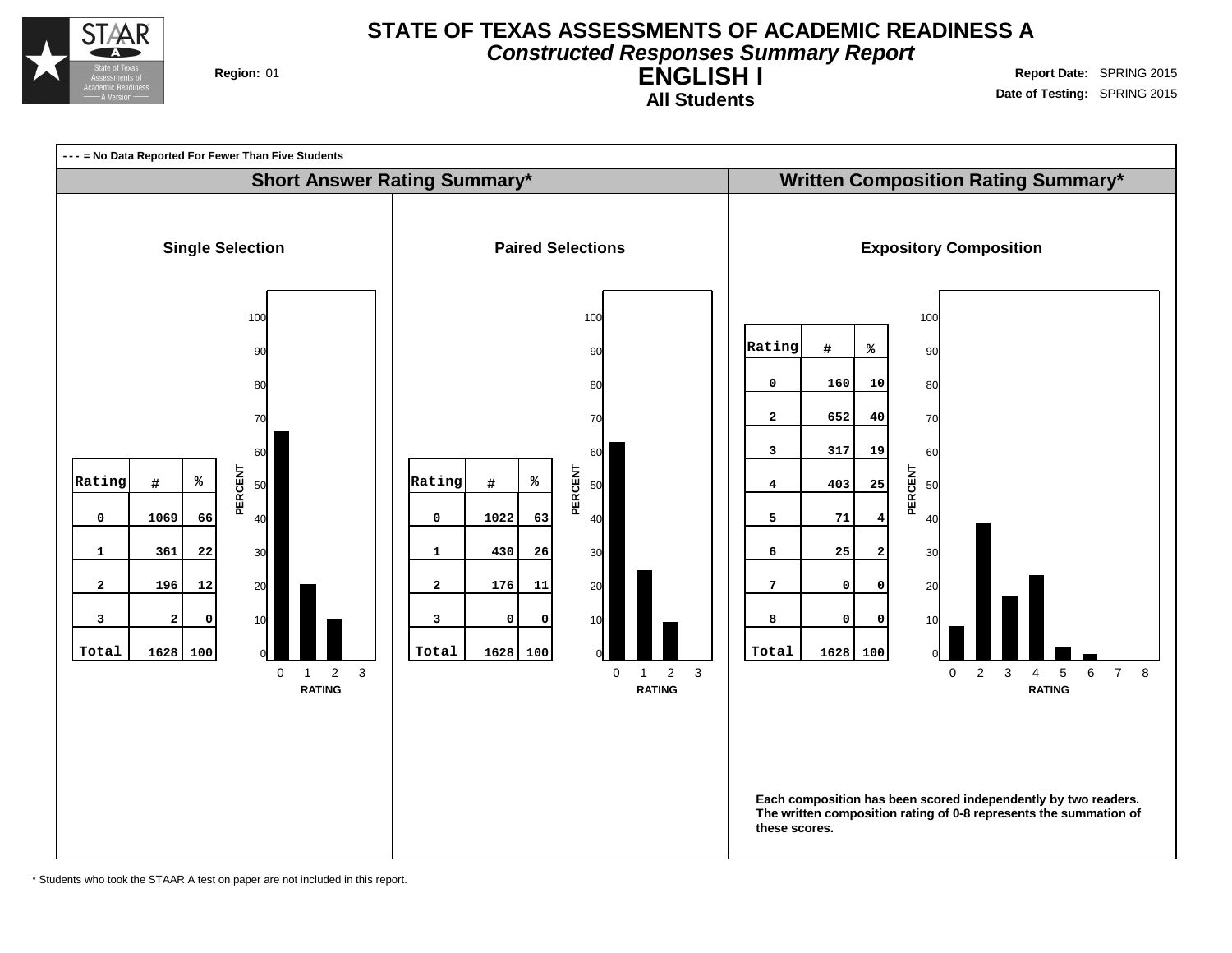# STATE OF TEXAS ASSESSMENTS OF ACADEMIC READINESS A

## *Constructed Responses Summary Report*

## ENGLISH I

### All Students

**Region:** 01

**Report Date:** SPRING 2015
**Date of Testing:** SPRING 2015

**- - - = No Data Reported For Fewer Than Five Students**

## Short Answer Rating Summary*

### Single Selection

| Rating | # | % |
|---|---|---|
| 0 | 1069 | 66 |
| 1 | 361 | 22 |
| 2 | 196 | 12 |
| 3 | 2 | 0 |
| Total | 1628 | 100 |

### Paired Selections

| Rating | # | % |
|---|---|---|
| 0 | 1022 | 63 |
| 1 | 430 | 26 |
| 2 | 176 | 11 |
| 3 | 0 | 0 |
| Total | 1628 | 100 |

## Written Composition Rating Summary*

### Expository Composition

| Rating | # | % |
|---|---|---|
| 0 | 160 | 10 |
| 2 | 652 | 40 |
| 3 | 317 | 19 |
| 4 | 403 | 25 |
| 5 | 71 | 4 |
| 6 | 25 | 2 |
| 7 | 0 | 0 |
| 8 | 0 | 0 |
| Total | 1628 | 100 |

**Each composition has been scored independently by two readers. The written composition rating of 0-8 represents the summation of these scores.**

* Students who took the STAAR A test on paper are not included in this report.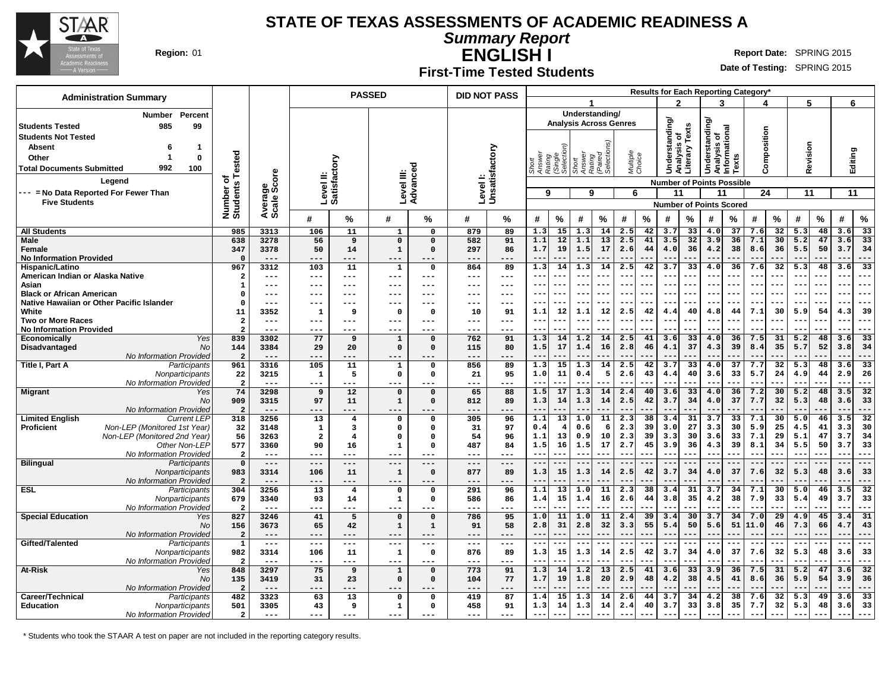# STATE OF TEXAS ASSESSMENTS OF ACADEMIC READINESS A

## *Summary Report*

## ENGLISH I

### First-Time Tested Students

**Region:** 01

**Report Date:** SPRING 2015

**Date of Testing:** SPRING 2015

| Administration Summary | Number | Percent |
|---|---|---|
| Students Tested | 985 | 99 |
| Students Not Tested | | |
| Absent | 6 | 1 |
| Other | 1 | 0 |
| Total Documents Submitted | 992 | 100 |

Legend

--- = No Data Reported For Fewer Than Five Students

Results for Each Reporting Category*: 1 = Understanding/Analysis Across Genres (Short Answer Rating (Single Selection), 9 points possible; Short Answer Rating (Paired Selections), 9 points possible; Multiple Choice, 6 points possible); 2 = Understanding/Analysis of Literary Texts (11); 3 = Understanding/Analysis of Informational Texts (11); 4 = Composition (24); 5 = Revision (11); 6 = Editing (11). Values are Number of Points Scored (#) and %.

| Group | Subgroup | Number of Students Tested | Average Scale Score | Level II: Satisfactory # | Level II: Satisfactory % | Level III: Advanced # | Level III: Advanced % | Level I: Unsatisfactory # | Level I: Unsatisfactory % | 1 SA Single # | 1 SA Single % | 1 SA Paired # | 1 SA Paired % | 1 MC # | 1 MC % | 2 # | 2 % | 3 # | 3 % | 4 # | 4 % | 5 # | 5 % | 6 # | 6 % |
|---|---|---|---|---|---|---|---|---|---|---|---|---|---|---|---|---|---|---|---|---|---|---|---|---|---|
| All Students | | 985 | 3313 | 106 | 11 | 1 | 0 | 879 | 89 | 1.3 | 15 | 1.3 | 14 | 2.5 | 42 | 3.7 | 33 | 4.0 | 37 | 7.6 | 32 | 5.3 | 48 | 3.6 | 33 |
| Male | | 638 | 3278 | 56 | 9 | 0 | 0 | 582 | 91 | 1.1 | 12 | 1.1 | 13 | 2.5 | 41 | 3.5 | 32 | 3.9 | 36 | 7.1 | 30 | 5.2 | 47 | 3.6 | 33 |
| Female | | 347 | 3378 | 50 | 14 | 1 | 0 | 297 | 86 | 1.7 | 19 | 1.5 | 17 | 2.6 | 44 | 4.0 | 36 | 4.2 | 38 | 8.6 | 36 | 5.5 | 50 | 3.7 | 34 |
| No Information Provided | | 0 | --- | --- | --- | --- | --- | --- | --- | --- | --- | --- | --- | --- | --- | --- | --- | --- | --- | --- | --- | --- | --- | --- | --- |
| Hispanic/Latino | | 967 | 3312 | 103 | 11 | 1 | 0 | 864 | 89 | 1.3 | 14 | 1.3 | 14 | 2.5 | 42 | 3.7 | 33 | 4.0 | 36 | 7.6 | 32 | 5.3 | 48 | 3.6 | 33 |
| American Indian or Alaska Native | | 2 | --- | --- | --- | --- | --- | --- | --- | --- | --- | --- | --- | --- | --- | --- | --- | --- | --- | --- | --- | --- | --- | --- | --- |
| Asian | | 1 | --- | --- | --- | --- | --- | --- | --- | --- | --- | --- | --- | --- | --- | --- | --- | --- | --- | --- | --- | --- | --- | --- | --- |
| Black or African American | | 0 | --- | --- | --- | --- | --- | --- | --- | --- | --- | --- | --- | --- | --- | --- | --- | --- | --- | --- | --- | --- | --- | --- | --- |
| Native Hawaiian or Other Pacific Islander | | 0 | --- | --- | --- | --- | --- | --- | --- | --- | --- | --- | --- | --- | --- | --- | --- | --- | --- | --- | --- | --- | --- | --- | --- |
| White | | 11 | 3352 | 1 | 9 | 0 | 0 | 10 | 91 | 1.1 | 12 | 1.1 | 12 | 2.5 | 42 | 4.4 | 40 | 4.8 | 44 | 7.1 | 30 | 5.9 | 54 | 4.3 | 39 |
| Two or More Races | | 2 | --- | --- | --- | --- | --- | --- | --- | --- | --- | --- | --- | --- | --- | --- | --- | --- | --- | --- | --- | --- | --- | --- | --- |
| No Information Provided | | 2 | --- | --- | --- | --- | --- | --- | --- | --- | --- | --- | --- | --- | --- | --- | --- | --- | --- | --- | --- | --- | --- | --- | --- |
| Economically Disadvantaged | Yes | 839 | 3302 | 77 | 9 | 1 | 0 | 762 | 91 | 1.3 | 14 | 1.2 | 14 | 2.5 | 41 | 3.6 | 33 | 4.0 | 36 | 7.5 | 31 | 5.2 | 48 | 3.6 | 33 |
| | No | 144 | 3384 | 29 | 20 | 0 | 0 | 115 | 80 | 1.5 | 17 | 1.4 | 16 | 2.8 | 46 | 4.1 | 37 | 4.3 | 39 | 8.4 | 35 | 5.7 | 52 | 3.8 | 34 |
| | No Information Provided | 2 | --- | --- | --- | --- | --- | --- | --- | --- | --- | --- | --- | --- | --- | --- | --- | --- | --- | --- | --- | --- | --- | --- | --- |
| Title I, Part A | Participants | 961 | 3316 | 105 | 11 | 1 | 0 | 856 | 89 | 1.3 | 15 | 1.3 | 14 | 2.5 | 42 | 3.7 | 33 | 4.0 | 37 | 7.7 | 32 | 5.3 | 48 | 3.6 | 33 |
| | Nonparticipants | 22 | 3215 | 1 | 5 | 0 | 0 | 21 | 95 | 1.0 | 11 | 0.4 | 5 | 2.6 | 43 | 4.4 | 40 | 3.6 | 33 | 5.7 | 24 | 4.9 | 44 | 2.9 | 26 |
| | No Information Provided | 2 | --- | --- | --- | --- | --- | --- | --- | --- | --- | --- | --- | --- | --- | --- | --- | --- | --- | --- | --- | --- | --- | --- | --- |
| Migrant | Yes | 74 | 3298 | 9 | 12 | 0 | 0 | 65 | 88 | 1.5 | 17 | 1.3 | 14 | 2.4 | 40 | 3.6 | 33 | 4.0 | 36 | 7.2 | 30 | 5.2 | 48 | 3.5 | 32 |
| | No | 909 | 3315 | 97 | 11 | 1 | 0 | 812 | 89 | 1.3 | 14 | 1.3 | 14 | 2.5 | 42 | 3.7 | 34 | 4.0 | 37 | 7.7 | 32 | 5.3 | 48 | 3.6 | 33 |
| | No Information Provided | 2 | --- | --- | --- | --- | --- | --- | --- | --- | --- | --- | --- | --- | --- | --- | --- | --- | --- | --- | --- | --- | --- | --- | --- |
| Limited English Proficient | Current LEP | 318 | 3256 | 13 | 4 | 0 | 0 | 305 | 96 | 1.1 | 13 | 1.0 | 11 | 2.3 | 38 | 3.4 | 31 | 3.7 | 33 | 7.1 | 30 | 5.0 | 46 | 3.5 | 32 |
| | Non-LEP (Monitored 1st Year) | 32 | 3148 | 1 | 3 | 0 | 0 | 31 | 97 | 0.4 | 4 | 0.6 | 6 | 2.3 | 39 | 3.0 | 27 | 3.3 | 30 | 5.9 | 25 | 4.5 | 41 | 3.3 | 30 |
| | Non-LEP (Monitored 2nd Year) | 56 | 3263 | 2 | 4 | 0 | 0 | 54 | 96 | 1.1 | 13 | 0.9 | 10 | 2.3 | 39 | 3.3 | 30 | 3.6 | 33 | 7.1 | 29 | 5.1 | 47 | 3.7 | 34 |
| | Other Non-LEP | 577 | 3360 | 90 | 16 | 1 | 0 | 487 | 84 | 1.5 | 16 | 1.5 | 17 | 2.7 | 45 | 3.9 | 36 | 4.3 | 39 | 8.1 | 34 | 5.5 | 50 | 3.7 | 33 |
| | No Information Provided | 2 | --- | --- | --- | --- | --- | --- | --- | --- | --- | --- | --- | --- | --- | --- | --- | --- | --- | --- | --- | --- | --- | --- | --- |
| Bilingual | Participants | 0 | --- | --- | --- | --- | --- | --- | --- | --- | --- | --- | --- | --- | --- | --- | --- | --- | --- | --- | --- | --- | --- | --- | --- |
| | Nonparticipants | 983 | 3314 | 106 | 11 | 1 | 0 | 877 | 89 | 1.3 | 15 | 1.3 | 14 | 2.5 | 42 | 3.7 | 34 | 4.0 | 37 | 7.6 | 32 | 5.3 | 48 | 3.6 | 33 |
| | No Information Provided | 2 | --- | --- | --- | --- | --- | --- | --- | --- | --- | --- | --- | --- | --- | --- | --- | --- | --- | --- | --- | --- | --- | --- | --- |
| ESL | Participants | 304 | 3256 | 13 | 4 | 0 | 0 | 291 | 96 | 1.1 | 13 | 1.0 | 11 | 2.3 | 38 | 3.4 | 31 | 3.7 | 34 | 7.1 | 30 | 5.0 | 46 | 3.5 | 32 |
| | Nonparticipants | 679 | 3340 | 93 | 14 | 1 | 0 | 586 | 86 | 1.4 | 15 | 1.4 | 16 | 2.6 | 44 | 3.8 | 35 | 4.2 | 38 | 7.9 | 33 | 5.4 | 49 | 3.7 | 33 |
| | No Information Provided | 2 | --- | --- | --- | --- | --- | --- | --- | --- | --- | --- | --- | --- | --- | --- | --- | --- | --- | --- | --- | --- | --- | --- | --- |
| Special Education | Yes | 827 | 3246 | 41 | 5 | 0 | 0 | 786 | 95 | 1.0 | 11 | 1.0 | 11 | 2.4 | 39 | 3.4 | 30 | 3.7 | 34 | 7.0 | 29 | 4.9 | 45 | 3.4 | 31 |
| | No | 156 | 3673 | 65 | 42 | 1 | 1 | 91 | 58 | 2.8 | 31 | 2.8 | 32 | 3.3 | 55 | 5.4 | 50 | 5.6 | 51 | 11.0 | 46 | 7.3 | 66 | 4.7 | 43 |
| | No Information Provided | 2 | --- | --- | --- | --- | --- | --- | --- | --- | --- | --- | --- | --- | --- | --- | --- | --- | --- | --- | --- | --- | --- | --- | --- |
| Gifted/Talented | Participants | 1 | --- | --- | --- | --- | --- | --- | --- | --- | --- | --- | --- | --- | --- | --- | --- | --- | --- | --- | --- | --- | --- | --- | --- |
| | Nonparticipants | 982 | 3314 | 106 | 11 | 1 | 0 | 876 | 89 | 1.3 | 15 | 1.3 | 14 | 2.5 | 42 | 3.7 | 34 | 4.0 | 37 | 7.6 | 32 | 5.3 | 48 | 3.6 | 33 |
| | No Information Provided | 2 | --- | --- | --- | --- | --- | --- | --- | --- | --- | --- | --- | --- | --- | --- | --- | --- | --- | --- | --- | --- | --- | --- | --- |
| At-Risk | Yes | 848 | 3297 | 75 | 9 | 1 | 0 | 773 | 91 | 1.3 | 14 | 1.2 | 13 | 2.5 | 41 | 3.6 | 33 | 3.9 | 36 | 7.5 | 31 | 5.2 | 47 | 3.6 | 32 |
| | No | 135 | 3419 | 31 | 23 | 0 | 0 | 104 | 77 | 1.7 | 19 | 1.8 | 20 | 2.9 | 48 | 4.2 | 38 | 4.5 | 41 | 8.6 | 36 | 5.9 | 54 | 3.9 | 36 |
| | No Information Provided | 2 | --- | --- | --- | --- | --- | --- | --- | --- | --- | --- | --- | --- | --- | --- | --- | --- | --- | --- | --- | --- | --- | --- | --- |
| Career/Technical Education | Participants | 482 | 3323 | 63 | 13 | 0 | 0 | 419 | 87 | 1.4 | 15 | 1.3 | 14 | 2.6 | 44 | 3.7 | 34 | 4.2 | 38 | 7.6 | 32 | 5.3 | 49 | 3.6 | 33 |
| | Nonparticipants | 501 | 3305 | 43 | 9 | 1 | 0 | 458 | 91 | 1.3 | 14 | 1.3 | 14 | 2.4 | 40 | 3.7 | 33 | 3.8 | 35 | 7.7 | 32 | 5.3 | 48 | 3.6 | 33 |
| | No Information Provided | 2 | --- | --- | --- | --- | --- | --- | --- | --- | --- | --- | --- | --- | --- | --- | --- | --- | --- | --- | --- | --- | --- | --- | --- |

\* Students who took the STAAR A test on paper are not included in the reporting category results.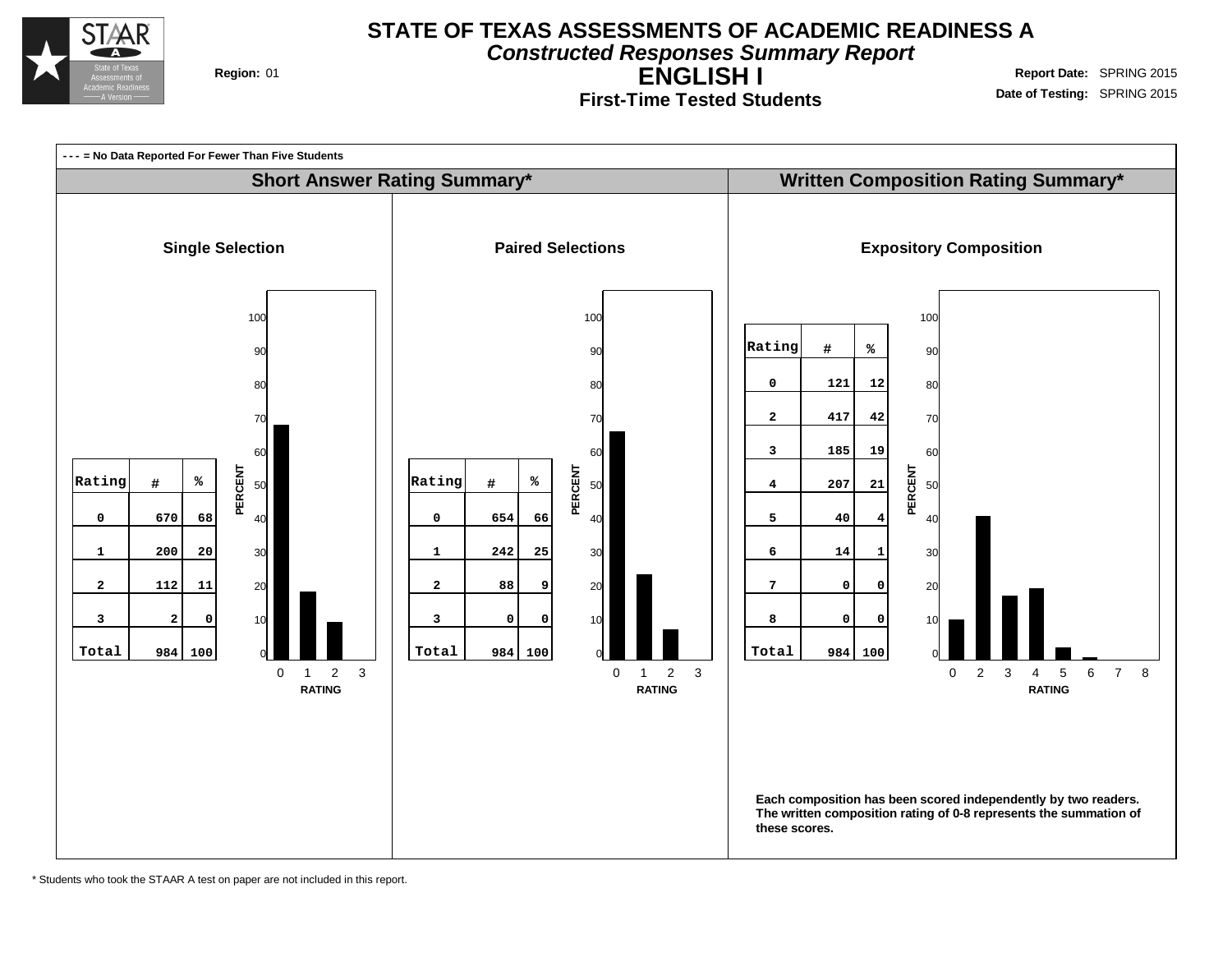# STATE OF TEXAS ASSESSMENTS OF ACADEMIC READINESS A

***Constructed Responses Summary Report***

## ENGLISH I

**First-Time Tested Students**

**Region:** 01

**Report Date:** SPRING 2015

**Date of Testing:** SPRING 2015

**- - - = No Data Reported For Fewer Than Five Students**

## Short Answer Rating Summary*

### Single Selection

| Rating | # | % |
|---|---|---|
| 0 | 670 | 68 |
| 1 | 200 | 20 |
| 2 | 112 | 11 |
| 3 | 2 | 0 |
| Total | 984 | 100 |

### Paired Selections

| Rating | # | % |
|---|---|---|
| 0 | 654 | 66 |
| 1 | 242 | 25 |
| 2 | 88 | 9 |
| 3 | 0 | 0 |
| Total | 984 | 100 |

## Written Composition Rating Summary*

### Expository Composition

| Rating | # | % |
|---|---|---|
| 0 | 121 | 12 |
| 2 | 417 | 42 |
| 3 | 185 | 19 |
| 4 | 207 | 21 |
| 5 | 40 | 4 |
| 6 | 14 | 1 |
| 7 | 0 | 0 |
| 8 | 0 | 0 |
| Total | 984 | 100 |

**Each composition has been scored independently by two readers. The written composition rating of 0-8 represents the summation of these scores.**

* Students who took the STAAR A test on paper are not included in this report.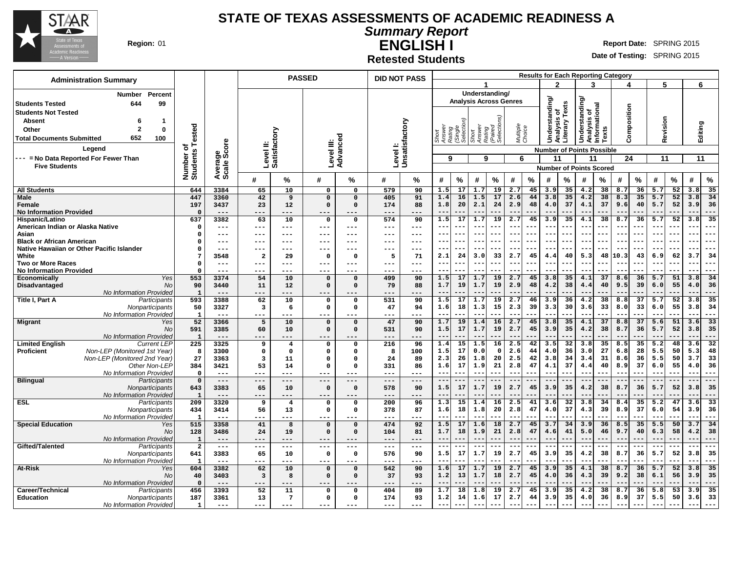# STATE OF TEXAS ASSESSMENTS OF ACADEMIC READINESS A

## *Summary Report*

## ENGLISH I

### Retested Students

**Region:** 01

**Report Date:** SPRING 2015

**Date of Testing:** SPRING 2015

| Administration Summary | Number | Percent |
|---|---|---|
| Students Tested | 644 | 99 |
| Students Not Tested | | |
| Absent | 6 | 1 |
| Other | 2 | 0 |
| Total Documents Submitted | 652 | 100 |

Legend

--- = No Data Reported For Fewer Than Five Students

Results for Each Reporting Category: 1 = Understanding/Analysis Across Genres (Short Answer Rating (Single Selection), 9 points; Short Answer Rating (Paired Selections), 9 points; Multiple Choice, 6 points); 2 = Understanding/Analysis of Literary Texts (11 points); 3 = Understanding/Analysis of Informational Texts (11 points); 4 = Composition (24 points); 5 = Revision (11 points); 6 = Editing (11 points).

| Group | Subgroup | Number of Students Tested | Average Scale Score | Level II: Satisfactory # | Level II: Satisfactory % | Level III: Advanced # | Level III: Advanced % | Level I: Unsatisfactory # | Level I: Unsatisfactory % | 1 SA Single # | 1 SA Single % | 1 SA Paired # | 1 SA Paired % | 1 MC # | 1 MC % | 2 # | 2 % | 3 # | 3 % | 4 # | 4 % | 5 # | 5 % | 6 # | 6 % |
|---|---|---|---|---|---|---|---|---|---|---|---|---|---|---|---|---|---|---|---|---|---|---|---|---|---|
| All Students | | 644 | 3384 | 65 | 10 | 0 | 0 | 579 | 90 | 1.5 | 17 | 1.7 | 19 | 2.7 | 45 | 3.9 | 35 | 4.2 | 38 | 8.7 | 36 | 5.7 | 52 | 3.8 | 35 |
| Male | | 447 | 3360 | 42 | 9 | 0 | 0 | 405 | 91 | 1.4 | 16 | 1.5 | 17 | 2.6 | 44 | 3.8 | 35 | 4.2 | 38 | 8.3 | 35 | 5.7 | 52 | 3.8 | 34 |
| Female | | 197 | 3437 | 23 | 12 | 0 | 0 | 174 | 88 | 1.8 | 20 | 2.1 | 24 | 2.9 | 48 | 4.0 | 37 | 4.1 | 37 | 9.6 | 40 | 5.7 | 52 | 3.9 | 36 |
| No Information Provided | | 0 | --- | --- | --- | --- | --- | --- | --- | --- | --- | --- | --- | --- | --- | --- | --- | --- | --- | --- | --- | --- | --- | --- | --- |
| Hispanic/Latino | | 637 | 3382 | 63 | 10 | 0 | 0 | 574 | 90 | 1.5 | 17 | 1.7 | 19 | 2.7 | 45 | 3.9 | 35 | 4.1 | 38 | 8.7 | 36 | 5.7 | 52 | 3.8 | 35 |
| American Indian or Alaska Native | | 0 | --- | --- | --- | --- | --- | --- | --- | --- | --- | --- | --- | --- | --- | --- | --- | --- | --- | --- | --- | --- | --- | --- | --- |
| Asian | | 0 | --- | --- | --- | --- | --- | --- | --- | --- | --- | --- | --- | --- | --- | --- | --- | --- | --- | --- | --- | --- | --- | --- | --- |
| Black or African American | | 0 | --- | --- | --- | --- | --- | --- | --- | --- | --- | --- | --- | --- | --- | --- | --- | --- | --- | --- | --- | --- | --- | --- | --- |
| Native Hawaiian or Other Pacific Islander | | 0 | --- | --- | --- | --- | --- | --- | --- | --- | --- | --- | --- | --- | --- | --- | --- | --- | --- | --- | --- | --- | --- | --- | --- |
| White | | 7 | 3548 | 2 | 29 | 0 | 0 | 5 | 71 | 2.1 | 24 | 3.0 | 33 | 2.7 | 45 | 4.4 | 40 | 5.3 | 48 | 10.3 | 43 | 6.9 | 62 | 3.7 | 34 |
| Two or More Races | | 0 | --- | --- | --- | --- | --- | --- | --- | --- | --- | --- | --- | --- | --- | --- | --- | --- | --- | --- | --- | --- | --- | --- | --- |
| No Information Provided | | 0 | --- | --- | --- | --- | --- | --- | --- | --- | --- | --- | --- | --- | --- | --- | --- | --- | --- | --- | --- | --- | --- | --- | --- |
| Economically Disadvantaged | *Yes* | 553 | 3374 | 54 | 10 | 0 | 0 | 499 | 90 | 1.5 | 17 | 1.7 | 19 | 2.7 | 45 | 3.8 | 35 | 4.1 | 37 | 8.6 | 36 | 5.7 | 51 | 3.8 | 34 |
| | *No* | 90 | 3440 | 11 | 12 | 0 | 0 | 79 | 88 | 1.7 | 19 | 1.7 | 19 | 2.9 | 48 | 4.2 | 38 | 4.4 | 40 | 9.5 | 39 | 6.0 | 55 | 4.0 | 36 |
| | *No Information Provided* | 1 | --- | --- | --- | --- | --- | --- | --- | --- | --- | --- | --- | --- | --- | --- | --- | --- | --- | --- | --- | --- | --- | --- | --- |
| Title I, Part A | *Participants* | 593 | 3388 | 62 | 10 | 0 | 0 | 531 | 90 | 1.5 | 17 | 1.7 | 19 | 2.7 | 46 | 3.9 | 36 | 4.2 | 38 | 8.8 | 37 | 5.7 | 52 | 3.8 | 35 |
| | *Nonparticipants* | 50 | 3327 | 3 | 6 | 0 | 0 | 47 | 94 | 1.6 | 18 | 1.3 | 15 | 2.3 | 39 | 3.3 | 30 | 3.6 | 33 | 8.0 | 33 | 6.0 | 55 | 3.8 | 34 |
| | *No Information Provided* | 1 | --- | --- | --- | --- | --- | --- | --- | --- | --- | --- | --- | --- | --- | --- | --- | --- | --- | --- | --- | --- | --- | --- | --- |
| Migrant | *Yes* | 52 | 3366 | 5 | 10 | 0 | 0 | 47 | 90 | 1.7 | 19 | 1.4 | 16 | 2.7 | 45 | 3.8 | 35 | 4.1 | 37 | 8.8 | 37 | 5.6 | 51 | 3.6 | 33 |
| | *No* | 591 | 3385 | 60 | 10 | 0 | 0 | 531 | 90 | 1.5 | 17 | 1.7 | 19 | 2.7 | 45 | 3.9 | 35 | 4.2 | 38 | 8.7 | 36 | 5.7 | 52 | 3.8 | 35 |
| | *No Information Provided* | 1 | --- | --- | --- | --- | --- | --- | --- | --- | --- | --- | --- | --- | --- | --- | --- | --- | --- | --- | --- | --- | --- | --- | --- |
| Limited English Proficient | *Current LEP* | 225 | 3325 | 9 | 4 | 0 | 0 | 216 | 96 | 1.4 | 15 | 1.5 | 16 | 2.5 | 42 | 3.5 | 32 | 3.8 | 35 | 8.5 | 35 | 5.2 | 48 | 3.6 | 32 |
| | *Non-LEP (Monitored 1st Year)* | 8 | 3300 | 0 | 0 | 0 | 0 | 8 | 100 | 1.5 | 17 | 0.0 | 0 | 2.6 | 44 | 4.0 | 36 | 3.0 | 27 | 6.8 | 28 | 5.5 | 50 | 5.3 | 48 |
| | *Non-LEP (Monitored 2nd Year)* | 27 | 3363 | 3 | 11 | 0 | 0 | 24 | 89 | 2.3 | 26 | 1.8 | 20 | 2.5 | 42 | 3.8 | 34 | 3.4 | 31 | 8.6 | 36 | 5.5 | 50 | 3.7 | 33 |
| | *Other Non-LEP* | 384 | 3421 | 53 | 14 | 0 | 0 | 331 | 86 | 1.6 | 17 | 1.9 | 21 | 2.8 | 47 | 4.1 | 37 | 4.4 | 40 | 8.9 | 37 | 6.0 | 55 | 4.0 | 36 |
| | *No Information Provided* | 0 | --- | --- | --- | --- | --- | --- | --- | --- | --- | --- | --- | --- | --- | --- | --- | --- | --- | --- | --- | --- | --- | --- | --- |
| Bilingual | *Participants* | 0 | --- | --- | --- | --- | --- | --- | --- | --- | --- | --- | --- | --- | --- | --- | --- | --- | --- | --- | --- | --- | --- | --- | --- |
| | *Nonparticipants* | 643 | 3383 | 65 | 10 | 0 | 0 | 578 | 90 | 1.5 | 17 | 1.7 | 19 | 2.7 | 45 | 3.9 | 35 | 4.2 | 38 | 8.7 | 36 | 5.7 | 52 | 3.8 | 35 |
| | *No Information Provided* | 1 | --- | --- | --- | --- | --- | --- | --- | --- | --- | --- | --- | --- | --- | --- | --- | --- | --- | --- | --- | --- | --- | --- | --- |
| ESL | *Participants* | 209 | 3320 | 9 | 4 | 0 | 0 | 200 | 96 | 1.3 | 15 | 1.4 | 16 | 2.5 | 41 | 3.6 | 32 | 3.8 | 34 | 8.4 | 35 | 5.2 | 47 | 3.6 | 33 |
| | *Nonparticipants* | 434 | 3414 | 56 | 13 | 0 | 0 | 378 | 87 | 1.6 | 18 | 1.8 | 20 | 2.8 | 47 | 4.0 | 37 | 4.3 | 39 | 8.9 | 37 | 6.0 | 54 | 3.9 | 36 |
| | *No Information Provided* | 1 | --- | --- | --- | --- | --- | --- | --- | --- | --- | --- | --- | --- | --- | --- | --- | --- | --- | --- | --- | --- | --- | --- | --- |
| Special Education | *Yes* | 515 | 3358 | 41 | 8 | 0 | 0 | 474 | 92 | 1.5 | 17 | 1.6 | 18 | 2.7 | 45 | 3.7 | 34 | 3.9 | 36 | 8.5 | 35 | 5.5 | 50 | 3.7 | 34 |
| | *No* | 128 | 3486 | 24 | 19 | 0 | 0 | 104 | 81 | 1.7 | 18 | 1.9 | 21 | 2.8 | 47 | 4.6 | 41 | 5.0 | 46 | 9.7 | 40 | 6.3 | 58 | 4.2 | 38 |
| | *No Information Provided* | 1 | --- | --- | --- | --- | --- | --- | --- | --- | --- | --- | --- | --- | --- | --- | --- | --- | --- | --- | --- | --- | --- | --- | --- |
| Gifted/Talented | *Participants* | 2 | --- | --- | --- | --- | --- | --- | --- | --- | --- | --- | --- | --- | --- | --- | --- | --- | --- | --- | --- | --- | --- | --- | --- |
| | *Nonparticipants* | 641 | 3383 | 65 | 10 | 0 | 0 | 576 | 90 | 1.5 | 17 | 1.7 | 19 | 2.7 | 45 | 3.9 | 35 | 4.2 | 38 | 8.7 | 36 | 5.7 | 52 | 3.8 | 35 |
| | *No Information Provided* | 1 | --- | --- | --- | --- | --- | --- | --- | --- | --- | --- | --- | --- | --- | --- | --- | --- | --- | --- | --- | --- | --- | --- | --- |
| At-Risk | *Yes* | 604 | 3382 | 62 | 10 | 0 | 0 | 542 | 90 | 1.6 | 17 | 1.7 | 19 | 2.7 | 45 | 3.9 | 35 | 4.1 | 38 | 8.7 | 36 | 5.7 | 52 | 3.8 | 35 |
| | *No* | 40 | 3403 | 3 | 8 | 0 | 0 | 37 | 93 | 1.2 | 13 | 1.7 | 18 | 2.7 | 45 | 4.0 | 36 | 4.3 | 39 | 9.2 | 38 | 6.1 | 56 | 3.9 | 35 |
| | *No Information Provided* | 0 | --- | --- | --- | --- | --- | --- | --- | --- | --- | --- | --- | --- | --- | --- | --- | --- | --- | --- | --- | --- | --- | --- | --- |
| Career/Technical Education | *Participants* | 456 | 3393 | 52 | 11 | 0 | 0 | 404 | 89 | 1.7 | 18 | 1.8 | 19 | 2.7 | 45 | 3.9 | 35 | 4.2 | 38 | 8.7 | 36 | 5.8 | 53 | 3.9 | 35 |
| | *Nonparticipants* | 187 | 3361 | 13 | 7 | 0 | 0 | 174 | 93 | 1.2 | 14 | 1.6 | 17 | 2.7 | 44 | 3.9 | 35 | 4.0 | 36 | 8.9 | 37 | 5.5 | 50 | 3.6 | 33 |
| | *No Information Provided* | 1 | --- | --- | --- | --- | --- | --- | --- | --- | --- | --- | --- | --- | --- | --- | --- | --- | --- | --- | --- | --- | --- | --- | --- |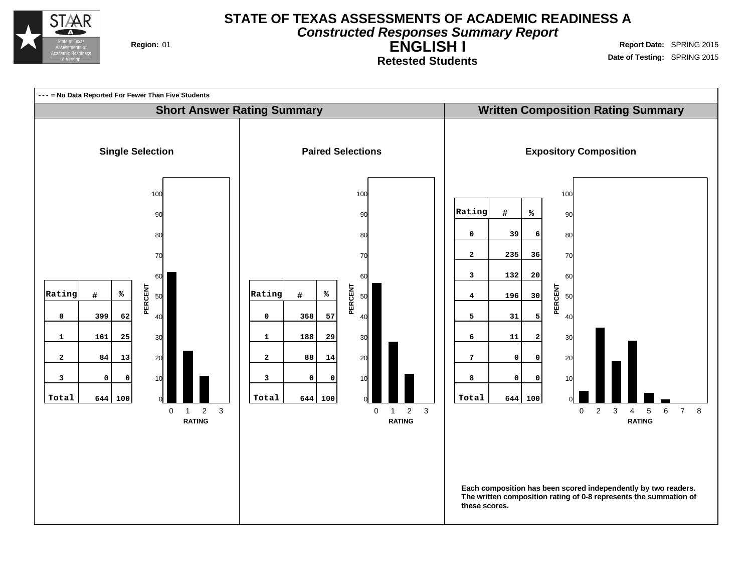# STATE OF TEXAS ASSESSMENTS OF ACADEMIC READINESS A

## *Constructed Responses Summary Report*

## ENGLISH I

### Retested Students

**Region:** 01

**Report Date:** SPRING 2015

**Date of Testing:** SPRING 2015

**- - - = No Data Reported For Fewer Than Five Students**

## Short Answer Rating Summary

### Single Selection

| Rating | # | % |
|---|---|---|
| 0 | 399 | 62 |
| 1 | 161 | 25 |
| 2 | 84 | 13 |
| 3 | 0 | 0 |
| Total | 644 | 100 |

### Paired Selections

| Rating | # | % |
|---|---|---|
| 0 | 368 | 57 |
| 1 | 188 | 29 |
| 2 | 88 | 14 |
| 3 | 0 | 0 |
| Total | 644 | 100 |

## Written Composition Rating Summary

### Expository Composition

| Rating | # | % |
|---|---|---|
| 0 | 39 | 6 |
| 2 | 235 | 36 |
| 3 | 132 | 20 |
| 4 | 196 | 30 |
| 5 | 31 | 5 |
| 6 | 11 | 2 |
| 7 | 0 | 0 |
| 8 | 0 | 0 |
| Total | 644 | 100 |

**Each composition has been scored independently by two readers. The written composition rating of 0-8 represents the summation of these scores.**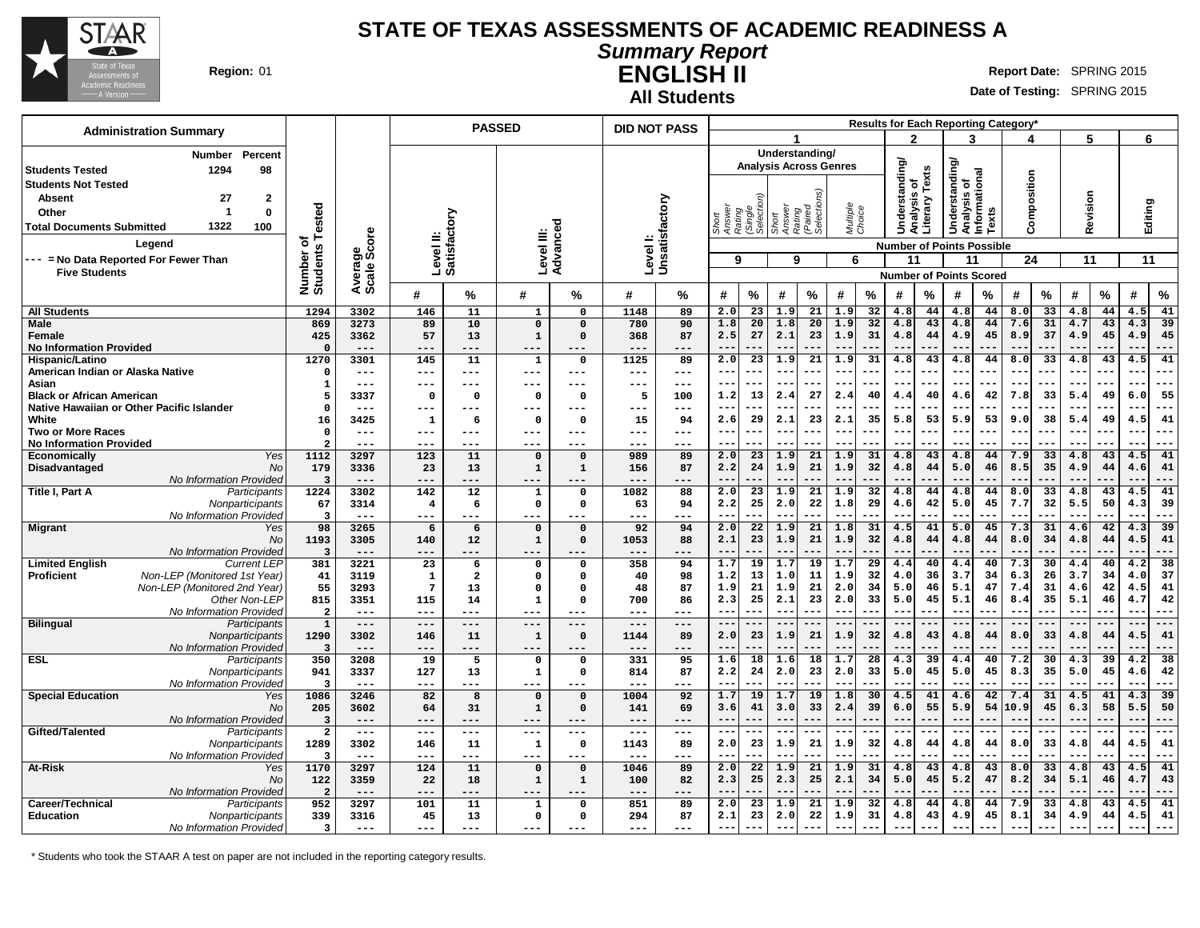# STATE OF TEXAS ASSESSMENTS OF ACADEMIC READINESS A

## *Summary Report*

## ENGLISH II

### All Students

**Region:** 01

**Report Date:** SPRING 2015

**Date of Testing:** SPRING 2015

| Administration Summary | Number | Percent |
|---|---|---|
| Students Tested | 1294 | 98 |
| Students Not Tested | | |
| Absent | 27 | 2 |
| Other | 1 | 0 |
| Total Documents Submitted | 1322 | 100 |

Legend

--- = No Data Reported For Fewer Than Five Students

| | | Number of Students Tested | Average Scale Score | Passed Level II: Satisfactory # | Passed Level II: Satisfactory % | Passed Level III: Advanced # | Passed Level III: Advanced % | Did Not Pass Level I: Unsatisfactory # | Did Not Pass Level I: Unsatisfactory % | 1 Understanding/Analysis Across Genres Short Answer Rating (Single Selection) (9) # | % | 1 Short Answer Rating (Paired Selections) (9) # | % | 1 Multiple Choice (6) # | % | 2 Understanding/Analysis of Literary Texts (11) # | % | 3 Understanding/Analysis of Informational Texts (11) # | % | 4 Composition (24) # | % | 5 Revision (11) # | % | 6 Editing (11) # | % |
|---|---|---|---|---|---|---|---|---|---|---|---|---|---|---|---|---|---|---|---|---|---|---|---|---|---|
| All Students | | 1294 | 3302 | 146 | 11 | 1 | 0 | 1148 | 89 | 2.0 | 23 | 1.9 | 21 | 1.9 | 32 | 4.8 | 44 | 4.8 | 44 | 8.0 | 33 | 4.8 | 44 | 4.5 | 41 |
| Male | | 869 | 3273 | 89 | 10 | 0 | 0 | 780 | 90 | 1.8 | 20 | 1.8 | 20 | 1.9 | 32 | 4.8 | 43 | 4.8 | 44 | 7.6 | 31 | 4.7 | 43 | 4.3 | 39 |
| Female | | 425 | 3362 | 57 | 13 | 1 | 0 | 368 | 87 | 2.5 | 27 | 2.1 | 23 | 1.9 | 31 | 4.8 | 44 | 4.9 | 45 | 8.9 | 37 | 4.9 | 45 | 4.9 | 45 |
| No Information Provided | | 0 | --- | --- | --- | --- | --- | --- | --- | --- | --- | --- | --- | --- | --- | --- | --- | --- | --- | --- | --- | --- | --- | --- | --- |
| Hispanic/Latino | | 1270 | 3301 | 145 | 11 | 1 | 0 | 1125 | 89 | 2.0 | 23 | 1.9 | 21 | 1.9 | 31 | 4.8 | 43 | 4.8 | 44 | 8.0 | 33 | 4.8 | 43 | 4.5 | 41 |
| American Indian or Alaska Native | | 0 | --- | --- | --- | --- | --- | --- | --- | --- | --- | --- | --- | --- | --- | --- | --- | --- | --- | --- | --- | --- | --- | --- | --- |
| Asian | | 1 | --- | --- | --- | --- | --- | --- | --- | --- | --- | --- | --- | --- | --- | --- | --- | --- | --- | --- | --- | --- | --- | --- | --- |
| Black or African American | | 5 | 3337 | 0 | 0 | 0 | 0 | 5 | 100 | 1.2 | 13 | 2.4 | 27 | 2.4 | 40 | 4.4 | 40 | 4.6 | 42 | 7.8 | 33 | 5.4 | 49 | 6.0 | 55 |
| Native Hawaiian or Other Pacific Islander | | 0 | --- | --- | --- | --- | --- | --- | --- | --- | --- | --- | --- | --- | --- | --- | --- | --- | --- | --- | --- | --- | --- | --- | --- |
| White | | 16 | 3425 | 1 | 6 | 0 | 0 | 15 | 94 | 2.6 | 29 | 2.1 | 23 | 2.1 | 35 | 5.8 | 53 | 5.9 | 53 | 9.0 | 38 | 5.4 | 49 | 4.5 | 41 |
| Two or More Races | | 0 | --- | --- | --- | --- | --- | --- | --- | --- | --- | --- | --- | --- | --- | --- | --- | --- | --- | --- | --- | --- | --- | --- | --- |
| No Information Provided | | 2 | --- | --- | --- | --- | --- | --- | --- | --- | --- | --- | --- | --- | --- | --- | --- | --- | --- | --- | --- | --- | --- | --- | --- |
| Economically Disadvantaged | Yes | 1112 | 3297 | 123 | 11 | 0 | 0 | 989 | 89 | 2.0 | 23 | 1.9 | 21 | 1.9 | 31 | 4.8 | 43 | 4.8 | 44 | 7.9 | 33 | 4.8 | 43 | 4.5 | 41 |
| | No | 179 | 3336 | 23 | 13 | 1 | 1 | 156 | 87 | 2.2 | 24 | 1.9 | 21 | 1.9 | 32 | 4.8 | 44 | 5.0 | 46 | 8.5 | 35 | 4.9 | 44 | 4.6 | 41 |
| | No Information Provided | 3 | --- | --- | --- | --- | --- | --- | --- | --- | --- | --- | --- | --- | --- | --- | --- | --- | --- | --- | --- | --- | --- | --- | --- |
| Title I, Part A | Participants | 1224 | 3302 | 142 | 12 | 1 | 0 | 1082 | 88 | 2.0 | 23 | 1.9 | 21 | 1.9 | 32 | 4.8 | 44 | 4.8 | 44 | 8.0 | 33 | 4.8 | 43 | 4.5 | 41 |
| | Nonparticipants | 67 | 3314 | 4 | 6 | 0 | 0 | 63 | 94 | 2.2 | 25 | 2.0 | 22 | 1.8 | 29 | 4.6 | 42 | 5.0 | 45 | 7.7 | 32 | 5.5 | 50 | 4.3 | 39 |
| | No Information Provided | 3 | --- | --- | --- | --- | --- | --- | --- | --- | --- | --- | --- | --- | --- | --- | --- | --- | --- | --- | --- | --- | --- | --- | --- |
| Migrant | Yes | 98 | 3265 | 6 | 6 | 0 | 0 | 92 | 94 | 2.0 | 22 | 1.9 | 21 | 1.8 | 31 | 4.5 | 41 | 5.0 | 45 | 7.3 | 31 | 4.6 | 42 | 4.3 | 39 |
| | No | 1193 | 3305 | 140 | 12 | 1 | 0 | 1053 | 88 | 2.1 | 23 | 1.9 | 21 | 1.9 | 32 | 4.8 | 44 | 4.8 | 44 | 8.0 | 34 | 4.8 | 44 | 4.5 | 41 |
| | No Information Provided | 3 | --- | --- | --- | --- | --- | --- | --- | --- | --- | --- | --- | --- | --- | --- | --- | --- | --- | --- | --- | --- | --- | --- | --- |
| Limited English Proficient | Current LEP | 381 | 3221 | 23 | 6 | 0 | 0 | 358 | 94 | 1.7 | 19 | 1.7 | 19 | 1.7 | 29 | 4.4 | 40 | 4.4 | 40 | 7.3 | 30 | 4.4 | 40 | 4.2 | 38 |
| | Non-LEP (Monitored 1st Year) | 41 | 3119 | 1 | 2 | 0 | 0 | 40 | 98 | 1.2 | 13 | 1.0 | 11 | 1.9 | 32 | 4.0 | 36 | 3.7 | 34 | 6.3 | 26 | 3.7 | 34 | 4.0 | 37 |
| | Non-LEP (Monitored 2nd Year) | 55 | 3293 | 7 | 13 | 0 | 0 | 48 | 87 | 1.9 | 21 | 1.9 | 21 | 2.0 | 34 | 5.0 | 46 | 5.1 | 47 | 7.4 | 31 | 4.6 | 42 | 4.5 | 41 |
| | Other Non-LEP | 815 | 3351 | 115 | 14 | 1 | 0 | 700 | 86 | 2.3 | 25 | 2.1 | 23 | 2.0 | 33 | 5.0 | 45 | 5.1 | 46 | 8.4 | 35 | 5.1 | 46 | 4.7 | 42 |
| | No Information Provided | 2 | --- | --- | --- | --- | --- | --- | --- | --- | --- | --- | --- | --- | --- | --- | --- | --- | --- | --- | --- | --- | --- | --- | --- |
| Bilingual | Participants | 1 | --- | --- | --- | --- | --- | --- | --- | --- | --- | --- | --- | --- | --- | --- | --- | --- | --- | --- | --- | --- | --- | --- | --- |
| | Nonparticipants | 1290 | 3302 | 146 | 11 | 1 | 0 | 1144 | 89 | 2.0 | 23 | 1.9 | 21 | 1.9 | 32 | 4.8 | 43 | 4.8 | 44 | 8.0 | 33 | 4.8 | 44 | 4.5 | 41 |
| | No Information Provided | 3 | --- | --- | --- | --- | --- | --- | --- | --- | --- | --- | --- | --- | --- | --- | --- | --- | --- | --- | --- | --- | --- | --- | --- |
| ESL | Participants | 350 | 3208 | 19 | 5 | 0 | 0 | 331 | 95 | 1.6 | 18 | 1.6 | 18 | 1.7 | 28 | 4.3 | 39 | 4.4 | 40 | 7.2 | 30 | 4.3 | 39 | 4.2 | 38 |
| | Nonparticipants | 941 | 3337 | 127 | 13 | 1 | 0 | 814 | 87 | 2.2 | 24 | 2.0 | 23 | 2.0 | 33 | 5.0 | 45 | 5.0 | 45 | 8.3 | 35 | 5.0 | 45 | 4.6 | 42 |
| | No Information Provided | 3 | --- | --- | --- | --- | --- | --- | --- | --- | --- | --- | --- | --- | --- | --- | --- | --- | --- | --- | --- | --- | --- | --- | --- |
| Special Education | Yes | 1086 | 3246 | 82 | 8 | 0 | 0 | 1004 | 92 | 1.7 | 19 | 1.7 | 19 | 1.8 | 30 | 4.5 | 41 | 4.6 | 42 | 7.4 | 31 | 4.5 | 41 | 4.3 | 39 |
| | No | 205 | 3602 | 64 | 31 | 1 | 0 | 141 | 69 | 3.6 | 41 | 3.0 | 33 | 2.4 | 39 | 6.0 | 55 | 5.9 | 54 | 10.9 | 45 | 6.3 | 58 | 5.5 | 50 |
| | No Information Provided | 3 | --- | --- | --- | --- | --- | --- | --- | --- | --- | --- | --- | --- | --- | --- | --- | --- | --- | --- | --- | --- | --- | --- | --- |
| Gifted/Talented | Participants | 2 | --- | --- | --- | --- | --- | --- | --- | --- | --- | --- | --- | --- | --- | --- | --- | --- | --- | --- | --- | --- | --- | --- | --- |
| | Nonparticipants | 1289 | 3302 | 146 | 11 | 1 | 0 | 1143 | 89 | 2.0 | 23 | 1.9 | 21 | 1.9 | 32 | 4.8 | 44 | 4.8 | 44 | 8.0 | 33 | 4.8 | 44 | 4.5 | 41 |
| | No Information Provided | 3 | --- | --- | --- | --- | --- | --- | --- | --- | --- | --- | --- | --- | --- | --- | --- | --- | --- | --- | --- | --- | --- | --- | --- |
| At-Risk | Yes | 1170 | 3297 | 124 | 11 | 0 | 0 | 1046 | 89 | 2.0 | 22 | 1.9 | 21 | 1.9 | 31 | 4.8 | 43 | 4.8 | 43 | 8.0 | 33 | 4.8 | 43 | 4.5 | 41 |
| | No | 122 | 3359 | 22 | 18 | 1 | 1 | 100 | 82 | 2.3 | 25 | 2.3 | 25 | 2.1 | 34 | 5.0 | 45 | 5.2 | 47 | 8.2 | 34 | 5.1 | 46 | 4.7 | 43 |
| | No Information Provided | 2 | --- | --- | --- | --- | --- | --- | --- | --- | --- | --- | --- | --- | --- | --- | --- | --- | --- | --- | --- | --- | --- | --- | --- |
| Career/Technical Education | Participants | 952 | 3297 | 101 | 11 | 1 | 0 | 851 | 89 | 2.0 | 23 | 1.9 | 21 | 1.9 | 32 | 4.8 | 44 | 4.8 | 44 | 7.9 | 33 | 4.8 | 43 | 4.5 | 41 |
| | Nonparticipants | 339 | 3316 | 45 | 13 | 0 | 0 | 294 | 87 | 2.1 | 23 | 2.0 | 22 | 1.9 | 31 | 4.8 | 43 | 4.9 | 45 | 8.1 | 34 | 4.9 | 44 | 4.5 | 41 |
| | No Information Provided | 3 | --- | --- | --- | --- | --- | --- | --- | --- | --- | --- | --- | --- | --- | --- | --- | --- | --- | --- | --- | --- | --- | --- | --- |

\* Students who took the STAAR A test on paper are not included in the reporting category results.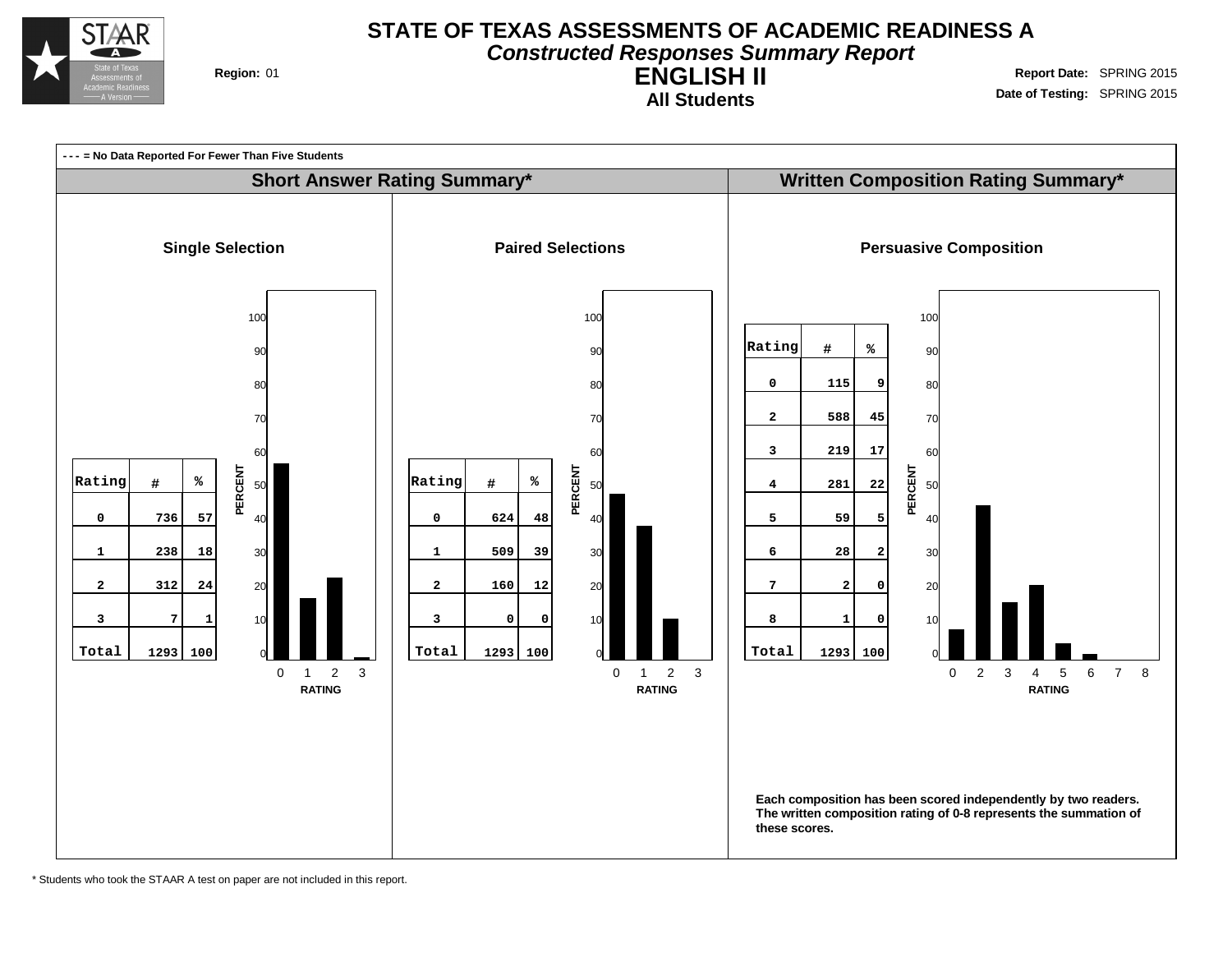# STATE OF TEXAS ASSESSMENTS OF ACADEMIC READINESS A

***Constructed Responses Summary Report***

## ENGLISH II

### All Students

**Region:** 01

**Report Date:** SPRING 2015

**Date of Testing:** SPRING 2015

**- - - = No Data Reported For Fewer Than Five Students**

## Short Answer Rating Summary*

### Single Selection

| Rating | # | % |
|---|---|---|
| 0 | 736 | 57 |
| 1 | 238 | 18 |
| 2 | 312 | 24 |
| 3 | 7 | 1 |
| Total | 1293 | 100 |

### Paired Selections

| Rating | # | % |
|---|---|---|
| 0 | 624 | 48 |
| 1 | 509 | 39 |
| 2 | 160 | 12 |
| 3 | 0 | 0 |
| Total | 1293 | 100 |

## Written Composition Rating Summary*

### Persuasive Composition

| Rating | # | % |
|---|---|---|
| 0 | 115 | 9 |
| 2 | 588 | 45 |
| 3 | 219 | 17 |
| 4 | 281 | 22 |
| 5 | 59 | 5 |
| 6 | 28 | 2 |
| 7 | 2 | 0 |
| 8 | 1 | 0 |
| Total | 1293 | 100 |

**Each composition has been scored independently by two readers. The written composition rating of 0-8 represents the summation of these scores.**

* Students who took the STAAR A test on paper are not included in this report.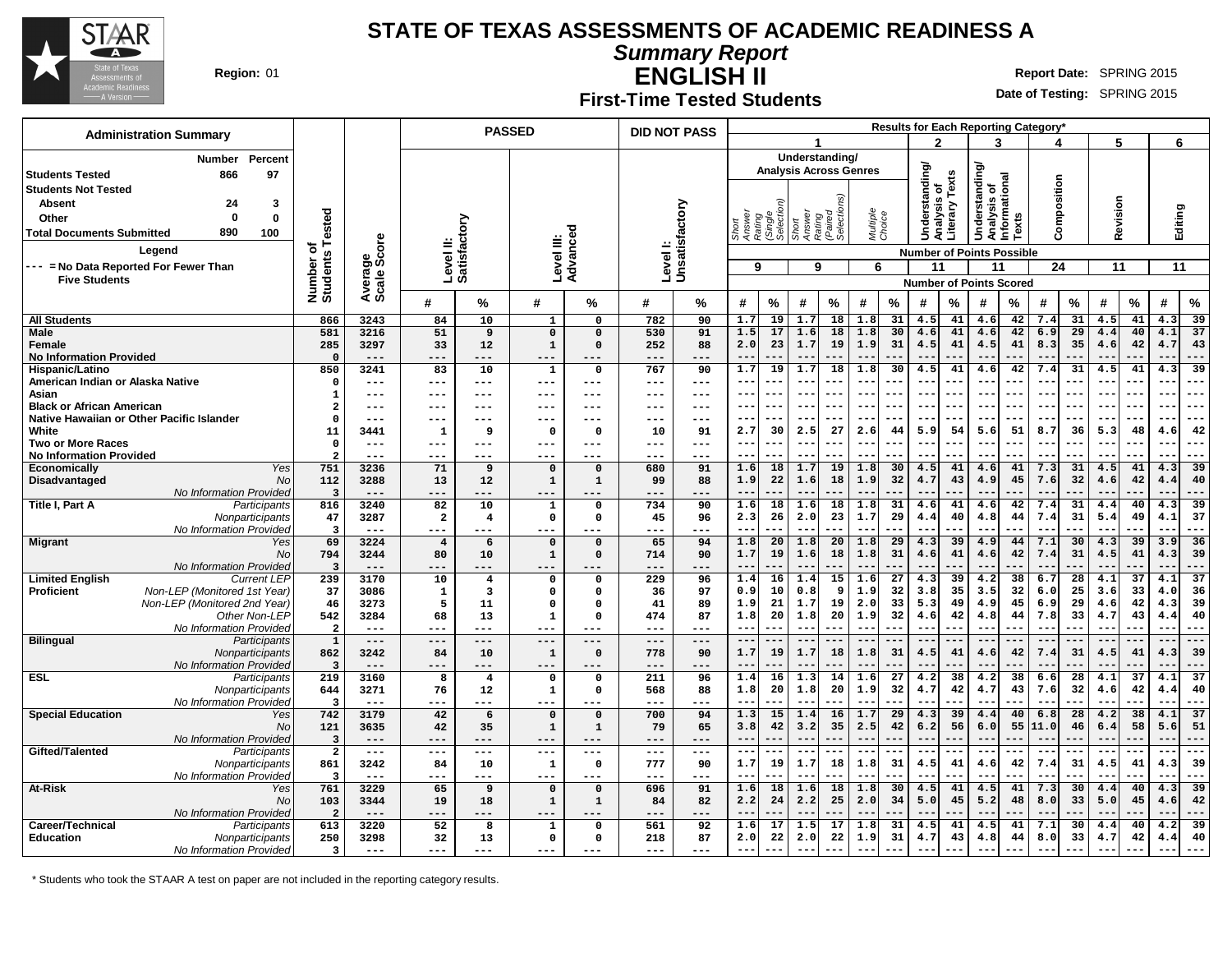# STATE OF TEXAS ASSESSMENTS OF ACADEMIC READINESS A

## *Summary Report*

## ENGLISH II

### First-Time Tested Students

**Region:** 01

**Report Date:** SPRING 2015

**Date of Testing:** SPRING 2015

**Administration Summary**

| | Number | Percent |
|---|---|---|
| Students Tested | 866 | 97 |
| Students Not Tested | | |
| Absent | 24 | 3 |
| Other | 0 | 0 |
| Total Documents Submitted | 890 | 100 |

Legend

--- = No Data Reported For Fewer Than Five Students

Results for Each Reporting Category*: 1 Understanding/Analysis Across Genres (Short Answer Rating (Single Selection) – 9 points possible; Short Answer Rating (Paired Selections) – 9 points possible; Multiple Choice – 6 points possible); 2 Understanding/Analysis of Literary Texts – 11; 3 Understanding/Analysis of Informational Texts – 11; 4 Composition – 24; 5 Revision – 11; 6 Editing – 11. Values are Number of Points Scored.

| Group | | Number of Students Tested | Average Scale Score | Level II: Satisfactory # | Level II: Satisfactory % | Level III: Advanced # | Level III: Advanced % | Level I: Unsatisfactory # | Level I: Unsatisfactory % | 1 SA Single # | 1 SA Single % | 1 SA Paired # | 1 SA Paired % | 1 MC # | 1 MC % | 2 # | 2 % | 3 # | 3 % | 4 # | 4 % | 5 # | 5 % | 6 # | 6 % |
|---|---|---|---|---|---|---|---|---|---|---|---|---|---|---|---|---|---|---|---|---|---|---|---|---|---|
| All Students | | 866 | 3243 | 84 | 10 | 1 | 0 | 782 | 90 | 1.7 | 19 | 1.7 | 18 | 1.8 | 31 | 4.5 | 41 | 4.6 | 42 | 7.4 | 31 | 4.5 | 41 | 4.3 | 39 |
| Male | | 581 | 3216 | 51 | 9 | 0 | 0 | 530 | 91 | 1.5 | 17 | 1.6 | 18 | 1.8 | 30 | 4.6 | 41 | 4.6 | 42 | 6.9 | 29 | 4.4 | 40 | 4.1 | 37 |
| Female | | 285 | 3297 | 33 | 12 | 1 | 0 | 252 | 88 | 2.0 | 23 | 1.7 | 19 | 1.9 | 31 | 4.5 | 41 | 4.5 | 41 | 8.3 | 35 | 4.6 | 42 | 4.7 | 43 |
| No Information Provided | | 0 | --- | --- | --- | --- | --- | --- | --- | --- | --- | --- | --- | --- | --- | --- | --- | --- | --- | --- | --- | --- | --- | --- | --- |
| Hispanic/Latino | | 850 | 3241 | 83 | 10 | 1 | 0 | 767 | 90 | 1.7 | 19 | 1.7 | 18 | 1.8 | 30 | 4.5 | 41 | 4.6 | 42 | 7.4 | 31 | 4.5 | 41 | 4.3 | 39 |
| American Indian or Alaska Native | | 0 | --- | --- | --- | --- | --- | --- | --- | --- | --- | --- | --- | --- | --- | --- | --- | --- | --- | --- | --- | --- | --- | --- | --- |
| Asian | | 1 | --- | --- | --- | --- | --- | --- | --- | --- | --- | --- | --- | --- | --- | --- | --- | --- | --- | --- | --- | --- | --- | --- | --- |
| Black or African American | | 2 | --- | --- | --- | --- | --- | --- | --- | --- | --- | --- | --- | --- | --- | --- | --- | --- | --- | --- | --- | --- | --- | --- | --- |
| Native Hawaiian or Other Pacific Islander | | 0 | --- | --- | --- | --- | --- | --- | --- | --- | --- | --- | --- | --- | --- | --- | --- | --- | --- | --- | --- | --- | --- | --- | --- |
| White | | 11 | 3441 | 1 | 9 | 0 | 0 | 10 | 91 | 2.7 | 30 | 2.5 | 27 | 2.6 | 44 | 5.9 | 54 | 5.6 | 51 | 8.7 | 36 | 5.3 | 48 | 4.6 | 42 |
| Two or More Races | | 0 | --- | --- | --- | --- | --- | --- | --- | --- | --- | --- | --- | --- | --- | --- | --- | --- | --- | --- | --- | --- | --- | --- | --- |
| No Information Provided | | 2 | --- | --- | --- | --- | --- | --- | --- | --- | --- | --- | --- | --- | --- | --- | --- | --- | --- | --- | --- | --- | --- | --- | --- |
| Economically Disadvantaged | Yes | 751 | 3236 | 71 | 9 | 0 | 0 | 680 | 91 | 1.6 | 18 | 1.7 | 19 | 1.8 | 30 | 4.5 | 41 | 4.6 | 41 | 7.3 | 31 | 4.5 | 41 | 4.3 | 39 |
| | No | 112 | 3288 | 13 | 12 | 1 | 1 | 99 | 88 | 1.9 | 22 | 1.6 | 18 | 1.9 | 32 | 4.7 | 43 | 4.9 | 45 | 7.6 | 32 | 4.6 | 42 | 4.4 | 40 |
| | No Information Provided | 3 | --- | --- | --- | --- | --- | --- | --- | --- | --- | --- | --- | --- | --- | --- | --- | --- | --- | --- | --- | --- | --- | --- | --- |
| Title I, Part A | Participants | 816 | 3240 | 82 | 10 | 1 | 0 | 734 | 90 | 1.6 | 18 | 1.6 | 18 | 1.8 | 31 | 4.6 | 41 | 4.6 | 42 | 7.4 | 31 | 4.4 | 40 | 4.3 | 39 |
| | Nonparticipants | 47 | 3287 | 2 | 4 | 0 | 0 | 45 | 96 | 2.3 | 26 | 2.0 | 23 | 1.7 | 29 | 4.4 | 40 | 4.8 | 44 | 7.4 | 31 | 5.4 | 49 | 4.1 | 37 |
| | No Information Provided | 3 | --- | --- | --- | --- | --- | --- | --- | --- | --- | --- | --- | --- | --- | --- | --- | --- | --- | --- | --- | --- | --- | --- | --- |
| Migrant | Yes | 69 | 3224 | 4 | 6 | 0 | 0 | 65 | 94 | 1.8 | 20 | 1.8 | 20 | 1.8 | 29 | 4.3 | 39 | 4.9 | 44 | 7.1 | 30 | 4.3 | 39 | 3.9 | 36 |
| | No | 794 | 3244 | 80 | 10 | 1 | 0 | 714 | 90 | 1.7 | 19 | 1.6 | 18 | 1.8 | 31 | 4.6 | 41 | 4.6 | 42 | 7.4 | 31 | 4.5 | 41 | 4.3 | 39 |
| | No Information Provided | 3 | --- | --- | --- | --- | --- | --- | --- | --- | --- | --- | --- | --- | --- | --- | --- | --- | --- | --- | --- | --- | --- | --- | --- |
| Limited English Proficient | Current LEP | 239 | 3170 | 10 | 4 | 0 | 0 | 229 | 96 | 1.4 | 16 | 1.4 | 15 | 1.6 | 27 | 4.3 | 39 | 4.2 | 38 | 6.7 | 28 | 4.1 | 37 | 4.1 | 37 |
| | Non-LEP (Monitored 1st Year) | 37 | 3086 | 1 | 3 | 0 | 0 | 36 | 97 | 0.9 | 10 | 0.8 | 9 | 1.9 | 32 | 3.8 | 35 | 3.5 | 32 | 6.0 | 25 | 3.6 | 33 | 4.0 | 36 |
| | Non-LEP (Monitored 2nd Year) | 46 | 3273 | 5 | 11 | 0 | 0 | 41 | 89 | 1.9 | 21 | 1.7 | 19 | 2.0 | 33 | 5.3 | 49 | 4.9 | 45 | 6.9 | 29 | 4.6 | 42 | 4.3 | 39 |
| | Other Non-LEP | 542 | 3284 | 68 | 13 | 1 | 0 | 474 | 87 | 1.8 | 20 | 1.8 | 20 | 1.9 | 32 | 4.6 | 42 | 4.8 | 44 | 7.8 | 33 | 4.7 | 43 | 4.4 | 40 |
| | No Information Provided | 2 | --- | --- | --- | --- | --- | --- | --- | --- | --- | --- | --- | --- | --- | --- | --- | --- | --- | --- | --- | --- | --- | --- | --- |
| Bilingual | Participants | 1 | --- | --- | --- | --- | --- | --- | --- | --- | --- | --- | --- | --- | --- | --- | --- | --- | --- | --- | --- | --- | --- | --- | --- |
| | Nonparticipants | 862 | 3242 | 84 | 10 | 1 | 0 | 778 | 90 | 1.7 | 19 | 1.7 | 18 | 1.8 | 31 | 4.5 | 41 | 4.6 | 42 | 7.4 | 31 | 4.5 | 41 | 4.3 | 39 |
| | No Information Provided | 3 | --- | --- | --- | --- | --- | --- | --- | --- | --- | --- | --- | --- | --- | --- | --- | --- | --- | --- | --- | --- | --- | --- | --- |
| ESL | Participants | 219 | 3160 | 8 | 4 | 0 | 0 | 211 | 96 | 1.4 | 16 | 1.3 | 14 | 1.6 | 27 | 4.2 | 38 | 4.2 | 38 | 6.6 | 28 | 4.1 | 37 | 4.1 | 37 |
| | Nonparticipants | 644 | 3271 | 76 | 12 | 1 | 0 | 568 | 88 | 1.8 | 20 | 1.8 | 20 | 1.9 | 32 | 4.7 | 42 | 4.7 | 43 | 7.6 | 32 | 4.6 | 42 | 4.4 | 40 |
| | No Information Provided | 3 | --- | --- | --- | --- | --- | --- | --- | --- | --- | --- | --- | --- | --- | --- | --- | --- | --- | --- | --- | --- | --- | --- | --- |
| Special Education | Yes | 742 | 3179 | 42 | 6 | 0 | 0 | 700 | 94 | 1.3 | 15 | 1.4 | 16 | 1.7 | 29 | 4.3 | 39 | 4.4 | 40 | 6.8 | 28 | 4.2 | 38 | 4.1 | 37 |
| | No | 121 | 3635 | 42 | 35 | 1 | 1 | 79 | 65 | 3.8 | 42 | 3.2 | 35 | 2.5 | 42 | 6.2 | 56 | 6.0 | 55 | 11.0 | 46 | 6.4 | 58 | 5.6 | 51 |
| | No Information Provided | 3 | --- | --- | --- | --- | --- | --- | --- | --- | --- | --- | --- | --- | --- | --- | --- | --- | --- | --- | --- | --- | --- | --- | --- |
| Gifted/Talented | Participants | 2 | --- | --- | --- | --- | --- | --- | --- | --- | --- | --- | --- | --- | --- | --- | --- | --- | --- | --- | --- | --- | --- | --- | --- |
| | Nonparticipants | 861 | 3242 | 84 | 10 | 1 | 0 | 777 | 90 | 1.7 | 19 | 1.7 | 18 | 1.8 | 31 | 4.5 | 41 | 4.6 | 42 | 7.4 | 31 | 4.5 | 41 | 4.3 | 39 |
| | No Information Provided | 3 | --- | --- | --- | --- | --- | --- | --- | --- | --- | --- | --- | --- | --- | --- | --- | --- | --- | --- | --- | --- | --- | --- | --- |
| At-Risk | Yes | 761 | 3229 | 65 | 9 | 0 | 0 | 696 | 91 | 1.6 | 18 | 1.6 | 18 | 1.8 | 30 | 4.5 | 41 | 4.5 | 41 | 7.3 | 30 | 4.4 | 40 | 4.3 | 39 |
| | No | 103 | 3344 | 19 | 18 | 1 | 1 | 84 | 82 | 2.2 | 24 | 2.2 | 25 | 2.0 | 34 | 5.0 | 45 | 5.2 | 48 | 8.0 | 33 | 5.0 | 45 | 4.6 | 42 |
| | No Information Provided | 2 | --- | --- | --- | --- | --- | --- | --- | --- | --- | --- | --- | --- | --- | --- | --- | --- | --- | --- | --- | --- | --- | --- | --- |
| Career/Technical Education | Participants | 613 | 3220 | 52 | 8 | 1 | 0 | 561 | 92 | 1.6 | 17 | 1.5 | 17 | 1.8 | 31 | 4.5 | 41 | 4.5 | 41 | 7.1 | 30 | 4.4 | 40 | 4.2 | 39 |
| | Nonparticipants | 250 | 3298 | 32 | 13 | 0 | 0 | 218 | 87 | 2.0 | 22 | 2.0 | 22 | 1.9 | 31 | 4.7 | 43 | 4.8 | 44 | 8.0 | 33 | 4.7 | 42 | 4.4 | 40 |
| | No Information Provided | 3 | --- | --- | --- | --- | --- | --- | --- | --- | --- | --- | --- | --- | --- | --- | --- | --- | --- | --- | --- | --- | --- | --- | --- |

\* Students who took the STAAR A test on paper are not included in the reporting category results.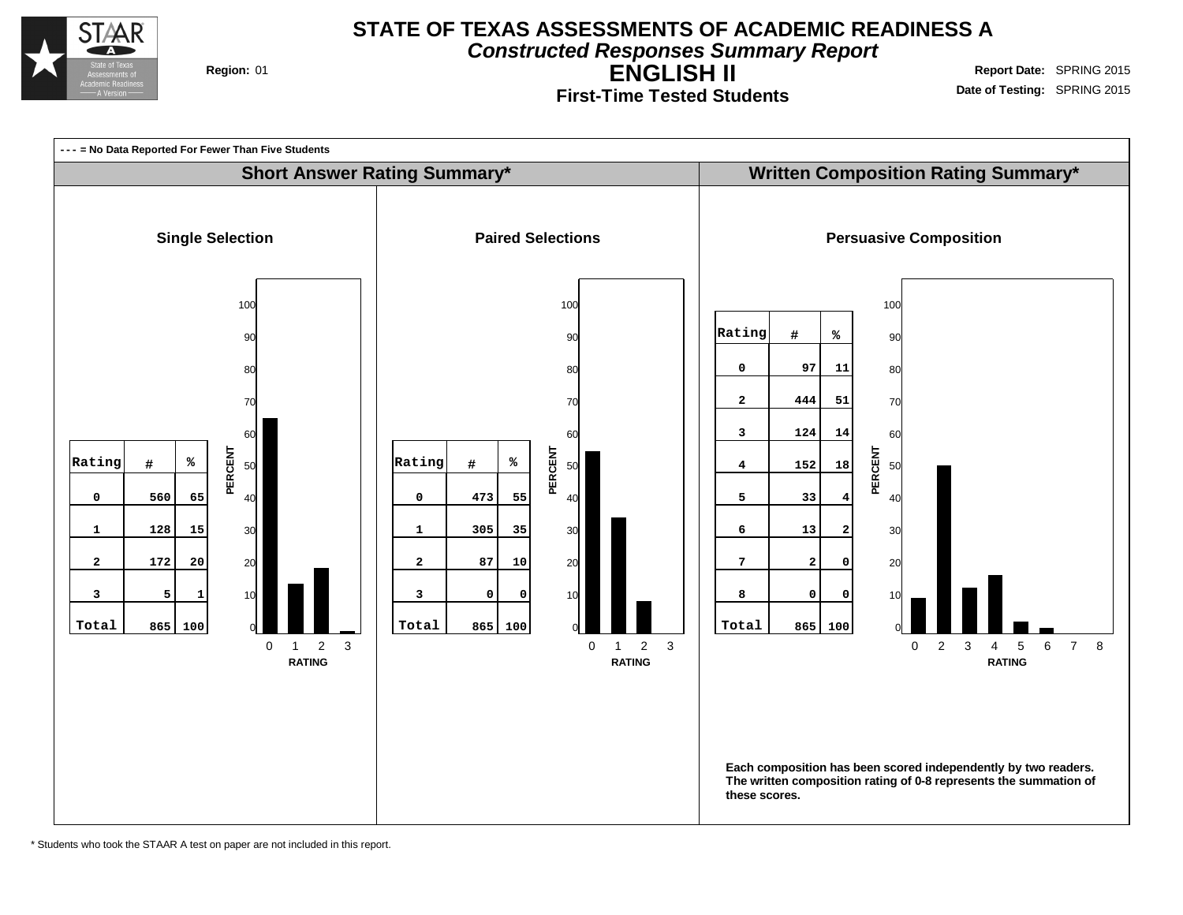# STATE OF TEXAS ASSESSMENTS OF ACADEMIC READINESS A

## *Constructed Responses Summary Report*

## ENGLISH II

### First-Time Tested Students

**Region:** 01

**Report Date:** SPRING 2015

**Date of Testing:** SPRING 2015

**- - - = No Data Reported For Fewer Than Five Students**

## Short Answer Rating Summary*

### Single Selection

| Rating | # | % |
|---|---|---|
| 0 | 560 | 65 |
| 1 | 128 | 15 |
| 2 | 172 | 20 |
| 3 | 5 | 1 |
| Total | 865 | 100 |

### Paired Selections

| Rating | # | % |
|---|---|---|
| 0 | 473 | 55 |
| 1 | 305 | 35 |
| 2 | 87 | 10 |
| 3 | 0 | 0 |
| Total | 865 | 100 |

## Written Composition Rating Summary*

### Persuasive Composition

| Rating | # | % |
|---|---|---|
| 0 | 97 | 11 |
| 2 | 444 | 51 |
| 3 | 124 | 14 |
| 4 | 152 | 18 |
| 5 | 33 | 4 |
| 6 | 13 | 2 |
| 7 | 2 | 0 |
| 8 | 0 | 0 |
| Total | 865 | 100 |

**Each composition has been scored independently by two readers. The written composition rating of 0-8 represents the summation of these scores.**

\* Students who took the STAAR A test on paper are not included in this report.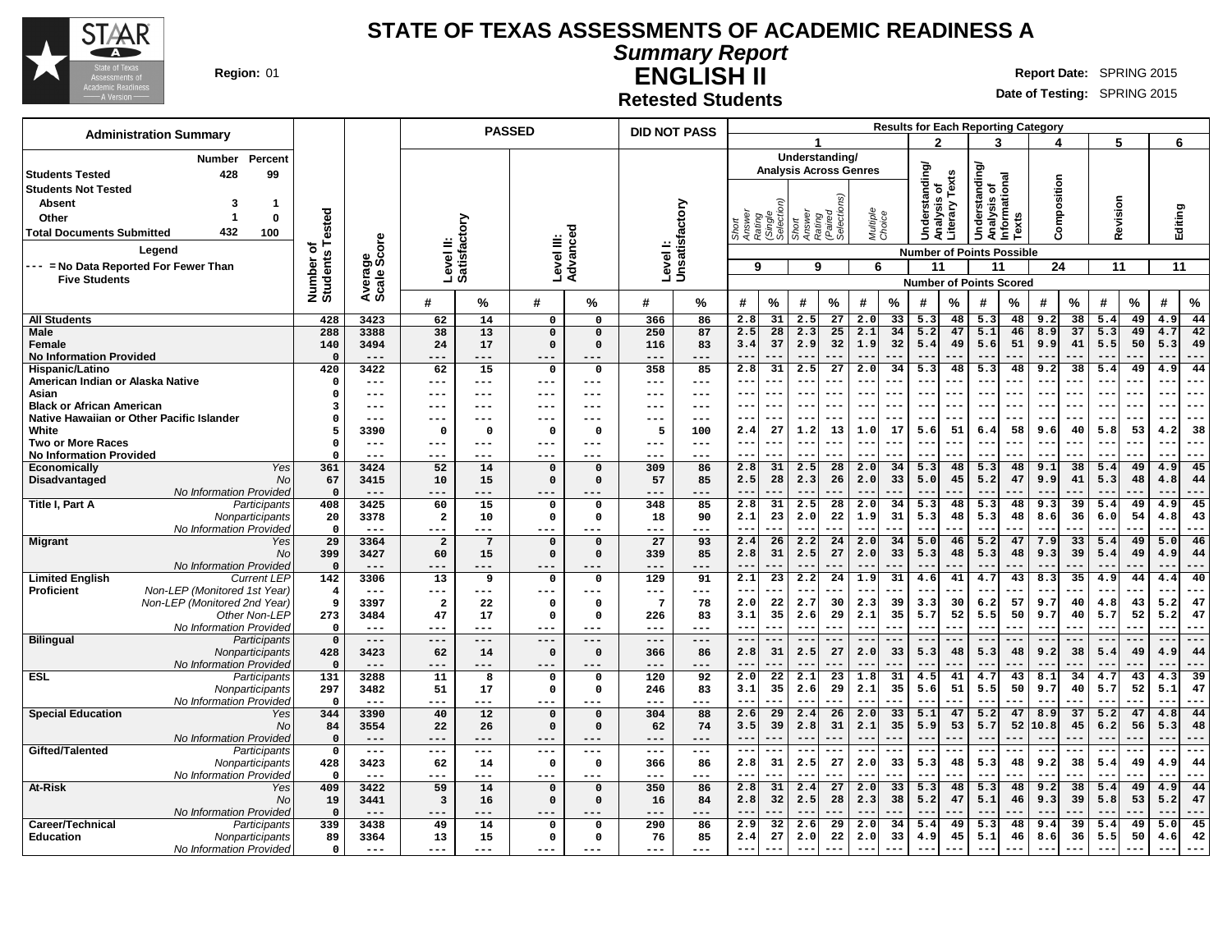# STATE OF TEXAS ASSESSMENTS OF ACADEMIC READINESS A

## *Summary Report*

## ENGLISH II

### Retested Students

**Region:** 01

**Report Date:** SPRING 2015

**Date of Testing:** SPRING 2015

**Administration Summary**

| | Number | Percent |
|---|---|---|
| **Students Tested** | 428 | 99 |
| **Students Not Tested** | | |
| Absent | 3 | 1 |
| Other | 1 | 0 |
| **Total Documents Submitted** | 432 | 100 |

**Legend**

--- = No Data Reported For Fewer Than Five Students

Results for Each Reporting Category: 1 = Understanding/Analysis Across Genres (Short Answer Rating (Single Selection), 9 points possible; Short Answer Rating (Paired Selections), 9 points possible; Multiple Choice, 6 points possible); 2 = Understanding/Analysis of Literary Texts (11 points possible); 3 = Understanding/Analysis of Informational Texts (11 points possible); 4 = Composition (24 points possible); 5 = Revision (11 points possible); 6 = Editing (11 points possible). Results show Number of Points Scored.

| Group | | Number of Students Tested | Average Scale Score | Level II: Satisfactory # | Level II: Satisfactory % | Level III: Advanced # | Level III: Advanced % | Level I: Unsatisfactory # | Level I: Unsatisfactory % | 1 SA Single # | 1 SA Single % | 1 SA Paired # | 1 SA Paired % | 1 MC # | 1 MC % | 2 # | 2 % | 3 # | 3 % | 4 # | 4 % | 5 # | 5 % | 6 # | 6 % |
|---|---|---|---|---|---|---|---|---|---|---|---|---|---|---|---|---|---|---|---|---|---|---|---|---|---|
| **All Students** | | 428 | 3423 | 62 | 14 | 0 | 0 | 366 | 86 | 2.8 | 31 | 2.5 | 27 | 2.0 | 33 | 5.3 | 48 | 5.3 | 48 | 9.2 | 38 | 5.4 | 49 | 4.9 | 44 |
| **Male** | | 288 | 3388 | 38 | 13 | 0 | 0 | 250 | 87 | 2.5 | 28 | 2.3 | 25 | 2.1 | 34 | 5.2 | 47 | 5.1 | 46 | 8.9 | 37 | 5.3 | 49 | 4.7 | 42 |
| **Female** | | 140 | 3494 | 24 | 17 | 0 | 0 | 116 | 83 | 3.4 | 37 | 2.9 | 32 | 1.9 | 32 | 5.4 | 49 | 5.6 | 51 | 9.9 | 41 | 5.5 | 50 | 5.3 | 49 |
| **No Information Provided** | | 0 | --- | --- | --- | --- | --- | --- | --- | --- | --- | --- | --- | --- | --- | --- | --- | --- | --- | --- | --- | --- | --- | --- | --- |
| **Hispanic/Latino** | | 420 | 3422 | 62 | 15 | 0 | 0 | 358 | 85 | 2.8 | 31 | 2.5 | 27 | 2.0 | 34 | 5.3 | 48 | 5.3 | 48 | 9.2 | 38 | 5.4 | 49 | 4.9 | 44 |
| **American Indian or Alaska Native** | | 0 | --- | --- | --- | --- | --- | --- | --- | --- | --- | --- | --- | --- | --- | --- | --- | --- | --- | --- | --- | --- | --- | --- | --- |
| **Asian** | | 0 | --- | --- | --- | --- | --- | --- | --- | --- | --- | --- | --- | --- | --- | --- | --- | --- | --- | --- | --- | --- | --- | --- | --- |
| **Black or African American** | | 3 | --- | --- | --- | --- | --- | --- | --- | --- | --- | --- | --- | --- | --- | --- | --- | --- | --- | --- | --- | --- | --- | --- | --- |
| **Native Hawaiian or Other Pacific Islander** | | 0 | --- | --- | --- | --- | --- | --- | --- | --- | --- | --- | --- | --- | --- | --- | --- | --- | --- | --- | --- | --- | --- | --- | --- |
| **White** | | 5 | 3390 | 0 | 0 | 0 | 0 | 5 | 100 | 2.4 | 27 | 1.2 | 13 | 1.0 | 17 | 5.6 | 51 | 6.4 | 58 | 9.6 | 40 | 5.8 | 53 | 4.2 | 38 |
| **Two or More Races** | | 0 | --- | --- | --- | --- | --- | --- | --- | --- | --- | --- | --- | --- | --- | --- | --- | --- | --- | --- | --- | --- | --- | --- | --- |
| **No Information Provided** | | 0 | --- | --- | --- | --- | --- | --- | --- | --- | --- | --- | --- | --- | --- | --- | --- | --- | --- | --- | --- | --- | --- | --- | --- |
| **Economically Disadvantaged** | *Yes* | 361 | 3424 | 52 | 14 | 0 | 0 | 309 | 86 | 2.8 | 31 | 2.5 | 28 | 2.0 | 34 | 5.3 | 48 | 5.3 | 48 | 9.1 | 38 | 5.4 | 49 | 4.9 | 45 |
| | *No* | 67 | 3415 | 10 | 15 | 0 | 0 | 57 | 85 | 2.5 | 28 | 2.3 | 26 | 2.0 | 33 | 5.0 | 45 | 5.2 | 47 | 9.9 | 41 | 5.3 | 48 | 4.8 | 44 |
| | *No Information Provided* | 0 | --- | --- | --- | --- | --- | --- | --- | --- | --- | --- | --- | --- | --- | --- | --- | --- | --- | --- | --- | --- | --- | --- | --- |
| **Title I, Part A** | *Participants* | 408 | 3425 | 60 | 15 | 0 | 0 | 348 | 85 | 2.8 | 31 | 2.5 | 28 | 2.0 | 34 | 5.3 | 48 | 5.3 | 48 | 9.3 | 39 | 5.4 | 49 | 4.9 | 45 |
| | *Nonparticipants* | 20 | 3378 | 2 | 10 | 0 | 0 | 18 | 90 | 2.1 | 23 | 2.0 | 22 | 1.9 | 31 | 5.3 | 48 | 5.3 | 48 | 8.6 | 36 | 6.0 | 54 | 4.8 | 43 |
| | *No Information Provided* | 0 | --- | --- | --- | --- | --- | --- | --- | --- | --- | --- | --- | --- | --- | --- | --- | --- | --- | --- | --- | --- | --- | --- | --- |
| **Migrant** | *Yes* | 29 | 3364 | 2 | 7 | 0 | 0 | 27 | 93 | 2.4 | 26 | 2.2 | 24 | 2.0 | 34 | 5.0 | 46 | 5.2 | 47 | 7.9 | 33 | 5.4 | 49 | 5.0 | 46 |
| | *No* | 399 | 3427 | 60 | 15 | 0 | 0 | 339 | 85 | 2.8 | 31 | 2.5 | 27 | 2.0 | 33 | 5.3 | 48 | 5.3 | 48 | 9.3 | 39 | 5.4 | 49 | 4.9 | 44 |
| | *No Information Provided* | 0 | --- | --- | --- | --- | --- | --- | --- | --- | --- | --- | --- | --- | --- | --- | --- | --- | --- | --- | --- | --- | --- | --- | --- |
| **Limited English Proficient** | *Current LEP* | 142 | 3306 | 13 | 9 | 0 | 0 | 129 | 91 | 2.1 | 23 | 2.2 | 24 | 1.9 | 31 | 4.6 | 41 | 4.7 | 43 | 8.3 | 35 | 4.9 | 44 | 4.4 | 40 |
| | *Non-LEP (Monitored 1st Year)* | 4 | --- | --- | --- | --- | --- | --- | --- | --- | --- | --- | --- | --- | --- | --- | --- | --- | --- | --- | --- | --- | --- | --- | --- |
| | *Non-LEP (Monitored 2nd Year)* | 9 | 3397 | 2 | 22 | 0 | 0 | 7 | 78 | 2.0 | 22 | 2.7 | 30 | 2.3 | 39 | 3.3 | 30 | 6.2 | 57 | 9.7 | 40 | 4.8 | 43 | 5.2 | 47 |
| | *Other Non-LEP* | 273 | 3484 | 47 | 17 | 0 | 0 | 226 | 83 | 3.1 | 35 | 2.6 | 29 | 2.1 | 35 | 5.7 | 52 | 5.5 | 50 | 9.7 | 40 | 5.7 | 52 | 5.2 | 47 |
| | *No Information Provided* | 0 | --- | --- | --- | --- | --- | --- | --- | --- | --- | --- | --- | --- | --- | --- | --- | --- | --- | --- | --- | --- | --- | --- | --- |
| **Bilingual** | *Participants* | 0 | --- | --- | --- | --- | --- | --- | --- | --- | --- | --- | --- | --- | --- | --- | --- | --- | --- | --- | --- | --- | --- | --- | --- |
| | *Nonparticipants* | 428 | 3423 | 62 | 14 | 0 | 0 | 366 | 86 | 2.8 | 31 | 2.5 | 27 | 2.0 | 33 | 5.3 | 48 | 5.3 | 48 | 9.2 | 38 | 5.4 | 49 | 4.9 | 44 |
| | *No Information Provided* | 0 | --- | --- | --- | --- | --- | --- | --- | --- | --- | --- | --- | --- | --- | --- | --- | --- | --- | --- | --- | --- | --- | --- | --- |
| **ESL** | *Participants* | 131 | 3288 | 11 | 8 | 0 | 0 | 120 | 92 | 2.0 | 22 | 2.1 | 23 | 1.8 | 31 | 4.5 | 41 | 4.7 | 43 | 8.1 | 34 | 4.7 | 43 | 4.3 | 39 |
| | *Nonparticipants* | 297 | 3482 | 51 | 17 | 0 | 0 | 246 | 83 | 3.1 | 35 | 2.6 | 29 | 2.1 | 35 | 5.6 | 51 | 5.5 | 50 | 9.7 | 40 | 5.7 | 52 | 5.1 | 47 |
| | *No Information Provided* | 0 | --- | --- | --- | --- | --- | --- | --- | --- | --- | --- | --- | --- | --- | --- | --- | --- | --- | --- | --- | --- | --- | --- | --- |
| **Special Education** | *Yes* | 344 | 3390 | 40 | 12 | 0 | 0 | 304 | 88 | 2.6 | 29 | 2.4 | 26 | 2.0 | 33 | 5.1 | 47 | 5.2 | 47 | 8.9 | 37 | 5.2 | 47 | 4.8 | 44 |
| | *No* | 84 | 3554 | 22 | 26 | 0 | 0 | 62 | 74 | 3.5 | 39 | 2.8 | 31 | 2.1 | 35 | 5.9 | 53 | 5.7 | 52 | 10.8 | 45 | 6.2 | 56 | 5.3 | 48 |
| | *No Information Provided* | 0 | --- | --- | --- | --- | --- | --- | --- | --- | --- | --- | --- | --- | --- | --- | --- | --- | --- | --- | --- | --- | --- | --- | --- |
| **Gifted/Talented** | *Participants* | 0 | --- | --- | --- | --- | --- | --- | --- | --- | --- | --- | --- | --- | --- | --- | --- | --- | --- | --- | --- | --- | --- | --- | --- |
| | *Nonparticipants* | 428 | 3423 | 62 | 14 | 0 | 0 | 366 | 86 | 2.8 | 31 | 2.5 | 27 | 2.0 | 33 | 5.3 | 48 | 5.3 | 48 | 9.2 | 38 | 5.4 | 49 | 4.9 | 44 |
| | *No Information Provided* | 0 | --- | --- | --- | --- | --- | --- | --- | --- | --- | --- | --- | --- | --- | --- | --- | --- | --- | --- | --- | --- | --- | --- | --- |
| **At-Risk** | *Yes* | 409 | 3422 | 59 | 14 | 0 | 0 | 350 | 86 | 2.8 | 31 | 2.4 | 27 | 2.0 | 33 | 5.3 | 48 | 5.3 | 48 | 9.2 | 38 | 5.4 | 49 | 4.9 | 44 |
| | *No* | 19 | 3441 | 3 | 16 | 0 | 0 | 16 | 84 | 2.8 | 32 | 2.5 | 28 | 2.3 | 38 | 5.2 | 47 | 5.1 | 46 | 9.3 | 39 | 5.8 | 53 | 5.2 | 47 |
| | *No Information Provided* | 0 | --- | --- | --- | --- | --- | --- | --- | --- | --- | --- | --- | --- | --- | --- | --- | --- | --- | --- | --- | --- | --- | --- | --- |
| **Career/Technical Education** | *Participants* | 339 | 3438 | 49 | 14 | 0 | 0 | 290 | 86 | 2.9 | 32 | 2.6 | 29 | 2.0 | 34 | 5.4 | 49 | 5.3 | 48 | 9.4 | 39 | 5.4 | 49 | 5.0 | 45 |
| | *Nonparticipants* | 89 | 3364 | 13 | 15 | 0 | 0 | 76 | 85 | 2.4 | 27 | 2.0 | 22 | 2.0 | 33 | 4.9 | 45 | 5.1 | 46 | 8.6 | 36 | 5.5 | 50 | 4.6 | 42 |
| | *No Information Provided* | 0 | --- | --- | --- | --- | --- | --- | --- | --- | --- | --- | --- | --- | --- | --- | --- | --- | --- | --- | --- | --- | --- | --- | --- |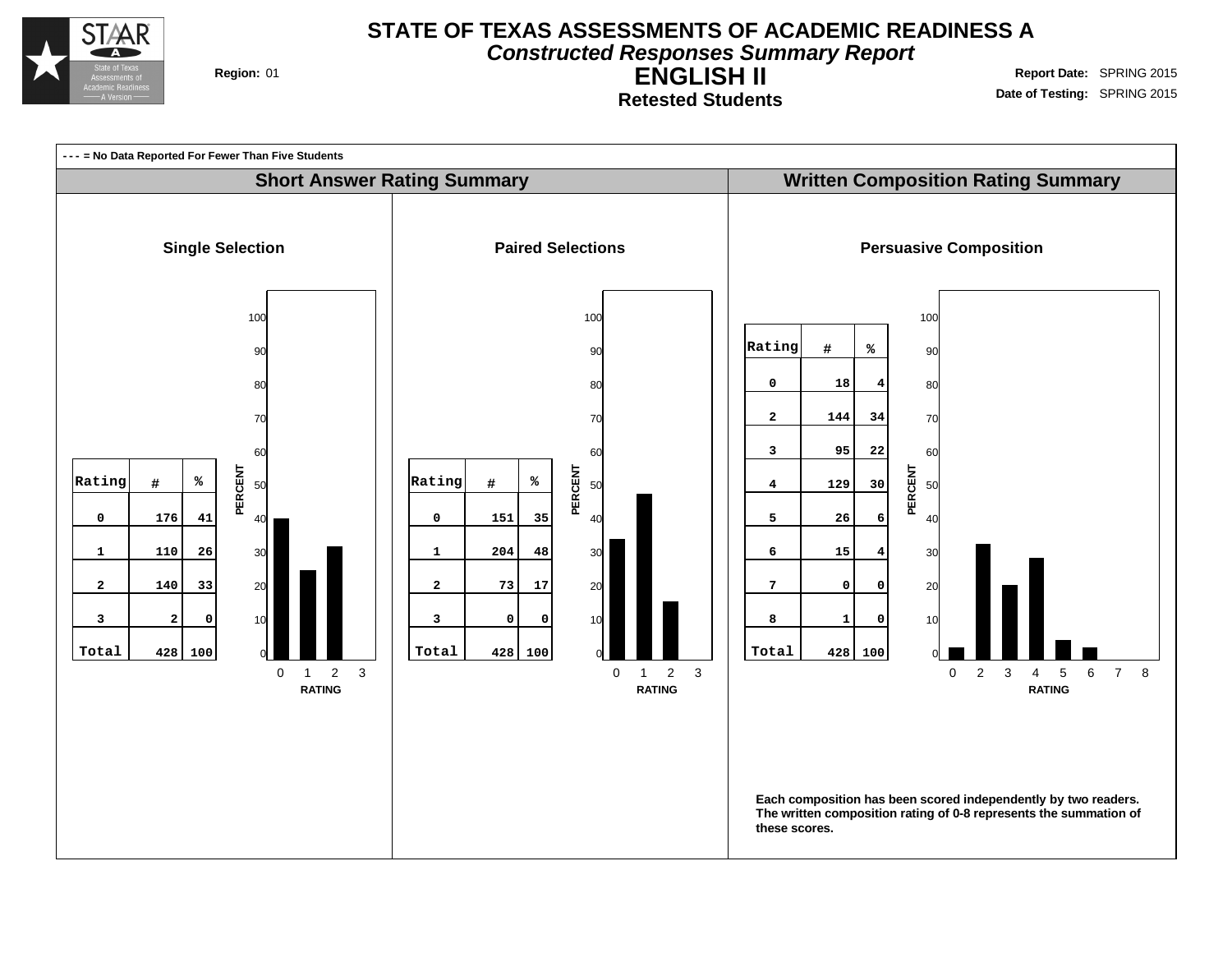# STATE OF TEXAS ASSESSMENTS OF ACADEMIC READINESS A

## *Constructed Responses Summary Report*

## ENGLISH II

### Retested Students

**Region:** 01

**Report Date:** SPRING 2015

**Date of Testing:** SPRING 2015

**- - - = No Data Reported For Fewer Than Five Students**

## Short Answer Rating Summary

### Single Selection

| Rating | # | % |
|---|---|---|
| 0 | 176 | 41 |
| 1 | 110 | 26 |
| 2 | 140 | 33 |
| 3 | 2 | 0 |
| Total | 428 | 100 |

### Paired Selections

| Rating | # | % |
|---|---|---|
| 0 | 151 | 35 |
| 1 | 204 | 48 |
| 2 | 73 | 17 |
| 3 | 0 | 0 |
| Total | 428 | 100 |

## Written Composition Rating Summary

### Persuasive Composition

| Rating | # | % |
|---|---|---|
| 0 | 18 | 4 |
| 2 | 144 | 34 |
| 3 | 95 | 22 |
| 4 | 129 | 30 |
| 5 | 26 | 6 |
| 6 | 15 | 4 |
| 7 | 0 | 0 |
| 8 | 1 | 0 |
| Total | 428 | 100 |

**Each composition has been scored independently by two readers. The written composition rating of 0-8 represents the summation of these scores.**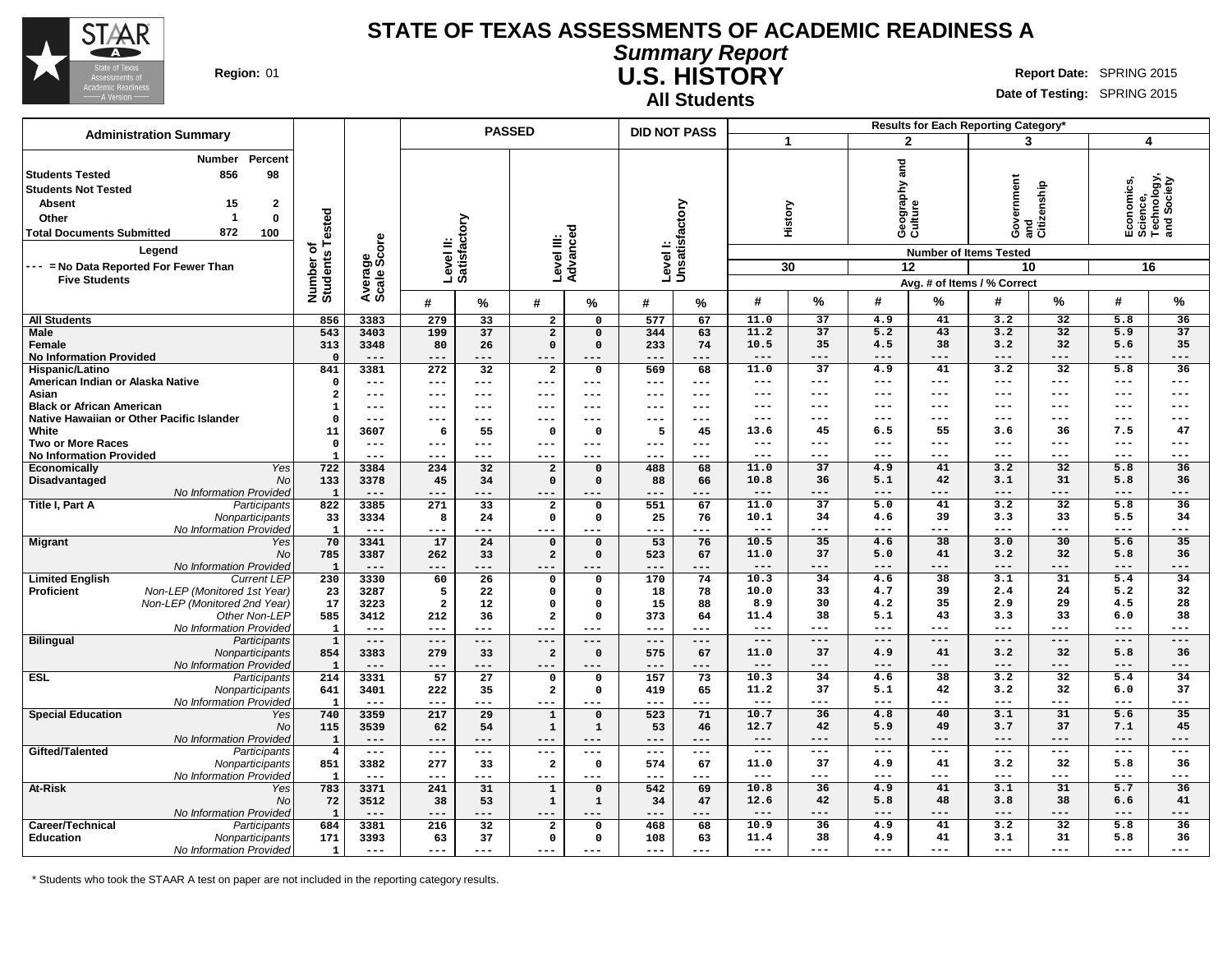# STATE OF TEXAS ASSESSMENTS OF ACADEMIC READINESS A

## *Summary Report*

## U.S. HISTORY

### All Students

**Region:** 01

**Report Date:** SPRING 2015
**Date of Testing:** SPRING 2015

| Administration Summary | Number | Percent |
|---|---|---|
| Students Tested | 856 | 98 |
| Students Not Tested | | |
| Absent | 15 | 2 |
| Other | 1 | 0 |
| Total Documents Submitted | 872 | 100 |

**Legend**
--- = No Data Reported For Fewer Than Five Students

| | | Number of Students Tested | Average Scale Score | PASSED Level II: Satisfactory # | PASSED Level II: Satisfactory % | PASSED Level III: Advanced # | PASSED Level III: Advanced % | DID NOT PASS Level I: Unsatisfactory # | DID NOT PASS Level I: Unsatisfactory % | 1 History (30 items) # | 1 History % | 2 Geography and Culture (12 items) # | 2 Geography and Culture % | 3 Government and Citizenship (10 items) # | 3 Government and Citizenship % | 4 Economics, Science, Technology, and Society (16 items) # | 4 Economics, Science, Technology, and Society % |
|---|---|---|---|---|---|---|---|---|---|---|---|---|---|---|---|---|---|
| All Students | | 856 | 3383 | 279 | 33 | 2 | 0 | 577 | 67 | 11.0 | 37 | 4.9 | 41 | 3.2 | 32 | 5.8 | 36 |
| Male | | 543 | 3403 | 199 | 37 | 2 | 0 | 344 | 63 | 11.2 | 37 | 5.2 | 43 | 3.2 | 32 | 5.9 | 37 |
| Female | | 313 | 3348 | 80 | 26 | 0 | 0 | 233 | 74 | 10.5 | 35 | 4.5 | 38 | 3.2 | 32 | 5.6 | 35 |
| No Information Provided | | 0 | --- | --- | --- | --- | --- | --- | --- | --- | --- | --- | --- | --- | --- | --- | --- |
| Hispanic/Latino | | 841 | 3381 | 272 | 32 | 2 | 0 | 569 | 68 | 11.0 | 37 | 4.9 | 41 | 3.2 | 32 | 5.8 | 36 |
| American Indian or Alaska Native | | 0 | --- | --- | --- | --- | --- | --- | --- | --- | --- | --- | --- | --- | --- | --- | --- |
| Asian | | 2 | --- | --- | --- | --- | --- | --- | --- | --- | --- | --- | --- | --- | --- | --- | --- |
| Black or African American | | 1 | --- | --- | --- | --- | --- | --- | --- | --- | --- | --- | --- | --- | --- | --- | --- |
| Native Hawaiian or Other Pacific Islander | | 0 | --- | --- | --- | --- | --- | --- | --- | --- | --- | --- | --- | --- | --- | --- | --- |
| White | | 11 | 3607 | 6 | 55 | 0 | 0 | 5 | 45 | 13.6 | 45 | 6.5 | 55 | 3.6 | 36 | 7.5 | 47 |
| Two or More Races | | 0 | --- | --- | --- | --- | --- | --- | --- | --- | --- | --- | --- | --- | --- | --- | --- |
| No Information Provided | | 1 | --- | --- | --- | --- | --- | --- | --- | --- | --- | --- | --- | --- | --- | --- | --- |
| Economically Disadvantaged | *Yes* | 722 | 3384 | 234 | 32 | 2 | 0 | 488 | 68 | 11.0 | 37 | 4.9 | 41 | 3.2 | 32 | 5.8 | 36 |
| | *No* | 133 | 3378 | 45 | 34 | 0 | 0 | 88 | 66 | 10.8 | 36 | 5.1 | 42 | 3.1 | 31 | 5.8 | 36 |
| | *No Information Provided* | 1 | --- | --- | --- | --- | --- | --- | --- | --- | --- | --- | --- | --- | --- | --- | --- |
| Title I, Part A | *Participants* | 822 | 3385 | 271 | 33 | 2 | 0 | 551 | 67 | 11.0 | 37 | 5.0 | 41 | 3.2 | 32 | 5.8 | 36 |
| | *Nonparticipants* | 33 | 3334 | 8 | 24 | 0 | 0 | 25 | 76 | 10.1 | 34 | 4.6 | 39 | 3.3 | 33 | 5.5 | 34 |
| | *No Information Provided* | 1 | --- | --- | --- | --- | --- | --- | --- | --- | --- | --- | --- | --- | --- | --- | --- |
| Migrant | *Yes* | 70 | 3341 | 17 | 24 | 0 | 0 | 53 | 76 | 10.5 | 35 | 4.6 | 38 | 3.0 | 30 | 5.6 | 35 |
| | *No* | 785 | 3387 | 262 | 33 | 2 | 0 | 523 | 67 | 11.0 | 37 | 5.0 | 41 | 3.2 | 32 | 5.8 | 36 |
| | *No Information Provided* | 1 | --- | --- | --- | --- | --- | --- | --- | --- | --- | --- | --- | --- | --- | --- | --- |
| Limited English Proficient | *Current LEP* | 230 | 3330 | 60 | 26 | 0 | 0 | 170 | 74 | 10.3 | 34 | 4.6 | 38 | 3.1 | 31 | 5.4 | 34 |
| | *Non-LEP (Monitored 1st Year)* | 23 | 3287 | 5 | 22 | 0 | 0 | 18 | 78 | 10.0 | 33 | 4.7 | 39 | 2.4 | 24 | 5.2 | 32 |
| | *Non-LEP (Monitored 2nd Year)* | 17 | 3223 | 2 | 12 | 0 | 0 | 15 | 88 | 8.9 | 30 | 4.2 | 35 | 2.9 | 29 | 4.5 | 28 |
| | *Other Non-LEP* | 585 | 3412 | 212 | 36 | 2 | 0 | 373 | 64 | 11.4 | 38 | 5.1 | 43 | 3.3 | 33 | 6.0 | 38 |
| | *No Information Provided* | 1 | --- | --- | --- | --- | --- | --- | --- | --- | --- | --- | --- | --- | --- | --- | --- |
| Bilingual | *Participants* | 1 | --- | --- | --- | --- | --- | --- | --- | --- | --- | --- | --- | --- | --- | --- | --- |
| | *Nonparticipants* | 854 | 3383 | 279 | 33 | 2 | 0 | 575 | 67 | 11.0 | 37 | 4.9 | 41 | 3.2 | 32 | 5.8 | 36 |
| | *No Information Provided* | 1 | --- | --- | --- | --- | --- | --- | --- | --- | --- | --- | --- | --- | --- | --- | --- |
| ESL | *Participants* | 214 | 3331 | 57 | 27 | 0 | 0 | 157 | 73 | 10.3 | 34 | 4.6 | 38 | 3.2 | 32 | 5.4 | 34 |
| | *Nonparticipants* | 641 | 3401 | 222 | 35 | 2 | 0 | 419 | 65 | 11.2 | 37 | 5.1 | 42 | 3.2 | 32 | 6.0 | 37 |
| | *No Information Provided* | 1 | --- | --- | --- | --- | --- | --- | --- | --- | --- | --- | --- | --- | --- | --- | --- |
| Special Education | *Yes* | 740 | 3359 | 217 | 29 | 1 | 0 | 523 | 71 | 10.7 | 36 | 4.8 | 40 | 3.1 | 31 | 5.6 | 35 |
| | *No* | 115 | 3539 | 62 | 54 | 1 | 1 | 53 | 46 | 12.7 | 42 | 5.9 | 49 | 3.7 | 37 | 7.1 | 45 |
| | *No Information Provided* | 1 | --- | --- | --- | --- | --- | --- | --- | --- | --- | --- | --- | --- | --- | --- | --- |
| Gifted/Talented | *Participants* | 4 | --- | --- | --- | --- | --- | --- | --- | --- | --- | --- | --- | --- | --- | --- | --- |
| | *Nonparticipants* | 851 | 3382 | 277 | 33 | 2 | 0 | 574 | 67 | 11.0 | 37 | 4.9 | 41 | 3.2 | 32 | 5.8 | 36 |
| | *No Information Provided* | 1 | --- | --- | --- | --- | --- | --- | --- | --- | --- | --- | --- | --- | --- | --- | --- |
| At-Risk | *Yes* | 783 | 3371 | 241 | 31 | 1 | 0 | 542 | 69 | 10.8 | 36 | 4.9 | 41 | 3.1 | 31 | 5.7 | 36 |
| | *No* | 72 | 3512 | 38 | 53 | 1 | 1 | 34 | 47 | 12.6 | 42 | 5.8 | 48 | 3.8 | 38 | 6.6 | 41 |
| | *No Information Provided* | 1 | --- | --- | --- | --- | --- | --- | --- | --- | --- | --- | --- | --- | --- | --- | --- |
| Career/Technical Education | *Participants* | 684 | 3381 | 216 | 32 | 2 | 0 | 468 | 68 | 10.9 | 36 | 4.9 | 41 | 3.2 | 32 | 5.8 | 36 |
| | *Nonparticipants* | 171 | 3393 | 63 | 37 | 0 | 0 | 108 | 63 | 11.4 | 38 | 4.9 | 41 | 3.1 | 31 | 5.8 | 36 |
| | *No Information Provided* | 1 | --- | --- | --- | --- | --- | --- | --- | --- | --- | --- | --- | --- | --- | --- | --- |

Results for Each Reporting Category*: Number of Items Tested; Avg. # of Items / % Correct

\* Students who took the STAAR A test on paper are not included in the reporting category results.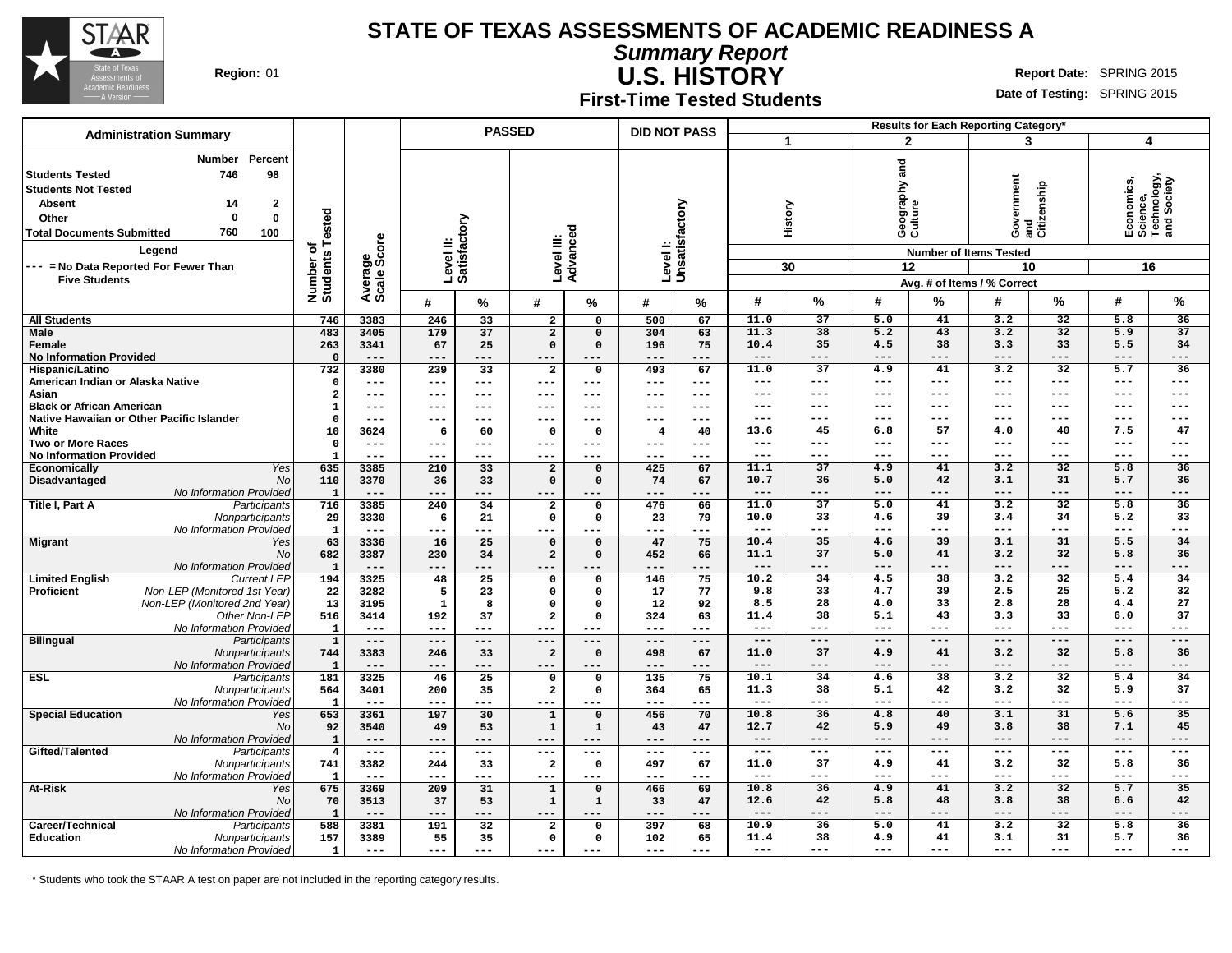# STATE OF TEXAS ASSESSMENTS OF ACADEMIC READINESS A

## *Summary Report*

## U.S. HISTORY

### First-Time Tested Students

**Region:** 01

**Report Date:** SPRING 2015

**Date of Testing:** SPRING 2015

**Administration Summary**

| | Number | Percent |
|---|---|---|
| Students Tested | 746 | 98 |
| Students Not Tested | | |
| Absent | 14 | 2 |
| Other | 0 | 0 |
| Total Documents Submitted | 760 | 100 |

**Legend**

--- = No Data Reported For Fewer Than Five Students

| Group | | Number of Students Tested | Average Scale Score | PASSED Level II: Satisfactory # | PASSED Level II: Satisfactory % | PASSED Level III: Advanced # | PASSED Level III: Advanced % | DID NOT PASS Level I: Unsatisfactory # | DID NOT PASS Level I: Unsatisfactory % | 1 History (30 items) # | 1 History % | 2 Geography and Culture (12 items) # | 2 Geography and Culture % | 3 Government and Citizenship (10 items) # | 3 Government and Citizenship % | 4 Economics, Science, Technology, and Society (16 items) # | 4 Economics, Science, Technology, and Society % |
|---|---|---|---|---|---|---|---|---|---|---|---|---|---|---|---|---|---|
| All Students | | 746 | 3383 | 246 | 33 | 2 | 0 | 500 | 67 | 11.0 | 37 | 5.0 | 41 | 3.2 | 32 | 5.8 | 36 |
| Male | | 483 | 3405 | 179 | 37 | 2 | 0 | 304 | 63 | 11.3 | 38 | 5.2 | 43 | 3.2 | 32 | 5.9 | 37 |
| Female | | 263 | 3341 | 67 | 25 | 0 | 0 | 196 | 75 | 10.4 | 35 | 4.5 | 38 | 3.3 | 33 | 5.5 | 34 |
| No Information Provided | | 0 | --- | --- | --- | --- | --- | --- | --- | --- | --- | --- | --- | --- | --- | --- | --- |
| Hispanic/Latino | | 732 | 3380 | 239 | 33 | 2 | 0 | 493 | 67 | 11.0 | 37 | 4.9 | 41 | 3.2 | 32 | 5.7 | 36 |
| American Indian or Alaska Native | | 0 | --- | --- | --- | --- | --- | --- | --- | --- | --- | --- | --- | --- | --- | --- | --- |
| Asian | | 2 | --- | --- | --- | --- | --- | --- | --- | --- | --- | --- | --- | --- | --- | --- | --- |
| Black or African American | | 1 | --- | --- | --- | --- | --- | --- | --- | --- | --- | --- | --- | --- | --- | --- | --- |
| Native Hawaiian or Other Pacific Islander | | 0 | --- | --- | --- | --- | --- | --- | --- | --- | --- | --- | --- | --- | --- | --- | --- |
| White | | 10 | 3624 | 6 | 60 | 0 | 0 | 4 | 40 | 13.6 | 45 | 6.8 | 57 | 4.0 | 40 | 7.5 | 47 |
| Two or More Races | | 0 | --- | --- | --- | --- | --- | --- | --- | --- | --- | --- | --- | --- | --- | --- | --- |
| No Information Provided | | 1 | --- | --- | --- | --- | --- | --- | --- | --- | --- | --- | --- | --- | --- | --- | --- |
| Economically Disadvantaged | *Yes* | 635 | 3385 | 210 | 33 | 2 | 0 | 425 | 67 | 11.1 | 37 | 4.9 | 41 | 3.2 | 32 | 5.8 | 36 |
| | *No* | 110 | 3370 | 36 | 33 | 0 | 0 | 74 | 67 | 10.7 | 36 | 5.0 | 42 | 3.1 | 31 | 5.7 | 36 |
| | *No Information Provided* | 1 | --- | --- | --- | --- | --- | --- | --- | --- | --- | --- | --- | --- | --- | --- | --- |
| Title I, Part A | *Participants* | 716 | 3385 | 240 | 34 | 2 | 0 | 476 | 66 | 11.0 | 37 | 5.0 | 41 | 3.2 | 32 | 5.8 | 36 |
| | *Nonparticipants* | 29 | 3330 | 6 | 21 | 0 | 0 | 23 | 79 | 10.0 | 33 | 4.6 | 39 | 3.4 | 34 | 5.2 | 33 |
| | *No Information Provided* | 1 | --- | --- | --- | --- | --- | --- | --- | --- | --- | --- | --- | --- | --- | --- | --- |
| Migrant | *Yes* | 63 | 3336 | 16 | 25 | 0 | 0 | 47 | 75 | 10.4 | 35 | 4.6 | 39 | 3.1 | 31 | 5.5 | 34 |
| | *No* | 682 | 3387 | 230 | 34 | 2 | 0 | 452 | 66 | 11.1 | 37 | 5.0 | 41 | 3.2 | 32 | 5.8 | 36 |
| | *No Information Provided* | 1 | --- | --- | --- | --- | --- | --- | --- | --- | --- | --- | --- | --- | --- | --- | --- |
| Limited English Proficient | *Current LEP* | 194 | 3325 | 48 | 25 | 0 | 0 | 146 | 75 | 10.2 | 34 | 4.5 | 38 | 3.2 | 32 | 5.4 | 34 |
| | *Non-LEP (Monitored 1st Year)* | 22 | 3282 | 5 | 23 | 0 | 0 | 17 | 77 | 9.8 | 33 | 4.7 | 39 | 2.5 | 25 | 5.2 | 32 |
| | *Non-LEP (Monitored 2nd Year)* | 13 | 3195 | 1 | 8 | 0 | 0 | 12 | 92 | 8.5 | 28 | 4.0 | 33 | 2.8 | 28 | 4.4 | 27 |
| | *Other Non-LEP* | 516 | 3414 | 192 | 37 | 2 | 0 | 324 | 63 | 11.4 | 38 | 5.1 | 43 | 3.3 | 33 | 6.0 | 37 |
| | *No Information Provided* | 1 | --- | --- | --- | --- | --- | --- | --- | --- | --- | --- | --- | --- | --- | --- | --- |
| Bilingual | *Participants* | 1 | --- | --- | --- | --- | --- | --- | --- | --- | --- | --- | --- | --- | --- | --- | --- |
| | *Nonparticipants* | 744 | 3383 | 246 | 33 | 2 | 0 | 498 | 67 | 11.0 | 37 | 4.9 | 41 | 3.2 | 32 | 5.8 | 36 |
| | *No Information Provided* | 1 | --- | --- | --- | --- | --- | --- | --- | --- | --- | --- | --- | --- | --- | --- | --- |
| ESL | *Participants* | 181 | 3325 | 46 | 25 | 0 | 0 | 135 | 75 | 10.1 | 34 | 4.6 | 38 | 3.2 | 32 | 5.4 | 34 |
| | *Nonparticipants* | 564 | 3401 | 200 | 35 | 2 | 0 | 364 | 65 | 11.3 | 38 | 5.1 | 42 | 3.2 | 32 | 5.9 | 37 |
| | *No Information Provided* | 1 | --- | --- | --- | --- | --- | --- | --- | --- | --- | --- | --- | --- | --- | --- | --- |
| Special Education | *Yes* | 653 | 3361 | 197 | 30 | 1 | 0 | 456 | 70 | 10.8 | 36 | 4.8 | 40 | 3.1 | 31 | 5.6 | 35 |
| | *No* | 92 | 3540 | 49 | 53 | 1 | 1 | 43 | 47 | 12.7 | 42 | 5.9 | 49 | 3.8 | 38 | 7.1 | 45 |
| | *No Information Provided* | 1 | --- | --- | --- | --- | --- | --- | --- | --- | --- | --- | --- | --- | --- | --- | --- |
| Gifted/Talented | *Participants* | 4 | --- | --- | --- | --- | --- | --- | --- | --- | --- | --- | --- | --- | --- | --- | --- |
| | *Nonparticipants* | 741 | 3382 | 244 | 33 | 2 | 0 | 497 | 67 | 11.0 | 37 | 4.9 | 41 | 3.2 | 32 | 5.8 | 36 |
| | *No Information Provided* | 1 | --- | --- | --- | --- | --- | --- | --- | --- | --- | --- | --- | --- | --- | --- | --- |
| At-Risk | *Yes* | 675 | 3369 | 209 | 31 | 1 | 0 | 466 | 69 | 10.8 | 36 | 4.9 | 41 | 3.2 | 32 | 5.7 | 35 |
| | *No* | 70 | 3513 | 37 | 53 | 1 | 1 | 33 | 47 | 12.6 | 42 | 5.8 | 48 | 3.8 | 38 | 6.6 | 42 |
| | *No Information Provided* | 1 | --- | --- | --- | --- | --- | --- | --- | --- | --- | --- | --- | --- | --- | --- | --- |
| Career/Technical Education | *Participants* | 588 | 3381 | 191 | 32 | 2 | 0 | 397 | 68 | 10.9 | 36 | 5.0 | 41 | 3.2 | 32 | 5.8 | 36 |
| | *Nonparticipants* | 157 | 3389 | 55 | 35 | 0 | 0 | 102 | 65 | 11.4 | 38 | 4.9 | 41 | 3.1 | 31 | 5.7 | 36 |
| | *No Information Provided* | 1 | --- | --- | --- | --- | --- | --- | --- | --- | --- | --- | --- | --- | --- | --- | --- |

Results for Each Reporting Category* — Number of Items Tested: 1 History (30), 2 Geography and Culture (12), 3 Government and Citizenship (10), 4 Economics, Science, Technology, and Society (16). Avg. # of Items / % Correct.

\* Students who took the STAAR A test on paper are not included in the reporting category results.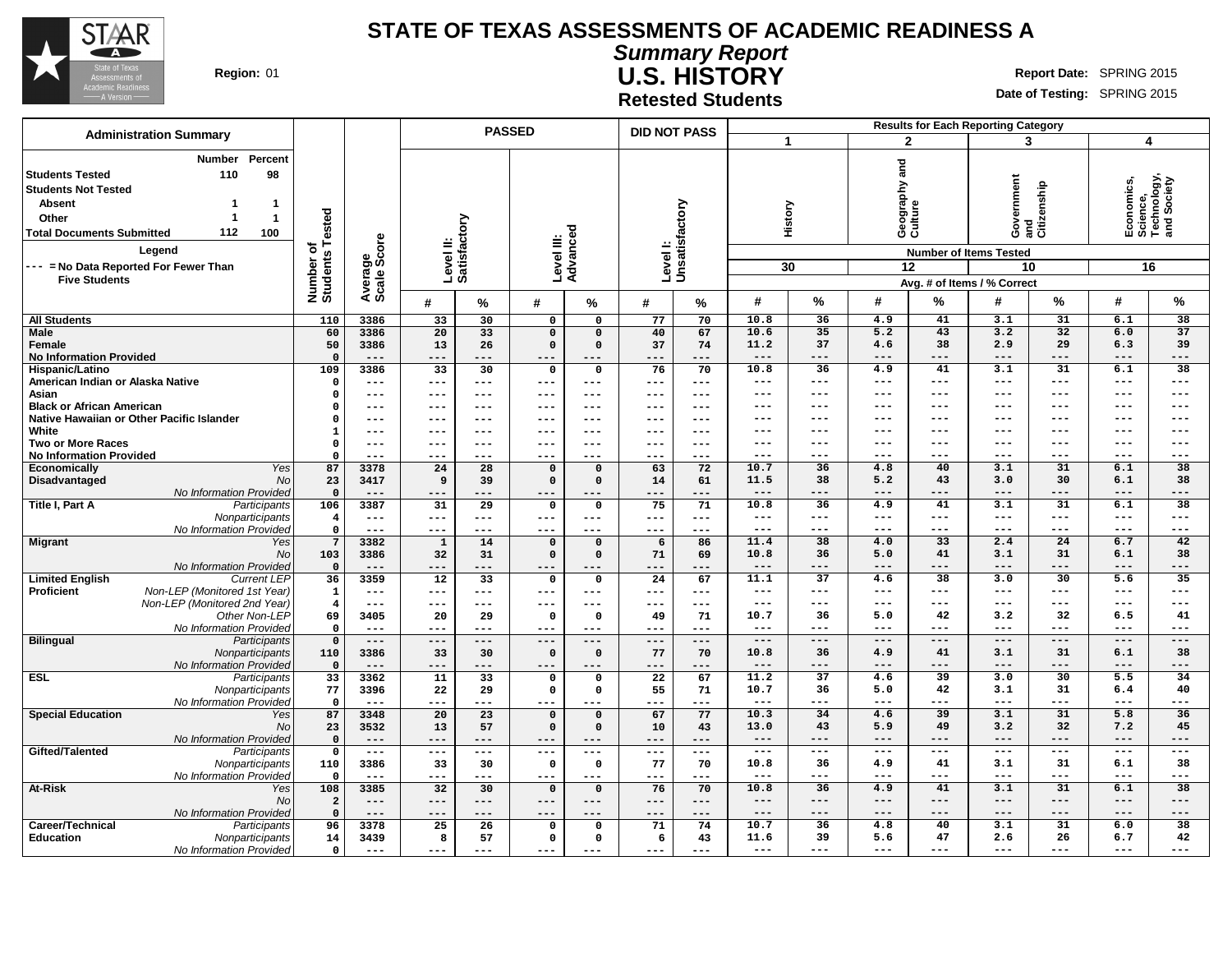# STATE OF TEXAS ASSESSMENTS OF ACADEMIC READINESS A

## *Summary Report*

## U.S. HISTORY

### Retested Students

**Region:** 01

**Report Date:** SPRING 2015

**Date of Testing:** SPRING 2015

| Administration Summary | Number | Percent |
|---|---|---|
| Students Tested | 110 | 98 |
| Students Not Tested | | |
| Absent | 1 | 1 |
| Other | 1 | 1 |
| Total Documents Submitted | 112 | 100 |

**Legend**

--- = No Data Reported For Fewer Than Five Students

| | | Number of Students Tested | Average Scale Score | PASSED Level II: Satisfactory # | PASSED Level II: Satisfactory % | PASSED Level III: Advanced # | PASSED Level III: Advanced % | DID NOT PASS Level I: Unsatisfactory # | DID NOT PASS Level I: Unsatisfactory % | 1 History (30 items) # | 1 History % | 2 Geography and Culture (12 items) # | 2 Geography and Culture % | 3 Government and Citizenship (10 items) # | 3 Government and Citizenship % | 4 Economics, Science, Technology, and Society (16 items) # | 4 Economics, Science, Technology, and Society % |
|---|---|---|---|---|---|---|---|---|---|---|---|---|---|---|---|---|---|
| All Students | | 110 | 3386 | 33 | 30 | 0 | 0 | 77 | 70 | 10.8 | 36 | 4.9 | 41 | 3.1 | 31 | 6.1 | 38 |
| Male | | 60 | 3386 | 20 | 33 | 0 | 0 | 40 | 67 | 10.6 | 35 | 5.2 | 43 | 3.2 | 32 | 6.0 | 37 |
| Female | | 50 | 3386 | 13 | 26 | 0 | 0 | 37 | 74 | 11.2 | 37 | 4.6 | 38 | 2.9 | 29 | 6.3 | 39 |
| No Information Provided | | 0 | --- | --- | --- | --- | --- | --- | --- | --- | --- | --- | --- | --- | --- | --- | --- |
| Hispanic/Latino | | 109 | 3386 | 33 | 30 | 0 | 0 | 76 | 70 | 10.8 | 36 | 4.9 | 41 | 3.1 | 31 | 6.1 | 38 |
| American Indian or Alaska Native | | 0 | --- | --- | --- | --- | --- | --- | --- | --- | --- | --- | --- | --- | --- | --- | --- |
| Asian | | 0 | --- | --- | --- | --- | --- | --- | --- | --- | --- | --- | --- | --- | --- | --- | --- |
| Black or African American | | 0 | --- | --- | --- | --- | --- | --- | --- | --- | --- | --- | --- | --- | --- | --- | --- |
| Native Hawaiian or Other Pacific Islander | | 0 | --- | --- | --- | --- | --- | --- | --- | --- | --- | --- | --- | --- | --- | --- | --- |
| White | | 1 | --- | --- | --- | --- | --- | --- | --- | --- | --- | --- | --- | --- | --- | --- | --- |
| Two or More Races | | 0 | --- | --- | --- | --- | --- | --- | --- | --- | --- | --- | --- | --- | --- | --- | --- |
| No Information Provided | | 0 | --- | --- | --- | --- | --- | --- | --- | --- | --- | --- | --- | --- | --- | --- | --- |
| Economically Disadvantaged | *Yes* | 87 | 3378 | 24 | 28 | 0 | 0 | 63 | 72 | 10.7 | 36 | 4.8 | 40 | 3.1 | 31 | 6.1 | 38 |
| | *No* | 23 | 3417 | 9 | 39 | 0 | 0 | 14 | 61 | 11.5 | 38 | 5.2 | 43 | 3.0 | 30 | 6.1 | 38 |
| | *No Information Provided* | 0 | --- | --- | --- | --- | --- | --- | --- | --- | --- | --- | --- | --- | --- | --- | --- |
| Title I, Part A | *Participants* | 106 | 3387 | 31 | 29 | 0 | 0 | 75 | 71 | 10.8 | 36 | 4.9 | 41 | 3.1 | 31 | 6.1 | 38 |
| | *Nonparticipants* | 4 | --- | --- | --- | --- | --- | --- | --- | --- | --- | --- | --- | --- | --- | --- | --- |
| | *No Information Provided* | 0 | --- | --- | --- | --- | --- | --- | --- | --- | --- | --- | --- | --- | --- | --- | --- |
| Migrant | *Yes* | 7 | 3382 | 1 | 14 | 0 | 0 | 6 | 86 | 11.4 | 38 | 4.0 | 33 | 2.4 | 24 | 6.7 | 42 |
| | *No* | 103 | 3386 | 32 | 31 | 0 | 0 | 71 | 69 | 10.8 | 36 | 5.0 | 41 | 3.1 | 31 | 6.1 | 38 |
| | *No Information Provided* | 0 | --- | --- | --- | --- | --- | --- | --- | --- | --- | --- | --- | --- | --- | --- | --- |
| Limited English Proficient | *Current LEP* | 36 | 3359 | 12 | 33 | 0 | 0 | 24 | 67 | 11.1 | 37 | 4.6 | 38 | 3.0 | 30 | 5.6 | 35 |
| | *Non-LEP (Monitored 1st Year)* | 1 | --- | --- | --- | --- | --- | --- | --- | --- | --- | --- | --- | --- | --- | --- | --- |
| | *Non-LEP (Monitored 2nd Year)* | 4 | --- | --- | --- | --- | --- | --- | --- | --- | --- | --- | --- | --- | --- | --- | --- |
| | *Other Non-LEP* | 69 | 3405 | 20 | 29 | 0 | 0 | 49 | 71 | 10.7 | 36 | 5.0 | 42 | 3.2 | 32 | 6.5 | 41 |
| | *No Information Provided* | 0 | --- | --- | --- | --- | --- | --- | --- | --- | --- | --- | --- | --- | --- | --- | --- |
| Bilingual | *Participants* | 0 | --- | --- | --- | --- | --- | --- | --- | --- | --- | --- | --- | --- | --- | --- | --- |
| | *Nonparticipants* | 110 | 3386 | 33 | 30 | 0 | 0 | 77 | 70 | 10.8 | 36 | 4.9 | 41 | 3.1 | 31 | 6.1 | 38 |
| | *No Information Provided* | 0 | --- | --- | --- | --- | --- | --- | --- | --- | --- | --- | --- | --- | --- | --- | --- |
| ESL | *Participants* | 33 | 3362 | 11 | 33 | 0 | 0 | 22 | 67 | 11.2 | 37 | 4.6 | 39 | 3.0 | 30 | 5.5 | 34 |
| | *Nonparticipants* | 77 | 3396 | 22 | 29 | 0 | 0 | 55 | 71 | 10.7 | 36 | 5.0 | 42 | 3.1 | 31 | 6.4 | 40 |
| | *No Information Provided* | 0 | --- | --- | --- | --- | --- | --- | --- | --- | --- | --- | --- | --- | --- | --- | --- |
| Special Education | *Yes* | 87 | 3348 | 20 | 23 | 0 | 0 | 67 | 77 | 10.3 | 34 | 4.6 | 39 | 3.1 | 31 | 5.8 | 36 |
| | *No* | 23 | 3532 | 13 | 57 | 0 | 0 | 10 | 43 | 13.0 | 43 | 5.9 | 49 | 3.2 | 32 | 7.2 | 45 |
| | *No Information Provided* | 0 | --- | --- | --- | --- | --- | --- | --- | --- | --- | --- | --- | --- | --- | --- | --- |
| Gifted/Talented | *Participants* | 0 | --- | --- | --- | --- | --- | --- | --- | --- | --- | --- | --- | --- | --- | --- | --- |
| | *Nonparticipants* | 110 | 3386 | 33 | 30 | 0 | 0 | 77 | 70 | 10.8 | 36 | 4.9 | 41 | 3.1 | 31 | 6.1 | 38 |
| | *No Information Provided* | 0 | --- | --- | --- | --- | --- | --- | --- | --- | --- | --- | --- | --- | --- | --- | --- |
| At-Risk | *Yes* | 108 | 3385 | 32 | 30 | 0 | 0 | 76 | 70 | 10.8 | 36 | 4.9 | 41 | 3.1 | 31 | 6.1 | 38 |
| | *No* | 2 | --- | --- | --- | --- | --- | --- | --- | --- | --- | --- | --- | --- | --- | --- | --- |
| | *No Information Provided* | 0 | --- | --- | --- | --- | --- | --- | --- | --- | --- | --- | --- | --- | --- | --- | --- |
| Career/Technical Education | *Participants* | 96 | 3378 | 25 | 26 | 0 | 0 | 71 | 74 | 10.7 | 36 | 4.8 | 40 | 3.1 | 31 | 6.0 | 38 |
| | *Nonparticipants* | 14 | 3439 | 8 | 57 | 0 | 0 | 6 | 43 | 11.6 | 39 | 5.6 | 47 | 2.6 | 26 | 6.7 | 42 |
| | *No Information Provided* | 0 | --- | --- | --- | --- | --- | --- | --- | --- | --- | --- | --- | --- | --- | --- | --- |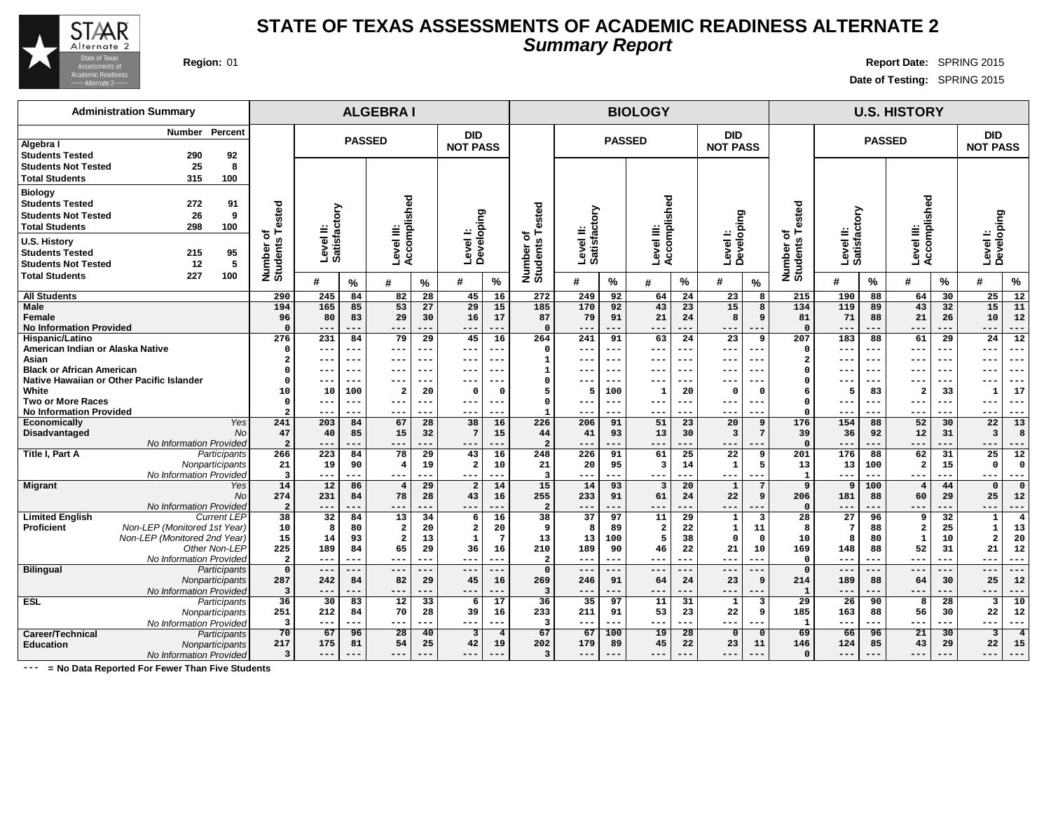# STATE OF TEXAS ASSESSMENTS OF ACADEMIC READINESS ALTERNATE 2

## *Summary Report*

**Region:** 01

**Report Date:** SPRING 2015

**Date of Testing:** SPRING 2015

| Administration Summary | Number | Percent |
|---|---|---|
| **Algebra I** | | |
| Students Tested | 290 | 92 |
| Students Not Tested | 25 | 8 |
| Total Students | 315 | 100 |
| **Biology** | | |
| Students Tested | 272 | 91 |
| Students Not Tested | 26 | 9 |
| Total Students | 298 | 100 |
| **U.S. History** | | |
| Students Tested | 215 | 95 |
| Students Not Tested | 12 | 5 |
| Total Students | 227 | 100 |

| | | ALGEBRA I | | | | | | | BIOLOGY | | | | | | | U.S. HISTORY | | | | | | |
|---|---|---|---|---|---|---|---|---|---|---|---|---|---|---|---|---|---|---|---|---|---|---|
| | | | PASSED | | | | DID NOT PASS | | | PASSED | | | | DID NOT PASS | | | PASSED | | | | DID NOT PASS | |
| | | Number of Students Tested | Level II: Satisfactory | | Level III: Accomplished | | Level I: Developing | | Number of Students Tested | Level II: Satisfactory | | Level III: Accomplished | | Level I: Developing | | Number of Students Tested | Level II: Satisfactory | | Level III: Accomplished | | Level I: Developing | |
| | | | # | % | # | % | # | % | | # | % | # | % | # | % | | # | % | # | % | # | % |
| **All Students** | | 290 | 245 | 84 | 82 | 28 | 45 | 16 | 272 | 249 | 92 | 64 | 24 | 23 | 8 | 215 | 190 | 88 | 64 | 30 | 25 | 12 |
| **Male** | | 194 | 165 | 85 | 53 | 27 | 29 | 15 | 185 | 170 | 92 | 43 | 23 | 15 | 8 | 134 | 119 | 89 | 43 | 32 | 15 | 11 |
| **Female** | | 96 | 80 | 83 | 29 | 30 | 16 | 17 | 87 | 79 | 91 | 21 | 24 | 8 | 9 | 81 | 71 | 88 | 21 | 26 | 10 | 12 |
| **No Information Provided** | | 0 | --- | --- | --- | --- | --- | --- | 0 | --- | --- | --- | --- | --- | --- | 0 | --- | --- | --- | --- | --- | --- |
| **Hispanic/Latino** | | 276 | 231 | 84 | 79 | 29 | 45 | 16 | 264 | 241 | 91 | 63 | 24 | 23 | 9 | 207 | 183 | 88 | 61 | 29 | 24 | 12 |
| **American Indian or Alaska Native** | | 0 | --- | --- | --- | --- | --- | --- | 0 | --- | --- | --- | --- | --- | --- | 0 | --- | --- | --- | --- | --- | --- |
| **Asian** | | 2 | --- | --- | --- | --- | --- | --- | 1 | --- | --- | --- | --- | --- | --- | 2 | --- | --- | --- | --- | --- | --- |
| **Black or African American** | | 0 | --- | --- | --- | --- | --- | --- | 1 | --- | --- | --- | --- | --- | --- | 0 | --- | --- | --- | --- | --- | --- |
| **Native Hawaiian or Other Pacific Islander** | | 0 | --- | --- | --- | --- | --- | --- | 0 | --- | --- | --- | --- | --- | --- | 0 | --- | --- | --- | --- | --- | --- |
| **White** | | 10 | 10 | 100 | 2 | 20 | 0 | 0 | 5 | 5 | 100 | 1 | 20 | 0 | 0 | 6 | 5 | 83 | 2 | 33 | 1 | 17 |
| **Two or More Races** | | 0 | --- | --- | --- | --- | --- | --- | 0 | --- | --- | --- | --- | --- | --- | 0 | --- | --- | --- | --- | --- | --- |
| **No Information Provided** | | 2 | --- | --- | --- | --- | --- | --- | 1 | --- | --- | --- | --- | --- | --- | 0 | --- | --- | --- | --- | --- | --- |
| **Economically Disadvantaged** | *Yes* | 241 | 203 | 84 | 67 | 28 | 38 | 16 | 226 | 206 | 91 | 51 | 23 | 20 | 9 | 176 | 154 | 88 | 52 | 30 | 22 | 13 |
| | *No* | 47 | 40 | 85 | 15 | 32 | 7 | 15 | 44 | 41 | 93 | 13 | 30 | 3 | 7 | 39 | 36 | 92 | 12 | 31 | 3 | 8 |
| | *No Information Provided* | 2 | --- | --- | --- | --- | --- | --- | 2 | --- | --- | --- | --- | --- | --- | 0 | --- | --- | --- | --- | --- | --- |
| **Title I, Part A** | *Participants* | 266 | 223 | 84 | 78 | 29 | 43 | 16 | 248 | 226 | 91 | 61 | 25 | 22 | 9 | 201 | 176 | 88 | 62 | 31 | 25 | 12 |
| | *Nonparticipants* | 21 | 19 | 90 | 4 | 19 | 2 | 10 | 21 | 20 | 95 | 3 | 14 | 1 | 5 | 13 | 13 | 100 | 2 | 15 | 0 | 0 |
| | *No Information Provided* | 3 | --- | --- | --- | --- | --- | --- | 3 | --- | --- | --- | --- | --- | --- | 1 | --- | --- | --- | --- | --- | --- |
| **Migrant** | *Yes* | 14 | 12 | 86 | 4 | 29 | 2 | 14 | 15 | 14 | 93 | 3 | 20 | 1 | 7 | 9 | 9 | 100 | 4 | 44 | 0 | 0 |
| | *No* | 274 | 231 | 84 | 78 | 28 | 43 | 16 | 255 | 233 | 91 | 61 | 24 | 22 | 9 | 206 | 181 | 88 | 60 | 29 | 25 | 12 |
| | *No Information Provided* | 2 | --- | --- | --- | --- | --- | --- | 2 | --- | --- | --- | --- | --- | --- | 0 | --- | --- | --- | --- | --- | --- |
| **Limited English Proficient** | *Current LEP* | 38 | 32 | 84 | 13 | 34 | 6 | 16 | 38 | 37 | 97 | 11 | 29 | 1 | 3 | 28 | 27 | 96 | 9 | 32 | 1 | 4 |
| | *Non-LEP (Monitored 1st Year)* | 10 | 8 | 80 | 2 | 20 | 2 | 20 | 9 | 8 | 89 | 2 | 22 | 1 | 11 | 8 | 7 | 88 | 2 | 25 | 1 | 13 |
| | *Non-LEP (Monitored 2nd Year)* | 15 | 14 | 93 | 2 | 13 | 1 | 7 | 13 | 13 | 100 | 5 | 38 | 0 | 0 | 10 | 8 | 80 | 1 | 10 | 2 | 20 |
| | *Other Non-LEP* | 225 | 189 | 84 | 65 | 29 | 36 | 16 | 210 | 189 | 90 | 46 | 22 | 21 | 10 | 169 | 148 | 88 | 52 | 31 | 21 | 12 |
| | *No Information Provided* | 2 | --- | --- | --- | --- | --- | --- | 2 | --- | --- | --- | --- | --- | --- | 0 | --- | --- | --- | --- | --- | --- |
| **Bilingual** | *Participants* | 0 | --- | --- | --- | --- | --- | --- | 0 | --- | --- | --- | --- | --- | --- | 0 | --- | --- | --- | --- | --- | --- |
| | *Nonparticipants* | 287 | 242 | 84 | 82 | 29 | 45 | 16 | 269 | 246 | 91 | 64 | 24 | 23 | 9 | 214 | 189 | 88 | 64 | 30 | 25 | 12 |
| | *No Information Provided* | 3 | --- | --- | --- | --- | --- | --- | 3 | --- | --- | --- | --- | --- | --- | 1 | --- | --- | --- | --- | --- | --- |
| **ESL** | *Participants* | 36 | 30 | 83 | 12 | 33 | 6 | 17 | 36 | 35 | 97 | 11 | 31 | 1 | 3 | 29 | 26 | 90 | 8 | 28 | 3 | 10 |
| | *Nonparticipants* | 251 | 212 | 84 | 70 | 28 | 39 | 16 | 233 | 211 | 91 | 53 | 23 | 22 | 9 | 185 | 163 | 88 | 56 | 30 | 22 | 12 |
| | *No Information Provided* | 3 | --- | --- | --- | --- | --- | --- | 3 | --- | --- | --- | --- | --- | --- | 1 | --- | --- | --- | --- | --- | --- |
| **Career/Technical Education** | *Participants* | 70 | 67 | 96 | 28 | 40 | 3 | 4 | 67 | 67 | 100 | 19 | 28 | 0 | 0 | 69 | 66 | 96 | 21 | 30 | 3 | 4 |
| | *Nonparticipants* | 217 | 175 | 81 | 54 | 25 | 42 | 19 | 202 | 179 | 89 | 45 | 22 | 23 | 11 | 146 | 124 | 85 | 43 | 29 | 22 | 15 |
| | *No Information Provided* | 3 | --- | --- | --- | --- | --- | --- | 3 | --- | --- | --- | --- | --- | --- | 0 | --- | --- | --- | --- | --- | --- |

**---** = No Data Reported For Fewer Than Five Students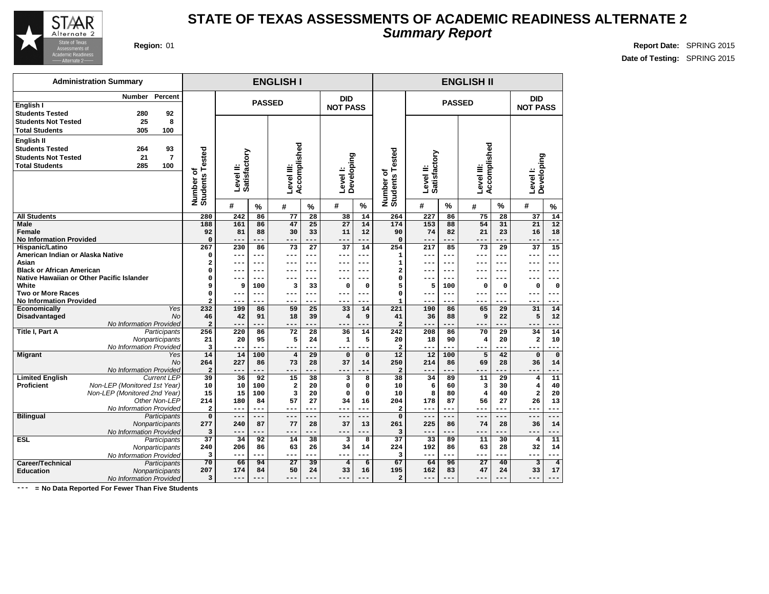# STATE OF TEXAS ASSESSMENTS OF ACADEMIC READINESS ALTERNATE 2

## *Summary Report*

**Region:** 01

**Report Date:** SPRING 2015
**Date of Testing:** SPRING 2015

| Administration Summary | Number | Percent |
|---|---|---|
| **English I** | | |
| **Students Tested** | 280 | 92 |
| **Students Not Tested** | 25 | 8 |
| **Total Students** | 305 | 100 |
| **English II** | | |
| **Students Tested** | 264 | 93 |
| **Students Not Tested** | 21 | 7 |
| **Total Students** | 285 | 100 |

| | | ENGLISH I | | | | | | | ENGLISH II | | | | | | |
|---|---|---|---|---|---|---|---|---|---|---|---|---|---|---|---|
| | | | PASSED | | | | DID NOT PASS | | | PASSED | | | | DID NOT PASS | |
| | | Number of Students Tested | Level II: Satisfactory | | Level III: Accomplished | | Level I: Developing | | Number of Students Tested | Level II: Satisfactory | | Level III: Accomplished | | Level I: Developing | |
| | | | # | % | # | % | # | % | | # | % | # | % | # | % |
| **All Students** | | 280 | 242 | 86 | 77 | 28 | 38 | 14 | 264 | 227 | 86 | 75 | 28 | 37 | 14 |
| **Male** | | 188 | 161 | 86 | 47 | 25 | 27 | 14 | 174 | 153 | 88 | 54 | 31 | 21 | 12 |
| **Female** | | 92 | 81 | 88 | 30 | 33 | 11 | 12 | 90 | 74 | 82 | 21 | 23 | 16 | 18 |
| **No Information Provided** | | 0 | --- | --- | --- | --- | --- | --- | 0 | --- | --- | --- | --- | --- | --- |
| **Hispanic/Latino** | | 267 | 230 | 86 | 73 | 27 | 37 | 14 | 254 | 217 | 85 | 73 | 29 | 37 | 15 |
| **American Indian or Alaska Native** | | 0 | --- | --- | --- | --- | --- | --- | 1 | --- | --- | --- | --- | --- | --- |
| **Asian** | | 2 | --- | --- | --- | --- | --- | --- | 1 | --- | --- | --- | --- | --- | --- |
| **Black or African American** | | 0 | --- | --- | --- | --- | --- | --- | 2 | --- | --- | --- | --- | --- | --- |
| **Native Hawaiian or Other Pacific Islander** | | 0 | --- | --- | --- | --- | --- | --- | 0 | --- | --- | --- | --- | --- | --- |
| **White** | | 9 | 9 | 100 | 3 | 33 | 0 | 0 | 5 | 5 | 100 | 0 | 0 | 0 | 0 |
| **Two or More Races** | | 0 | --- | --- | --- | --- | --- | --- | 0 | --- | --- | --- | --- | --- | --- |
| **No Information Provided** | | 2 | --- | --- | --- | --- | --- | --- | 1 | --- | --- | --- | --- | --- | --- |
| **Economically Disadvantaged** | *Yes* | 232 | 199 | 86 | 59 | 25 | 33 | 14 | 221 | 190 | 86 | 65 | 29 | 31 | 14 |
| | *No* | 46 | 42 | 91 | 18 | 39 | 4 | 9 | 41 | 36 | 88 | 9 | 22 | 5 | 12 |
| | *No Information Provided* | 2 | --- | --- | --- | --- | --- | --- | 2 | --- | --- | --- | --- | --- | --- |
| **Title I, Part A** | *Participants* | 256 | 220 | 86 | 72 | 28 | 36 | 14 | 242 | 208 | 86 | 70 | 29 | 34 | 14 |
| | *Nonparticipants* | 21 | 20 | 95 | 5 | 24 | 1 | 5 | 20 | 18 | 90 | 4 | 20 | 2 | 10 |
| | *No Information Provided* | 3 | --- | --- | --- | --- | --- | --- | 2 | --- | --- | --- | --- | --- | --- |
| **Migrant** | *Yes* | 14 | 14 | 100 | 4 | 29 | 0 | 0 | 12 | 12 | 100 | 5 | 42 | 0 | 0 |
| | *No* | 264 | 227 | 86 | 73 | 28 | 37 | 14 | 250 | 214 | 86 | 69 | 28 | 36 | 14 |
| | *No Information Provided* | 2 | --- | --- | --- | --- | --- | --- | 2 | --- | --- | --- | --- | --- | --- |
| **Limited English Proficient** | *Current LEP* | 39 | 36 | 92 | 15 | 38 | 3 | 8 | 38 | 34 | 89 | 11 | 29 | 4 | 11 |
| | *Non-LEP (Monitored 1st Year)* | 10 | 10 | 100 | 2 | 20 | 0 | 0 | 10 | 6 | 60 | 3 | 30 | 4 | 40 |
| | *Non-LEP (Monitored 2nd Year)* | 15 | 15 | 100 | 3 | 20 | 0 | 0 | 10 | 8 | 80 | 4 | 40 | 2 | 20 |
| | *Other Non-LEP* | 214 | 180 | 84 | 57 | 27 | 34 | 16 | 204 | 178 | 87 | 56 | 27 | 26 | 13 |
| | *No Information Provided* | 2 | --- | --- | --- | --- | --- | --- | 2 | --- | --- | --- | --- | --- | --- |
| **Bilingual** | *Participants* | 0 | --- | --- | --- | --- | --- | --- | 0 | --- | --- | --- | --- | --- | --- |
| | *Nonparticipants* | 277 | 240 | 87 | 77 | 28 | 37 | 13 | 261 | 225 | 86 | 74 | 28 | 36 | 14 |
| | *No Information Provided* | 3 | --- | --- | --- | --- | --- | --- | 3 | --- | --- | --- | --- | --- | --- |
| **ESL** | *Participants* | 37 | 34 | 92 | 14 | 38 | 3 | 8 | 37 | 33 | 89 | 11 | 30 | 4 | 11 |
| | *Nonparticipants* | 240 | 206 | 86 | 63 | 26 | 34 | 14 | 224 | 192 | 86 | 63 | 28 | 32 | 14 |
| | *No Information Provided* | 3 | --- | --- | --- | --- | --- | --- | 3 | --- | --- | --- | --- | --- | --- |
| **Career/Technical Education** | *Participants* | 70 | 66 | 94 | 27 | 39 | 4 | 6 | 67 | 64 | 96 | 27 | 40 | 3 | 4 |
| | *Nonparticipants* | 207 | 174 | 84 | 50 | 24 | 33 | 16 | 195 | 162 | 83 | 47 | 24 | 33 | 17 |
| | *No Information Provided* | 3 | --- | --- | --- | --- | --- | --- | 2 | --- | --- | --- | --- | --- | --- |

--- = No Data Reported For Fewer Than Five Students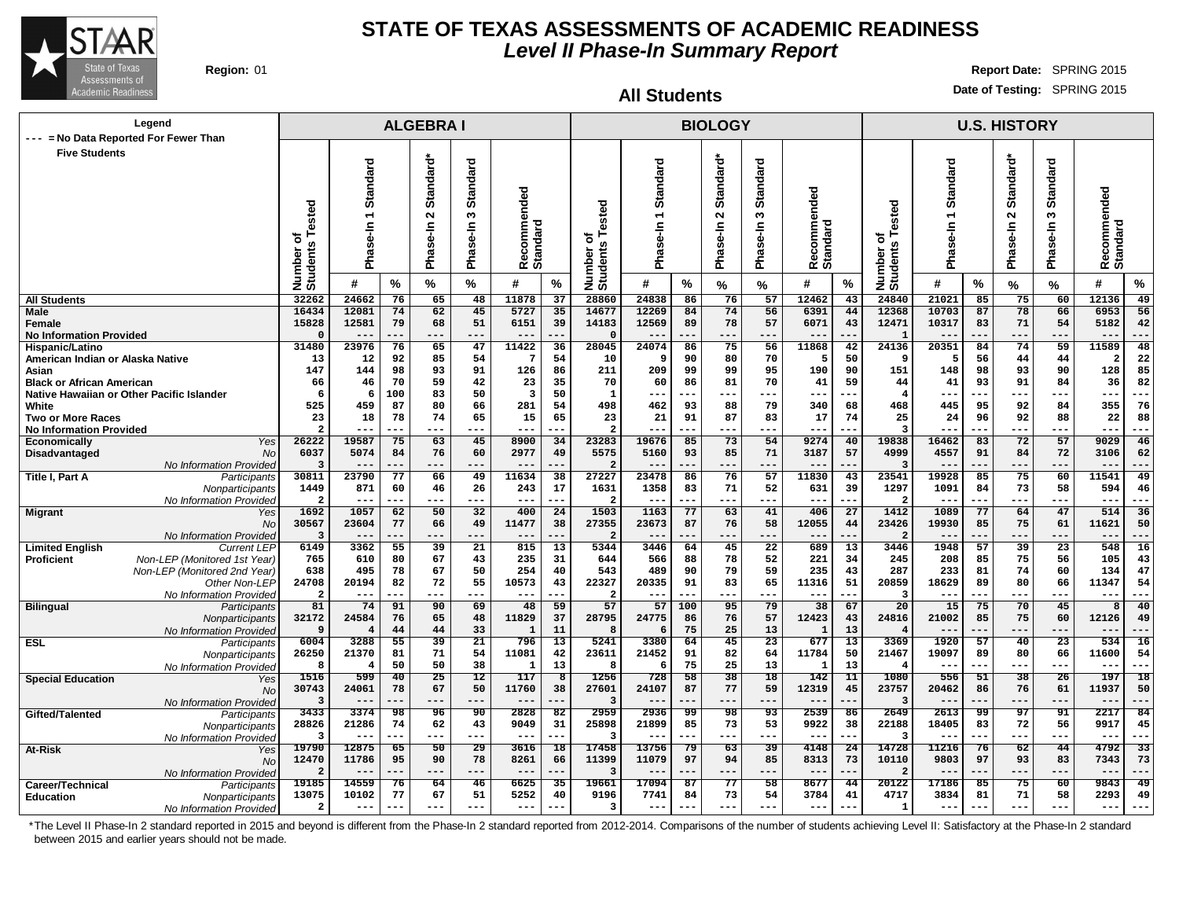# STATE OF TEXAS ASSESSMENTS OF ACADEMIC READINESS

## *Level II Phase-In Summary Report*

**Region:** 01

**Report Date:** SPRING 2015

**Date of Testing:** SPRING 2015

### All Students

Legend: --- = No Data Reported For Fewer Than Five Students

| | | ALGEBRA I | | | | | | | BIOLOGY | | | | | | | U.S. HISTORY | | | | | | |
|---|---|---|---|---|---|---|---|---|---|---|---|---|---|---|---|---|---|---|---|---|---|---|
| | | Number of Students Tested | Phase-In 1 Standard | | Phase-In 2 Standard* | Phase-In 3 Standard | Recommended Standard | | Number of Students Tested | Phase-In 1 Standard | | Phase-In 2 Standard* | Phase-In 3 Standard | Recommended Standard | | Number of Students Tested | Phase-In 1 Standard | | Phase-In 2 Standard* | Phase-In 3 Standard | Recommended Standard | |
| | | | # | % | % | % | # | % | | # | % | % | % | # | % | | # | % | % | % | # | % |
| **All Students** | | 32262 | 24662 | 76 | 65 | 48 | 11878 | 37 | 28860 | 24838 | 86 | 76 | 57 | 12462 | 43 | 24840 | 21021 | 85 | 75 | 60 | 12136 | 49 |
| **Male** | | 16434 | 12081 | 74 | 62 | 45 | 5727 | 35 | 14677 | 12269 | 84 | 74 | 56 | 6391 | 44 | 12368 | 10703 | 87 | 78 | 66 | 6953 | 56 |
| **Female** | | 15828 | 12581 | 79 | 68 | 51 | 6151 | 39 | 14183 | 12569 | 89 | 78 | 57 | 6071 | 43 | 12471 | 10317 | 83 | 71 | 54 | 5182 | 42 |
| **No Information Provided** | | 0 | --- | --- | --- | --- | --- | --- | 0 | --- | --- | --- | --- | --- | --- | 1 | --- | --- | --- | --- | --- | --- |
| **Hispanic/Latino** | | 31480 | 23976 | 76 | 65 | 47 | 11422 | 36 | 28045 | 24074 | 86 | 75 | 56 | 11868 | 42 | 24136 | 20351 | 84 | 74 | 59 | 11589 | 48 |
| **American Indian or Alaska Native** | | 13 | 12 | 92 | 85 | 54 | 7 | 54 | 10 | 9 | 90 | 80 | 70 | 5 | 50 | 9 | 5 | 56 | 44 | 44 | 2 | 22 |
| **Asian** | | 147 | 144 | 98 | 93 | 91 | 126 | 86 | 211 | 209 | 99 | 99 | 95 | 190 | 90 | 151 | 148 | 98 | 93 | 90 | 128 | 85 |
| **Black or African American** | | 66 | 46 | 70 | 59 | 42 | 23 | 35 | 70 | 60 | 86 | 81 | 70 | 41 | 59 | 44 | 41 | 93 | 91 | 84 | 36 | 82 |
| **Native Hawaiian or Other Pacific Islander** | | 6 | 6 | 100 | 83 | 50 | 3 | 50 | 1 | --- | --- | --- | --- | --- | --- | 4 | --- | --- | --- | --- | --- | --- |
| **White** | | 525 | 459 | 87 | 80 | 66 | 281 | 54 | 498 | 462 | 93 | 88 | 79 | 340 | 68 | 468 | 445 | 95 | 92 | 84 | 355 | 76 |
| **Two or More Races** | | 23 | 18 | 78 | 74 | 65 | 15 | 65 | 23 | 21 | 91 | 87 | 83 | 17 | 74 | 25 | 24 | 96 | 92 | 88 | 22 | 88 |
| **No Information Provided** | | 2 | --- | --- | --- | --- | --- | --- | 2 | --- | --- | --- | --- | --- | --- | 3 | --- | --- | --- | --- | --- | --- |
| **Economically Disadvantaged** | *Yes* | 26222 | 19587 | 75 | 63 | 45 | 8900 | 34 | 23283 | 19676 | 85 | 73 | 54 | 9274 | 40 | 19838 | 16462 | 83 | 72 | 57 | 9029 | 46 |
| | *No* | 6037 | 5074 | 84 | 76 | 60 | 2977 | 49 | 5575 | 5160 | 93 | 85 | 71 | 3187 | 57 | 4999 | 4557 | 91 | 84 | 72 | 3106 | 62 |
| | *No Information Provided* | 3 | --- | --- | --- | --- | --- | --- | 2 | --- | --- | --- | --- | --- | --- | 3 | --- | --- | --- | --- | --- | --- |
| **Title I, Part A** | *Participants* | 30811 | 23790 | 77 | 66 | 49 | 11634 | 38 | 27227 | 23478 | 86 | 76 | 57 | 11830 | 43 | 23541 | 19928 | 85 | 75 | 60 | 11541 | 49 |
| | *Nonparticipants* | 1449 | 871 | 60 | 46 | 26 | 243 | 17 | 1631 | 1358 | 83 | 71 | 52 | 631 | 39 | 1297 | 1091 | 84 | 73 | 58 | 594 | 46 |
| | *No Information Provided* | 2 | --- | --- | --- | --- | --- | --- | 2 | --- | --- | --- | --- | --- | --- | 2 | --- | --- | --- | --- | --- | --- |
| **Migrant** | *Yes* | 1692 | 1057 | 62 | 50 | 32 | 400 | 24 | 1503 | 1163 | 77 | 63 | 41 | 406 | 27 | 1412 | 1089 | 77 | 64 | 47 | 514 | 36 |
| | *No* | 30567 | 23604 | 77 | 66 | 49 | 11477 | 38 | 27355 | 23673 | 87 | 76 | 58 | 12055 | 44 | 23426 | 19930 | 85 | 75 | 61 | 11621 | 50 |
| | *No Information Provided* | 3 | --- | --- | --- | --- | --- | --- | 2 | --- | --- | --- | --- | --- | --- | 2 | --- | --- | --- | --- | --- | --- |
| **Limited English Proficient** | *Current LEP* | 6149 | 3362 | 55 | 39 | 21 | 815 | 13 | 5344 | 3446 | 64 | 45 | 22 | 689 | 13 | 3446 | 1948 | 57 | 39 | 23 | 548 | 16 |
| | *Non-LEP (Monitored 1st Year)* | 765 | 610 | 80 | 67 | 43 | 235 | 31 | 644 | 566 | 88 | 78 | 52 | 221 | 34 | 245 | 208 | 85 | 75 | 56 | 105 | 43 |
| | *Non-LEP (Monitored 2nd Year)* | 638 | 495 | 78 | 67 | 50 | 254 | 40 | 543 | 489 | 90 | 79 | 59 | 235 | 43 | 287 | 233 | 81 | 74 | 60 | 134 | 47 |
| | *Other Non-LEP* | 24708 | 20194 | 82 | 72 | 55 | 10573 | 43 | 22327 | 20335 | 91 | 83 | 65 | 11316 | 51 | 20859 | 18629 | 89 | 80 | 66 | 11347 | 54 |
| | *No Information Provided* | 2 | --- | --- | --- | --- | --- | --- | 2 | --- | --- | --- | --- | --- | --- | 3 | --- | --- | --- | --- | --- | --- |
| **Bilingual** | *Participants* | 81 | 74 | 91 | 90 | 69 | 48 | 59 | 57 | 57 | 100 | 95 | 79 | 38 | 67 | 20 | 15 | 75 | 70 | 45 | 8 | 40 |
| | *Nonparticipants* | 32172 | 24584 | 76 | 65 | 48 | 11829 | 37 | 28795 | 24775 | 86 | 76 | 57 | 12423 | 43 | 24816 | 21002 | 85 | 75 | 60 | 12126 | 49 |
| | *No Information Provided* | 9 | 4 | 44 | 44 | 33 | 1 | 11 | 8 | 6 | 75 | 25 | 13 | 1 | 13 | 4 | --- | --- | --- | --- | --- | --- |
| **ESL** | *Participants* | 6004 | 3288 | 55 | 39 | 21 | 796 | 13 | 5241 | 3380 | 64 | 45 | 23 | 677 | 13 | 3369 | 1920 | 57 | 40 | 23 | 534 | 16 |
| | *Nonparticipants* | 26250 | 21370 | 81 | 71 | 54 | 11081 | 42 | 23611 | 21452 | 91 | 82 | 64 | 11784 | 50 | 21467 | 19097 | 89 | 80 | 66 | 11600 | 54 |
| | *No Information Provided* | 8 | 4 | 50 | 50 | 38 | 1 | 13 | 8 | 6 | 75 | 25 | 13 | 1 | 13 | 4 | --- | --- | --- | --- | --- | --- |
| **Special Education** | *Yes* | 1516 | 599 | 40 | 25 | 12 | 117 | 8 | 1256 | 728 | 58 | 38 | 18 | 142 | 11 | 1080 | 556 | 51 | 38 | 26 | 197 | 18 |
| | *No* | 30743 | 24061 | 78 | 67 | 50 | 11760 | 38 | 27601 | 24107 | 87 | 77 | 59 | 12319 | 45 | 23757 | 20462 | 86 | 76 | 61 | 11937 | 50 |
| | *No Information Provided* | 3 | --- | --- | --- | --- | --- | --- | 3 | --- | --- | --- | --- | --- | --- | 3 | --- | --- | --- | --- | --- | --- |
| **Gifted/Talented** | *Participants* | 3433 | 3374 | 98 | 96 | 90 | 2828 | 82 | 2959 | 2936 | 99 | 98 | 93 | 2539 | 86 | 2649 | 2613 | 99 | 97 | 91 | 2217 | 84 |
| | *Nonparticipants* | 28826 | 21286 | 74 | 62 | 43 | 9049 | 31 | 25898 | 21899 | 85 | 73 | 53 | 9922 | 38 | 22188 | 18405 | 83 | 72 | 56 | 9917 | 45 |
| | *No Information Provided* | 3 | --- | --- | --- | --- | --- | --- | 3 | --- | --- | --- | --- | --- | --- | 3 | --- | --- | --- | --- | --- | --- |
| **At-Risk** | *Yes* | 19790 | 12875 | 65 | 50 | 29 | 3616 | 18 | 17458 | 13756 | 79 | 63 | 39 | 4148 | 24 | 14728 | 11216 | 76 | 62 | 44 | 4792 | 33 |
| | *No* | 12470 | 11786 | 95 | 90 | 78 | 8261 | 66 | 11399 | 11079 | 97 | 94 | 85 | 8313 | 73 | 10110 | 9803 | 97 | 93 | 83 | 7343 | 73 |
| | *No Information Provided* | 2 | --- | --- | --- | --- | --- | --- | 3 | --- | --- | --- | --- | --- | --- | 2 | --- | --- | --- | --- | --- | --- |
| **Career/Technical Education** | *Participants* | 19185 | 14559 | 76 | 64 | 46 | 6625 | 35 | 19661 | 17094 | 87 | 77 | 58 | 8677 | 44 | 20122 | 17186 | 85 | 75 | 60 | 9843 | 49 |
| | *Nonparticipants* | 13075 | 10102 | 77 | 67 | 51 | 5252 | 40 | 9196 | 7741 | 84 | 73 | 54 | 3784 | 41 | 4717 | 3834 | 81 | 71 | 58 | 2293 | 49 |
| | *No Information Provided* | 2 | --- | --- | --- | --- | --- | --- | 3 | --- | --- | --- | --- | --- | --- | 1 | --- | --- | --- | --- | --- | --- |

*The Level II Phase-In 2 standard reported in 2015 and beyond is different from the Phase-In 2 standard reported from 2012-2014. Comparisons of the number of students achieving Level II: Satisfactory at the Phase-In 2 standard between 2015 and earlier years should not be made.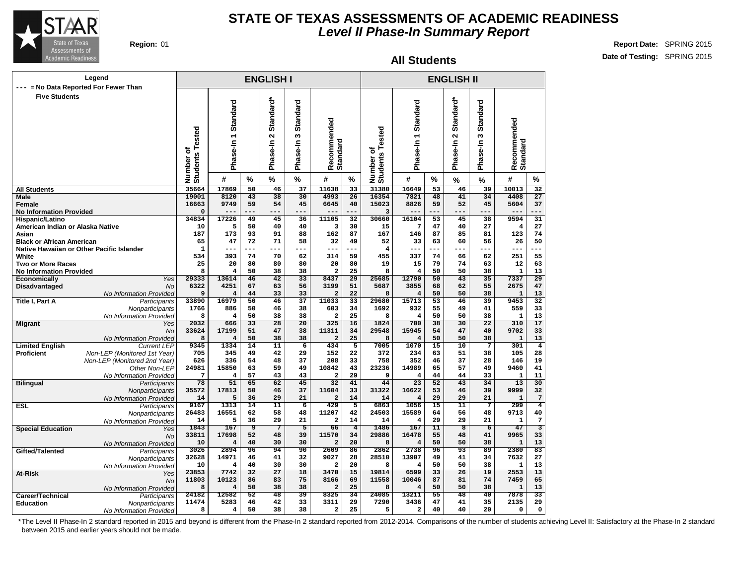# STATE OF TEXAS ASSESSMENTS OF ACADEMIC READINESS

## *Level II Phase-In Summary Report*

**Region:** 01

**Report Date:** SPRING 2015

**Date of Testing:** SPRING 2015

### All Students

Legend: --- = No Data Reported For Fewer Than Five Students

| | | ENGLISH I | | | | | | | ENGLISH II | | | | | | |
|---|---|---|---|---|---|---|---|---|---|---|---|---|---|---|---|
| | | Number of Students Tested | Phase-In 1 Standard | | Phase-In 2 Standard* | Phase-In 3 Standard | Recommended Standard | | Number of Students Tested | Phase-In 1 Standard | | Phase-In 2 Standard* | Phase-In 3 Standard | Recommended Standard | |
| | | | # | % | % | % | # | % | | # | % | % | % | # | % |
| **All Students** | | 35664 | 17869 | 50 | 46 | 37 | 11638 | 33 | 31380 | 16649 | 53 | 46 | 39 | 10013 | 32 |
| **Male** | | 19001 | 8120 | 43 | 38 | 30 | 4993 | 26 | 16354 | 7821 | 48 | 41 | 34 | 4408 | 27 |
| **Female** | | 16663 | 9749 | 59 | 54 | 45 | 6645 | 40 | 15023 | 8826 | 59 | 52 | 45 | 5604 | 37 |
| **No Information Provided** | | 0 | --- | --- | --- | --- | --- | --- | 3 | --- | --- | --- | --- | --- | --- |
| **Hispanic/Latino** | | 34834 | 17226 | 49 | 45 | 36 | 11105 | 32 | 30660 | 16104 | 53 | 45 | 38 | 9594 | 31 |
| **American Indian or Alaska Native** | | 10 | 5 | 50 | 40 | 40 | 3 | 30 | 15 | 7 | 47 | 40 | 27 | 4 | 27 |
| **Asian** | | 187 | 173 | 93 | 91 | 88 | 162 | 87 | 167 | 146 | 87 | 85 | 81 | 123 | 74 |
| **Black or African American** | | 65 | 47 | 72 | 71 | 58 | 32 | 49 | 52 | 33 | 63 | 60 | 56 | 26 | 50 |
| **Native Hawaiian or Other Pacific Islander** | | 1 | --- | --- | --- | --- | --- | --- | 4 | --- | --- | --- | --- | --- | --- |
| **White** | | 534 | 393 | 74 | 70 | 62 | 314 | 59 | 455 | 337 | 74 | 66 | 62 | 251 | 55 |
| **Two or More Races** | | 25 | 20 | 80 | 80 | 80 | 20 | 80 | 19 | 15 | 79 | 74 | 63 | 12 | 63 |
| **No Information Provided** | | 8 | 4 | 50 | 38 | 38 | 2 | 25 | 8 | 4 | 50 | 50 | 38 | 1 | 13 |
| **Economically Disadvantaged** | *Yes* | 29333 | 13614 | 46 | 42 | 33 | 8437 | 29 | 25685 | 12790 | 50 | 43 | 35 | 7337 | 29 |
| | *No* | 6322 | 4251 | 67 | 63 | 56 | 3199 | 51 | 5687 | 3855 | 68 | 62 | 55 | 2675 | 47 |
| | *No Information Provided* | 9 | 4 | 44 | 33 | 33 | 2 | 22 | 8 | 4 | 50 | 50 | 38 | 1 | 13 |
| **Title I, Part A** | *Participants* | 33890 | 16979 | 50 | 46 | 37 | 11033 | 33 | 29680 | 15713 | 53 | 46 | 39 | 9453 | 32 |
| | *Nonparticipants* | 1766 | 886 | 50 | 46 | 38 | 603 | 34 | 1692 | 932 | 55 | 49 | 41 | 559 | 33 |
| | *No Information Provided* | 8 | 4 | 50 | 38 | 38 | 2 | 25 | 8 | 4 | 50 | 50 | 38 | 1 | 13 |
| **Migrant** | *Yes* | 2032 | 666 | 33 | 28 | 20 | 325 | 16 | 1824 | 700 | 38 | 30 | 22 | 310 | 17 |
| | *No* | 33624 | 17199 | 51 | 47 | 38 | 11311 | 34 | 29548 | 15945 | 54 | 47 | 40 | 9702 | 33 |
| | *No Information Provided* | 8 | 4 | 50 | 38 | 38 | 2 | 25 | 8 | 4 | 50 | 50 | 38 | 1 | 13 |
| **Limited English Proficient** | *Current LEP* | 9345 | 1334 | 14 | 11 | 6 | 434 | 5 | 7005 | 1070 | 15 | 10 | 7 | 301 | 4 |
| | *Non-LEP (Monitored 1st Year)* | 705 | 345 | 49 | 42 | 29 | 152 | 22 | 372 | 234 | 63 | 51 | 38 | 105 | 28 |
| | *Non-LEP (Monitored 2nd Year)* | 626 | 336 | 54 | 48 | 37 | 208 | 33 | 758 | 352 | 46 | 37 | 28 | 146 | 19 |
| | *Other Non-LEP* | 24981 | 15850 | 63 | 59 | 49 | 10842 | 43 | 23236 | 14989 | 65 | 57 | 49 | 9460 | 41 |
| | *No Information Provided* | 7 | 4 | 57 | 43 | 43 | 2 | 29 | 9 | 4 | 44 | 44 | 33 | 1 | 11 |
| **Bilingual** | *Participants* | 78 | 51 | 65 | 62 | 45 | 32 | 41 | 44 | 23 | 52 | 43 | 34 | 13 | 30 |
| | *Nonparticipants* | 35572 | 17813 | 50 | 46 | 37 | 11604 | 33 | 31322 | 16622 | 53 | 46 | 39 | 9999 | 32 |
| | *No Information Provided* | 14 | 5 | 36 | 29 | 21 | 2 | 14 | 14 | 4 | 29 | 29 | 21 | 1 | 7 |
| **ESL** | *Participants* | 9167 | 1313 | 14 | 11 | 6 | 429 | 5 | 6863 | 1056 | 15 | 11 | 7 | 299 | 4 |
| | *Nonparticipants* | 26483 | 16551 | 62 | 58 | 48 | 11207 | 42 | 24503 | 15589 | 64 | 56 | 48 | 9713 | 40 |
| | *No Information Provided* | 14 | 5 | 36 | 29 | 21 | 2 | 14 | 14 | 4 | 29 | 29 | 21 | 1 | 7 |
| **Special Education** | *Yes* | 1843 | 167 | 9 | 7 | 5 | 66 | 4 | 1486 | 167 | 11 | 8 | 6 | 47 | 3 |
| | *No* | 33811 | 17698 | 52 | 48 | 39 | 11570 | 34 | 29886 | 16478 | 55 | 48 | 41 | 9965 | 33 |
| | *No Information Provided* | 10 | 4 | 40 | 30 | 30 | 2 | 20 | 8 | 4 | 50 | 50 | 38 | 1 | 13 |
| **Gifted/Talented** | *Participants* | 3026 | 2894 | 96 | 94 | 90 | 2609 | 86 | 2862 | 2738 | 96 | 93 | 89 | 2380 | 83 |
| | *Nonparticipants* | 32628 | 14971 | 46 | 41 | 32 | 9027 | 28 | 28510 | 13907 | 49 | 41 | 34 | 7632 | 27 |
| | *No Information Provided* | 10 | 4 | 40 | 30 | 30 | 2 | 20 | 8 | 4 | 50 | 50 | 38 | 1 | 13 |
| **At-Risk** | *Yes* | 23853 | 7742 | 32 | 27 | 18 | 3470 | 15 | 19814 | 6599 | 33 | 26 | 19 | 2553 | 13 |
| | *No* | 11803 | 10123 | 86 | 83 | 75 | 8166 | 69 | 11558 | 10046 | 87 | 81 | 74 | 7459 | 65 |
| | *No Information Provided* | 8 | 4 | 50 | 38 | 38 | 2 | 25 | 8 | 4 | 50 | 50 | 38 | 1 | 13 |
| **Career/Technical Education** | *Participants* | 24182 | 12582 | 52 | 48 | 39 | 8325 | 34 | 24085 | 13211 | 55 | 48 | 40 | 7878 | 33 |
| | *Nonparticipants* | 11474 | 5283 | 46 | 42 | 33 | 3311 | 29 | 7290 | 3436 | 47 | 41 | 35 | 2135 | 29 |
| | *No Information Provided* | 8 | 4 | 50 | 38 | 38 | 2 | 25 | 5 | 2 | 40 | 40 | 20 | 0 | 0 |

*The Level II Phase-In 2 standard reported in 2015 and beyond is different from the Phase-In 2 standard reported from 2012-2014. Comparisons of the number of students achieving Level II: Satisfactory at the Phase-In 2 standard between 2015 and earlier years should not be made.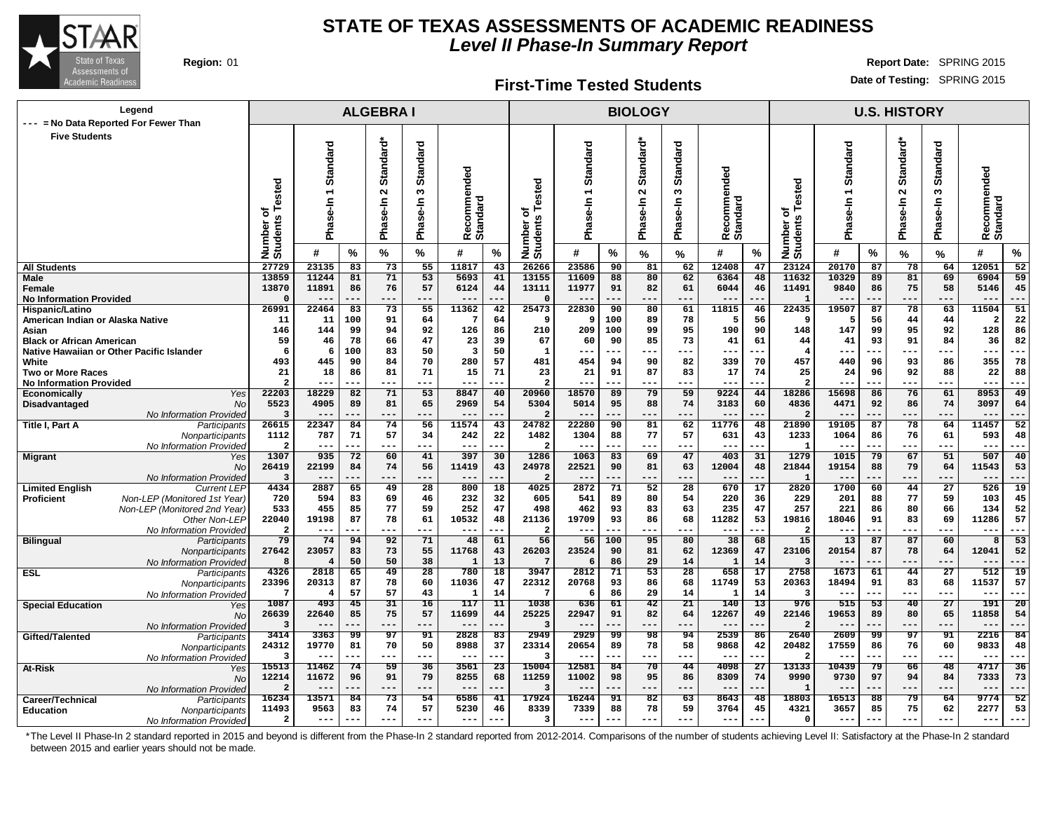# STATE OF TEXAS ASSESSMENTS OF ACADEMIC READINESS

## *Level II Phase-In Summary Report*

**Region:** 01

**Report Date:** SPRING 2015

**Date of Testing:** SPRING 2015

### First-Time Tested Students

Legend: --- = No Data Reported For Fewer Than Five Students

| | | ALGEBRA I | | | | | | | BIOLOGY | | | | | | | U.S. HISTORY | | | | | | |
|---|---|---|---|---|---|---|---|---|---|---|---|---|---|---|---|---|---|---|---|---|---|---|
| | | Number of Students Tested | Phase-In 1 Standard | | Phase-In 2 Standard* | Phase-In 3 Standard | Recommended Standard | | Number of Students Tested | Phase-In 1 Standard | | Phase-In 2 Standard* | Phase-In 3 Standard | Recommended Standard | | Number of Students Tested | Phase-In 1 Standard | | Phase-In 2 Standard* | Phase-In 3 Standard | Recommended Standard | |
| | | | # | % | % | % | # | % | | # | % | % | % | # | % | | # | % | % | % | # | % |
| **All Students** | | 27729 | 23135 | 83 | 73 | 55 | 11817 | 43 | 26266 | 23586 | 90 | 81 | 62 | 12408 | 47 | 23124 | 20170 | 87 | 78 | 64 | 12051 | 52 |
| **Male** | | 13859 | 11244 | 81 | 71 | 53 | 5693 | 41 | 13155 | 11609 | 88 | 80 | 62 | 6364 | 48 | 11632 | 10329 | 89 | 81 | 69 | 6904 | 59 |
| **Female** | | 13870 | 11891 | 86 | 76 | 57 | 6124 | 44 | 13111 | 11977 | 91 | 82 | 61 | 6044 | 46 | 11491 | 9840 | 86 | 75 | 58 | 5146 | 45 |
| **No Information Provided** | | 0 | --- | --- | --- | --- | --- | --- | 0 | --- | --- | --- | --- | --- | --- | 1 | --- | --- | --- | --- | --- | --- |
| **Hispanic/Latino** | | 26991 | 22464 | 83 | 73 | 55 | 11362 | 42 | 25473 | 22830 | 90 | 80 | 61 | 11815 | 46 | 22435 | 19507 | 87 | 78 | 63 | 11504 | 51 |
| **American Indian or Alaska Native** | | 11 | 11 | 100 | 91 | 64 | 7 | 64 | 9 | 9 | 100 | 89 | 78 | 5 | 56 | 9 | 5 | 56 | 44 | 44 | 2 | 22 |
| **Asian** | | 146 | 144 | 99 | 94 | 92 | 126 | 86 | 210 | 209 | 100 | 99 | 95 | 190 | 90 | 148 | 147 | 99 | 95 | 92 | 128 | 86 |
| **Black or African American** | | 59 | 46 | 78 | 66 | 47 | 23 | 39 | 67 | 60 | 90 | 85 | 73 | 41 | 61 | 44 | 41 | 93 | 91 | 84 | 36 | 82 |
| **Native Hawaiian or Other Pacific Islander** | | 6 | 6 | 100 | 83 | 50 | 3 | 50 | 1 | --- | --- | --- | --- | --- | --- | 4 | --- | --- | --- | --- | --- | --- |
| **White** | | 493 | 445 | 90 | 84 | 70 | 280 | 57 | 481 | 454 | 94 | 90 | 82 | 339 | 70 | 457 | 440 | 96 | 93 | 86 | 355 | 78 |
| **Two or More Races** | | 21 | 18 | 86 | 81 | 71 | 15 | 71 | 23 | 21 | 91 | 87 | 83 | 17 | 74 | 25 | 24 | 96 | 92 | 88 | 22 | 88 |
| **No Information Provided** | | 2 | --- | --- | --- | --- | --- | --- | 2 | --- | --- | --- | --- | --- | --- | 2 | --- | --- | --- | --- | --- | --- |
| **Economically Disadvantaged** | *Yes* | 22203 | 18229 | 82 | 71 | 53 | 8847 | 40 | 20960 | 18570 | 89 | 79 | 59 | 9224 | 44 | 18286 | 15698 | 86 | 76 | 61 | 8953 | 49 |
| | *No* | 5523 | 4905 | 89 | 81 | 65 | 2969 | 54 | 5304 | 5014 | 95 | 88 | 74 | 3183 | 60 | 4836 | 4471 | 92 | 86 | 74 | 3097 | 64 |
| | *No Information Provided* | 3 | --- | --- | --- | --- | --- | --- | 2 | --- | --- | --- | --- | --- | --- | 2 | --- | --- | --- | --- | --- | --- |
| **Title I, Part A** | *Participants* | 26615 | 22347 | 84 | 74 | 56 | 11574 | 43 | 24782 | 22280 | 90 | 81 | 62 | 11776 | 48 | 21890 | 19105 | 87 | 78 | 64 | 11457 | 52 |
| | *Nonparticipants* | 1112 | 787 | 71 | 57 | 34 | 242 | 22 | 1482 | 1304 | 88 | 77 | 57 | 631 | 43 | 1233 | 1064 | 86 | 76 | 61 | 593 | 48 |
| | *No Information Provided* | 2 | --- | --- | --- | --- | --- | --- | 2 | --- | --- | --- | --- | --- | --- | 1 | --- | --- | --- | --- | --- | --- |
| **Migrant** | *Yes* | 1307 | 935 | 72 | 60 | 41 | 397 | 30 | 1286 | 1063 | 83 | 69 | 47 | 403 | 31 | 1279 | 1015 | 79 | 67 | 51 | 507 | 40 |
| | *No* | 26419 | 22199 | 84 | 74 | 56 | 11419 | 43 | 24978 | 22521 | 90 | 81 | 63 | 12004 | 48 | 21844 | 19154 | 88 | 79 | 64 | 11543 | 53 |
| | *No Information Provided* | 3 | --- | --- | --- | --- | --- | --- | 2 | --- | --- | --- | --- | --- | --- | 1 | --- | --- | --- | --- | --- | --- |
| **Limited English Proficient** | *Current LEP* | 4434 | 2887 | 65 | 49 | 28 | 800 | 18 | 4025 | 2872 | 71 | 52 | 28 | 670 | 17 | 2820 | 1700 | 60 | 44 | 27 | 526 | 19 |
| | *Non-LEP (Monitored 1st Year)* | 720 | 594 | 83 | 69 | 46 | 232 | 32 | 605 | 541 | 89 | 80 | 54 | 220 | 36 | 229 | 201 | 88 | 77 | 59 | 103 | 45 |
| | *Non-LEP (Monitored 2nd Year)* | 533 | 455 | 85 | 77 | 59 | 252 | 47 | 498 | 462 | 93 | 83 | 63 | 235 | 47 | 257 | 221 | 86 | 80 | 66 | 134 | 52 |
| | *Other Non-LEP* | 22040 | 19198 | 87 | 78 | 61 | 10532 | 48 | 21136 | 19709 | 93 | 86 | 68 | 11282 | 53 | 19816 | 18046 | 91 | 83 | 69 | 11286 | 57 |
| | *No Information Provided* | 2 | --- | --- | --- | --- | --- | --- | 2 | --- | --- | --- | --- | --- | --- | 2 | --- | --- | --- | --- | --- | --- |
| **Bilingual** | *Participants* | 79 | 74 | 94 | 92 | 71 | 48 | 61 | 56 | 56 | 100 | 95 | 80 | 38 | 68 | 15 | 13 | 87 | 87 | 60 | 8 | 53 |
| | *Nonparticipants* | 27642 | 23057 | 83 | 73 | 55 | 11768 | 43 | 26203 | 23524 | 90 | 81 | 62 | 12369 | 47 | 23106 | 20154 | 87 | 78 | 64 | 12041 | 52 |
| | *No Information Provided* | 8 | 4 | 50 | 50 | 38 | 1 | 13 | 7 | 6 | 86 | 29 | 14 | 1 | 14 | 3 | --- | --- | --- | --- | --- | --- |
| **ESL** | *Participants* | 4326 | 2818 | 65 | 49 | 28 | 780 | 18 | 3947 | 2812 | 71 | 53 | 28 | 658 | 17 | 2758 | 1673 | 61 | 44 | 27 | 512 | 19 |
| | *Nonparticipants* | 23396 | 20313 | 87 | 78 | 60 | 11036 | 47 | 22312 | 20768 | 93 | 86 | 68 | 11749 | 53 | 20363 | 18494 | 91 | 83 | 68 | 11537 | 57 |
| | *No Information Provided* | 7 | 4 | 57 | 57 | 43 | 1 | 14 | 7 | 6 | 86 | 29 | 14 | 1 | 14 | 3 | --- | --- | --- | --- | --- | --- |
| **Special Education** | *Yes* | 1087 | 493 | 45 | 31 | 16 | 117 | 11 | 1038 | 636 | 61 | 42 | 21 | 140 | 13 | 976 | 515 | 53 | 40 | 27 | 191 | 20 |
| | *No* | 26639 | 22640 | 85 | 75 | 57 | 11699 | 44 | 25225 | 22947 | 91 | 82 | 64 | 12267 | 49 | 22146 | 19653 | 89 | 80 | 65 | 11858 | 54 |
| | *No Information Provided* | 3 | --- | --- | --- | --- | --- | --- | 3 | --- | --- | --- | --- | --- | --- | 2 | --- | --- | --- | --- | --- | --- |
| **Gifted/Talented** | *Participants* | 3414 | 3363 | 99 | 97 | 91 | 2828 | 83 | 2949 | 2929 | 99 | 98 | 94 | 2539 | 86 | 2640 | 2609 | 99 | 97 | 91 | 2216 | 84 |
| | *Nonparticipants* | 24312 | 19770 | 81 | 70 | 50 | 8988 | 37 | 23314 | 20654 | 89 | 78 | 58 | 9868 | 42 | 20482 | 17559 | 86 | 76 | 60 | 9833 | 48 |
| | *No Information Provided* | 3 | --- | --- | --- | --- | --- | --- | 3 | --- | --- | --- | --- | --- | --- | 2 | --- | --- | --- | --- | --- | --- |
| **At-Risk** | *Yes* | 15513 | 11462 | 74 | 59 | 36 | 3561 | 23 | 15004 | 12581 | 84 | 70 | 44 | 4098 | 27 | 13133 | 10439 | 79 | 66 | 48 | 4717 | 36 |
| | *No* | 12214 | 11672 | 96 | 91 | 79 | 8255 | 68 | 11259 | 11002 | 98 | 95 | 86 | 8309 | 74 | 9990 | 9730 | 97 | 94 | 84 | 7333 | 73 |
| | *No Information Provided* | 2 | --- | --- | --- | --- | --- | --- | 3 | --- | --- | --- | --- | --- | --- | 1 | --- | --- | --- | --- | --- | --- |
| **Career/Technical Education** | *Participants* | 16234 | 13571 | 84 | 73 | 54 | 6586 | 41 | 17924 | 16244 | 91 | 82 | 63 | 8643 | 48 | 18803 | 16513 | 88 | 79 | 64 | 9774 | 52 |
| | *Nonparticipants* | 11493 | 9563 | 83 | 74 | 57 | 5230 | 46 | 8339 | 7339 | 88 | 78 | 59 | 3764 | 45 | 4321 | 3657 | 85 | 75 | 62 | 2277 | 53 |
| | *No Information Provided* | 2 | --- | --- | --- | --- | --- | --- | 3 | --- | --- | --- | --- | --- | --- | 0 | --- | --- | --- | --- | --- | --- |

*The Level II Phase-In 2 standard reported in 2015 and beyond is different from the Phase-In 2 standard reported from 2012-2014. Comparisons of the number of students achieving Level II: Satisfactory at the Phase-In 2 standard between 2015 and earlier years should not be made.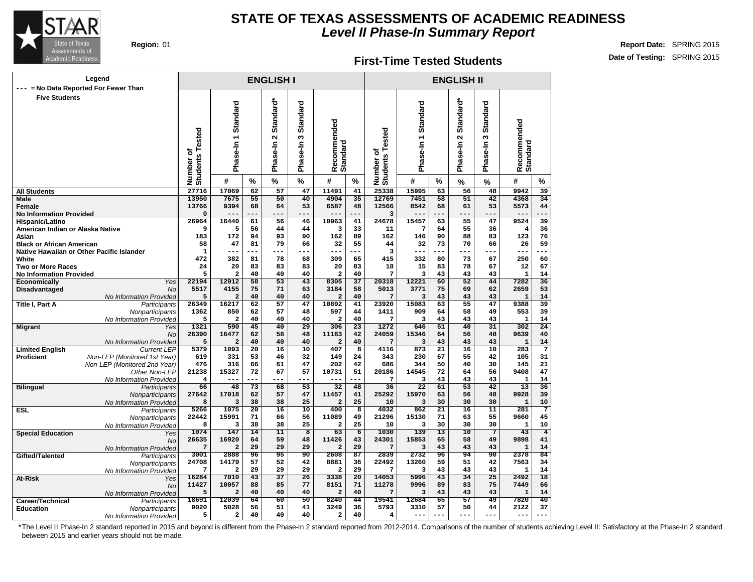# STATE OF TEXAS ASSESSMENTS OF ACADEMIC READINESS

## *Level II Phase-In Summary Report*

**Region:** 01

**Report Date:** SPRING 2015

**Date of Testing:** SPRING 2015

### First-Time Tested Students

Legend: --- = No Data Reported For Fewer Than Five Students

| | | ENGLISH I | | | | | | | ENGLISH II | | | | | | |
|---|---|---|---|---|---|---|---|---|---|---|---|---|---|---|---|
| | | Number of Students Tested | Phase-In 1 Standard | | Phase-In 2 Standard* | Phase-In 3 Standard | Recommended Standard | | Number of Students Tested | Phase-In 1 Standard | | Phase-In 2 Standard* | Phase-In 3 Standard | Recommended Standard | |
| | | | # | % | % | % | # | % | | # | % | % | % | # | % |
| **All Students** | | 27716 | 17069 | 62 | 57 | 47 | 11491 | 41 | 25338 | 15995 | 63 | 56 | 48 | 9942 | 39 |
| **Male** | | 13950 | 7675 | 55 | 50 | 40 | 4904 | 35 | 12769 | 7451 | 58 | 51 | 42 | 4368 | 34 |
| **Female** | | 13766 | 9394 | 68 | 64 | 53 | 6587 | 48 | 12566 | 8542 | 68 | 61 | 53 | 5573 | 44 |
| **No Information Provided** | | 0 | --- | --- | --- | --- | --- | --- | 3 | --- | --- | --- | --- | --- | --- |
| **Hispanic/Latino** | | 26964 | 16440 | 61 | 56 | 46 | 10963 | 41 | 24678 | 15457 | 63 | 55 | 47 | 9524 | 39 |
| **American Indian or Alaska Native** | | 9 | 5 | 56 | 44 | 44 | 3 | 33 | 11 | 7 | 64 | 55 | 36 | 4 | 36 |
| **Asian** | | 183 | 172 | 94 | 93 | 90 | 162 | 89 | 162 | 146 | 90 | 88 | 83 | 123 | 76 |
| **Black or African American** | | 58 | 47 | 81 | 79 | 66 | 32 | 55 | 44 | 32 | 73 | 70 | 66 | 26 | 59 |
| **Native Hawaiian or Other Pacific Islander** | | 1 | --- | --- | --- | --- | --- | --- | 3 | --- | --- | --- | --- | --- | --- |
| **White** | | 472 | 382 | 81 | 78 | 68 | 309 | 65 | 415 | 332 | 80 | 73 | 67 | 250 | 60 |
| **Two or More Races** | | 24 | 20 | 83 | 83 | 83 | 20 | 83 | 18 | 15 | 83 | 78 | 67 | 12 | 67 |
| **No Information Provided** | | 5 | 2 | 40 | 40 | 40 | 2 | 40 | 7 | 3 | 43 | 43 | 43 | 1 | 14 |
| **Economically Disadvantaged** | *Yes* | 22194 | 12912 | 58 | 53 | 43 | 8305 | 37 | 20318 | 12221 | 60 | 52 | 44 | 7282 | 36 |
| | *No* | 5517 | 4155 | 75 | 71 | 63 | 3184 | 58 | 5013 | 3771 | 75 | 69 | 62 | 2659 | 53 |
| | *No Information Provided* | 5 | 2 | 40 | 40 | 40 | 2 | 40 | 7 | 3 | 43 | 43 | 43 | 1 | 14 |
| **Title I, Part A** | *Participants* | 26349 | 16217 | 62 | 57 | 47 | 10892 | 41 | 23920 | 15083 | 63 | 55 | 47 | 9388 | 39 |
| | *Nonparticipants* | 1362 | 850 | 62 | 57 | 48 | 597 | 44 | 1411 | 909 | 64 | 58 | 49 | 553 | 39 |
| | *No Information Provided* | 5 | 2 | 40 | 40 | 40 | 2 | 40 | 7 | 3 | 43 | 43 | 43 | 1 | 14 |
| **Migrant** | *Yes* | 1321 | 590 | 45 | 40 | 29 | 306 | 23 | 1272 | 646 | 51 | 40 | 31 | 302 | 24 |
| | *No* | 26390 | 16477 | 62 | 58 | 48 | 11183 | 42 | 24059 | 15346 | 64 | 56 | 48 | 9639 | 40 |
| | *No Information Provided* | 5 | 2 | 40 | 40 | 40 | 2 | 40 | 7 | 3 | 43 | 43 | 43 | 1 | 14 |
| **Limited English Proficient** | *Current LEP* | 5379 | 1093 | 20 | 16 | 10 | 407 | 8 | 4116 | 873 | 21 | 16 | 10 | 283 | 7 |
| | *Non-LEP (Monitored 1st Year)* | 619 | 331 | 53 | 46 | 32 | 149 | 24 | 343 | 230 | 67 | 55 | 42 | 105 | 31 |
| | *Non-LEP (Monitored 2nd Year)* | 476 | 316 | 66 | 61 | 47 | 202 | 42 | 686 | 344 | 50 | 40 | 30 | 145 | 21 |
| | *Other Non-LEP* | 21238 | 15327 | 72 | 67 | 57 | 10731 | 51 | 20186 | 14545 | 72 | 64 | 56 | 9408 | 47 |
| | *No Information Provided* | 4 | --- | --- | --- | --- | --- | --- | 7 | 3 | 43 | 43 | 43 | 1 | 14 |
| **Bilingual** | *Participants* | 66 | 48 | 73 | 68 | 53 | 32 | 48 | 36 | 22 | 61 | 53 | 42 | 13 | 36 |
| | *Nonparticipants* | 27642 | 17018 | 62 | 57 | 47 | 11457 | 41 | 25292 | 15970 | 63 | 56 | 48 | 9928 | 39 |
| | *No Information Provided* | 8 | 3 | 38 | 38 | 25 | 2 | 25 | 10 | 3 | 30 | 30 | 30 | 1 | 10 |
| **ESL** | *Participants* | 5266 | 1075 | 20 | 16 | 10 | 400 | 8 | 4032 | 862 | 21 | 16 | 11 | 281 | 7 |
| | *Nonparticipants* | 22442 | 15991 | 71 | 66 | 56 | 11089 | 49 | 21296 | 15130 | 71 | 63 | 55 | 9660 | 45 |
| | *No Information Provided* | 8 | 3 | 38 | 38 | 25 | 2 | 25 | 10 | 3 | 30 | 30 | 30 | 1 | 10 |
| **Special Education** | *Yes* | 1074 | 147 | 14 | 11 | 8 | 63 | 6 | 1030 | 139 | 13 | 10 | 7 | 43 | 4 |
| | *No* | 26635 | 16920 | 64 | 59 | 48 | 11426 | 43 | 24301 | 15853 | 65 | 58 | 49 | 9898 | 41 |
| | *No Information Provided* | 7 | 2 | 29 | 29 | 29 | 2 | 29 | 7 | 3 | 43 | 43 | 43 | 1 | 14 |
| **Gifted/Talented** | *Participants* | 3001 | 2888 | 96 | 95 | 90 | 2608 | 87 | 2839 | 2732 | 96 | 94 | 90 | 2378 | 84 |
| | *Nonparticipants* | 24708 | 14179 | 57 | 52 | 42 | 8881 | 36 | 22492 | 13260 | 59 | 51 | 42 | 7563 | 34 |
| | *No Information Provided* | 7 | 2 | 29 | 29 | 29 | 2 | 29 | 7 | 3 | 43 | 43 | 43 | 1 | 14 |
| **At-Risk** | *Yes* | 16284 | 7010 | 43 | 37 | 26 | 3338 | 20 | 14053 | 5996 | 43 | 34 | 25 | 2492 | 18 |
| | *No* | 11427 | 10057 | 88 | 85 | 77 | 8151 | 71 | 11278 | 9996 | 89 | 83 | 75 | 7449 | 66 |
| | *No Information Provided* | 5 | 2 | 40 | 40 | 40 | 2 | 40 | 7 | 3 | 43 | 43 | 43 | 1 | 14 |
| **Career/Technical Education** | *Participants* | 18691 | 12039 | 64 | 60 | 50 | 8240 | 44 | 19541 | 12684 | 65 | 57 | 49 | 7820 | 40 |
| | *Nonparticipants* | 9020 | 5028 | 56 | 51 | 41 | 3249 | 36 | 5793 | 3310 | 57 | 50 | 44 | 2122 | 37 |
| | *No Information Provided* | 5 | 2 | 40 | 40 | 40 | 2 | 40 | 4 | --- | --- | --- | --- | --- | --- |

*The Level II Phase-In 2 standard reported in 2015 and beyond is different from the Phase-In 2 standard reported from 2012-2014. Comparisons of the number of students achieving Level II: Satisfactory at the Phase-In 2 standard between 2015 and earlier years should not be made.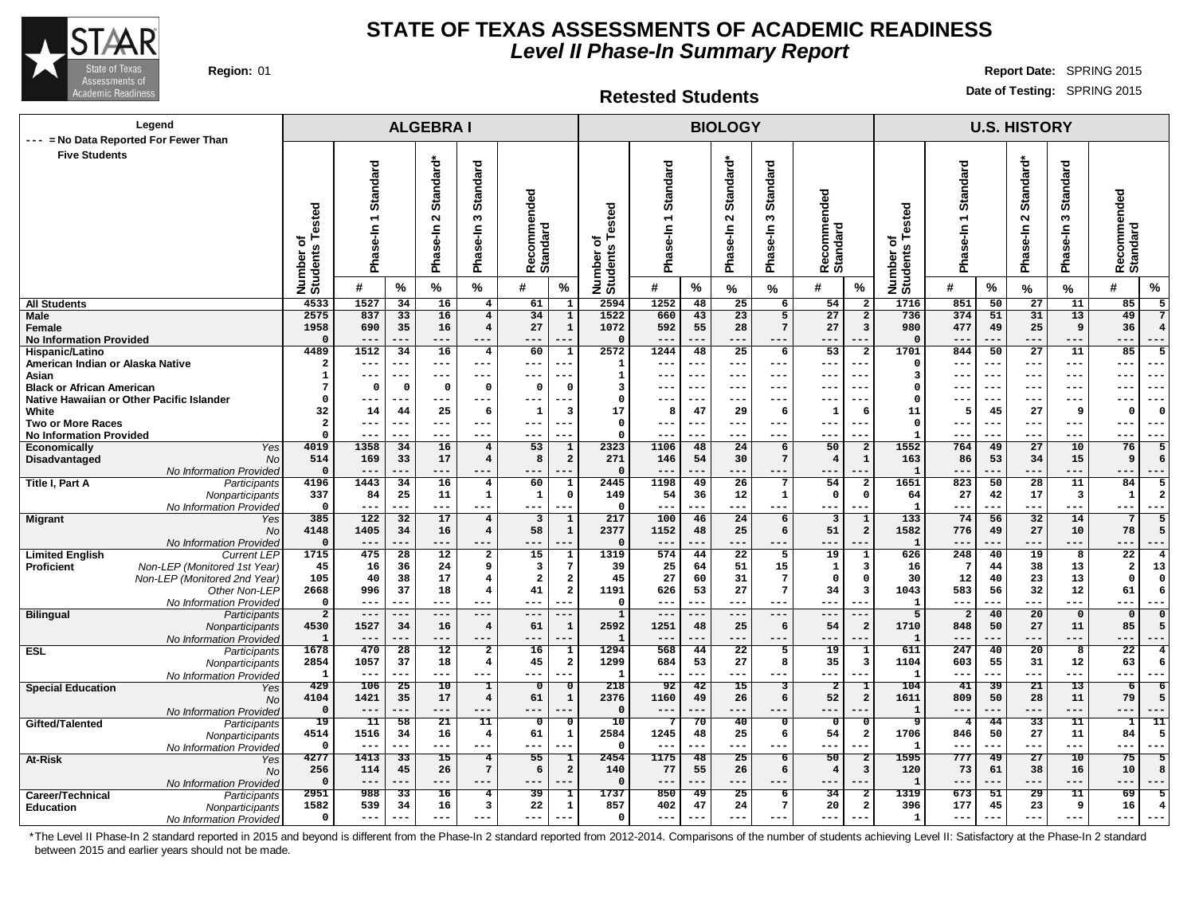# STATE OF TEXAS ASSESSMENTS OF ACADEMIC READINESS
## *Level II Phase-In Summary Report*

**Region:** 01

**Report Date:** SPRING 2015
**Date of Testing:** SPRING 2015

### Retested Students

Legend: --- = No Data Reported For Fewer Than Five Students

| Group | Subgroup | ALGEBRA I Number of Students Tested | ALGEBRA I Phase-In 1 Standard # | ALGEBRA I Phase-In 1 Standard % | ALGEBRA I Phase-In 2 Standard* % | ALGEBRA I Phase-In 3 Standard % | ALGEBRA I Recommended Standard # | ALGEBRA I Recommended Standard % | BIOLOGY Number of Students Tested | BIOLOGY Phase-In 1 Standard # | BIOLOGY Phase-In 1 Standard % | BIOLOGY Phase-In 2 Standard* % | BIOLOGY Phase-In 3 Standard % | BIOLOGY Recommended Standard # | BIOLOGY Recommended Standard % | U.S. HISTORY Number of Students Tested | U.S. HISTORY Phase-In 1 Standard # | U.S. HISTORY Phase-In 1 Standard % | U.S. HISTORY Phase-In 2 Standard* % | U.S. HISTORY Phase-In 3 Standard % | U.S. HISTORY Recommended Standard # | U.S. HISTORY Recommended Standard % |
|---|---|---|---|---|---|---|---|---|---|---|---|---|---|---|---|---|---|---|---|---|---|---|
| All Students | | 4533 | 1527 | 34 | 16 | 4 | 61 | 1 | 2594 | 1252 | 48 | 25 | 6 | 54 | 2 | 1716 | 851 | 50 | 27 | 11 | 85 | 5 |
| Male | | 2575 | 837 | 33 | 16 | 4 | 34 | 1 | 1522 | 660 | 43 | 23 | 5 | 27 | 2 | 736 | 374 | 51 | 31 | 13 | 49 | 7 |
| Female | | 1958 | 690 | 35 | 16 | 4 | 27 | 1 | 1072 | 592 | 55 | 28 | 7 | 27 | 3 | 980 | 477 | 49 | 25 | 9 | 36 | 4 |
| No Information Provided | | 0 | --- | --- | --- | --- | --- | --- | 0 | --- | --- | --- | --- | --- | --- | 0 | --- | --- | --- | --- | --- | --- |
| Hispanic/Latino | | 4489 | 1512 | 34 | 16 | 4 | 60 | 1 | 2572 | 1244 | 48 | 25 | 6 | 53 | 2 | 1701 | 844 | 50 | 27 | 11 | 85 | 5 |
| American Indian or Alaska Native | | 2 | --- | --- | --- | --- | --- | --- | 1 | --- | --- | --- | --- | --- | --- | 0 | --- | --- | --- | --- | --- | --- |
| Asian | | 1 | --- | --- | --- | --- | --- | --- | 1 | --- | --- | --- | --- | --- | --- | 3 | --- | --- | --- | --- | --- | --- |
| Black or African American | | 7 | 0 | 0 | 0 | 0 | 0 | 0 | 3 | --- | --- | --- | --- | --- | --- | 0 | --- | --- | --- | --- | --- | --- |
| Native Hawaiian or Other Pacific Islander | | 0 | --- | --- | --- | --- | --- | --- | 0 | --- | --- | --- | --- | --- | --- | 0 | --- | --- | --- | --- | --- | --- |
| White | | 32 | 14 | 44 | 25 | 6 | 1 | 3 | 17 | 8 | 47 | 29 | 6 | 1 | 6 | 11 | 5 | 45 | 27 | 9 | 0 | 0 |
| Two or More Races | | 2 | --- | --- | --- | --- | --- | --- | 0 | --- | --- | --- | --- | --- | --- | 0 | --- | --- | --- | --- | --- | --- |
| No Information Provided | | 0 | --- | --- | --- | --- | --- | --- | 0 | --- | --- | --- | --- | --- | --- | 1 | --- | --- | --- | --- | --- | --- |
| Economically Disadvantaged | Yes | 4019 | 1358 | 34 | 16 | 4 | 53 | 1 | 2323 | 1106 | 48 | 24 | 6 | 50 | 2 | 1552 | 764 | 49 | 27 | 10 | 76 | 5 |
| | No | 514 | 169 | 33 | 17 | 4 | 8 | 2 | 271 | 146 | 54 | 30 | 7 | 4 | 1 | 163 | 86 | 53 | 34 | 15 | 9 | 6 |
| | No Information Provided | 0 | --- | --- | --- | --- | --- | --- | 0 | --- | --- | --- | --- | --- | --- | 1 | --- | --- | --- | --- | --- | --- |
| Title I, Part A | Participants | 4196 | 1443 | 34 | 16 | 4 | 60 | 1 | 2445 | 1198 | 49 | 26 | 7 | 54 | 2 | 1651 | 823 | 50 | 28 | 11 | 84 | 5 |
| | Nonparticipants | 337 | 84 | 25 | 11 | 1 | 1 | 0 | 149 | 54 | 36 | 12 | 1 | 0 | 0 | 64 | 27 | 42 | 17 | 3 | 1 | 2 |
| | No Information Provided | 0 | --- | --- | --- | --- | --- | --- | 0 | --- | --- | --- | --- | --- | --- | 1 | --- | --- | --- | --- | --- | --- |
| Migrant | Yes | 385 | 122 | 32 | 17 | 4 | 3 | 1 | 217 | 100 | 46 | 24 | 6 | 3 | 1 | 133 | 74 | 56 | 32 | 14 | 7 | 5 |
| | No | 4148 | 1405 | 34 | 16 | 4 | 58 | 1 | 2377 | 1152 | 48 | 25 | 6 | 51 | 2 | 1582 | 776 | 49 | 27 | 10 | 78 | 5 |
| | No Information Provided | 0 | --- | --- | --- | --- | --- | --- | 0 | --- | --- | --- | --- | --- | --- | 1 | --- | --- | --- | --- | --- | --- |
| Limited English Proficient | Current LEP | 1715 | 475 | 28 | 12 | 2 | 15 | 1 | 1319 | 574 | 44 | 22 | 5 | 19 | 1 | 626 | 248 | 40 | 19 | 8 | 22 | 4 |
| | Non-LEP (Monitored 1st Year) | 45 | 16 | 36 | 24 | 9 | 3 | 7 | 39 | 25 | 64 | 51 | 15 | 1 | 3 | 16 | 7 | 44 | 38 | 13 | 2 | 13 |
| | Non-LEP (Monitored 2nd Year) | 105 | 40 | 38 | 17 | 4 | 2 | 2 | 45 | 27 | 60 | 31 | 7 | 0 | 0 | 30 | 12 | 40 | 23 | 13 | 0 | 0 |
| | Other Non-LEP | 2668 | 996 | 37 | 18 | 4 | 41 | 2 | 1191 | 626 | 53 | 27 | 7 | 34 | 3 | 1043 | 583 | 56 | 32 | 12 | 61 | 6 |
| | No Information Provided | 0 | --- | --- | --- | --- | --- | --- | 0 | --- | --- | --- | --- | --- | --- | 1 | --- | --- | --- | --- | --- | --- |
| Bilingual | Participants | 2 | --- | --- | --- | --- | --- | --- | 1 | --- | --- | --- | --- | --- | --- | 5 | 2 | 40 | 20 | 0 | 0 | 0 |
| | Nonparticipants | 4530 | 1527 | 34 | 16 | 4 | 61 | 1 | 2592 | 1251 | 48 | 25 | 6 | 54 | 2 | 1710 | 848 | 50 | 27 | 11 | 85 | 5 |
| | No Information Provided | 1 | --- | --- | --- | --- | --- | --- | 1 | --- | --- | --- | --- | --- | --- | 1 | --- | --- | --- | --- | --- | --- |
| ESL | Participants | 1678 | 470 | 28 | 12 | 2 | 16 | 1 | 1294 | 568 | 44 | 22 | 5 | 19 | 1 | 611 | 247 | 40 | 20 | 8 | 22 | 4 |
| | Nonparticipants | 2854 | 1057 | 37 | 18 | 4 | 45 | 2 | 1299 | 684 | 53 | 27 | 8 | 35 | 3 | 1104 | 603 | 55 | 31 | 12 | 63 | 6 |
| | No Information Provided | 1 | --- | --- | --- | --- | --- | --- | 1 | --- | --- | --- | --- | --- | --- | 1 | --- | --- | --- | --- | --- | --- |
| Special Education | Yes | 429 | 106 | 25 | 10 | 1 | 0 | 0 | 218 | 92 | 42 | 15 | 3 | 2 | 1 | 104 | 41 | 39 | 21 | 13 | 6 | 6 |
| | No | 4104 | 1421 | 35 | 17 | 4 | 61 | 1 | 2376 | 1160 | 49 | 26 | 6 | 52 | 2 | 1611 | 809 | 50 | 28 | 11 | 79 | 5 |
| | No Information Provided | 0 | --- | --- | --- | --- | --- | --- | 0 | --- | --- | --- | --- | --- | --- | 1 | --- | --- | --- | --- | --- | --- |
| Gifted/Talented | Participants | 19 | 11 | 58 | 21 | 11 | 0 | 0 | 10 | 7 | 70 | 40 | 0 | 0 | 0 | 9 | 4 | 44 | 33 | 11 | 1 | 11 |
| | Nonparticipants | 4514 | 1516 | 34 | 16 | 4 | 61 | 1 | 2584 | 1245 | 48 | 25 | 6 | 54 | 2 | 1706 | 846 | 50 | 27 | 11 | 84 | 5 |
| | No Information Provided | 0 | --- | --- | --- | --- | --- | --- | 0 | --- | --- | --- | --- | --- | --- | 1 | --- | --- | --- | --- | --- | --- |
| At-Risk | Yes | 4277 | 1413 | 33 | 15 | 4 | 55 | 1 | 2454 | 1175 | 48 | 25 | 6 | 50 | 2 | 1595 | 777 | 49 | 27 | 10 | 75 | 5 |
| | No | 256 | 114 | 45 | 26 | 7 | 6 | 2 | 140 | 77 | 55 | 26 | 6 | 4 | 3 | 120 | 73 | 61 | 38 | 16 | 10 | 8 |
| | No Information Provided | 0 | --- | --- | --- | --- | --- | --- | 0 | --- | --- | --- | --- | --- | --- | 1 | --- | --- | --- | --- | --- | --- |
| Career/Technical Education | Participants | 2951 | 988 | 33 | 16 | 4 | 39 | 1 | 1737 | 850 | 49 | 25 | 6 | 34 | 2 | 1319 | 673 | 51 | 29 | 11 | 69 | 5 |
| | Nonparticipants | 1582 | 539 | 34 | 16 | 3 | 22 | 1 | 857 | 402 | 47 | 24 | 7 | 20 | 2 | 396 | 177 | 45 | 23 | 9 | 16 | 4 |
| | No Information Provided | 0 | --- | --- | --- | --- | --- | --- | 0 | --- | --- | --- | --- | --- | --- | 1 | --- | --- | --- | --- | --- | --- |

*The Level II Phase-In 2 standard reported in 2015 and beyond is different from the Phase-In 2 standard reported from 2012-2014. Comparisons of the number of students achieving Level II: Satisfactory at the Phase-In 2 standard between 2015 and earlier years should not be made.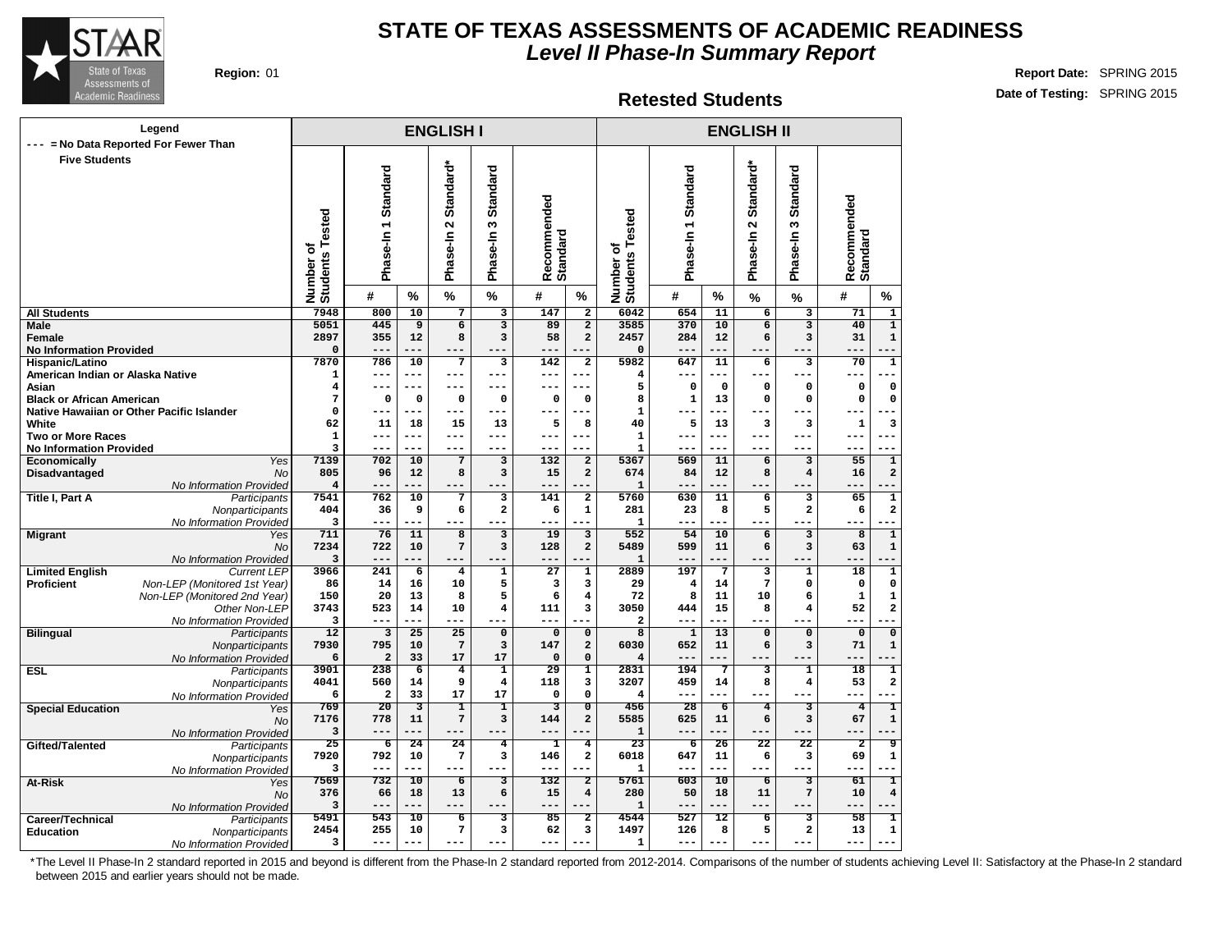# STATE OF TEXAS ASSESSMENTS OF ACADEMIC READINESS

## *Level II Phase-In Summary Report*

**Region:** 01

**Report Date:** SPRING 2015

**Date of Testing:** SPRING 2015

### Retested Students

Legend: --- = No Data Reported For Fewer Than Five Students

| | | ENGLISH I | | | | | | | ENGLISH II | | | | | | |
|---|---|---|---|---|---|---|---|---|---|---|---|---|---|---|---|
| | | Number of Students Tested | Phase-In 1 Standard | | Phase-In 2 Standard* | Phase-In 3 Standard | Recommended Standard | | Number of Students Tested | Phase-In 1 Standard | | Phase-In 2 Standard* | Phase-In 3 Standard | Recommended Standard | |
| | | | # | % | % | % | # | % | | # | % | % | % | # | % |
| **All Students** | | 7948 | 800 | 10 | 7 | 3 | 147 | 2 | 6042 | 654 | 11 | 6 | 3 | 71 | 1 |
| **Male** | | 5051 | 445 | 9 | 6 | 3 | 89 | 2 | 3585 | 370 | 10 | 6 | 3 | 40 | 1 |
| **Female** | | 2897 | 355 | 12 | 8 | 3 | 58 | 2 | 2457 | 284 | 12 | 6 | 3 | 31 | 1 |
| **No Information Provided** | | 0 | --- | --- | --- | --- | --- | --- | 0 | --- | --- | --- | --- | --- | --- |
| **Hispanic/Latino** | | 7870 | 786 | 10 | 7 | 3 | 142 | 2 | 5982 | 647 | 11 | 6 | 3 | 70 | 1 |
| **American Indian or Alaska Native** | | 1 | --- | --- | --- | --- | --- | --- | 4 | --- | --- | --- | --- | --- | --- |
| **Asian** | | 4 | --- | --- | --- | --- | --- | --- | 5 | 0 | 0 | 0 | 0 | 0 | 0 |
| **Black or African American** | | 7 | 0 | 0 | 0 | 0 | 0 | 0 | 8 | 1 | 13 | 0 | 0 | 0 | 0 |
| **Native Hawaiian or Other Pacific Islander** | | 0 | --- | --- | --- | --- | --- | --- | 1 | --- | --- | --- | --- | --- | --- |
| **White** | | 62 | 11 | 18 | 15 | 13 | 5 | 8 | 40 | 5 | 13 | 3 | 3 | 1 | 3 |
| **Two or More Races** | | 1 | --- | --- | --- | --- | --- | --- | 1 | --- | --- | --- | --- | --- | --- |
| **No Information Provided** | | 3 | --- | --- | --- | --- | --- | --- | 1 | --- | --- | --- | --- | --- | --- |
| **Economically Disadvantaged** | *Yes* | 7139 | 702 | 10 | 7 | 3 | 132 | 2 | 5367 | 569 | 11 | 6 | 3 | 55 | 1 |
| | *No* | 805 | 96 | 12 | 8 | 3 | 15 | 2 | 674 | 84 | 12 | 8 | 4 | 16 | 2 |
| | *No Information Provided* | 4 | --- | --- | --- | --- | --- | --- | 1 | --- | --- | --- | --- | --- | --- |
| **Title I, Part A** | *Participants* | 7541 | 762 | 10 | 7 | 3 | 141 | 2 | 5760 | 630 | 11 | 6 | 3 | 65 | 1 |
| | *Nonparticipants* | 404 | 36 | 9 | 6 | 2 | 6 | 1 | 281 | 23 | 8 | 5 | 2 | 6 | 2 |
| | *No Information Provided* | 3 | --- | --- | --- | --- | --- | --- | 1 | --- | --- | --- | --- | --- | --- |
| **Migrant** | *Yes* | 711 | 76 | 11 | 8 | 3 | 19 | 3 | 552 | 54 | 10 | 6 | 3 | 8 | 1 |
| | *No* | 7234 | 722 | 10 | 7 | 3 | 128 | 2 | 5489 | 599 | 11 | 6 | 3 | 63 | 1 |
| | *No Information Provided* | 3 | --- | --- | --- | --- | --- | --- | 1 | --- | --- | --- | --- | --- | --- |
| **Limited English Proficient** | *Current LEP* | 3966 | 241 | 6 | 4 | 1 | 27 | 1 | 2889 | 197 | 7 | 3 | 1 | 18 | 1 |
| | *Non-LEP (Monitored 1st Year)* | 86 | 14 | 16 | 10 | 5 | 3 | 3 | 29 | 4 | 14 | 7 | 0 | 0 | 0 |
| | *Non-LEP (Monitored 2nd Year)* | 150 | 20 | 13 | 8 | 5 | 6 | 4 | 72 | 8 | 11 | 10 | 6 | 1 | 1 |
| | *Other Non-LEP* | 3743 | 523 | 14 | 10 | 4 | 111 | 3 | 3050 | 444 | 15 | 8 | 4 | 52 | 2 |
| | *No Information Provided* | 3 | --- | --- | --- | --- | --- | --- | 2 | --- | --- | --- | --- | --- | --- |
| **Bilingual** | *Participants* | 12 | 3 | 25 | 25 | 0 | 0 | 0 | 8 | 1 | 13 | 0 | 0 | 0 | 0 |
| | *Nonparticipants* | 7930 | 795 | 10 | 7 | 3 | 147 | 2 | 6030 | 652 | 11 | 6 | 3 | 71 | 1 |
| | *No Information Provided* | 6 | 2 | 33 | 17 | 17 | 0 | 0 | 4 | --- | --- | --- | --- | --- | --- |
| **ESL** | *Participants* | 3901 | 238 | 6 | 4 | 1 | 29 | 1 | 2831 | 194 | 7 | 3 | 1 | 18 | 1 |
| | *Nonparticipants* | 4041 | 560 | 14 | 9 | 4 | 118 | 3 | 3207 | 459 | 14 | 8 | 4 | 53 | 2 |
| | *No Information Provided* | 6 | 2 | 33 | 17 | 17 | 0 | 0 | 4 | --- | --- | --- | --- | --- | --- |
| **Special Education** | *Yes* | 769 | 20 | 3 | 1 | 1 | 3 | 0 | 456 | 28 | 6 | 4 | 3 | 4 | 1 |
| | *No* | 7176 | 778 | 11 | 7 | 3 | 144 | 2 | 5585 | 625 | 11 | 6 | 3 | 67 | 1 |
| | *No Information Provided* | 3 | --- | --- | --- | --- | --- | --- | 1 | --- | --- | --- | --- | --- | --- |
| **Gifted/Talented** | *Participants* | 25 | 6 | 24 | 24 | 4 | 1 | 4 | 23 | 6 | 26 | 22 | 22 | 2 | 9 |
| | *Nonparticipants* | 7920 | 792 | 10 | 7 | 3 | 146 | 2 | 6018 | 647 | 11 | 6 | 3 | 69 | 1 |
| | *No Information Provided* | 3 | --- | --- | --- | --- | --- | --- | 1 | --- | --- | --- | --- | --- | --- |
| **At-Risk** | *Yes* | 7569 | 732 | 10 | 6 | 3 | 132 | 2 | 5761 | 603 | 10 | 6 | 3 | 61 | 1 |
| | *No* | 376 | 66 | 18 | 13 | 6 | 15 | 4 | 280 | 50 | 18 | 11 | 7 | 10 | 4 |
| | *No Information Provided* | 3 | --- | --- | --- | --- | --- | --- | 1 | --- | --- | --- | --- | --- | --- |
| **Career/Technical Education** | *Participants* | 5491 | 543 | 10 | 6 | 3 | 85 | 2 | 4544 | 527 | 12 | 6 | 3 | 58 | 1 |
| | *Nonparticipants* | 2454 | 255 | 10 | 7 | 3 | 62 | 3 | 1497 | 126 | 8 | 5 | 2 | 13 | 1 |
| | *No Information Provided* | 3 | --- | --- | --- | --- | --- | --- | 1 | --- | --- | --- | --- | --- | --- |

*The Level II Phase-In 2 standard reported in 2015 and beyond is different from the Phase-In 2 standard reported from 2012-2014. Comparisons of the number of students achieving Level II: Satisfactory at the Phase-In 2 standard between 2015 and earlier years should not be made.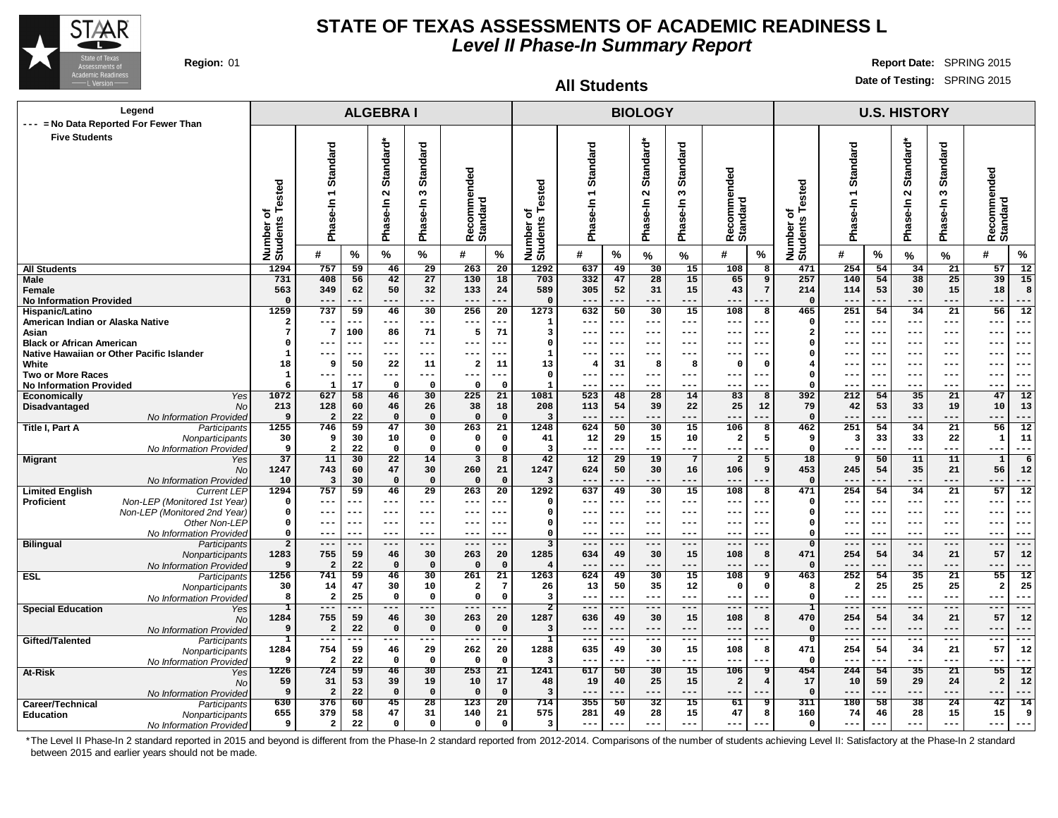# STATE OF TEXAS ASSESSMENTS OF ACADEMIC READINESS L

## *Level II Phase-In Summary Report*

**Region:** 01

**Report Date:** SPRING 2015

**Date of Testing:** SPRING 2015

### All Students

Legend: --- = No Data Reported For Fewer Than Five Students

| | | ALGEBRA I | | | | | | | BIOLOGY | | | | | | | U.S. HISTORY | | | | | | |
|---|---|---|---|---|---|---|---|---|---|---|---|---|---|---|---|---|---|---|---|---|---|---|
| | | Number of Students Tested | Phase-In 1 Standard | | Phase-In 2 Standard* | Phase-In 3 Standard | Recommended Standard | | Number of Students Tested | Phase-In 1 Standard | | Phase-In 2 Standard* | Phase-In 3 Standard | Recommended Standard | | Number of Students Tested | Phase-In 1 Standard | | Phase-In 2 Standard* | Phase-In 3 Standard | Recommended Standard | |
| | | | # | % | % | % | # | % | | # | % | % | % | # | % | | # | % | % | % | # | % |
| **All Students** | | 1294 | 757 | 59 | 46 | 29 | 263 | 20 | 1292 | 637 | 49 | 30 | 15 | 108 | 8 | 471 | 254 | 54 | 34 | 21 | 57 | 12 |
| **Male** | | 731 | 408 | 56 | 42 | 27 | 130 | 18 | 703 | 332 | 47 | 28 | 15 | 65 | 9 | 257 | 140 | 54 | 38 | 25 | 39 | 15 |
| **Female** | | 563 | 349 | 62 | 50 | 32 | 133 | 24 | 589 | 305 | 52 | 31 | 15 | 43 | 7 | 214 | 114 | 53 | 30 | 15 | 18 | 8 |
| **No Information Provided** | | 0 | --- | --- | --- | --- | --- | --- | 0 | --- | --- | --- | --- | --- | --- | 0 | --- | --- | --- | --- | --- | --- |
| **Hispanic/Latino** | | 1259 | 737 | 59 | 46 | 30 | 256 | 20 | 1273 | 632 | 50 | 30 | 15 | 108 | 8 | 465 | 251 | 54 | 34 | 21 | 56 | 12 |
| **American Indian or Alaska Native** | | 2 | --- | --- | --- | --- | --- | --- | 1 | --- | --- | --- | --- | --- | --- | 0 | --- | --- | --- | --- | --- | --- |
| **Asian** | | 7 | 7 | 100 | 86 | 71 | 5 | 71 | 3 | --- | --- | --- | --- | --- | --- | 2 | --- | --- | --- | --- | --- | --- |
| **Black or African American** | | 0 | --- | --- | --- | --- | --- | --- | 0 | --- | --- | --- | --- | --- | --- | 0 | --- | --- | --- | --- | --- | --- |
| **Native Hawaiian or Other Pacific Islander** | | 1 | --- | --- | --- | --- | --- | --- | 1 | --- | --- | --- | --- | --- | --- | 0 | --- | --- | --- | --- | --- | --- |
| **White** | | 18 | 9 | 50 | 22 | 11 | 2 | 11 | 13 | 4 | 31 | 8 | 8 | 0 | 0 | 4 | --- | --- | --- | --- | --- | --- |
| **Two or More Races** | | 1 | --- | --- | --- | --- | --- | --- | 0 | --- | --- | --- | --- | --- | --- | 0 | --- | --- | --- | --- | --- | --- |
| **No Information Provided** | | 6 | 1 | 17 | 0 | 0 | 0 | 0 | 1 | --- | --- | --- | --- | --- | --- | 0 | --- | --- | --- | --- | --- | --- |
| **Economically Disadvantaged** | *Yes* | 1072 | 627 | 58 | 46 | 30 | 225 | 21 | 1081 | 523 | 48 | 28 | 14 | 83 | 8 | 392 | 212 | 54 | 35 | 21 | 47 | 12 |
| | *No* | 213 | 128 | 60 | 46 | 26 | 38 | 18 | 208 | 113 | 54 | 39 | 22 | 25 | 12 | 79 | 42 | 53 | 33 | 19 | 10 | 13 |
| | *No Information Provided* | 9 | 2 | 22 | 0 | 0 | 0 | 0 | 3 | --- | --- | --- | --- | --- | --- | 0 | --- | --- | --- | --- | --- | --- |
| **Title I, Part A** | *Participants* | 1255 | 746 | 59 | 47 | 30 | 263 | 21 | 1248 | 624 | 50 | 30 | 15 | 106 | 8 | 462 | 251 | 54 | 34 | 21 | 56 | 12 |
| | *Nonparticipants* | 30 | 9 | 30 | 10 | 0 | 0 | 0 | 41 | 12 | 29 | 15 | 10 | 2 | 5 | 9 | 3 | 33 | 33 | 22 | 1 | 11 |
| | *No Information Provided* | 9 | 2 | 22 | 0 | 0 | 0 | 0 | 3 | --- | --- | --- | --- | --- | --- | 0 | --- | --- | --- | --- | --- | --- |
| **Migrant** | *Yes* | 37 | 11 | 30 | 22 | 14 | 3 | 8 | 42 | 12 | 29 | 19 | 7 | 2 | 5 | 18 | 9 | 50 | 11 | 11 | 1 | 6 |
| | *No* | 1247 | 743 | 60 | 47 | 30 | 260 | 21 | 1247 | 624 | 50 | 30 | 16 | 106 | 9 | 453 | 245 | 54 | 35 | 21 | 56 | 12 |
| | *No Information Provided* | 10 | 3 | 30 | 0 | 0 | 0 | 0 | 3 | --- | --- | --- | --- | --- | --- | 0 | --- | --- | --- | --- | --- | --- |
| **Limited English Proficient** | *Current LEP* | 1294 | 757 | 59 | 46 | 29 | 263 | 20 | 1292 | 637 | 49 | 30 | 15 | 108 | 8 | 471 | 254 | 54 | 34 | 21 | 57 | 12 |
| | *Non-LEP (Monitored 1st Year)* | 0 | --- | --- | --- | --- | --- | --- | 0 | --- | --- | --- | --- | --- | --- | 0 | --- | --- | --- | --- | --- | --- |
| | *Non-LEP (Monitored 2nd Year)* | 0 | --- | --- | --- | --- | --- | --- | 0 | --- | --- | --- | --- | --- | --- | 0 | --- | --- | --- | --- | --- | --- |
| | *Other Non-LEP* | 0 | --- | --- | --- | --- | --- | --- | 0 | --- | --- | --- | --- | --- | --- | 0 | --- | --- | --- | --- | --- | --- |
| | *No Information Provided* | 0 | --- | --- | --- | --- | --- | --- | 0 | --- | --- | --- | --- | --- | --- | 0 | --- | --- | --- | --- | --- | --- |
| **Bilingual** | *Participants* | 2 | --- | --- | --- | --- | --- | --- | 3 | --- | --- | --- | --- | --- | --- | 0 | --- | --- | --- | --- | --- | --- |
| | *Nonparticipants* | 1283 | 755 | 59 | 46 | 30 | 263 | 20 | 1285 | 634 | 49 | 30 | 15 | 108 | 8 | 471 | 254 | 54 | 34 | 21 | 57 | 12 |
| | *No Information Provided* | 9 | 2 | 22 | 0 | 0 | 0 | 0 | 4 | --- | --- | --- | --- | --- | --- | 0 | --- | --- | --- | --- | --- | --- |
| **ESL** | *Participants* | 1256 | 741 | 59 | 46 | 30 | 261 | 21 | 1263 | 624 | 49 | 30 | 15 | 108 | 9 | 463 | 252 | 54 | 35 | 21 | 55 | 12 |
| | *Nonparticipants* | 30 | 14 | 47 | 30 | 10 | 2 | 7 | 26 | 13 | 50 | 35 | 12 | 0 | 0 | 8 | 2 | 25 | 25 | 25 | 2 | 25 |
| | *No Information Provided* | 8 | 2 | 25 | 0 | 0 | 0 | 0 | 3 | --- | --- | --- | --- | --- | --- | 0 | --- | --- | --- | --- | --- | --- |
| **Special Education** | *Yes* | 1 | --- | --- | --- | --- | --- | --- | 2 | --- | --- | --- | --- | --- | --- | 1 | --- | --- | --- | --- | --- | --- |
| | *No* | 1284 | 755 | 59 | 46 | 30 | 263 | 20 | 1287 | 636 | 49 | 30 | 15 | 108 | 8 | 470 | 254 | 54 | 34 | 21 | 57 | 12 |
| | *No Information Provided* | 9 | 2 | 22 | 0 | 0 | 0 | 0 | 3 | --- | --- | --- | --- | --- | --- | 0 | --- | --- | --- | --- | --- | --- |
| **Gifted/Talented** | *Participants* | 1 | --- | --- | --- | --- | --- | --- | 1 | --- | --- | --- | --- | --- | --- | 0 | --- | --- | --- | --- | --- | --- |
| | *Nonparticipants* | 1284 | 754 | 59 | 46 | 29 | 262 | 20 | 1288 | 635 | 49 | 30 | 15 | 108 | 8 | 471 | 254 | 54 | 34 | 21 | 57 | 12 |
| | *No Information Provided* | 9 | 2 | 22 | 0 | 0 | 0 | 0 | 3 | --- | --- | --- | --- | --- | --- | 0 | --- | --- | --- | --- | --- | --- |
| **At-Risk** | *Yes* | 1226 | 724 | 59 | 46 | 30 | 253 | 21 | 1241 | 617 | 50 | 30 | 15 | 106 | 9 | 454 | 244 | 54 | 35 | 21 | 55 | 12 |
| | *No* | 59 | 31 | 53 | 39 | 19 | 10 | 17 | 48 | 19 | 40 | 25 | 15 | 2 | 4 | 17 | 10 | 59 | 29 | 24 | 2 | 12 |
| | *No Information Provided* | 9 | 2 | 22 | 0 | 0 | 0 | 0 | 3 | --- | --- | --- | --- | --- | --- | 0 | --- | --- | --- | --- | --- | --- |
| **Career/Technical Education** | *Participants* | 630 | 376 | 60 | 45 | 28 | 123 | 20 | 714 | 355 | 50 | 32 | 15 | 61 | 9 | 311 | 180 | 58 | 38 | 24 | 42 | 14 |
| | *Nonparticipants* | 655 | 379 | 58 | 47 | 31 | 140 | 21 | 575 | 281 | 49 | 28 | 15 | 47 | 8 | 160 | 74 | 46 | 28 | 15 | 15 | 9 |
| | *No Information Provided* | 9 | 2 | 22 | 0 | 0 | 0 | 0 | 3 | --- | --- | --- | --- | --- | --- | 0 | --- | --- | --- | --- | --- | --- |

*The Level II Phase-In 2 standard reported in 2015 and beyond is different from the Phase-In 2 standard reported from 2012-2014. Comparisons of the number of students achieving Level II: Satisfactory at the Phase-In 2 standard between 2015 and earlier years should not be made.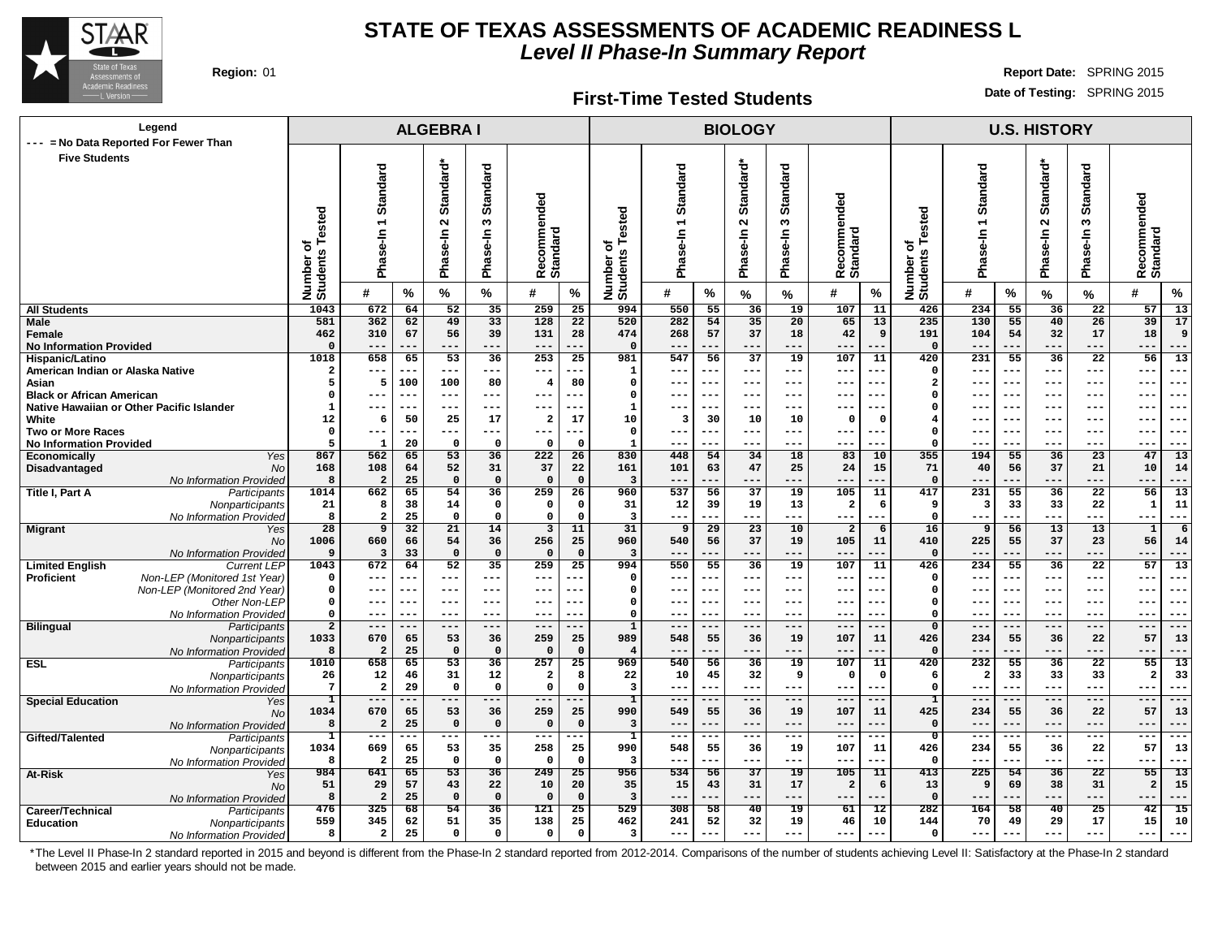# STATE OF TEXAS ASSESSMENTS OF ACADEMIC READINESS L

## *Level II Phase-In Summary Report*

**Region:** 01

**Report Date:** SPRING 2015

**Date of Testing:** SPRING 2015

### First-Time Tested Students

Legend: --- = No Data Reported For Fewer Than Five Students

| | | ALGEBRA I | | | | | | | BIOLOGY | | | | | | | U.S. HISTORY | | | | | | |
|---|---|---|---|---|---|---|---|---|---|---|---|---|---|---|---|---|---|---|---|---|---|---|
| | | Number of Students Tested | Phase-In 1 Standard | | Phase-In 2 Standard* | Phase-In 3 Standard | Recommended Standard | | Number of Students Tested | Phase-In 1 Standard | | Phase-In 2 Standard* | Phase-In 3 Standard | Recommended Standard | | Number of Students Tested | Phase-In 1 Standard | | Phase-In 2 Standard* | Phase-In 3 Standard | Recommended Standard | |
| | | | # | % | % | % | # | % | | # | % | % | % | # | % | | # | % | % | % | # | % |
| **All Students** | | 1043 | 672 | 64 | 52 | 35 | 259 | 25 | 994 | 550 | 55 | 36 | 19 | 107 | 11 | 426 | 234 | 55 | 36 | 22 | 57 | 13 |
| **Male** | | 581 | 362 | 62 | 49 | 33 | 128 | 22 | 520 | 282 | 54 | 35 | 20 | 65 | 13 | 235 | 130 | 55 | 40 | 26 | 39 | 17 |
| **Female** | | 462 | 310 | 67 | 56 | 39 | 131 | 28 | 474 | 268 | 57 | 37 | 18 | 42 | 9 | 191 | 104 | 54 | 32 | 17 | 18 | 9 |
| **No Information Provided** | | 0 | --- | --- | --- | --- | --- | --- | 0 | --- | --- | --- | --- | --- | --- | 0 | --- | --- | --- | --- | --- | --- |
| **Hispanic/Latino** | | 1018 | 658 | 65 | 53 | 36 | 253 | 25 | 981 | 547 | 56 | 37 | 19 | 107 | 11 | 420 | 231 | 55 | 36 | 22 | 56 | 13 |
| **American Indian or Alaska Native** | | 2 | --- | --- | --- | --- | --- | --- | 1 | --- | --- | --- | --- | --- | --- | 0 | --- | --- | --- | --- | --- | --- |
| **Asian** | | 5 | 5 | 100 | 100 | 80 | 4 | 80 | 0 | --- | --- | --- | --- | --- | --- | 2 | --- | --- | --- | --- | --- | --- |
| **Black or African American** | | 0 | --- | --- | --- | --- | --- | --- | 0 | --- | --- | --- | --- | --- | --- | 0 | --- | --- | --- | --- | --- | --- |
| **Native Hawaiian or Other Pacific Islander** | | 1 | --- | --- | --- | --- | --- | --- | 1 | --- | --- | --- | --- | --- | --- | 0 | --- | --- | --- | --- | --- | --- |
| **White** | | 12 | 6 | 50 | 25 | 17 | 2 | 17 | 10 | 3 | 30 | 10 | 10 | 0 | 0 | 4 | --- | --- | --- | --- | --- | --- |
| **Two or More Races** | | 0 | --- | --- | --- | --- | --- | --- | 0 | --- | --- | --- | --- | --- | --- | 0 | --- | --- | --- | --- | --- | --- |
| **No Information Provided** | | 5 | 1 | 20 | 0 | 0 | 0 | 0 | 1 | --- | --- | --- | --- | --- | --- | 0 | --- | --- | --- | --- | --- | --- |
| **Economically Disadvantaged** | *Yes* | 867 | 562 | 65 | 53 | 36 | 222 | 26 | 830 | 448 | 54 | 34 | 18 | 83 | 10 | 355 | 194 | 55 | 36 | 23 | 47 | 13 |
| | *No* | 168 | 108 | 64 | 52 | 31 | 37 | 22 | 161 | 101 | 63 | 47 | 25 | 24 | 15 | 71 | 40 | 56 | 37 | 21 | 10 | 14 |
| | *No Information Provided* | 8 | 2 | 25 | 0 | 0 | 0 | 0 | 3 | --- | --- | --- | --- | --- | --- | 0 | --- | --- | --- | --- | --- | --- |
| **Title I, Part A** | *Participants* | 1014 | 662 | 65 | 54 | 36 | 259 | 26 | 960 | 537 | 56 | 37 | 19 | 105 | 11 | 417 | 231 | 55 | 36 | 22 | 56 | 13 |
| | *Nonparticipants* | 21 | 8 | 38 | 14 | 0 | 0 | 0 | 31 | 12 | 39 | 19 | 13 | 2 | 6 | 9 | 3 | 33 | 33 | 22 | 1 | 11 |
| | *No Information Provided* | 8 | 2 | 25 | 0 | 0 | 0 | 0 | 3 | --- | --- | --- | --- | --- | --- | 0 | --- | --- | --- | --- | --- | --- |
| **Migrant** | *Yes* | 28 | 9 | 32 | 21 | 14 | 3 | 11 | 31 | 9 | 29 | 23 | 10 | 2 | 6 | 16 | 9 | 56 | 13 | 13 | 1 | 6 |
| | *No* | 1006 | 660 | 66 | 54 | 36 | 256 | 25 | 960 | 540 | 56 | 37 | 19 | 105 | 11 | 410 | 225 | 55 | 37 | 23 | 56 | 14 |
| | *No Information Provided* | 9 | 3 | 33 | 0 | 0 | 0 | 0 | 3 | --- | --- | --- | --- | --- | --- | 0 | --- | --- | --- | --- | --- | --- |
| **Limited English Proficient** | *Current LEP* | 1043 | 672 | 64 | 52 | 35 | 259 | 25 | 994 | 550 | 55 | 36 | 19 | 107 | 11 | 426 | 234 | 55 | 36 | 22 | 57 | 13 |
| | *Non-LEP (Monitored 1st Year)* | 0 | --- | --- | --- | --- | --- | --- | 0 | --- | --- | --- | --- | --- | --- | 0 | --- | --- | --- | --- | --- | --- |
| | *Non-LEP (Monitored 2nd Year)* | 0 | --- | --- | --- | --- | --- | --- | 0 | --- | --- | --- | --- | --- | --- | 0 | --- | --- | --- | --- | --- | --- |
| | *Other Non-LEP* | 0 | --- | --- | --- | --- | --- | --- | 0 | --- | --- | --- | --- | --- | --- | 0 | --- | --- | --- | --- | --- | --- |
| | *No Information Provided* | 0 | --- | --- | --- | --- | --- | --- | 0 | --- | --- | --- | --- | --- | --- | 0 | --- | --- | --- | --- | --- | --- |
| **Bilingual** | *Participants* | 2 | --- | --- | --- | --- | --- | --- | 1 | --- | --- | --- | --- | --- | --- | 0 | --- | --- | --- | --- | --- | --- |
| | *Nonparticipants* | 1033 | 670 | 65 | 53 | 36 | 259 | 25 | 989 | 548 | 55 | 36 | 19 | 107 | 11 | 426 | 234 | 55 | 36 | 22 | 57 | 13 |
| | *No Information Provided* | 8 | 2 | 25 | 0 | 0 | 0 | 0 | 4 | --- | --- | --- | --- | --- | --- | 0 | --- | --- | --- | --- | --- | --- |
| **ESL** | *Participants* | 1010 | 658 | 65 | 53 | 36 | 257 | 25 | 969 | 540 | 56 | 36 | 19 | 107 | 11 | 420 | 232 | 55 | 36 | 22 | 55 | 13 |
| | *Nonparticipants* | 26 | 12 | 46 | 31 | 12 | 2 | 8 | 22 | 10 | 45 | 32 | 9 | 0 | 0 | 6 | 2 | 33 | 33 | 33 | 2 | 33 |
| | *No Information Provided* | 7 | 2 | 29 | 0 | 0 | 0 | 0 | 3 | --- | --- | --- | --- | --- | --- | 0 | --- | --- | --- | --- | --- | --- |
| **Special Education** | *Yes* | 1 | --- | --- | --- | --- | --- | --- | 1 | --- | --- | --- | --- | --- | --- | 1 | --- | --- | --- | --- | --- | --- |
| | *No* | 1034 | 670 | 65 | 53 | 36 | 259 | 25 | 990 | 549 | 55 | 36 | 19 | 107 | 11 | 425 | 234 | 55 | 36 | 22 | 57 | 13 |
| | *No Information Provided* | 8 | 2 | 25 | 0 | 0 | 0 | 0 | 3 | --- | --- | --- | --- | --- | --- | 0 | --- | --- | --- | --- | --- | --- |
| **Gifted/Talented** | *Participants* | 1 | --- | --- | --- | --- | --- | --- | 1 | --- | --- | --- | --- | --- | --- | 0 | --- | --- | --- | --- | --- | --- |
| | *Nonparticipants* | 1034 | 669 | 65 | 53 | 35 | 258 | 25 | 990 | 548 | 55 | 36 | 19 | 107 | 11 | 426 | 234 | 55 | 36 | 22 | 57 | 13 |
| | *No Information Provided* | 8 | 2 | 25 | 0 | 0 | 0 | 0 | 3 | --- | --- | --- | --- | --- | --- | 0 | --- | --- | --- | --- | --- | --- |
| **At-Risk** | *Yes* | 984 | 641 | 65 | 53 | 36 | 249 | 25 | 956 | 534 | 56 | 37 | 19 | 105 | 11 | 413 | 225 | 54 | 36 | 22 | 55 | 13 |
| | *No* | 51 | 29 | 57 | 43 | 22 | 10 | 20 | 35 | 15 | 43 | 31 | 17 | 2 | 6 | 13 | 9 | 69 | 38 | 31 | 2 | 15 |
| | *No Information Provided* | 8 | 2 | 25 | 0 | 0 | 0 | 0 | 3 | --- | --- | --- | --- | --- | --- | 0 | --- | --- | --- | --- | --- | --- |
| **Career/Technical Education** | *Participants* | 476 | 325 | 68 | 54 | 36 | 121 | 25 | 529 | 308 | 58 | 40 | 19 | 61 | 12 | 282 | 164 | 58 | 40 | 25 | 42 | 15 |
| | *Nonparticipants* | 559 | 345 | 62 | 51 | 35 | 138 | 25 | 462 | 241 | 52 | 32 | 19 | 46 | 10 | 144 | 70 | 49 | 29 | 17 | 15 | 10 |
| | *No Information Provided* | 8 | 2 | 25 | 0 | 0 | 0 | 0 | 3 | --- | --- | --- | --- | --- | --- | 0 | --- | --- | --- | --- | --- | --- |

*The Level II Phase-In 2 standard reported in 2015 and beyond is different from the Phase-In 2 standard reported from 2012-2014. Comparisons of the number of students achieving Level II: Satisfactory at the Phase-In 2 standard between 2015 and earlier years should not be made.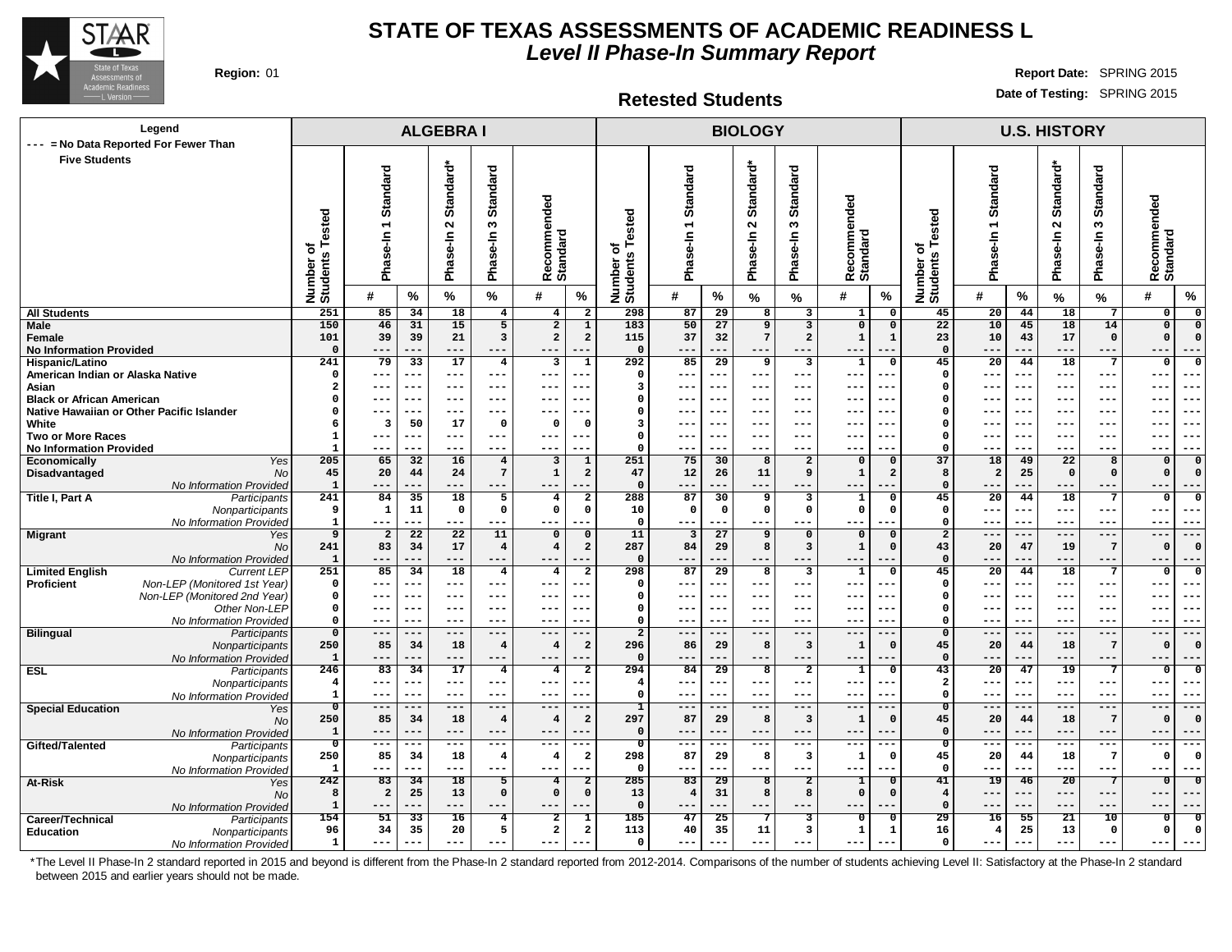# STATE OF TEXAS ASSESSMENTS OF ACADEMIC READINESS L

## *Level II Phase-In Summary Report*

**Region:** 01

**Report Date:** SPRING 2015

**Date of Testing:** SPRING 2015

### Retested Students

Legend: --- = No Data Reported For Fewer Than Five Students

| | | ALGEBRA I | | | | | | | BIOLOGY | | | | | | | U.S. HISTORY | | | | | | |
|---|---|---|---|---|---|---|---|---|---|---|---|---|---|---|---|---|---|---|---|---|---|---|
| | | Number of Students Tested | Phase-In 1 Standard | | Phase-In 2 Standard* | Phase-In 3 Standard | Recommended Standard | | Number of Students Tested | Phase-In 1 Standard | | Phase-In 2 Standard* | Phase-In 3 Standard | Recommended Standard | | Number of Students Tested | Phase-In 1 Standard | | Phase-In 2 Standard* | Phase-In 3 Standard | Recommended Standard | |
| | | | # | % | % | % | # | % | | # | % | % | % | # | % | | # | % | % | % | # | % |
| **All Students** | | 251 | 85 | 34 | 18 | 4 | 4 | 2 | 298 | 87 | 29 | 8 | 3 | 1 | 0 | 45 | 20 | 44 | 18 | 7 | 0 | 0 |
| **Male** | | 150 | 46 | 31 | 15 | 5 | 2 | 1 | 183 | 50 | 27 | 9 | 3 | 0 | 0 | 22 | 10 | 45 | 18 | 14 | 0 | 0 |
| **Female** | | 101 | 39 | 39 | 21 | 3 | 2 | 2 | 115 | 37 | 32 | 7 | 2 | 1 | 1 | 23 | 10 | 43 | 17 | 0 | 0 | 0 |
| **No Information Provided** | | 0 | --- | --- | --- | --- | --- | --- | 0 | --- | --- | --- | --- | --- | --- | 0 | --- | --- | --- | --- | --- | --- |
| **Hispanic/Latino** | | 241 | 79 | 33 | 17 | 4 | 3 | 1 | 292 | 85 | 29 | 9 | 3 | 1 | 0 | 45 | 20 | 44 | 18 | 7 | 0 | 0 |
| **American Indian or Alaska Native** | | 0 | --- | --- | --- | --- | --- | --- | 0 | --- | --- | --- | --- | --- | --- | 0 | --- | --- | --- | --- | --- | --- |
| **Asian** | | 2 | --- | --- | --- | --- | --- | --- | 3 | --- | --- | --- | --- | --- | --- | 0 | --- | --- | --- | --- | --- | --- |
| **Black or African American** | | 0 | --- | --- | --- | --- | --- | --- | 0 | --- | --- | --- | --- | --- | --- | 0 | --- | --- | --- | --- | --- | --- |
| **Native Hawaiian or Other Pacific Islander** | | 0 | --- | --- | --- | --- | --- | --- | 0 | --- | --- | --- | --- | --- | --- | 0 | --- | --- | --- | --- | --- | --- |
| **White** | | 6 | 3 | 50 | 17 | 0 | 0 | 0 | 3 | --- | --- | --- | --- | --- | --- | 0 | --- | --- | --- | --- | --- | --- |
| **Two or More Races** | | 1 | --- | --- | --- | --- | --- | --- | 0 | --- | --- | --- | --- | --- | --- | 0 | --- | --- | --- | --- | --- | --- |
| **No Information Provided** | | 1 | --- | --- | --- | --- | --- | --- | 0 | --- | --- | --- | --- | --- | --- | 0 | --- | --- | --- | --- | --- | --- |
| **Economically Disadvantaged** | *Yes* | 205 | 65 | 32 | 16 | 4 | 3 | 1 | 251 | 75 | 30 | 8 | 2 | 0 | 0 | 37 | 18 | 49 | 22 | 8 | 0 | 0 |
| | *No* | 45 | 20 | 44 | 24 | 7 | 1 | 2 | 47 | 12 | 26 | 11 | 9 | 1 | 2 | 8 | 2 | 25 | 0 | 0 | 0 | 0 |
| | *No Information Provided* | 1 | --- | --- | --- | --- | --- | --- | 0 | --- | --- | --- | --- | --- | --- | 0 | --- | --- | --- | --- | --- | --- |
| **Title I, Part A** | *Participants* | 241 | 84 | 35 | 18 | 5 | 4 | 2 | 288 | 87 | 30 | 9 | 3 | 1 | 0 | 45 | 20 | 44 | 18 | 7 | 0 | 0 |
| | *Nonparticipants* | 9 | 1 | 11 | 0 | 0 | 0 | 0 | 10 | 0 | 0 | 0 | 0 | 0 | 0 | 0 | --- | --- | --- | --- | --- | --- |
| | *No Information Provided* | 1 | --- | --- | --- | --- | --- | --- | 0 | --- | --- | --- | --- | --- | --- | 0 | --- | --- | --- | --- | --- | --- |
| **Migrant** | *Yes* | 9 | 2 | 22 | 22 | 11 | 0 | 0 | 11 | 3 | 27 | 9 | 0 | 0 | 0 | 2 | --- | --- | --- | --- | --- | --- |
| | *No* | 241 | 83 | 34 | 17 | 4 | 4 | 2 | 287 | 84 | 29 | 8 | 3 | 1 | 0 | 43 | 20 | 47 | 19 | 7 | 0 | 0 |
| | *No Information Provided* | 1 | --- | --- | --- | --- | --- | --- | 0 | --- | --- | --- | --- | --- | --- | 0 | --- | --- | --- | --- | --- | --- |
| **Limited English Proficient** | *Current LEP* | 251 | 85 | 34 | 18 | 4 | 4 | 2 | 298 | 87 | 29 | 8 | 3 | 1 | 0 | 45 | 20 | 44 | 18 | 7 | 0 | 0 |
| | *Non-LEP (Monitored 1st Year)* | 0 | --- | --- | --- | --- | --- | --- | 0 | --- | --- | --- | --- | --- | --- | 0 | --- | --- | --- | --- | --- | --- |
| | *Non-LEP (Monitored 2nd Year)* | 0 | --- | --- | --- | --- | --- | --- | 0 | --- | --- | --- | --- | --- | --- | 0 | --- | --- | --- | --- | --- | --- |
| | *Other Non-LEP* | 0 | --- | --- | --- | --- | --- | --- | 0 | --- | --- | --- | --- | --- | --- | 0 | --- | --- | --- | --- | --- | --- |
| | *No Information Provided* | 0 | --- | --- | --- | --- | --- | --- | 0 | --- | --- | --- | --- | --- | --- | 0 | --- | --- | --- | --- | --- | --- |
| **Bilingual** | *Participants* | 0 | --- | --- | --- | --- | --- | --- | 2 | --- | --- | --- | --- | --- | --- | 0 | --- | --- | --- | --- | --- | --- |
| | *Nonparticipants* | 250 | 85 | 34 | 18 | 4 | 4 | 2 | 296 | 86 | 29 | 8 | 3 | 1 | 0 | 45 | 20 | 44 | 18 | 7 | 0 | 0 |
| | *No Information Provided* | 1 | --- | --- | --- | --- | --- | --- | 0 | --- | --- | --- | --- | --- | --- | 0 | --- | --- | --- | --- | --- | --- |
| **ESL** | *Participants* | 246 | 83 | 34 | 17 | 4 | 4 | 2 | 294 | 84 | 29 | 8 | 2 | 1 | 0 | 43 | 20 | 47 | 19 | 7 | 0 | 0 |
| | *Nonparticipants* | 4 | --- | --- | --- | --- | --- | --- | 4 | --- | --- | --- | --- | --- | --- | 2 | --- | --- | --- | --- | --- | --- |
| | *No Information Provided* | 1 | --- | --- | --- | --- | --- | --- | 0 | --- | --- | --- | --- | --- | --- | 0 | --- | --- | --- | --- | --- | --- |
| **Special Education** | *Yes* | 0 | --- | --- | --- | --- | --- | --- | 1 | --- | --- | --- | --- | --- | --- | 0 | --- | --- | --- | --- | --- | --- |
| | *No* | 250 | 85 | 34 | 18 | 4 | 4 | 2 | 297 | 87 | 29 | 8 | 3 | 1 | 0 | 45 | 20 | 44 | 18 | 7 | 0 | 0 |
| | *No Information Provided* | 1 | --- | --- | --- | --- | --- | --- | 0 | --- | --- | --- | --- | --- | --- | 0 | --- | --- | --- | --- | --- | --- |
| **Gifted/Talented** | *Participants* | 0 | --- | --- | --- | --- | --- | --- | 0 | --- | --- | --- | --- | --- | --- | 0 | --- | --- | --- | --- | --- | --- |
| | *Nonparticipants* | 250 | 85 | 34 | 18 | 4 | 4 | 2 | 298 | 87 | 29 | 8 | 3 | 1 | 0 | 45 | 20 | 44 | 18 | 7 | 0 | 0 |
| | *No Information Provided* | 1 | --- | --- | --- | --- | --- | --- | 0 | --- | --- | --- | --- | --- | --- | 0 | --- | --- | --- | --- | --- | --- |
| **At-Risk** | *Yes* | 242 | 83 | 34 | 18 | 5 | 4 | 2 | 285 | 83 | 29 | 8 | 2 | 1 | 0 | 41 | 19 | 46 | 20 | 7 | 0 | 0 |
| | *No* | 8 | 2 | 25 | 13 | 0 | 0 | 0 | 13 | 4 | 31 | 8 | 8 | 0 | 0 | 4 | --- | --- | --- | --- | --- | --- |
| | *No Information Provided* | 1 | --- | --- | --- | --- | --- | --- | 0 | --- | --- | --- | --- | --- | --- | 0 | --- | --- | --- | --- | --- | --- |
| **Career/Technical Education** | *Participants* | 154 | 51 | 33 | 16 | 4 | 2 | 1 | 185 | 47 | 25 | 7 | 3 | 0 | 0 | 29 | 16 | 55 | 21 | 10 | 0 | 0 |
| | *Nonparticipants* | 96 | 34 | 35 | 20 | 5 | 2 | 2 | 113 | 40 | 35 | 11 | 3 | 1 | 1 | 16 | 4 | 25 | 13 | 0 | 0 | 0 |
| | *No Information Provided* | 1 | --- | --- | --- | --- | --- | --- | 0 | --- | --- | --- | --- | --- | --- | 0 | --- | --- | --- | --- | --- | --- |

*The Level II Phase-In 2 standard reported in 2015 and beyond is different from the Phase-In 2 standard reported from 2012-2014. Comparisons of the number of students achieving Level II: Satisfactory at the Phase-In 2 standard between 2015 and earlier years should not be made.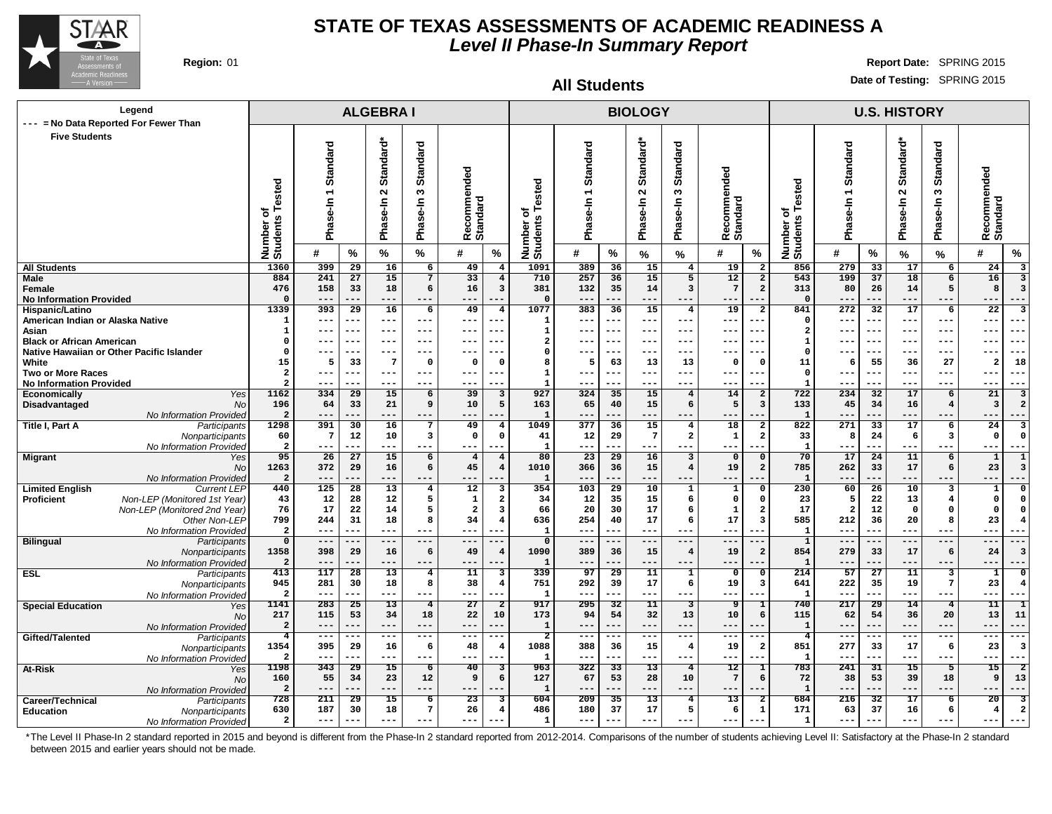# STATE OF TEXAS ASSESSMENTS OF ACADEMIC READINESS A

## *Level II Phase-In Summary Report*

**Region:** 01

**Report Date:** SPRING 2015

**Date of Testing:** SPRING 2015

### All Students

Legend: --- = No Data Reported For Fewer Than Five Students

| | | ALGEBRA I | | | | | | | BIOLOGY | | | | | | | U.S. HISTORY | | | | | | |
|---|---|---|---|---|---|---|---|---|---|---|---|---|---|---|---|---|---|---|---|---|---|---|
| | | Number of Students Tested | Phase-In 1 Standard | | Phase-In 2 Standard* | Phase-In 3 Standard | Recommended Standard | | Number of Students Tested | Phase-In 1 Standard | | Phase-In 2 Standard* | Phase-In 3 Standard | Recommended Standard | | Number of Students Tested | Phase-In 1 Standard | | Phase-In 2 Standard* | Phase-In 3 Standard | Recommended Standard | |
| | | | # | % | % | % | # | % | | # | % | % | % | # | % | | # | % | % | % | # | % |
| **All Students** | | 1360 | 399 | 29 | 16 | 6 | 49 | 4 | 1091 | 389 | 36 | 15 | 4 | 19 | 2 | 856 | 279 | 33 | 17 | 6 | 24 | 3 |
| **Male** | | 884 | 241 | 27 | 15 | 7 | 33 | 4 | 710 | 257 | 36 | 15 | 5 | 12 | 2 | 543 | 199 | 37 | 18 | 6 | 16 | 3 |
| **Female** | | 476 | 158 | 33 | 18 | 6 | 16 | 3 | 381 | 132 | 35 | 14 | 3 | 7 | 2 | 313 | 80 | 26 | 14 | 5 | 8 | 3 |
| **No Information Provided** | | 0 | --- | --- | --- | --- | --- | --- | 0 | --- | --- | --- | --- | --- | --- | 0 | --- | --- | --- | --- | --- | --- |
| **Hispanic/Latino** | | 1339 | 393 | 29 | 16 | 6 | 49 | 4 | 1077 | 383 | 36 | 15 | 4 | 19 | 2 | 841 | 272 | 32 | 17 | 6 | 22 | 3 |
| **American Indian or Alaska Native** | | 1 | --- | --- | --- | --- | --- | --- | 1 | --- | --- | --- | --- | --- | --- | 0 | --- | --- | --- | --- | --- | --- |
| **Asian** | | 1 | --- | --- | --- | --- | --- | --- | 1 | --- | --- | --- | --- | --- | --- | 2 | --- | --- | --- | --- | --- | --- |
| **Black or African American** | | 0 | --- | --- | --- | --- | --- | --- | 2 | --- | --- | --- | --- | --- | --- | 1 | --- | --- | --- | --- | --- | --- |
| **Native Hawaiian or Other Pacific Islander** | | 0 | --- | --- | --- | --- | --- | --- | 0 | --- | --- | --- | --- | --- | --- | 0 | --- | --- | --- | --- | --- | --- |
| **White** | | 15 | 5 | 33 | 7 | 0 | 0 | 0 | 8 | 5 | 63 | 13 | 13 | 0 | 0 | 11 | 6 | 55 | 36 | 27 | 2 | 18 |
| **Two or More Races** | | 2 | --- | --- | --- | --- | --- | --- | 1 | --- | --- | --- | --- | --- | --- | 0 | --- | --- | --- | --- | --- | --- |
| **No Information Provided** | | 2 | --- | --- | --- | --- | --- | --- | 1 | --- | --- | --- | --- | --- | --- | 1 | --- | --- | --- | --- | --- | --- |
| **Economically Disadvantaged** | *Yes* | 1162 | 334 | 29 | 15 | 6 | 39 | 3 | 927 | 324 | 35 | 15 | 4 | 14 | 2 | 722 | 234 | 32 | 17 | 6 | 21 | 3 |
| | *No* | 196 | 64 | 33 | 21 | 9 | 10 | 5 | 163 | 65 | 40 | 15 | 6 | 5 | 3 | 133 | 45 | 34 | 16 | 4 | 3 | 2 |
| | *No Information Provided* | 2 | --- | --- | --- | --- | --- | --- | 1 | --- | --- | --- | --- | --- | --- | 1 | --- | --- | --- | --- | --- | --- |
| **Title I, Part A** | *Participants* | 1298 | 391 | 30 | 16 | 7 | 49 | 4 | 1049 | 377 | 36 | 15 | 4 | 18 | 2 | 822 | 271 | 33 | 17 | 6 | 24 | 3 |
| | *Nonparticipants* | 60 | 7 | 12 | 10 | 3 | 0 | 0 | 41 | 12 | 29 | 7 | 2 | 1 | 2 | 33 | 8 | 24 | 6 | 3 | 0 | 0 |
| | *No Information Provided* | 2 | --- | --- | --- | --- | --- | --- | 1 | --- | --- | --- | --- | --- | --- | 1 | --- | --- | --- | --- | --- | --- |
| **Migrant** | *Yes* | 95 | 26 | 27 | 15 | 6 | 4 | 4 | 80 | 23 | 29 | 16 | 3 | 0 | 0 | 70 | 17 | 24 | 11 | 6 | 1 | 1 |
| | *No* | 1263 | 372 | 29 | 16 | 6 | 45 | 4 | 1010 | 366 | 36 | 15 | 4 | 19 | 2 | 785 | 262 | 33 | 17 | 6 | 23 | 3 |
| | *No Information Provided* | 2 | --- | --- | --- | --- | --- | --- | 1 | --- | --- | --- | --- | --- | --- | 1 | --- | --- | --- | --- | --- | --- |
| **Limited English Proficient** | *Current LEP* | 440 | 125 | 28 | 13 | 4 | 12 | 3 | 354 | 103 | 29 | 10 | 1 | 1 | 0 | 230 | 60 | 26 | 10 | 3 | 1 | 0 |
| | *Non-LEP (Monitored 1st Year)* | 43 | 12 | 28 | 12 | 5 | 1 | 2 | 34 | 12 | 35 | 15 | 6 | 0 | 0 | 23 | 5 | 22 | 13 | 4 | 0 | 0 |
| | *Non-LEP (Monitored 2nd Year)* | 76 | 17 | 22 | 14 | 5 | 2 | 3 | 66 | 20 | 30 | 17 | 6 | 1 | 2 | 17 | 2 | 12 | 0 | 0 | 0 | 0 |
| | *Other Non-LEP* | 799 | 244 | 31 | 18 | 8 | 34 | 4 | 636 | 254 | 40 | 17 | 6 | 17 | 3 | 585 | 212 | 36 | 20 | 8 | 23 | 4 |
| | *No Information Provided* | 2 | --- | --- | --- | --- | --- | --- | 1 | --- | --- | --- | --- | --- | --- | 1 | --- | --- | --- | --- | --- | --- |
| **Bilingual** | *Participants* | 0 | --- | --- | --- | --- | --- | --- | 0 | --- | --- | --- | --- | --- | --- | 1 | --- | --- | --- | --- | --- | --- |
| | *Nonparticipants* | 1358 | 398 | 29 | 16 | 6 | 49 | 4 | 1090 | 389 | 36 | 15 | 4 | 19 | 2 | 854 | 279 | 33 | 17 | 6 | 24 | 3 |
| | *No Information Provided* | 2 | --- | --- | --- | --- | --- | --- | 1 | --- | --- | --- | --- | --- | --- | 1 | --- | --- | --- | --- | --- | --- |
| **ESL** | *Participants* | 413 | 117 | 28 | 13 | 4 | 11 | 3 | 339 | 97 | 29 | 11 | 1 | 0 | 0 | 214 | 57 | 27 | 11 | 3 | 1 | 0 |
| | *Nonparticipants* | 945 | 281 | 30 | 18 | 8 | 38 | 4 | 751 | 292 | 39 | 17 | 6 | 19 | 3 | 641 | 222 | 35 | 19 | 7 | 23 | 4 |
| | *No Information Provided* | 2 | --- | --- | --- | --- | --- | --- | 1 | --- | --- | --- | --- | --- | --- | 1 | --- | --- | --- | --- | --- | --- |
| **Special Education** | *Yes* | 1141 | 283 | 25 | 13 | 4 | 27 | 2 | 917 | 295 | 32 | 11 | 3 | 9 | 1 | 740 | 217 | 29 | 14 | 4 | 11 | 1 |
| | *No* | 217 | 115 | 53 | 34 | 18 | 22 | 10 | 173 | 94 | 54 | 32 | 13 | 10 | 6 | 115 | 62 | 54 | 36 | 20 | 13 | 11 |
| | *No Information Provided* | 2 | --- | --- | --- | --- | --- | --- | 1 | --- | --- | --- | --- | --- | --- | 1 | --- | --- | --- | --- | --- | --- |
| **Gifted/Talented** | *Participants* | 4 | --- | --- | --- | --- | --- | --- | 2 | --- | --- | --- | --- | --- | --- | 4 | --- | --- | --- | --- | --- | --- |
| | *Nonparticipants* | 1354 | 395 | 29 | 16 | 6 | 48 | 4 | 1088 | 388 | 36 | 15 | 4 | 19 | 2 | 851 | 277 | 33 | 17 | 6 | 23 | 3 |
| | *No Information Provided* | 2 | --- | --- | --- | --- | --- | --- | 1 | --- | --- | --- | --- | --- | --- | 1 | --- | --- | --- | --- | --- | --- |
| **At-Risk** | *Yes* | 1198 | 343 | 29 | 15 | 6 | 40 | 3 | 963 | 322 | 33 | 13 | 4 | 12 | 1 | 783 | 241 | 31 | 15 | 5 | 15 | 2 |
| | *No* | 160 | 55 | 34 | 23 | 12 | 9 | 6 | 127 | 67 | 53 | 28 | 10 | 7 | 6 | 72 | 38 | 53 | 39 | 18 | 9 | 13 |
| | *No Information Provided* | 2 | --- | --- | --- | --- | --- | --- | 1 | --- | --- | --- | --- | --- | --- | 1 | --- | --- | --- | --- | --- | --- |
| **Career/Technical Education** | *Participants* | 728 | 211 | 29 | 15 | 6 | 23 | 3 | 604 | 209 | 35 | 13 | 4 | 13 | 2 | 684 | 216 | 32 | 17 | 6 | 20 | 3 |
| | *Nonparticipants* | 630 | 187 | 30 | 18 | 7 | 26 | 4 | 486 | 180 | 37 | 17 | 5 | 6 | 1 | 171 | 63 | 37 | 16 | 6 | 4 | 2 |
| | *No Information Provided* | 2 | --- | --- | --- | --- | --- | --- | 1 | --- | --- | --- | --- | --- | --- | 1 | --- | --- | --- | --- | --- | --- |

*The Level II Phase-In 2 standard reported in 2015 and beyond is different from the Phase-In 2 standard reported from 2012-2014. Comparisons of the number of students achieving Level II: Satisfactory at the Phase-In 2 standard between 2015 and earlier years should not be made.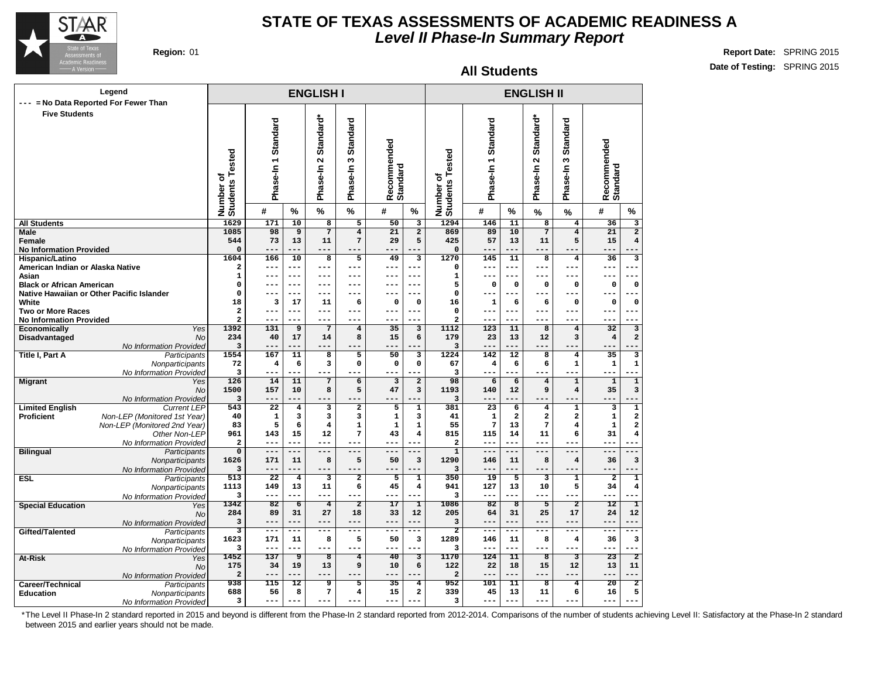# STATE OF TEXAS ASSESSMENTS OF ACADEMIC READINESS A

## *Level II Phase-In Summary Report*

**Region:** 01

**Report Date:** SPRING 2015

**Date of Testing:** SPRING 2015

### All Students

Legend: --- = No Data Reported For Fewer Than Five Students

| | | ENGLISH I | | | | | | | ENGLISH II | | | | | | |
|---|---|---|---|---|---|---|---|---|---|---|---|---|---|---|---|
| | | Number of Students Tested | Phase-In 1 Standard | | Phase-In 2 Standard* | Phase-In 3 Standard | Recommended Standard | | Number of Students Tested | Phase-In 1 Standard | | Phase-In 2 Standard* | Phase-In 3 Standard | Recommended Standard | |
| | | | # | % | % | % | # | % | | # | % | % | % | # | % |
| **All Students** | | 1629 | 171 | 10 | 8 | 5 | 50 | 3 | 1294 | 146 | 11 | 8 | 4 | 36 | 3 |
| **Male** | | 1085 | 98 | 9 | 7 | 4 | 21 | 2 | 869 | 89 | 10 | 7 | 4 | 21 | 2 |
| **Female** | | 544 | 73 | 13 | 11 | 7 | 29 | 5 | 425 | 57 | 13 | 11 | 5 | 15 | 4 |
| **No Information Provided** | | 0 | --- | --- | --- | --- | --- | --- | 0 | --- | --- | --- | --- | --- | --- |
| **Hispanic/Latino** | | 1604 | 166 | 10 | 8 | 5 | 49 | 3 | 1270 | 145 | 11 | 8 | 4 | 36 | 3 |
| **American Indian or Alaska Native** | | 2 | --- | --- | --- | --- | --- | --- | 0 | --- | --- | --- | --- | --- | --- |
| **Asian** | | 1 | --- | --- | --- | --- | --- | --- | 1 | --- | --- | --- | --- | --- | --- |
| **Black or African American** | | 0 | --- | --- | --- | --- | --- | --- | 5 | 0 | 0 | 0 | 0 | 0 | 0 |
| **Native Hawaiian or Other Pacific Islander** | | 0 | --- | --- | --- | --- | --- | --- | 0 | --- | --- | --- | --- | --- | --- |
| **White** | | 18 | 3 | 17 | 11 | 6 | 0 | 0 | 16 | 1 | 6 | 6 | 0 | 0 | 0 |
| **Two or More Races** | | 2 | --- | --- | --- | --- | --- | --- | 0 | --- | --- | --- | --- | --- | --- |
| **No Information Provided** | | 2 | --- | --- | --- | --- | --- | --- | 2 | --- | --- | --- | --- | --- | --- |
| **Economically Disadvantaged** | *Yes* | 1392 | 131 | 9 | 7 | 4 | 35 | 3 | 1112 | 123 | 11 | 8 | 4 | 32 | 3 |
| | *No* | 234 | 40 | 17 | 14 | 8 | 15 | 6 | 179 | 23 | 13 | 12 | 3 | 4 | 2 |
| | *No Information Provided* | 3 | --- | --- | --- | --- | --- | --- | 3 | --- | --- | --- | --- | --- | --- |
| **Title I, Part A** | *Participants* | 1554 | 167 | 11 | 8 | 5 | 50 | 3 | 1224 | 142 | 12 | 8 | 4 | 35 | 3 |
| | *Nonparticipants* | 72 | 4 | 6 | 3 | 0 | 0 | 0 | 67 | 4 | 6 | 6 | 1 | 1 | 1 |
| | *No Information Provided* | 3 | --- | --- | --- | --- | --- | --- | 3 | --- | --- | --- | --- | --- | --- |
| **Migrant** | *Yes* | 126 | 14 | 11 | 7 | 6 | 3 | 2 | 98 | 6 | 6 | 4 | 1 | 1 | 1 |
| | *No* | 1500 | 157 | 10 | 8 | 5 | 47 | 3 | 1193 | 140 | 12 | 9 | 4 | 35 | 3 |
| | *No Information Provided* | 3 | --- | --- | --- | --- | --- | --- | 3 | --- | --- | --- | --- | --- | --- |
| **Limited English Proficient** | *Current LEP* | 543 | 22 | 4 | 3 | 2 | 5 | 1 | 381 | 23 | 6 | 4 | 1 | 3 | 1 |
| | *Non-LEP (Monitored 1st Year)* | 40 | 1 | 3 | 3 | 3 | 1 | 3 | 41 | 1 | 2 | 2 | 2 | 1 | 2 |
| | *Non-LEP (Monitored 2nd Year)* | 83 | 5 | 6 | 4 | 1 | 1 | 1 | 55 | 7 | 13 | 7 | 4 | 1 | 2 |
| | *Other Non-LEP* | 961 | 143 | 15 | 12 | 7 | 43 | 4 | 815 | 115 | 14 | 11 | 6 | 31 | 4 |
| | *No Information Provided* | 2 | --- | --- | --- | --- | --- | --- | 2 | --- | --- | --- | --- | --- | --- |
| **Bilingual** | *Participants* | 0 | --- | --- | --- | --- | --- | --- | 1 | --- | --- | --- | --- | --- | --- |
| | *Nonparticipants* | 1626 | 171 | 11 | 8 | 5 | 50 | 3 | 1290 | 146 | 11 | 8 | 4 | 36 | 3 |
| | *No Information Provided* | 3 | --- | --- | --- | --- | --- | --- | 3 | --- | --- | --- | --- | --- | --- |
| **ESL** | *Participants* | 513 | 22 | 4 | 3 | 2 | 5 | 1 | 350 | 19 | 5 | 3 | 1 | 2 | 1 |
| | *Nonparticipants* | 1113 | 149 | 13 | 11 | 6 | 45 | 4 | 941 | 127 | 13 | 10 | 5 | 34 | 4 |
| | *No Information Provided* | 3 | --- | --- | --- | --- | --- | --- | 3 | --- | --- | --- | --- | --- | --- |
| **Special Education** | *Yes* | 1342 | 82 | 6 | 4 | 2 | 17 | 1 | 1086 | 82 | 8 | 5 | 2 | 12 | 1 |
| | *No* | 284 | 89 | 31 | 27 | 18 | 33 | 12 | 205 | 64 | 31 | 25 | 17 | 24 | 12 |
| | *No Information Provided* | 3 | --- | --- | --- | --- | --- | --- | 3 | --- | --- | --- | --- | --- | --- |
| **Gifted/Talented** | *Participants* | 3 | --- | --- | --- | --- | --- | --- | 2 | --- | --- | --- | --- | --- | --- |
| | *Nonparticipants* | 1623 | 171 | 11 | 8 | 5 | 50 | 3 | 1289 | 146 | 11 | 8 | 4 | 36 | 3 |
| | *No Information Provided* | 3 | --- | --- | --- | --- | --- | --- | 3 | --- | --- | --- | --- | --- | --- |
| **At-Risk** | *Yes* | 1452 | 137 | 9 | 8 | 4 | 40 | 3 | 1170 | 124 | 11 | 8 | 3 | 23 | 2 |
| | *No* | 175 | 34 | 19 | 13 | 9 | 10 | 6 | 122 | 22 | 18 | 15 | 12 | 13 | 11 |
| | *No Information Provided* | 2 | --- | --- | --- | --- | --- | --- | 2 | --- | --- | --- | --- | --- | --- |
| **Career/Technical Education** | *Participants* | 938 | 115 | 12 | 9 | 5 | 35 | 4 | 952 | 101 | 11 | 8 | 4 | 20 | 2 |
| | *Nonparticipants* | 688 | 56 | 8 | 7 | 4 | 15 | 2 | 339 | 45 | 13 | 11 | 6 | 16 | 5 |
| | *No Information Provided* | 3 | --- | --- | --- | --- | --- | --- | 3 | --- | --- | --- | --- | --- | --- |

*The Level II Phase-In 2 standard reported in 2015 and beyond is different from the Phase-In 2 standard reported from 2012-2014. Comparisons of the number of students achieving Level II: Satisfactory at the Phase-In 2 standard between 2015 and earlier years should not be made.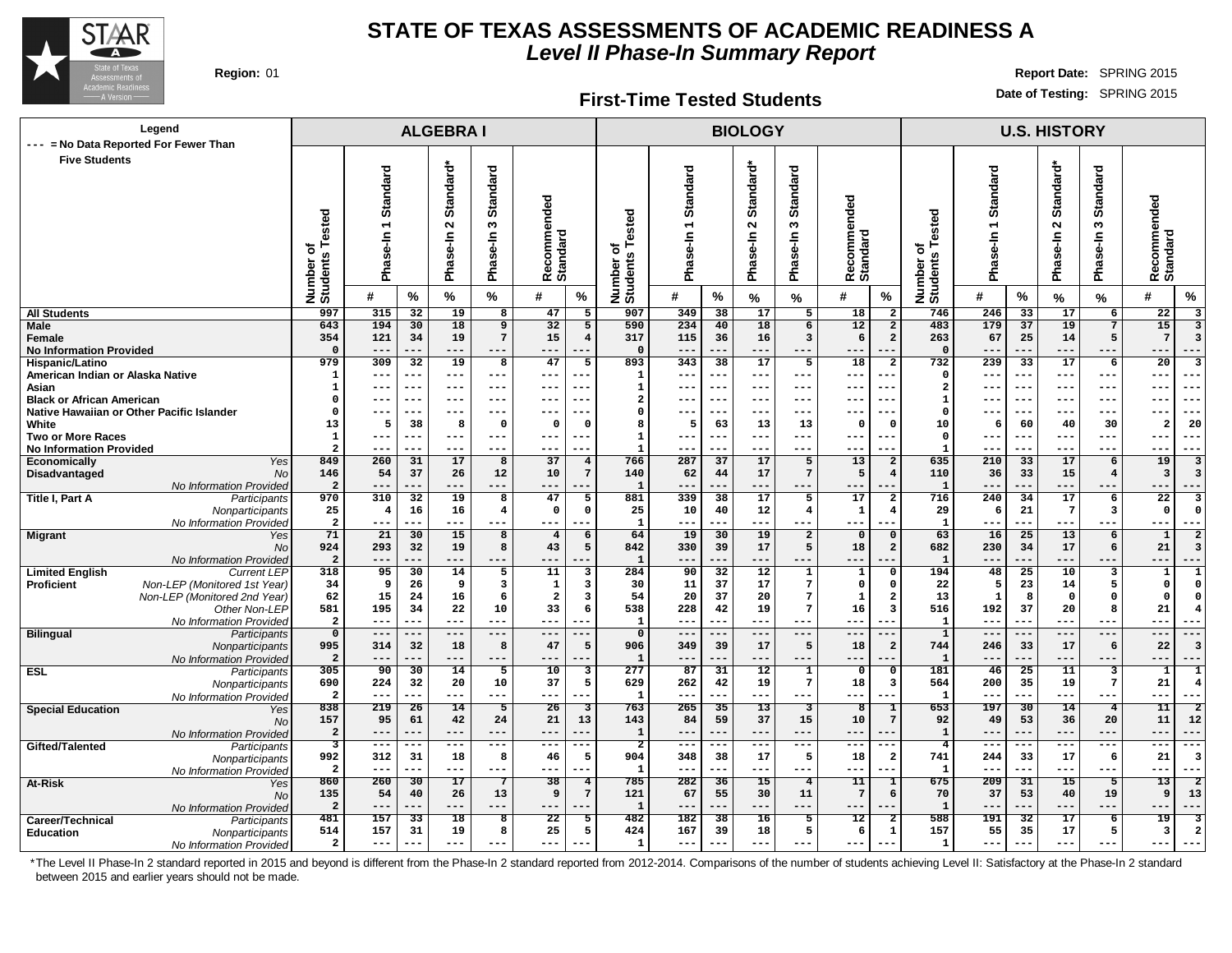# STATE OF TEXAS ASSESSMENTS OF ACADEMIC READINESS A

## *Level II Phase-In Summary Report*

**Region:** 01

**Report Date:** SPRING 2015

**Date of Testing:** SPRING 2015

### First-Time Tested Students

Legend: --- = No Data Reported For Fewer Than Five Students

| | | ALGEBRA I | | | | | | | BIOLOGY | | | | | | | U.S. HISTORY | | | | | | |
|---|---|---|---|---|---|---|---|---|---|---|---|---|---|---|---|---|---|---|---|---|---|---|
| | | Number of Students Tested | Phase-In 1 Standard | | Phase-In 2 Standard* | Phase-In 3 Standard | Recommended Standard | | Number of Students Tested | Phase-In 1 Standard | | Phase-In 2 Standard* | Phase-In 3 Standard | Recommended Standard | | Number of Students Tested | Phase-In 1 Standard | | Phase-In 2 Standard* | Phase-In 3 Standard | Recommended Standard | |
| | | | # | % | % | % | # | % | | # | % | % | % | # | % | | # | % | % | % | # | % |
| **All Students** | | 997 | 315 | 32 | 19 | 8 | 47 | 5 | 907 | 349 | 38 | 17 | 5 | 18 | 2 | 746 | 246 | 33 | 17 | 6 | 22 | 3 |
| **Male** | | 643 | 194 | 30 | 18 | 9 | 32 | 5 | 590 | 234 | 40 | 18 | 6 | 12 | 2 | 483 | 179 | 37 | 19 | 7 | 15 | 3 |
| **Female** | | 354 | 121 | 34 | 19 | 7 | 15 | 4 | 317 | 115 | 36 | 16 | 3 | 6 | 2 | 263 | 67 | 25 | 14 | 5 | 7 | 3 |
| **No Information Provided** | | 0 | --- | --- | --- | --- | --- | --- | 0 | --- | --- | --- | --- | --- | --- | 0 | --- | --- | --- | --- | --- | --- |
| **Hispanic/Latino** | | 979 | 309 | 32 | 19 | 8 | 47 | 5 | 893 | 343 | 38 | 17 | 5 | 18 | 2 | 732 | 239 | 33 | 17 | 6 | 20 | 3 |
| **American Indian or Alaska Native** | | 1 | --- | --- | --- | --- | --- | --- | 1 | --- | --- | --- | --- | --- | --- | 0 | --- | --- | --- | --- | --- | --- |
| **Asian** | | 1 | --- | --- | --- | --- | --- | --- | 1 | --- | --- | --- | --- | --- | --- | 2 | --- | --- | --- | --- | --- | --- |
| **Black or African American** | | 0 | --- | --- | --- | --- | --- | --- | 2 | --- | --- | --- | --- | --- | --- | 1 | --- | --- | --- | --- | --- | --- |
| **Native Hawaiian or Other Pacific Islander** | | 0 | --- | --- | --- | --- | --- | --- | 0 | --- | --- | --- | --- | --- | --- | 0 | --- | --- | --- | --- | --- | --- |
| **White** | | 13 | 5 | 38 | 8 | 0 | 0 | 0 | 8 | 5 | 63 | 13 | 13 | 0 | 0 | 10 | 6 | 60 | 40 | 30 | 2 | 20 |
| **Two or More Races** | | 1 | --- | --- | --- | --- | --- | --- | 1 | --- | --- | --- | --- | --- | --- | 0 | --- | --- | --- | --- | --- | --- |
| **No Information Provided** | | 2 | --- | --- | --- | --- | --- | --- | 1 | --- | --- | --- | --- | --- | --- | 1 | --- | --- | --- | --- | --- | --- |
| **Economically Disadvantaged** | *Yes* | 849 | 260 | 31 | 17 | 8 | 37 | 4 | 766 | 287 | 37 | 17 | 5 | 13 | 2 | 635 | 210 | 33 | 17 | 6 | 19 | 3 |
| | *No* | 146 | 54 | 37 | 26 | 12 | 10 | 7 | 140 | 62 | 44 | 17 | 7 | 5 | 4 | 110 | 36 | 33 | 15 | 4 | 3 | 3 |
| | *No Information Provided* | 2 | --- | --- | --- | --- | --- | --- | 1 | --- | --- | --- | --- | --- | --- | 1 | --- | --- | --- | --- | --- | --- |
| **Title I, Part A** | *Participants* | 970 | 310 | 32 | 19 | 8 | 47 | 5 | 881 | 339 | 38 | 17 | 5 | 17 | 2 | 716 | 240 | 34 | 17 | 6 | 22 | 3 |
| | *Nonparticipants* | 25 | 4 | 16 | 16 | 4 | 0 | 0 | 25 | 10 | 40 | 12 | 4 | 1 | 4 | 29 | 6 | 21 | 7 | 3 | 0 | 0 |
| | *No Information Provided* | 2 | --- | --- | --- | --- | --- | --- | 1 | --- | --- | --- | --- | --- | --- | 1 | --- | --- | --- | --- | --- | --- |
| **Migrant** | *Yes* | 71 | 21 | 30 | 15 | 8 | 4 | 6 | 64 | 19 | 30 | 19 | 2 | 0 | 0 | 63 | 16 | 25 | 13 | 6 | 1 | 2 |
| | *No* | 924 | 293 | 32 | 19 | 8 | 43 | 5 | 842 | 330 | 39 | 17 | 5 | 18 | 2 | 682 | 230 | 34 | 17 | 6 | 21 | 3 |
| | *No Information Provided* | 2 | --- | --- | --- | --- | --- | --- | 1 | --- | --- | --- | --- | --- | --- | 1 | --- | --- | --- | --- | --- | --- |
| **Limited English Proficient** | *Current LEP* | 318 | 95 | 30 | 14 | 5 | 11 | 3 | 284 | 90 | 32 | 12 | 1 | 1 | 0 | 194 | 48 | 25 | 10 | 3 | 1 | 1 |
| | *Non-LEP (Monitored 1st Year)* | 34 | 9 | 26 | 9 | 3 | 1 | 3 | 30 | 11 | 37 | 17 | 7 | 0 | 0 | 22 | 5 | 23 | 14 | 5 | 0 | 0 |
| | *Non-LEP (Monitored 2nd Year)* | 62 | 15 | 24 | 16 | 6 | 2 | 3 | 54 | 20 | 37 | 20 | 7 | 1 | 2 | 13 | 1 | 8 | 0 | 0 | 0 | 0 |
| | *Other Non-LEP* | 581 | 195 | 34 | 22 | 10 | 33 | 6 | 538 | 228 | 42 | 19 | 7 | 16 | 3 | 516 | 192 | 37 | 20 | 8 | 21 | 4 |
| | *No Information Provided* | 2 | --- | --- | --- | --- | --- | --- | 1 | --- | --- | --- | --- | --- | --- | 1 | --- | --- | --- | --- | --- | --- |
| **Bilingual** | *Participants* | 0 | --- | --- | --- | --- | --- | --- | 0 | --- | --- | --- | --- | --- | --- | 1 | --- | --- | --- | --- | --- | --- |
| | *Nonparticipants* | 995 | 314 | 32 | 18 | 8 | 47 | 5 | 906 | 349 | 39 | 17 | 5 | 18 | 2 | 744 | 246 | 33 | 17 | 6 | 22 | 3 |
| | *No Information Provided* | 2 | --- | --- | --- | --- | --- | --- | 1 | --- | --- | --- | --- | --- | --- | 1 | --- | --- | --- | --- | --- | --- |
| **ESL** | *Participants* | 305 | 90 | 30 | 14 | 5 | 10 | 3 | 277 | 87 | 31 | 12 | 1 | 0 | 0 | 181 | 46 | 25 | 11 | 3 | 1 | 1 |
| | *Nonparticipants* | 690 | 224 | 32 | 20 | 10 | 37 | 5 | 629 | 262 | 42 | 19 | 7 | 18 | 3 | 564 | 200 | 35 | 19 | 7 | 21 | 4 |
| | *No Information Provided* | 2 | --- | --- | --- | --- | --- | --- | 1 | --- | --- | --- | --- | --- | --- | 1 | --- | --- | --- | --- | --- | --- |
| **Special Education** | *Yes* | 838 | 219 | 26 | 14 | 5 | 26 | 3 | 763 | 265 | 35 | 13 | 3 | 8 | 1 | 653 | 197 | 30 | 14 | 4 | 11 | 2 |
| | *No* | 157 | 95 | 61 | 42 | 24 | 21 | 13 | 143 | 84 | 59 | 37 | 15 | 10 | 7 | 92 | 49 | 53 | 36 | 20 | 11 | 12 |
| | *No Information Provided* | 2 | --- | --- | --- | --- | --- | --- | 1 | --- | --- | --- | --- | --- | --- | 1 | --- | --- | --- | --- | --- | --- |
| **Gifted/Talented** | *Participants* | 3 | --- | --- | --- | --- | --- | --- | 2 | --- | --- | --- | --- | --- | --- | 4 | --- | --- | --- | --- | --- | --- |
| | *Nonparticipants* | 992 | 312 | 31 | 18 | 8 | 46 | 5 | 904 | 348 | 38 | 17 | 5 | 18 | 2 | 741 | 244 | 33 | 17 | 6 | 21 | 3 |
| | *No Information Provided* | 2 | --- | --- | --- | --- | --- | --- | 1 | --- | --- | --- | --- | --- | --- | 1 | --- | --- | --- | --- | --- | --- |
| **At-Risk** | *Yes* | 860 | 260 | 30 | 17 | 7 | 38 | 4 | 785 | 282 | 36 | 15 | 4 | 11 | 1 | 675 | 209 | 31 | 15 | 5 | 13 | 2 |
| | *No* | 135 | 54 | 40 | 26 | 13 | 9 | 7 | 121 | 67 | 55 | 30 | 11 | 7 | 6 | 70 | 37 | 53 | 40 | 19 | 9 | 13 |
| | *No Information Provided* | 2 | --- | --- | --- | --- | --- | --- | 1 | --- | --- | --- | --- | --- | --- | 1 | --- | --- | --- | --- | --- | --- |
| **Career/Technical Education** | *Participants* | 481 | 157 | 33 | 18 | 8 | 22 | 5 | 482 | 182 | 38 | 16 | 5 | 12 | 2 | 588 | 191 | 32 | 17 | 6 | 19 | 3 |
| | *Nonparticipants* | 514 | 157 | 31 | 19 | 8 | 25 | 5 | 424 | 167 | 39 | 18 | 5 | 6 | 1 | 157 | 55 | 35 | 17 | 5 | 3 | 2 |
| | *No Information Provided* | 2 | --- | --- | --- | --- | --- | --- | 1 | --- | --- | --- | --- | --- | --- | 1 | --- | --- | --- | --- | --- | --- |

*The Level II Phase-In 2 standard reported in 2015 and beyond is different from the Phase-In 2 standard reported from 2012-2014. Comparisons of the number of students achieving Level II: Satisfactory at the Phase-In 2 standard between 2015 and earlier years should not be made.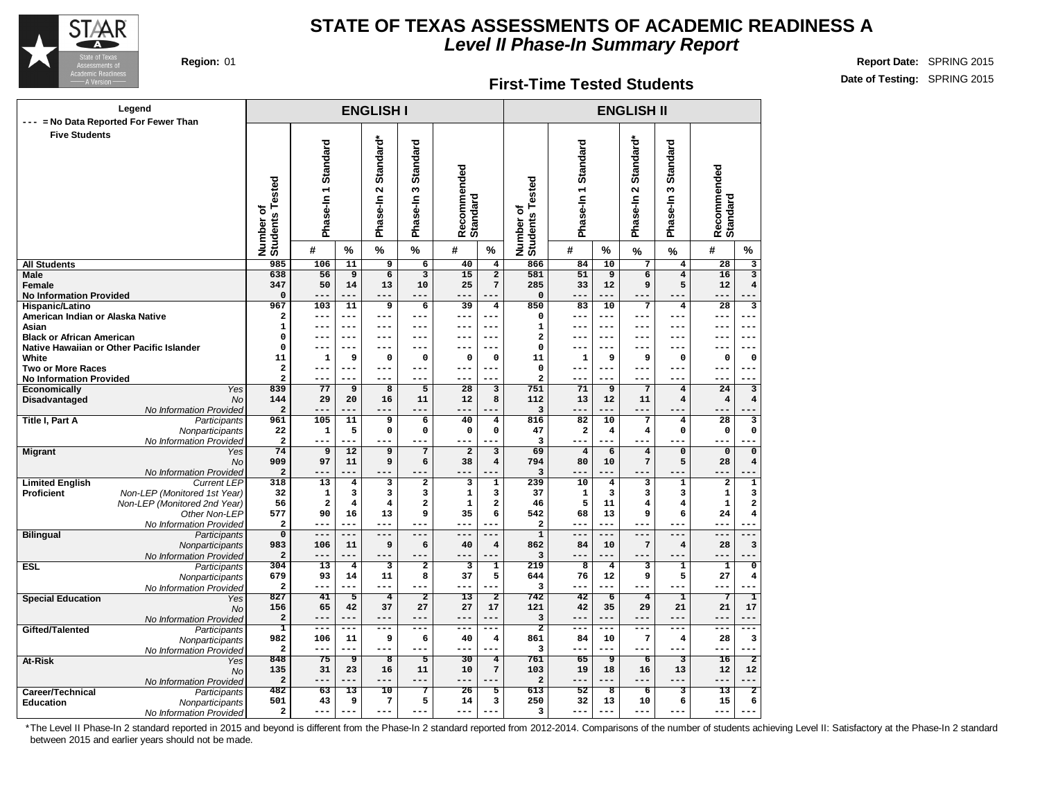# STATE OF TEXAS ASSESSMENTS OF ACADEMIC READINESS A

## *Level II Phase-In Summary Report*

**Region:** 01

**Report Date:** SPRING 2015

**Date of Testing:** SPRING 2015

### First-Time Tested Students

Legend: --- = No Data Reported For Fewer Than Five Students

| | | ENGLISH I | | | | | | | ENGLISH II | | | | | | |
|---|---|---|---|---|---|---|---|---|---|---|---|---|---|---|---|
| | | Number of Students Tested | Phase-In 1 Standard | | Phase-In 2 Standard* | Phase-In 3 Standard | Recommended Standard | | Number of Students Tested | Phase-In 1 Standard | | Phase-In 2 Standard* | Phase-In 3 Standard | Recommended Standard | |
| | | | # | % | % | % | # | % | | # | % | % | % | # | % |
| **All Students** | | 985 | 106 | 11 | 9 | 6 | 40 | 4 | 866 | 84 | 10 | 7 | 4 | 28 | 3 |
| **Male** | | 638 | 56 | 9 | 6 | 3 | 15 | 2 | 581 | 51 | 9 | 6 | 4 | 16 | 3 |
| **Female** | | 347 | 50 | 14 | 13 | 10 | 25 | 7 | 285 | 33 | 12 | 9 | 5 | 12 | 4 |
| **No Information Provided** | | 0 | --- | --- | --- | --- | --- | --- | 0 | --- | --- | --- | --- | --- | --- |
| **Hispanic/Latino** | | 967 | 103 | 11 | 9 | 6 | 39 | 4 | 850 | 83 | 10 | 7 | 4 | 28 | 3 |
| **American Indian or Alaska Native** | | 2 | --- | --- | --- | --- | --- | --- | 0 | --- | --- | --- | --- | --- | --- |
| **Asian** | | 1 | --- | --- | --- | --- | --- | --- | 1 | --- | --- | --- | --- | --- | --- |
| **Black or African American** | | 0 | --- | --- | --- | --- | --- | --- | 2 | --- | --- | --- | --- | --- | --- |
| **Native Hawaiian or Other Pacific Islander** | | 0 | --- | --- | --- | --- | --- | --- | 0 | --- | --- | --- | --- | --- | --- |
| **White** | | 11 | 1 | 9 | 0 | 0 | 0 | 0 | 11 | 1 | 9 | 9 | 0 | 0 | 0 |
| **Two or More Races** | | 2 | --- | --- | --- | --- | --- | --- | 0 | --- | --- | --- | --- | --- | --- |
| **No Information Provided** | | 2 | --- | --- | --- | --- | --- | --- | 2 | --- | --- | --- | --- | --- | --- |
| **Economically Disadvantaged** | *Yes* | 839 | 77 | 9 | 8 | 5 | 28 | 3 | 751 | 71 | 9 | 7 | 4 | 24 | 3 |
| | *No* | 144 | 29 | 20 | 16 | 11 | 12 | 8 | 112 | 13 | 12 | 11 | 4 | 4 | 4 |
| | *No Information Provided* | 2 | --- | --- | --- | --- | --- | --- | 3 | --- | --- | --- | --- | --- | --- |
| **Title I, Part A** | *Participants* | 961 | 105 | 11 | 9 | 6 | 40 | 4 | 816 | 82 | 10 | 7 | 4 | 28 | 3 |
| | *Nonparticipants* | 22 | 1 | 5 | 0 | 0 | 0 | 0 | 47 | 2 | 4 | 4 | 0 | 0 | 0 |
| | *No Information Provided* | 2 | --- | --- | --- | --- | --- | --- | 3 | --- | --- | --- | --- | --- | --- |
| **Migrant** | *Yes* | 74 | 9 | 12 | 9 | 7 | 2 | 3 | 69 | 4 | 6 | 4 | 0 | 0 | 0 |
| | *No* | 909 | 97 | 11 | 9 | 6 | 38 | 4 | 794 | 80 | 10 | 7 | 5 | 28 | 4 |
| | *No Information Provided* | 2 | --- | --- | --- | --- | --- | --- | 3 | --- | --- | --- | --- | --- | --- |
| **Limited English Proficient** | *Current LEP* | 318 | 13 | 4 | 3 | 2 | 3 | 1 | 239 | 10 | 4 | 3 | 1 | 2 | 1 |
| | *Non-LEP (Monitored 1st Year)* | 32 | 1 | 3 | 3 | 3 | 1 | 3 | 37 | 1 | 3 | 3 | 3 | 1 | 3 |
| | *Non-LEP (Monitored 2nd Year)* | 56 | 2 | 4 | 4 | 2 | 1 | 2 | 46 | 5 | 11 | 4 | 4 | 1 | 2 |
| | *Other Non-LEP* | 577 | 90 | 16 | 13 | 9 | 35 | 6 | 542 | 68 | 13 | 9 | 6 | 24 | 4 |
| | *No Information Provided* | 2 | --- | --- | --- | --- | --- | --- | 2 | --- | --- | --- | --- | --- | --- |
| **Bilingual** | *Participants* | 0 | --- | --- | --- | --- | --- | --- | 1 | --- | --- | --- | --- | --- | --- |
| | *Nonparticipants* | 983 | 106 | 11 | 9 | 6 | 40 | 4 | 862 | 84 | 10 | 7 | 4 | 28 | 3 |
| | *No Information Provided* | 2 | --- | --- | --- | --- | --- | --- | 3 | --- | --- | --- | --- | --- | --- |
| **ESL** | *Participants* | 304 | 13 | 4 | 3 | 2 | 3 | 1 | 219 | 8 | 4 | 3 | 1 | 1 | 0 |
| | *Nonparticipants* | 679 | 93 | 14 | 11 | 8 | 37 | 5 | 644 | 76 | 12 | 9 | 5 | 27 | 4 |
| | *No Information Provided* | 2 | --- | --- | --- | --- | --- | --- | 3 | --- | --- | --- | --- | --- | --- |
| **Special Education** | *Yes* | 827 | 41 | 5 | 4 | 2 | 13 | 2 | 742 | 42 | 6 | 4 | 1 | 7 | 1 |
| | *No* | 156 | 65 | 42 | 37 | 27 | 27 | 17 | 121 | 42 | 35 | 29 | 21 | 21 | 17 |
| | *No Information Provided* | 2 | --- | --- | --- | --- | --- | --- | 3 | --- | --- | --- | --- | --- | --- |
| **Gifted/Talented** | *Participants* | 1 | --- | --- | --- | --- | --- | --- | 2 | --- | --- | --- | --- | --- | --- |
| | *Nonparticipants* | 982 | 106 | 11 | 9 | 6 | 40 | 4 | 861 | 84 | 10 | 7 | 4 | 28 | 3 |
| | *No Information Provided* | 2 | --- | --- | --- | --- | --- | --- | 3 | --- | --- | --- | --- | --- | --- |
| **At-Risk** | *Yes* | 848 | 75 | 9 | 8 | 5 | 30 | 4 | 761 | 65 | 9 | 6 | 3 | 16 | 2 |
| | *No* | 135 | 31 | 23 | 16 | 11 | 10 | 7 | 103 | 19 | 18 | 16 | 13 | 12 | 12 |
| | *No Information Provided* | 2 | --- | --- | --- | --- | --- | --- | 2 | --- | --- | --- | --- | --- | --- |
| **Career/Technical Education** | *Participants* | 482 | 63 | 13 | 10 | 7 | 26 | 5 | 613 | 52 | 8 | 6 | 3 | 13 | 2 |
| | *Nonparticipants* | 501 | 43 | 9 | 7 | 5 | 14 | 3 | 250 | 32 | 13 | 10 | 6 | 15 | 6 |
| | *No Information Provided* | 2 | --- | --- | --- | --- | --- | --- | 3 | --- | --- | --- | --- | --- | --- |

*The Level II Phase-In 2 standard reported in 2015 and beyond is different from the Phase-In 2 standard reported from 2012-2014. Comparisons of the number of students achieving Level II: Satisfactory at the Phase-In 2 standard between 2015 and earlier years should not be made.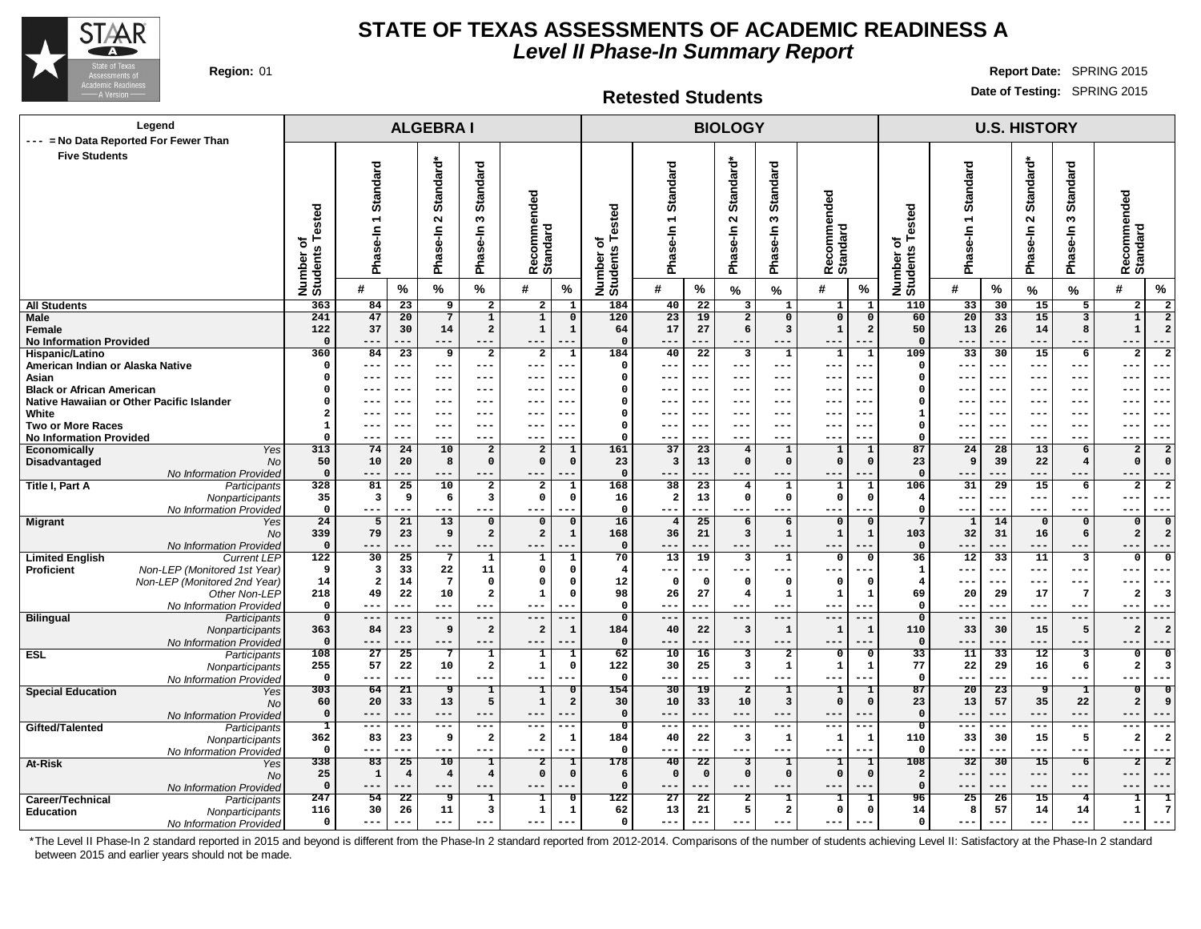# STATE OF TEXAS ASSESSMENTS OF ACADEMIC READINESS A

## *Level II Phase-In Summary Report*

**Region:** 01

**Report Date:** SPRING 2015

**Date of Testing:** SPRING 2015

### Retested Students

| Legend<br>--- = No Data Reported For Fewer Than Five Students | | ALGEBRA I | | | | | | | BIOLOGY | | | | | | | U.S. HISTORY | | | | | | |
|---|---|---|---|---|---|---|---|---|---|---|---|---|---|---|---|---|---|---|---|---|---|---|
| | | Number of Students Tested | Phase-In 1 Standard | | Phase-In 2 Standard* | Phase-In 3 Standard | Recommended Standard | | Number of Students Tested | Phase-In 1 Standard | | Phase-In 2 Standard* | Phase-In 3 Standard | Recommended Standard | | Number of Students Tested | Phase-In 1 Standard | | Phase-In 2 Standard* | Phase-In 3 Standard | Recommended Standard | |
| | | | # | % | % | % | # | % | | # | % | % | % | # | % | | # | % | % | % | # | % |
| **All Students** | | 363 | 84 | 23 | 9 | 2 | 2 | 1 | 184 | 40 | 22 | 3 | 1 | 1 | 1 | 110 | 33 | 30 | 15 | 5 | 2 | 2 |
| **Male** | | 241 | 47 | 20 | 7 | 1 | 1 | 0 | 120 | 23 | 19 | 2 | 0 | 0 | 0 | 60 | 20 | 33 | 15 | 3 | 1 | 2 |
| **Female** | | 122 | 37 | 30 | 14 | 2 | 1 | 1 | 64 | 17 | 27 | 6 | 3 | 1 | 2 | 50 | 13 | 26 | 14 | 8 | 1 | 2 |
| **No Information Provided** | | 0 | --- | --- | --- | --- | --- | --- | 0 | --- | --- | --- | --- | --- | --- | 0 | --- | --- | --- | --- | --- | --- |
| **Hispanic/Latino** | | 360 | 84 | 23 | 9 | 2 | 2 | 1 | 184 | 40 | 22 | 3 | 1 | 1 | 1 | 109 | 33 | 30 | 15 | 6 | 2 | 2 |
| **American Indian or Alaska Native** | | 0 | --- | --- | --- | --- | --- | --- | 0 | --- | --- | --- | --- | --- | --- | 0 | --- | --- | --- | --- | --- | --- |
| **Asian** | | 0 | --- | --- | --- | --- | --- | --- | 0 | --- | --- | --- | --- | --- | --- | 0 | --- | --- | --- | --- | --- | --- |
| **Black or African American** | | 0 | --- | --- | --- | --- | --- | --- | 0 | --- | --- | --- | --- | --- | --- | 0 | --- | --- | --- | --- | --- | --- |
| **Native Hawaiian or Other Pacific Islander** | | 0 | --- | --- | --- | --- | --- | --- | 0 | --- | --- | --- | --- | --- | --- | 0 | --- | --- | --- | --- | --- | --- |
| **White** | | 2 | --- | --- | --- | --- | --- | --- | 0 | --- | --- | --- | --- | --- | --- | 1 | --- | --- | --- | --- | --- | --- |
| **Two or More Races** | | 1 | --- | --- | --- | --- | --- | --- | 0 | --- | --- | --- | --- | --- | --- | 0 | --- | --- | --- | --- | --- | --- |
| **No Information Provided** | | 0 | --- | --- | --- | --- | --- | --- | 0 | --- | --- | --- | --- | --- | --- | 0 | --- | --- | --- | --- | --- | --- |
| **Economically Disadvantaged** | *Yes* | 313 | 74 | 24 | 10 | 2 | 2 | 1 | 161 | 37 | 23 | 4 | 1 | 1 | 1 | 87 | 24 | 28 | 13 | 6 | 2 | 2 |
| | *No* | 50 | 10 | 20 | 8 | 0 | 0 | 0 | 23 | 3 | 13 | 0 | 0 | 0 | 0 | 23 | 9 | 39 | 22 | 4 | 0 | 0 |
| | *No Information Provided* | 0 | --- | --- | --- | --- | --- | --- | 0 | --- | --- | --- | --- | --- | --- | 0 | --- | --- | --- | --- | --- | --- |
| **Title I, Part A** | *Participants* | 328 | 81 | 25 | 10 | 2 | 2 | 1 | 168 | 38 | 23 | 4 | 1 | 1 | 1 | 106 | 31 | 29 | 15 | 6 | 2 | 2 |
| | *Nonparticipants* | 35 | 3 | 9 | 6 | 3 | 0 | 0 | 16 | 2 | 13 | 0 | 0 | 0 | 0 | 4 | --- | --- | --- | --- | --- | --- |
| | *No Information Provided* | 0 | --- | --- | --- | --- | --- | --- | 0 | --- | --- | --- | --- | --- | --- | 0 | --- | --- | --- | --- | --- | --- |
| **Migrant** | *Yes* | 24 | 5 | 21 | 13 | 0 | 0 | 0 | 16 | 4 | 25 | 6 | 6 | 0 | 0 | 7 | 1 | 14 | 0 | 0 | 0 | 0 |
| | *No* | 339 | 79 | 23 | 9 | 2 | 2 | 1 | 168 | 36 | 21 | 3 | 1 | 1 | 1 | 103 | 32 | 31 | 16 | 6 | 2 | 2 |
| | *No Information Provided* | 0 | --- | --- | --- | --- | --- | --- | 0 | --- | --- | --- | --- | --- | --- | 0 | --- | --- | --- | --- | --- | --- |
| **Limited English Proficient** | *Current LEP* | 122 | 30 | 25 | 7 | 1 | 1 | 1 | 70 | 13 | 19 | 3 | 1 | 0 | 0 | 36 | 12 | 33 | 11 | 3 | 0 | 0 |
| | *Non-LEP (Monitored 1st Year)* | 9 | 3 | 33 | 22 | 11 | 0 | 0 | 4 | --- | --- | --- | --- | --- | --- | 1 | --- | --- | --- | --- | --- | --- |
| | *Non-LEP (Monitored 2nd Year)* | 14 | 2 | 14 | 7 | 0 | 0 | 0 | 12 | 0 | 0 | 0 | 0 | 0 | 0 | 4 | --- | --- | --- | --- | --- | --- |
| | *Other Non-LEP* | 218 | 49 | 22 | 10 | 2 | 1 | 0 | 98 | 26 | 27 | 4 | 1 | 1 | 1 | 69 | 20 | 29 | 17 | 7 | 2 | 3 |
| | *No Information Provided* | 0 | --- | --- | --- | --- | --- | --- | 0 | --- | --- | --- | --- | --- | --- | 0 | --- | --- | --- | --- | --- | --- |
| **Bilingual** | *Participants* | 0 | --- | --- | --- | --- | --- | --- | 0 | --- | --- | --- | --- | --- | --- | 0 | --- | --- | --- | --- | --- | --- |
| | *Nonparticipants* | 363 | 84 | 23 | 9 | 2 | 2 | 1 | 184 | 40 | 22 | 3 | 1 | 1 | 1 | 110 | 33 | 30 | 15 | 5 | 2 | 2 |
| | *No Information Provided* | 0 | --- | --- | --- | --- | --- | --- | 0 | --- | --- | --- | --- | --- | --- | 0 | --- | --- | --- | --- | --- | --- |
| **ESL** | *Participants* | 108 | 27 | 25 | 7 | 1 | 1 | 1 | 62 | 10 | 16 | 3 | 2 | 0 | 0 | 33 | 11 | 33 | 12 | 3 | 0 | 0 |
| | *Nonparticipants* | 255 | 57 | 22 | 10 | 2 | 1 | 0 | 122 | 30 | 25 | 3 | 1 | 1 | 1 | 77 | 22 | 29 | 16 | 6 | 2 | 3 |
| | *No Information Provided* | 0 | --- | --- | --- | --- | --- | --- | 0 | --- | --- | --- | --- | --- | --- | 0 | --- | --- | --- | --- | --- | --- |
| **Special Education** | *Yes* | 303 | 64 | 21 | 9 | 1 | 1 | 0 | 154 | 30 | 19 | 2 | 1 | 1 | 1 | 87 | 20 | 23 | 9 | 1 | 0 | 0 |
| | *No* | 60 | 20 | 33 | 13 | 5 | 1 | 2 | 30 | 10 | 33 | 10 | 3 | 0 | 0 | 23 | 13 | 57 | 35 | 22 | 2 | 9 |
| | *No Information Provided* | 0 | --- | --- | --- | --- | --- | --- | 0 | --- | --- | --- | --- | --- | --- | 0 | --- | --- | --- | --- | --- | --- |
| **Gifted/Talented** | *Participants* | 1 | --- | --- | --- | --- | --- | --- | 0 | --- | --- | --- | --- | --- | --- | 0 | --- | --- | --- | --- | --- | --- |
| | *Nonparticipants* | 362 | 83 | 23 | 9 | 2 | 2 | 1 | 184 | 40 | 22 | 3 | 1 | 1 | 1 | 110 | 33 | 30 | 15 | 5 | 2 | 2 |
| | *No Information Provided* | 0 | --- | --- | --- | --- | --- | --- | 0 | --- | --- | --- | --- | --- | --- | 0 | --- | --- | --- | --- | --- | --- |
| **At-Risk** | *Yes* | 338 | 83 | 25 | 10 | 1 | 2 | 1 | 178 | 40 | 22 | 3 | 1 | 1 | 1 | 108 | 32 | 30 | 15 | 6 | 2 | 2 |
| | *No* | 25 | 1 | 4 | 4 | 4 | 0 | 0 | 6 | 0 | 0 | 0 | 0 | 0 | 0 | 2 | --- | --- | --- | --- | --- | --- |
| | *No Information Provided* | 0 | --- | --- | --- | --- | --- | --- | 0 | --- | --- | --- | --- | --- | --- | 0 | --- | --- | --- | --- | --- | --- |
| **Career/Technical Education** | *Participants* | 247 | 54 | 22 | 9 | 1 | 1 | 0 | 122 | 27 | 22 | 2 | 1 | 1 | 1 | 96 | 25 | 26 | 15 | 4 | 1 | 1 |
| | *Nonparticipants* | 116 | 30 | 26 | 11 | 3 | 1 | 1 | 62 | 13 | 21 | 5 | 2 | 0 | 0 | 14 | 8 | 57 | 14 | 14 | 1 | 7 |
| | *No Information Provided* | 0 | --- | --- | --- | --- | --- | --- | 0 | --- | --- | --- | --- | --- | --- | 0 | --- | --- | --- | --- | --- | --- |

*The Level II Phase-In 2 standard reported in 2015 and beyond is different from the Phase-In 2 standard reported from 2012-2014. Comparisons of the number of students achieving Level II: Satisfactory at the Phase-In 2 standard between 2015 and earlier years should not be made.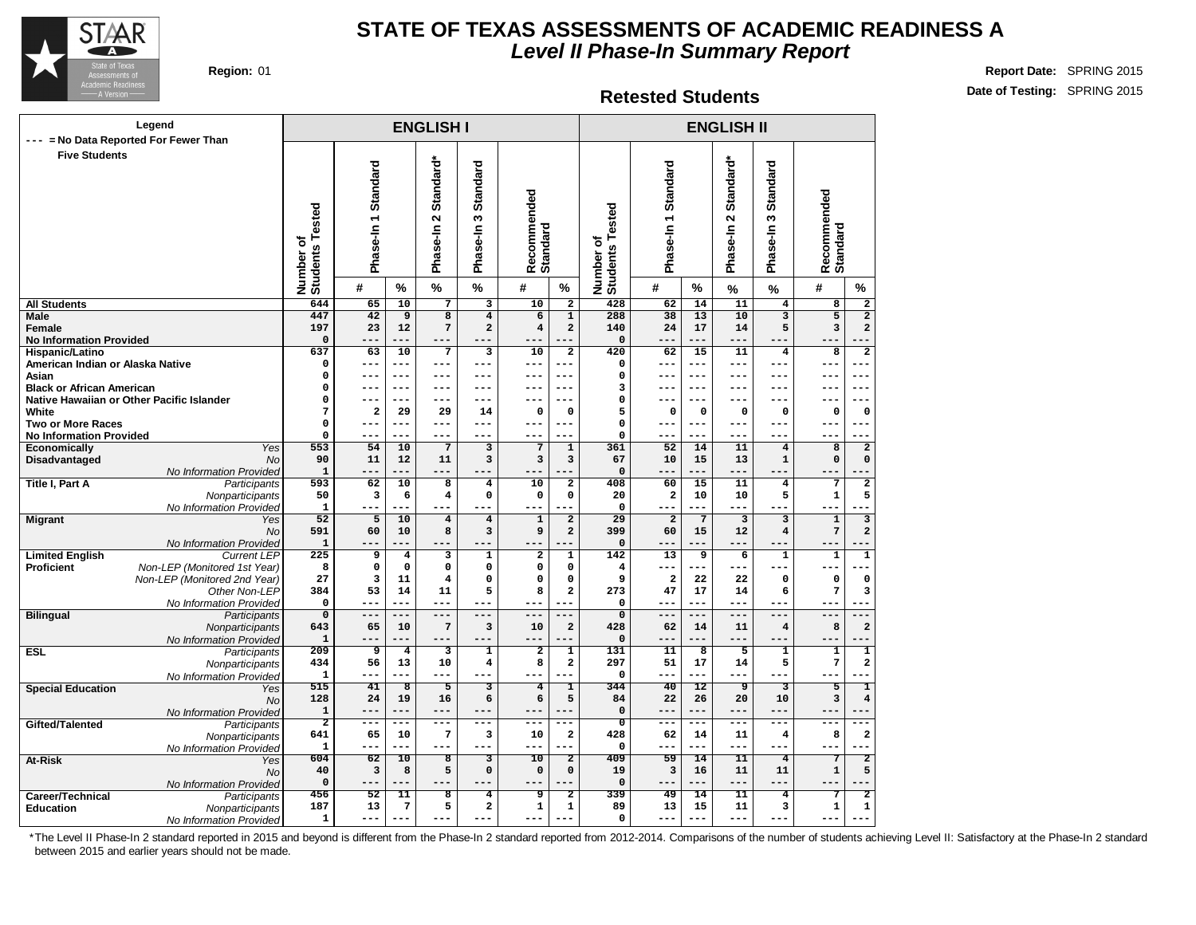# STATE OF TEXAS ASSESSMENTS OF ACADEMIC READINESS A

## *Level II Phase-In Summary Report*

**Region:** 01

**Report Date:** SPRING 2015

**Date of Testing:** SPRING 2015

### Retested Students

Legend: --- = No Data Reported For Fewer Than Five Students

| | | ENGLISH I | | | | | | | ENGLISH II | | | | | | |
|---|---|---|---|---|---|---|---|---|---|---|---|---|---|---|---|
| | | Number of Students Tested | Phase-In 1 Standard | | Phase-In 2 Standard* | Phase-In 3 Standard | Recommended Standard | | Number of Students Tested | Phase-In 1 Standard | | Phase-In 2 Standard* | Phase-In 3 Standard | Recommended Standard | |
| | | | # | % | % | % | # | % | | # | % | % | % | # | % |
| **All Students** | | 644 | 65 | 10 | 7 | 3 | 10 | 2 | 428 | 62 | 14 | 11 | 4 | 8 | 2 |
| **Male** | | 447 | 42 | 9 | 8 | 4 | 6 | 1 | 288 | 38 | 13 | 10 | 3 | 5 | 2 |
| **Female** | | 197 | 23 | 12 | 7 | 2 | 4 | 2 | 140 | 24 | 17 | 14 | 5 | 3 | 2 |
| **No Information Provided** | | 0 | --- | --- | --- | --- | --- | --- | 0 | --- | --- | --- | --- | --- | --- |
| **Hispanic/Latino** | | 637 | 63 | 10 | 7 | 3 | 10 | 2 | 420 | 62 | 15 | 11 | 4 | 8 | 2 |
| **American Indian or Alaska Native** | | 0 | --- | --- | --- | --- | --- | --- | 0 | --- | --- | --- | --- | --- | --- |
| **Asian** | | 0 | --- | --- | --- | --- | --- | --- | 0 | --- | --- | --- | --- | --- | --- |
| **Black or African American** | | 0 | --- | --- | --- | --- | --- | --- | 3 | --- | --- | --- | --- | --- | --- |
| **Native Hawaiian or Other Pacific Islander** | | 0 | --- | --- | --- | --- | --- | --- | 0 | --- | --- | --- | --- | --- | --- |
| **White** | | 7 | 2 | 29 | 29 | 14 | 0 | 0 | 5 | 0 | 0 | 0 | 0 | 0 | 0 |
| **Two or More Races** | | 0 | --- | --- | --- | --- | --- | --- | 0 | --- | --- | --- | --- | --- | --- |
| **No Information Provided** | | 0 | --- | --- | --- | --- | --- | --- | 0 | --- | --- | --- | --- | --- | --- |
| **Economically Disadvantaged** | *Yes* | 553 | 54 | 10 | 7 | 3 | 7 | 1 | 361 | 52 | 14 | 11 | 4 | 8 | 2 |
| | *No* | 90 | 11 | 12 | 11 | 3 | 3 | 3 | 67 | 10 | 15 | 13 | 1 | 0 | 0 |
| | *No Information Provided* | 1 | --- | --- | --- | --- | --- | --- | 0 | --- | --- | --- | --- | --- | --- |
| **Title I, Part A** | *Participants* | 593 | 62 | 10 | 8 | 4 | 10 | 2 | 408 | 60 | 15 | 11 | 4 | 7 | 2 |
| | *Nonparticipants* | 50 | 3 | 6 | 4 | 0 | 0 | 0 | 20 | 2 | 10 | 10 | 5 | 1 | 5 |
| | *No Information Provided* | 1 | --- | --- | --- | --- | --- | --- | 0 | --- | --- | --- | --- | --- | --- |
| **Migrant** | *Yes* | 52 | 5 | 10 | 4 | 4 | 1 | 2 | 29 | 2 | 7 | 3 | 3 | 1 | 3 |
| | *No* | 591 | 60 | 10 | 8 | 3 | 9 | 2 | 399 | 60 | 15 | 12 | 4 | 7 | 2 |
| | *No Information Provided* | 1 | --- | --- | --- | --- | --- | --- | 0 | --- | --- | --- | --- | --- | --- |
| **Limited English Proficient** | *Current LEP* | 225 | 9 | 4 | 3 | 1 | 2 | 1 | 142 | 13 | 9 | 6 | 1 | 1 | 1 |
| | *Non-LEP (Monitored 1st Year)* | 8 | 0 | 0 | 0 | 0 | 0 | 0 | 4 | --- | --- | --- | --- | --- | --- |
| | *Non-LEP (Monitored 2nd Year)* | 27 | 3 | 11 | 4 | 0 | 0 | 0 | 9 | 2 | 22 | 22 | 0 | 0 | 0 |
| | *Other Non-LEP* | 384 | 53 | 14 | 11 | 5 | 8 | 2 | 273 | 47 | 17 | 14 | 6 | 7 | 3 |
| | *No Information Provided* | 0 | --- | --- | --- | --- | --- | --- | 0 | --- | --- | --- | --- | --- | --- |
| **Bilingual** | *Participants* | 0 | --- | --- | --- | --- | --- | --- | 0 | --- | --- | --- | --- | --- | --- |
| | *Nonparticipants* | 643 | 65 | 10 | 7 | 3 | 10 | 2 | 428 | 62 | 14 | 11 | 4 | 8 | 2 |
| | *No Information Provided* | 1 | --- | --- | --- | --- | --- | --- | 0 | --- | --- | --- | --- | --- | --- |
| **ESL** | *Participants* | 209 | 9 | 4 | 3 | 1 | 2 | 1 | 131 | 11 | 8 | 5 | 1 | 1 | 1 |
| | *Nonparticipants* | 434 | 56 | 13 | 10 | 4 | 8 | 2 | 297 | 51 | 17 | 14 | 5 | 7 | 2 |
| | *No Information Provided* | 1 | --- | --- | --- | --- | --- | --- | 0 | --- | --- | --- | --- | --- | --- |
| **Special Education** | *Yes* | 515 | 41 | 8 | 5 | 3 | 4 | 1 | 344 | 40 | 12 | 9 | 3 | 5 | 1 |
| | *No* | 128 | 24 | 19 | 16 | 6 | 6 | 5 | 84 | 22 | 26 | 20 | 10 | 3 | 4 |
| | *No Information Provided* | 1 | --- | --- | --- | --- | --- | --- | 0 | --- | --- | --- | --- | --- | --- |
| **Gifted/Talented** | *Participants* | 2 | --- | --- | --- | --- | --- | --- | 0 | --- | --- | --- | --- | --- | --- |
| | *Nonparticipants* | 641 | 65 | 10 | 7 | 3 | 10 | 2 | 428 | 62 | 14 | 11 | 4 | 8 | 2 |
| | *No Information Provided* | 1 | --- | --- | --- | --- | --- | --- | 0 | --- | --- | --- | --- | --- | --- |
| **At-Risk** | *Yes* | 604 | 62 | 10 | 8 | 3 | 10 | 2 | 409 | 59 | 14 | 11 | 4 | 7 | 2 |
| | *No* | 40 | 3 | 8 | 5 | 0 | 0 | 0 | 19 | 3 | 16 | 11 | 11 | 1 | 5 |
| | *No Information Provided* | 0 | --- | --- | --- | --- | --- | --- | 0 | --- | --- | --- | --- | --- | --- |
| **Career/Technical Education** | *Participants* | 456 | 52 | 11 | 8 | 4 | 9 | 2 | 339 | 49 | 14 | 11 | 4 | 7 | 2 |
| | *Nonparticipants* | 187 | 13 | 7 | 5 | 2 | 1 | 1 | 89 | 13 | 15 | 11 | 3 | 1 | 1 |
| | *No Information Provided* | 1 | --- | --- | --- | --- | --- | --- | 0 | --- | --- | --- | --- | --- | --- |

*The Level II Phase-In 2 standard reported in 2015 and beyond is different from the Phase-In 2 standard reported from 2012-2014. Comparisons of the number of students achieving Level II: Satisfactory at the Phase-In 2 standard between 2015 and earlier years should not be made.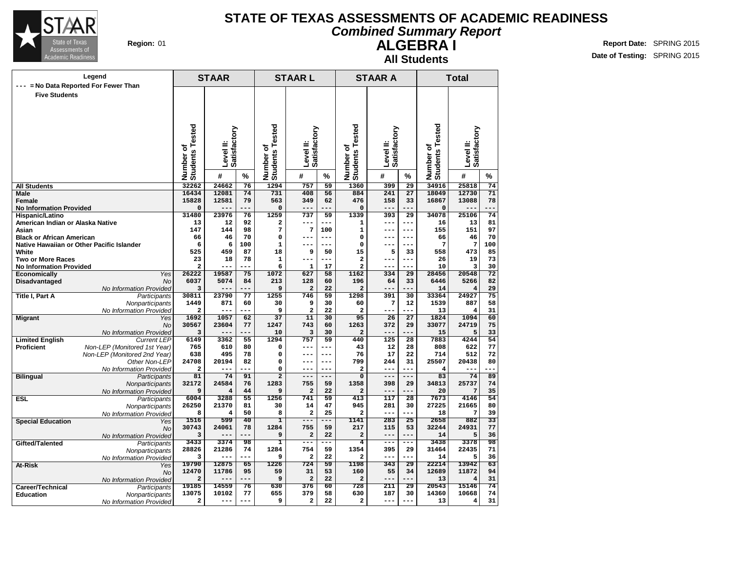# STATE OF TEXAS ASSESSMENTS OF ACADEMIC READINESS

## *Combined Summary Report*

## ALGEBRA I

### All Students

**Region:** 01

**Report Date:** SPRING 2015
**Date of Testing:** SPRING 2015

Legend: --- = No Data Reported For Fewer Than Five Students

| | | STAAR | | | STAAR L | | | STAAR A | | | Total | | |
|---|---|---|---|---|---|---|---|---|---|---|---|---|---|
| | | Number of Students Tested | Level II: Satisfactory # | Level II: Satisfactory % | Number of Students Tested | Level II: Satisfactory # | Level II: Satisfactory % | Number of Students Tested | Level II: Satisfactory # | Level II: Satisfactory % | Number of Students Tested | Level II: Satisfactory # | Level II: Satisfactory % |
| **All Students** | | 32262 | 24662 | 76 | 1294 | 757 | 59 | 1360 | 399 | 29 | 34916 | 25818 | 74 |
| **Male** | | 16434 | 12081 | 74 | 731 | 408 | 56 | 884 | 241 | 27 | 18049 | 12730 | 71 |
| **Female** | | 15828 | 12581 | 79 | 563 | 349 | 62 | 476 | 158 | 33 | 16867 | 13088 | 78 |
| **No Information Provided** | | 0 | --- | --- | 0 | --- | --- | 0 | --- | --- | 0 | --- | --- |
| **Hispanic/Latino** | | 31480 | 23976 | 76 | 1259 | 737 | 59 | 1339 | 393 | 29 | 34078 | 25106 | 74 |
| **American Indian or Alaska Native** | | 13 | 12 | 92 | 2 | --- | --- | 1 | --- | --- | 16 | 13 | 81 |
| **Asian** | | 147 | 144 | 98 | 7 | 7 | 100 | 1 | --- | --- | 155 | 151 | 97 |
| **Black or African American** | | 66 | 46 | 70 | 0 | --- | --- | 0 | --- | --- | 66 | 46 | 70 |
| **Native Hawaiian or Other Pacific Islander** | | 6 | 6 | 100 | 1 | --- | --- | 0 | --- | --- | 7 | 7 | 100 |
| **White** | | 525 | 459 | 87 | 18 | 9 | 50 | 15 | 5 | 33 | 558 | 473 | 85 |
| **Two or More Races** | | 23 | 18 | 78 | 1 | --- | --- | 2 | --- | --- | 26 | 19 | 73 |
| **No Information Provided** | | 2 | --- | --- | 6 | 1 | 17 | 2 | --- | --- | 10 | 3 | 30 |
| **Economically Disadvantaged** | *Yes* | 26222 | 19587 | 75 | 1072 | 627 | 58 | 1162 | 334 | 29 | 28456 | 20548 | 72 |
| | *No* | 6037 | 5074 | 84 | 213 | 128 | 60 | 196 | 64 | 33 | 6446 | 5266 | 82 |
| | *No Information Provided* | 3 | --- | --- | 9 | 2 | 22 | 2 | --- | --- | 14 | 4 | 29 |
| **Title I, Part A** | *Participants* | 30811 | 23790 | 77 | 1255 | 746 | 59 | 1298 | 391 | 30 | 33364 | 24927 | 75 |
| | *Nonparticipants* | 1449 | 871 | 60 | 30 | 9 | 30 | 60 | 7 | 12 | 1539 | 887 | 58 |
| | *No Information Provided* | 2 | --- | --- | 9 | 2 | 22 | 2 | --- | --- | 13 | 4 | 31 |
| **Migrant** | *Yes* | 1692 | 1057 | 62 | 37 | 11 | 30 | 95 | 26 | 27 | 1824 | 1094 | 60 |
| | *No* | 30567 | 23604 | 77 | 1247 | 743 | 60 | 1263 | 372 | 29 | 33077 | 24719 | 75 |
| | *No Information Provided* | 3 | --- | --- | 10 | 3 | 30 | 2 | --- | --- | 15 | 5 | 33 |
| **Limited English Proficient** | *Current LEP* | 6149 | 3362 | 55 | 1294 | 757 | 59 | 440 | 125 | 28 | 7883 | 4244 | 54 |
| | *Non-LEP (Monitored 1st Year)* | 765 | 610 | 80 | 0 | --- | --- | 43 | 12 | 28 | 808 | 622 | 77 |
| | *Non-LEP (Monitored 2nd Year)* | 638 | 495 | 78 | 0 | --- | --- | 76 | 17 | 22 | 714 | 512 | 72 |
| | *Other Non-LEP* | 24708 | 20194 | 82 | 0 | --- | --- | 799 | 244 | 31 | 25507 | 20438 | 80 |
| | *No Information Provided* | 2 | --- | --- | 0 | --- | --- | 2 | --- | --- | 4 | --- | --- |
| **Bilingual** | *Participants* | 81 | 74 | 91 | 2 | --- | --- | 0 | --- | --- | 83 | 74 | 89 |
| | *Nonparticipants* | 32172 | 24584 | 76 | 1283 | 755 | 59 | 1358 | 398 | 29 | 34813 | 25737 | 74 |
| | *No Information Provided* | 9 | 4 | 44 | 9 | 2 | 22 | 2 | --- | --- | 20 | 7 | 35 |
| **ESL** | *Participants* | 6004 | 3288 | 55 | 1256 | 741 | 59 | 413 | 117 | 28 | 7673 | 4146 | 54 |
| | *Nonparticipants* | 26250 | 21370 | 81 | 30 | 14 | 47 | 945 | 281 | 30 | 27225 | 21665 | 80 |
| | *No Information Provided* | 8 | 4 | 50 | 8 | 2 | 25 | 2 | --- | --- | 18 | 7 | 39 |
| **Special Education** | *Yes* | 1516 | 599 | 40 | 1 | --- | --- | 1141 | 283 | 25 | 2658 | 882 | 33 |
| | *No* | 30743 | 24061 | 78 | 1284 | 755 | 59 | 217 | 115 | 53 | 32244 | 24931 | 77 |
| | *No Information Provided* | 3 | --- | --- | 9 | 2 | 22 | 2 | --- | --- | 14 | 5 | 36 |
| **Gifted/Talented** | *Participants* | 3433 | 3374 | 98 | 1 | --- | --- | 4 | --- | --- | 3438 | 3378 | 98 |
| | *Nonparticipants* | 28826 | 21286 | 74 | 1284 | 754 | 59 | 1354 | 395 | 29 | 31464 | 22435 | 71 |
| | *No Information Provided* | 3 | --- | --- | 9 | 2 | 22 | 2 | --- | --- | 14 | 5 | 36 |
| **At-Risk** | *Yes* | 19790 | 12875 | 65 | 1226 | 724 | 59 | 1198 | 343 | 29 | 22214 | 13942 | 63 |
| | *No* | 12470 | 11786 | 95 | 59 | 31 | 53 | 160 | 55 | 34 | 12689 | 11872 | 94 |
| | *No Information Provided* | 2 | --- | --- | 9 | 2 | 22 | 2 | --- | --- | 13 | 4 | 31 |
| **Career/Technical Education** | *Participants* | 19185 | 14559 | 76 | 630 | 376 | 60 | 728 | 211 | 29 | 20543 | 15146 | 74 |
| | *Nonparticipants* | 13075 | 10102 | 77 | 655 | 379 | 58 | 630 | 187 | 30 | 14360 | 10668 | 74 |
| | *No Information Provided* | 2 | --- | --- | 9 | 2 | 22 | 2 | --- | --- | 13 | 4 | 31 |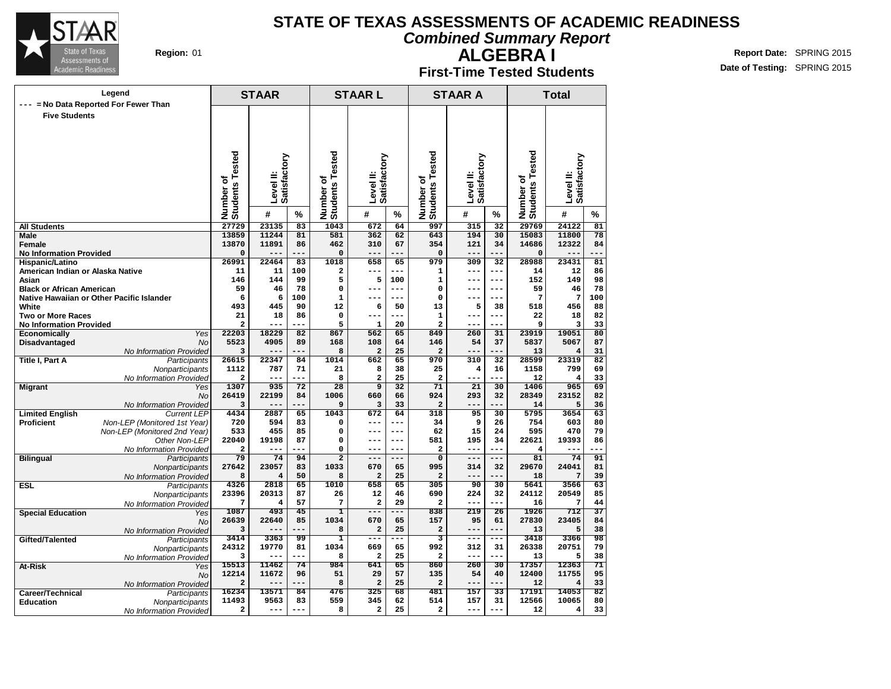# STATE OF TEXAS ASSESSMENTS OF ACADEMIC READINESS

## Combined Summary Report

## ALGEBRA I

### First-Time Tested Students

**Region:** 01

**Report Date:** SPRING 2015
**Date of Testing:** SPRING 2015

Legend: --- = No Data Reported For Fewer Than Five Students

| | | STAAR | | | STAAR L | | | STAAR A | | | Total | | |
|---|---|---|---|---|---|---|---|---|---|---|---|---|---|
| | | Number of Students Tested | Level II: Satisfactory # | Level II: Satisfactory % | Number of Students Tested | Level II: Satisfactory # | Level II: Satisfactory % | Number of Students Tested | Level II: Satisfactory # | Level II: Satisfactory % | Number of Students Tested | Level II: Satisfactory # | Level II: Satisfactory % |
| **All Students** | | 27729 | 23135 | 83 | 1043 | 672 | 64 | 997 | 315 | 32 | 29769 | 24122 | 81 |
| **Male** | | 13859 | 11244 | 81 | 581 | 362 | 62 | 643 | 194 | 30 | 15083 | 11800 | 78 |
| **Female** | | 13870 | 11891 | 86 | 462 | 310 | 67 | 354 | 121 | 34 | 14686 | 12322 | 84 |
| **No Information Provided** | | 0 | --- | --- | 0 | --- | --- | 0 | --- | --- | 0 | --- | --- |
| **Hispanic/Latino** | | 26991 | 22464 | 83 | 1018 | 658 | 65 | 979 | 309 | 32 | 28988 | 23431 | 81 |
| **American Indian or Alaska Native** | | 11 | 11 | 100 | 2 | --- | --- | 1 | --- | --- | 14 | 12 | 86 |
| **Asian** | | 146 | 144 | 99 | 5 | 5 | 100 | 1 | --- | --- | 152 | 149 | 98 |
| **Black or African American** | | 59 | 46 | 78 | 0 | --- | --- | 0 | --- | --- | 59 | 46 | 78 |
| **Native Hawaiian or Other Pacific Islander** | | 6 | 6 | 100 | 1 | --- | --- | 0 | --- | --- | 7 | 7 | 100 |
| **White** | | 493 | 445 | 90 | 12 | 6 | 50 | 13 | 5 | 38 | 518 | 456 | 88 |
| **Two or More Races** | | 21 | 18 | 86 | 0 | --- | --- | 1 | --- | --- | 22 | 18 | 82 |
| **No Information Provided** | | 2 | --- | --- | 5 | 1 | 20 | 2 | --- | --- | 9 | 3 | 33 |
| **Economically Disadvantaged** | *Yes* | 22203 | 18229 | 82 | 867 | 562 | 65 | 849 | 260 | 31 | 23919 | 19051 | 80 |
| | *No* | 5523 | 4905 | 89 | 168 | 108 | 64 | 146 | 54 | 37 | 5837 | 5067 | 87 |
| | *No Information Provided* | 3 | --- | --- | 8 | 2 | 25 | 2 | --- | --- | 13 | 4 | 31 |
| **Title I, Part A** | *Participants* | 26615 | 22347 | 84 | 1014 | 662 | 65 | 970 | 310 | 32 | 28599 | 23319 | 82 |
| | *Nonparticipants* | 1112 | 787 | 71 | 21 | 8 | 38 | 25 | 4 | 16 | 1158 | 799 | 69 |
| | *No Information Provided* | 2 | --- | --- | 8 | 2 | 25 | 2 | --- | --- | 12 | 4 | 33 |
| **Migrant** | *Yes* | 1307 | 935 | 72 | 28 | 9 | 32 | 71 | 21 | 30 | 1406 | 965 | 69 |
| | *No* | 26419 | 22199 | 84 | 1006 | 660 | 66 | 924 | 293 | 32 | 28349 | 23152 | 82 |
| | *No Information Provided* | 3 | --- | --- | 9 | 3 | 33 | 2 | --- | --- | 14 | 5 | 36 |
| **Limited English Proficient** | *Current LEP* | 4434 | 2887 | 65 | 1043 | 672 | 64 | 318 | 95 | 30 | 5795 | 3654 | 63 |
| | *Non-LEP (Monitored 1st Year)* | 720 | 594 | 83 | 0 | --- | --- | 34 | 9 | 26 | 754 | 603 | 80 |
| | *Non-LEP (Monitored 2nd Year)* | 533 | 455 | 85 | 0 | --- | --- | 62 | 15 | 24 | 595 | 470 | 79 |
| | *Other Non-LEP* | 22040 | 19198 | 87 | 0 | --- | --- | 581 | 195 | 34 | 22621 | 19393 | 86 |
| | *No Information Provided* | 2 | --- | --- | 0 | --- | --- | 2 | --- | --- | 4 | --- | --- |
| **Bilingual** | *Participants* | 79 | 74 | 94 | 2 | --- | --- | 0 | --- | --- | 81 | 74 | 91 |
| | *Nonparticipants* | 27642 | 23057 | 83 | 1033 | 670 | 65 | 995 | 314 | 32 | 29670 | 24041 | 81 |
| | *No Information Provided* | 8 | 4 | 50 | 8 | 2 | 25 | 2 | --- | --- | 18 | 7 | 39 |
| **ESL** | *Participants* | 4326 | 2818 | 65 | 1010 | 658 | 65 | 305 | 90 | 30 | 5641 | 3566 | 63 |
| | *Nonparticipants* | 23396 | 20313 | 87 | 26 | 12 | 46 | 690 | 224 | 32 | 24112 | 20549 | 85 |
| | *No Information Provided* | 7 | 4 | 57 | 7 | 2 | 29 | 2 | --- | --- | 16 | 7 | 44 |
| **Special Education** | *Yes* | 1087 | 493 | 45 | 1 | --- | --- | 838 | 219 | 26 | 1926 | 712 | 37 |
| | *No* | 26639 | 22640 | 85 | 1034 | 670 | 65 | 157 | 95 | 61 | 27830 | 23405 | 84 |
| | *No Information Provided* | 3 | --- | --- | 8 | 2 | 25 | 2 | --- | --- | 13 | 5 | 38 |
| **Gifted/Talented** | *Participants* | 3414 | 3363 | 99 | 1 | --- | --- | 3 | --- | --- | 3418 | 3366 | 98 |
| | *Nonparticipants* | 24312 | 19770 | 81 | 1034 | 669 | 65 | 992 | 312 | 31 | 26338 | 20751 | 79 |
| | *No Information Provided* | 3 | --- | --- | 8 | 2 | 25 | 2 | --- | --- | 13 | 5 | 38 |
| **At-Risk** | *Yes* | 15513 | 11462 | 74 | 984 | 641 | 65 | 860 | 260 | 30 | 17357 | 12363 | 71 |
| | *No* | 12214 | 11672 | 96 | 51 | 29 | 57 | 135 | 54 | 40 | 12400 | 11755 | 95 |
| | *No Information Provided* | 2 | --- | --- | 8 | 2 | 25 | 2 | --- | --- | 12 | 4 | 33 |
| **Career/Technical Education** | *Participants* | 16234 | 13571 | 84 | 476 | 325 | 68 | 481 | 157 | 33 | 17191 | 14053 | 82 |
| | *Nonparticipants* | 11493 | 9563 | 83 | 559 | 345 | 62 | 514 | 157 | 31 | 12566 | 10065 | 80 |
| | *No Information Provided* | 2 | --- | --- | 8 | 2 | 25 | 2 | --- | --- | 12 | 4 | 33 |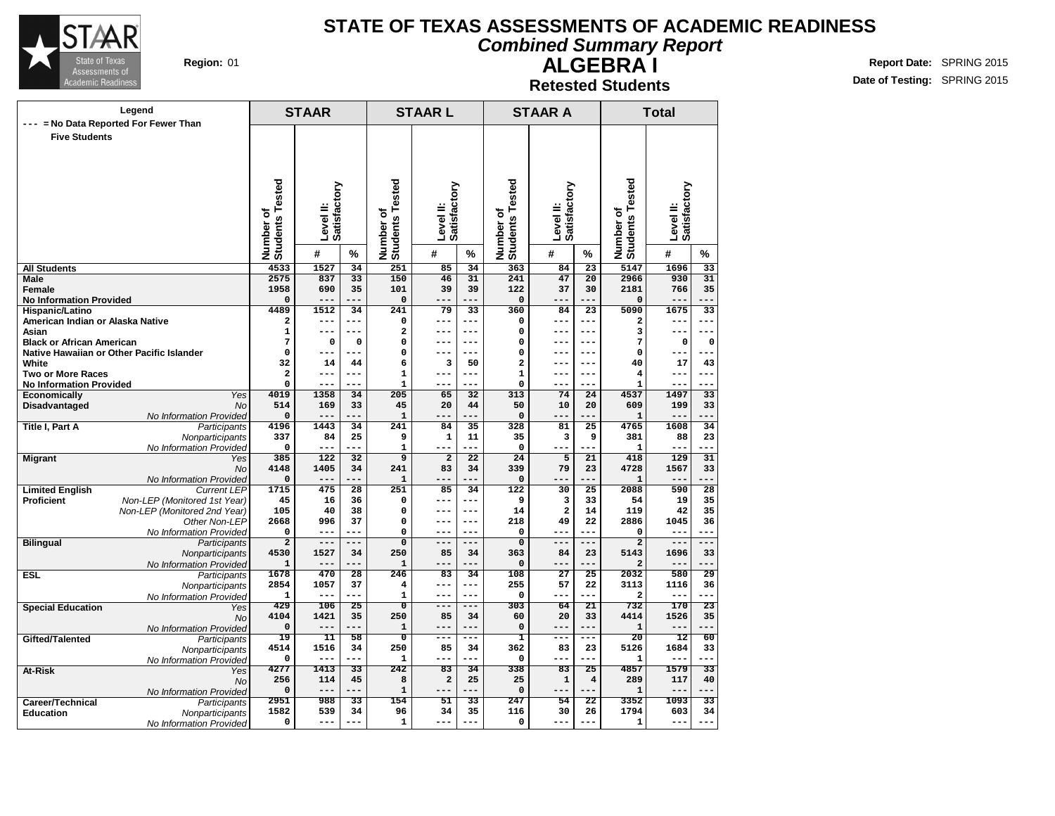# STATE OF TEXAS ASSESSMENTS OF ACADEMIC READINESS

## Combined Summary Report

## ALGEBRA I

### Retested Students

**Region:** 01

**Report Date:** SPRING 2015
**Date of Testing:** SPRING 2015

Legend: --- = No Data Reported For Fewer Than Five Students

| | | STAAR | | | STAAR L | | | STAAR A | | | Total | | |
|---|---|---|---|---|---|---|---|---|---|---|---|---|---|
| | | Number of Students Tested | Level II: Satisfactory | | Number of Students Tested | Level II: Satisfactory | | Number of Students Tested | Level II: Satisfactory | | Number of Students Tested | Level II: Satisfactory | |
| | | | # | % | | # | % | | # | % | | # | % |
| **All Students** | | 4533 | 1527 | 34 | 251 | 85 | 34 | 363 | 84 | 23 | 5147 | 1696 | 33 |
| **Male** | | 2575 | 837 | 33 | 150 | 46 | 31 | 241 | 47 | 20 | 2966 | 930 | 31 |
| **Female** | | 1958 | 690 | 35 | 101 | 39 | 39 | 122 | 37 | 30 | 2181 | 766 | 35 |
| **No Information Provided** | | 0 | --- | --- | 0 | --- | --- | 0 | --- | --- | 0 | --- | --- |
| **Hispanic/Latino** | | 4489 | 1512 | 34 | 241 | 79 | 33 | 360 | 84 | 23 | 5090 | 1675 | 33 |
| **American Indian or Alaska Native** | | 2 | --- | --- | 0 | --- | --- | 0 | --- | --- | 2 | --- | --- |
| **Asian** | | 1 | --- | --- | 2 | --- | --- | 0 | --- | --- | 3 | --- | --- |
| **Black or African American** | | 7 | 0 | 0 | 0 | --- | --- | 0 | --- | --- | 7 | 0 | 0 |
| **Native Hawaiian or Other Pacific Islander** | | 0 | --- | --- | 0 | --- | --- | 0 | --- | --- | 0 | --- | --- |
| **White** | | 32 | 14 | 44 | 6 | 3 | 50 | 2 | --- | --- | 40 | 17 | 43 |
| **Two or More Races** | | 2 | --- | --- | 1 | --- | --- | 1 | --- | --- | 4 | --- | --- |
| **No Information Provided** | | 0 | --- | --- | 1 | --- | --- | 0 | --- | --- | 1 | --- | --- |
| **Economically Disadvantaged** | *Yes* | 4019 | 1358 | 34 | 205 | 65 | 32 | 313 | 74 | 24 | 4537 | 1497 | 33 |
| | *No* | 514 | 169 | 33 | 45 | 20 | 44 | 50 | 10 | 20 | 609 | 199 | 33 |
| | *No Information Provided* | 0 | --- | --- | 1 | --- | --- | 0 | --- | --- | 1 | --- | --- |
| **Title I, Part A** | *Participants* | 4196 | 1443 | 34 | 241 | 84 | 35 | 328 | 81 | 25 | 4765 | 1608 | 34 |
| | *Nonparticipants* | 337 | 84 | 25 | 9 | 1 | 11 | 35 | 3 | 9 | 381 | 88 | 23 |
| | *No Information Provided* | 0 | --- | --- | 1 | --- | --- | 0 | --- | --- | 1 | --- | --- |
| **Migrant** | *Yes* | 385 | 122 | 32 | 9 | 2 | 22 | 24 | 5 | 21 | 418 | 129 | 31 |
| | *No* | 4148 | 1405 | 34 | 241 | 83 | 34 | 339 | 79 | 23 | 4728 | 1567 | 33 |
| | *No Information Provided* | 0 | --- | --- | 1 | --- | --- | 0 | --- | --- | 1 | --- | --- |
| **Limited English Proficient** | *Current LEP* | 1715 | 475 | 28 | 251 | 85 | 34 | 122 | 30 | 25 | 2088 | 590 | 28 |
| | *Non-LEP (Monitored 1st Year)* | 45 | 16 | 36 | 0 | --- | --- | 9 | 3 | 33 | 54 | 19 | 35 |
| | *Non-LEP (Monitored 2nd Year)* | 105 | 40 | 38 | 0 | --- | --- | 14 | 2 | 14 | 119 | 42 | 35 |
| | *Other Non-LEP* | 2668 | 996 | 37 | 0 | --- | --- | 218 | 49 | 22 | 2886 | 1045 | 36 |
| | *No Information Provided* | 0 | --- | --- | 0 | --- | --- | 0 | --- | --- | 0 | --- | --- |
| **Bilingual** | *Participants* | 2 | --- | --- | 0 | --- | --- | 0 | --- | --- | 2 | --- | --- |
| | *Nonparticipants* | 4530 | 1527 | 34 | 250 | 85 | 34 | 363 | 84 | 23 | 5143 | 1696 | 33 |
| | *No Information Provided* | 1 | --- | --- | 1 | --- | --- | 0 | --- | --- | 2 | --- | --- |
| **ESL** | *Participants* | 1678 | 470 | 28 | 246 | 83 | 34 | 108 | 27 | 25 | 2032 | 580 | 29 |
| | *Nonparticipants* | 2854 | 1057 | 37 | 4 | --- | --- | 255 | 57 | 22 | 3113 | 1116 | 36 |
| | *No Information Provided* | 1 | --- | --- | 1 | --- | --- | 0 | --- | --- | 2 | --- | --- |
| **Special Education** | *Yes* | 429 | 106 | 25 | 0 | --- | --- | 303 | 64 | 21 | 732 | 170 | 23 |
| | *No* | 4104 | 1421 | 35 | 250 | 85 | 34 | 60 | 20 | 33 | 4414 | 1526 | 35 |
| | *No Information Provided* | 0 | --- | --- | 1 | --- | --- | 0 | --- | --- | 1 | --- | --- |
| **Gifted/Talented** | *Participants* | 19 | 11 | 58 | 0 | --- | --- | 1 | --- | --- | 20 | 12 | 60 |
| | *Nonparticipants* | 4514 | 1516 | 34 | 250 | 85 | 34 | 362 | 83 | 23 | 5126 | 1684 | 33 |
| | *No Information Provided* | 0 | --- | --- | 1 | --- | --- | 0 | --- | --- | 1 | --- | --- |
| **At-Risk** | *Yes* | 4277 | 1413 | 33 | 242 | 83 | 34 | 338 | 83 | 25 | 4857 | 1579 | 33 |
| | *No* | 256 | 114 | 45 | 8 | 2 | 25 | 25 | 1 | 4 | 289 | 117 | 40 |
| | *No Information Provided* | 0 | --- | --- | 1 | --- | --- | 0 | --- | --- | 1 | --- | --- |
| **Career/Technical Education** | *Participants* | 2951 | 988 | 33 | 154 | 51 | 33 | 247 | 54 | 22 | 3352 | 1093 | 33 |
| | *Nonparticipants* | 1582 | 539 | 34 | 96 | 34 | 35 | 116 | 30 | 26 | 1794 | 603 | 34 |
| | *No Information Provided* | 0 | --- | --- | 1 | --- | --- | 0 | --- | --- | 1 | --- | --- |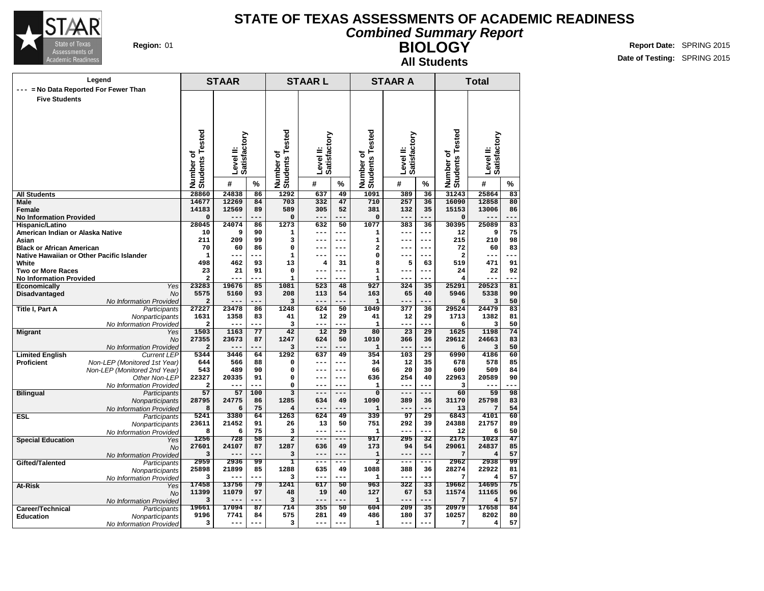# STATE OF TEXAS ASSESSMENTS OF ACADEMIC READINESS

## *Combined Summary Report*

## BIOLOGY

### All Students

**Region:** 01

**Report Date:** SPRING 2015

**Date of Testing:** SPRING 2015

Legend: --- = No Data Reported For Fewer Than Five Students

| | | STAAR | | | STAAR L | | | STAAR A | | | Total | | |
|---|---|---|---|---|---|---|---|---|---|---|---|---|---|
| | | Number of Students Tested | Level II: Satisfactory # | Level II: Satisfactory % | Number of Students Tested | Level II: Satisfactory # | Level II: Satisfactory % | Number of Students Tested | Level II: Satisfactory # | Level II: Satisfactory % | Number of Students Tested | Level II: Satisfactory # | Level II: Satisfactory % |
| **All Students** | | 28860 | 24838 | 86 | 1292 | 637 | 49 | 1091 | 389 | 36 | 31243 | 25864 | 83 |
| **Male** | | 14677 | 12269 | 84 | 703 | 332 | 47 | 710 | 257 | 36 | 16090 | 12858 | 80 |
| **Female** | | 14183 | 12569 | 89 | 589 | 305 | 52 | 381 | 132 | 35 | 15153 | 13006 | 86 |
| **No Information Provided** | | 0 | --- | --- | 0 | --- | --- | 0 | --- | --- | 0 | --- | --- |
| **Hispanic/Latino** | | 28045 | 24074 | 86 | 1273 | 632 | 50 | 1077 | 383 | 36 | 30395 | 25089 | 83 |
| **American Indian or Alaska Native** | | 10 | 9 | 90 | 1 | --- | --- | 1 | --- | --- | 12 | 9 | 75 |
| **Asian** | | 211 | 209 | 99 | 3 | --- | --- | 1 | --- | --- | 215 | 210 | 98 |
| **Black or African American** | | 70 | 60 | 86 | 0 | --- | --- | 2 | --- | --- | 72 | 60 | 83 |
| **Native Hawaiian or Other Pacific Islander** | | 1 | --- | --- | 1 | --- | --- | 0 | --- | --- | 2 | --- | --- |
| **White** | | 498 | 462 | 93 | 13 | 4 | 31 | 8 | 5 | 63 | 519 | 471 | 91 |
| **Two or More Races** | | 23 | 21 | 91 | 0 | --- | --- | 1 | --- | --- | 24 | 22 | 92 |
| **No Information Provided** | | 2 | --- | --- | 1 | --- | --- | 1 | --- | --- | 4 | --- | --- |
| **Economically Disadvantaged** | *Yes* | 23283 | 19676 | 85 | 1081 | 523 | 48 | 927 | 324 | 35 | 25291 | 20523 | 81 |
| | *No* | 5575 | 5160 | 93 | 208 | 113 | 54 | 163 | 65 | 40 | 5946 | 5338 | 90 |
| | *No Information Provided* | 2 | --- | --- | 3 | --- | --- | 1 | --- | --- | 6 | 3 | 50 |
| **Title I, Part A** | *Participants* | 27227 | 23478 | 86 | 1248 | 624 | 50 | 1049 | 377 | 36 | 29524 | 24479 | 83 |
| | *Nonparticipants* | 1631 | 1358 | 83 | 41 | 12 | 29 | 41 | 12 | 29 | 1713 | 1382 | 81 |
| | *No Information Provided* | 2 | --- | --- | 3 | --- | --- | 1 | --- | --- | 6 | 3 | 50 |
| **Migrant** | *Yes* | 1503 | 1163 | 77 | 42 | 12 | 29 | 80 | 23 | 29 | 1625 | 1198 | 74 |
| | *No* | 27355 | 23673 | 87 | 1247 | 624 | 50 | 1010 | 366 | 36 | 29612 | 24663 | 83 |
| | *No Information Provided* | 2 | --- | --- | 3 | --- | --- | 1 | --- | --- | 6 | 3 | 50 |
| **Limited English Proficient** | *Current LEP* | 5344 | 3446 | 64 | 1292 | 637 | 49 | 354 | 103 | 29 | 6990 | 4186 | 60 |
| | *Non-LEP (Monitored 1st Year)* | 644 | 566 | 88 | 0 | --- | --- | 34 | 12 | 35 | 678 | 578 | 85 |
| | *Non-LEP (Monitored 2nd Year)* | 543 | 489 | 90 | 0 | --- | --- | 66 | 20 | 30 | 609 | 509 | 84 |
| | *Other Non-LEP* | 22327 | 20335 | 91 | 0 | --- | --- | 636 | 254 | 40 | 22963 | 20589 | 90 |
| | *No Information Provided* | 2 | --- | --- | 0 | --- | --- | 1 | --- | --- | 3 | --- | --- |
| **Bilingual** | *Participants* | 57 | 57 | 100 | 3 | --- | --- | 0 | --- | --- | 60 | 59 | 98 |
| | *Nonparticipants* | 28795 | 24775 | 86 | 1285 | 634 | 49 | 1090 | 389 | 36 | 31170 | 25798 | 83 |
| | *No Information Provided* | 8 | 6 | 75 | 4 | --- | --- | 1 | --- | --- | 13 | 7 | 54 |
| **ESL** | *Participants* | 5241 | 3380 | 64 | 1263 | 624 | 49 | 339 | 97 | 29 | 6843 | 4101 | 60 |
| | *Nonparticipants* | 23611 | 21452 | 91 | 26 | 13 | 50 | 751 | 292 | 39 | 24388 | 21757 | 89 |
| | *No Information Provided* | 8 | 6 | 75 | 3 | --- | --- | 1 | --- | --- | 12 | 6 | 50 |
| **Special Education** | *Yes* | 1256 | 728 | 58 | 2 | --- | --- | 917 | 295 | 32 | 2175 | 1023 | 47 |
| | *No* | 27601 | 24107 | 87 | 1287 | 636 | 49 | 173 | 94 | 54 | 29061 | 24837 | 85 |
| | *No Information Provided* | 3 | --- | --- | 3 | --- | --- | 1 | --- | --- | 7 | 4 | 57 |
| **Gifted/Talented** | *Participants* | 2959 | 2936 | 99 | 1 | --- | --- | 2 | --- | --- | 2962 | 2938 | 99 |
| | *Nonparticipants* | 25898 | 21899 | 85 | 1288 | 635 | 49 | 1088 | 388 | 36 | 28274 | 22922 | 81 |
| | *No Information Provided* | 3 | --- | --- | 3 | --- | --- | 1 | --- | --- | 7 | 4 | 57 |
| **At-Risk** | *Yes* | 17458 | 13756 | 79 | 1241 | 617 | 50 | 963 | 322 | 33 | 19662 | 14695 | 75 |
| | *No* | 11399 | 11079 | 97 | 48 | 19 | 40 | 127 | 67 | 53 | 11574 | 11165 | 96 |
| | *No Information Provided* | 3 | --- | --- | 3 | --- | --- | 1 | --- | --- | 7 | 4 | 57 |
| **Career/Technical Education** | *Participants* | 19661 | 17094 | 87 | 714 | 355 | 50 | 604 | 209 | 35 | 20979 | 17658 | 84 |
| | *Nonparticipants* | 9196 | 7741 | 84 | 575 | 281 | 49 | 486 | 180 | 37 | 10257 | 8202 | 80 |
| | *No Information Provided* | 3 | --- | --- | 3 | --- | --- | 1 | --- | --- | 7 | 4 | 57 |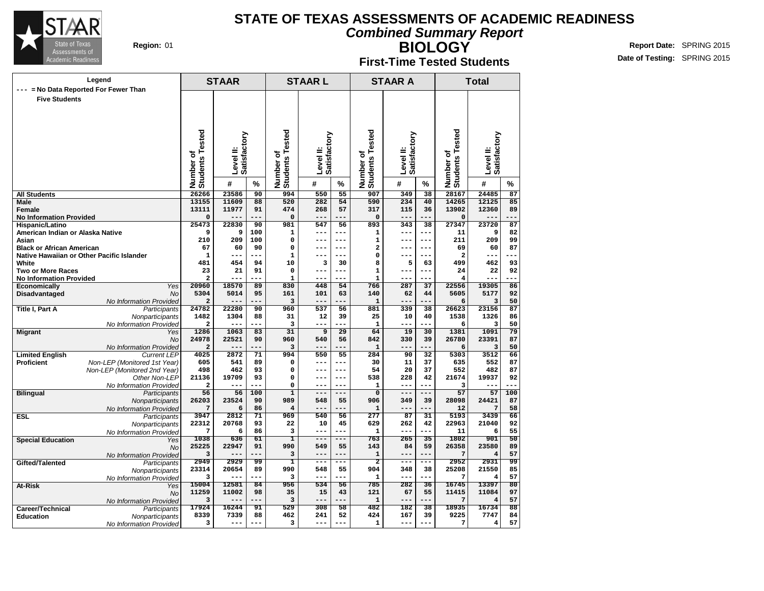# STATE OF TEXAS ASSESSMENTS OF ACADEMIC READINESS

## *Combined Summary Report*

## BIOLOGY

### First-Time Tested Students

**Region:** 01

**Report Date:** SPRING 2015
**Date of Testing:** SPRING 2015

Legend: --- = No Data Reported For Fewer Than Five Students

| | | STAAR | | | STAAR L | | | STAAR A | | | Total | | |
|---|---|---|---|---|---|---|---|---|---|---|---|---|---|
| | | Number of Students Tested | Level II: Satisfactory # | Level II: Satisfactory % | Number of Students Tested | Level II: Satisfactory # | Level II: Satisfactory % | Number of Students Tested | Level II: Satisfactory # | Level II: Satisfactory % | Number of Students Tested | Level II: Satisfactory # | Level II: Satisfactory % |
| **All Students** | | 26266 | 23586 | 90 | 994 | 550 | 55 | 907 | 349 | 38 | 28167 | 24485 | 87 |
| **Male** | | 13155 | 11609 | 88 | 520 | 282 | 54 | 590 | 234 | 40 | 14265 | 12125 | 85 |
| **Female** | | 13111 | 11977 | 91 | 474 | 268 | 57 | 317 | 115 | 36 | 13902 | 12360 | 89 |
| **No Information Provided** | | 0 | --- | --- | 0 | --- | --- | 0 | --- | --- | 0 | --- | --- |
| **Hispanic/Latino** | | 25473 | 22830 | 90 | 981 | 547 | 56 | 893 | 343 | 38 | 27347 | 23720 | 87 |
| **American Indian or Alaska Native** | | 9 | 9 | 100 | 1 | --- | --- | 1 | --- | --- | 11 | 9 | 82 |
| **Asian** | | 210 | 209 | 100 | 0 | --- | --- | 1 | --- | --- | 211 | 209 | 99 |
| **Black or African American** | | 67 | 60 | 90 | 0 | --- | --- | 2 | --- | --- | 69 | 60 | 87 |
| **Native Hawaiian or Other Pacific Islander** | | 1 | --- | --- | 1 | --- | --- | 0 | --- | --- | 2 | --- | --- |
| **White** | | 481 | 454 | 94 | 10 | 3 | 30 | 8 | 5 | 63 | 499 | 462 | 93 |
| **Two or More Races** | | 23 | 21 | 91 | 0 | --- | --- | 1 | --- | --- | 24 | 22 | 92 |
| **No Information Provided** | | 2 | --- | --- | 1 | --- | --- | 1 | --- | --- | 4 | --- | --- |
| **Economically Disadvantaged** | *Yes* | 20960 | 18570 | 89 | 830 | 448 | 54 | 766 | 287 | 37 | 22556 | 19305 | 86 |
| | *No* | 5304 | 5014 | 95 | 161 | 101 | 63 | 140 | 62 | 44 | 5605 | 5177 | 92 |
| | *No Information Provided* | 2 | --- | --- | 3 | --- | --- | 1 | --- | --- | 6 | 3 | 50 |
| **Title I, Part A** | *Participants* | 24782 | 22280 | 90 | 960 | 537 | 56 | 881 | 339 | 38 | 26623 | 23156 | 87 |
| | *Nonparticipants* | 1482 | 1304 | 88 | 31 | 12 | 39 | 25 | 10 | 40 | 1538 | 1326 | 86 |
| | *No Information Provided* | 2 | --- | --- | 3 | --- | --- | 1 | --- | --- | 6 | 3 | 50 |
| **Migrant** | *Yes* | 1286 | 1063 | 83 | 31 | 9 | 29 | 64 | 19 | 30 | 1381 | 1091 | 79 |
| | *No* | 24978 | 22521 | 90 | 960 | 540 | 56 | 842 | 330 | 39 | 26780 | 23391 | 87 |
| | *No Information Provided* | 2 | --- | --- | 3 | --- | --- | 1 | --- | --- | 6 | 3 | 50 |
| **Limited English Proficient** | *Current LEP* | 4025 | 2872 | 71 | 994 | 550 | 55 | 284 | 90 | 32 | 5303 | 3512 | 66 |
| | *Non-LEP (Monitored 1st Year)* | 605 | 541 | 89 | 0 | --- | --- | 30 | 11 | 37 | 635 | 552 | 87 |
| | *Non-LEP (Monitored 2nd Year)* | 498 | 462 | 93 | 0 | --- | --- | 54 | 20 | 37 | 552 | 482 | 87 |
| | *Other Non-LEP* | 21136 | 19709 | 93 | 0 | --- | --- | 538 | 228 | 42 | 21674 | 19937 | 92 |
| | *No Information Provided* | 2 | --- | --- | 0 | --- | --- | 1 | --- | --- | 3 | --- | --- |
| **Bilingual** | *Participants* | 56 | 56 | 100 | 1 | --- | --- | 0 | --- | --- | 57 | 57 | 100 |
| | *Nonparticipants* | 26203 | 23524 | 90 | 989 | 548 | 55 | 906 | 349 | 39 | 28098 | 24421 | 87 |
| | *No Information Provided* | 7 | 6 | 86 | 4 | --- | --- | 1 | --- | --- | 12 | 7 | 58 |
| **ESL** | *Participants* | 3947 | 2812 | 71 | 969 | 540 | 56 | 277 | 87 | 31 | 5193 | 3439 | 66 |
| | *Nonparticipants* | 22312 | 20768 | 93 | 22 | 10 | 45 | 629 | 262 | 42 | 22963 | 21040 | 92 |
| | *No Information Provided* | 7 | 6 | 86 | 3 | --- | --- | 1 | --- | --- | 11 | 6 | 55 |
| **Special Education** | *Yes* | 1038 | 636 | 61 | 1 | --- | --- | 763 | 265 | 35 | 1802 | 901 | 50 |
| | *No* | 25225 | 22947 | 91 | 990 | 549 | 55 | 143 | 84 | 59 | 26358 | 23580 | 89 |
| | *No Information Provided* | 3 | --- | --- | 3 | --- | --- | 1 | --- | --- | 7 | 4 | 57 |
| **Gifted/Talented** | *Participants* | 2949 | 2929 | 99 | 1 | --- | --- | 2 | --- | --- | 2952 | 2931 | 99 |
| | *Nonparticipants* | 23314 | 20654 | 89 | 990 | 548 | 55 | 904 | 348 | 38 | 25208 | 21550 | 85 |
| | *No Information Provided* | 3 | --- | --- | 3 | --- | --- | 1 | --- | --- | 7 | 4 | 57 |
| **At-Risk** | *Yes* | 15004 | 12581 | 84 | 956 | 534 | 56 | 785 | 282 | 36 | 16745 | 13397 | 80 |
| | *No* | 11259 | 11002 | 98 | 35 | 15 | 43 | 121 | 67 | 55 | 11415 | 11084 | 97 |
| | *No Information Provided* | 3 | --- | --- | 3 | --- | --- | 1 | --- | --- | 7 | 4 | 57 |
| **Career/Technical Education** | *Participants* | 17924 | 16244 | 91 | 529 | 308 | 58 | 482 | 182 | 38 | 18935 | 16734 | 88 |
| | *Nonparticipants* | 8339 | 7339 | 88 | 462 | 241 | 52 | 424 | 167 | 39 | 9225 | 7747 | 84 |
| | *No Information Provided* | 3 | --- | --- | 3 | --- | --- | 1 | --- | --- | 7 | 4 | 57 |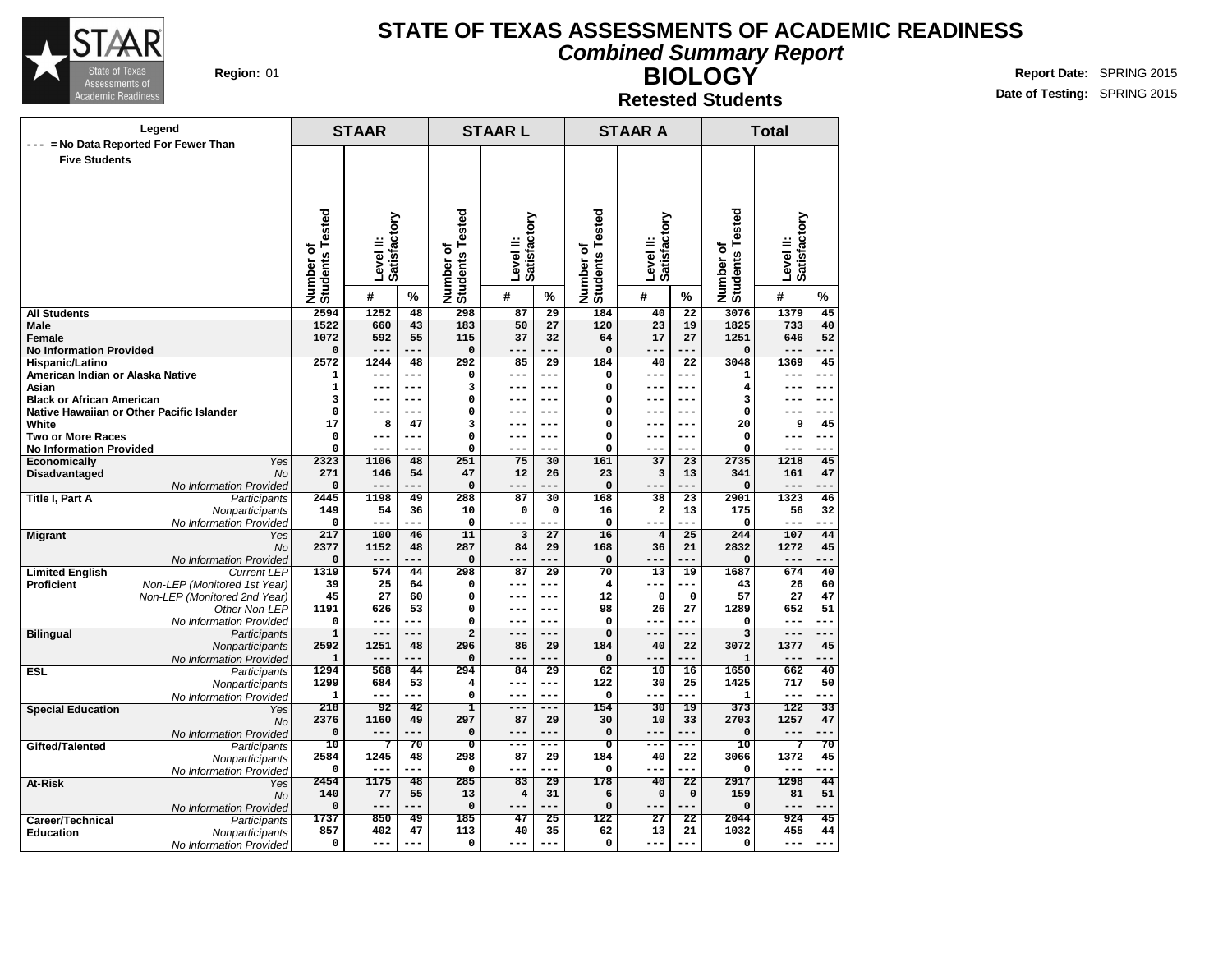# STATE OF TEXAS ASSESSMENTS OF ACADEMIC READINESS

## *Combined Summary Report*

## BIOLOGY

### Retested Students

**Region:** 01

**Report Date:** SPRING 2015
**Date of Testing:** SPRING 2015

Legend
--- = No Data Reported For Fewer Than Five Students

| | | STAAR | | | STAAR L | | | STAAR A | | | Total | | |
|---|---|---|---|---|---|---|---|---|---|---|---|---|---|
| | | Number of Students Tested | Level II: Satisfactory | | Number of Students Tested | Level II: Satisfactory | | Number of Students Tested | Level II: Satisfactory | | Number of Students Tested | Level II: Satisfactory | |
| | | | # | % | | # | % | | # | % | | # | % |
| **All Students** | | 2594 | 1252 | 48 | 298 | 87 | 29 | 184 | 40 | 22 | 3076 | 1379 | 45 |
| **Male** | | 1522 | 660 | 43 | 183 | 50 | 27 | 120 | 23 | 19 | 1825 | 733 | 40 |
| **Female** | | 1072 | 592 | 55 | 115 | 37 | 32 | 64 | 17 | 27 | 1251 | 646 | 52 |
| **No Information Provided** | | 0 | --- | --- | 0 | --- | --- | 0 | --- | --- | 0 | --- | --- |
| **Hispanic/Latino** | | 2572 | 1244 | 48 | 292 | 85 | 29 | 184 | 40 | 22 | 3048 | 1369 | 45 |
| **American Indian or Alaska Native** | | 1 | --- | --- | 0 | --- | --- | 0 | --- | --- | 1 | --- | --- |
| **Asian** | | 1 | --- | --- | 3 | --- | --- | 0 | --- | --- | 4 | --- | --- |
| **Black or African American** | | 3 | --- | --- | 0 | --- | --- | 0 | --- | --- | 3 | --- | --- |
| **Native Hawaiian or Other Pacific Islander** | | 0 | --- | --- | 0 | --- | --- | 0 | --- | --- | 0 | --- | --- |
| **White** | | 17 | 8 | 47 | 3 | --- | --- | 0 | --- | --- | 20 | 9 | 45 |
| **Two or More Races** | | 0 | --- | --- | 0 | --- | --- | 0 | --- | --- | 0 | --- | --- |
| **No Information Provided** | | 0 | --- | --- | 0 | --- | --- | 0 | --- | --- | 0 | --- | --- |
| **Economically Disadvantaged** | *Yes* | 2323 | 1106 | 48 | 251 | 75 | 30 | 161 | 37 | 23 | 2735 | 1218 | 45 |
| | *No* | 271 | 146 | 54 | 47 | 12 | 26 | 23 | 3 | 13 | 341 | 161 | 47 |
| | *No Information Provided* | 0 | --- | --- | 0 | --- | --- | 0 | --- | --- | 0 | --- | --- |
| **Title I, Part A** | *Participants* | 2445 | 1198 | 49 | 288 | 87 | 30 | 168 | 38 | 23 | 2901 | 1323 | 46 |
| | *Nonparticipants* | 149 | 54 | 36 | 10 | 0 | 0 | 16 | 2 | 13 | 175 | 56 | 32 |
| | *No Information Provided* | 0 | --- | --- | 0 | --- | --- | 0 | --- | --- | 0 | --- | --- |
| **Migrant** | *Yes* | 217 | 100 | 46 | 11 | 3 | 27 | 16 | 4 | 25 | 244 | 107 | 44 |
| | *No* | 2377 | 1152 | 48 | 287 | 84 | 29 | 168 | 36 | 21 | 2832 | 1272 | 45 |
| | *No Information Provided* | 0 | --- | --- | 0 | --- | --- | 0 | --- | --- | 0 | --- | --- |
| **Limited English Proficient** | *Current LEP* | 1319 | 574 | 44 | 298 | 87 | 29 | 70 | 13 | 19 | 1687 | 674 | 40 |
| | *Non-LEP (Monitored 1st Year)* | 39 | 25 | 64 | 0 | --- | --- | 4 | --- | --- | 43 | 26 | 60 |
| | *Non-LEP (Monitored 2nd Year)* | 45 | 27 | 60 | 0 | --- | --- | 12 | 0 | 0 | 57 | 27 | 47 |
| | *Other Non-LEP* | 1191 | 626 | 53 | 0 | --- | --- | 98 | 26 | 27 | 1289 | 652 | 51 |
| | *No Information Provided* | 0 | --- | --- | 0 | --- | --- | 0 | --- | --- | 0 | --- | --- |
| **Bilingual** | *Participants* | 1 | --- | --- | 2 | --- | --- | 0 | --- | --- | 3 | --- | --- |
| | *Nonparticipants* | 2592 | 1251 | 48 | 296 | 86 | 29 | 184 | 40 | 22 | 3072 | 1377 | 45 |
| | *No Information Provided* | 1 | --- | --- | 0 | --- | --- | 0 | --- | --- | 1 | --- | --- |
| **ESL** | *Participants* | 1294 | 568 | 44 | 294 | 84 | 29 | 62 | 10 | 16 | 1650 | 662 | 40 |
| | *Nonparticipants* | 1299 | 684 | 53 | 4 | --- | --- | 122 | 30 | 25 | 1425 | 717 | 50 |
| | *No Information Provided* | 1 | --- | --- | 0 | --- | --- | 0 | --- | --- | 1 | --- | --- |
| **Special Education** | *Yes* | 218 | 92 | 42 | 1 | --- | --- | 154 | 30 | 19 | 373 | 122 | 33 |
| | *No* | 2376 | 1160 | 49 | 297 | 87 | 29 | 30 | 10 | 33 | 2703 | 1257 | 47 |
| | *No Information Provided* | 0 | --- | --- | 0 | --- | --- | 0 | --- | --- | 0 | --- | --- |
| **Gifted/Talented** | *Participants* | 10 | 7 | 70 | 0 | --- | --- | 0 | --- | --- | 10 | 7 | 70 |
| | *Nonparticipants* | 2584 | 1245 | 48 | 298 | 87 | 29 | 184 | 40 | 22 | 3066 | 1372 | 45 |
| | *No Information Provided* | 0 | --- | --- | 0 | --- | --- | 0 | --- | --- | 0 | --- | --- |
| **At-Risk** | *Yes* | 2454 | 1175 | 48 | 285 | 83 | 29 | 178 | 40 | 22 | 2917 | 1298 | 44 |
| | *No* | 140 | 77 | 55 | 13 | 4 | 31 | 6 | 0 | 0 | 159 | 81 | 51 |
| | *No Information Provided* | 0 | --- | --- | 0 | --- | --- | 0 | --- | --- | 0 | --- | --- |
| **Career/Technical Education** | *Participants* | 1737 | 850 | 49 | 185 | 47 | 25 | 122 | 27 | 22 | 2044 | 924 | 45 |
| | *Nonparticipants* | 857 | 402 | 47 | 113 | 40 | 35 | 62 | 13 | 21 | 1032 | 455 | 44 |
| | *No Information Provided* | 0 | --- | --- | 0 | --- | --- | 0 | --- | --- | 0 | --- | --- |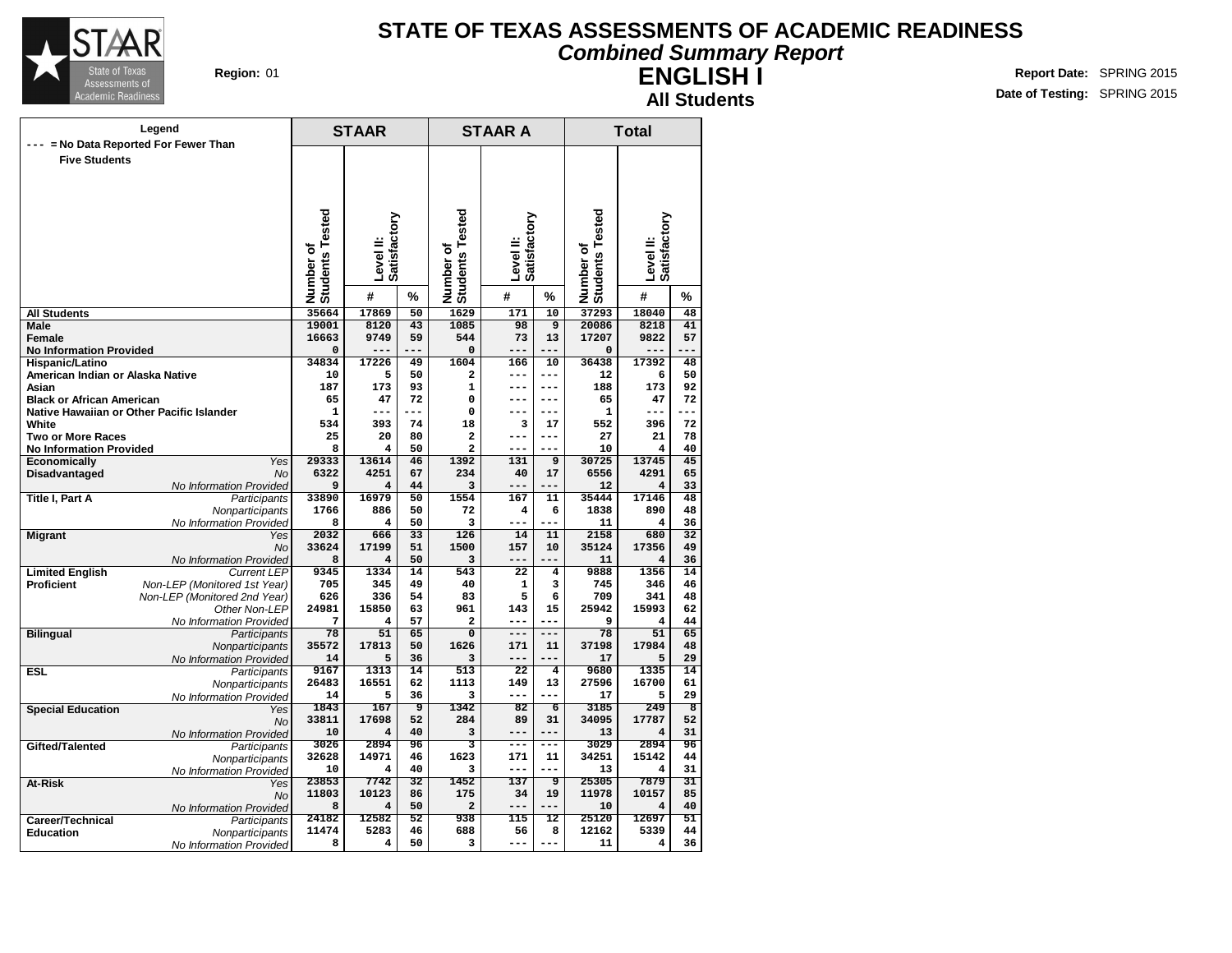# STATE OF TEXAS ASSESSMENTS OF ACADEMIC READINESS

## *Combined Summary Report*

## ENGLISH I

### All Students

**Region:** 01

**Report Date:** SPRING 2015
**Date of Testing:** SPRING 2015

Legend
--- = No Data Reported For Fewer Than Five Students

| | | STAAR | | | STAAR A | | | Total | | |
|---|---|---|---|---|---|---|---|---|---|---|
| | | Number of Students Tested | Level II: Satisfactory | | Number of Students Tested | Level II: Satisfactory | | Number of Students Tested | Level II: Satisfactory | |
| | | | # | % | | # | % | | # | % |
| **All Students** | | 35664 | 17869 | 50 | 1629 | 171 | 10 | 37293 | 18040 | 48 |
| **Male** | | 19001 | 8120 | 43 | 1085 | 98 | 9 | 20086 | 8218 | 41 |
| **Female** | | 16663 | 9749 | 59 | 544 | 73 | 13 | 17207 | 9822 | 57 |
| **No Information Provided** | | 0 | --- | --- | 0 | --- | --- | 0 | --- | --- |
| **Hispanic/Latino** | | 34834 | 17226 | 49 | 1604 | 166 | 10 | 36438 | 17392 | 48 |
| **American Indian or Alaska Native** | | 10 | 5 | 50 | 2 | --- | --- | 12 | 6 | 50 |
| **Asian** | | 187 | 173 | 93 | 1 | --- | --- | 188 | 173 | 92 |
| **Black or African American** | | 65 | 47 | 72 | 0 | --- | --- | 65 | 47 | 72 |
| **Native Hawaiian or Other Pacific Islander** | | 1 | --- | --- | 0 | --- | --- | 1 | --- | --- |
| **White** | | 534 | 393 | 74 | 18 | 3 | 17 | 552 | 396 | 72 |
| **Two or More Races** | | 25 | 20 | 80 | 2 | --- | --- | 27 | 21 | 78 |
| **No Information Provided** | | 8 | 4 | 50 | 2 | --- | --- | 10 | 4 | 40 |
| **Economically Disadvantaged** | *Yes* | 29333 | 13614 | 46 | 1392 | 131 | 9 | 30725 | 13745 | 45 |
| | *No* | 6322 | 4251 | 67 | 234 | 40 | 17 | 6556 | 4291 | 65 |
| | *No Information Provided* | 9 | 4 | 44 | 3 | --- | --- | 12 | 4 | 33 |
| **Title I, Part A** | *Participants* | 33890 | 16979 | 50 | 1554 | 167 | 11 | 35444 | 17146 | 48 |
| | *Nonparticipants* | 1766 | 886 | 50 | 72 | 4 | 6 | 1838 | 890 | 48 |
| | *No Information Provided* | 8 | 4 | 50 | 3 | --- | --- | 11 | 4 | 36 |
| **Migrant** | *Yes* | 2032 | 666 | 33 | 126 | 14 | 11 | 2158 | 680 | 32 |
| | *No* | 33624 | 17199 | 51 | 1500 | 157 | 10 | 35124 | 17356 | 49 |
| | *No Information Provided* | 8 | 4 | 50 | 3 | --- | --- | 11 | 4 | 36 |
| **Limited English Proficient** | *Current LEP* | 9345 | 1334 | 14 | 543 | 22 | 4 | 9888 | 1356 | 14 |
| | *Non-LEP (Monitored 1st Year)* | 705 | 345 | 49 | 40 | 1 | 3 | 745 | 346 | 46 |
| | *Non-LEP (Monitored 2nd Year)* | 626 | 336 | 54 | 83 | 5 | 6 | 709 | 341 | 48 |
| | *Other Non-LEP* | 24981 | 15850 | 63 | 961 | 143 | 15 | 25942 | 15993 | 62 |
| | *No Information Provided* | 7 | 4 | 57 | 2 | --- | --- | 9 | 4 | 44 |
| **Bilingual** | *Participants* | 78 | 51 | 65 | 0 | --- | --- | 78 | 51 | 65 |
| | *Nonparticipants* | 35572 | 17813 | 50 | 1626 | 171 | 11 | 37198 | 17984 | 48 |
| | *No Information Provided* | 14 | 5 | 36 | 3 | --- | --- | 17 | 5 | 29 |
| **ESL** | *Participants* | 9167 | 1313 | 14 | 513 | 22 | 4 | 9680 | 1335 | 14 |
| | *Nonparticipants* | 26483 | 16551 | 62 | 1113 | 149 | 13 | 27596 | 16700 | 61 |
| | *No Information Provided* | 14 | 5 | 36 | 3 | --- | --- | 17 | 5 | 29 |
| **Special Education** | *Yes* | 1843 | 167 | 9 | 1342 | 82 | 6 | 3185 | 249 | 8 |
| | *No* | 33811 | 17698 | 52 | 284 | 89 | 31 | 34095 | 17787 | 52 |
| | *No Information Provided* | 10 | 4 | 40 | 3 | --- | --- | 13 | 4 | 31 |
| **Gifted/Talented** | *Participants* | 3026 | 2894 | 96 | 3 | --- | --- | 3029 | 2894 | 96 |
| | *Nonparticipants* | 32628 | 14971 | 46 | 1623 | 171 | 11 | 34251 | 15142 | 44 |
| | *No Information Provided* | 10 | 4 | 40 | 3 | --- | --- | 13 | 4 | 31 |
| **At-Risk** | *Yes* | 23853 | 7742 | 32 | 1452 | 137 | 9 | 25305 | 7879 | 31 |
| | *No* | 11803 | 10123 | 86 | 175 | 34 | 19 | 11978 | 10157 | 85 |
| | *No Information Provided* | 8 | 4 | 50 | 2 | --- | --- | 10 | 4 | 40 |
| **Career/Technical Education** | *Participants* | 24182 | 12582 | 52 | 938 | 115 | 12 | 25120 | 12697 | 51 |
| | *Nonparticipants* | 11474 | 5283 | 46 | 688 | 56 | 8 | 12162 | 5339 | 44 |
| | *No Information Provided* | 8 | 4 | 50 | 3 | --- | --- | 11 | 4 | 36 |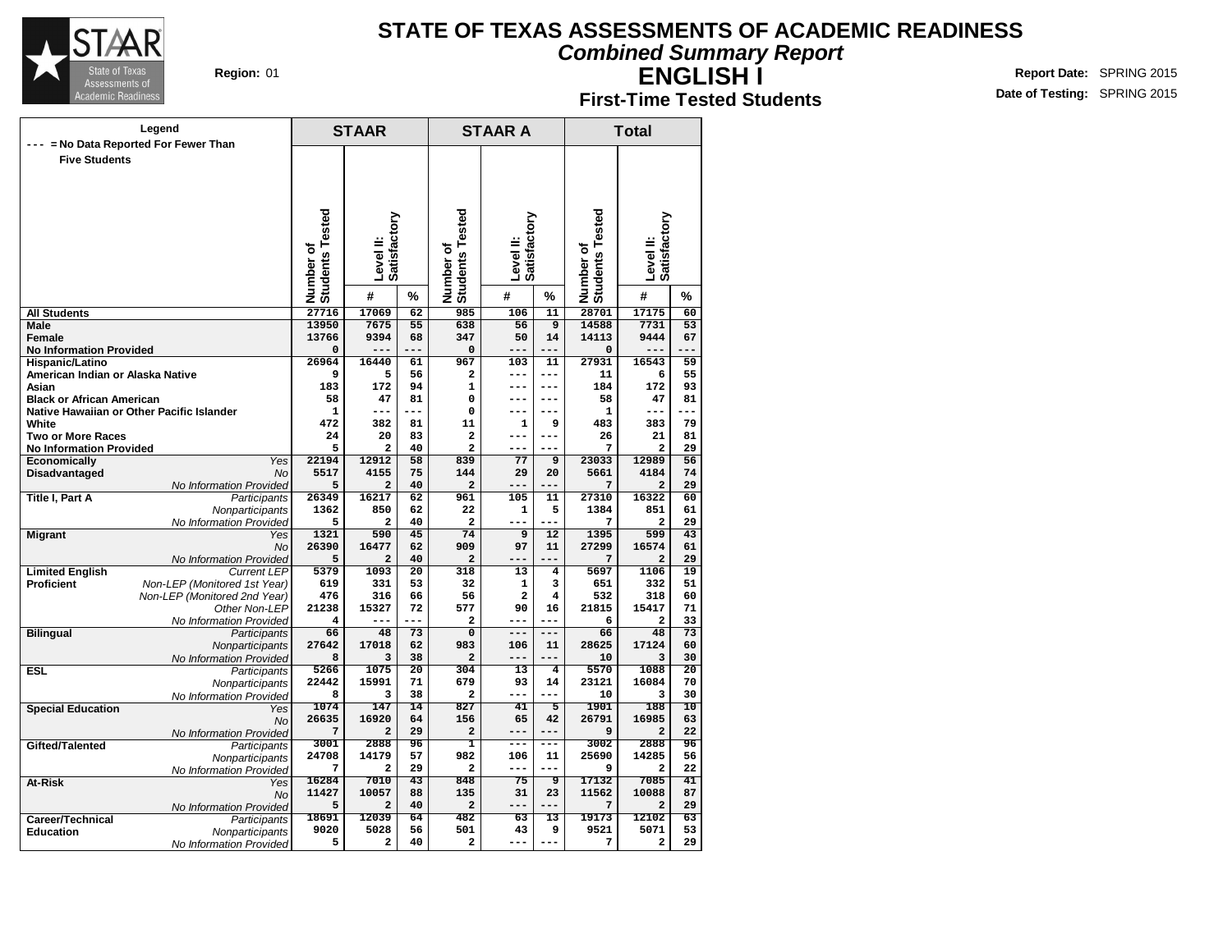# STATE OF TEXAS ASSESSMENTS OF ACADEMIC READINESS

## Combined Summary Report

## ENGLISH I

### First-Time Tested Students

**Region:** 01

**Report Date:** SPRING 2015

**Date of Testing:** SPRING 2015

Legend: --- = No Data Reported For Fewer Than Five Students

| | | STAAR | | | STAAR A | | | Total | | |
|---|---|---|---|---|---|---|---|---|---|---|
| | | Number of Students Tested | Level II: Satisfactory # | Level II: Satisfactory % | Number of Students Tested | Level II: Satisfactory # | Level II: Satisfactory % | Number of Students Tested | Level II: Satisfactory # | Level II: Satisfactory % |
| All Students | | 27716 | 17069 | 62 | 985 | 106 | 11 | 28701 | 17175 | 60 |
| Male | | 13950 | 7675 | 55 | 638 | 56 | 9 | 14588 | 7731 | 53 |
| Female | | 13766 | 9394 | 68 | 347 | 50 | 14 | 14113 | 9444 | 67 |
| No Information Provided | | 0 | --- | --- | 0 | --- | --- | 0 | --- | --- |
| Hispanic/Latino | | 26964 | 16440 | 61 | 967 | 103 | 11 | 27931 | 16543 | 59 |
| American Indian or Alaska Native | | 9 | 5 | 56 | 2 | --- | --- | 11 | 6 | 55 |
| Asian | | 183 | 172 | 94 | 1 | --- | --- | 184 | 172 | 93 |
| Black or African American | | 58 | 47 | 81 | 0 | --- | --- | 58 | 47 | 81 |
| Native Hawaiian or Other Pacific Islander | | 1 | --- | --- | 0 | --- | --- | 1 | --- | --- |
| White | | 472 | 382 | 81 | 11 | 1 | 9 | 483 | 383 | 79 |
| Two or More Races | | 24 | 20 | 83 | 2 | --- | --- | 26 | 21 | 81 |
| No Information Provided | | 5 | 2 | 40 | 2 | --- | --- | 7 | 2 | 29 |
| Economically Disadvantaged | Yes | 22194 | 12912 | 58 | 839 | 77 | 9 | 23033 | 12989 | 56 |
| | No | 5517 | 4155 | 75 | 144 | 29 | 20 | 5661 | 4184 | 74 |
| | No Information Provided | 5 | 2 | 40 | 2 | --- | --- | 7 | 2 | 29 |
| Title I, Part A | Participants | 26349 | 16217 | 62 | 961 | 105 | 11 | 27310 | 16322 | 60 |
| | Nonparticipants | 1362 | 850 | 62 | 22 | 1 | 5 | 1384 | 851 | 61 |
| | No Information Provided | 5 | 2 | 40 | 2 | --- | --- | 7 | 2 | 29 |
| Migrant | Yes | 1321 | 590 | 45 | 74 | 9 | 12 | 1395 | 599 | 43 |
| | No | 26390 | 16477 | 62 | 909 | 97 | 11 | 27299 | 16574 | 61 |
| | No Information Provided | 5 | 2 | 40 | 2 | --- | --- | 7 | 2 | 29 |
| Limited English Proficient | Current LEP | 5379 | 1093 | 20 | 318 | 13 | 4 | 5697 | 1106 | 19 |
| | Non-LEP (Monitored 1st Year) | 619 | 331 | 53 | 32 | 1 | 3 | 651 | 332 | 51 |
| | Non-LEP (Monitored 2nd Year) | 476 | 316 | 66 | 56 | 2 | 4 | 532 | 318 | 60 |
| | Other Non-LEP | 21238 | 15327 | 72 | 577 | 90 | 16 | 21815 | 15417 | 71 |
| | No Information Provided | 4 | --- | --- | 2 | --- | --- | 6 | 2 | 33 |
| Bilingual | Participants | 66 | 48 | 73 | 0 | --- | --- | 66 | 48 | 73 |
| | Nonparticipants | 27642 | 17018 | 62 | 983 | 106 | 11 | 28625 | 17124 | 60 |
| | No Information Provided | 8 | 3 | 38 | 2 | --- | --- | 10 | 3 | 30 |
| ESL | Participants | 5266 | 1075 | 20 | 304 | 13 | 4 | 5570 | 1088 | 20 |
| | Nonparticipants | 22442 | 15991 | 71 | 679 | 93 | 14 | 23121 | 16084 | 70 |
| | No Information Provided | 8 | 3 | 38 | 2 | --- | --- | 10 | 3 | 30 |
| Special Education | Yes | 1074 | 147 | 14 | 827 | 41 | 5 | 1901 | 188 | 10 |
| | No | 26635 | 16920 | 64 | 156 | 65 | 42 | 26791 | 16985 | 63 |
| | No Information Provided | 7 | 2 | 29 | 2 | --- | --- | 9 | 2 | 22 |
| Gifted/Talented | Participants | 3001 | 2888 | 96 | 1 | --- | --- | 3002 | 2888 | 96 |
| | Nonparticipants | 24708 | 14179 | 57 | 982 | 106 | 11 | 25690 | 14285 | 56 |
| | No Information Provided | 7 | 2 | 29 | 2 | --- | --- | 9 | 2 | 22 |
| At-Risk | Yes | 16284 | 7010 | 43 | 848 | 75 | 9 | 17132 | 7085 | 41 |
| | No | 11427 | 10057 | 88 | 135 | 31 | 23 | 11562 | 10088 | 87 |
| | No Information Provided | 5 | 2 | 40 | 2 | --- | --- | 7 | 2 | 29 |
| Career/Technical Education | Participants | 18691 | 12039 | 64 | 482 | 63 | 13 | 19173 | 12102 | 63 |
| | Nonparticipants | 9020 | 5028 | 56 | 501 | 43 | 9 | 9521 | 5071 | 53 |
| | No Information Provided | 5 | 2 | 40 | 2 | --- | --- | 7 | 2 | 29 |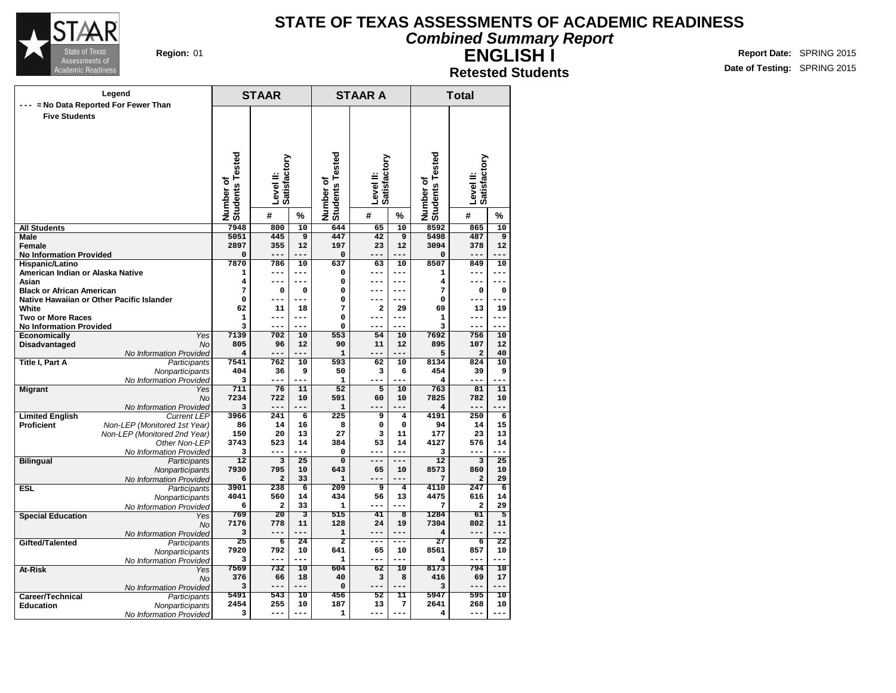# STATE OF TEXAS ASSESSMENTS OF ACADEMIC READINESS

## *Combined Summary Report*

## ENGLISH I

### Retested Students

**Region:** 01

**Report Date:** SPRING 2015
**Date of Testing:** SPRING 2015

| Legend: --- = No Data Reported For Fewer Than Five Students | | STAAR | | | STAAR A | | | Total | | |
|---|---|---|---|---|---|---|---|---|---|---|
| | | Number of Students Tested | Level II: Satisfactory # | Level II: Satisfactory % | Number of Students Tested | Level II: Satisfactory # | Level II: Satisfactory % | Number of Students Tested | Level II: Satisfactory # | Level II: Satisfactory % |
| **All Students** | | 7948 | 800 | 10 | 644 | 65 | 10 | 8592 | 865 | 10 |
| **Male** | | 5051 | 445 | 9 | 447 | 42 | 9 | 5498 | 487 | 9 |
| **Female** | | 2897 | 355 | 12 | 197 | 23 | 12 | 3094 | 378 | 12 |
| **No Information Provided** | | 0 | --- | --- | 0 | --- | --- | 0 | --- | --- |
| **Hispanic/Latino** | | 7870 | 786 | 10 | 637 | 63 | 10 | 8507 | 849 | 10 |
| **American Indian or Alaska Native** | | 1 | --- | --- | 0 | --- | --- | 1 | --- | --- |
| **Asian** | | 4 | --- | --- | 0 | --- | --- | 4 | --- | --- |
| **Black or African American** | | 7 | 0 | 0 | 0 | --- | --- | 7 | 0 | 0 |
| **Native Hawaiian or Other Pacific Islander** | | 0 | --- | --- | 0 | --- | --- | 0 | --- | --- |
| **White** | | 62 | 11 | 18 | 7 | 2 | 29 | 69 | 13 | 19 |
| **Two or More Races** | | 1 | --- | --- | 0 | --- | --- | 1 | --- | --- |
| **No Information Provided** | | 3 | --- | --- | 0 | --- | --- | 3 | --- | --- |
| **Economically Disadvantaged** | *Yes* | 7139 | 702 | 10 | 553 | 54 | 10 | 7692 | 756 | 10 |
| | *No* | 805 | 96 | 12 | 90 | 11 | 12 | 895 | 107 | 12 |
| | *No Information Provided* | 4 | --- | --- | 1 | --- | --- | 5 | 2 | 40 |
| **Title I, Part A** | *Participants* | 7541 | 762 | 10 | 593 | 62 | 10 | 8134 | 824 | 10 |
| | *Nonparticipants* | 404 | 36 | 9 | 50 | 3 | 6 | 454 | 39 | 9 |
| | *No Information Provided* | 3 | --- | --- | 1 | --- | --- | 4 | --- | --- |
| **Migrant** | *Yes* | 711 | 76 | 11 | 52 | 5 | 10 | 763 | 81 | 11 |
| | *No* | 7234 | 722 | 10 | 591 | 60 | 10 | 7825 | 782 | 10 |
| | *No Information Provided* | 3 | --- | --- | 1 | --- | --- | 4 | --- | --- |
| **Limited English Proficient** | *Current LEP* | 3966 | 241 | 6 | 225 | 9 | 4 | 4191 | 250 | 6 |
| | *Non-LEP (Monitored 1st Year)* | 86 | 14 | 16 | 8 | 0 | 0 | 94 | 14 | 15 |
| | *Non-LEP (Monitored 2nd Year)* | 150 | 20 | 13 | 27 | 3 | 11 | 177 | 23 | 13 |
| | *Other Non-LEP* | 3743 | 523 | 14 | 384 | 53 | 14 | 4127 | 576 | 14 |
| | *No Information Provided* | 3 | --- | --- | 0 | --- | --- | 3 | --- | --- |
| **Bilingual** | *Participants* | 12 | 3 | 25 | 0 | --- | --- | 12 | 3 | 25 |
| | *Nonparticipants* | 7930 | 795 | 10 | 643 | 65 | 10 | 8573 | 860 | 10 |
| | *No Information Provided* | 6 | 2 | 33 | 1 | --- | --- | 7 | 2 | 29 |
| **ESL** | *Participants* | 3901 | 238 | 6 | 209 | 9 | 4 | 4110 | 247 | 6 |
| | *Nonparticipants* | 4041 | 560 | 14 | 434 | 56 | 13 | 4475 | 616 | 14 |
| | *No Information Provided* | 6 | 2 | 33 | 1 | --- | --- | 7 | 2 | 29 |
| **Special Education** | *Yes* | 769 | 20 | 3 | 515 | 41 | 8 | 1284 | 61 | 5 |
| | *No* | 7176 | 778 | 11 | 128 | 24 | 19 | 7304 | 802 | 11 |
| | *No Information Provided* | 3 | --- | --- | 1 | --- | --- | 4 | --- | --- |
| **Gifted/Talented** | *Participants* | 25 | 6 | 24 | 2 | --- | --- | 27 | 6 | 22 |
| | *Nonparticipants* | 7920 | 792 | 10 | 641 | 65 | 10 | 8561 | 857 | 10 |
| | *No Information Provided* | 3 | --- | --- | 1 | --- | --- | 4 | --- | --- |
| **At-Risk** | *Yes* | 7569 | 732 | 10 | 604 | 62 | 10 | 8173 | 794 | 10 |
| | *No* | 376 | 66 | 18 | 40 | 3 | 8 | 416 | 69 | 17 |
| | *No Information Provided* | 3 | --- | --- | 0 | --- | --- | 3 | --- | --- |
| **Career/Technical Education** | *Participants* | 5491 | 543 | 10 | 456 | 52 | 11 | 5947 | 595 | 10 |
| | *Nonparticipants* | 2454 | 255 | 10 | 187 | 13 | 7 | 2641 | 268 | 10 |
| | *No Information Provided* | 3 | --- | --- | 1 | --- | --- | 4 | --- | --- |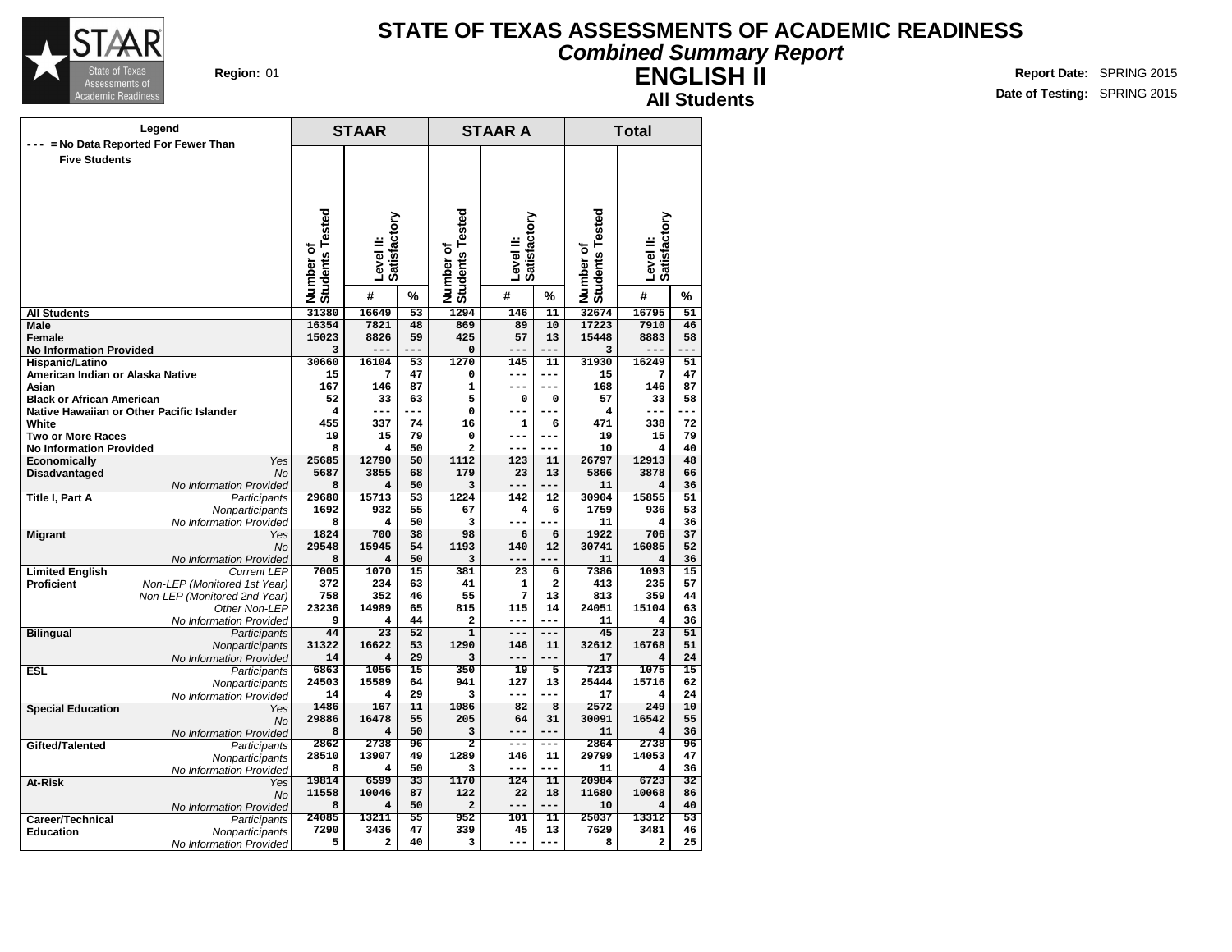# STATE OF TEXAS ASSESSMENTS OF ACADEMIC READINESS

## *Combined Summary Report*

## ENGLISH II

### All Students

**Region:** 01

**Report Date:** SPRING 2015

**Date of Testing:** SPRING 2015

**Legend**
--- = No Data Reported For Fewer Than Five Students

| | | STAAR | | | STAAR A | | | Total | | |
|---|---|---|---|---|---|---|---|---|---|---|
| | | Number of Students Tested | Level II: Satisfactory # | Level II: Satisfactory % | Number of Students Tested | Level II: Satisfactory # | Level II: Satisfactory % | Number of Students Tested | Level II: Satisfactory # | Level II: Satisfactory % |
| **All Students** | | 31380 | 16649 | 53 | 1294 | 146 | 11 | 32674 | 16795 | 51 |
| **Male** | | 16354 | 7821 | 48 | 869 | 89 | 10 | 17223 | 7910 | 46 |
| **Female** | | 15023 | 8826 | 59 | 425 | 57 | 13 | 15448 | 8883 | 58 |
| **No Information Provided** | | 3 | --- | --- | 0 | --- | --- | 3 | --- | --- |
| **Hispanic/Latino** | | 30660 | 16104 | 53 | 1270 | 145 | 11 | 31930 | 16249 | 51 |
| **American Indian or Alaska Native** | | 15 | 7 | 47 | 0 | --- | --- | 15 | 7 | 47 |
| **Asian** | | 167 | 146 | 87 | 1 | --- | --- | 168 | 146 | 87 |
| **Black or African American** | | 52 | 33 | 63 | 5 | 0 | 0 | 57 | 33 | 58 |
| **Native Hawaiian or Other Pacific Islander** | | 4 | --- | --- | 0 | --- | --- | 4 | --- | --- |
| **White** | | 455 | 337 | 74 | 16 | 1 | 6 | 471 | 338 | 72 |
| **Two or More Races** | | 19 | 15 | 79 | 0 | --- | --- | 19 | 15 | 79 |
| **No Information Provided** | | 8 | 4 | 50 | 2 | --- | --- | 10 | 4 | 40 |
| **Economically Disadvantaged** | *Yes* | 25685 | 12790 | 50 | 1112 | 123 | 11 | 26797 | 12913 | 48 |
| | *No* | 5687 | 3855 | 68 | 179 | 23 | 13 | 5866 | 3878 | 66 |
| | *No Information Provided* | 8 | 4 | 50 | 3 | --- | --- | 11 | 4 | 36 |
| **Title I, Part A** | *Participants* | 29680 | 15713 | 53 | 1224 | 142 | 12 | 30904 | 15855 | 51 |
| | *Nonparticipants* | 1692 | 932 | 55 | 67 | 4 | 6 | 1759 | 936 | 53 |
| | *No Information Provided* | 8 | 4 | 50 | 3 | --- | --- | 11 | 4 | 36 |
| **Migrant** | *Yes* | 1824 | 700 | 38 | 98 | 6 | 6 | 1922 | 706 | 37 |
| | *No* | 29548 | 15945 | 54 | 1193 | 140 | 12 | 30741 | 16085 | 52 |
| | *No Information Provided* | 8 | 4 | 50 | 3 | --- | --- | 11 | 4 | 36 |
| **Limited English Proficient** | *Current LEP* | 7005 | 1070 | 15 | 381 | 23 | 6 | 7386 | 1093 | 15 |
| | *Non-LEP (Monitored 1st Year)* | 372 | 234 | 63 | 41 | 1 | 2 | 413 | 235 | 57 |
| | *Non-LEP (Monitored 2nd Year)* | 758 | 352 | 46 | 55 | 7 | 13 | 813 | 359 | 44 |
| | *Other Non-LEP* | 23236 | 14989 | 65 | 815 | 115 | 14 | 24051 | 15104 | 63 |
| | *No Information Provided* | 9 | 4 | 44 | 2 | --- | --- | 11 | 4 | 36 |
| **Bilingual** | *Participants* | 44 | 23 | 52 | 1 | --- | --- | 45 | 23 | 51 |
| | *Nonparticipants* | 31322 | 16622 | 53 | 1290 | 146 | 11 | 32612 | 16768 | 51 |
| | *No Information Provided* | 14 | 4 | 29 | 3 | --- | --- | 17 | 4 | 24 |
| **ESL** | *Participants* | 6863 | 1056 | 15 | 350 | 19 | 5 | 7213 | 1075 | 15 |
| | *Nonparticipants* | 24503 | 15589 | 64 | 941 | 127 | 13 | 25444 | 15716 | 62 |
| | *No Information Provided* | 14 | 4 | 29 | 3 | --- | --- | 17 | 4 | 24 |
| **Special Education** | *Yes* | 1486 | 167 | 11 | 1086 | 82 | 8 | 2572 | 249 | 10 |
| | *No* | 29886 | 16478 | 55 | 205 | 64 | 31 | 30091 | 16542 | 55 |
| | *No Information Provided* | 8 | 4 | 50 | 3 | --- | --- | 11 | 4 | 36 |
| **Gifted/Talented** | *Participants* | 2862 | 2738 | 96 | 2 | --- | --- | 2864 | 2738 | 96 |
| | *Nonparticipants* | 28510 | 13907 | 49 | 1289 | 146 | 11 | 29799 | 14053 | 47 |
| | *No Information Provided* | 8 | 4 | 50 | 3 | --- | --- | 11 | 4 | 36 |
| **At-Risk** | *Yes* | 19814 | 6599 | 33 | 1170 | 124 | 11 | 20984 | 6723 | 32 |
| | *No* | 11558 | 10046 | 87 | 122 | 22 | 18 | 11680 | 10068 | 86 |
| | *No Information Provided* | 8 | 4 | 50 | 2 | --- | --- | 10 | 4 | 40 |
| **Career/Technical Education** | *Participants* | 24085 | 13211 | 55 | 952 | 101 | 11 | 25037 | 13312 | 53 |
| | *Nonparticipants* | 7290 | 3436 | 47 | 339 | 45 | 13 | 7629 | 3481 | 46 |
| | *No Information Provided* | 5 | 2 | 40 | 3 | --- | --- | 8 | 2 | 25 |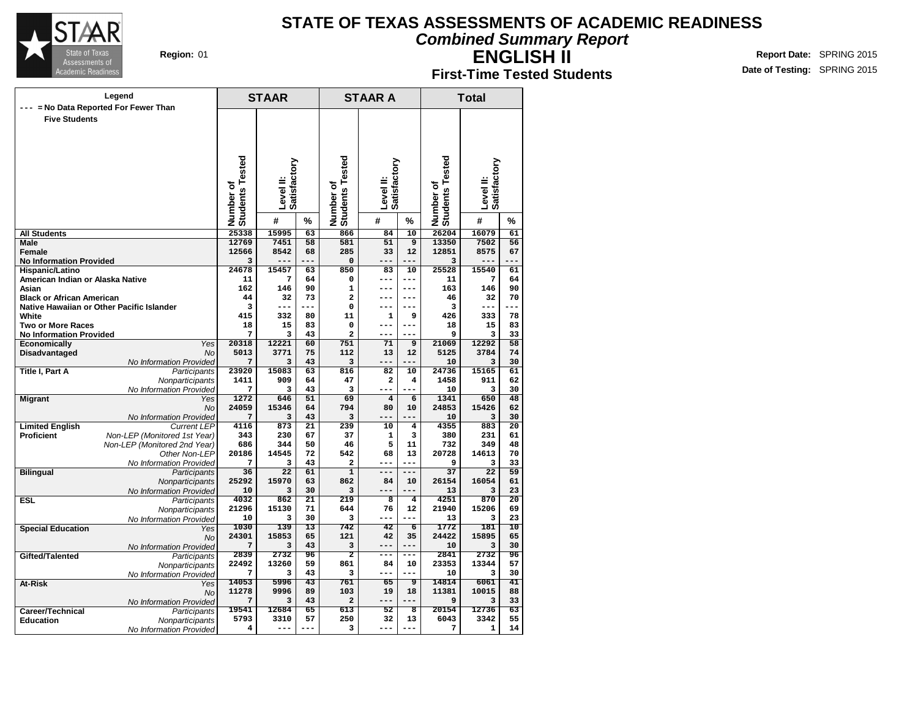# STATE OF TEXAS ASSESSMENTS OF ACADEMIC READINESS

## *Combined Summary Report*

## ENGLISH II

### First-Time Tested Students

**Region:** 01

**Report Date:** SPRING 2015
**Date of Testing:** SPRING 2015

**Legend**
--- = No Data Reported For Fewer Than Five Students

| | | STAAR | | | STAAR A | | | Total | | |
|---|---|---|---|---|---|---|---|---|---|---|
| | | Number of Students Tested | Level II: Satisfactory # | Level II: Satisfactory % | Number of Students Tested | Level II: Satisfactory # | Level II: Satisfactory % | Number of Students Tested | Level II: Satisfactory # | Level II: Satisfactory % |
| **All Students** | | 25338 | 15995 | 63 | 866 | 84 | 10 | 26204 | 16079 | 61 |
| **Male** | | 12769 | 7451 | 58 | 581 | 51 | 9 | 13350 | 7502 | 56 |
| **Female** | | 12566 | 8542 | 68 | 285 | 33 | 12 | 12851 | 8575 | 67 |
| **No Information Provided** | | 3 | --- | --- | 0 | --- | --- | 3 | --- | --- |
| **Hispanic/Latino** | | 24678 | 15457 | 63 | 850 | 83 | 10 | 25528 | 15540 | 61 |
| **American Indian or Alaska Native** | | 11 | 7 | 64 | 0 | --- | --- | 11 | 7 | 64 |
| **Asian** | | 162 | 146 | 90 | 1 | --- | --- | 163 | 146 | 90 |
| **Black or African American** | | 44 | 32 | 73 | 2 | --- | --- | 46 | 32 | 70 |
| **Native Hawaiian or Other Pacific Islander** | | 3 | --- | --- | 0 | --- | --- | 3 | --- | --- |
| **White** | | 415 | 332 | 80 | 11 | 1 | 9 | 426 | 333 | 78 |
| **Two or More Races** | | 18 | 15 | 83 | 0 | --- | --- | 18 | 15 | 83 |
| **No Information Provided** | | 7 | 3 | 43 | 2 | --- | --- | 9 | 3 | 33 |
| **Economically Disadvantaged** | *Yes* | 20318 | 12221 | 60 | 751 | 71 | 9 | 21069 | 12292 | 58 |
| | *No* | 5013 | 3771 | 75 | 112 | 13 | 12 | 5125 | 3784 | 74 |
| | *No Information Provided* | 7 | 3 | 43 | 3 | --- | --- | 10 | 3 | 30 |
| **Title I, Part A** | *Participants* | 23920 | 15083 | 63 | 816 | 82 | 10 | 24736 | 15165 | 61 |
| | *Nonparticipants* | 1411 | 909 | 64 | 47 | 2 | 4 | 1458 | 911 | 62 |
| | *No Information Provided* | 7 | 3 | 43 | 3 | --- | --- | 10 | 3 | 30 |
| **Migrant** | *Yes* | 1272 | 646 | 51 | 69 | 4 | 6 | 1341 | 650 | 48 |
| | *No* | 24059 | 15346 | 64 | 794 | 80 | 10 | 24853 | 15426 | 62 |
| | *No Information Provided* | 7 | 3 | 43 | 3 | --- | --- | 10 | 3 | 30 |
| **Limited English Proficient** | *Current LEP* | 4116 | 873 | 21 | 239 | 10 | 4 | 4355 | 883 | 20 |
| | *Non-LEP (Monitored 1st Year)* | 343 | 230 | 67 | 37 | 1 | 3 | 380 | 231 | 61 |
| | *Non-LEP (Monitored 2nd Year)* | 686 | 344 | 50 | 46 | 5 | 11 | 732 | 349 | 48 |
| | *Other Non-LEP* | 20186 | 14545 | 72 | 542 | 68 | 13 | 20728 | 14613 | 70 |
| | *No Information Provided* | 7 | 3 | 43 | 2 | --- | --- | 9 | 3 | 33 |
| **Bilingual** | *Participants* | 36 | 22 | 61 | 1 | --- | --- | 37 | 22 | 59 |
| | *Nonparticipants* | 25292 | 15970 | 63 | 862 | 84 | 10 | 26154 | 16054 | 61 |
| | *No Information Provided* | 10 | 3 | 30 | 3 | --- | --- | 13 | 3 | 23 |
| **ESL** | *Participants* | 4032 | 862 | 21 | 219 | 8 | 4 | 4251 | 870 | 20 |
| | *Nonparticipants* | 21296 | 15130 | 71 | 644 | 76 | 12 | 21940 | 15206 | 69 |
| | *No Information Provided* | 10 | 3 | 30 | 3 | --- | --- | 13 | 3 | 23 |
| **Special Education** | *Yes* | 1030 | 139 | 13 | 742 | 42 | 6 | 1772 | 181 | 10 |
| | *No* | 24301 | 15853 | 65 | 121 | 42 | 35 | 24422 | 15895 | 65 |
| | *No Information Provided* | 7 | 3 | 43 | 3 | --- | --- | 10 | 3 | 30 |
| **Gifted/Talented** | *Participants* | 2839 | 2732 | 96 | 2 | --- | --- | 2841 | 2732 | 96 |
| | *Nonparticipants* | 22492 | 13260 | 59 | 861 | 84 | 10 | 23353 | 13344 | 57 |
| | *No Information Provided* | 7 | 3 | 43 | 3 | --- | --- | 10 | 3 | 30 |
| **At-Risk** | *Yes* | 14053 | 5996 | 43 | 761 | 65 | 9 | 14814 | 6061 | 41 |
| | *No* | 11278 | 9996 | 89 | 103 | 19 | 18 | 11381 | 10015 | 88 |
| | *No Information Provided* | 7 | 3 | 43 | 2 | --- | --- | 9 | 3 | 33 |
| **Career/Technical Education** | *Participants* | 19541 | 12684 | 65 | 613 | 52 | 8 | 20154 | 12736 | 63 |
| | *Nonparticipants* | 5793 | 3310 | 57 | 250 | 32 | 13 | 6043 | 3342 | 55 |
| | *No Information Provided* | 4 | --- | --- | 3 | --- | --- | 7 | 1 | 14 |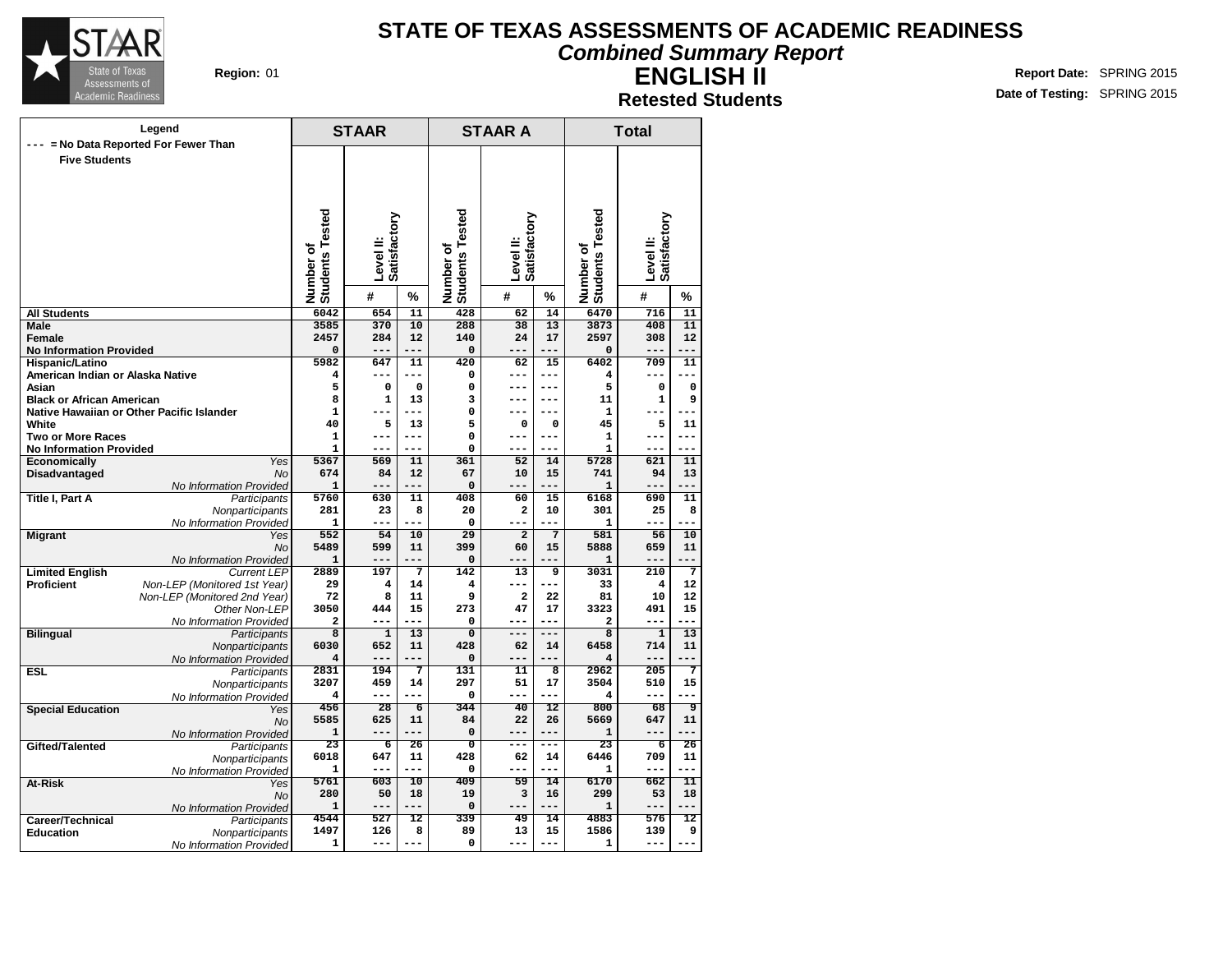# STATE OF TEXAS ASSESSMENTS OF ACADEMIC READINESS

## *Combined Summary Report*

## ENGLISH II

### Retested Students

**Region:** 01

**Report Date:** SPRING 2015

**Date of Testing:** SPRING 2015

Legend: --- = No Data Reported For Fewer Than Five Students

| | | STAAR | | | STAAR A | | | Total | | |
|---|---|---|---|---|---|---|---|---|---|---|
| | | Number of Students Tested | Level II: Satisfactory # | Level II: Satisfactory % | Number of Students Tested | Level II: Satisfactory # | Level II: Satisfactory % | Number of Students Tested | Level II: Satisfactory # | Level II: Satisfactory % |
| **All Students** | | 6042 | 654 | 11 | 428 | 62 | 14 | 6470 | 716 | 11 |
| **Male** | | 3585 | 370 | 10 | 288 | 38 | 13 | 3873 | 408 | 11 |
| **Female** | | 2457 | 284 | 12 | 140 | 24 | 17 | 2597 | 308 | 12 |
| **No Information Provided** | | 0 | --- | --- | 0 | --- | --- | 0 | --- | --- |
| **Hispanic/Latino** | | 5982 | 647 | 11 | 420 | 62 | 15 | 6402 | 709 | 11 |
| **American Indian or Alaska Native** | | 4 | --- | --- | 0 | --- | --- | 4 | --- | --- |
| **Asian** | | 5 | 0 | 0 | 0 | --- | --- | 5 | 0 | 0 |
| **Black or African American** | | 8 | 1 | 13 | 3 | --- | --- | 11 | 1 | 9 |
| **Native Hawaiian or Other Pacific Islander** | | 1 | --- | --- | 0 | --- | --- | 1 | --- | --- |
| **White** | | 40 | 5 | 13 | 5 | 0 | 0 | 45 | 5 | 11 |
| **Two or More Races** | | 1 | --- | --- | 0 | --- | --- | 1 | --- | --- |
| **No Information Provided** | | 1 | --- | --- | 0 | --- | --- | 1 | --- | --- |
| **Economically Disadvantaged** | *Yes* | 5367 | 569 | 11 | 361 | 52 | 14 | 5728 | 621 | 11 |
| | *No* | 674 | 84 | 12 | 67 | 10 | 15 | 741 | 94 | 13 |
| | *No Information Provided* | 1 | --- | --- | 0 | --- | --- | 1 | --- | --- |
| **Title I, Part A** | *Participants* | 5760 | 630 | 11 | 408 | 60 | 15 | 6168 | 690 | 11 |
| | *Nonparticipants* | 281 | 23 | 8 | 20 | 2 | 10 | 301 | 25 | 8 |
| | *No Information Provided* | 1 | --- | --- | 0 | --- | --- | 1 | --- | --- |
| **Migrant** | *Yes* | 552 | 54 | 10 | 29 | 2 | 7 | 581 | 56 | 10 |
| | *No* | 5489 | 599 | 11 | 399 | 60 | 15 | 5888 | 659 | 11 |
| | *No Information Provided* | 1 | --- | --- | 0 | --- | --- | 1 | --- | --- |
| **Limited English Proficient** | *Current LEP* | 2889 | 197 | 7 | 142 | 13 | 9 | 3031 | 210 | 7 |
| | *Non-LEP (Monitored 1st Year)* | 29 | 4 | 14 | 4 | --- | --- | 33 | 4 | 12 |
| | *Non-LEP (Monitored 2nd Year)* | 72 | 8 | 11 | 9 | 2 | 22 | 81 | 10 | 12 |
| | *Other Non-LEP* | 3050 | 444 | 15 | 273 | 47 | 17 | 3323 | 491 | 15 |
| | *No Information Provided* | 2 | --- | --- | 0 | --- | --- | 2 | --- | --- |
| **Bilingual** | *Participants* | 8 | 1 | 13 | 0 | --- | --- | 8 | 1 | 13 |
| | *Nonparticipants* | 6030 | 652 | 11 | 428 | 62 | 14 | 6458 | 714 | 11 |
| | *No Information Provided* | 4 | --- | --- | 0 | --- | --- | 4 | --- | --- |
| **ESL** | *Participants* | 2831 | 194 | 7 | 131 | 11 | 8 | 2962 | 205 | 7 |
| | *Nonparticipants* | 3207 | 459 | 14 | 297 | 51 | 17 | 3504 | 510 | 15 |
| | *No Information Provided* | 4 | --- | --- | 0 | --- | --- | 4 | --- | --- |
| **Special Education** | *Yes* | 456 | 28 | 6 | 344 | 40 | 12 | 800 | 68 | 9 |
| | *No* | 5585 | 625 | 11 | 84 | 22 | 26 | 5669 | 647 | 11 |
| | *No Information Provided* | 1 | --- | --- | 0 | --- | --- | 1 | --- | --- |
| **Gifted/Talented** | *Participants* | 23 | 6 | 26 | 0 | --- | --- | 23 | 6 | 26 |
| | *Nonparticipants* | 6018 | 647 | 11 | 428 | 62 | 14 | 6446 | 709 | 11 |
| | *No Information Provided* | 1 | --- | --- | 0 | --- | --- | 1 | --- | --- |
| **At-Risk** | *Yes* | 5761 | 603 | 10 | 409 | 59 | 14 | 6170 | 662 | 11 |
| | *No* | 280 | 50 | 18 | 19 | 3 | 16 | 299 | 53 | 18 |
| | *No Information Provided* | 1 | --- | --- | 0 | --- | --- | 1 | --- | --- |
| **Career/Technical Education** | *Participants* | 4544 | 527 | 12 | 339 | 49 | 14 | 4883 | 576 | 12 |
| | *Nonparticipants* | 1497 | 126 | 8 | 89 | 13 | 15 | 1586 | 139 | 9 |
| | *No Information Provided* | 1 | --- | --- | 0 | --- | --- | 1 | --- | --- |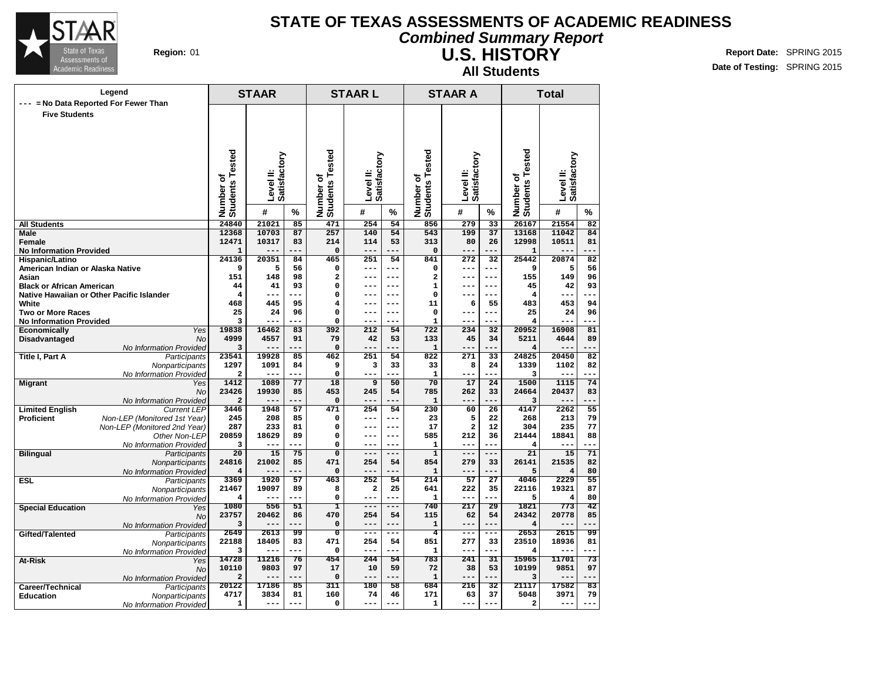# STATE OF TEXAS ASSESSMENTS OF ACADEMIC READINESS

## Combined Summary Report

## U.S. HISTORY

### All Students

**Region:** 01

**Report Date:** SPRING 2015

**Date of Testing:** SPRING 2015

Legend: --- = No Data Reported For Fewer Than Five Students

| | | STAAR | | | STAAR L | | | STAAR A | | | Total | | |
|---|---|---|---|---|---|---|---|---|---|---|---|---|---|
| | | Number of Students Tested | Level II: Satisfactory | | Number of Students Tested | Level II: Satisfactory | | Number of Students Tested | Level II: Satisfactory | | Number of Students Tested | Level II: Satisfactory | |
| | | | # | % | | # | % | | # | % | | # | % |
| All Students | | 24840 | 21021 | 85 | 471 | 254 | 54 | 856 | 279 | 33 | 26167 | 21554 | 82 |
| Male | | 12368 | 10703 | 87 | 257 | 140 | 54 | 543 | 199 | 37 | 13168 | 11042 | 84 |
| Female | | 12471 | 10317 | 83 | 214 | 114 | 53 | 313 | 80 | 26 | 12998 | 10511 | 81 |
| No Information Provided | | 1 | --- | --- | 0 | --- | --- | 0 | --- | --- | 1 | --- | --- |
| Hispanic/Latino | | 24136 | 20351 | 84 | 465 | 251 | 54 | 841 | 272 | 32 | 25442 | 20874 | 82 |
| American Indian or Alaska Native | | 9 | 5 | 56 | 0 | --- | --- | 0 | --- | --- | 9 | 5 | 56 |
| Asian | | 151 | 148 | 98 | 2 | --- | --- | 2 | --- | --- | 155 | 149 | 96 |
| Black or African American | | 44 | 41 | 93 | 0 | --- | --- | 1 | --- | --- | 45 | 42 | 93 |
| Native Hawaiian or Other Pacific Islander | | 4 | --- | --- | 0 | --- | --- | 0 | --- | --- | 4 | --- | --- |
| White | | 468 | 445 | 95 | 4 | --- | --- | 11 | 6 | 55 | 483 | 453 | 94 |
| Two or More Races | | 25 | 24 | 96 | 0 | --- | --- | 0 | --- | --- | 25 | 24 | 96 |
| No Information Provided | | 3 | --- | --- | 0 | --- | --- | 1 | --- | --- | 4 | --- | --- |
| Economically Disadvantaged | Yes | 19838 | 16462 | 83 | 392 | 212 | 54 | 722 | 234 | 32 | 20952 | 16908 | 81 |
| | No | 4999 | 4557 | 91 | 79 | 42 | 53 | 133 | 45 | 34 | 5211 | 4644 | 89 |
| | No Information Provided | 3 | --- | --- | 0 | --- | --- | 1 | --- | --- | 4 | --- | --- |
| Title I, Part A | Participants | 23541 | 19928 | 85 | 462 | 251 | 54 | 822 | 271 | 33 | 24825 | 20450 | 82 |
| | Nonparticipants | 1297 | 1091 | 84 | 9 | 3 | 33 | 33 | 8 | 24 | 1339 | 1102 | 82 |
| | No Information Provided | 2 | --- | --- | 0 | --- | --- | 1 | --- | --- | 3 | --- | --- |
| Migrant | Yes | 1412 | 1089 | 77 | 18 | 9 | 50 | 70 | 17 | 24 | 1500 | 1115 | 74 |
| | No | 23426 | 19930 | 85 | 453 | 245 | 54 | 785 | 262 | 33 | 24664 | 20437 | 83 |
| | No Information Provided | 2 | --- | --- | 0 | --- | --- | 1 | --- | --- | 3 | --- | --- |
| Limited English Proficient | Current LEP | 3446 | 1948 | 57 | 471 | 254 | 54 | 230 | 60 | 26 | 4147 | 2262 | 55 |
| | Non-LEP (Monitored 1st Year) | 245 | 208 | 85 | 0 | --- | --- | 23 | 5 | 22 | 268 | 213 | 79 |
| | Non-LEP (Monitored 2nd Year) | 287 | 233 | 81 | 0 | --- | --- | 17 | 2 | 12 | 304 | 235 | 77 |
| | Other Non-LEP | 20859 | 18629 | 89 | 0 | --- | --- | 585 | 212 | 36 | 21444 | 18841 | 88 |
| | No Information Provided | 3 | --- | --- | 0 | --- | --- | 1 | --- | --- | 4 | --- | --- |
| Bilingual | Participants | 20 | 15 | 75 | 0 | --- | --- | 1 | --- | --- | 21 | 15 | 71 |
| | Nonparticipants | 24816 | 21002 | 85 | 471 | 254 | 54 | 854 | 279 | 33 | 26141 | 21535 | 82 |
| | No Information Provided | 4 | --- | --- | 0 | --- | --- | 1 | --- | --- | 5 | 4 | 80 |
| ESL | Participants | 3369 | 1920 | 57 | 463 | 252 | 54 | 214 | 57 | 27 | 4046 | 2229 | 55 |
| | Nonparticipants | 21467 | 19097 | 89 | 8 | 2 | 25 | 641 | 222 | 35 | 22116 | 19321 | 87 |
| | No Information Provided | 4 | --- | --- | 0 | --- | --- | 1 | --- | --- | 5 | 4 | 80 |
| Special Education | Yes | 1080 | 556 | 51 | 1 | --- | --- | 740 | 217 | 29 | 1821 | 773 | 42 |
| | No | 23757 | 20462 | 86 | 470 | 254 | 54 | 115 | 62 | 54 | 24342 | 20778 | 85 |
| | No Information Provided | 3 | --- | --- | 0 | --- | --- | 1 | --- | --- | 4 | --- | --- |
| Gifted/Talented | Participants | 2649 | 2613 | 99 | 0 | --- | --- | 4 | --- | --- | 2653 | 2615 | 99 |
| | Nonparticipants | 22188 | 18405 | 83 | 471 | 254 | 54 | 851 | 277 | 33 | 23510 | 18936 | 81 |
| | No Information Provided | 3 | --- | --- | 0 | --- | --- | 1 | --- | --- | 4 | --- | --- |
| At-Risk | Yes | 14728 | 11216 | 76 | 454 | 244 | 54 | 783 | 241 | 31 | 15965 | 11701 | 73 |
| | No | 10110 | 9803 | 97 | 17 | 10 | 59 | 72 | 38 | 53 | 10199 | 9851 | 97 |
| | No Information Provided | 2 | --- | --- | 0 | --- | --- | 1 | --- | --- | 3 | --- | --- |
| Career/Technical Education | Participants | 20122 | 17186 | 85 | 311 | 180 | 58 | 684 | 216 | 32 | 21117 | 17582 | 83 |
| | Nonparticipants | 4717 | 3834 | 81 | 160 | 74 | 46 | 171 | 63 | 37 | 5048 | 3971 | 79 |
| | No Information Provided | 1 | --- | --- | 0 | --- | --- | 1 | --- | --- | 2 | --- | --- |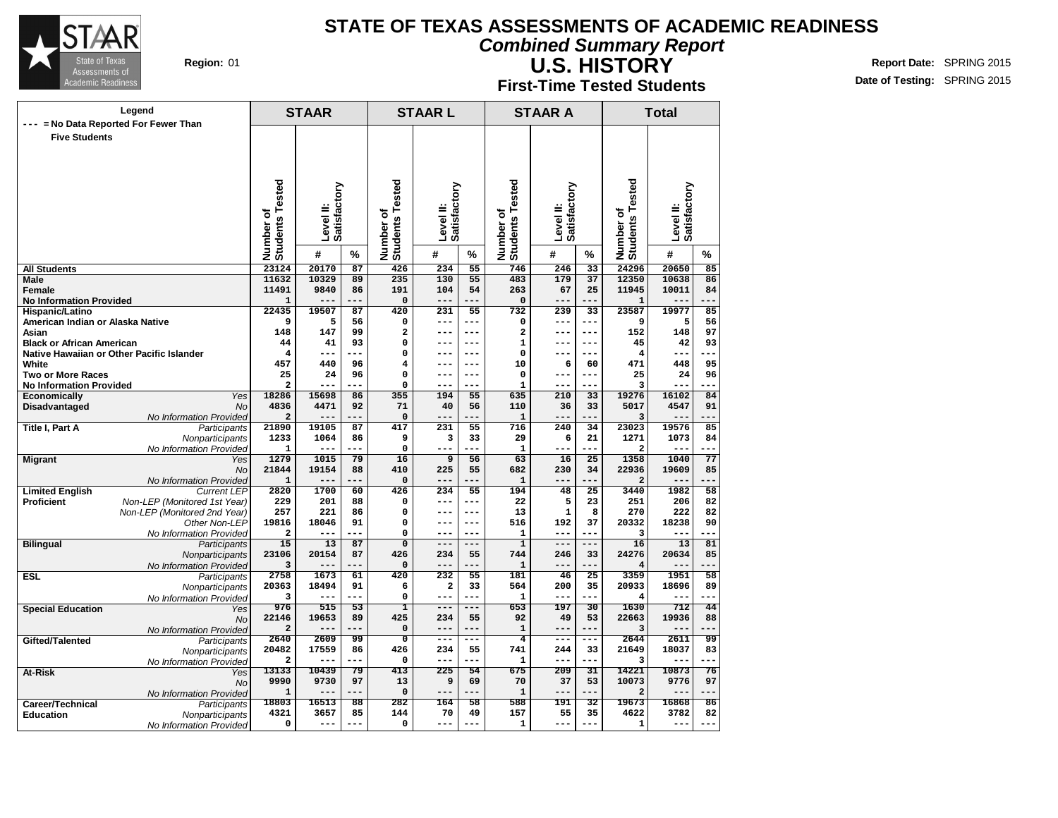# STATE OF TEXAS ASSESSMENTS OF ACADEMIC READINESS

## Combined Summary Report

## U.S. HISTORY

### First-Time Tested Students

**Region:** 01

**Report Date:** SPRING 2015
**Date of Testing:** SPRING 2015

Legend: --- = No Data Reported For Fewer Than Five Students

| | | STAAR | | | STAAR L | | | STAAR A | | | Total | | |
|---|---|---|---|---|---|---|---|---|---|---|---|---|---|
| | | Number of Students Tested | Level II: Satisfactory # | Level II: Satisfactory % | Number of Students Tested | Level II: Satisfactory # | Level II: Satisfactory % | Number of Students Tested | Level II: Satisfactory # | Level II: Satisfactory % | Number of Students Tested | Level II: Satisfactory # | Level II: Satisfactory % |
| **All Students** | | 23124 | 20170 | 87 | 426 | 234 | 55 | 746 | 246 | 33 | 24296 | 20650 | 85 |
| **Male** | | 11632 | 10329 | 89 | 235 | 130 | 55 | 483 | 179 | 37 | 12350 | 10638 | 86 |
| **Female** | | 11491 | 9840 | 86 | 191 | 104 | 54 | 263 | 67 | 25 | 11945 | 10011 | 84 |
| **No Information Provided** | | 1 | --- | --- | 0 | --- | --- | 0 | --- | --- | 1 | --- | --- |
| **Hispanic/Latino** | | 22435 | 19507 | 87 | 420 | 231 | 55 | 732 | 239 | 33 | 23587 | 19977 | 85 |
| **American Indian or Alaska Native** | | 9 | 5 | 56 | 0 | --- | --- | 0 | --- | --- | 9 | 5 | 56 |
| **Asian** | | 148 | 147 | 99 | 2 | --- | --- | 2 | --- | --- | 152 | 148 | 97 |
| **Black or African American** | | 44 | 41 | 93 | 0 | --- | --- | 1 | --- | --- | 45 | 42 | 93 |
| **Native Hawaiian or Other Pacific Islander** | | 4 | --- | --- | 0 | --- | --- | 0 | --- | --- | 4 | --- | --- |
| **White** | | 457 | 440 | 96 | 4 | --- | --- | 10 | 6 | 60 | 471 | 448 | 95 |
| **Two or More Races** | | 25 | 24 | 96 | 0 | --- | --- | 0 | --- | --- | 25 | 24 | 96 |
| **No Information Provided** | | 2 | --- | --- | 0 | --- | --- | 1 | --- | --- | 3 | --- | --- |
| **Economically Disadvantaged** | *Yes* | 18286 | 15698 | 86 | 355 | 194 | 55 | 635 | 210 | 33 | 19276 | 16102 | 84 |
| | *No* | 4836 | 4471 | 92 | 71 | 40 | 56 | 110 | 36 | 33 | 5017 | 4547 | 91 |
| | *No Information Provided* | 2 | --- | --- | 0 | --- | --- | 1 | --- | --- | 3 | --- | --- |
| **Title I, Part A** | *Participants* | 21890 | 19105 | 87 | 417 | 231 | 55 | 716 | 240 | 34 | 23023 | 19576 | 85 |
| | *Nonparticipants* | 1233 | 1064 | 86 | 9 | 3 | 33 | 29 | 6 | 21 | 1271 | 1073 | 84 |
| | *No Information Provided* | 1 | --- | --- | 0 | --- | --- | 1 | --- | --- | 2 | --- | --- |
| **Migrant** | *Yes* | 1279 | 1015 | 79 | 16 | 9 | 56 | 63 | 16 | 25 | 1358 | 1040 | 77 |
| | *No* | 21844 | 19154 | 88 | 410 | 225 | 55 | 682 | 230 | 34 | 22936 | 19609 | 85 |
| | *No Information Provided* | 1 | --- | --- | 0 | --- | --- | 1 | --- | --- | 2 | --- | --- |
| **Limited English Proficient** | *Current LEP* | 2820 | 1700 | 60 | 426 | 234 | 55 | 194 | 48 | 25 | 3440 | 1982 | 58 |
| | *Non-LEP (Monitored 1st Year)* | 229 | 201 | 88 | 0 | --- | --- | 22 | 5 | 23 | 251 | 206 | 82 |
| | *Non-LEP (Monitored 2nd Year)* | 257 | 221 | 86 | 0 | --- | --- | 13 | 1 | 8 | 270 | 222 | 82 |
| | *Other Non-LEP* | 19816 | 18046 | 91 | 0 | --- | --- | 516 | 192 | 37 | 20332 | 18238 | 90 |
| | *No Information Provided* | 2 | --- | --- | 0 | --- | --- | 1 | --- | --- | 3 | --- | --- |
| **Bilingual** | *Participants* | 15 | 13 | 87 | 0 | --- | --- | 1 | --- | --- | 16 | 13 | 81 |
| | *Nonparticipants* | 23106 | 20154 | 87 | 426 | 234 | 55 | 744 | 246 | 33 | 24276 | 20634 | 85 |
| | *No Information Provided* | 3 | --- | --- | 0 | --- | --- | 1 | --- | --- | 4 | --- | --- |
| **ESL** | *Participants* | 2758 | 1673 | 61 | 420 | 232 | 55 | 181 | 46 | 25 | 3359 | 1951 | 58 |
| | *Nonparticipants* | 20363 | 18494 | 91 | 6 | 2 | 33 | 564 | 200 | 35 | 20933 | 18696 | 89 |
| | *No Information Provided* | 3 | --- | --- | 0 | --- | --- | 1 | --- | --- | 4 | --- | --- |
| **Special Education** | *Yes* | 976 | 515 | 53 | 1 | --- | --- | 653 | 197 | 30 | 1630 | 712 | 44 |
| | *No* | 22146 | 19653 | 89 | 425 | 234 | 55 | 92 | 49 | 53 | 22663 | 19936 | 88 |
| | *No Information Provided* | 2 | --- | --- | 0 | --- | --- | 1 | --- | --- | 3 | --- | --- |
| **Gifted/Talented** | *Participants* | 2640 | 2609 | 99 | 0 | --- | --- | 4 | --- | --- | 2644 | 2611 | 99 |
| | *Nonparticipants* | 20482 | 17559 | 86 | 426 | 234 | 55 | 741 | 244 | 33 | 21649 | 18037 | 83 |
| | *No Information Provided* | 2 | --- | --- | 0 | --- | --- | 1 | --- | --- | 3 | --- | --- |
| **At-Risk** | *Yes* | 13133 | 10439 | 79 | 413 | 225 | 54 | 675 | 209 | 31 | 14221 | 10873 | 76 |
| | *No* | 9990 | 9730 | 97 | 13 | 9 | 69 | 70 | 37 | 53 | 10073 | 9776 | 97 |
| | *No Information Provided* | 1 | --- | --- | 0 | --- | --- | 1 | --- | --- | 2 | --- | --- |
| **Career/Technical Education** | *Participants* | 18803 | 16513 | 88 | 282 | 164 | 58 | 588 | 191 | 32 | 19673 | 16868 | 86 |
| | *Nonparticipants* | 4321 | 3657 | 85 | 144 | 70 | 49 | 157 | 55 | 35 | 4622 | 3782 | 82 |
| | *No Information Provided* | 0 | --- | --- | 0 | --- | --- | 1 | --- | --- | 1 | --- | --- |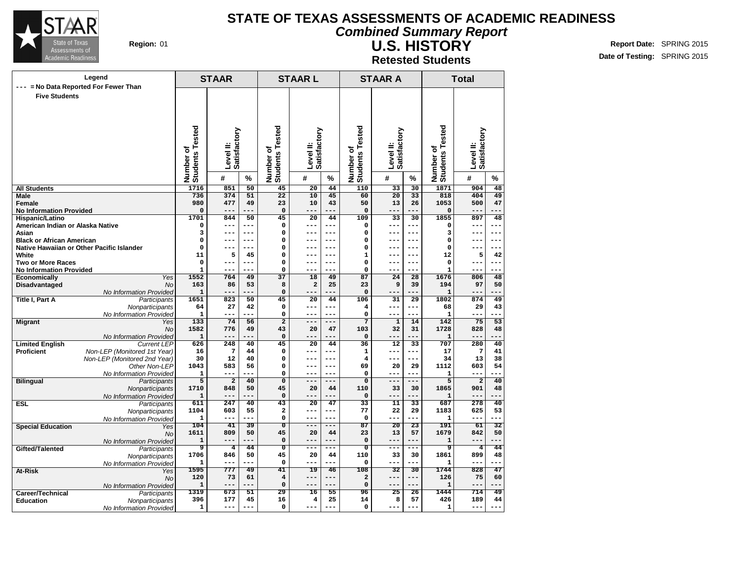# STATE OF TEXAS ASSESSMENTS OF ACADEMIC READINESS

## Combined Summary Report

## U.S. HISTORY

### Retested Students

**Region:** 01

**Report Date:** SPRING 2015
**Date of Testing:** SPRING 2015

Legend
--- = No Data Reported For Fewer Than Five Students

| | | STAAR | | | STAAR L | | | STAAR A | | | Total | | |
|---|---|---|---|---|---|---|---|---|---|---|---|---|---|
| | | Number of Students Tested | Level II: Satisfactory # | Level II: Satisfactory % | Number of Students Tested | Level II: Satisfactory # | Level II: Satisfactory % | Number of Students Tested | Level II: Satisfactory # | Level II: Satisfactory % | Number of Students Tested | Level II: Satisfactory # | Level II: Satisfactory % |
| **All Students** | | 1716 | 851 | 50 | 45 | 20 | 44 | 110 | 33 | 30 | 1871 | 904 | 48 |
| **Male** | | 736 | 374 | 51 | 22 | 10 | 45 | 60 | 20 | 33 | 818 | 404 | 49 |
| **Female** | | 980 | 477 | 49 | 23 | 10 | 43 | 50 | 13 | 26 | 1053 | 500 | 47 |
| **No Information Provided** | | 0 | --- | --- | 0 | --- | --- | 0 | --- | --- | 0 | --- | --- |
| **Hispanic/Latino** | | 1701 | 844 | 50 | 45 | 20 | 44 | 109 | 33 | 30 | 1855 | 897 | 48 |
| **American Indian or Alaska Native** | | 0 | --- | --- | 0 | --- | --- | 0 | --- | --- | 0 | --- | --- |
| **Asian** | | 3 | --- | --- | 0 | --- | --- | 0 | --- | --- | 3 | --- | --- |
| **Black or African American** | | 0 | --- | --- | 0 | --- | --- | 0 | --- | --- | 0 | --- | --- |
| **Native Hawaiian or Other Pacific Islander** | | 0 | --- | --- | 0 | --- | --- | 0 | --- | --- | 0 | --- | --- |
| **White** | | 11 | 5 | 45 | 0 | --- | --- | 1 | --- | --- | 12 | 5 | 42 |
| **Two or More Races** | | 0 | --- | --- | 0 | --- | --- | 0 | --- | --- | 0 | --- | --- |
| **No Information Provided** | | 1 | --- | --- | 0 | --- | --- | 0 | --- | --- | 1 | --- | --- |
| **Economically Disadvantaged** | *Yes* | 1552 | 764 | 49 | 37 | 18 | 49 | 87 | 24 | 28 | 1676 | 806 | 48 |
| | *No* | 163 | 86 | 53 | 8 | 2 | 25 | 23 | 9 | 39 | 194 | 97 | 50 |
| | *No Information Provided* | 1 | --- | --- | 0 | --- | --- | 0 | --- | --- | 1 | --- | --- |
| **Title I, Part A** | *Participants* | 1651 | 823 | 50 | 45 | 20 | 44 | 106 | 31 | 29 | 1802 | 874 | 49 |
| | *Nonparticipants* | 64 | 27 | 42 | 0 | --- | --- | 4 | --- | --- | 68 | 29 | 43 |
| | *No Information Provided* | 1 | --- | --- | 0 | --- | --- | 0 | --- | --- | 1 | --- | --- |
| **Migrant** | *Yes* | 133 | 74 | 56 | 2 | --- | --- | 7 | 1 | 14 | 142 | 75 | 53 |
| | *No* | 1582 | 776 | 49 | 43 | 20 | 47 | 103 | 32 | 31 | 1728 | 828 | 48 |
| | *No Information Provided* | 1 | --- | --- | 0 | --- | --- | 0 | --- | --- | 1 | --- | --- |
| **Limited English Proficient** | *Current LEP* | 626 | 248 | 40 | 45 | 20 | 44 | 36 | 12 | 33 | 707 | 280 | 40 |
| | *Non-LEP (Monitored 1st Year)* | 16 | 7 | 44 | 0 | --- | --- | 1 | --- | --- | 17 | 7 | 41 |
| | *Non-LEP (Monitored 2nd Year)* | 30 | 12 | 40 | 0 | --- | --- | 4 | --- | --- | 34 | 13 | 38 |
| | *Other Non-LEP* | 1043 | 583 | 56 | 0 | --- | --- | 69 | 20 | 29 | 1112 | 603 | 54 |
| | *No Information Provided* | 1 | --- | --- | 0 | --- | --- | 0 | --- | --- | 1 | --- | --- |
| **Bilingual** | *Participants* | 5 | 2 | 40 | 0 | --- | --- | 0 | --- | --- | 5 | 2 | 40 |
| | *Nonparticipants* | 1710 | 848 | 50 | 45 | 20 | 44 | 110 | 33 | 30 | 1865 | 901 | 48 |
| | *No Information Provided* | 1 | --- | --- | 0 | --- | --- | 0 | --- | --- | 1 | --- | --- |
| **ESL** | *Participants* | 611 | 247 | 40 | 43 | 20 | 47 | 33 | 11 | 33 | 687 | 278 | 40 |
| | *Nonparticipants* | 1104 | 603 | 55 | 2 | --- | --- | 77 | 22 | 29 | 1183 | 625 | 53 |
| | *No Information Provided* | 1 | --- | --- | 0 | --- | --- | 0 | --- | --- | 1 | --- | --- |
| **Special Education** | *Yes* | 104 | 41 | 39 | 0 | --- | --- | 87 | 20 | 23 | 191 | 61 | 32 |
| | *No* | 1611 | 809 | 50 | 45 | 20 | 44 | 23 | 13 | 57 | 1679 | 842 | 50 |
| | *No Information Provided* | 1 | --- | --- | 0 | --- | --- | 0 | --- | --- | 1 | --- | --- |
| **Gifted/Talented** | *Participants* | 9 | 4 | 44 | 0 | --- | --- | 0 | --- | --- | 9 | 4 | 44 |
| | *Nonparticipants* | 1706 | 846 | 50 | 45 | 20 | 44 | 110 | 33 | 30 | 1861 | 899 | 48 |
| | *No Information Provided* | 1 | --- | --- | 0 | --- | --- | 0 | --- | --- | 1 | --- | --- |
| **At-Risk** | *Yes* | 1595 | 777 | 49 | 41 | 19 | 46 | 108 | 32 | 30 | 1744 | 828 | 47 |
| | *No* | 120 | 73 | 61 | 4 | --- | --- | 2 | --- | --- | 126 | 75 | 60 |
| | *No Information Provided* | 1 | --- | --- | 0 | --- | --- | 0 | --- | --- | 1 | --- | --- |
| **Career/Technical Education** | *Participants* | 1319 | 673 | 51 | 29 | 16 | 55 | 96 | 25 | 26 | 1444 | 714 | 49 |
| | *Nonparticipants* | 396 | 177 | 45 | 16 | 4 | 25 | 14 | 8 | 57 | 426 | 189 | 44 |
| | *No Information Provided* | 1 | --- | --- | 0 | --- | --- | 0 | --- | --- | 1 | --- | --- |